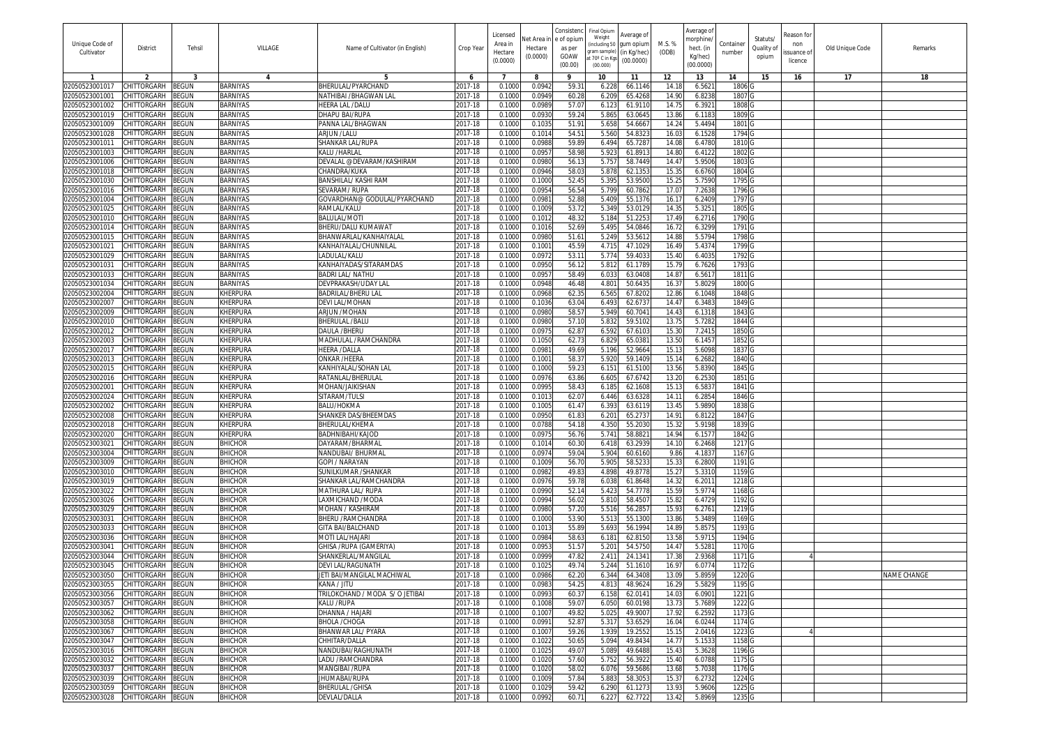| Unique Code of Cultivator | District | Tehsil | VILLAGE | Name of Cultivator (in English) | Crop Year | Licensed Area in Hectare (0.0000) | Net Area in Hectare (0.0000) | Consistence of opium as per GOAW (00.00) | Final Opium Weight (including 50 gram sample) at 70° C in Kg (00.000) | Average of gum opium (in Kg/hec) (00.0000) | M.S. % (ODB) | Average of morphine/ hect. (in Kg/hec) (00.0000) | Container number | Status/ Quality of opium | Reason for non issuance of licence | Old Unique Code | Remarks |
|---|---|---|---|---|---|---|---|---|---|---|---|---|---|---|---|---|---|
| 1 | 2 | 3 | 4 | 5 | 6 | 7 | 8 | 9 | 10 | 11 | 12 | 13 | 14 | 15 | 16 | 17 | 18 |
| 02050523001017 | CHITTORGARH | BEGUN | BARNIYAS | BHERULAL/PYARCHAND | 2017-18 | 0.1000 | 0.0942 | 59.31 | 6.228 | 66.1146 | 14.18 | 6.5621 | 1806 | G | | | |
| 02050523001001 | CHITTORGARH | BEGUN | BARNIYAS | NATHIBAI /BHAGWAN LAL | 2017-18 | 0.1000 | 0.0949 | 60.28 | 6.209 | 65.4268 | 14.90 | 6.8238 | 1807 | G | | | |
| 02050523001002 | CHITTORGARH | BEGUN | BARNIYAS | HEERA LAL /DALU | 2017-18 | 0.1000 | 0.0989 | 57.07 | 6.123 | 61.9110 | 14.75 | 6.3921 | 1808 | G | | | |
| 02050523001019 | CHITTORGARH | BEGUN | BARNIYAS | DHAPU BAI/RUPA | 2017-18 | 0.1000 | 0.0930 | 59.24 | 5.865 | 63.0645 | 13.86 | 6.1183 | 1809 | G | | | |
| 02050523001009 | CHITTORGARH | BEGUN | BARNIYAS | PANNA LAL/BHAGWAN | 2017-18 | 0.1000 | 0.1035 | 51.91 | 5.658 | 54.6667 | 14.24 | 5.4494 | 1801 | G | | | |
| 02050523001028 | CHITTORGARH | BEGUN | BARNIYAS | ARJUN /LALU | 2017-18 | 0.1000 | 0.1014 | 54.51 | 5.560 | 54.8323 | 16.03 | 6.1528 | 1794 | G | | | |
| 02050523001011 | CHITTORGARH | BEGUN | BARNIYAS | SHANKAR LAL/RUPA | 2017-18 | 0.1000 | 0.0988 | 59.89 | 6.494 | 65.7287 | 14.08 | 6.4780 | 1810 | G | | | |
| 02050523001003 | CHITTORGARH | BEGUN | BARNIYAS | KALU /HARLAL | 2017-18 | 0.1000 | 0.0957 | 58.98 | 5.923 | 61.8913 | 14.80 | 6.4122 | 1802 | G | | | |
| 02050523001006 | CHITTORGARH | BEGUN | BARNIYAS | DEVALAL @ DEVARAM/KASHIRAM | 2017-18 | 0.1000 | 0.0980 | 56.13 | 5.757 | 58.7449 | 14.47 | 5.9506 | 1803 | G | | | |
| 02050523001018 | CHITTORGARH | BEGUN | BARNIYAS | CHANDRA/KUKA | 2017-18 | 0.1000 | 0.0946 | 58.03 | 5.878 | 62.1353 | 15.35 | 6.6760 | 1804 | G | | | |
| 02050523001030 | CHITTORGARH | BEGUN | BARNIYAS | BANSHILAL/ KASHI RAM | 2017-18 | 0.1000 | 0.1000 | 52.45 | 5.395 | 53.9500 | 15.25 | 5.7590 | 1795 | G | | | |
| 02050523001016 | CHITTORGARH | BEGUN | BARNIYAS | SEVARAM/ RUPA | 2017-18 | 0.1000 | 0.0954 | 56.54 | 5.799 | 60.7862 | 17.07 | 7.2638 | 1796 | G | | | |
| 02050523001004 | CHITTORGARH | BEGUN | BARNIYAS | GOVARDHAN@ GODULAL/PYARCHAND | 2017-18 | 0.1000 | 0.0981 | 52.88 | 5.409 | 55.1376 | 16.17 | 6.2409 | 1797 | G | | | |
| 02050523001025 | CHITTORGARH | BEGUN | BARNIYAS | RAMLAL/KALU | 2017-18 | 0.1000 | 0.1009 | 53.72 | 5.349 | 53.0129 | 14.35 | 5.3251 | 1805 | G | | | |
| 02050523001010 | CHITTORGARH | BEGUN | BARNIYAS | BALULAL/MOTI | 2017-18 | 0.1000 | 0.1012 | 48.32 | 5.184 | 51.2253 | 17.49 | 6.2716 | 1790 | G | | | |
| 02050523001014 | CHITTORGARH | BEGUN | BARNIYAS | BHERU/DALU KUMAWAT | 2017-18 | 0.1000 | 0.1016 | 52.69 | 5.495 | 54.0846 | 16.72 | 6.3299 | 1791 | G | | | |
| 02050523001015 | CHITTORGARH | BEGUN | BARNIYAS | BHANWARLAL/KANHAIYALAL | 2017-18 | 0.1000 | 0.0980 | 51.61 | 5.249 | 53.5612 | 14.88 | 5.5794 | 1798 | G | | | |
| 02050523001021 | CHITTORGARH | BEGUN | BARNIYAS | KANHAIYALAL/CHUNNILAL | 2017-18 | 0.1000 | 0.1001 | 45.59 | 4.715 | 47.1029 | 16.49 | 5.4374 | 1799 | G | | | |
| 02050523001029 | CHITTORGARH | BEGUN | BARNIYAS | LADULAL/KALU | 2017-18 | 0.1000 | 0.0972 | 53.11 | 5.774 | 59.4033 | 15.40 | 6.4035 | 1792 | G | | | |
| 02050523001031 | CHITTORGARH | BEGUN | BARNIYAS | KANHAIYADAS/SITARAMDAS | 2017-18 | 0.1000 | 0.0950 | 56.12 | 5.812 | 61.1789 | 15.79 | 6.7626 | 1793 | G | | | |
| 02050523001033 | CHITTORGARH | BEGUN | BARNIYAS | BADRI LAL/ NATHU | 2017-18 | 0.1000 | 0.0957 | 58.49 | 6.033 | 63.0408 | 14.87 | 6.5617 | 1811 | G | | | |
| 02050523001034 | CHITTORGARH | BEGUN | BARNIYAS | DEVPRAKASH/UDAY LAL | 2017-18 | 0.1000 | 0.0948 | 46.48 | 4.801 | 50.6435 | 16.37 | 5.8029 | 1800 | G | | | |
| 02050523002004 | CHITTORGARH | BEGUN | KHERPURA | BADRILAL/BHERU LAL | 2017-18 | 0.1000 | 0.0968 | 62.35 | 6.565 | 67.8202 | 12.86 | 6.1048 | 1848 | G | | | |
| 02050523002007 | CHITTORGARH | BEGUN | KHERPURA | DEVI LAL/MOHAN | 2017-18 | 0.1000 | 0.1036 | 63.04 | 6.493 | 62.6737 | 14.47 | 6.3483 | 1849 | G | | | |
| 02050523002009 | CHITTORGARH | BEGUN | KHERPURA | ARJUN /MOHAN | 2017-18 | 0.1000 | 0.0980 | 58.57 | 5.949 | 60.7041 | 14.43 | 6.1318 | 1843 | G | | | |
| 02050523002010 | CHITTORGARH | BEGUN | KHERPURA | BHERULAL /BALU | 2017-18 | 0.1000 | 0.0980 | 57.10 | 5.832 | 59.5102 | 13.75 | 5.7282 | 1844 | G | | | |
| 02050523002012 | CHITTORGARH | BEGUN | KHERPURA | DAULA /BHERU | 2017-18 | 0.1000 | 0.0975 | 62.87 | 6.592 | 67.6103 | 15.30 | 7.2415 | 1850 | G | | | |
| 02050523002003 | CHITTORGARH | BEGUN | KHERPURA | MADHULAL / RAMCHANDRA | 2017-18 | 0.1000 | 0.1050 | 62.73 | 6.829 | 65.0381 | 13.50 | 6.1457 | 1852 | G | | | |
| 02050523002017 | CHITTORGARH | BEGUN | KHERPURA | HEERA /DALLA | 2017-18 | 0.1000 | 0.0981 | 49.69 | 5.196 | 52.9664 | 15.13 | 5.6098 | 1837 | G | | | |
| 02050523002013 | CHITTORGARH | BEGUN | KHERPURA | ONKAR /HEERA | 2017-18 | 0.1000 | 0.1001 | 58.37 | 5.920 | 59.1409 | 15.14 | 6.2682 | 1840 | G | | | |
| 02050523002015 | CHITTORGARH | BEGUN | KHERPURA | KANHIYALAL/SOHAN LAL | 2017-18 | 0.1000 | 0.1000 | 59.23 | 6.151 | 61.5100 | 13.56 | 5.8390 | 1845 | G | | | |
| 02050523002016 | CHITTORGARH | BEGUN | KHERPURA | RATANLAL/BHERULAL | 2017-18 | 0.1000 | 0.0976 | 63.86 | 6.605 | 67.6742 | 13.20 | 6.2530 | 1851 | G | | | |
| 02050523002001 | CHITTORGARH | BEGUN | KHERPURA | MOHAN/JAIKISHAN | 2017-18 | 0.1000 | 0.0995 | 58.43 | 6.185 | 62.1608 | 15.13 | 6.5837 | 1841 | G | | | |
| 02050523002024 | CHITTORGARH | BEGUN | KHERPURA | SITARAM/TULSI | 2017-18 | 0.1000 | 0.1013 | 62.07 | 6.446 | 63.6328 | 14.11 | 6.2854 | 1846 | G | | | |
| 02050523002002 | CHITTORGARH | BEGUN | KHERPURA | BALU/HOKMA | 2017-18 | 0.1000 | 0.1005 | 61.47 | 6.393 | 63.6119 | 13.45 | 5.9890 | 1838 | G | | | |
| 02050523002008 | CHITTORGARH | BEGUN | KHERPURA | SHANKER DAS/BHEEMDAS | 2017-18 | 0.1000 | 0.0950 | 61.83 | 6.201 | 65.2737 | 14.91 | 6.8122 | 1847 | G | | | |
| 02050523002018 | CHITTORGARH | BEGUN | KHERPURA | BHERULAL/KHEMA | 2017-18 | 0.1000 | 0.0788 | 54.18 | 4.350 | 55.2030 | 15.32 | 5.9198 | 1839 | G | | | |
| 02050523002020 | CHITTORGARH | BEGUN | KHERPURA | BADHNIBAHI/KAJOD | 2017-18 | 0.1000 | 0.0975 | 56.76 | 5.741 | 58.8821 | 14.94 | 6.1577 | 1842 | G | | | |
| 02050523003021 | CHITTORGARH | BEGUN | BHICHOR | DAYARAM/BHARMAL | 2017-18 | 0.1000 | 0.1014 | 60.30 | 6.418 | 63.2939 | 14.10 | 6.2468 | 1217 | G | | | |
| 02050523003004 | CHITTORGARH | BEGUN | BHICHOR | NANDUBAI/ BHURMAL | 2017-18 | 0.1000 | 0.0974 | 59.04 | 5.904 | 60.6160 | 9.86 | 4.1837 | 1167 | G | | | |
| 02050523003009 | CHITTORGARH | BEGUN | BHICHOR | GOPI / NARAYAN | 2017-18 | 0.1000 | 0.1009 | 56.70 | 5.905 | 58.5233 | 15.33 | 6.2800 | 1191 | G | | | |
| 02050523003010 | CHITTORGARH | BEGUN | BHICHOR | SUNILKUMAR /SHANKAR | 2017-18 | 0.1000 | 0.0982 | 49.83 | 4.898 | 49.8778 | 15.27 | 5.3310 | 1159 | G | | | |
| 02050523003019 | CHITTORGARH | BEGUN | BHICHOR | SHANKAR LAL/RAMCHANDRA | 2017-18 | 0.1000 | 0.0976 | 59.78 | 6.038 | 61.8648 | 14.32 | 6.2011 | 1218 | G | | | |
| 02050523003022 | CHITTORGARH | BEGUN | BHICHOR | MATHURA LAL/ RUPA | 2017-18 | 0.1000 | 0.0990 | 52.14 | 5.423 | 54.7778 | 15.59 | 5.9774 | 1168 | G | | | |
| 02050523003026 | CHITTORGARH | BEGUN | BHICHOR | LAXMICHAND /MODA | 2017-18 | 0.1000 | 0.0994 | 56.02 | 5.810 | 58.4507 | 15.82 | 6.4729 | 1192 | G | | | |
| 02050523003029 | CHITTORGARH | BEGUN | BHICHOR | MOHAN / KASHIRAM | 2017-18 | 0.1000 | 0.0980 | 57.20 | 5.516 | 56.2857 | 15.93 | 6.2761 | 1219 | G | | | |
| 02050523003031 | CHITTORGARH | BEGUN | BHICHOR | BHERU /RAMCHANDRA | 2017-18 | 0.1000 | 0.1000 | 53.90 | 5.513 | 55.1300 | 13.86 | 5.3489 | 1169 | G | | | |
| 02050523003033 | CHITTORGARH | BEGUN | BHICHOR | GITA BAI/BALCHAND | 2017-18 | 0.1000 | 0.1013 | 55.89 | 5.693 | 56.1994 | 14.89 | 5.8575 | 1193 | G | | | |
| 02050523003036 | CHITTORGARH | BEGUN | BHICHOR | MOTI LAL/HAJARI | 2017-18 | 0.1000 | 0.0984 | 58.63 | 6.181 | 62.8150 | 13.58 | 5.9715 | 1194 | G | | | |
| 02050523003041 | CHITTORGARH | BEGUN | BHICHOR | GHISA /RUPA (GAMERIYA) | 2017-18 | 0.1000 | 0.0953 | 51.57 | 5.201 | 54.5750 | 14.47 | 5.5281 | 1170 | G | | | |
| 02050523003044 | CHITTORGARH | BEGUN | BHICHOR | SHANKERLAL/MANGILAL | 2017-18 | 0.1000 | 0.0999 | 47.82 | 2.411 | 24.1341 | 17.38 | 2.9368 | 1171 | G | 4 | | |
| 02050523003045 | CHITTORGARH | BEGUN | BHICHOR | DEVI LAL/RAGUNATH | 2017-18 | 0.1000 | 0.1025 | 49.74 | 5.244 | 51.1610 | 16.97 | 6.0774 | 1172 | G | | | |
| 02050523003050 | CHITTORGARH | BEGUN | BHICHOR | JETI BAI/MANGILAL MACHIWAL | 2017-18 | 0.1000 | 0.0986 | 62.20 | 6.344 | 64.3408 | 13.09 | 5.8959 | 1220 | G | | | NAME CHANGE |
| 02050523003055 | CHITTORGARH | BEGUN | BHICHOR | KANA / JITU | 2017-18 | 0.1000 | 0.0983 | 54.25 | 4.813 | 48.9624 | 16.29 | 5.5829 | 1195 | G | | | |
| 02050523003056 | CHITTORGARH | BEGUN | BHICHOR | TRILOKCHAND / MODA S/ O JETIBAI | 2017-18 | 0.1000 | 0.0993 | 60.37 | 6.158 | 62.0141 | 14.03 | 6.0901 | 1221 | G | | | |
| 02050523003057 | CHITTORGARH | BEGUN | BHICHOR | KALU /RUPA | 2017-18 | 0.1000 | 0.1008 | 59.07 | 6.050 | 60.0198 | 13.73 | 5.7689 | 1222 | G | | | |
| 02050523003062 | CHITTORGARH | BEGUN | BHICHOR | DHANNA / HAJARI | 2017-18 | 0.1000 | 0.1007 | 49.82 | 5.025 | 49.9007 | 17.92 | 6.2592 | 1173 | G | | | |
| 02050523003058 | CHITTORGARH | BEGUN | BHICHOR | BHOLA /CHOGA | 2017-18 | 0.1000 | 0.0991 | 52.87 | 5.317 | 53.6529 | 16.04 | 6.0244 | 1174 | G | | | |
| 02050523003067 | CHITTORGARH | BEGUN | BHICHOR | BHANWAR LAL/ PYARA | 2017-18 | 0.1000 | 0.1007 | 59.26 | 1.939 | 19.2552 | 15.15 | 2.0416 | 1223 | G | 4 | | |
| 02050523003047 | CHITTORGARH | BEGUN | BHICHOR | CHHITAR/DALLA | 2017-18 | 0.1000 | 0.1022 | 50.65 | 5.094 | 49.8434 | 14.77 | 5.1533 | 1158 | G | | | |
| 02050523003016 | CHITTORGARH | BEGUN | BHICHOR | NANDUBAI/RAGHUNATH | 2017-18 | 0.1000 | 0.1025 | 49.07 | 5.089 | 49.6488 | 15.43 | 5.3628 | 1196 | G | | | |
| 02050523003032 | CHITTORGARH | BEGUN | BHICHOR | LADU /RAMCHANDRA | 2017-18 | 0.1000 | 0.1020 | 57.60 | 5.752 | 56.3922 | 15.40 | 6.0788 | 1175 | G | | | |
| 02050523003037 | CHITTORGARH | BEGUN | BHICHOR | MANGIBAI /RUPA | 2017-18 | 0.1000 | 0.1020 | 58.02 | 6.076 | 59.5686 | 13.68 | 5.7038 | 1176 | G | | | |
| 02050523003039 | CHITTORGARH | BEGUN | BHICHOR | JHUMABAI/RUPA | 2017-18 | 0.1000 | 0.1009 | 57.84 | 5.883 | 58.3053 | 15.37 | 6.2732 | 1224 | G | | | |
| 02050523003059 | CHITTORGARH | BEGUN | BHICHOR | BHERULAL /GHISA | 2017-18 | 0.1000 | 0.1029 | 59.42 | 6.290 | 61.1273 | 13.93 | 5.9606 | 1225 | G | | | |
| 02050523003028 | CHITTORGARH | BEGUN | BHICHOR | DEVLAL/DALLA | 2017-18 | 0.1000 | 0.0992 | 60.71 | 6.227 | 62.7722 | 13.42 | 5.8969 | 1235 | G | | | |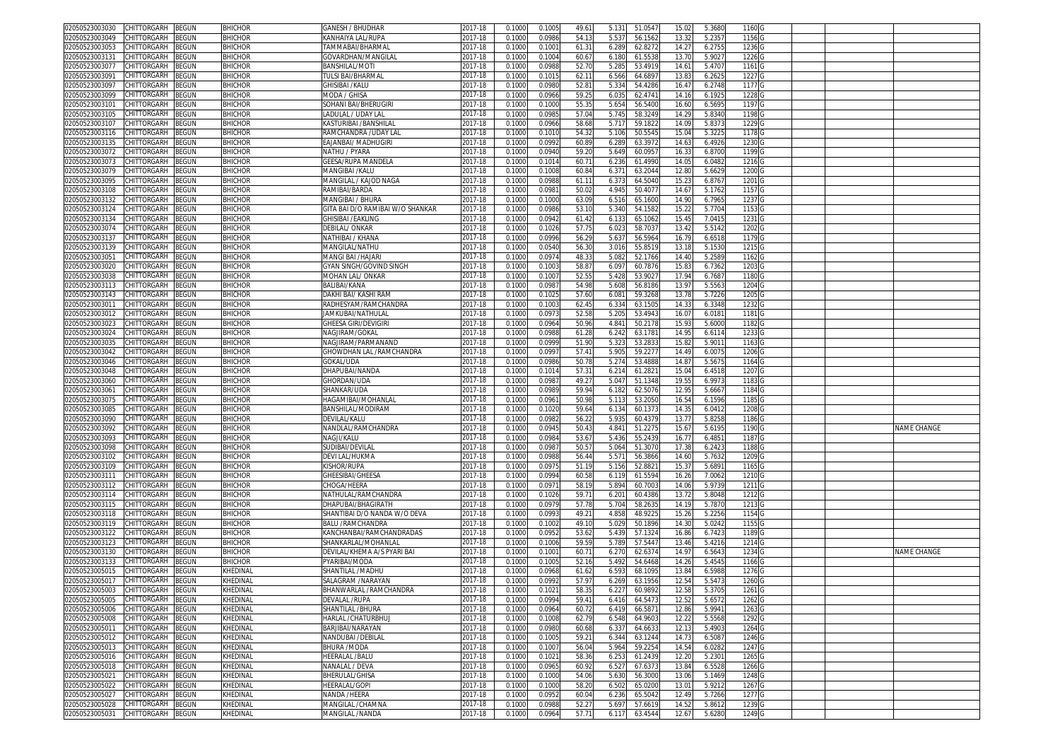| | | | | | | | | | | | | | | | | | |
|---|---|---|---|---|---|---|---|---|---|---|---|---|---|---|---|---|---|
| 02050523003030 | CHITTORGARH | BEGUN | BHICHOR | GANESH / BHUDHAR | 2017-18 | 0.1000 | 0.1005 | 49.61 | 5.131 | 51.0547 | 15.02 | 5.3680 | 1160 | G | | | |
| 02050523003049 | CHITTORGARH | BEGUN | BHICHOR | KANHAIYA LAL/RUPA | 2017-18 | 0.1000 | 0.0986 | 54.13 | 5.537 | 56.1562 | 13.32 | 5.2357 | 1156 | G | | | |
| 02050523003053 | CHITTORGARH | BEGUN | BHICHOR | TAMMABAI/BHARMAL | 2017-18 | 0.1000 | 0.1001 | 61.31 | 6.289 | 62.8272 | 14.27 | 6.2755 | 1236 | G | | | |
| 02050523003131 | CHITTORGARH | BEGUN | BHICHOR | GOVARDHAN/MANGILAL | 2017-18 | 0.1000 | 0.1004 | 60.67 | 6.180 | 61.5538 | 13.70 | 5.9027 | 1226 | G | | | |
| 02050523003077 | CHITTORGARH | BEGUN | BHICHOR | BANSHILAL/MOTI | 2017-18 | 0.1000 | 0.0988 | 52.70 | 5.285 | 53.4919 | 14.61 | 5.4707 | 1161 | G | | | |
| 02050523003091 | CHITTORGARH | BEGUN | BHICHOR | TULSI BAI/BHARMAL | 2017-18 | 0.1000 | 0.1015 | 62.11 | 6.566 | 64.6897 | 13.83 | 6.2625 | 1227 | G | | | |
| 02050523003097 | CHITTORGARH | BEGUN | BHICHOR | GHISIBAI /KALU | 2017-18 | 0.1000 | 0.0980 | 52.81 | 5.334 | 54.4286 | 16.47 | 6.2748 | 1177 | G | | | |
| 02050523003099 | CHITTORGARH | BEGUN | BHICHOR | MODA / GHISA | 2017-18 | 0.1000 | 0.0966 | 59.25 | 6.035 | 62.4741 | 14.16 | 6.1925 | 1228 | G | | | |
| 02050523003101 | CHITTORGARH | BEGUN | BHICHOR | SOHANI BAI/BHERUGIRI | 2017-18 | 0.1000 | 0.1000 | 55.35 | 5.654 | 56.5400 | 16.60 | 6.5695 | 1197 | G | | | |
| 02050523003105 | CHITTORGARH | BEGUN | BHICHOR | LADULAL / UDAY LAL | 2017-18 | 0.1000 | 0.0985 | 57.04 | 5.745 | 58.3249 | 14.29 | 5.8340 | 1198 | G | | | |
| 02050523003107 | CHITTORGARH | BEGUN | BHICHOR | KASTURIBAI /BANSHILAL | 2017-18 | 0.1000 | 0.0966 | 58.68 | 5.717 | 59.1822 | 14.09 | 5.8373 | 1229 | G | | | |
| 02050523003116 | CHITTORGARH | BEGUN | BHICHOR | RAMCHANDRA /UDAY LAL | 2017-18 | 0.1000 | 0.1010 | 54.32 | 5.106 | 50.5545 | 15.04 | 5.3225 | 1178 | G | | | |
| 02050523003135 | CHITTORGARH | BEGUN | BHICHOR | EAJANBAI/ MADHUGIRI | 2017-18 | 0.1000 | 0.0992 | 60.89 | 6.289 | 63.3972 | 14.63 | 6.4926 | 1230 | G | | | |
| 02050523003072 | CHITTORGARH | BEGUN | BHICHOR | NATHU / PYARA | 2017-18 | 0.1000 | 0.0940 | 59.20 | 5.649 | 60.0957 | 16.33 | 6.8700 | 1199 | G | | | |
| 02050523003073 | CHITTORGARH | BEGUN | BHICHOR | GEESA/RUPA MANDELA | 2017-18 | 0.1000 | 0.1014 | 60.71 | 6.236 | 61.4990 | 14.05 | 6.0482 | 1216 | G | | | |
| 02050523003079 | CHITTORGARH | BEGUN | BHICHOR | MANGIBAI /KALU | 2017-18 | 0.1000 | 0.1008 | 60.84 | 6.371 | 63.2044 | 12.80 | 5.6629 | 1200 | G | | | |
| 02050523003095 | CHITTORGARH | BEGUN | BHICHOR | MANGILAL / KAJOD NAGA | 2017-18 | 0.1000 | 0.0988 | 61.11 | 6.373 | 64.5040 | 15.23 | 6.8767 | 1201 | G | | | |
| 02050523003108 | CHITTORGARH | BEGUN | BHICHOR | RAMIBAI/BARDA | 2017-18 | 0.1000 | 0.0981 | 50.02 | 4.945 | 50.4077 | 14.67 | 5.1762 | 1157 | G | | | |
| 02050523003132 | CHITTORGARH | BEGUN | BHICHOR | MANGIBAI / BHURA | 2017-18 | 0.1000 | 0.1000 | 63.09 | 6.516 | 65.1600 | 14.90 | 6.7965 | 1237 | G | | | |
| 02050523003124 | CHITTORGARH | BEGUN | BHICHOR | GITA BAI D/O RAMIBAI W/O SHANKAR | 2017-18 | 0.1000 | 0.0986 | 53.10 | 5.340 | 54.1582 | 15.22 | 5.7704 | 1153 | G | | | |
| 02050523003134 | CHITTORGARH | BEGUN | BHICHOR | GHISIBAI /EAKLING | 2017-18 | 0.1000 | 0.0942 | 61.42 | 6.133 | 65.1062 | 15.45 | 7.0415 | 1231 | G | | | |
| 02050523003074 | CHITTORGARH | BEGUN | BHICHOR | DEBILAL/ ONKAR | 2017-18 | 0.1000 | 0.1026 | 57.75 | 6.023 | 58.7037 | 13.42 | 5.5142 | 1202 | G | | | |
| 02050523003137 | CHITTORGARH | BEGUN | BHICHOR | NATHIBAI / KHANA | 2017-18 | 0.1000 | 0.0996 | 56.29 | 5.637 | 56.5964 | 16.79 | 6.6518 | 1179 | G | | | |
| 02050523003139 | CHITTORGARH | BEGUN | BHICHOR | MANGILAL/NATHU | 2017-18 | 0.1000 | 0.0540 | 56.30 | 3.016 | 55.8519 | 13.18 | 5.1530 | 1215 | G | | | |
| 02050523003051 | CHITTORGARH | BEGUN | BHICHOR | MANGI BAI /HAJARI | 2017-18 | 0.1000 | 0.0974 | 48.33 | 5.082 | 52.1766 | 14.40 | 5.2589 | 1162 | G | | | |
| 02050523003020 | CHITTORGARH | BEGUN | BHICHOR | GYAN SINGH/GOVIND SINGH | 2017-18 | 0.1000 | 0.1003 | 58.87 | 6.097 | 60.7876 | 15.83 | 6.7362 | 1203 | G | | | |
| 02050523003038 | CHITTORGARH | BEGUN | BHICHOR | MOHAN LAL/ ONKAR | 2017-18 | 0.1000 | 0.1007 | 52.55 | 5.428 | 53.9027 | 17.94 | 6.7687 | 1180 | G | | | |
| 02050523003113 | CHITTORGARH | BEGUN | BHICHOR | BALIBAI/KANA | 2017-18 | 0.1000 | 0.0987 | 54.98 | 5.608 | 56.8186 | 13.97 | 5.5563 | 1204 | G | | | |
| 02050523003143 | CHITTORGARH | BEGUN | BHICHOR | DAKHI BAI/ KASHI RAM | 2017-18 | 0.1000 | 0.1025 | 57.60 | 6.081 | 59.3268 | 13.78 | 5.7226 | 1205 | G | | | |
| 02050523003011 | CHITTORGARH | BEGUN | BHICHOR | RADHESYAM/RAMCHANDRA | 2017-18 | 0.1000 | 0.1003 | 62.45 | 6.334 | 63.1505 | 14.33 | 6.3348 | 1232 | G | | | |
| 02050523003012 | CHITTORGARH | BEGUN | BHICHOR | JAMKUBAI/NATHULAL | 2017-18 | 0.1000 | 0.0973 | 52.58 | 5.205 | 53.4943 | 16.07 | 6.0181 | 1181 | G | | | |
| 02050523003023 | CHITTORGARH | BEGUN | BHICHOR | GHEESA GIRI/DEVIGIRI | 2017-18 | 0.1000 | 0.0964 | 50.96 | 4.841 | 50.2178 | 15.93 | 5.6000 | 1182 | G | | | |
| 02050523003024 | CHITTORGARH | BEGUN | BHICHOR | NAGJIRAM/GOKAL | 2017-18 | 0.1000 | 0.0988 | 61.28 | 6.242 | 63.1781 | 14.95 | 6.6114 | 1233 | G | | | |
| 02050523003035 | CHITTORGARH | BEGUN | BHICHOR | NAGJIRAM/PARMANAND | 2017-18 | 0.1000 | 0.0999 | 51.90 | 5.323 | 53.2833 | 15.82 | 5.9011 | 1163 | G | | | |
| 02050523003042 | CHITTORGARH | BEGUN | BHICHOR | GHOWDHAN LAL /RAMCHANDRA | 2017-18 | 0.1000 | 0.0997 | 57.41 | 5.905 | 59.2277 | 14.49 | 6.0075 | 1206 | G | | | |
| 02050523003046 | CHITTORGARH | BEGUN | BHICHOR | GOKAL/UDA | 2017-18 | 0.1000 | 0.0986 | 50.78 | 5.274 | 53.4888 | 14.87 | 5.5675 | 1164 | G | | | |
| 02050523003048 | CHITTORGARH | BEGUN | BHICHOR | DHAPUBAI/NANDA | 2017-18 | 0.1000 | 0.1014 | 57.31 | 6.214 | 61.2821 | 15.04 | 6.4518 | 1207 | G | | | |
| 02050523003060 | CHITTORGARH | BEGUN | BHICHOR | GHORDAN/UDA | 2017-18 | 0.1000 | 0.0987 | 49.27 | 5.047 | 51.1348 | 19.55 | 6.9973 | 1183 | G | | | |
| 02050523003061 | CHITTORGARH | BEGUN | BHICHOR | SHANKAR/UDA | 2017-18 | 0.1000 | 0.0989 | 59.94 | 6.182 | 62.5076 | 12.95 | 5.6667 | 1184 | G | | | |
| 02050523003075 | CHITTORGARH | BEGUN | BHICHOR | HAGAMIBAI/MOHANLAL | 2017-18 | 0.1000 | 0.0961 | 50.98 | 5.113 | 53.2050 | 16.54 | 6.1596 | 1185 | G | | | |
| 02050523003085 | CHITTORGARH | BEGUN | BHICHOR | BANSHILAL/MODIRAM | 2017-18 | 0.1000 | 0.1020 | 59.64 | 6.134 | 60.1373 | 14.35 | 6.0412 | 1208 | G | | | |
| 02050523003090 | CHITTORGARH | BEGUN | BHICHOR | DEVILAL/KALU | 2017-18 | 0.1000 | 0.0982 | 56.22 | 5.935 | 60.4379 | 13.77 | 5.8258 | 1186 | G | | | |
| 02050523003092 | CHITTORGARH | BEGUN | BHICHOR | NANDLAL/RAMCHANDRA | 2017-18 | 0.1000 | 0.0945 | 50.43 | 4.841 | 51.2275 | 15.67 | 5.6195 | 1190 | G | | | NAME CHANGE |
| 02050523003093 | CHITTORGARH | BEGUN | BHICHOR | NAGJI/KALU | 2017-18 | 0.1000 | 0.0984 | 53.67 | 5.436 | 55.2439 | 16.77 | 6.4851 | 1187 | G | | | |
| 02050523003098 | CHITTORGARH | BEGUN | BHICHOR | SUDIBAI/DEVILAL | 2017-18 | 0.1000 | 0.0987 | 50.57 | 5.064 | 51.3070 | 17.38 | 6.2423 | 1188 | G | | | |
| 02050523003102 | CHITTORGARH | BEGUN | BHICHOR | DEVI LAL/HUKMA | 2017-18 | 0.1000 | 0.0988 | 56.44 | 5.571 | 56.3866 | 14.60 | 5.7632 | 1209 | G | | | |
| 02050523003109 | CHITTORGARH | BEGUN | BHICHOR | KISHOR/RUPA | 2017-18 | 0.1000 | 0.0975 | 51.19 | 5.156 | 52.8821 | 15.37 | 5.6891 | 1165 | G | | | |
| 02050523003111 | CHITTORGARH | BEGUN | BHICHOR | GHEESIBAI/GHEESA | 2017-18 | 0.1000 | 0.0994 | 60.58 | 6.119 | 61.5594 | 16.26 | 7.0062 | 1210 | G | | | |
| 02050523003112 | CHITTORGARH | BEGUN | BHICHOR | CHOGA/HEERA | 2017-18 | 0.1000 | 0.0971 | 58.19 | 5.894 | 60.7003 | 14.06 | 5.9739 | 1211 | G | | | |
| 02050523003114 | CHITTORGARH | BEGUN | BHICHOR | NATHULAL/RAMCHANDRA | 2017-18 | 0.1000 | 0.1026 | 59.71 | 6.201 | 60.4386 | 13.72 | 5.8048 | 1212 | G | | | |
| 02050523003115 | CHITTORGARH | BEGUN | BHICHOR | DHAPUBAI/BHAGIRATH | 2017-18 | 0.1000 | 0.0979 | 57.78 | 5.704 | 58.2635 | 14.19 | 5.7870 | 1213 | G | | | |
| 02050523003118 | CHITTORGARH | BEGUN | BHICHOR | SHANTIBAI D/O NANDA W/O DEVA | 2017-18 | 0.1000 | 0.0993 | 49.21 | 4.858 | 48.9225 | 15.26 | 5.2256 | 1154 | G | | | |
| 02050523003119 | CHITTORGARH | BEGUN | BHICHOR | BALU /RAMCHANDRA | 2017-18 | 0.1000 | 0.1002 | 49.10 | 5.029 | 50.1896 | 14.30 | 5.0242 | 1155 | G | | | |
| 02050523003122 | CHITTORGARH | BEGUN | BHICHOR | KANCHANBAI/RAMCHANDRADAS | 2017-18 | 0.1000 | 0.0952 | 53.62 | 5.439 | 57.1324 | 16.86 | 6.7423 | 1189 | G | | | |
| 02050523003123 | CHITTORGARH | BEGUN | BHICHOR | SHANKARLAL/MOHANLAL | 2017-18 | 0.1000 | 0.1006 | 59.59 | 5.789 | 57.5447 | 13.46 | 5.4216 | 1214 | G | | | |
| 02050523003130 | CHITTORGARH | BEGUN | BHICHOR | DEVILAL/KHEMA A/S PYARI BAI | 2017-18 | 0.1000 | 0.1001 | 60.71 | 6.270 | 62.6374 | 14.97 | 6.5643 | 1234 | G | | | NAME CHANGE |
| 02050523003133 | CHITTORGARH | BEGUN | BHICHOR | PYARIBAI/MODA | 2017-18 | 0.1000 | 0.1005 | 52.16 | 5.492 | 54.6468 | 14.26 | 5.4545 | 1166 | G | | | |
| 02050523005015 | CHITTORGARH | BEGUN | KHEDINAL | SHANTILAL /MADHU | 2017-18 | 0.1000 | 0.0968 | 61.62 | 6.593 | 68.1095 | 13.84 | 6.5988 | 1276 | G | | | |
| 02050523005017 | CHITTORGARH | BEGUN | KHEDINAL | SALAGRAM /NARAYAN | 2017-18 | 0.1000 | 0.0992 | 57.97 | 6.269 | 63.1956 | 12.54 | 5.5473 | 1260 | G | | | |
| 02050523005003 | CHITTORGARH | BEGUN | KHEDINAL | BHANWARLAL /RAMCHANDRA | 2017-18 | 0.1000 | 0.1021 | 58.35 | 6.227 | 60.9892 | 12.58 | 5.3705 | 1261 | G | | | |
| 02050523005005 | CHITTORGARH | BEGUN | KHEDINAL | DEVALAL /RUPA | 2017-18 | 0.1000 | 0.0994 | 59.41 | 6.416 | 64.5473 | 12.52 | 5.6572 | 1262 | G | | | |
| 02050523005006 | CHITTORGARH | BEGUN | KHEDINAL | SHANTILAL /BHURA | 2017-18 | 0.1000 | 0.0964 | 60.72 | 6.419 | 66.5871 | 12.86 | 5.9941 | 1263 | G | | | |
| 02050523005008 | CHITTORGARH | BEGUN | KHEDINAL | HARLAL /CHATURBHUJ | 2017-18 | 0.1000 | 0.1008 | 62.79 | 6.548 | 64.9603 | 12.22 | 5.5568 | 1292 | G | | | |
| 02050523005011 | CHITTORGARH | BEGUN | KHEDINAL | BARJIBAI/NARAYAN | 2017-18 | 0.1000 | 0.0980 | 60.68 | 6.337 | 64.6633 | 12.13 | 5.4903 | 1264 | G | | | |
| 02050523005012 | CHITTORGARH | BEGUN | KHEDINAL | NANDUBAI /DEBILAL | 2017-18 | 0.1000 | 0.1005 | 59.21 | 6.344 | 63.1244 | 14.73 | 6.5087 | 1246 | G | | | |
| 02050523005013 | CHITTORGARH | BEGUN | KHEDINAL | BHURA /MODA | 2017-18 | 0.1000 | 0.1007 | 56.04 | 5.964 | 59.2254 | 14.54 | 6.0282 | 1247 | G | | | |
| 02050523005016 | CHITTORGARH | BEGUN | KHEDINAL | HEERALAL /BALU | 2017-18 | 0.1000 | 0.1021 | 58.36 | 6.253 | 61.2439 | 12.20 | 5.2301 | 1265 | G | | | |
| 02050523005018 | CHITTORGARH | BEGUN | KHEDINAL | NANALAL / DEVA | 2017-18 | 0.1000 | 0.0965 | 60.92 | 6.527 | 67.6373 | 13.84 | 6.5528 | 1266 | G | | | |
| 02050523005021 | CHITTORGARH | BEGUN | KHEDINAL | BHERULAL/GHISA | 2017-18 | 0.1000 | 0.1000 | 54.06 | 5.630 | 56.3000 | 13.06 | 5.1469 | 1248 | G | | | |
| 02050523005022 | CHITTORGARH | BEGUN | KHEDINAL | HEERALAL/GOPI | 2017-18 | 0.1000 | 0.1000 | 58.20 | 6.502 | 65.0200 | 13.01 | 5.9212 | 1267 | G | | | |
| 02050523005027 | CHITTORGARH | BEGUN | KHEDINAL | NANDA /HEERA | 2017-18 | 0.1000 | 0.0952 | 60.04 | 6.236 | 65.5042 | 12.49 | 5.7266 | 1277 | G | | | |
| 02050523005028 | CHITTORGARH | BEGUN | KHEDINAL | MANGILAL /CHAMNA | 2017-18 | 0.1000 | 0.0988 | 52.27 | 5.697 | 57.6619 | 14.52 | 5.8612 | 1239 | G | | | |
| 02050523005031 | CHITTORGARH | BEGUN | KHEDINAL | MANGILAL /NANDA | 2017-18 | 0.1000 | 0.0964 | 57.71 | 6.117 | 63.4544 | 12.67 | 5.6280 | 1249 | G | | | |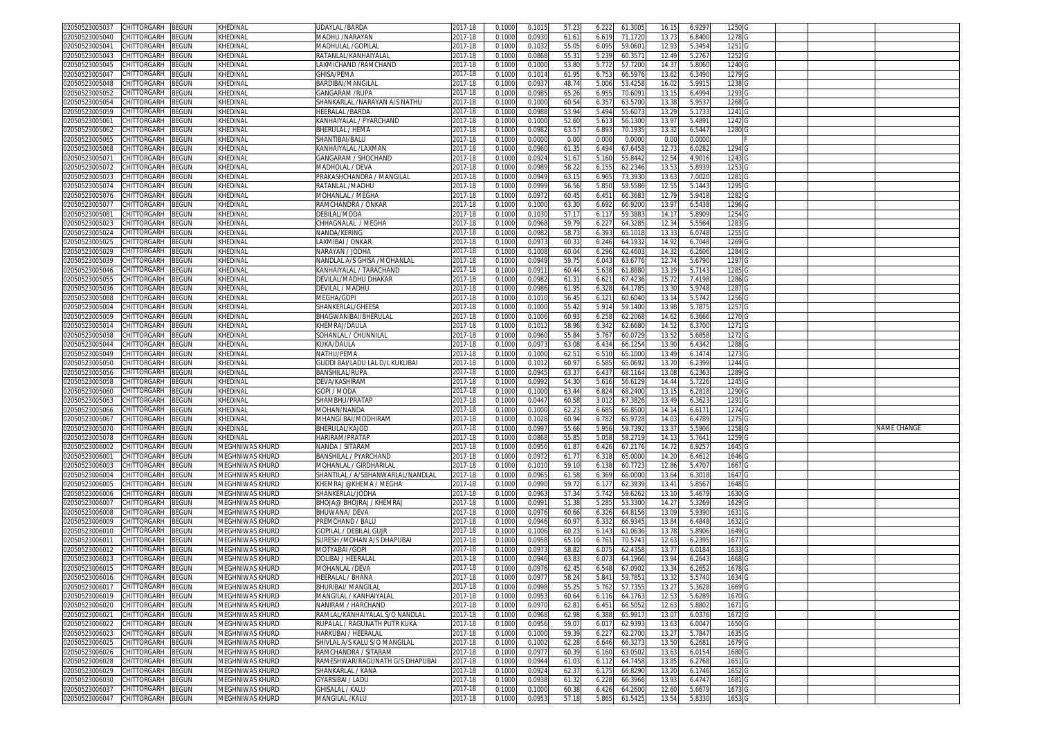| | | | | | | | | | | | | | | | | | |
|---|---|---|---|---|---|---|---|---|---|---|---|---|---|---|---|---|---|
| 02050523005037 | CHITTORGARH | BEGUN | KHEDINAL | UDAYLAL /BARDA | 2017-18 | 0.1000 | 0.1015 | 57.23 | 6.222 | 61.3005 | 16.15 | 6.9297 | 1250 | G | | | |
| 02050523005040 | CHITTORGARH | BEGUN | KHEDINAL | MADHU /NARAYAN | 2017-18 | 0.1000 | 0.0930 | 61.61 | 6.619 | 71.1720 | 13.73 | 6.8400 | 1278 | G | | | |
| 02050523005041 | CHITTORGARH | BEGUN | KHEDINAL | MADHULAL /GOPILAL | 2017-18 | 0.1000 | 0.1032 | 55.05 | 6.095 | 59.0601 | 12.93 | 5.3454 | 1251 | G | | | |
| 02050523005043 | CHITTORGARH | BEGUN | KHEDINAL | RATANLAL/KANHAIYALAL | 2017-18 | 0.1000 | 0.0868 | 55.31 | 5.239 | 60.3571 | 12.49 | 5.2767 | 1252 | G | | | |
| 02050523005045 | CHITTORGARH | BEGUN | KHEDINAL | LAXMICHAND /RAMCHAND | 2017-18 | 0.1000 | 0.1000 | 53.80 | 5.772 | 57.7200 | 14.37 | 5.8060 | 1240 | G | | | |
| 02050523005047 | CHITTORGARH | BEGUN | KHEDINAL | GHISA/PEMA | 2017-18 | 0.1000 | 0.1014 | 61.95 | 6.753 | 66.5976 | 13.62 | 6.3490 | 1279 | G | | | |
| 02050523005048 | CHITTORGARH | BEGUN | KHEDINAL | BARDIBAI/MANGILAL | 2017-18 | 0.1000 | 0.0937 | 48.74 | 5.006 | 53.4258 | 16.02 | 5.9915 | 1238 | G | | | |
| 02050523005052 | CHITTORGARH | BEGUN | KHEDINAL | GANGARAM /RUPA | 2017-18 | 0.1000 | 0.0985 | 65.26 | 6.955 | 70.6091 | 13.15 | 6.4994 | 1293 | G | | | |
| 02050523005054 | CHITTORGARH | BEGUN | KHEDINAL | SHANKARLAL /NARAYAN A/S NATHU | 2017-18 | 0.1000 | 0.1000 | 60.54 | 6.357 | 63.5700 | 13.38 | 5.9537 | 1268 | G | | | |
| 02050523005059 | CHITTORGARH | BEGUN | KHEDINAL | HEERALAL /BARDA | 2017-18 | 0.1000 | 0.0988 | 53.94 | 5.494 | 55.6073 | 13.29 | 5.1733 | 1241 | G | | | |
| 02050523005061 | CHITTORGARH | BEGUN | KHEDINAL | KANHAIYALAL / PYARCHAND | 2017-18 | 0.1000 | 0.1000 | 52.60 | 5.613 | 56.1300 | 13.97 | 5.4891 | 1242 | G | | | |
| 02050523005062 | CHITTORGARH | BEGUN | KHEDINAL | BHERULAL / HEMA | 2017-18 | 0.1000 | 0.0982 | 63.57 | 6.893 | 70.1935 | 13.32 | 6.5447 | 1280 | G | | | |
| 02050523005065 | CHITTORGARH | BEGUN | KHEDINAL | SHANTIBAI/BALU | 2017-18 | 0.1000 | 0.0000 | 0.00 | 0.000 | 0.0000 | 0.00 | 0.0000 | | F | | | |
| 02050523005068 | CHITTORGARH | BEGUN | KHEDINAL | KANHAIYALAL /LAXMAN | 2017-18 | 0.1000 | 0.0960 | 61.35 | 6.494 | 67.6458 | 12.73 | 6.0282 | 1294 | G | | | |
| 02050523005071 | CHITTORGARH | BEGUN | KHEDINAL | GANGARAM / SHOCHAND | 2017-18 | 0.1000 | 0.0924 | 51.67 | 5.160 | 55.8442 | 12.54 | 4.9016 | 1243 | G | | | |
| 02050523005072 | CHITTORGARH | BEGUN | KHEDINAL | MADHOLAL / DEVA | 2017-18 | 0.1000 | 0.0989 | 58.22 | 6.155 | 62.2346 | 13.53 | 5.8939 | 1253 | G | | | |
| 02050523005073 | CHITTORGARH | BEGUN | KHEDINAL | PRAKASHCHANDRA / MANGILAL | 2017-18 | 0.1000 | 0.0949 | 63.15 | 6.965 | 73.3930 | 13.63 | 7.0020 | 1281 | G | | | |
| 02050523005074 | CHITTORGARH | BEGUN | KHEDINAL | RATANLAL /MADHU | 2017-18 | 0.1000 | 0.0999 | 56.56 | 5.850 | 58.5586 | 12.55 | 5.1443 | 1295 | G | | | |
| 02050523005076 | CHITTORGARH | BEGUN | KHEDINAL | MOHANLAL / MEGHA | 2017-18 | 0.1000 | 0.0972 | 60.45 | 6.451 | 66.3683 | 12.79 | 5.9418 | 1282 | G | | | |
| 02050523005077 | CHITTORGARH | BEGUN | KHEDINAL | RAMCHANDRA / ONKAR | 2017-18 | 0.1000 | 0.1000 | 63.30 | 6.692 | 66.9200 | 13.97 | 6.5438 | 1296 | G | | | |
| 02050523005081 | CHITTORGARH | BEGUN | KHEDINAL | DEBILAL/MODA | 2017-18 | 0.1000 | 0.1030 | 57.17 | 6.117 | 59.3883 | 14.17 | 5.8909 | 1254 | G | | | |
| 02050523005023 | CHITTORGARH | BEGUN | KHEDINAL | CHHAGNALAL / MEGHA | 2017-18 | 0.1000 | 0.0968 | 59.79 | 6.227 | 64.3285 | 12.34 | 5.5564 | 1283 | G | | | |
| 02050523005024 | CHITTORGARH | BEGUN | KHEDINAL | NANDA/KERING | 2017-18 | 0.1000 | 0.0982 | 58.73 | 6.393 | 65.1018 | 13.33 | 6.0748 | 1255 | G | | | |
| 02050523005025 | CHITTORGARH | BEGUN | KHEDINAL | LAXMIBAI / ONKAR | 2017-18 | 0.1000 | 0.0973 | 60.31 | 6.246 | 64.1932 | 14.92 | 6.7048 | 1269 | G | | | |
| 02050523005029 | CHITTORGARH | BEGUN | KHEDINAL | NARAYAN / JODHA | 2017-18 | 0.1000 | 0.1008 | 60.04 | 6.296 | 62.4603 | 14.32 | 6.2606 | 1284 | G | | | |
| 02050523005039 | CHITTORGARH | BEGUN | KHEDINAL | NANDLAL A/S GHISA /MOHANLAL | 2017-18 | 0.1000 | 0.0949 | 59.75 | 6.043 | 63.6776 | 12.74 | 5.6790 | 1297 | G | | | |
| 02050523005046 | CHITTORGARH | BEGUN | KHEDINAL | KANHAIYALAL / TARACHAND | 2017-18 | 0.1000 | 0.0911 | 60.44 | 5.638 | 61.8880 | 13.19 | 5.7143 | 1285 | G | | | |
| 02050523005055 | CHITTORGARH | BEGUN | KHEDINAL | DEVILAL/MADHU DHAKAR | 2017-18 | 0.1000 | 0.0982 | 61.31 | 6.621 | 67.4236 | 15.72 | 7.4198 | 1286 | G | | | |
| 02050523005036 | CHITTORGARH | BEGUN | KHEDINAL | DEVILAL / MADHU | 2017-18 | 0.1000 | 0.0986 | 61.95 | 6.328 | 64.1785 | 13.30 | 5.9748 | 1287 | G | | | |
| 02050523005088 | CHITTORGARH | BEGUN | KHEDINAL | MEGHA/GOPI | 2017-18 | 0.1000 | 0.1010 | 56.45 | 6.121 | 60.6040 | 13.14 | 5.5742 | 1256 | G | | | |
| 02050523005004 | CHITTORGARH | BEGUN | KHEDINAL | SHANKERLAL/GHEESA | 2017-18 | 0.1000 | 0.1000 | 55.42 | 5.914 | 59.1400 | 13.98 | 5.7875 | 1257 | G | | | |
| 02050523005009 | CHITTORGARH | BEGUN | KHEDINAL | BHAGWANIBAI/BHERULAL | 2017-18 | 0.1000 | 0.1006 | 60.93 | 6.258 | 62.2068 | 14.62 | 6.3666 | 1270 | G | | | |
| 02050523005014 | CHITTORGARH | BEGUN | KHEDINAL | KHEMRAJ/DAULA | 2017-18 | 0.1000 | 0.1012 | 58.96 | 6.342 | 62.6680 | 14.52 | 6.3700 | 1271 | G | | | |
| 02050523005038 | CHITTORGARH | BEGUN | KHEDINAL | SOHANLAL / CHUNNILAL | 2017-18 | 0.1000 | 0.0960 | 55.84 | 5.767 | 60.0729 | 13.52 | 5.6858 | 1272 | G | | | |
| 02050523005044 | CHITTORGARH | BEGUN | KHEDINAL | KUKA/DAULA | 2017-18 | 0.1000 | 0.0973 | 63.08 | 6.434 | 66.1254 | 13.90 | 6.4342 | 1288 | G | | | |
| 02050523005049 | CHITTORGARH | BEGUN | KHEDINAL | NATHU/PEMA | 2017-18 | 0.1000 | 0.1000 | 62.51 | 6.510 | 65.1000 | 13.49 | 6.1474 | 1273 | G | | | |
| 02050523005050 | CHITTORGARH | BEGUN | KHEDINAL | GUDDI BAI/LADU LAL D/L KUKLIBAI | 2017-18 | 0.1000 | 0.1012 | 60.97 | 6.585 | 65.0692 | 13.70 | 6.2399 | 1244 | G | | | |
| 02050523005056 | CHITTORGARH | BEGUN | KHEDINAL | BANSHILAL/RUPA | 2017-18 | 0.1000 | 0.0945 | 63.37 | 6.437 | 68.1164 | 13.08 | 6.2363 | 1289 | G | | | |
| 02050523005058 | CHITTORGARH | BEGUN | KHEDINAL | DEVA/KASHIRAM | 2017-18 | 0.1000 | 0.0992 | 54.30 | 5.616 | 56.6129 | 14.44 | 5.7226 | 1245 | G | | | |
| 02050523005060 | CHITTORGARH | BEGUN | KHEDINAL | GOPI / MODA | 2017-18 | 0.1000 | 0.1000 | 63.44 | 6.824 | 68.2400 | 13.15 | 6.2818 | 1290 | G | | | |
| 02050523005063 | CHITTORGARH | BEGUN | KHEDINAL | SHAMBHU/PRATAP | 2017-18 | 0.1000 | 0.0447 | 60.58 | 3.012 | 67.3826 | 13.49 | 6.3623 | 1291 | G | | | |
| 02050523005066 | CHITTORGARH | BEGUN | KHEDINAL | MOHAN/NANDA | 2017-18 | 0.1000 | 0.1000 | 62.23 | 6.685 | 66.8500 | 14.14 | 6.6171 | 1274 | G | | | |
| 02050523005067 | CHITTORGARH | BEGUN | KHEDINAL | MHANGI BAI/MODHIRAM | 2017-18 | 0.1000 | 0.1028 | 60.94 | 6.782 | 65.9728 | 14.03 | 6.4789 | 1275 | G | | | |
| 02050523005070 | CHITTORGARH | BEGUN | KHEDINAL | BHERULAL/KAJOD | 2017-18 | 0.1000 | 0.0997 | 55.66 | 5.956 | 59.7392 | 13.37 | 5.5906 | 1258 | G | | | NAME CHANGE |
| 02050523005078 | CHITTORGARH | BEGUN | KHEDINAL | HARIRAM/PRATAP | 2017-18 | 0.1000 | 0.0868 | 55.85 | 5.058 | 58.2719 | 14.13 | 5.7641 | 1259 | G | | | |
| 02050523006002 | CHITTORGARH | BEGUN | MEGHNIWAS KHURD | NANDA / SITARAM | 2017-18 | 0.1000 | 0.0956 | 61.87 | 6.426 | 67.2176 | 14.72 | 6.9257 | 1645 | G | | | |
| 02050523006001 | CHITTORGARH | BEGUN | MEGHNIWAS KHURD | BANSHILAL / PYARCHAND | 2017-18 | 0.1000 | 0.0972 | 61.77 | 6.318 | 65.0000 | 14.20 | 6.4612 | 1646 | G | | | |
| 02050523006003 | CHITTORGARH | BEGUN | MEGHNIWAS KHURD | MOHANLAL / GIRDHARILAL | 2017-18 | 0.1000 | 0.1010 | 59.10 | 6.138 | 60.7723 | 12.86 | 5.4707 | 1667 | G | | | |
| 02050523006004 | CHITTORGARH | BEGUN | MEGHNIWAS KHURD | SHANTILAL / A/SBHANWARLAL/NANDLAL | 2017-18 | 0.1000 | 0.0965 | 61.58 | 6.369 | 66.0000 | 13.64 | 6.3018 | 1647 | G | | | |
| 02050523006005 | CHITTORGARH | BEGUN | MEGHNIWAS KHURD | KHEMRAJ @KHEMA / MEGHA | 2017-18 | 0.1000 | 0.0990 | 59.72 | 6.177 | 62.3939 | 13.41 | 5.8567 | 1648 | G | | | |
| 02050523006006 | CHITTORGARH | BEGUN | MEGHNIWAS KHURD | SHANKERLAL/JODHA | 2017-18 | 0.1000 | 0.0963 | 57.34 | 5.742 | 59.6262 | 13.10 | 5.4679 | 1630 | G | | | |
| 02050523006007 | CHITTORGARH | BEGUN | MEGHNIWAS KHURD | BHOJA@ BHOJRAJ / KHEMRAJ | 2017-18 | 0.1000 | 0.0991 | 51.38 | 5.285 | 53.3300 | 14.27 | 5.3269 | 1629 | G | | | |
| 02050523006008 | CHITTORGARH | BEGUN | MEGHNIWAS KHURD | BHUWANA/ DEVA | 2017-18 | 0.1000 | 0.0976 | 60.66 | 6.326 | 64.8156 | 13.09 | 5.9390 | 1631 | G | | | |
| 02050523006009 | CHITTORGARH | BEGUN | MEGHNIWAS KHURD | PREMCHAND / BALU | 2017-18 | 0.1000 | 0.0946 | 60.97 | 6.332 | 66.9345 | 13.84 | 6.4848 | 1632 | G | | | |
| 02050523006010 | CHITTORGARH | BEGUN | MEGHNIWAS KHURD | GOPILAL / DEBILAL GUJR | 2017-18 | 0.1000 | 0.1006 | 60.23 | 6.143 | 61.0636 | 13.78 | 5.8906 | 1649 | G | | | |
| 02050523006011 | CHITTORGARH | BEGUN | MEGHNIWAS KHURD | SURESH /MOHAN A/S DHAPUBAI | 2017-18 | 0.1000 | 0.0958 | 65.10 | 6.761 | 70.5741 | 12.63 | 6.2395 | 1677 | G | | | |
| 02050523006012 | CHITTORGARH | BEGUN | MEGHNIWAS KHURD | MOTYABAI /GOPI | 2017-18 | 0.1000 | 0.0973 | 58.82 | 6.075 | 62.4358 | 13.77 | 6.0184 | 1633 | G | | | |
| 02050523006013 | CHITTORGARH | BEGUN | MEGHNIWAS KHURD | DOLIBAI / HEERALAL | 2017-18 | 0.1000 | 0.0946 | 63.83 | 6.073 | 64.1966 | 13.94 | 6.2643 | 1668 | G | | | |
| 02050523006015 | CHITTORGARH | BEGUN | MEGHNIWAS KHURD | MOHANLAL /DEVA | 2017-18 | 0.1000 | 0.0976 | 62.45 | 6.548 | 67.0902 | 13.34 | 6.2652 | 1678 | G | | | |
| 02050523006016 | CHITTORGARH | BEGUN | MEGHNIWAS KHURD | HEERALAL / BHANA | 2017-18 | 0.1000 | 0.0977 | 58.24 | 5.841 | 59.7851 | 13.32 | 5.5740 | 1634 | G | | | |
| 02050523006017 | CHITTORGARH | BEGUN | MEGHNIWAS KHURD | BHURIBAI/ MANGILAL | 2017-18 | 0.1000 | 0.0998 | 55.25 | 5.762 | 57.7355 | 13.27 | 5.3628 | 1669 | G | | | |
| 02050523006019 | CHITTORGARH | BEGUN | MEGHNIWAS KHURD | MANGILAL / KANHAIYALAL | 2017-18 | 0.1000 | 0.0953 | 60.64 | 6.116 | 64.1763 | 12.53 | 5.6289 | 1670 | G | | | |
| 02050523006020 | CHITTORGARH | BEGUN | MEGHNIWAS KHURD | NANIRAM / HARCHAND | 2017-18 | 0.1000 | 0.0970 | 62.81 | 6.451 | 66.5052 | 12.63 | 5.8802 | 1671 | G | | | |
| 02050523006021 | CHITTORGARH | BEGUN | MEGHNIWAS KHURD | RAMLAL/KANHAIYALAL S/O NANDLAL | 2017-18 | 0.1000 | 0.0968 | 62.98 | 6.388 | 65.9917 | 13.07 | 6.0376 | 1672 | G | | | |
| 02050523006022 | CHITTORGARH | BEGUN | MEGHNIWAS KHURD | RUPALAL / RAGUNATH PUTR KUKA | 2017-18 | 0.1000 | 0.0956 | 59.07 | 6.017 | 62.9393 | 13.63 | 6.0047 | 1650 | G | | | |
| 02050523006023 | CHITTORGARH | BEGUN | MEGHNIWAS KHURD | HARKUBAI / HEERALAL | 2017-18 | 0.1000 | 0.1000 | 59.39 | 6.227 | 62.2700 | 13.27 | 5.7847 | 1635 | G | | | |
| 02050523006025 | CHITTORGARH | BEGUN | MEGHNIWAS KHURD | SHIVLAL A/S KALU S/O MANGILAL | 2017-18 | 0.1000 | 0.1002 | 62.28 | 6.646 | 66.3273 | 13.50 | 6.2681 | 1679 | G | | | |
| 02050523006026 | CHITTORGARH | BEGUN | MEGHNIWAS KHURD | RAMCHANDRA / SITARAM | 2017-18 | 0.1000 | 0.0977 | 60.39 | 6.160 | 63.0502 | 13.63 | 6.0154 | 1680 | G | | | |
| 02050523006028 | CHITTORGARH | BEGUN | MEGHNIWAS KHURD | RAMESHWAR/RAGUNATH G/S DHAPUBAI | 2017-18 | 0.1000 | 0.0944 | 61.03 | 6.112 | 64.7458 | 13.85 | 6.2768 | 1651 | G | | | |
| 02050523006029 | CHITTORGARH | BEGUN | MEGHNIWAS KHURD | SHANKARLAL / KANA | 2017-18 | 0.1000 | 0.0924 | 62.37 | 6.175 | 66.8290 | 13.20 | 6.1746 | 1652 | G | | | |
| 02050523006030 | CHITTORGARH | BEGUN | MEGHNIWAS KHURD | GYARSIBAI / LADU | 2017-18 | 0.1000 | 0.0938 | 61.32 | 6.228 | 66.3966 | 13.93 | 6.4747 | 1681 | G | | | |
| 02050523006037 | CHITTORGARH | BEGUN | MEGHNIWAS KHURD | GHISALAL / KALU | 2017-18 | 0.1000 | 0.1000 | 60.38 | 6.426 | 64.2600 | 12.60 | 5.6679 | 1673 | G | | | |
| 02050523006047 | CHITTORGARH | BEGUN | MEGHNIWAS KHURD | MANGILAL /KALU | 2017-18 | 0.1000 | 0.0953 | 57.18 | 5.865 | 61.5425 | 13.54 | 5.8330 | 1653 | G | | | |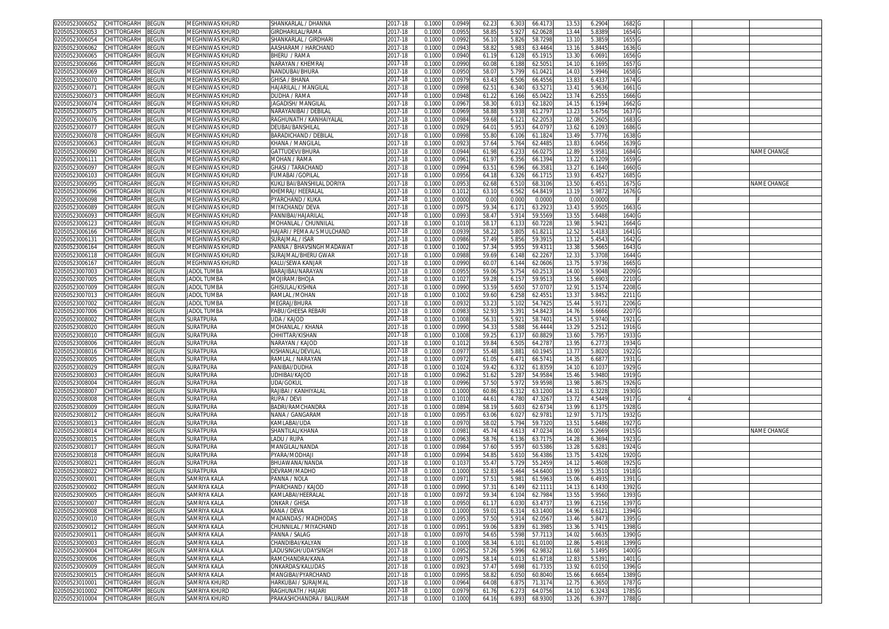| | | | | | | | | | | | | | | | | | |
|---|---|---|---|---|---|---|---|---|---|---|---|---|---|---|---|---|---|
| 02050523006052 | CHITTORGARH | BEGUN | MEGHNIWAS KHURD | SHANKARLAL / DHANNA | 2017-18 | 0.1000 | 0.0949 | 62.23 | 6.303 | 66.4173 | 13.53 | 6.2904 | 1682 | G | | | |
| 02050523006053 | CHITTORGARH | BEGUN | MEGHNIWAS KHURD | GIRDHARILAL/RAMA | 2017-18 | 0.1000 | 0.0955 | 58.85 | 5.927 | 62.0628 | 13.44 | 5.8389 | 1654 | G | | | |
| 02050523006054 | CHITTORGARH | BEGUN | MEGHNIWAS KHURD | SHANKARLAL / GIRDHARI | 2017-18 | 0.1000 | 0.0992 | 56.10 | 5.826 | 58.7298 | 13.10 | 5.3859 | 1655 | G | | | |
| 02050523006062 | CHITTORGARH | BEGUN | MEGHNIWAS KHURD | AASHARAM / HARCHAND | 2017-18 | 0.1000 | 0.0943 | 58.82 | 5.983 | 63.4464 | 13.16 | 5.8445 | 1636 | G | | | |
| 02050523006065 | CHITTORGARH | BEGUN | MEGHNIWAS KHURD | BHERU / RAMA | 2017-18 | 0.1000 | 0.0940 | 61.19 | 6.128 | 65.1915 | 13.30 | 6.0691 | 1656 | G | | | |
| 02050523006066 | CHITTORGARH | BEGUN | MEGHNIWAS KHURD | NARAYAN / KHEMRAJ | 2017-18 | 0.1000 | 0.0990 | 60.08 | 6.188 | 62.5051 | 14.10 | 6.1695 | 1657 | G | | | |
| 02050523006069 | CHITTORGARH | BEGUN | MEGHNIWAS KHURD | NANDUBAI/BHURA | 2017-18 | 0.1000 | 0.0950 | 58.07 | 5.799 | 61.0421 | 14.03 | 5.9946 | 1658 | G | | | |
| 02050523006070 | CHITTORGARH | BEGUN | MEGHNIWAS KHURD | GHISA / BHANA | 2017-18 | 0.1000 | 0.0979 | 63.43 | 6.506 | 66.4556 | 13.83 | 6.4337 | 1674 | G | | | |
| 02050523006071 | CHITTORGARH | BEGUN | MEGHNIWAS KHURD | HAJARILAL / MANGILAL | 2017-18 | 0.1000 | 0.0998 | 62.51 | 6.340 | 63.5271 | 13.41 | 5.9636 | 1661 | G | | | |
| 02050523006073 | CHITTORGARH | BEGUN | MEGHNIWAS KHURD | DUDHA / RAMA | 2017-18 | 0.1000 | 0.0948 | 61.22 | 6.166 | 65.0422 | 13.74 | 6.2555 | 1666 | G | | | |
| 02050523006074 | CHITTORGARH | BEGUN | MEGHNIWAS KHURD | JAGADISH/ MANGILAL | 2017-18 | 0.1000 | 0.0967 | 58.30 | 6.013 | 62.1820 | 14.15 | 6.1594 | 1662 | G | | | |
| 02050523006075 | CHITTORGARH | BEGUN | MEGHNIWAS KHURD | NARAYANIBAI / DEBILAL | 2017-18 | 0.1000 | 0.0969 | 58.88 | 5.938 | 61.2797 | 13.23 | 5.6756 | 1637 | G | | | |
| 02050523006076 | CHITTORGARH | BEGUN | MEGHNIWAS KHURD | RAGHUNATH / KANHAIYALAL | 2017-18 | 0.1000 | 0.0984 | 59.68 | 6.121 | 62.2053 | 12.08 | 5.2605 | 1683 | G | | | |
| 02050523006077 | CHITTORGARH | BEGUN | MEGHNIWAS KHURD | DEUBAI/BANSHILAL | 2017-18 | 0.1000 | 0.0929 | 64.01 | 5.953 | 64.0797 | 13.62 | 6.1093 | 1686 | G | | | |
| 02050523006078 | CHITTORGARH | BEGUN | MEGHNIWAS KHURD | BARADICHAND / DEBILAL | 2017-18 | 0.1000 | 0.0998 | 55.80 | 6.106 | 61.1824 | 13.49 | 5.7776 | 1638 | G | | | |
| 02050523006063 | CHITTORGARH | BEGUN | MEGHNIWAS KHURD | KHANA / MANGILAL | 2017-18 | 0.1000 | 0.0923 | 57.64 | 5.764 | 62.4485 | 13.83 | 6.0456 | 1639 | G | | | |
| 02050523006090 | CHITTORGARH | BEGUN | MEGHNIWAS KHURD | GATTUDEVI/BHURA | 2017-18 | 0.1000 | 0.0944 | 61.98 | 6.233 | 66.0275 | 12.89 | 5.9581 | 1684 | G | | | NAME CHANGE |
| 02050523006111 | CHITTORGARH | BEGUN | MEGHNIWAS KHURD | MOHAN / RAMA | 2017-18 | 0.1000 | 0.0961 | 61.97 | 6.356 | 66.1394 | 13.22 | 6.1209 | 1659 | G | | | |
| 02050523006097 | CHITTORGARH | BEGUN | MEGHNIWAS KHURD | GHASI / TARACHAND | 2017-18 | 0.1000 | 0.0994 | 63.51 | 6.596 | 66.3581 | 13.27 | 6.1640 | 1660 | G | | | |
| 02050523006103 | CHITTORGARH | BEGUN | MEGHNIWAS KHURD | FUMABAI /GOPILAL | 2017-18 | 0.1000 | 0.0956 | 64.18 | 6.326 | 66.1715 | 13.93 | 6.4527 | 1685 | G | | | |
| 02050523006095 | CHITTORGARH | BEGUN | MEGHNIWAS KHURD | KUKLI BAI/BANSHILAL DORIYA | 2017-18 | 0.1000 | 0.0953 | 62.68 | 6.510 | 68.3106 | 13.50 | 6.4551 | 1675 | G | | | NAME CHANGE |
| 02050523006096 | CHITTORGARH | BEGUN | MEGHNIWAS KHURD | KHEMRAJ/ HEERALAL | 2017-18 | 0.1000 | 0.1012 | 63.10 | 6.562 | 64.8419 | 13.19 | 5.9872 | 1676 | G | | | |
| 02050523006098 | CHITTORGARH | BEGUN | MEGHNIWAS KHURD | PYARCHAND / KUKA | 2017-18 | 0.1000 | 0.0000 | 0.00 | 0.000 | 0.0000 | 0.00 | 0.0000 | | F | | | |
| 02050523006089 | CHITTORGARH | BEGUN | MEGHNIWAS KHURD | MIYACHAND/ DEVA | 2017-18 | 0.1000 | 0.0975 | 59.34 | 6.171 | 63.2923 | 13.43 | 5.9505 | 1663 | G | | | |
| 02050523006093 | CHITTORGARH | BEGUN | MEGHNIWAS KHURD | PANNIBAI/HAJARILAL | 2017-18 | 0.1000 | 0.0993 | 58.47 | 5.914 | 59.5569 | 13.55 | 5.6488 | 1640 | G | | | |
| 02050523006123 | CHITTORGARH | BEGUN | MEGHNIWAS KHURD | MOHANLAL / CHUNNILAL | 2017-18 | 0.1000 | 0.1010 | 58.17 | 6.133 | 60.7228 | 13.98 | 5.9421 | 1664 | G | | | |
| 02050523006166 | CHITTORGARH | BEGUN | MEGHNIWAS KHURD | HAJARI / PEMA A/S MULCHAND | 2017-18 | 0.1000 | 0.0939 | 58.22 | 5.805 | 61.8211 | 12.52 | 5.4183 | 1641 | G | | | |
| 02050523006131 | CHITTORGARH | BEGUN | MEGHNIWAS KHURD | SURAJMAL / ISAR | 2017-18 | 0.1000 | 0.0986 | 57.49 | 5.856 | 59.3915 | 13.12 | 5.4543 | 1642 | G | | | |
| 02050523006164 | CHITTORGARH | BEGUN | MEGHNIWAS KHURD | PANNA / BHAVSINGH MADAWAT | 2017-18 | 0.1000 | 0.1002 | 57.34 | 5.955 | 59.4311 | 13.38 | 5.5665 | 1643 | G | | | |
| 02050523006118 | CHITTORGARH | BEGUN | MEGHNIWAS KHURD | SURAJMAL/BHERU GWAR | 2017-18 | 0.1000 | 0.0988 | 59.69 | 6.148 | 62.2267 | 12.33 | 5.3708 | 1644 | G | | | |
| 02050523006167 | CHITTORGARH | BEGUN | MEGHNIWAS KHURD | KALU/SEWA KANJAR | 2017-18 | 0.1000 | 0.0990 | 60.07 | 6.144 | 62.0606 | 13.75 | 5.9736 | 1665 | G | | | |
| 02050523007003 | CHITTORGARH | BEGUN | JADOL TUMBA | BARAJIBAI/NARAYAN | 2017-18 | 0.1000 | 0.0955 | 59.06 | 5.754 | 60.2513 | 14.00 | 5.9048 | 2209 | G | | | |
| 02050523007005 | CHITTORGARH | BEGUN | JADOL TUMBA | MOJIRAM/BHOJA | 2017-18 | 0.1000 | 0.1027 | 59.28 | 6.157 | 59.9513 | 13.56 | 5.6903 | 2210 | G | | | |
| 02050523007009 | CHITTORGARH | BEGUN | JADOL TUMBA | GHISULAL/KISHNA | 2017-18 | 0.1000 | 0.0990 | 53.59 | 5.650 | 57.0707 | 12.91 | 5.1574 | 2208 | G | | | |
| 02050523007013 | CHITTORGARH | BEGUN | JADOL TUMBA | RAMLAL /MOHAN | 2017-18 | 0.1000 | 0.1002 | 59.60 | 6.258 | 62.4551 | 13.37 | 5.8452 | 2211 | G | | | |
| 02050523007002 | CHITTORGARH | BEGUN | JADOL TUMBA | MEGRAJ/BHURA | 2017-18 | 0.1000 | 0.0932 | 53.23 | 5.102 | 54.7425 | 15.44 | 5.9171 | 2206 | G | | | |
| 02050523007006 | CHITTORGARH | BEGUN | JADOL TUMBA | PABU/GHEESA REBARI | 2017-18 | 0.1000 | 0.0983 | 52.93 | 5.391 | 54.8423 | 14.76 | 5.6666 | 2207 | G | | | |
| 02050523008002 | CHITTORGARH | BEGUN | SURATPURA | UDA / KAJOD | 2017-18 | 0.1000 | 0.1008 | 56.31 | 5.921 | 58.7401 | 14.53 | 5.9740 | 1921 | G | | | |
| 02050523008020 | CHITTORGARH | BEGUN | SURATPURA | MOHANLAL / KHANA | 2017-18 | 0.1000 | 0.0990 | 54.33 | 5.588 | 56.4444 | 13.29 | 5.2512 | 1916 | G | | | |
| 02050523008010 | CHITTORGARH | BEGUN | SURATPURA | CHHITTAR/KISHAN | 2017-18 | 0.1000 | 0.1008 | 59.25 | 6.137 | 60.8829 | 13.60 | 5.7957 | 1933 | G | | | |
| 02050523008006 | CHITTORGARH | BEGUN | SURATPURA | NARAYAN / KAJOD | 2017-18 | 0.1000 | 0.1012 | 59.84 | 6.505 | 64.2787 | 13.95 | 6.2773 | 1934 | G | | | |
| 02050523008016 | CHITTORGARH | BEGUN | SURATPURA | KISHANLAL/DEVILAL | 2017-18 | 0.1000 | 0.0977 | 55.48 | 5.881 | 60.1945 | 13.77 | 5.8020 | 1922 | G | | | |
| 02050523008005 | CHITTORGARH | BEGUN | SURATPURA | RAMLAL / NARAYAN | 2017-18 | 0.1000 | 0.0972 | 61.05 | 6.471 | 66.5741 | 14.35 | 6.6877 | 1931 | G | | | |
| 02050523008029 | CHITTORGARH | BEGUN | SURATPURA | PANIBAI/DUDHA | 2017-18 | 0.1000 | 0.1024 | 59.42 | 6.332 | 61.8359 | 14.10 | 6.1037 | 1929 | G | | | |
| 02050523008003 | CHITTORGARH | BEGUN | SURATPURA | UDHIBAI/KAJOD | 2017-18 | 0.1000 | 0.0962 | 51.62 | 5.287 | 54.9584 | 15.46 | 5.9480 | 1919 | G | | | |
| 02050523008004 | CHITTORGARH | BEGUN | SURATPURA | UDA/GOKUL | 2017-18 | 0.1000 | 0.0996 | 57.50 | 5.972 | 59.9598 | 13.98 | 5.8675 | 1926 | G | | | |
| 02050523008007 | CHITTORGARH | BEGUN | SURATPURA | RAJIBAI / KANHIYALAL | 2017-18 | 0.1000 | 0.1000 | 60.86 | 6.312 | 63.1200 | 14.31 | 6.3228 | 1930 | G | | | |
| 02050523008008 | CHITTORGARH | BEGUN | SURATPURA | RUPA / DEVI | 2017-18 | 0.1000 | 0.1010 | 44.61 | 4.780 | 47.3267 | 13.72 | 4.5449 | 1917 | G | 4 | | |
| 02050523008009 | CHITTORGARH | BEGUN | SURATPURA | BADRI/RAMCHANDRA | 2017-18 | 0.1000 | 0.0894 | 58.19 | 5.603 | 62.6734 | 13.99 | 6.1375 | 1928 | G | | | |
| 02050523008012 | CHITTORGARH | BEGUN | SURATPURA | NANA / GANGARAM | 2017-18 | 0.1000 | 0.0957 | 63.06 | 6.027 | 62.9781 | 12.97 | 5.7175 | 1932 | G | | | |
| 02050523008013 | CHITTORGARH | BEGUN | SURATPURA | KAMLABAI/UDA | 2017-18 | 0.1000 | 0.0970 | 58.02 | 5.794 | 59.7320 | 13.51 | 5.6486 | 1927 | G | | | |
| 02050523008014 | CHITTORGARH | BEGUN | SURATPURA | SHANTILAL/KHANA | 2017-18 | 0.1000 | 0.0981 | 45.74 | 4.613 | 47.0234 | 16.00 | 5.2669 | 1915 | G | | | NAME CHANGE |
| 02050523008015 | CHITTORGARH | BEGUN | SURATPURA | LADU / RUPA | 2017-18 | 0.1000 | 0.0963 | 58.76 | 6.136 | 63.7175 | 14.28 | 6.3694 | 1923 | G | | | |
| 02050523008017 | CHITTORGARH | BEGUN | SURATPURA | MANGILAL/NANDA | 2017-18 | 0.1000 | 0.0984 | 57.60 | 5.957 | 60.5386 | 13.28 | 5.6281 | 1924 | G | | | |
| 02050523008018 | CHITTORGARH | BEGUN | SURATPURA | PYARA/MODHAJI | 2017-18 | 0.1000 | 0.0994 | 54.85 | 5.610 | 56.4386 | 13.75 | 5.4326 | 1920 | G | | | |
| 02050523008021 | CHITTORGARH | BEGUN | SURATPURA | BHUAWANA/NANDA | 2017-18 | 0.1000 | 0.1037 | 55.47 | 5.729 | 55.2459 | 14.12 | 5.4608 | 1925 | G | | | |
| 02050523008022 | CHITTORGARH | BEGUN | SURATPURA | DEVRAM/MADHO | 2017-18 | 0.1000 | 0.1000 | 52.83 | 5.464 | 54.6400 | 13.99 | 5.3510 | 1918 | G | | | |
| 02050523009001 | CHITTORGARH | BEGUN | SAMRIYA KALA | PANNA / NOLA | 2017-18 | 0.1000 | 0.0971 | 57.51 | 5.981 | 61.5963 | 15.06 | 6.4935 | 1391 | G | | | |
| 02050523009002 | CHITTORGARH | BEGUN | SAMRIYA KALA | PYARCHAND / KAJOD | 2017-18 | 0.1000 | 0.0990 | 57.31 | 6.149 | 62.1111 | 14.13 | 6.1430 | 1392 | G | | | |
| 02050523009005 | CHITTORGARH | BEGUN | SAMRIYA KALA | KAMLABAI/HEERALAL | 2017-18 | 0.1000 | 0.0972 | 59.34 | 6.104 | 62.7984 | 13.55 | 5.9560 | 1393 | G | | | |
| 02050523009007 | CHITTORGARH | BEGUN | SAMRIYA KALA | ONKAR / GHISA | 2017-18 | 0.1000 | 0.0950 | 61.17 | 6.030 | 63.4737 | 13.99 | 6.2156 | 1397 | G | | | |
| 02050523009008 | CHITTORGARH | BEGUN | SAMRIYA KALA | KANA / DEVA | 2017-18 | 0.1000 | 0.1000 | 59.01 | 6.314 | 63.1400 | 14.96 | 6.6121 | 1394 | G | | | |
| 02050523009010 | CHITTORGARH | BEGUN | SAMRIYA KALA | MADANDAS / MADHODAS | 2017-18 | 0.1000 | 0.0953 | 57.50 | 5.914 | 62.0567 | 13.46 | 5.8473 | 1395 | G | | | |
| 02050523009012 | CHITTORGARH | BEGUN | SAMRIYA KALA | CHUNNILAL / MIYACHAND | 2017-18 | 0.1000 | 0.0951 | 59.06 | 5.839 | 61.3985 | 13.36 | 5.7415 | 1398 | G | | | |
| 02050523009011 | CHITTORGARH | BEGUN | SAMRIYA KALA | PANNA / SALAG | 2017-18 | 0.1000 | 0.0970 | 54.65 | 5.598 | 57.7113 | 14.02 | 5.6635 | 1390 | G | | | |
| 02050523009003 | CHITTORGARH | BEGUN | SAMRIYA KALA | CHANDIBAI/KALYAN | 2017-18 | 0.1000 | 0.1000 | 58.34 | 6.101 | 61.0100 | 12.86 | 5.4918 | 1399 | G | | | |
| 02050523009004 | CHITTORGARH | BEGUN | SAMRIYA KALA | LADUSINGH/UDAYSINGH | 2017-18 | 0.1000 | 0.0952 | 57.26 | 5.996 | 62.9832 | 11.68 | 5.1495 | 1400 | G | | | |
| 02050523009006 | CHITTORGARH | BEGUN | SAMRIYA KALA | RAMCHANDRA/KANA | 2017-18 | 0.1000 | 0.0975 | 58.14 | 6.013 | 61.6718 | 12.83 | 5.5391 | 1401 | G | | | |
| 02050523009009 | CHITTORGARH | BEGUN | SAMRIYA KALA | ONKARDAS/KALUDAS | 2017-18 | 0.1000 | 0.0923 | 57.47 | 5.698 | 61.7335 | 13.92 | 6.0150 | 1396 | G | | | |
| 02050523009015 | CHITTORGARH | BEGUN | SAMRIYA KALA | MANGIBAI/PYARCHAND | 2017-18 | 0.1000 | 0.0995 | 58.82 | 6.050 | 60.8040 | 15.66 | 6.6654 | 1389 | G | | | |
| 02050523010001 | CHITTORGARH | BEGUN | SAMRIYA KHURD | HARKUBAI / SURAJMAL | 2017-18 | 0.1000 | 0.0964 | 64.08 | 6.875 | 71.3174 | 12.75 | 6.3650 | 1787 | G | | | |
| 02050523010002 | CHITTORGARH | BEGUN | SAMRIYA KHURD | RAGHUNATH / HAJARI | 2017-18 | 0.1000 | 0.0979 | 61.76 | 6.273 | 64.0756 | 14.10 | 6.3243 | 1785 | G | | | |
| 02050523010004 | CHITTORGARH | BEGUN | SAMRIYA KHURD | PRAKASHCHANDRA / BALURAM | 2017-18 | 0.1000 | 0.1000 | 64.16 | 6.893 | 68.9300 | 13.26 | 6.3977 | 1788 | G | | | |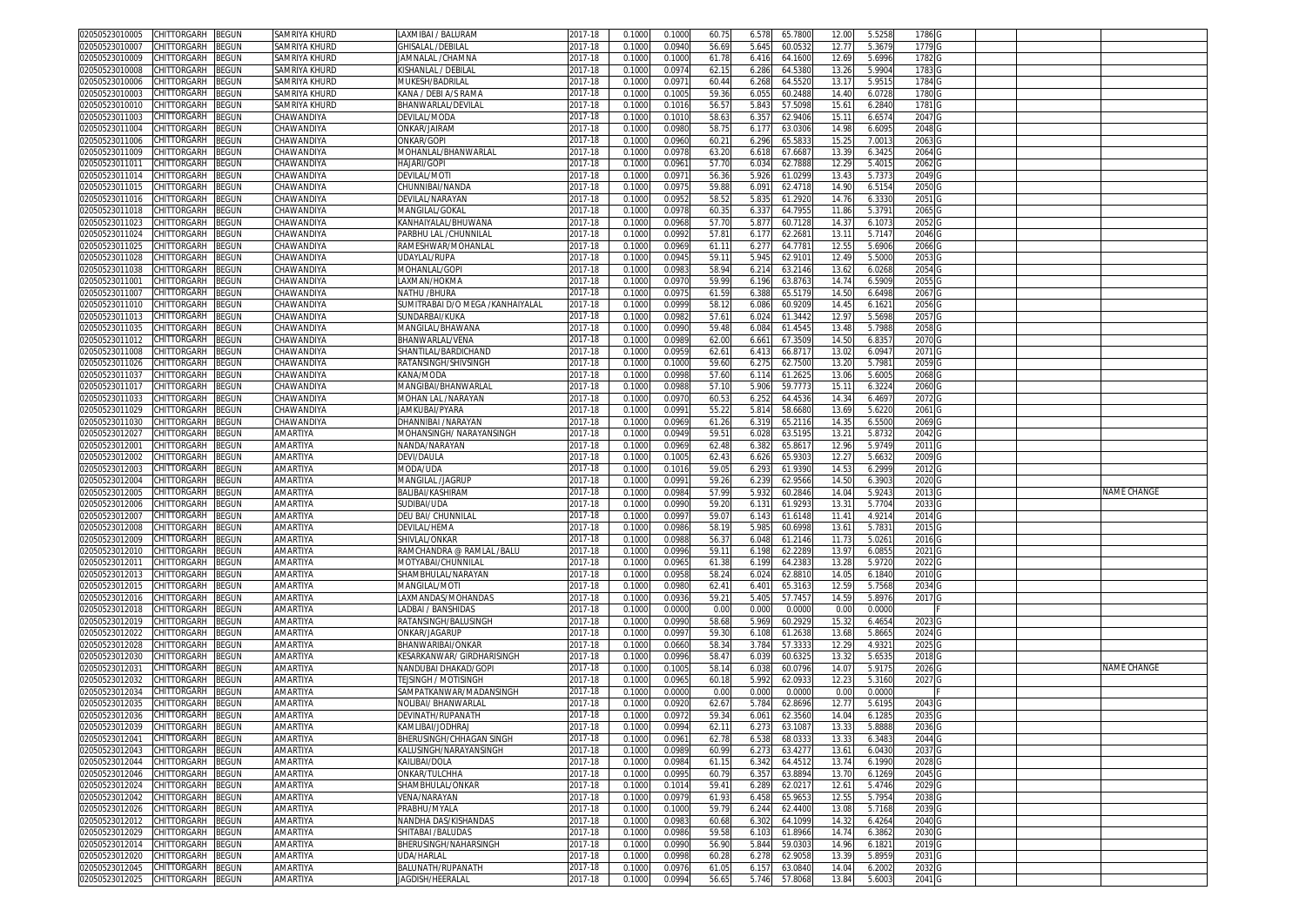| 02050523010005 | CHITTORGARH | BEGUN | SAMRIYA KHURD | LAXMIBAI / BALURAM | 2017-18 | 0.1000 | 0.1000 | 60.75 | 6.578 | 65.7800 | 12.00 | 5.5258 | 1786 | G | | | |
|---|---|---|---|---|---|---|---|---|---|---|---|---|---|---|---|---|---|
| 02050523010007 | CHITTORGARH | BEGUN | SAMRIYA KHURD | GHISALAL /DEBILAL | 2017-18 | 0.1000 | 0.0940 | 56.69 | 5.645 | 60.0532 | 12.77 | 5.3679 | 1779 | G | | | |
| 02050523010009 | CHITTORGARH | BEGUN | SAMRIYA KHURD | JAMNALAL /CHAMNA | 2017-18 | 0.1000 | 0.1000 | 61.78 | 6.416 | 64.1600 | 12.69 | 5.6996 | 1782 | G | | | |
| 02050523010008 | CHITTORGARH | BEGUN | SAMRIYA KHURD | KISHANLAL / DEBILAL | 2017-18 | 0.1000 | 0.0974 | 62.15 | 6.286 | 64.5380 | 13.26 | 5.9904 | 1783 | G | | | |
| 02050523010006 | CHITTORGARH | BEGUN | SAMRIYA KHURD | MUKESH/BADRILAL | 2017-18 | 0.1000 | 0.0971 | 60.44 | 6.268 | 64.5520 | 13.17 | 5.9515 | 1784 | G | | | |
| 02050523010003 | CHITTORGARH | BEGUN | SAMRIYA KHURD | KANA / DEBI A/S RAMA | 2017-18 | 0.1000 | 0.1005 | 59.36 | 6.055 | 60.2488 | 14.40 | 6.0728 | 1780 | G | | | |
| 02050523010010 | CHITTORGARH | BEGUN | SAMRIYA KHURD | BHANWARLAL/DEVILAL | 2017-18 | 0.1000 | 0.1016 | 56.57 | 5.843 | 57.5098 | 15.61 | 6.2840 | 1781 | G | | | |
| 02050523011003 | CHITTORGARH | BEGUN | CHAWANDIYA | DEVILAL/MODA | 2017-18 | 0.1000 | 0.1010 | 58.63 | 6.357 | 62.9406 | 15.11 | 6.6574 | 2047 | G | | | |
| 02050523011004 | CHITTORGARH | BEGUN | CHAWANDIYA | ONKAR/JAIRAM | 2017-18 | 0.1000 | 0.0980 | 58.75 | 6.177 | 63.0306 | 14.98 | 6.6095 | 2048 | G | | | |
| 02050523011006 | CHITTORGARH | BEGUN | CHAWANDIYA | ONKAR/GOPI | 2017-18 | 0.1000 | 0.0960 | 60.21 | 6.296 | 65.5833 | 15.25 | 7.0013 | 2063 | G | | | |
| 02050523011009 | CHITTORGARH | BEGUN | CHAWANDIYA | MOHANLAL/BHANWARLAL | 2017-18 | 0.1000 | 0.0978 | 63.20 | 6.618 | 67.6687 | 13.39 | 6.3425 | 2064 | G | | | |
| 02050523011011 | CHITTORGARH | BEGUN | CHAWANDIYA | HAJARI/GOPI | 2017-18 | 0.1000 | 0.0961 | 57.70 | 6.034 | 62.7888 | 12.29 | 5.4015 | 2062 | G | | | |
| 02050523011014 | CHITTORGARH | BEGUN | CHAWANDIYA | DEVILAL/MOTI | 2017-18 | 0.1000 | 0.0971 | 56.36 | 5.926 | 61.0299 | 13.43 | 5.7373 | 2049 | G | | | |
| 02050523011015 | CHITTORGARH | BEGUN | CHAWANDIYA | CHUNNIBAI/NANDA | 2017-18 | 0.1000 | 0.0975 | 59.88 | 6.091 | 62.4718 | 14.90 | 6.5154 | 2050 | G | | | |
| 02050523011016 | CHITTORGARH | BEGUN | CHAWANDIYA | DEVILAL/NARAYAN | 2017-18 | 0.1000 | 0.0952 | 58.52 | 5.835 | 61.2920 | 14.76 | 6.3330 | 2051 | G | | | |
| 02050523011018 | CHITTORGARH | BEGUN | CHAWANDIYA | MANGILAL/GOKAL | 2017-18 | 0.1000 | 0.0978 | 60.35 | 6.337 | 64.7955 | 11.86 | 5.3791 | 2065 | G | | | |
| 02050523011023 | CHITTORGARH | BEGUN | CHAWANDIYA | KANHAIYALAL/BHUWANA | 2017-18 | 0.1000 | 0.0968 | 57.70 | 5.877 | 60.7128 | 14.37 | 6.1073 | 2052 | G | | | |
| 02050523011024 | CHITTORGARH | BEGUN | CHAWANDIYA | PARBHU LAL /CHUNNILAL | 2017-18 | 0.1000 | 0.0992 | 57.81 | 6.177 | 62.2681 | 13.11 | 5.7147 | 2046 | G | | | |
| 02050523011025 | CHITTORGARH | BEGUN | CHAWANDIYA | RAMESHWAR/MOHANLAL | 2017-18 | 0.1000 | 0.0969 | 61.11 | 6.277 | 64.7781 | 12.55 | 5.6906 | 2066 | G | | | |
| 02050523011028 | CHITTORGARH | BEGUN | CHAWANDIYA | UDAYLAL/RUPA | 2017-18 | 0.1000 | 0.0945 | 59.11 | 5.945 | 62.9101 | 12.49 | 5.5000 | 2053 | G | | | |
| 02050523011038 | CHITTORGARH | BEGUN | CHAWANDIYA | MOHANLAL/GOPI | 2017-18 | 0.1000 | 0.0983 | 58.94 | 6.214 | 63.2146 | 13.62 | 6.0268 | 2054 | G | | | |
| 02050523011001 | CHITTORGARH | BEGUN | CHAWANDIYA | LAXMAN/HOKMA | 2017-18 | 0.1000 | 0.0970 | 59.99 | 6.196 | 63.8763 | 14.74 | 6.5909 | 2055 | G | | | |
| 02050523011007 | CHITTORGARH | BEGUN | CHAWANDIYA | NATHU /BHURA | 2017-18 | 0.1000 | 0.0975 | 61.59 | 6.388 | 65.5179 | 14.50 | 6.6498 | 2067 | G | | | |
| 02050523011010 | CHITTORGARH | BEGUN | CHAWANDIYA | SUMITRABAI D/O MEGA /KANHAIYALAL | 2017-18 | 0.1000 | 0.0999 | 58.12 | 6.086 | 60.9209 | 14.45 | 6.1621 | 2056 | G | | | |
| 02050523011013 | CHITTORGARH | BEGUN | CHAWANDIYA | SUNDARBAI/KUKA | 2017-18 | 0.1000 | 0.0982 | 57.61 | 6.024 | 61.3442 | 12.97 | 5.5698 | 2057 | G | | | |
| 02050523011035 | CHITTORGARH | BEGUN | CHAWANDIYA | MANGILAL/BHAWANA | 2017-18 | 0.1000 | 0.0990 | 59.48 | 6.084 | 61.4545 | 13.48 | 5.7988 | 2058 | G | | | |
| 02050523011012 | CHITTORGARH | BEGUN | CHAWANDIYA | BHANWARLAL/VENA | 2017-18 | 0.1000 | 0.0989 | 62.00 | 6.661 | 67.3509 | 14.50 | 6.8357 | 2070 | G | | | |
| 02050523011008 | CHITTORGARH | BEGUN | CHAWANDIYA | SHANTILAL/BARDICHAND | 2017-18 | 0.1000 | 0.0959 | 62.61 | 6.413 | 66.8717 | 13.02 | 6.0947 | 2071 | G | | | |
| 02050523011026 | CHITTORGARH | BEGUN | CHAWANDIYA | RATANSINGH/SHIVSINGH | 2017-18 | 0.1000 | 0.1000 | 59.60 | 6.275 | 62.7500 | 13.20 | 5.7981 | 2059 | G | | | |
| 02050523011037 | CHITTORGARH | BEGUN | CHAWANDIYA | KANA/MODA | 2017-18 | 0.1000 | 0.0998 | 57.60 | 6.114 | 61.2625 | 13.06 | 5.6005 | 2068 | G | | | |
| 02050523011017 | CHITTORGARH | BEGUN | CHAWANDIYA | MANGIBAI/BHANWARLAL | 2017-18 | 0.1000 | 0.0988 | 57.10 | 5.906 | 59.7773 | 15.11 | 6.3224 | 2060 | G | | | |
| 02050523011033 | CHITTORGARH | BEGUN | CHAWANDIYA | MOHAN LAL /NARAYAN | 2017-18 | 0.1000 | 0.0970 | 60.53 | 6.252 | 64.4536 | 14.34 | 6.4697 | 2072 | G | | | |
| 02050523011029 | CHITTORGARH | BEGUN | CHAWANDIYA | JAMKUBAI/PYARA | 2017-18 | 0.1000 | 0.0991 | 55.22 | 5.814 | 58.6680 | 13.69 | 5.6220 | 2061 | G | | | |
| 02050523011030 | CHITTORGARH | BEGUN | CHAWANDIYA | DHANNIBAI /NARAYAN | 2017-18 | 0.1000 | 0.0969 | 61.26 | 6.319 | 65.2116 | 14.35 | 6.5500 | 2069 | G | | | |
| 02050523012027 | CHITTORGARH | BEGUN | AMARTIYA | MOHANSINGH/ NARAYANSINGH | 2017-18 | 0.1000 | 0.0949 | 59.51 | 6.028 | 63.5195 | 13.21 | 5.8732 | 2042 | G | | | |
| 02050523012001 | CHITTORGARH | BEGUN | AMARTIYA | NANDA/NARAYAN | 2017-18 | 0.1000 | 0.0969 | 62.48 | 6.382 | 65.8617 | 12.96 | 5.9749 | 2011 | G | | | |
| 02050523012002 | CHITTORGARH | BEGUN | AMARTIYA | DEVI/DAULA | 2017-18 | 0.1000 | 0.1005 | 62.43 | 6.626 | 65.9303 | 12.27 | 5.6632 | 2009 | G | | | |
| 02050523012003 | CHITTORGARH | BEGUN | AMARTIYA | MODA/UDA | 2017-18 | 0.1000 | 0.1016 | 59.05 | 6.293 | 61.9390 | 14.53 | 6.2999 | 2012 | G | | | |
| 02050523012004 | CHITTORGARH | BEGUN | AMARTIYA | MANGILAL /JAGRUP | 2017-18 | 0.1000 | 0.0991 | 59.26 | 6.239 | 62.9566 | 14.50 | 6.3903 | 2020 | G | | | |
| 02050523012005 | CHITTORGARH | BEGUN | AMARTIYA | BALIBAI/KASHIRAM | 2017-18 | 0.1000 | 0.0984 | 57.99 | 5.932 | 60.2846 | 14.04 | 5.9243 | 2013 | G | | | NAME CHANGE |
| 02050523012006 | CHITTORGARH | BEGUN | AMARTIYA | SUDIBAI/UDA | 2017-18 | 0.1000 | 0.0990 | 59.20 | 6.131 | 61.9293 | 13.31 | 5.7704 | 2033 | G | | | |
| 02050523012007 | CHITTORGARH | BEGUN | AMARTIYA | DEU BAI/ CHUNNILAL | 2017-18 | 0.1000 | 0.0997 | 59.07 | 6.143 | 61.6148 | 11.41 | 4.9214 | 2014 | G | | | |
| 02050523012008 | CHITTORGARH | BEGUN | AMARTIYA | DEVILAL/HEMA | 2017-18 | 0.1000 | 0.0986 | 58.19 | 5.985 | 60.6998 | 13.61 | 5.7831 | 2015 | G | | | |
| 02050523012009 | CHITTORGARH | BEGUN | AMARTIYA | SHIVLAL/ONKAR | 2017-18 | 0.1000 | 0.0988 | 56.37 | 6.048 | 61.2146 | 11.73 | 5.0261 | 2016 | G | | | |
| 02050523012010 | CHITTORGARH | BEGUN | AMARTIYA | RAMCHANDRA @ RAMLAL /BALU | 2017-18 | 0.1000 | 0.0996 | 59.11 | 6.198 | 62.2289 | 13.97 | 6.0855 | 2021 | G | | | |
| 02050523012011 | CHITTORGARH | BEGUN | AMARTIYA | MOTYABAI/CHUNNILAL | 2017-18 | 0.1000 | 0.0965 | 61.38 | 6.199 | 64.2383 | 13.28 | 5.9720 | 2022 | G | | | |
| 02050523012013 | CHITTORGARH | BEGUN | AMARTIYA | SHAMBHULAL/NARAYAN | 2017-18 | 0.1000 | 0.0958 | 58.24 | 6.024 | 62.8810 | 14.05 | 6.1840 | 2010 | G | | | |
| 02050523012015 | CHITTORGARH | BEGUN | AMARTIYA | MANGILAL/MOTI | 2017-18 | 0.1000 | 0.0980 | 62.41 | 6.401 | 65.3163 | 12.59 | 5.7568 | 2034 | G | | | |
| 02050523012016 | CHITTORGARH | BEGUN | AMARTIYA | LAXMANDAS/MOHANDAS | 2017-18 | 0.1000 | 0.0936 | 59.21 | 5.405 | 57.7457 | 14.59 | 5.8976 | 2017 | G | | | |
| 02050523012018 | CHITTORGARH | BEGUN | AMARTIYA | LADBAI / BANSHIDAS | 2017-18 | 0.1000 | 0.0000 | 0.00 | 0.000 | 0.0000 | 0.00 | 0.0000 | | F | | | |
| 02050523012019 | CHITTORGARH | BEGUN | AMARTIYA | RATANSINGH/BALUSINGH | 2017-18 | 0.1000 | 0.0990 | 58.68 | 5.969 | 60.2929 | 15.32 | 6.4654 | 2023 | G | | | |
| 02050523012022 | CHITTORGARH | BEGUN | AMARTIYA | ONKAR/JAGARUP | 2017-18 | 0.1000 | 0.0997 | 59.30 | 6.108 | 61.2638 | 13.68 | 5.8665 | 2024 | G | | | |
| 02050523012028 | CHITTORGARH | BEGUN | AMARTIYA | BHANWARIBAI/ONKAR | 2017-18 | 0.1000 | 0.0660 | 58.34 | 3.784 | 57.3333 | 12.29 | 4.9321 | 2025 | G | | | |
| 02050523012030 | CHITTORGARH | BEGUN | AMARTIYA | KESARKANWAR/ GIRDHARISINGH | 2017-18 | 0.1000 | 0.0996 | 58.47 | 6.039 | 60.6325 | 13.32 | 5.6535 | 2018 | G | | | |
| 02050523012031 | CHITTORGARH | BEGUN | AMARTIYA | NANDUBAI DHAKAD/GOPI | 2017-18 | 0.1000 | 0.1005 | 58.14 | 6.038 | 60.0796 | 14.07 | 5.9175 | 2026 | G | | | NAME CHANGE |
| 02050523012032 | CHITTORGARH | BEGUN | AMARTIYA | TEJSINGH / MOTISINGH | 2017-18 | 0.1000 | 0.0965 | 60.18 | 5.992 | 62.0933 | 12.23 | 5.3160 | 2027 | G | | | |
| 02050523012034 | CHITTORGARH | BEGUN | AMARTIYA | SAMPATKANWAR/MADANSINGH | 2017-18 | 0.1000 | 0.0000 | 0.00 | 0.000 | 0.0000 | 0.00 | 0.0000 | | F | | | |
| 02050523012035 | CHITTORGARH | BEGUN | AMARTIYA | NOLIBAI/ BHANWARLAL | 2017-18 | 0.1000 | 0.0920 | 62.67 | 5.784 | 62.8696 | 12.77 | 5.6195 | 2043 | G | | | |
| 02050523012036 | CHITTORGARH | BEGUN | AMARTIYA | DEVINATH/RUPANATH | 2017-18 | 0.1000 | 0.0972 | 59.34 | 6.061 | 62.3560 | 14.04 | 6.1285 | 2035 | G | | | |
| 02050523012039 | CHITTORGARH | BEGUN | AMARTIYA | KAMLIBAI/JODHRAJ | 2017-18 | 0.1000 | 0.0994 | 62.11 | 6.273 | 63.1087 | 13.33 | 5.8888 | 2036 | G | | | |
| 02050523012041 | CHITTORGARH | BEGUN | AMARTIYA | BHERUSINGH/CHHAGAN SINGH | 2017-18 | 0.1000 | 0.0961 | 62.78 | 6.538 | 68.0333 | 13.33 | 6.3483 | 2044 | G | | | |
| 02050523012043 | CHITTORGARH | BEGUN | AMARTIYA | KALUSINGH/NARAYANSINGH | 2017-18 | 0.1000 | 0.0989 | 60.99 | 6.273 | 63.4277 | 13.61 | 6.0430 | 2037 | G | | | |
| 02050523012044 | CHITTORGARH | BEGUN | AMARTIYA | KAILIBAI/DOLA | 2017-18 | 0.1000 | 0.0984 | 61.15 | 6.342 | 64.4512 | 13.74 | 6.1990 | 2028 | G | | | |
| 02050523012046 | CHITTORGARH | BEGUN | AMARTIYA | ONKAR/TULCHHA | 2017-18 | 0.1000 | 0.0995 | 60.79 | 6.357 | 63.8894 | 13.70 | 6.1269 | 2045 | G | | | |
| 02050523012024 | CHITTORGARH | BEGUN | AMARTIYA | SHAMBHULAL/ONKAR | 2017-18 | 0.1000 | 0.1014 | 59.41 | 6.289 | 62.0217 | 12.61 | 5.4746 | 2029 | G | | | |
| 02050523012042 | CHITTORGARH | BEGUN | AMARTIYA | VENA/NARAYAN | 2017-18 | 0.1000 | 0.0979 | 61.93 | 6.458 | 65.9653 | 12.55 | 5.7954 | 2038 | G | | | |
| 02050523012026 | CHITTORGARH | BEGUN | AMARTIYA | PRABHU/MYALA | 2017-18 | 0.1000 | 0.1000 | 59.79 | 6.244 | 62.4400 | 13.08 | 5.7168 | 2039 | G | | | |
| 02050523012012 | CHITTORGARH | BEGUN | AMARTIYA | NANDHA DAS/KISHANDAS | 2017-18 | 0.1000 | 0.0983 | 60.68 | 6.302 | 64.1099 | 14.32 | 6.4264 | 2040 | G | | | |
| 02050523012029 | CHITTORGARH | BEGUN | AMARTIYA | SHITABAI /BALUDAS | 2017-18 | 0.1000 | 0.0986 | 59.58 | 6.103 | 61.8966 | 14.74 | 6.3862 | 2030 | G | | | |
| 02050523012014 | CHITTORGARH | BEGUN | AMARTIYA | BHERUSINGH/NAHARSINGH | 2017-18 | 0.1000 | 0.0990 | 56.90 | 5.844 | 59.0303 | 14.96 | 6.1821 | 2019 | G | | | |
| 02050523012020 | CHITTORGARH | BEGUN | AMARTIYA | UDA/HARLAL | 2017-18 | 0.1000 | 0.0998 | 60.28 | 6.278 | 62.9058 | 13.39 | 5.8959 | 2031 | G | | | |
| 02050523012045 | CHITTORGARH | BEGUN | AMARTIYA | BALUNATH/RUPANATH | 2017-18 | 0.1000 | 0.0976 | 61.05 | 6.157 | 63.0840 | 14.04 | 6.2002 | 2032 | G | | | |
| 02050523012025 | CHITTORGARH | BEGUN | AMARTIYA | JAGDISH/HEERALAL | 2017-18 | 0.1000 | 0.0994 | 56.65 | 5.746 | 57.8068 | 13.84 | 5.6003 | 2041 | G | | | |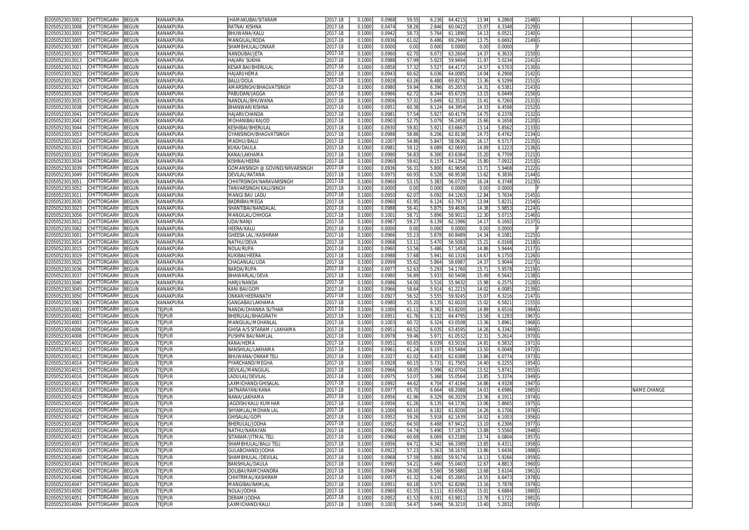| | | | | | | | | | | | | | | | | | |
|---|---|---|---|---|---|---|---|---|---|---|---|---|---|---|---|---|---|
| 02050523013002 | CHITTORGARH | BEGUN | KANAKPURA | JHAMAKUBAI/SITARAM | 2017-18 | 0.1000 | 0.0968 | 59.55 | 6.236 | 64.4215 | 13.94 | 6.2860 | 2148 | G | | | |
| 02050523013008 | CHITTORGARH | BEGUN | KANAKPURA | RATNA/ KISHNA | 2017-18 | 0.1000 | 0.0474 | 58.26 | 2.846 | 60.0422 | 15.07 | 6.3348 | 2129 | G | | | |
| 02050523013003 | CHITTORGARH | BEGUN | KANAKPURA | BHUWANA/KALU | 2017-18 | 0.1000 | 0.0942 | 58.73 | 5.764 | 61.1890 | 14.13 | 6.0521 | 2140 | G | | | |
| 02050523013005 | CHITTORGARH | BEGUN | KANAKPURA | MANGILAL/RODA | 2017-18 | 0.1000 | 0.0936 | 61.02 | 6.486 | 69.2949 | 13.75 | 6.6692 | 2149 | G | | | |
| 02050523013007 | CHITTORGARH | BEGUN | KANAKPURA | SHAMBHULAL/ONKAR | 2017-18 | 0.1000 | 0.0000 | 0.00 | 0.000 | 0.0000 | 0.00 | 0.0000 | | F | | | |
| 02050523013010 | CHITTORGARH | BEGUN | KANAKPURA | NANDUBAI/JETA | 2017-18 | 0.1000 | 0.0960 | 62.70 | 6.073 | 63.2604 | 14.37 | 6.3633 | 2150 | G | | | |
| 02050523013013 | CHITTORGARH | BEGUN | KANAKPURA | HAJARI/ SUKHA | 2017-18 | 0.1000 | 0.0988 | 57.99 | 5.923 | 59.9494 | 11.97 | 5.0234 | 2141 | G | | | |
| 02050523013021 | CHITTORGARH | BEGUN | KANAKPURA | KESAR BAI/BHERULAL | 2017-18 | 0.1000 | 0.0858 | 57.32 | 5.527 | 64.4172 | 14.57 | 6.5703 | 2130 | G | | | |
| 02050523013022 | CHITTORGARH | BEGUN | KANAKPURA | HAJARI/HEMA | 2017-18 | 0.1000 | 0.0943 | 60.62 | 6.036 | 64.0085 | 14.04 | 6.2908 | 2142 | G | | | |
| 02050523013026 | CHITTORGARH | BEGUN | KANAKPURA | BALU/DOLA | 2017-18 | 0.1000 | 0.0928 | 63.26 | 6.480 | 69.8276 | 13.36 | 6.5299 | 2151 | G | | | |
| 02050523013027 | CHITTORGARH | BEGUN | KANAKPURA | AMARSINGH/BHAGVATSINGH | 2017-18 | 0.1000 | 0.0980 | 59.94 | 6.396 | 65.2653 | 14.31 | 6.5381 | 2143 | G | | | |
| 02050523013028 | CHITTORGARH | BEGUN | KANAKPURA | PABUDAN/JAGGA | 2017-18 | 0.1000 | 0.0966 | 62.72 | 6.344 | 65.6729 | 13.15 | 6.0449 | 2156 | G | | | |
| 02050523013035 | CHITTORGARH | BEGUN | KANAKPURA | NANDLAL/BHUWANA | 2017-18 | 0.1000 | 0.0906 | 57.31 | 5.649 | 62.3510 | 15.41 | 6.7260 | 2131 | G | | | |
| 02050523013038 | CHITTORGARH | BEGUN | KANAKPURA | BHANWAR/KISHNA | 2017-18 | 0.1000 | 0.0951 | 60.38 | 6.124 | 64.3954 | 14.33 | 6.4598 | 2152 | G | | | |
| 02050523013041 | CHITTORGARH | BEGUN | KANAKPURA | HAJARI/CHANDA | 2017-18 | 0.1000 | 0.0981 | 57.54 | 5.927 | 60.4179 | 14.75 | 6.2378 | 2132 | G | | | |
| 02050523013043 | CHITTORGARH | BEGUN | KANAKPURA | MOHANIBAI/KAJOD | 2017-18 | 0.1000 | 0.0903 | 52.75 | 5.079 | 56.2458 | 15.66 | 6.1658 | 2120 | G | | | |
| 02050523013044 | CHITTORGARH | BEGUN | KANAKPURA | KESHIBAI/BHERULAL | 2017-18 | 0.1000 | 0.0930 | 59.81 | 5.921 | 63.6667 | 13.14 | 5.8562 | 2133 | G | | | |
| 02050523013053 | CHITTORGARH | BEGUN | KANAKPURA | GYANSINGH/BHAGVATSINGH | 2017-18 | 0.1000 | 0.0988 | 58.86 | 6.206 | 62.8138 | 14.73 | 6.4762 | 2134 | G | | | |
| 02050523013024 | CHITTORGARH | BEGUN | KANAKPURA | MADHU/BALU | 2017-18 | 0.1000 | 0.1007 | 54.86 | 5.847 | 58.0636 | 16.17 | 6.5717 | 2135 | G | | | |
| 02050523013031 | CHITTORGARH | BEGUN | KANAKPURA | KUKA/DAULA | 2017-18 | 0.1000 | 0.0981 | 59.12 | 6.089 | 62.0693 | 14.09 | 6.1223 | 2136 | G | | | |
| 02050523013032 | CHITTORGARH | BEGUN | KANAKPURA | KANA/LAKHAMA | 2017-18 | 0.1000 | 0.0990 | 56.83 | 6.300 | 63.6364 | 15.20 | 6.7709 | 2121 | G | | | |
| 02050523013034 | CHITTORGARH | BEGUN | KANAKPURA | KISHNA/HEERA | 2017-18 | 0.1000 | 0.0960 | 59.61 | 6.157 | 64.1354 | 15.80 | 7.0932 | 2153 | G | | | |
| 02050523013039 | CHITTORGARH | BEGUN | KANAKPURA | GOMANSINGH @ GOVIND/NRVARSINGH | 2017-18 | 0.1000 | 0.0936 | 56.31 | 5.800 | 61.9658 | 13.71 | 5.9468 | 2122 | G | | | |
| 02050523013049 | CHITTORGARH | BEGUN | KANAKPURA | DEVILAL/RATANA | 2017-18 | 0.1000 | 0.0975 | 60.93 | 6.528 | 66.9538 | 13.62 | 6.3836 | 2144 | G | | | |
| 02050523013051 | CHITTORGARH | BEGUN | KANAKPURA | CHHITRSINGH/NARAVARSINGH | 2017-18 | 0.1000 | 0.0960 | 53.15 | 5.383 | 56.0729 | 16.24 | 6.3748 | 2123 | G | | | |
| 02050523013052 | CHITTORGARH | BEGUN | KANAKPURA | TANVARSINGH/KALUSINGH | 2017-18 | 0.1000 | 0.0000 | 0.00 | 0.000 | 0.0000 | 0.00 | 0.0000 | | F | | | |
| 02050523013011 | CHITTORGARH | BEGUN | KANAKPURA | MANGI BAI/ LADU | 2017-18 | 0.1000 | 0.0950 | 62.07 | 6.092 | 64.1263 | 12.84 | 5.7634 | 2145 | G | | | |
| 02050523013030 | CHITTORGARH | BEGUN | KANAKPURA | BADRIBAI/MEGA | 2017-18 | 0.1000 | 0.0960 | 61.95 | 6.124 | 63.7917 | 13.04 | 5.8231 | 2154 | G | | | |
| 02050523013023 | CHITTORGARH | BEGUN | KANAKPURA | SHANTIBAI/NANDALAL | 2017-18 | 0.1000 | 0.0988 | 56.41 | 5.875 | 59.4636 | 14.38 | 5.9853 | 2124 | G | | | |
| 02050523013056 | CHITTORGARH | BEGUN | KANAKPURA | MANGILAL/CHHOGA | 2017-18 | 0.1000 | 0.1001 | 58.71 | 5.896 | 58.9011 | 12.30 | 5.0715 | 2146 | G | | | |
| 02050523013012 | CHITTORGARH | BEGUN | KANAKPURA | UDA/NANJI | 2017-18 | 0.1000 | 0.0987 | 59.27 | 6.139 | 62.1986 | 14.17 | 6.1692 | 2137 | G | | | |
| 02050523013062 | CHITTORGARH | BEGUN | KANAKPURA | HEERA/KALU | 2017-18 | 0.1000 | 0.0000 | 0.00 | 0.000 | 0.0000 | 0.00 | 0.0000 | | F | | | |
| 02050523013001 | CHITTORGARH | BEGUN | KANAKPURA | GHEESA LAL /KASHIRAM | 2017-18 | 0.1000 | 0.0966 | 55.23 | 5.878 | 60.8489 | 14.34 | 6.1081 | 2125 | G | | | |
| 02050523013014 | CHITTORGARH | BEGUN | KANAKPURA | NATHU/DEVA | 2017-18 | 0.1000 | 0.0968 | 53.11 | 5.470 | 56.5083 | 15.21 | 6.0168 | 2118 | G | | | |
| 02050523013015 | CHITTORGARH | BEGUN | KANAKPURA | NOLA/RUPA | 2017-18 | 0.1000 | 0.0960 | 53.56 | 5.486 | 57.1458 | 14.86 | 5.9444 | 2117 | G | | | |
| 02050523013019 | CHITTORGARH | BEGUN | KANAKPURA | KUKIBAI/HEERA | 2017-18 | 0.1000 | 0.0988 | 57.68 | 5.941 | 60.1316 | 14.67 | 6.1750 | 2126 | G | | | |
| 02050523013025 | CHITTORGARH | BEGUN | KANAKPURA | CHAGANLAL/UDA | 2017-18 | 0.1000 | 0.0999 | 55.62 | 5.864 | 58.6987 | 14.37 | 5.9044 | 2127 | G | | | |
| 02050523013036 | CHITTORGARH | BEGUN | KANAKPURA | BARDA/RUPA | 2017-18 | 0.1000 | 0.0977 | 52.63 | 5.293 | 54.1760 | 15.71 | 5.9578 | 2119 | G | | | |
| 02050523013037 | CHITTORGARH | BEGUN | KANAKPURA | BHAWARLAL/DEVA | 2017-18 | 0.1000 | 0.0980 | 56.89 | 5.933 | 60.5408 | 15.49 | 6.5642 | 2138 | G | | | |
| 02050523013040 | CHITTORGARH | BEGUN | KANAKPURA | HARJI/NANDA | 2017-18 | 0.1000 | 0.0986 | 54.00 | 5.516 | 55.9432 | 15.98 | 6.2575 | 2128 | G | | | |
| 02050523013045 | CHITTORGARH | BEGUN | KANAKPURA | KANI BAI/GOPI | 2017-18 | 0.1000 | 0.0966 | 58.64 | 5.914 | 61.2215 | 14.02 | 6.0085 | 2139 | G | | | |
| 02050523013050 | CHITTORGARH | BEGUN | KANAKPURA | ONKAR/HEERANATH | 2017-18 | 0.1000 | 0.0927 | 56.52 | 5.555 | 59.9245 | 15.07 | 6.3216 | 2147 | G | | | |
| 02050523013063 | CHITTORGARH | BEGUN | KANAKPURA | GANGABAI/LAKHAMA | 2017-18 | 0.1000 | 0.0980 | 55.20 | 6.135 | 62.6020 | 15.02 | 6.5821 | 2155 | G | | | |
| 02050523014001 | CHITTORGARH | BEGUN | TEJPUR | NANDA/DHANNA SUTHAR | 2017-18 | 0.1000 | 0.1000 | 61.11 | 6.382 | 63.8200 | 14.89 | 6.6516 | 1984 | G | | | |
| 02050523014002 | CHITTORGARH | BEGUN | TEJPUR | BHERULAL/BHAGIRATH | 2017-18 | 0.1000 | 0.0951 | 61.76 | 6.132 | 64.4795 | 13.58 | 6.1293 | 1967 | G | | | |
| 02050523014003 | CHITTORGARH | BEGUN | TEJPUR | MANGILAL/MOHANLAL | 2017-18 | 0.1000 | 0.1003 | 60.72 | 6.324 | 63.0508 | 13.36 | 5.8961 | 1968 | G | | | |
| 02050523014006 | CHITTORGARH | BEGUN | TEJPUR | GHISA A/S SITARAM / LAKHAMA | 2017-18 | 0.1000 | 0.0951 | 60.52 | 6.035 | 63.4595 | 14.26 | 6.3342 | 1969 | G | | | |
| 02050523014008 | CHITTORGARH | BEGUN | TEJPUR | PUSHPA BAI/RAMLAL | 2017-18 | 0.1000 | 0.0978 | 59.46 | 5.971 | 61.0532 | 12.31 | 5.2614 | 1970 | G | | | |
| 02050523014010 | CHITTORGARH | BEGUN | TEJPUR | KANA/HEMA | 2017-18 | 0.1000 | 0.0951 | 60.65 | 6.039 | 63.5016 | 14.81 | 6.5832 | 1971 | G | | | |
| 02050523014012 | CHITTORGARH | BEGUN | TEJPUR | BANSHILAL/LAKHAMA | 2017-18 | 0.1000 | 0.0961 | 61.24 | 6.107 | 63.5484 | 13.50 | 6.0048 | 1972 | G | | | |
| 02050523014013 | CHITTORGARH | BEGUN | TEJPUR | BHUWANA/ONKAR TELI | 2017-18 | 0.1000 | 0.1027 | 61.02 | 6.433 | 62.6388 | 13.86 | 6.0774 | 1973 | G | | | |
| 02050523014014 | CHITTORGARH | BEGUN | TEJPUR | PYARCHAND/MEGHA | 2017-18 | 0.1000 | 0.0928 | 60.15 | 5.731 | 61.7565 | 14.40 | 6.2255 | 1954 | G | | | |
| 02050523014015 | CHITTORGARH | BEGUN | TEJPUR | DEVILAL/MANGILAL | 2017-18 | 0.1000 | 0.0966 | 58.05 | 5.996 | 62.0704 | 13.52 | 5.8741 | 1955 | G | | | |
| 02050523014016 | CHITTORGARH | BEGUN | TEJPUR | LADULAL/DEVILAL | 2017-18 | 0.1000 | 0.0975 | 53.07 | 5.368 | 55.0564 | 13.85 | 5.3374 | 1949 | G | | | |
| 02050523014017 | CHITTORGARH | BEGUN | TEJPUR | LAXMICHAND/GHISALAL | 2017-18 | 0.1000 | 0.0992 | 44.62 | 4.704 | 47.4194 | 14.86 | 4.9328 | 1947 | G | | | |
| 02050523014018 | CHITTORGARH | BEGUN | TEJPUR | SATNARAYAN/KANA | 2017-18 | 0.1000 | 0.0977 | 65.70 | 6.664 | 68.2088 | 14.03 | 6.6986 | 1985 | G | | | NAME CHANGE |
| 02050523014019 | CHITTORGARH | BEGUN | TEJPUR | NANA/LAKHAMA | 2017-18 | 0.1000 | 0.0956 | 61.96 | 6.329 | 66.2029 | 13.36 | 6.1911 | 1974 | G | | | |
| 02050523014020 | CHITTORGARH | BEGUN | TEJPUR | JAGDISH/KALU KUMHAR | 2017-18 | 0.1000 | 0.0956 | 61.26 | 6.135 | 64.1736 | 13.06 | 5.8665 | 1975 | G | | | |
| 02050523014026 | CHITTORGARH | BEGUN | TEJPUR | SHYAMLAL/MOHAN LAL | 2017-18 | 0.1000 | 0.1000 | 60.10 | 6.182 | 61.8200 | 14.26 | 6.1706 | 1976 | G | | | |
| 02050523014027 | CHITTORGARH | BEGUN | TEJPUR | GHISALAL/GOPI | 2017-18 | 0.1000 | 0.0952 | 59.26 | 5.918 | 62.1639 | 14.02 | 6.1003 | 1956 | G | | | |
| 02050523014028 | CHITTORGARH | BEGUN | TEJPUR | BHERULAL/JODHA | 2017-18 | 0.1000 | 0.0952 | 64.50 | 6.468 | 67.9412 | 13.10 | 6.2306 | 1977 | G | | | |
| 02050523014032 | CHITTORGARH | BEGUN | TEJPUR | NATHU/NARAYAN | 2017-18 | 0.1000 | 0.0960 | 54.74 | 5.490 | 57.1875 | 13.88 | 5.5560 | 1948 | G | | | |
| 02050523014033 | CHITTORGARH | BEGUN | TEJPUR | SITARAM/JITMAL TELI | 2017-18 | 0.1000 | 0.0960 | 60.69 | 6.069 | 63.2188 | 13.74 | 6.0804 | 1957 | G | | | |
| 02050523014037 | CHITTORGARH | BEGUN | TEJPUR | SHAMBHULAL/BALU TELI | 2017-18 | 0.1000 | 0.0956 | 64.71 | 6.342 | 66.3389 | 13.85 | 6.4311 | 1958 | G | | | |
| 02050523014039 | CHITTORGARH | BEGUN | TEJPUR | GULABCHAND/JODHA | 2017-18 | 0.1000 | 0.0922 | 57.23 | 5.363 | 58.1670 | 13.86 | 5.6436 | 1988 | G | | | |
| 02050523014040 | CHITTORGARH | BEGUN | TEJPUR | SHAMBHULAL /DEVILAL | 2017-18 | 0.1000 | 0.0968 | 57.59 | 5.800 | 59.9174 | 14.13 | 5.9266 | 1959 | G | | | |
| 02050523014043 | CHITTORGARH | BEGUN | TEJPUR | BANSHILAL/DAULA | 2017-18 | 0.1000 | 0.0992 | 54.21 | 5.460 | 55.0403 | 12.67 | 4.8813 | 1960 | G | | | |
| 02050523014045 | CHITTORGARH | BEGUN | TEJPUR | DOLIBAI/RAMCHANDRA | 2017-18 | 0.1000 | 0.0949 | 56.00 | 5.560 | 58.5880 | 13.68 | 5.6104 | 1961 | G | | | |
| 02050523014046 | CHITTORGARH | BEGUN | TEJPUR | CHHITRMAL/KASHIRAM | 2017-18 | 0.1000 | 0.0957 | 61.32 | 6.246 | 65.2665 | 14.55 | 6.6473 | 1978 | G | | | |
| 02050523014047 | CHITTORGARH | BEGUN | TEJPUR | MANGIBAI/RAMLAL | 2017-18 | 0.1000 | 0.0951 | 60.18 | 5.975 | 62.8286 | 13.16 | 5.7878 | 1979 | G | | | |
| 02050523014050 | CHITTORGARH | BEGUN | TEJPUR | NOLA/JODHA | 2017-18 | 0.1000 | 0.0960 | 61.55 | 6.111 | 63.6563 | 15.01 | 6.6884 | 1980 | G | | | |
| 02050523014051 | CHITTORGARH | BEGUN | TEJPUR | DERAM/JODHA | 2017-18 | 0.1000 | 0.0952 | 61.53 | 6.091 | 63.9811 | 13.78 | 6.1721 | 1981 | G | | | |
| 02050523014004 | CHITTORGARH | BEGUN | TEJPUR | LAXMICHAND/KALU | 2017-18 | 0.1000 | 0.1003 | 54.47 | 5.649 | 56.3210 | 13.40 | 5.2832 | 1950 | G | | | |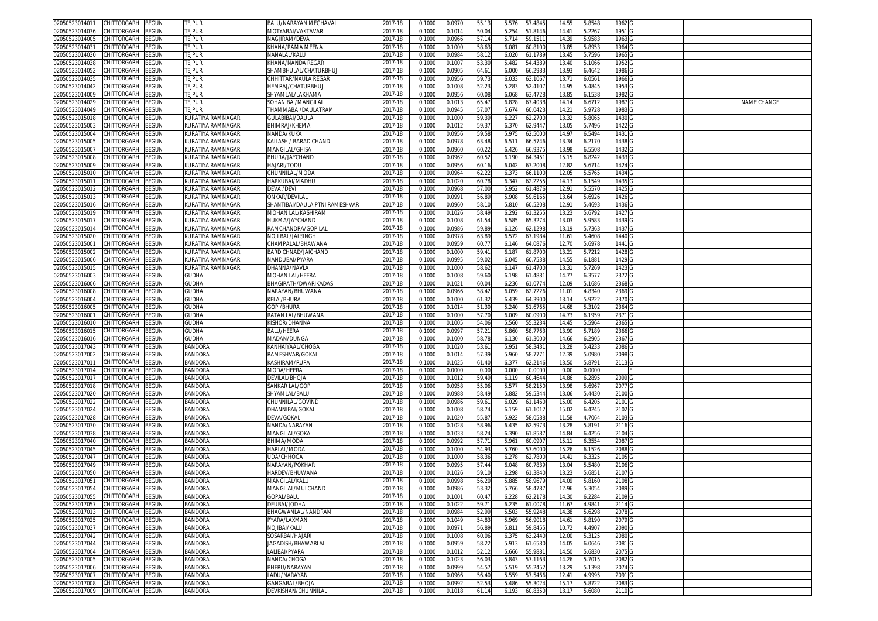| | | | | | | | | | | | | | | | | | | |
|---|---|---|---|---|---|---|---|---|---|---|---|---|---|---|---|---|---|---|
| 02050523014011 | CHITTORGARH | BEGUN | TEJPUR | BALU/NARAYAN MEGHAVAL | 2017-18 | 0.1000 | 0.0970 | 55.13 | 5.576 | 57.4845 | 14.55 | 5.8548 | 1962 | G | | | | |
| 02050523014036 | CHITTORGARH | BEGUN | TEJPUR | MOTYABAI/VAKTAVAR | 2017-18 | 0.1000 | 0.1014 | 50.04 | 5.254 | 51.8146 | 14.41 | 5.2267 | 1951 | G | | | | |
| 02050523014005 | CHITTORGARH | BEGUN | TEJPUR | NAGJIRAM/DEVA | 2017-18 | 0.1000 | 0.0966 | 57.14 | 5.714 | 59.1511 | 14.39 | 5.9583 | 1963 | G | | | | |
| 02050523014031 | CHITTORGARH | BEGUN | TEJPUR | KHANA/RAMA MEENA | 2017-18 | 0.1000 | 0.1000 | 58.63 | 6.081 | 60.8100 | 13.85 | 5.8953 | 1964 | G | | | | |
| 02050523014030 | CHITTORGARH | BEGUN | TEJPUR | NANALAL/KALU | 2017-18 | 0.1000 | 0.0984 | 58.12 | 6.020 | 61.1789 | 13.45 | 5.7596 | 1965 | G | | | | |
| 02050523014038 | CHITTORGARH | BEGUN | TEJPUR | KHANA/NANDA REGAR | 2017-18 | 0.1000 | 0.1007 | 53.30 | 5.482 | 54.4389 | 13.40 | 5.1066 | 1952 | G | | | | |
| 02050523014052 | CHITTORGARH | BEGUN | TEJPUR | SHAMBHULAL/CHATURBHUJ | 2017-18 | 0.1000 | 0.0905 | 64.61 | 6.000 | 66.2983 | 13.93 | 6.4642 | 1986 | G | | | | |
| 02050523014035 | CHITTORGARH | BEGUN | TEJPUR | CHHITTAR/NAULA REGAR | 2017-18 | 0.1000 | 0.0956 | 59.73 | 6.033 | 63.1067 | 13.71 | 6.0561 | 1966 | G | | | | |
| 02050523014042 | CHITTORGARH | BEGUN | TEJPUR | HEMRAJ/CHATURBHUJ | 2017-18 | 0.1000 | 0.1008 | 52.23 | 5.283 | 52.4107 | 14.95 | 5.4845 | 1953 | G | | | | |
| 02050523014009 | CHITTORGARH | BEGUN | TEJPUR | SHYAMLAL/LAKHAMA | 2017-18 | 0.1000 | 0.0956 | 60.08 | 6.068 | 63.4728 | 13.85 | 6.1538 | 1982 | G | | | | |
| 02050523014029 | CHITTORGARH | BEGUN | TEJPUR | SOHANIBAI/MANGILAL | 2017-18 | 0.1000 | 0.1013 | 65.47 | 6.828 | 67.4038 | 14.14 | 6.6712 | 1987 | G | | | | NAME CHANGE |
| 02050523014049 | CHITTORGARH | BEGUN | TEJPUR | THAMMABAI/DAULATRAM | 2017-18 | 0.1000 | 0.0945 | 57.07 | 5.674 | 60.0423 | 14.21 | 5.9728 | 1983 | G | | | | |
| 02050523015018 | CHITTORGARH | BEGUN | KURATIYA RAMNAGAR | GULABIBAI/DAULA | 2017-18 | 0.1000 | 0.1000 | 59.39 | 6.227 | 62.2700 | 13.32 | 5.8065 | 1430 | G | | | | |
| 02050523015003 | CHITTORGARH | BEGUN | KURATIYA RAMNAGAR | BHIMRAJ/KHEMA | 2017-18 | 0.1000 | 0.1012 | 59.37 | 6.370 | 62.9447 | 13.05 | 5.7496 | 1422 | G | | | | |
| 02050523015004 | CHITTORGARH | BEGUN | KURATIYA RAMNAGAR | NANDA/KUKA | 2017-18 | 0.1000 | 0.0956 | 59.58 | 5.975 | 62.5000 | 14.97 | 6.5494 | 1431 | G | | | | |
| 02050523015005 | CHITTORGARH | BEGUN | KURATIYA RAMNAGAR | KAILASH / BARADICHAND | 2017-18 | 0.1000 | 0.0978 | 63.48 | 6.511 | 66.5746 | 13.34 | 6.2170 | 1438 | G | | | | |
| 02050523015007 | CHITTORGARH | BEGUN | KURATIYA RAMNAGAR | MANGILAL/GHISA | 2017-18 | 0.1000 | 0.0960 | 60.22 | 6.426 | 66.9375 | 13.98 | 6.5508 | 1432 | G | | | | |
| 02050523015008 | CHITTORGARH | BEGUN | KURATIYA RAMNAGAR | BHURA/JAYCHAND | 2017-18 | 0.1000 | 0.0962 | 60.52 | 6.190 | 64.3451 | 15.15 | 6.8242 | 1433 | G | | | | |
| 02050523015009 | CHITTORGARH | BEGUN | KURATIYA RAMNAGAR | HAJARI/TODU | 2017-18 | 0.1000 | 0.0956 | 60.16 | 6.042 | 63.2008 | 12.82 | 5.6714 | 1424 | G | | | | |
| 02050523015010 | CHITTORGARH | BEGUN | KURATIYA RAMNAGAR | CHUNNILAL/MODA | 2017-18 | 0.1000 | 0.0964 | 62.22 | 6.373 | 66.1100 | 12.05 | 5.5765 | 1434 | G | | | | |
| 02050523015011 | CHITTORGARH | BEGUN | KURATIYA RAMNAGAR | HARKUBAI/MADHU | 2017-18 | 0.1000 | 0.1020 | 60.78 | 6.347 | 62.2255 | 14.13 | 6.1549 | 1435 | G | | | | |
| 02050523015012 | CHITTORGARH | BEGUN | KURATIYA RAMNAGAR | DEVA /DEVI | 2017-18 | 0.1000 | 0.0968 | 57.00 | 5.952 | 61.4876 | 12.91 | 5.5570 | 1425 | G | | | | |
| 02050523015013 | CHITTORGARH | BEGUN | KURATIYA RAMNAGAR | ONKAR/DEVILAL | 2017-18 | 0.1000 | 0.0991 | 56.89 | 5.908 | 59.6165 | 13.64 | 5.6926 | 1426 | G | | | | |
| 02050523015016 | CHITTORGARH | BEGUN | KURATIYA RAMNAGAR | SHANTIBAI/DAULA PTNI RAMESHVAR | 2017-18 | 0.1000 | 0.0960 | 58.10 | 5.810 | 60.5208 | 12.91 | 5.4693 | 1436 | G | | | | |
| 02050523015019 | CHITTORGARH | BEGUN | KURATIYA RAMNAGAR | MOHAN LAL/KASHIRAM | 2017-18 | 0.1000 | 0.1026 | 58.49 | 6.292 | 61.3255 | 13.23 | 5.6792 | 1427 | G | | | | |
| 02050523015017 | CHITTORGARH | BEGUN | KURATIYA RAMNAGAR | HUKMA/JAYCHAND | 2017-18 | 0.1000 | 0.1008 | 61.54 | 6.585 | 65.3274 | 13.03 | 5.9583 | 1439 | G | | | | |
| 02050523015014 | CHITTORGARH | BEGUN | KURATIYA RAMNAGAR | RAMCHANDRA/GOPILAL | 2017-18 | 0.1000 | 0.0986 | 59.89 | 6.126 | 62.1298 | 13.19 | 5.7363 | 1437 | G | | | | |
| 02050523015020 | CHITTORGARH | BEGUN | KURATIYA RAMNAGAR | NOJI BAI /JAI SINGH | 2017-18 | 0.1000 | 0.0978 | 63.89 | 6.572 | 67.1984 | 11.61 | 5.4608 | 1440 | G | | | | |
| 02050523015001 | CHITTORGARH | BEGUN | KURATIYA RAMNAGAR | CHAMPALAL/BHAWANA | 2017-18 | 0.1000 | 0.0959 | 60.77 | 6.146 | 64.0876 | 12.70 | 5.6978 | 1441 | G | | | | |
| 02050523015002 | CHITTORGARH | BEGUN | KURATIYA RAMNAGAR | BARDICHNAD/JAICHAND | 2017-18 | 0.1000 | 0.1000 | 59.41 | 6.187 | 61.8700 | 13.21 | 5.7212 | 1428 | G | | | | |
| 02050523015006 | CHITTORGARH | BEGUN | KURATIYA RAMNAGAR | NANDUBAI/PYARA | 2017-18 | 0.1000 | 0.0995 | 59.02 | 6.045 | 60.7538 | 14.55 | 6.1881 | 1429 | G | | | | |
| 02050523015015 | CHITTORGARH | BEGUN | KURATIYA RAMNAGAR | DHANNA/NAVLA | 2017-18 | 0.1000 | 0.1000 | 58.62 | 6.147 | 61.4700 | 13.31 | 5.7269 | 1423 | G | | | | |
| 02050523016003 | CHITTORGARH | BEGUN | GUDHA | MOHAN LAL/HEERA | 2017-18 | 0.1000 | 0.1008 | 59.60 | 6.198 | 61.4881 | 14.77 | 6.3577 | 2372 | G | | | | |
| 02050523016006 | CHITTORGARH | BEGUN | GUDHA | BHAGIRATH/DWARIKADAS | 2017-18 | 0.1000 | 0.1021 | 60.04 | 6.236 | 61.0774 | 12.09 | 5.1686 | 2368 | G | | | | |
| 02050523016008 | CHITTORGARH | BEGUN | GUDHA | NARAYAN/BHUWANA | 2017-18 | 0.1000 | 0.0966 | 58.42 | 6.059 | 62.7226 | 11.01 | 4.8340 | 2369 | G | | | | |
| 02050523016004 | CHITTORGARH | BEGUN | GUDHA | KELA /BHURA | 2017-18 | 0.1000 | 0.1000 | 61.32 | 6.439 | 64.3900 | 13.14 | 5.9222 | 2370 | G | | | | |
| 02050523016005 | CHITTORGARH | BEGUN | GUDHA | GOPI/BHURA | 2017-18 | 0.1000 | 0.1014 | 51.30 | 5.240 | 51.6765 | 14.68 | 5.3102 | 2364 | G | | | | |
| 02050523016001 | CHITTORGARH | BEGUN | GUDHA | RATAN LAL/BHUWANA | 2017-18 | 0.1000 | 0.1000 | 57.70 | 6.009 | 60.0900 | 14.73 | 6.1959 | 2371 | G | | | | |
| 02050523016010 | CHITTORGARH | BEGUN | GUDHA | KISHOR/DHANNA | 2017-18 | 0.1000 | 0.1005 | 54.06 | 5.560 | 55.3234 | 14.45 | 5.5964 | 2365 | G | | | | |
| 02050523016015 | CHITTORGARH | BEGUN | GUDHA | BALU/HEERA | 2017-18 | 0.1000 | 0.0997 | 57.21 | 5.860 | 58.7763 | 13.90 | 5.7189 | 2366 | G | | | | |
| 02050523016016 | CHITTORGARH | BEGUN | GUDHA | MADAN/DUNGA | 2017-18 | 0.1000 | 0.1000 | 58.78 | 6.130 | 61.3000 | 14.66 | 6.2905 | 2367 | G | | | | |
| 02050523017043 | CHITTORGARH | BEGUN | BANDORA | KANHAIYAAL/CHOGA | 2017-18 | 0.1000 | 0.1020 | 53.61 | 5.951 | 58.3431 | 13.28 | 5.4233 | 2086 | G | | | | |
| 02050523017002 | CHITTORGARH | BEGUN | BANDORA | RAMESHVAR/GOKAL | 2017-18 | 0.1000 | 0.1014 | 57.39 | 5.960 | 58.7771 | 12.39 | 5.0980 | 2098 | G | | | | |
| 02050523017011 | CHITTORGARH | BEGUN | BANDORA | KASHIRAM/RUPA | 2017-18 | 0.1000 | 0.1025 | 61.40 | 6.377 | 62.2146 | 13.50 | 5.8791 | 2113 | G | | | | |
| 02050523017014 | CHITTORGARH | BEGUN | BANDORA | MODA/HEERA | 2017-18 | 0.1000 | 0.0000 | 0.00 | 0.000 | 0.0000 | 0.00 | 0.0000 | | F | | | | |
| 02050523017017 | CHITTORGARH | BEGUN | BANDORA | DEVILAL/BHOJA | 2017-18 | 0.1000 | 0.1012 | 59.49 | 6.119 | 60.4644 | 14.86 | 6.2895 | 2099 | G | | | | |
| 02050523017018 | CHITTORGARH | BEGUN | BANDORA | SANKAR LAL/GOPI | 2017-18 | 0.1000 | 0.0958 | 55.06 | 5.577 | 58.2150 | 13.98 | 5.6967 | 2077 | G | | | | |
| 02050523017020 | CHITTORGARH | BEGUN | BANDORA | SHYAMLAL/BALU | 2017-18 | 0.1000 | 0.0988 | 58.49 | 5.882 | 59.5344 | 13.06 | 5.4430 | 2100 | G | | | | |
| 02050523017022 | CHITTORGARH | BEGUN | BANDORA | CHUNNILAL/GOVIND | 2017-18 | 0.1000 | 0.0986 | 59.61 | 6.029 | 61.1460 | 15.00 | 6.4205 | 2101 | G | | | | |
| 02050523017024 | CHITTORGARH | BEGUN | BANDORA | DHANNIBAI/GOKAL | 2017-18 | 0.1000 | 0.1008 | 58.74 | 6.159 | 61.1012 | 15.02 | 6.4245 | 2102 | G | | | | |
| 02050523017028 | CHITTORGARH | BEGUN | BANDORA | DEVA/GOKAL | 2017-18 | 0.1000 | 0.1020 | 55.87 | 5.922 | 58.0588 | 11.58 | 4.7064 | 2103 | G | | | | |
| 02050523017030 | CHITTORGARH | BEGUN | BANDORA | NANDA/NARAYAN | 2017-18 | 0.1000 | 0.1028 | 58.96 | 6.435 | 62.5973 | 13.28 | 5.8191 | 2116 | G | | | | |
| 02050523017038 | CHITTORGARH | BEGUN | BANDORA | MANGILAL/GOKAL | 2017-18 | 0.1000 | 0.1033 | 58.24 | 6.390 | 61.8587 | 14.84 | 6.4256 | 2104 | G | | | | |
| 02050523017040 | CHITTORGARH | BEGUN | BANDORA | BHIMA/MODA | 2017-18 | 0.1000 | 0.0992 | 57.71 | 5.961 | 60.0907 | 15.11 | 6.3554 | 2087 | G | | | | |
| 02050523017045 | CHITTORGARH | BEGUN | BANDORA | HARLAL/MODA | 2017-18 | 0.1000 | 0.1000 | 54.93 | 5.760 | 57.6000 | 15.26 | 6.1526 | 2088 | G | | | | |
| 02050523017047 | CHITTORGARH | BEGUN | BANDORA | UDA/CHHOGA | 2017-18 | 0.1000 | 0.1000 | 58.36 | 6.278 | 62.7800 | 14.41 | 6.3325 | 2105 | G | | | | |
| 02050523017049 | CHITTORGARH | BEGUN | BANDORA | NARAYAN/POKHAR | 2017-18 | 0.1000 | 0.0995 | 57.44 | 6.048 | 60.7839 | 13.04 | 5.5480 | 2106 | G | | | | |
| 02050523017050 | CHITTORGARH | BEGUN | BANDORA | HARDEV/BHUWANA | 2017-18 | 0.1000 | 0.1026 | 59.10 | 6.298 | 61.3840 | 13.23 | 5.6851 | 2107 | G | | | | |
| 02050523017051 | CHITTORGARH | BEGUN | BANDORA | MANGILAL/KALU | 2017-18 | 0.1000 | 0.0998 | 56.20 | 5.885 | 58.9679 | 14.09 | 5.8160 | 2108 | G | | | | |
| 02050523017054 | CHITTORGARH | BEGUN | BANDORA | MANGILAL/MULCHAND | 2017-18 | 0.1000 | 0.0986 | 53.32 | 5.766 | 58.4787 | 12.96 | 5.3054 | 2089 | G | | | | |
| 02050523017055 | CHITTORGARH | BEGUN | BANDORA | GOPAL/BALU | 2017-18 | 0.1000 | 0.1001 | 60.47 | 6.228 | 62.2178 | 14.30 | 6.2284 | 2109 | G | | | | |
| 02050523017057 | CHITTORGARH | BEGUN | BANDORA | DEUBAI/JODHA | 2017-18 | 0.1000 | 0.1022 | 59.71 | 6.235 | 61.0078 | 11.67 | 4.9841 | 2114 | G | | | | |
| 02050523017013 | CHITTORGARH | BEGUN | BANDORA | BHAGWANLAL/NANDRAM | 2017-18 | 0.1000 | 0.0984 | 52.99 | 5.503 | 55.9248 | 14.38 | 5.6298 | 2078 | G | | | | |
| 02050523017025 | CHITTORGARH | BEGUN | BANDORA | PYARA/LAXMAN | 2017-18 | 0.1000 | 0.1049 | 54.83 | 5.969 | 56.9018 | 14.61 | 5.8190 | 2079 | G | | | | |
| 02050523017037 | CHITTORGARH | BEGUN | BANDORA | NOJIBAI/KALU | 2017-18 | 0.1000 | 0.0971 | 56.89 | 5.811 | 59.8455 | 10.72 | 4.4907 | 2090 | G | | | | |
| 02050523017042 | CHITTORGARH | BEGUN | BANDORA | SOSARBAI/HAJARI | 2017-18 | 0.1000 | 0.1008 | 60.06 | 6.375 | 63.2440 | 12.00 | 5.3125 | 2080 | G | | | | |
| 02050523017044 | CHITTORGARH | BEGUN | BANDORA | JAGADISH/BHAWARLAL | 2017-18 | 0.1000 | 0.0959 | 58.22 | 5.913 | 61.6580 | 14.05 | 6.0646 | 2081 | G | | | | |
| 02050523017004 | CHITTORGARH | BEGUN | BANDORA | LALIBAI/PYARA | 2017-18 | 0.1000 | 0.1012 | 52.12 | 5.666 | 55.9881 | 14.50 | 5.6830 | 2075 | G | | | | |
| 02050523017005 | CHITTORGARH | BEGUN | BANDORA | NANDA/CHOGA | 2017-18 | 0.1000 | 0.1023 | 56.03 | 5.843 | 57.1163 | 14.26 | 5.7015 | 2082 | G | | | | |
| 02050523017006 | CHITTORGARH | BEGUN | BANDORA | BHERU/NARAYAN | 2017-18 | 0.1000 | 0.0999 | 54.57 | 5.519 | 55.2452 | 13.29 | 5.1398 | 2074 | G | | | | |
| 02050523017007 | CHITTORGARH | BEGUN | BANDORA | LADU/NARAYAN | 2017-18 | 0.1000 | 0.0966 | 56.40 | 5.559 | 57.5466 | 12.41 | 4.9995 | 2091 | G | | | | |
| 02050523017008 | CHITTORGARH | BEGUN | BANDORA | GANGABAI /BHOJA | 2017-18 | 0.1000 | 0.0992 | 52.53 | 5.486 | 55.3024 | 15.17 | 5.8722 | 2083 | G | | | | |
| 02050523017009 | CHITTORGARH | BEGUN | BANDORA | DEVKISHAN/CHUNNILAL | 2017-18 | 0.1000 | 0.1018 | 61.14 | 6.193 | 60.8350 | 13.17 | 5.6080 | 2110 | G | | | | |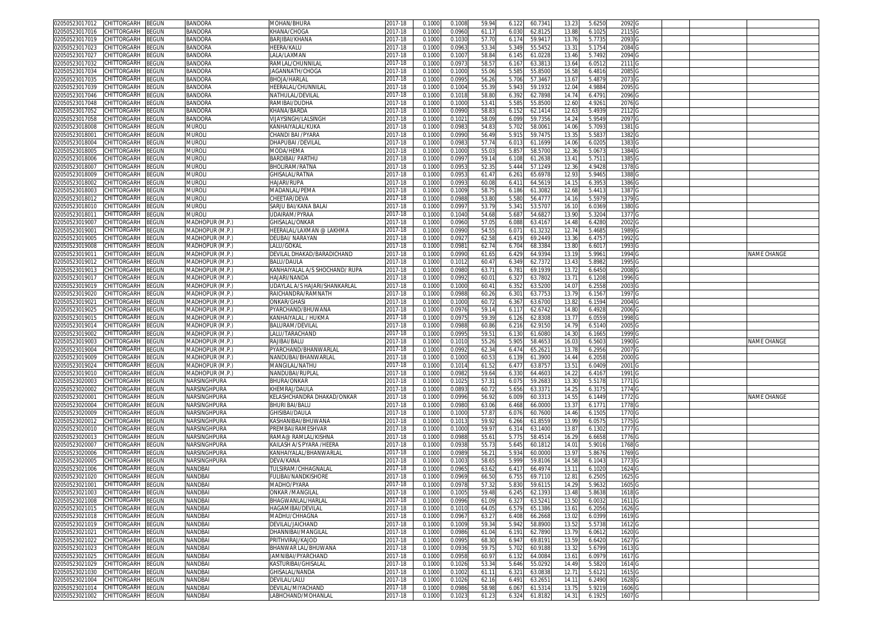| | | | | | | | | | | | | | | | | |
|---|---|---|---|---|---|---|---|---|---|---|---|---|---|---|---|---|
| 02050523017012 | CHITTORGARH | BEGUN | BANDORA | MOHAN/BHURA | 2017-18 | 0.1000 | 0.1008 | 59.94 | 6.122 | 60.7341 | 13.23 | 5.6250 | 2092 | G | | |
| 02050523017016 | CHITTORGARH | BEGUN | BANDORA | KHANA/CHOGA | 2017-18 | 0.1000 | 0.0960 | 61.17 | 6.030 | 62.8125 | 13.88 | 6.1025 | 2115 | G | | |
| 02050523017019 | CHITTORGARH | BEGUN | BANDORA | BARJIBAI/KHANA | 2017-18 | 0.1000 | 0.1030 | 57.70 | 6.174 | 59.9417 | 13.76 | 5.7735 | 2093 | G | | |
| 02050523017023 | CHITTORGARH | BEGUN | BANDORA | HEERA/KALU | 2017-18 | 0.1000 | 0.0963 | 53.34 | 5.349 | 55.5452 | 13.31 | 5.1754 | 2084 | G | | |
| 02050523017027 | CHITTORGARH | BEGUN | BANDORA | LALA/LAXMAN | 2017-18 | 0.1000 | 0.1007 | 58.84 | 6.145 | 61.0228 | 13.46 | 5.7492 | 2094 | G | | |
| 02050523017032 | CHITTORGARH | BEGUN | BANDORA | RAMLAL/CHUNNILAL | 2017-18 | 0.1000 | 0.0973 | 58.57 | 6.167 | 63.3813 | 13.64 | 6.0512 | 2111 | G | | |
| 02050523017034 | CHITTORGARH | BEGUN | BANDORA | JAGANNATH/CHOGA | 2017-18 | 0.1000 | 0.1000 | 55.06 | 5.585 | 55.8500 | 16.58 | 6.4816 | 2085 | G | | |
| 02050523017035 | CHITTORGARH | BEGUN | BANDORA | BHOJA/HARLAL | 2017-18 | 0.1000 | 0.0995 | 56.26 | 5.706 | 57.3467 | 13.67 | 5.4879 | 2073 | G | | |
| 02050523017039 | CHITTORGARH | BEGUN | BANDORA | HEERALAL/CHUNNILAL | 2017-18 | 0.1000 | 0.1004 | 55.39 | 5.943 | 59.1932 | 12.04 | 4.9884 | 2095 | G | | |
| 02050523017046 | CHITTORGARH | BEGUN | BANDORA | NATHULAL/DEVILAL | 2017-18 | 0.1000 | 0.1018 | 58.80 | 6.392 | 62.7898 | 14.74 | 6.4791 | 2096 | G | | |
| 02050523017048 | CHITTORGARH | BEGUN | BANDORA | RAMIBAI/DUDHA | 2017-18 | 0.1000 | 0.1000 | 53.41 | 5.585 | 55.8500 | 12.60 | 4.9261 | 2076 | G | | |
| 02050523017052 | CHITTORGARH | BEGUN | BANDORA | KHANA/BARDA | 2017-18 | 0.1000 | 0.0990 | 58.83 | 6.152 | 62.1414 | 12.63 | 5.4939 | 2112 | G | | |
| 02050523017058 | CHITTORGARH | BEGUN | BANDORA | VIJAYSINGH/LALSINGH | 2017-18 | 0.1000 | 0.1021 | 58.09 | 6.099 | 59.7356 | 14.24 | 5.9549 | 2097 | G | | |
| 02050523018008 | CHITTORGARH | BEGUN | MUROLI | KANHAIYALAL/KUKA | 2017-18 | 0.1000 | 0.0983 | 54.83 | 5.702 | 58.0061 | 14.06 | 5.7093 | 1381 | G | | |
| 02050523018001 | CHITTORGARH | BEGUN | MUROLI | CHANDI BAI /PYARA | 2017-18 | 0.1000 | 0.0990 | 56.49 | 5.915 | 59.7475 | 13.35 | 5.5837 | 1382 | G | | |
| 02050523018004 | CHITTORGARH | BEGUN | MUROLI | DHAPUBAI /DEVILAL | 2017-18 | 0.1000 | 0.0983 | 57.74 | 6.013 | 61.1699 | 14.06 | 6.0205 | 1383 | G | | |
| 02050523018005 | CHITTORGARH | BEGUN | MUROLI | MODA/HEMA | 2017-18 | 0.1000 | 0.1000 | 55.03 | 5.857 | 58.5700 | 12.36 | 5.0673 | 1384 | G | | |
| 02050523018006 | CHITTORGARH | BEGUN | MUROLI | BARDIBAI/ PARTHU | 2017-18 | 0.1000 | 0.0997 | 59.14 | 6.108 | 61.2638 | 13.41 | 5.7511 | 1385 | G | | |
| 02050523018007 | CHITTORGARH | BEGUN | MUROLI | BHOLIRAM/RATNA | 2017-18 | 0.1000 | 0.0953 | 52.35 | 5.444 | 57.1249 | 12.36 | 4.9428 | 1378 | G | | |
| 02050523018009 | CHITTORGARH | BEGUN | MUROLI | GHISALAL/RATNA | 2017-18 | 0.1000 | 0.0953 | 61.47 | 6.261 | 65.6978 | 12.93 | 5.9465 | 1388 | G | | |
| 02050523018002 | CHITTORGARH | BEGUN | MUROLI | HAJARI/RUPA | 2017-18 | 0.1000 | 0.0993 | 60.08 | 6.411 | 64.5619 | 14.15 | 6.3953 | 1386 | G | | |
| 02050523018003 | CHITTORGARH | BEGUN | MUROLI | MADANLAL/PEMA | 2017-18 | 0.1000 | 0.1009 | 58.75 | 6.186 | 61.3082 | 12.68 | 5.4413 | 1387 | G | | |
| 02050523018012 | CHITTORGARH | BEGUN | MUROLI | CHEETAR/DEVA | 2017-18 | 0.1000 | 0.0988 | 53.80 | 5.580 | 56.4777 | 14.16 | 5.5979 | 1379 | G | | |
| 02050523018010 | CHITTORGARH | BEGUN | MUROLI | SARJU BAI/KANA BALAI | 2017-18 | 0.1000 | 0.0997 | 53.79 | 5.341 | 53.5707 | 16.10 | 6.0369 | 1380 | G | | |
| 02050523018011 | CHITTORGARH | BEGUN | MUROLI | UDAIRAM/PYRAA | 2017-18 | 0.1000 | 0.1040 | 54.68 | 5.687 | 54.6827 | 13.90 | 5.3204 | 1377 | G | | |
| 02050523019007 | CHITTORGARH | BEGUN | MADHOPUR (M.P.) | GHISALAL/ONKAR | 2017-18 | 0.1000 | 0.0960 | 57.05 | 6.088 | 63.4167 | 14.48 | 6.4280 | 2002 | G | | |
| 02050523019001 | CHITTORGARH | BEGUN | MADHOPUR (M.P.) | HEERALAL/LAXMAN @ LAKHMA | 2017-18 | 0.1000 | 0.0990 | 54.55 | 6.071 | 61.3232 | 12.74 | 5.4685 | 1989 | G | | |
| 02050523019005 | CHITTORGARH | BEGUN | MADHOPUR (M.P.) | DEUBAI/ NARAYAN | 2017-18 | 0.1000 | 0.0927 | 62.58 | 6.419 | 69.2449 | 13.36 | 6.4757 | 1992 | G | | |
| 02050523019008 | CHITTORGARH | BEGUN | MADHOPUR (M.P.) | LALU/GOKAL | 2017-18 | 0.1000 | 0.0981 | 62.74 | 6.704 | 68.3384 | 13.80 | 6.6017 | 1993 | G | | |
| 02050523019011 | CHITTORGARH | BEGUN | MADHOPUR (M.P.) | DEVILAL DHAKAD/BARADICHAND | 2017-18 | 0.1000 | 0.0990 | 61.65 | 6.429 | 64.9394 | 13.19 | 5.9961 | 1994 | G | | NAME CHANGE |
| 02050523019012 | CHITTORGARH | BEGUN | MADHOPUR (M.P.) | BALU/DAULA | 2017-18 | 0.1000 | 0.1012 | 60.47 | 6.349 | 62.7372 | 13.43 | 5.8982 | 1995 | G | | |
| 02050523019013 | CHITTORGARH | BEGUN | MADHOPUR (M.P.) | KANHAIYALAL A/S SHOCHAND/ RUPA | 2017-18 | 0.1000 | 0.0980 | 63.71 | 6.781 | 69.1939 | 13.72 | 6.6450 | 2008 | G | | |
| 02050523019017 | CHITTORGARH | BEGUN | MADHOPUR (M.P.) | HAJARI/NANDA | 2017-18 | 0.1000 | 0.0992 | 60.01 | 6.327 | 63.7802 | 13.71 | 6.1208 | 1996 | G | | |
| 02050523019019 | CHITTORGARH | BEGUN | MADHOPUR (M.P.) | UDAYLAL A/S HAJARI/SHANKARLAL | 2017-18 | 0.1000 | 0.1000 | 60.41 | 6.352 | 63.5200 | 14.07 | 6.2558 | 2003 | G | | |
| 02050523019020 | CHITTORGARH | BEGUN | MADHOPUR (M.P.) | RAICHANDRA/RAMNATH | 2017-18 | 0.1000 | 0.0988 | 60.26 | 6.301 | 63.7753 | 13.79 | 6.1567 | 1997 | G | | |
| 02050523019021 | CHITTORGARH | BEGUN | MADHOPUR (M.P.) | ONKAR/GHASI | 2017-18 | 0.1000 | 0.1000 | 60.72 | 6.367 | 63.6700 | 13.82 | 6.1594 | 2004 | G | | |
| 02050523019025 | CHITTORGARH | BEGUN | MADHOPUR (M.P.) | PYARCHAND/BHUWANA | 2017-18 | 0.1000 | 0.0976 | 59.14 | 6.117 | 62.6742 | 14.80 | 6.4928 | 2006 | G | | |
| 02050523019015 | CHITTORGARH | BEGUN | MADHOPUR (M.P.) | KANHAIYALAL / HUKMA | 2017-18 | 0.1000 | 0.0975 | 59.39 | 6.126 | 62.8308 | 13.77 | 6.0559 | 1998 | G | | |
| 02050523019014 | CHITTORGARH | BEGUN | MADHOPUR (M.P.) | BALURAM/DEVILAL | 2017-18 | 0.1000 | 0.0988 | 60.86 | 6.216 | 62.9150 | 14.79 | 6.5140 | 2005 | G | | |
| 02050523019002 | CHITTORGARH | BEGUN | MADHOPUR (M.P.) | LALU/TARACHAND | 2017-18 | 0.1000 | 0.0995 | 59.51 | 6.130 | 61.6080 | 14.30 | 6.1665 | 1999 | G | | |
| 02050523019003 | CHITTORGARH | BEGUN | MADHOPUR (M.P.) | RAJIBAI/BALU | 2017-18 | 0.1000 | 0.1010 | 55.26 | 5.905 | 58.4653 | 16.03 | 6.5603 | 1990 | G | | NAME CHANGE |
| 02050523019004 | CHITTORGARH | BEGUN | MADHOPUR (M.P.) | PYARCHAND/BHANWARLAL | 2017-18 | 0.1000 | 0.0992 | 62.34 | 6.474 | 65.2621 | 13.78 | 6.2956 | 2007 | G | | |
| 02050523019009 | CHITTORGARH | BEGUN | MADHOPUR (M.P.) | NANDUBAI/BHANWARLAL | 2017-18 | 0.1000 | 0.1000 | 60.53 | 6.139 | 61.3900 | 14.44 | 6.2058 | 2000 | G | | |
| 02050523019024 | CHITTORGARH | BEGUN | MADHOPUR (M.P.) | MANGILAL/NATHU | 2017-18 | 0.1000 | 0.1014 | 61.52 | 6.477 | 63.8757 | 13.51 | 6.0409 | 2001 | G | | |
| 02050523019010 | CHITTORGARH | BEGUN | MADHOPUR (M.P.) | NANDUBAI/RUPLAL | 2017-18 | 0.1000 | 0.0982 | 59.64 | 6.330 | 64.4603 | 14.22 | 6.4167 | 1991 | G | | |
| 02050523020003 | CHITTORGARH | BEGUN | NARSINGHPURA | BHURA/ONKAR | 2017-18 | 0.1000 | 0.1025 | 57.31 | 6.075 | 59.2683 | 13.30 | 5.5178 | 1771 | G | | |
| 02050523020002 | CHITTORGARH | BEGUN | NARSINGHPURA | KHEMRAJ/DAULA | 2017-18 | 0.1000 | 0.0893 | 60.72 | 5.656 | 63.3371 | 14.25 | 6.3175 | 1774 | G | | |
| 02050523020001 | CHITTORGARH | BEGUN | NARSINGHPURA | KELASHCHANDRA DHAKAD/ONKAR | 2017-18 | 0.1000 | 0.0996 | 56.92 | 6.009 | 60.3313 | 14.55 | 6.1449 | 1772 | G | | NAME CHANGE |
| 02050523020004 | CHITTORGARH | BEGUN | NARSINGHPURA | BHURI BAI/BALU | 2017-18 | 0.1000 | 0.0980 | 63.06 | 6.468 | 66.0000 | 13.37 | 6.1771 | 1778 | G | | |
| 02050523020009 | CHITTORGARH | BEGUN | NARSINGHPURA | GHISIBAI/DAULA | 2017-18 | 0.1000 | 0.1000 | 57.87 | 6.076 | 60.7600 | 14.46 | 6.1505 | 1770 | G | | |
| 02050523020012 | CHITTORGARH | BEGUN | NARSINGHPURA | KASHANIBAI/BHUWANA | 2017-18 | 0.1000 | 0.1013 | 59.92 | 6.266 | 61.8559 | 13.99 | 6.0575 | 1775 | G | | |
| 02050523020010 | CHITTORGARH | BEGUN | NARSINGHPURA | PREMBAI/RAMESHVAR | 2017-18 | 0.1000 | 0.1000 | 59.97 | 6.314 | 63.1400 | 13.87 | 6.1302 | 1777 | G | | |
| 02050523020013 | CHITTORGARH | BEGUN | NARSINGHPURA | RAMA@ RAMLAL/KISHNA | 2017-18 | 0.1000 | 0.0988 | 55.61 | 5.775 | 58.4514 | 16.29 | 6.6658 | 1776 | G | | |
| 02050523020007 | CHITTORGARH | BEGUN | NARSINGHPURA | KAILASH A/S PYARA /HEERA | 2017-18 | 0.1000 | 0.0938 | 55.73 | 5.645 | 60.1812 | 14.01 | 5.9016 | 1768 | G | | |
| 02050523020006 | CHITTORGARH | BEGUN | NARSINGHPURA | KANHAIYALAL/BHANWARLAL | 2017-18 | 0.1000 | 0.0989 | 56.21 | 5.934 | 60.0000 | 13.97 | 5.8676 | 1769 | G | | |
| 02050523020005 | CHITTORGARH | BEGUN | NARSINGHPURA | DEVA/KANA | 2017-18 | 0.1000 | 0.1003 | 58.65 | 5.999 | 59.8106 | 14.58 | 6.1043 | 1773 | G | | |
| 02050523021006 | CHITTORGARH | BEGUN | NANDBAI | TULSIRAM/CHHAGNALAL | 2017-18 | 0.1000 | 0.0965 | 63.62 | 6.417 | 66.4974 | 13.11 | 6.1020 | 1624 | G | | |
| 02050523021020 | CHITTORGARH | BEGUN | NANDBAI | FULIBAI/NANDKISHORE | 2017-18 | 0.1000 | 0.0969 | 66.50 | 6.755 | 69.7110 | 12.81 | 6.2505 | 1625 | G | | |
| 02050523021001 | CHITTORGARH | BEGUN | NANDBAI | MADHO/PYARA | 2017-18 | 0.1000 | 0.0978 | 57.32 | 5.830 | 59.6115 | 14.29 | 5.9632 | 1605 | G | | |
| 02050523021003 | CHITTORGARH | BEGUN | NANDBAI | ONKAR /MANGILAL | 2017-18 | 0.1000 | 0.1005 | 59.48 | 6.245 | 62.1393 | 13.48 | 5.8638 | 1618 | G | | |
| 02050523021008 | CHITTORGARH | BEGUN | NANDBAI | BHAGWANLAL/HARLAL | 2017-18 | 0.1000 | 0.0996 | 61.09 | 6.327 | 63.5241 | 13.50 | 6.0032 | 1611 | G | | |
| 02050523021015 | CHITTORGARH | BEGUN | NANDBAI | HAGAMIBAI/DEVILAL | 2017-18 | 0.1000 | 0.1010 | 64.05 | 6.579 | 65.1386 | 13.61 | 6.2056 | 1626 | G | | |
| 02050523021018 | CHITTORGARH | BEGUN | NANDBAI | MADHU/CHHAGNA | 2017-18 | 0.1000 | 0.0967 | 63.27 | 6.408 | 66.2668 | 13.02 | 6.0399 | 1619 | G | | |
| 02050523021019 | CHITTORGARH | BEGUN | NANDBAI | DEVILAL/JAICHAND | 2017-18 | 0.1000 | 0.1009 | 59.34 | 5.942 | 58.8900 | 13.52 | 5.5738 | 1612 | G | | |
| 02050523021021 | CHITTORGARH | BEGUN | NANDBAI | DHANNIBAI/MANGILAL | 2017-18 | 0.1000 | 0.0986 | 61.04 | 6.191 | 62.7890 | 13.79 | 6.0612 | 1620 | G | | |
| 02050523021022 | CHITTORGARH | BEGUN | NANDBAI | PRITHVIRAJ/KAJOD | 2017-18 | 0.1000 | 0.0995 | 68.30 | 6.947 | 69.8191 | 13.59 | 6.6420 | 1627 | G | | |
| 02050523021023 | CHITTORGARH | BEGUN | NANDBAI | BHANWAR LAL/BHUWANA | 2017-18 | 0.1000 | 0.0936 | 59.75 | 5.702 | 60.9188 | 13.32 | 5.6799 | 1613 | G | | |
| 02050523021025 | CHITTORGARH | BEGUN | NANDBAI | JAMNIBAI/PYARCHAND | 2017-18 | 0.1000 | 0.0958 | 60.97 | 6.132 | 64.0084 | 13.61 | 6.0979 | 1617 | G | | |
| 02050523021029 | CHITTORGARH | BEGUN | NANDBAI | KASTURIBAI/GHISALAL | 2017-18 | 0.1000 | 0.1026 | 53.34 | 5.646 | 55.0292 | 14.49 | 5.5820 | 1614 | G | | |
| 02050523021030 | CHITTORGARH | BEGUN | NANDBAI | GHISALAL/NANDA | 2017-18 | 0.1000 | 0.1002 | 61.11 | 6.321 | 63.0838 | 12.71 | 5.6121 | 1615 | G | | |
| 02050523021004 | CHITTORGARH | BEGUN | NANDBAI | DEVILAL/LALU | 2017-18 | 0.1000 | 0.1026 | 62.16 | 6.491 | 63.2651 | 14.11 | 6.2490 | 1628 | G | | |
| 02050523021014 | CHITTORGARH | BEGUN | NANDBAI | DEVILAL/MIYACHAND | 2017-18 | 0.1000 | 0.0986 | 58.98 | 6.067 | 61.5314 | 13.75 | 5.9219 | 1606 | G | | |
| 02050523021002 | CHITTORGARH | BEGUN | NANDBAI | LABHCHAND/MOHANLAL | 2017-18 | 0.1000 | 0.1023 | 61.23 | 6.324 | 61.8182 | 14.31 | 6.1925 | 1607 | G | | |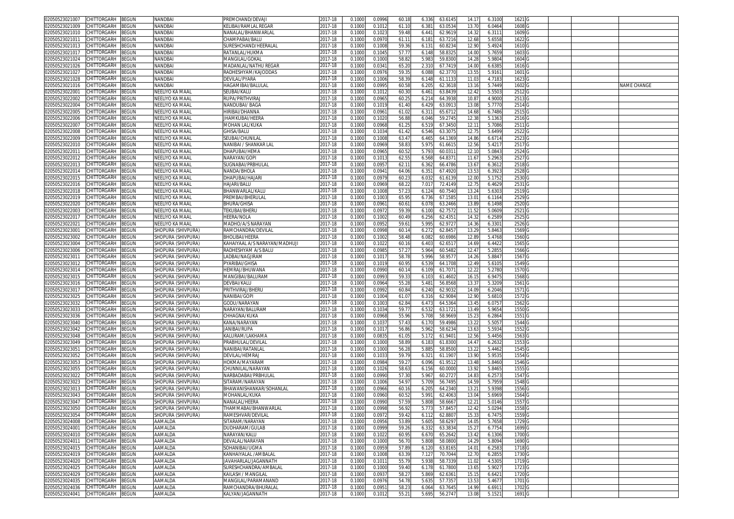| | | | | | | | | | | | | | | | | |
|---|---|---|---|---|---|---|---|---|---|---|---|---|---|---|---|---|
| 02050523021007 | CHITTORGARH | BEGUN | NANDBAI | PREMCHAND/DEVAJI | 2017-18 | 0.1000 | 0.0996 | 60.18 | 6.336 | 63.6145 | 14.17 | 6.3100 | 1621 | G | | |
| 02050523021009 | CHITTORGARH | BEGUN | NANDBAI | KELIBAI/RAMLAL REGAR | 2017-18 | 0.1000 | 0.1012 | 61.10 | 6.381 | 63.0534 | 13.70 | 6.0464 | 1608 | G | | |
| 02050523021010 | CHITTORGARH | BEGUN | NANDBAI | NANALAL/BHANWARLAL | 2017-18 | 0.1000 | 0.1023 | 59.48 | 6.441 | 62.9619 | 14.32 | 6.3111 | 1609 | G | | |
| 02050523021011 | CHITTORGARH | BEGUN | NANDBAI | CHAMPABAI/BALU | 2017-18 | 0.1000 | 0.0970 | 61.11 | 6.181 | 63.7216 | 12.68 | 5.6558 | 1622 | G | | |
| 02050523021013 | CHITTORGARH | BEGUN | NANDBAI | SURESHCHAND/HEERALAL | 2017-18 | 0.1000 | 0.1008 | 59.36 | 6.131 | 60.8234 | 12.90 | 5.4924 | 1610 | G | | |
| 02050523021017 | CHITTORGARH | BEGUN | NANDBAI | RATANLAL/HUKMA | 2017-18 | 0.1000 | 0.1045 | 57.77 | 6.148 | 58.8325 | 14.00 | 5.7659 | 1603 | G | | |
| 02050523021024 | CHITTORGARH | BEGUN | NANDBAI | MANGILAL/GOKAL | 2017-18 | 0.1000 | 0.1000 | 58.82 | 5.983 | 59.8300 | 14.28 | 5.9804 | 1604 | G | | |
| 02050523021026 | CHITTORGARH | BEGUN | NANDBAI | MADANLAL/NATHU REGAR | 2017-18 | 0.1000 | 0.0341 | 65.20 | 2.310 | 67.7419 | 14.00 | 6.6385 | 1616 | G | | |
| 02050523021027 | CHITTORGARH | BEGUN | NANDBAI | RADHESHYAM/KAJODDAS | 2017-18 | 0.1000 | 0.0976 | 59.35 | 6.088 | 62.3770 | 13.55 | 5.9161 | 1601 | G | | |
| 02050523021028 | CHITTORGARH | BEGUN | NANDBAI | DEVILAL/PYARA | 2017-18 | 0.1000 | 0.1006 | 58.39 | 6.148 | 61.1133 | 11.03 | 4.7183 | 1623 | G | | |
| 02050523021016 | CHITTORGARH | BEGUN | NANDBAI | HAGAMIBAI/BALULAL | 2017-18 | 0.1000 | 0.0995 | 60.58 | 6.205 | 62.3618 | 13.16 | 5.7449 | 1602 | G | | NAME CHANGE |
| 02050523022001 | CHITTORGARH | BEGUN | NEELIYO KA MAAL | SEUBAI/KALU | 2017-18 | 0.1000 | 0.1012 | 60.30 | 6.461 | 63.8439 | 12.42 | 5.5503 | 2512 | G | | |
| 02050523022002 | CHITTORGARH | BEGUN | NEELIYO KA MAAL | RUPA/PRITHVIRAJ | 2017-18 | 0.1000 | 0.0965 | 60.25 | 6.214 | 64.3938 | 10.87 | 4.9000 | 2513 | G | | |
| 02050523022004 | CHITTORGARH | BEGUN | NEELIYO KA MAAL | NANDUBAI/ BAGA | 2017-18 | 0.1000 | 0.1019 | 61.40 | 6.429 | 63.0913 | 13.08 | 5.7770 | 2514 | G | | |
| 02050523022005 | CHITTORGARH | BEGUN | NEELIYO KA MAAL | HIRIBAI/DHANNA | 2017-18 | 0.1000 | 0.0961 | 61.02 | 6.311 | 65.6712 | 14.68 | 6.7486 | 2515 | G | | |
| 02050523022006 | CHITTORGARH | BEGUN | NEELIYO KA MAAL | JHAMKUBAI/HEERA | 2017-18 | 0.1000 | 0.1020 | 56.88 | 6.046 | 59.2745 | 12.38 | 5.1363 | 2516 | G | | |
| 02050523022007 | CHITTORGARH | BEGUN | NEELIYO KA MAAL | MOHAN LAL/KUKA | 2017-18 | 0.1000 | 0.0968 | 61.25 | 6.519 | 67.3450 | 12.11 | 5.7086 | 2511 | G | | |
| 02050523022008 | CHITTORGARH | BEGUN | NEELIYO KA MAAL | GHISA/BALU | 2017-18 | 0.1000 | 0.1034 | 61.42 | 6.546 | 63.3075 | 12.75 | 5.6499 | 2522 | G | | |
| 02050523022009 | CHITTORGARH | BEGUN | NEELIYO KA MAAL | SEUBAI/CHUNILAL | 2017-18 | 0.1000 | 0.1008 | 63.47 | 6.465 | 64.1369 | 14.86 | 6.6714 | 2523 | G | | |
| 02050523022010 | CHITTORGARH | BEGUN | NEELIYO KA MAAL | NANIBAI / SHANKAR LAL | 2017-18 | 0.1000 | 0.0969 | 58.83 | 5.975 | 61.6615 | 12.56 | 5.4217 | 2517 | G | | |
| 02050523022011 | CHITTORGARH | BEGUN | NEELIYO KA MAAL | DHAPUBAI/HEMA | 2017-18 | 0.1000 | 0.0965 | 60.52 | 5.793 | 60.0311 | 12.10 | 5.0843 | 2524 | G | | |
| 02050523022012 | CHITTORGARH | BEGUN | NEELIYO KA MAAL | NARAYAN/GOPI | 2017-18 | 0.1000 | 0.1013 | 62.55 | 6.568 | 64.8371 | 11.67 | 5.2963 | 2527 | G | | |
| 02050523022013 | CHITTORGARH | BEGUN | NEELIYO KA MAAL | SUGNABAI/PRBHULAL | 2017-18 | 0.1000 | 0.0957 | 62.11 | 6.362 | 66.4786 | 13.67 | 6.3612 | 2518 | G | | |
| 02050523022014 | CHITTORGARH | BEGUN | NEELIYO KA MAAL | NANDA/BHOLA | 2017-18 | 0.1000 | 0.0941 | 64.06 | 6.351 | 67.4920 | 13.53 | 6.3923 | 2528 | G | | |
| 02050523022015 | CHITTORGARH | BEGUN | NEELIYO KA MAAL | DHAPUBAI/HAJARI | 2017-18 | 0.1000 | 0.0979 | 60.23 | 6.032 | 61.6139 | 12.00 | 5.1752 | 2530 | G | | |
| 02050523022016 | CHITTORGARH | BEGUN | NEELIYO KA MAAL | HAJARI/BALU | 2017-18 | 0.1000 | 0.0969 | 68.22 | 7.017 | 72.4149 | 12.75 | 6.4629 | 2531 | G | | |
| 02050523022018 | CHITTORGARH | BEGUN | NEELIYO KA MAAL | BHANWARLAL/KALU | 2017-18 | 0.1000 | 0.1008 | 57.23 | 6.124 | 60.7540 | 13.24 | 5.6303 | 2519 | G | | |
| 02050523022019 | CHITTORGARH | BEGUN | NEELIYO KA MAAL | PREMBAI/BHERULAL | 2017-18 | 0.1000 | 0.1003 | 65.95 | 6.736 | 67.1585 | 13.01 | 6.1164 | 2529 | G | | |
| 02050523022020 | CHITTORGARH | BEGUN | NEELIYO KA MAAL | BHURA/GHISA | 2017-18 | 0.1000 | 0.0961 | 60.61 | 6.078 | 63.2466 | 13.89 | 6.1498 | 2520 | G | | |
| 02050523022003 | CHITTORGARH | BEGUN | NEELIYO KA MAAL | TEKUBAI/BHERU | 2017-18 | 0.1000 | 0.0972 | 59.39 | 6.100 | 62.7572 | 11.52 | 5.0609 | 2521 | G | | |
| 02050523022017 | CHITTORGARH | BEGUN | NEELIYO KA MAAL | HEERA/NOLA | 2017-18 | 0.1000 | 0.1002 | 60.49 | 6.256 | 62.4351 | 14.32 | 6.2589 | 2525 | G | | |
| 02050523022021 | CHITTORGARH | BEGUN | NEELIYO KA MAAL | MADHO/A/S NARAYAN | 2017-18 | 0.1000 | 0.0952 | 59.61 | 5.995 | 62.9727 | 14.36 | 6.3301 | 2526 | G | | |
| 02050523023001 | CHITTORGARH | BEGUN | SHOPURA (SHIVPURA) | RAMCHANDRA/DEVILAL | 2017-18 | 0.1000 | 0.0998 | 60.14 | 6.272 | 62.8457 | 13.29 | 5.8463 | 1569 | G | | |
| 02050523023002 | CHITTORGARH | BEGUN | SHOPURA (SHIVPURA) | BHOLIBAI/HEERA | 2017-18 | 0.1000 | 0.1002 | 58.48 | 6.082 | 60.6986 | 12.89 | 5.4768 | 1560 | G | | |
| 02050523023004 | CHITTORGARH | BEGUN | SHOPURA (SHIVPURA) | KAHAIYAAL A/S NARAYAN/MADHUJI | 2017-18 | 0.1000 | 0.1022 | 60.16 | 6.403 | 62.6517 | 14.69 | 6.4422 | 1565 | G | | |
| 02050523023006 | CHITTORGARH | BEGUN | SHOPURA (SHIVPURA) | RADHESHYAM A/S BALU | 2017-18 | 0.1000 | 0.0985 | 57.27 | 5.964 | 60.5482 | 12.47 | 5.2855 | 1566 | G | | |
| 02050523023011 | CHITTORGARH | BEGUN | SHOPURA (SHIVPURA) | LADBAI/NAGJIRAM | 2017-18 | 0.1000 | 0.1017 | 58.78 | 5.996 | 58.9577 | 14.26 | 5.8847 | 1567 | G | | |
| 02050523023012 | CHITTORGARH | BEGUN | SHOPURA (SHIVPURA) | PYARIBAI/GHISA | 2017-18 | 0.1000 | 0.1019 | 60.95 | 6.539 | 64.1708 | 12.49 | 5.6105 | 1549 | G | | |
| 02050523023014 | CHITTORGARH | BEGUN | SHOPURA (SHIVPURA) | HEMRAJ/BHUWANA | 2017-18 | 0.1000 | 0.0990 | 60.14 | 6.109 | 61.7071 | 12.22 | 5.2780 | 1570 | G | | |
| 02050523023015 | CHITTORGARH | BEGUN | SHOPURA (SHIVPURA) | MANGIBAI/BALURAM | 2017-18 | 0.1000 | 0.0993 | 59.33 | 6.103 | 61.4602 | 16.15 | 6.9475 | 1568 | G | | |
| 02050523023016 | CHITTORGARH | BEGUN | SHOPURA (SHIVPURA) | DEVBAI/KALU | 2017-18 | 0.1000 | 0.0964 | 55.28 | 5.481 | 56.8568 | 13.37 | 5.3209 | 1561 | G | | |
| 02050523023017 | CHITTORGARH | BEGUN | SHOPURA (SHIVPURA) | PRITHVIRAJ/BHERU | 2017-18 | 0.1000 | 0.0992 | 60.84 | 6.240 | 62.9032 | 14.09 | 6.2046 | 1571 | G | | |
| 02050523023025 | CHITTORGARH | BEGUN | SHOPURA (SHIVPURA) | NANIBAI/GOPI | 2017-18 | 0.1000 | 0.1004 | 61.07 | 6.316 | 62.9084 | 12.90 | 5.6810 | 1572 | G | | |
| 02050523023032 | CHITTORGARH | BEGUN | SHOPURA (SHIVPURA) | GODU/NARAYAN | 2017-18 | 0.1000 | 0.1003 | 62.84 | 6.473 | 64.5364 | 13.45 | 6.0757 | 1562 | G | | |
| 02050523023033 | CHITTORGARH | BEGUN | SHOPURA (SHIVPURA) | NARAYAN/BALURAM | 2017-18 | 0.1000 | 0.1034 | 59.77 | 6.532 | 63.1721 | 13.49 | 5.9654 | 1550 | G | | |
| 02050523023036 | CHITTORGARH | BEGUN | SHOPURA (SHIVPURA) | CHHAGNA/KUKA | 2017-18 | 0.1000 | 0.0968 | 55.96 | 5.708 | 58.9669 | 15.23 | 6.2864 | 1551 | G | | |
| 02050523023040 | CHITTORGARH | BEGUN | SHOPURA (SHIVPURA) | KANA/NARAYAN | 2017-18 | 0.1000 | 0.1037 | 57.43 | 6.170 | 59.4986 | 13.22 | 5.5057 | 1544 | G | | |
| 02050523023042 | CHITTORGARH | BEGUN | SHOPURA (SHIVPURA) | JANIBAI/RUPA | 2017-18 | 0.1000 | 0.1017 | 56.86 | 5.962 | 58.6234 | 13.63 | 5.5934 | 1552 | G | | |
| 02050523023048 | CHITTORGARH | BEGUN | SHOPURA (SHIVPURA) | KALURAM/LAKHAMA | 2017-18 | 0.1000 | 0.0835 | 61.05 | 5.172 | 61.9401 | 12.56 | 5.4456 | 1563 | G | | |
| 02050523023049 | CHITTORGARH | BEGUN | SHOPURA (SHIVPURA) | PRABHULAL/DEVILAL | 2017-18 | 0.1000 | 0.1000 | 58.89 | 6.183 | 61.8300 | 14.47 | 6.2632 | 1553 | G | | |
| 02050523023051 | CHITTORGARH | BEGUN | SHOPURA (SHIVPURA) | NANIBAI/RATANLAL | 2017-18 | 0.1000 | 0.1000 | 56.28 | 5.885 | 58.8500 | 13.22 | 5.4462 | 1545 | G | | |
| 02050523023052 | CHITTORGARH | BEGUN | SHOPURA (SHIVPURA) | DEVILAL/HEMRAJ | 2017-18 | 0.1000 | 0.1033 | 59.79 | 6.321 | 61.1907 | 13.90 | 5.9535 | 1554 | G | | |
| 02050523023053 | CHITTORGARH | BEGUN | SHOPURA (SHIVPURA) | HOKMA/MAYARAM | 2017-18 | 0.1000 | 0.0984 | 59.27 | 6.096 | 61.9512 | 13.48 | 5.8460 | 1546 | G | | |
| 02050523023055 | CHITTORGARH | BEGUN | SHOPURA (SHIVPURA) | CHUNNILAL/NARAYAN | 2017-18 | 0.1000 | 0.1026 | 58.63 | 6.156 | 60.0000 | 13.92 | 5.8465 | 1555 | G | | |
| 02050523023022 | CHITTORGARH | BEGUN | SHOPURA (SHIVPURA) | NARBADABAI/PRBHULAL | 2017-18 | 0.1000 | 0.0990 | 57.30 | 5.967 | 60.2727 | 14.83 | 6.2573 | 1547 | G | | |
| 02050523023023 | CHITTORGARH | BEGUN | SHOPURA (SHIVPURA) | SITARAM/NARAYAN | 2017-18 | 0.1000 | 0.1006 | 54.97 | 5.709 | 56.7495 | 14.59 | 5.7959 | 1548 | G | | |
| 02050523023013 | CHITTORGARH | BEGUN | SHOPURA (SHIVPURA) | BHAWANISHANKAR/SOHANLAL | 2017-18 | 0.1000 | 0.0966 | 60.16 | 6.205 | 64.2340 | 13.21 | 5.9398 | 1556 | G | | |
| 02050523023043 | CHITTORGARH | BEGUN | SHOPURA (SHIVPURA) | MOHANLAL/KUKA | 2017-18 | 0.1000 | 0.0960 | 60.52 | 5.991 | 62.4063 | 13.04 | 5.6969 | 1564 | G | | |
| 02050523023047 | CHITTORGARH | BEGUN | SHOPURA (SHIVPURA) | NANALAL/HEERA | 2017-18 | 0.1000 | 0.0990 | 57.59 | 5.808 | 58.6667 | 12.21 | 5.0146 | 1557 | G | | |
| 02050523023050 | CHITTORGARH | BEGUN | SHOPURA (SHIVPURA) | THAMMABAI/BHANWARLAL | 2017-18 | 0.1000 | 0.0998 | 56.92 | 5.773 | 57.8457 | 12.42 | 5.0294 | 1558 | G | | |
| 02050523023054 | CHITTORGARH | BEGUN | SHOPURA (SHIVPURA) | RAMESHVAR/DEVILAL | 2017-18 | 0.1000 | 0.0972 | 59.42 | 6.112 | 62.8807 | 15.33 | 6.7475 | 1559 | G | | |
| 02050523024008 | CHITTORGARH | BEGUN | AAMALDA | SITARAM/NARAYAN | 2017-18 | 0.1000 | 0.0956 | 53.89 | 5.605 | 58.6297 | 14.05 | 5.7658 | 1729 | G | | |
| 02050523024001 | CHITTORGARH | BEGUN | AAMALDA | DUDHARAM/GULAB | 2017-18 | 0.1000 | 0.0999 | 59.26 | 6.332 | 63.3834 | 15.27 | 6.7754 | 1699 | G | | |
| 02050523024010 | CHITTORGARH | BEGUN | AAMALDA | NARAYAN/KALU | 2017-18 | 0.1000 | 0.1022 | 60.95 | 6.670 | 65.2642 | 13.42 | 6.1306 | 1700 | G | | |
| 02050523024011 | CHITTORGARH | BEGUN | AAMALDA | DEVALAL/NARAYAN | 2017-18 | 0.1000 | 0.1000 | 56.70 | 5.808 | 58.0800 | 14.29 | 5.8094 | 1690 | G | | |
| 02050523024015 | CHITTORGARH | BEGUN | AAMALDA | SOHANIBAI/UGMA | 2017-18 | 0.1000 | 0.0959 | 57.89 | 6.120 | 63.8165 | 14.01 | 6.2583 | 1718 | G | | |
| 02050523024019 | CHITTORGARH | BEGUN | AAMALDA | KANHAIYALAL /AMBALAL | 2017-18 | 0.1000 | 0.1008 | 63.39 | 7.127 | 70.7044 | 12.70 | 6.2855 | 1730 | G | | |
| 02050523024020 | CHITTORGARH | BEGUN | AAMALDA | JAVAHARLAL/JAGANNATH | 2017-18 | 0.1000 | 0.1011 | 55.79 | 5.938 | 58.7339 | 11.02 | 4.5305 | 1719 | G | | |
| 02050523024025 | CHITTORGARH | BEGUN | AAMALDA | SURESHCHANDRA/AMBALAL | 2017-18 | 0.1000 | 0.1000 | 59.40 | 6.178 | 61.7800 | 13.65 | 5.9027 | 1723 | G | | |
| 02050523024029 | CHITTORGARH | BEGUN | AAMALDA | KAILASH / MANGILAL | 2017-18 | 0.1000 | 0.0937 | 58.27 | 5.869 | 62.6361 | 15.15 | 6.6421 | 1720 | G | | |
| 02050523024035 | CHITTORGARH | BEGUN | AAMALDA | MANGILAL/PARAMANAND | 2017-18 | 0.1000 | 0.0976 | 54.78 | 5.635 | 57.7357 | 13.53 | 5.4677 | 1701 | G | | |
| 02050523024036 | CHITTORGARH | BEGUN | AAMALDA | RAMCHANDRA/BHURALAL | 2017-18 | 0.1000 | 0.0951 | 58.23 | 6.064 | 63.7645 | 14.99 | 6.6911 | 1702 | G | | |
| 02050523024041 | CHITTORGARH | BEGUN | AAMALDA | KALYAN/JAGANNATH | 2017-18 | 0.1000 | 0.1012 | 55.21 | 5.695 | 56.2747 | 13.08 | 5.1521 | 1691 | G | | |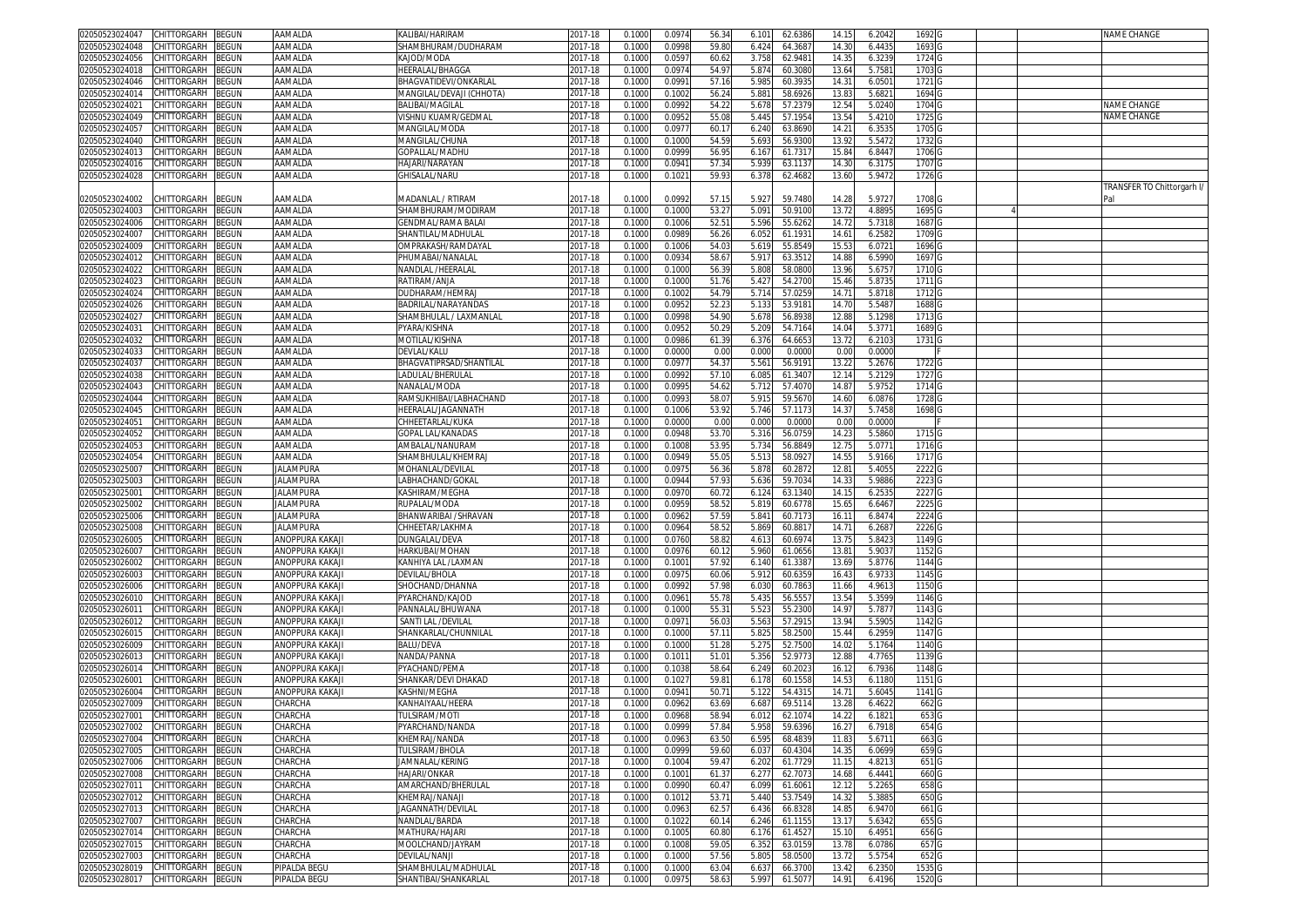| | | | | | | | | | | | | | | | | | | |
|---|---|---|---|---|---|---|---|---|---|---|---|---|---|---|---|---|---|---|
| 02050523024047 | CHITTORGARH | BEGUN | AAMALDA | KALIBAI/HARIRAM | 2017-18 | 0.1000 | 0.0974 | 56.34 | 6.101 | 62.6386 | 14.15 | 6.2042 | 1692 | G | | | | NAME CHANGE |
| 02050523024048 | CHITTORGARH | BEGUN | AAMALDA | SHAMBHURAM/DUDHARAM | 2017-18 | 0.1000 | 0.0998 | 59.80 | 6.424 | 64.3687 | 14.30 | 6.4435 | 1693 | G | | | | |
| 02050523024056 | CHITTORGARH | BEGUN | AAMALDA | KAJOD/MODA | 2017-18 | 0.1000 | 0.0597 | 60.62 | 3.758 | 62.9481 | 14.35 | 6.3239 | 1724 | G | | | | |
| 02050523024018 | CHITTORGARH | BEGUN | AAMALDA | HEERALAL/BHAGGA | 2017-18 | 0.1000 | 0.0974 | 54.97 | 5.874 | 60.3080 | 13.64 | 5.7581 | 1703 | G | | | | |
| 02050523024046 | CHITTORGARH | BEGUN | AAMALDA | BHAGVATIDEVI/ONKARLAL | 2017-18 | 0.1000 | 0.0991 | 57.16 | 5.985 | 60.3935 | 14.31 | 6.0501 | 1721 | G | | | | |
| 02050523024014 | CHITTORGARH | BEGUN | AAMALDA | MANGILAL/DEVAJI (CHHOTA) | 2017-18 | 0.1000 | 0.1002 | 56.24 | 5.881 | 58.6926 | 13.83 | 5.6821 | 1694 | G | | | | |
| 02050523024021 | CHITTORGARH | BEGUN | AAMALDA | BALIBAI/MAGILAL | 2017-18 | 0.1000 | 0.0992 | 54.22 | 5.678 | 57.2379 | 12.54 | 5.0240 | 1704 | G | | | | NAME CHANGE |
| 02050523024049 | CHITTORGARH | BEGUN | AAMALDA | VISHNU KUAMR/GEDMAL | 2017-18 | 0.1000 | 0.0952 | 55.08 | 5.445 | 57.1954 | 13.54 | 5.4210 | 1725 | G | | | | NAME CHANGE |
| 02050523024057 | CHITTORGARH | BEGUN | AAMALDA | MANGILAL/MODA | 2017-18 | 0.1000 | 0.0977 | 60.17 | 6.240 | 63.8690 | 14.21 | 6.3535 | 1705 | G | | | | |
| 02050523024040 | CHITTORGARH | BEGUN | AAMALDA | MANGILAL/CHUNA | 2017-18 | 0.1000 | 0.1000 | 54.59 | 5.693 | 56.9300 | 13.92 | 5.5472 | 1732 | G | | | | |
| 02050523024013 | CHITTORGARH | BEGUN | AAMALDA | GOPALLAL/MADHU | 2017-18 | 0.1000 | 0.0999 | 56.95 | 6.167 | 61.7317 | 15.84 | 6.8447 | 1706 | G | | | | |
| 02050523024016 | CHITTORGARH | BEGUN | AAMALDA | HAJARI/NARAYAN | 2017-18 | 0.1000 | 0.0941 | 57.34 | 5.939 | 63.1137 | 14.30 | 6.3175 | 1707 | G | | | | |
| 02050523024028 | CHITTORGARH | BEGUN | AAMALDA | GHISALAL/NARU | 2017-18 | 0.1000 | 0.1021 | 59.93 | 6.378 | 62.4682 | 13.60 | 5.9472 | 1726 | G | | | | |
| 02050523024002 | CHITTORGARH | BEGUN | AAMALDA | MADANLAL / RTIRAM | 2017-18 | 0.1000 | 0.0992 | 57.15 | 5.927 | 59.7480 | 14.28 | 5.9727 | 1708 | G | | | | TRANSFER TO Chittorgarh I/ Pal |
| 02050523024003 | CHITTORGARH | BEGUN | AAMALDA | SHAMBHURAM/MODIRAM | 2017-18 | 0.1000 | 0.1000 | 53.27 | 5.091 | 50.9100 | 13.72 | 4.8895 | 1695 | G | | 4 | | |
| 02050523024006 | CHITTORGARH | BEGUN | AAMALDA | GENDMAL/RAMA BALAI | 2017-18 | 0.1000 | 0.1006 | 52.51 | 5.596 | 55.6262 | 14.72 | 5.7318 | 1687 | G | | | | |
| 02050523024007 | CHITTORGARH | BEGUN | AAMALDA | SHANTILAL/MADHULAL | 2017-18 | 0.1000 | 0.0989 | 56.26 | 6.052 | 61.1931 | 14.61 | 6.2582 | 1709 | G | | | | |
| 02050523024009 | CHITTORGARH | BEGUN | AAMALDA | OMPRAKASH/RAMDAYAL | 2017-18 | 0.1000 | 0.1006 | 54.03 | 5.619 | 55.8549 | 15.53 | 6.0721 | 1696 | G | | | | |
| 02050523024012 | CHITTORGARH | BEGUN | AAMALDA | PHUMABAI/NANALAL | 2017-18 | 0.1000 | 0.0934 | 58.67 | 5.917 | 63.3512 | 14.88 | 6.5990 | 1697 | G | | | | |
| 02050523024022 | CHITTORGARH | BEGUN | AAMALDA | NANDLAL /HEERALAL | 2017-18 | 0.1000 | 0.1000 | 56.39 | 5.808 | 58.0800 | 13.96 | 5.6757 | 1710 | G | | | | |
| 02050523024023 | CHITTORGARH | BEGUN | AAMALDA | RATIRAM/ANJA | 2017-18 | 0.1000 | 0.1000 | 51.76 | 5.427 | 54.2700 | 15.46 | 5.8735 | 1711 | G | | | | |
| 02050523024024 | CHITTORGARH | BEGUN | AAMALDA | DUDHARAM/HEMRAJ | 2017-18 | 0.1000 | 0.1002 | 54.79 | 5.714 | 57.0259 | 14.71 | 5.8718 | 1712 | G | | | | |
| 02050523024026 | CHITTORGARH | BEGUN | AAMALDA | BADRILAL/NARAYANDAS | 2017-18 | 0.1000 | 0.0952 | 52.23 | 5.133 | 53.9181 | 14.70 | 5.5487 | 1688 | G | | | | |
| 02050523024027 | CHITTORGARH | BEGUN | AAMALDA | SHAMBHULAL / LAXMANLAL | 2017-18 | 0.1000 | 0.0998 | 54.90 | 5.678 | 56.8938 | 12.88 | 5.1298 | 1713 | G | | | | |
| 02050523024031 | CHITTORGARH | BEGUN | AAMALDA | PYARA/KISHNA | 2017-18 | 0.1000 | 0.0952 | 50.29 | 5.209 | 54.7164 | 14.04 | 5.3771 | 1689 | G | | | | |
| 02050523024032 | CHITTORGARH | BEGUN | AAMALDA | MOTILAL/KISHNA | 2017-18 | 0.1000 | 0.0986 | 61.39 | 6.376 | 64.6653 | 13.72 | 6.2103 | 1731 | G | | | | |
| 02050523024033 | CHITTORGARH | BEGUN | AAMALDA | DEVLAL/KALU | 2017-18 | 0.1000 | 0.0000 | 0.00 | 0.000 | 0.0000 | 0.00 | 0.0000 | | F | | | | |
| 02050523024037 | CHITTORGARH | BEGUN | AAMALDA | BHAGVATIPRSAD/SHANTILAL | 2017-18 | 0.1000 | 0.0977 | 54.37 | 5.561 | 56.9191 | 13.22 | 5.2676 | 1722 | G | | | | |
| 02050523024038 | CHITTORGARH | BEGUN | AAMALDA | LADULAL/BHERULAL | 2017-18 | 0.1000 | 0.0992 | 57.10 | 6.085 | 61.3407 | 12.14 | 5.2129 | 1727 | G | | | | |
| 02050523024043 | CHITTORGARH | BEGUN | AAMALDA | NANALAL/MODA | 2017-18 | 0.1000 | 0.0995 | 54.62 | 5.712 | 57.4070 | 14.87 | 5.9752 | 1714 | G | | | | |
| 02050523024044 | CHITTORGARH | BEGUN | AAMALDA | RAMSUKHIBAI/LABHACHAND | 2017-18 | 0.1000 | 0.0993 | 58.07 | 5.915 | 59.5670 | 14.60 | 6.0876 | 1728 | G | | | | |
| 02050523024045 | CHITTORGARH | BEGUN | AAMALDA | HEERALAL/JAGANNATH | 2017-18 | 0.1000 | 0.1006 | 53.92 | 5.746 | 57.1173 | 14.37 | 5.7458 | 1698 | G | | | | |
| 02050523024051 | CHITTORGARH | BEGUN | AAMALDA | CHHEETARLAL/KUKA | 2017-18 | 0.1000 | 0.0000 | 0.00 | 0.000 | 0.0000 | 0.00 | 0.0000 | | F | | | | |
| 02050523024052 | CHITTORGARH | BEGUN | AAMALDA | GOPAL LAL/KANADAS | 2017-18 | 0.1000 | 0.0948 | 53.70 | 5.316 | 56.0759 | 14.23 | 5.5860 | 1715 | G | | | | |
| 02050523024053 | CHITTORGARH | BEGUN | AAMALDA | AMBALAL/NANURAM | 2017-18 | 0.1000 | 0.1008 | 53.95 | 5.734 | 56.8849 | 12.75 | 5.0771 | 1716 | G | | | | |
| 02050523024054 | CHITTORGARH | BEGUN | AAMALDA | SHAMBHULAL/KHEMRAJ | 2017-18 | 0.1000 | 0.0949 | 55.05 | 5.513 | 58.0927 | 14.55 | 5.9166 | 1717 | G | | | | |
| 02050523025007 | CHITTORGARH | BEGUN | JALAMPURA | MOHANLAL/DEVILAL | 2017-18 | 0.1000 | 0.0975 | 56.36 | 5.878 | 60.2872 | 12.81 | 5.4055 | 2222 | G | | | | |
| 02050523025003 | CHITTORGARH | BEGUN | JALAMPURA | LABHACHAND/GOKAL | 2017-18 | 0.1000 | 0.0944 | 57.93 | 5.636 | 59.7034 | 14.33 | 5.9886 | 2223 | G | | | | |
| 02050523025001 | CHITTORGARH | BEGUN | JALAMPURA | KASHIRAM/MEGHA | 2017-18 | 0.1000 | 0.0970 | 60.72 | 6.124 | 63.1340 | 14.15 | 6.2535 | 2227 | G | | | | |
| 02050523025002 | CHITTORGARH | BEGUN | JALAMPURA | RUPALAL/MODA | 2017-18 | 0.1000 | 0.0959 | 58.52 | 5.819 | 60.6778 | 15.65 | 6.6467 | 2225 | G | | | | |
| 02050523025006 | CHITTORGARH | BEGUN | JALAMPURA | BHANWARIBAI /SHRAVAN | 2017-18 | 0.1000 | 0.0962 | 57.59 | 5.841 | 60.7173 | 16.11 | 6.8474 | 2224 | G | | | | |
| 02050523025008 | CHITTORGARH | BEGUN | JALAMPURA | CHHEETAR/LAKHMA | 2017-18 | 0.1000 | 0.0964 | 58.52 | 5.869 | 60.8817 | 14.71 | 6.2687 | 2226 | G | | | | |
| 02050523026005 | CHITTORGARH | BEGUN | ANOPPURA KAKAJI | DUNGALAL/DEVA | 2017-18 | 0.1000 | 0.0760 | 58.82 | 4.613 | 60.6974 | 13.75 | 5.8423 | 1149 | G | | | | |
| 02050523026007 | CHITTORGARH | BEGUN | ANOPPURA KAKAJI | HARKUBAI/MOHAN | 2017-18 | 0.1000 | 0.0976 | 60.12 | 5.960 | 61.0656 | 13.81 | 5.9037 | 1152 | G | | | | |
| 02050523026002 | CHITTORGARH | BEGUN | ANOPPURA KAKAJI | KANHIYA LAL/LAXMAN | 2017-18 | 0.1000 | 0.1001 | 57.92 | 6.140 | 61.3387 | 13.69 | 5.8776 | 1144 | G | | | | |
| 02050523026003 | CHITTORGARH | BEGUN | ANOPPURA KAKAJI | DEVILAL/BHOLA | 2017-18 | 0.1000 | 0.0975 | 60.06 | 5.912 | 60.6359 | 16.43 | 6.9733 | 1145 | G | | | | |
| 02050523026006 | CHITTORGARH | BEGUN | ANOPPURA KAKAJI | SHOCHAND/DHANNA | 2017-18 | 0.1000 | 0.0992 | 57.98 | 6.030 | 60.7863 | 11.66 | 4.9613 | 1150 | G | | | | |
| 02050523026010 | CHITTORGARH | BEGUN | ANOPPURA KAKAJI | PYARCHAND/KAJOD | 2017-18 | 0.1000 | 0.0961 | 55.78 | 5.435 | 56.5557 | 13.54 | 5.3599 | 1146 | G | | | | |
| 02050523026011 | CHITTORGARH | BEGUN | ANOPPURA KAKAJI | PANNALAL/BHUWANA | 2017-18 | 0.1000 | 0.1000 | 55.31 | 5.523 | 55.2300 | 14.97 | 5.7877 | 1143 | G | | | | |
| 02050523026012 | CHITTORGARH | BEGUN | ANOPPURA KAKAJI | SANTI LAL /DEVILAL | 2017-18 | 0.1000 | 0.0971 | 56.03 | 5.563 | 57.2915 | 13.94 | 5.5905 | 1142 | G | | | | |
| 02050523026015 | CHITTORGARH | BEGUN | ANOPPURA KAKAJI | SHANKARLAL/CHUNNILAL | 2017-18 | 0.1000 | 0.1000 | 57.11 | 5.825 | 58.2500 | 15.44 | 6.2959 | 1147 | G | | | | |
| 02050523026009 | CHITTORGARH | BEGUN | ANOPPURA KAKAJI | BALU/DEVA | 2017-18 | 0.1000 | 0.1000 | 51.28 | 5.275 | 52.7500 | 14.02 | 5.1764 | 1140 | G | | | | |
| 02050523026013 | CHITTORGARH | BEGUN | ANOPPURA KAKAJI | NANDA/PANNA | 2017-18 | 0.1000 | 0.1011 | 51.01 | 5.356 | 52.9773 | 12.88 | 4.7765 | 1139 | G | | | | |
| 02050523026014 | CHITTORGARH | BEGUN | ANOPPURA KAKAJI | PYACHAND/PEMA | 2017-18 | 0.1000 | 0.1038 | 58.64 | 6.249 | 60.2023 | 16.12 | 6.7936 | 1148 | G | | | | |
| 02050523026001 | CHITTORGARH | BEGUN | ANOPPURA KAKAJI | SHANKAR/DEVI DHAKAD | 2017-18 | 0.1000 | 0.1027 | 59.81 | 6.178 | 60.1558 | 14.53 | 6.1180 | 1151 | G | | | | |
| 02050523026004 | CHITTORGARH | BEGUN | ANOPPURA KAKAJI | KASHNI/MEGHA | 2017-18 | 0.1000 | 0.0941 | 50.71 | 5.122 | 54.4315 | 14.71 | 5.6045 | 1141 | G | | | | |
| 02050523027009 | CHITTORGARH | BEGUN | CHARCHA | KANHAIYAAL/HEERA | 2017-18 | 0.1000 | 0.0962 | 63.69 | 6.687 | 69.5114 | 13.28 | 6.4622 | 662 | G | | | | |
| 02050523027001 | CHITTORGARH | BEGUN | CHARCHA | TULSIRAM/MOTI | 2017-18 | 0.1000 | 0.0968 | 58.94 | 6.012 | 62.1074 | 14.22 | 6.1821 | 653 | G | | | | |
| 02050523027002 | CHITTORGARH | BEGUN | CHARCHA | PYARCHAND/NANDA | 2017-18 | 0.1000 | 0.0999 | 57.84 | 5.958 | 59.6396 | 16.27 | 6.7918 | 654 | G | | | | |
| 02050523027004 | CHITTORGARH | BEGUN | CHARCHA | KHEMRAJ/NANDA | 2017-18 | 0.1000 | 0.0963 | 63.50 | 6.595 | 68.4839 | 11.83 | 5.6711 | 663 | G | | | | |
| 02050523027005 | CHITTORGARH | BEGUN | CHARCHA | TULSIRAM/BHOLA | 2017-18 | 0.1000 | 0.0999 | 59.60 | 6.037 | 60.4304 | 14.35 | 6.0699 | 659 | G | | | | |
| 02050523027006 | CHITTORGARH | BEGUN | CHARCHA | JAMNALAL/KERING | 2017-18 | 0.1000 | 0.1004 | 59.47 | 6.202 | 61.7729 | 11.15 | 4.8213 | 651 | G | | | | |
| 02050523027008 | CHITTORGARH | BEGUN | CHARCHA | HAJARI/ONKAR | 2017-18 | 0.1000 | 0.1001 | 61.37 | 6.277 | 62.7073 | 14.68 | 6.4441 | 660 | G | | | | |
| 02050523027011 | CHITTORGARH | BEGUN | CHARCHA | AMARCHAND/BHERULAL | 2017-18 | 0.1000 | 0.0990 | 60.47 | 6.099 | 61.6061 | 12.12 | 5.2265 | 658 | G | | | | |
| 02050523027012 | CHITTORGARH | BEGUN | CHARCHA | KHEMRAJ/NANAJI | 2017-18 | 0.1000 | 0.1012 | 53.71 | 5.440 | 53.7549 | 14.32 | 5.3885 | 650 | G | | | | |
| 02050523027013 | CHITTORGARH | BEGUN | CHARCHA | JAGANNATH/DEVILAL | 2017-18 | 0.1000 | 0.0963 | 62.57 | 6.436 | 66.8328 | 14.85 | 6.9470 | 661 | G | | | | |
| 02050523027007 | CHITTORGARH | BEGUN | CHARCHA | NANDLAL/BARDA | 2017-18 | 0.1000 | 0.1022 | 60.14 | 6.246 | 61.1155 | 13.17 | 5.6342 | 655 | G | | | | |
| 02050523027014 | CHITTORGARH | BEGUN | CHARCHA | MATHURA/HAJARI | 2017-18 | 0.1000 | 0.1005 | 60.80 | 6.176 | 61.4527 | 15.10 | 6.4951 | 656 | G | | | | |
| 02050523027015 | CHITTORGARH | BEGUN | CHARCHA | MOOLCHAND/JAYRAM | 2017-18 | 0.1000 | 0.1008 | 59.05 | 6.352 | 63.0159 | 13.78 | 6.0786 | 657 | G | | | | |
| 02050523027003 | CHITTORGARH | BEGUN | CHARCHA | DEVILAL/NANJI | 2017-18 | 0.1000 | 0.1000 | 57.56 | 5.805 | 58.0500 | 13.72 | 5.5754 | 652 | G | | | | |
| 02050523028019 | CHITTORGARH | BEGUN | PIPALDA BEGU | SHAMBHULAL/MADHULAL | 2017-18 | 0.1000 | 0.1000 | 63.04 | 6.637 | 66.3700 | 13.42 | 6.2350 | 1535 | G | | | | |
| 02050523028017 | CHITTORGARH | BEGUN | PIPALDA BEGU | SHANTIBAI/SHANKARLAL | 2017-18 | 0.1000 | 0.0975 | 58.63 | 5.997 | 61.5077 | 14.91 | 6.4196 | 1520 | G | | | | |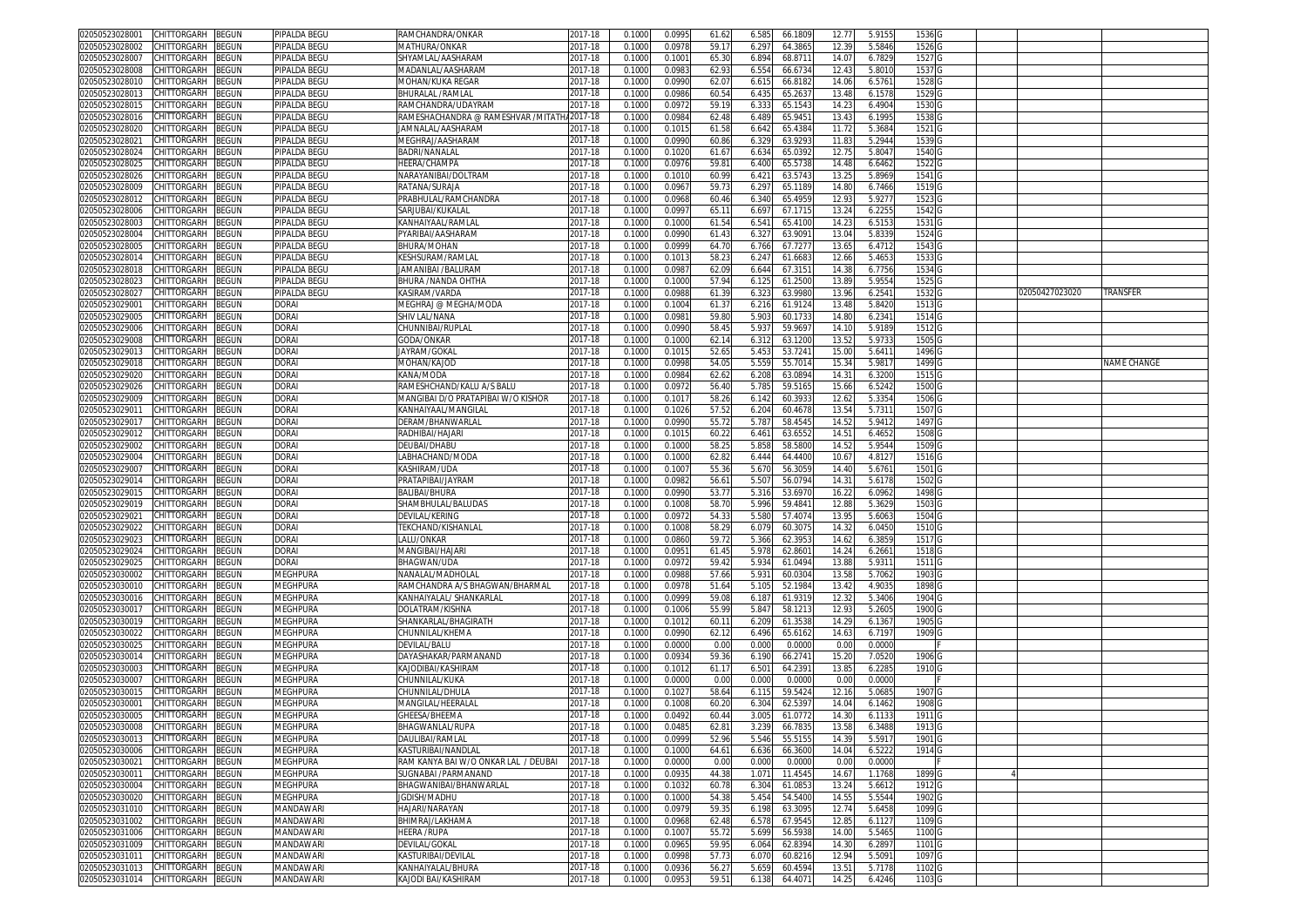| | | | | | | | | | | | | | | | | | |
|---|---|---|---|---|---|---|---|---|---|---|---|---|---|---|---|---|---|
| 02050523028001 | CHITTORGARH | BEGUN | PIPALDA BEGU | RAMCHANDRA/ONKAR | 2017-18 | 0.1000 | 0.0995 | 61.62 | 6.585 | 66.1809 | 12.77 | 5.9155 | 1536 | G | | | |
| 02050523028002 | CHITTORGARH | BEGUN | PIPALDA BEGU | MATHURA/ONKAR | 2017-18 | 0.1000 | 0.0978 | 59.17 | 6.297 | 64.3865 | 12.39 | 5.5846 | 1526 | G | | | |
| 02050523028007 | CHITTORGARH | BEGUN | PIPALDA BEGU | SHYAMLAL/AASHARAM | 2017-18 | 0.1000 | 0.1001 | 65.30 | 6.894 | 68.8711 | 14.07 | 6.7829 | 1527 | G | | | |
| 02050523028008 | CHITTORGARH | BEGUN | PIPALDA BEGU | MADANLAL/AASHARAM | 2017-18 | 0.1000 | 0.0983 | 62.93 | 6.554 | 66.6734 | 12.43 | 5.8010 | 1537 | G | | | |
| 02050523028010 | CHITTORGARH | BEGUN | PIPALDA BEGU | MOHAN/KUKA REGAR | 2017-18 | 0.1000 | 0.0990 | 62.07 | 6.615 | 66.8182 | 14.06 | 6.5761 | 1528 | G | | | |
| 02050523028013 | CHITTORGARH | BEGUN | PIPALDA BEGU | BHURALAL /RAMLAL | 2017-18 | 0.1000 | 0.0986 | 60.54 | 6.435 | 65.2637 | 13.48 | 6.1578 | 1529 | G | | | |
| 02050523028015 | CHITTORGARH | BEGUN | PIPALDA BEGU | RAMCHANDRA/UDAYRAM | 2017-18 | 0.1000 | 0.0972 | 59.19 | 6.333 | 65.1543 | 14.23 | 6.4904 | 1530 | G | | | |
| 02050523028016 | CHITTORGARH | BEGUN | PIPALDA BEGU | RAMESHACHANDRA @ RAMESHVAR /MITATHA | 2017-18 | 0.1000 | 0.0984 | 62.48 | 6.489 | 65.9451 | 13.43 | 6.1995 | 1538 | G | | | |
| 02050523028020 | CHITTORGARH | BEGUN | PIPALDA BEGU | JAMNALAL/AASHARAM | 2017-18 | 0.1000 | 0.1015 | 61.58 | 6.642 | 65.4384 | 11.72 | 5.3684 | 1521 | G | | | |
| 02050523028021 | CHITTORGARH | BEGUN | PIPALDA BEGU | MEGHRAJ/AASHARAM | 2017-18 | 0.1000 | 0.0990 | 60.86 | 6.329 | 63.9293 | 11.83 | 5.2944 | 1539 | G | | | |
| 02050523028024 | CHITTORGARH | BEGUN | PIPALDA BEGU | BADRI/NANALAL | 2017-18 | 0.1000 | 0.1020 | 61.67 | 6.634 | 65.0392 | 12.75 | 5.8047 | 1540 | G | | | |
| 02050523028025 | CHITTORGARH | BEGUN | PIPALDA BEGU | HEERA/CHAMPA | 2017-18 | 0.1000 | 0.0976 | 59.81 | 6.400 | 65.5738 | 14.48 | 6.6462 | 1522 | G | | | |
| 02050523028026 | CHITTORGARH | BEGUN | PIPALDA BEGU | NARAYANIBAI/DOLTRAM | 2017-18 | 0.1000 | 0.1010 | 60.99 | 6.421 | 63.5743 | 13.25 | 5.8969 | 1541 | G | | | |
| 02050523028009 | CHITTORGARH | BEGUN | PIPALDA BEGU | RATANA/SURAJA | 2017-18 | 0.1000 | 0.0967 | 59.73 | 6.297 | 65.1189 | 14.80 | 6.7466 | 1519 | G | | | |
| 02050523028012 | CHITTORGARH | BEGUN | PIPALDA BEGU | PRABHULAL/RAMCHANDRA | 2017-18 | 0.1000 | 0.0968 | 60.46 | 6.340 | 65.4959 | 12.93 | 5.9277 | 1523 | G | | | |
| 02050523028006 | CHITTORGARH | BEGUN | PIPALDA BEGU | SARJUBAI/KUKALAL | 2017-18 | 0.1000 | 0.0997 | 65.11 | 6.697 | 67.1715 | 13.24 | 6.2255 | 1542 | G | | | |
| 02050523028003 | CHITTORGARH | BEGUN | PIPALDA BEGU | KANHAIYAAL/RAMLAL | 2017-18 | 0.1000 | 0.1000 | 61.54 | 6.541 | 65.4100 | 14.23 | 6.5153 | 1531 | G | | | |
| 02050523028004 | CHITTORGARH | BEGUN | PIPALDA BEGU | PYARIBAI/AASHARAM | 2017-18 | 0.1000 | 0.0990 | 61.43 | 6.327 | 63.9091 | 13.04 | 5.8339 | 1524 | G | | | |
| 02050523028005 | CHITTORGARH | BEGUN | PIPALDA BEGU | BHURA/MOHAN | 2017-18 | 0.1000 | 0.0999 | 64.70 | 6.766 | 67.7277 | 13.65 | 6.4712 | 1543 | G | | | |
| 02050523028014 | CHITTORGARH | BEGUN | PIPALDA BEGU | KESHSURAM/RAMLAL | 2017-18 | 0.1000 | 0.1013 | 58.23 | 6.247 | 61.6683 | 12.66 | 5.4653 | 1533 | G | | | |
| 02050523028018 | CHITTORGARH | BEGUN | PIPALDA BEGU | JAMANIBAI/BALURAM | 2017-18 | 0.1000 | 0.0987 | 62.09 | 6.644 | 67.3151 | 14.38 | 6.7756 | 1534 | G | | | |
| 02050523028023 | CHITTORGARH | BEGUN | PIPALDA BEGU | BHURA /NANDA OHTHA | 2017-18 | 0.1000 | 0.1000 | 57.94 | 6.125 | 61.2500 | 13.89 | 5.9554 | 1525 | G | | | |
| 02050523028027 | CHITTORGARH | BEGUN | PIPALDA BEGU | KASIRAM/VARDA | 2017-18 | 0.1000 | 0.0988 | 61.39 | 6.323 | 63.9980 | 13.96 | 6.2541 | 1532 | G | | 02050427023020 | TRANSFER |
| 02050523029001 | CHITTORGARH | BEGUN | DORAI | MEGHRAJ @ MEGHA/MODA | 2017-18 | 0.1000 | 0.1004 | 61.37 | 6.216 | 61.9124 | 13.48 | 5.8420 | 1513 | G | | | |
| 02050523029005 | CHITTORGARH | BEGUN | DORAI | SHIV LAL/NANA | 2017-18 | 0.1000 | 0.0981 | 59.80 | 5.903 | 60.1733 | 14.80 | 6.2341 | 1514 | G | | | |
| 02050523029006 | CHITTORGARH | BEGUN | DORAI | CHUNNIBAI/RUPLAL | 2017-18 | 0.1000 | 0.0990 | 58.45 | 5.937 | 59.9697 | 14.10 | 5.9189 | 1512 | G | | | |
| 02050523029008 | CHITTORGARH | BEGUN | DORAI | GODA/ONKAR | 2017-18 | 0.1000 | 0.1000 | 62.14 | 6.312 | 63.1200 | 13.52 | 5.9733 | 1505 | G | | | |
| 02050523029013 | CHITTORGARH | BEGUN | DORAI | JAYRAM/GOKAL | 2017-18 | 0.1000 | 0.1015 | 52.65 | 5.453 | 53.7241 | 15.00 | 5.6411 | 1496 | G | | | |
| 02050523029018 | CHITTORGARH | BEGUN | DORAI | MOHAN/KAJOD | 2017-18 | 0.1000 | 0.0998 | 54.05 | 5.559 | 55.7014 | 15.34 | 5.9817 | 1499 | G | | | NAME CHANGE |
| 02050523029020 | CHITTORGARH | BEGUN | DORAI | KANA/MODA | 2017-18 | 0.1000 | 0.0984 | 62.62 | 6.208 | 63.0894 | 14.31 | 6.3200 | 1515 | G | | | |
| 02050523029026 | CHITTORGARH | BEGUN | DORAI | RAMESHCHAND/KALU A/S BALU | 2017-18 | 0.1000 | 0.0972 | 56.40 | 5.785 | 59.5165 | 15.66 | 6.5242 | 1500 | G | | | |
| 02050523029009 | CHITTORGARH | BEGUN | DORAI | MANGIBAI D/O PRATAPIBAI W/O KISHOR | 2017-18 | 0.1000 | 0.1017 | 58.26 | 6.142 | 60.3933 | 12.62 | 5.3354 | 1506 | G | | | |
| 02050523029011 | CHITTORGARH | BEGUN | DORAI | KANHAIYAAL/MANGILAL | 2017-18 | 0.1000 | 0.1026 | 57.52 | 6.204 | 60.4678 | 13.54 | 5.7311 | 1507 | G | | | |
| 02050523029017 | CHITTORGARH | BEGUN | DORAI | DERAM/BHANWARLAL | 2017-18 | 0.1000 | 0.0990 | 55.72 | 5.787 | 58.4545 | 14.52 | 5.9412 | 1497 | G | | | |
| 02050523029012 | CHITTORGARH | BEGUN | DORAI | RADHIBAI/HAJARI | 2017-18 | 0.1000 | 0.1015 | 60.22 | 6.461 | 63.6552 | 14.51 | 6.4652 | 1508 | G | | | |
| 02050523029002 | CHITTORGARH | BEGUN | DORAI | DEUBAI/DHABU | 2017-18 | 0.1000 | 0.1000 | 58.25 | 5.858 | 58.5800 | 14.52 | 5.9544 | 1509 | G | | | |
| 02050523029004 | CHITTORGARH | BEGUN | DORAI | LABHACHAND/MODA | 2017-18 | 0.1000 | 0.1000 | 62.82 | 6.444 | 64.4400 | 10.67 | 4.8127 | 1516 | G | | | |
| 02050523029007 | CHITTORGARH | BEGUN | DORAI | KASHIRAM/UDA | 2017-18 | 0.1000 | 0.1007 | 55.36 | 5.670 | 56.3059 | 14.40 | 5.6761 | 1501 | G | | | |
| 02050523029014 | CHITTORGARH | BEGUN | DORAI | PRATAPIBAI/JAYRAM | 2017-18 | 0.1000 | 0.0982 | 56.61 | 5.507 | 56.0794 | 14.31 | 5.6178 | 1502 | G | | | |
| 02050523029015 | CHITTORGARH | BEGUN | DORAI | BALIBAI/BHURA | 2017-18 | 0.1000 | 0.0990 | 53.77 | 5.316 | 53.6970 | 16.22 | 6.0962 | 1498 | G | | | |
| 02050523029019 | CHITTORGARH | BEGUN | DORAI | SHAMBHULAL/BALUDAS | 2017-18 | 0.1000 | 0.1008 | 58.70 | 5.996 | 59.4841 | 12.88 | 5.3629 | 1503 | G | | | |
| 02050523029021 | CHITTORGARH | BEGUN | DORAI | DEVILAL/KERING | 2017-18 | 0.1000 | 0.0972 | 54.33 | 5.580 | 57.4074 | 13.95 | 5.6063 | 1504 | G | | | |
| 02050523029022 | CHITTORGARH | BEGUN | DORAI | TEKCHAND/KISHANLAL | 2017-18 | 0.1000 | 0.1008 | 58.29 | 6.079 | 60.3075 | 14.32 | 6.0450 | 1510 | G | | | |
| 02050523029023 | CHITTORGARH | BEGUN | DORAI | LALU/ONKAR | 2017-18 | 0.1000 | 0.0860 | 59.72 | 5.366 | 62.3953 | 14.62 | 6.3859 | 1517 | G | | | |
| 02050523029024 | CHITTORGARH | BEGUN | DORAI | MANGIBAI/HAJARI | 2017-18 | 0.1000 | 0.0951 | 61.45 | 5.978 | 62.8601 | 14.24 | 6.2661 | 1518 | G | | | |
| 02050523029025 | CHITTORGARH | BEGUN | DORAI | BHAGWAN/UDA | 2017-18 | 0.1000 | 0.0972 | 59.42 | 5.934 | 61.0494 | 13.88 | 5.9311 | 1511 | G | | | |
| 02050523030002 | CHITTORGARH | BEGUN | MEGHPURA | NANALAL/MADHOLAL | 2017-18 | 0.1000 | 0.0988 | 57.66 | 5.931 | 60.0304 | 13.58 | 5.7062 | 1903 | G | | | |
| 02050523030010 | CHITTORGARH | BEGUN | MEGHPURA | RAMCHANDRA A/S BHAGWAN/BHARMAL | 2017-18 | 0.1000 | 0.0978 | 51.64 | 5.105 | 52.1984 | 13.42 | 4.9035 | 1898 | G | | | |
| 02050523030016 | CHITTORGARH | BEGUN | MEGHPURA | KANHAIYALAL/ SHANKARLAL | 2017-18 | 0.1000 | 0.0999 | 59.08 | 6.187 | 61.9319 | 12.32 | 5.3406 | 1904 | G | | | |
| 02050523030017 | CHITTORGARH | BEGUN | MEGHPURA | DOLATRAM/KISHNA | 2017-18 | 0.1000 | 0.1006 | 55.99 | 5.847 | 58.1213 | 12.93 | 5.2605 | 1900 | G | | | |
| 02050523030019 | CHITTORGARH | BEGUN | MEGHPURA | SHANKARLAL/BHAGIRATH | 2017-18 | 0.1000 | 0.1012 | 60.11 | 6.209 | 61.3538 | 14.29 | 6.1367 | 1905 | G | | | |
| 02050523030022 | CHITTORGARH | BEGUN | MEGHPURA | CHUNNILAL/KHEMA | 2017-18 | 0.1000 | 0.0990 | 62.12 | 6.496 | 65.6162 | 14.63 | 6.7197 | 1909 | G | | | |
| 02050523030025 | CHITTORGARH | BEGUN | MEGHPURA | DEVILAL/BALU | 2017-18 | 0.1000 | 0.0000 | 0.00 | 0.000 | 0.0000 | 0.00 | 0.0000 | | F | | | |
| 02050523030014 | CHITTORGARH | BEGUN | MEGHPURA | DAYASHAKAR/PARMANAND | 2017-18 | 0.1000 | 0.0934 | 59.36 | 6.190 | 66.2741 | 15.20 | 7.0520 | 1906 | G | | | |
| 02050523030003 | CHITTORGARH | BEGUN | MEGHPURA | KAJODIBAI/KASHIRAM | 2017-18 | 0.1000 | 0.1012 | 61.17 | 6.501 | 64.2391 | 13.85 | 6.2285 | 1910 | G | | | |
| 02050523030007 | CHITTORGARH | BEGUN | MEGHPURA | CHUNNILAL/KUKA | 2017-18 | 0.1000 | 0.0000 | 0.00 | 0.000 | 0.0000 | 0.00 | 0.0000 | | F | | | |
| 02050523030015 | CHITTORGARH | BEGUN | MEGHPURA | CHUNNILAL/DHULA | 2017-18 | 0.1000 | 0.1027 | 58.64 | 6.115 | 59.5424 | 12.16 | 5.0685 | 1907 | G | | | |
| 02050523030001 | CHITTORGARH | BEGUN | MEGHPURA | MANGILAL/HEERALAL | 2017-18 | 0.1000 | 0.1008 | 60.20 | 6.304 | 62.5397 | 14.04 | 6.1462 | 1908 | G | | | |
| 02050523030005 | CHITTORGARH | BEGUN | MEGHPURA | GHEESA/BHEEMA | 2017-18 | 0.1000 | 0.0492 | 60.44 | 3.005 | 61.0772 | 14.30 | 6.1133 | 1911 | G | | | |
| 02050523030008 | CHITTORGARH | BEGUN | MEGHPURA | BHAGWANLAL/RUPA | 2017-18 | 0.1000 | 0.0485 | 62.81 | 3.239 | 66.7835 | 13.58 | 6.3488 | 1913 | G | | | |
| 02050523030013 | CHITTORGARH | BEGUN | MEGHPURA | DAULIBAI/RAMLAL | 2017-18 | 0.1000 | 0.0999 | 52.96 | 5.546 | 55.5155 | 14.39 | 5.5917 | 1901 | G | | | |
| 02050523030006 | CHITTORGARH | BEGUN | MEGHPURA | KASTURIBAI/NANDLAL | 2017-18 | 0.1000 | 0.1000 | 64.61 | 6.636 | 66.3600 | 14.04 | 6.5222 | 1914 | G | | | |
| 02050523030021 | CHITTORGARH | BEGUN | MEGHPURA | RAM KANYA BAI W/O ONKAR LAL / DEUBAI | 2017-18 | 0.1000 | 0.0000 | 0.00 | 0.000 | 0.0000 | 0.00 | 0.0000 | | F | | | |
| 02050523030011 | CHITTORGARH | BEGUN | MEGHPURA | SUGNABAI /PARMANAND | 2017-18 | 0.1000 | 0.0935 | 44.38 | 1.071 | 11.4545 | 14.67 | 1.1768 | 1899 | G | 4 | | |
| 02050523030004 | CHITTORGARH | BEGUN | MEGHPURA | BHAGWANIBAI/BHANWARLAL | 2017-18 | 0.1000 | 0.1032 | 60.78 | 6.304 | 61.0853 | 13.24 | 5.6612 | 1912 | G | | | |
| 02050523030020 | CHITTORGARH | BEGUN | MEGHPURA | JGDISH/MADHU | 2017-18 | 0.1000 | 0.1000 | 54.38 | 5.454 | 54.5400 | 14.55 | 5.5544 | 1902 | G | | | |
| 02050523031010 | CHITTORGARH | BEGUN | MANDAWARI | HAJARI/NARAYAN | 2017-18 | 0.1000 | 0.0979 | 59.35 | 6.198 | 63.3095 | 12.74 | 5.6458 | 1099 | G | | | |
| 02050523031002 | CHITTORGARH | BEGUN | MANDAWARI | BHIMRAJ/LAKHAMA | 2017-18 | 0.1000 | 0.0968 | 62.48 | 6.578 | 67.9545 | 12.85 | 6.1127 | 1109 | G | | | |
| 02050523031006 | CHITTORGARH | BEGUN | MANDAWARI | HEERA /RUPA | 2017-18 | 0.1000 | 0.1007 | 55.72 | 5.699 | 56.5938 | 14.00 | 5.5465 | 1100 | G | | | |
| 02050523031009 | CHITTORGARH | BEGUN | MANDAWARI | DEVILAL/GOKAL | 2017-18 | 0.1000 | 0.0965 | 59.95 | 6.064 | 62.8394 | 14.30 | 6.2897 | 1101 | G | | | |
| 02050523031011 | CHITTORGARH | BEGUN | MANDAWARI | KASTURIBAI/DEVILAL | 2017-18 | 0.1000 | 0.0998 | 57.73 | 6.070 | 60.8216 | 12.94 | 5.5091 | 1097 | G | | | |
| 02050523031013 | CHITTORGARH | BEGUN | MANDAWARI | KANHAIYALAL/BHURA | 2017-18 | 0.1000 | 0.0936 | 56.27 | 5.659 | 60.4594 | 13.51 | 5.7178 | 1102 | G | | | |
| 02050523031014 | CHITTORGARH | BEGUN | MANDAWARI | KAJODI BAI/KASHIRAM | 2017-18 | 0.1000 | 0.0953 | 59.51 | 6.138 | 64.4071 | 14.25 | 6.4246 | 1103 | G | | | |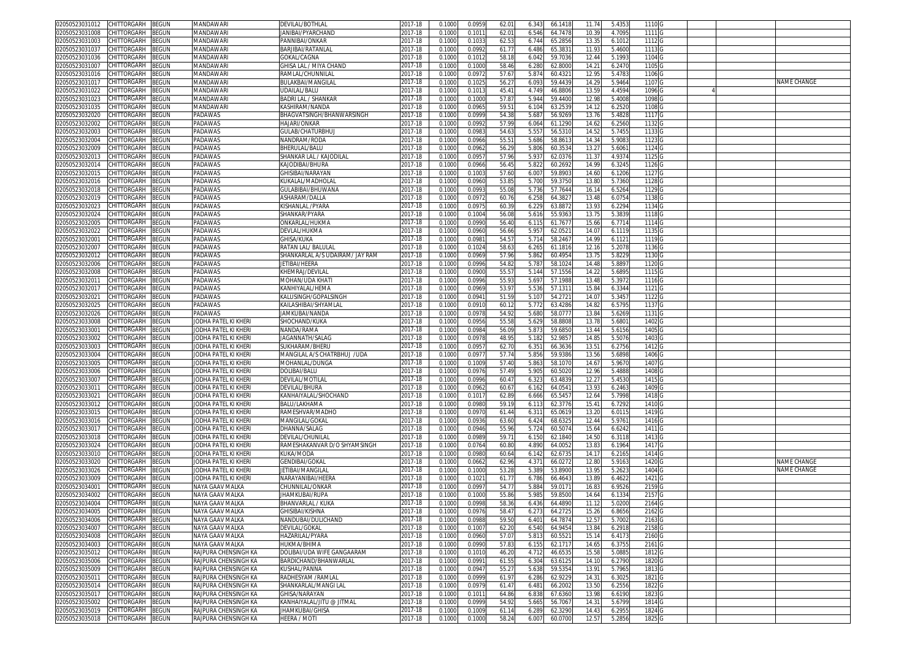| | | | | | | | | | | | | | | | | | |
|---|---|---|---|---|---|---|---|---|---|---|---|---|---|---|---|---|---|
| 02050523031012 | CHITTORGARH | BEGUN | MANDAWARI | DEVILAL/BOTHLAL | 2017-18 | 0.1000 | 0.0959 | 62.01 | 6.343 | 66.1418 | 11.74 | 5.4353 | 1110 | G | | | |
| 02050523031008 | CHITTORGARH | BEGUN | MANDAWARI | JANIBAI/PYARCHAND | 2017-18 | 0.1000 | 0.1011 | 62.01 | 6.546 | 64.7478 | 10.39 | 4.7095 | 1111 | G | | | |
| 02050523031003 | CHITTORGARH | BEGUN | MANDAWARI | PANNIBAI/ONKAR | 2017-18 | 0.1000 | 0.1033 | 62.53 | 6.744 | 65.2856 | 13.35 | 6.1012 | 1112 | G | | | |
| 02050523031037 | CHITTORGARH | BEGUN | MANDAWARI | BARJIBAI/RATANLAL | 2017-18 | 0.1000 | 0.0992 | 61.77 | 6.486 | 65.3831 | 11.93 | 5.4600 | 1113 | G | | | |
| 02050523031036 | CHITTORGARH | BEGUN | MANDAWARI | GOKAL/CAGNA | 2017-18 | 0.1000 | 0.1012 | 58.18 | 6.042 | 59.7036 | 12.44 | 5.1993 | 1104 | G | | | |
| 02050523031007 | CHITTORGARH | BEGUN | MANDAWARI | GHISA LAL / MIYA CHAND | 2017-18 | 0.1000 | 0.1000 | 58.46 | 6.280 | 62.8000 | 14.21 | 6.2470 | 1105 | G | | | |
| 02050523031016 | CHITTORGARH | BEGUN | MANDAWARI | RAMLAL/CHUNNILAL | 2017-18 | 0.1000 | 0.0972 | 57.67 | 5.874 | 60.4321 | 12.95 | 5.4783 | 1106 | G | | | |
| 02050523031017 | CHITTORGARH | BEGUN | MANDAWARI | BULAKBAI/MANGILAL | 2017-18 | 0.1000 | 0.1025 | 56.27 | 6.093 | 59.4439 | 14.29 | 5.9464 | 1107 | G | | | NAME CHANGE |
| 02050523031022 | CHITTORGARH | BEGUN | MANDAWARI | UDAILAL/BALU | 2017-18 | 0.1000 | 0.1013 | 45.41 | 4.749 | 46.8806 | 13.59 | 4.4594 | 1096 | G | | 4 | |
| 02050523031023 | CHITTORGARH | BEGUN | MANDAWARI | BADRI LAL / SHANKAR | 2017-18 | 0.1000 | 0.1000 | 57.87 | 5.944 | 59.4400 | 12.98 | 5.4008 | 1098 | G | | | |
| 02050523031035 | CHITTORGARH | BEGUN | MANDAWARI | KASHIRAM/NANDA | 2017-18 | 0.1000 | 0.0965 | 59.51 | 6.104 | 63.2539 | 14.12 | 6.2520 | 1108 | G | | | |
| 02050523032020 | CHITTORGARH | BEGUN | PADAWAS | BHAGVATSINGH/BHANWARSINGH | 2017-18 | 0.1000 | 0.0999 | 54.38 | 5.687 | 56.9269 | 13.76 | 5.4828 | 1117 | G | | | |
| 02050523032002 | CHITTORGARH | BEGUN | PADAWAS | HAJARI/ONKAR | 2017-18 | 0.1000 | 0.0992 | 57.99 | 6.064 | 61.1290 | 14.62 | 6.2560 | 1132 | G | | | |
| 02050523032003 | CHITTORGARH | BEGUN | PADAWAS | GULAB/CHATURBHUJ | 2017-18 | 0.1000 | 0.0983 | 54.63 | 5.557 | 56.5310 | 14.52 | 5.7455 | 1133 | G | | | |
| 02050523032004 | CHITTORGARH | BEGUN | PADAWAS | NANDRAM/RODA | 2017-18 | 0.1000 | 0.0966 | 55.51 | 5.686 | 58.8613 | 14.34 | 5.9083 | 1123 | G | | | |
| 02050523032009 | CHITTORGARH | BEGUN | PADAWAS | BHERULAL/BALU | 2017-18 | 0.1000 | 0.0962 | 56.29 | 5.806 | 60.3534 | 13.27 | 5.6061 | 1124 | G | | | |
| 02050523032013 | CHITTORGARH | BEGUN | PADAWAS | SHANKAR LAL / KAJODILAL | 2017-18 | 0.1000 | 0.0957 | 57.96 | 5.937 | 62.0376 | 11.37 | 4.9374 | 1125 | G | | | |
| 02050523032014 | CHITTORGARH | BEGUN | PADAWAS | KAJODIBAI/BHURA | 2017-18 | 0.1000 | 0.0966 | 56.45 | 5.822 | 60.2692 | 14.99 | 6.3245 | 1126 | G | | | |
| 02050523032015 | CHITTORGARH | BEGUN | PADAWAS | GHISIBAI/NARAYAN | 2017-18 | 0.1000 | 0.1003 | 57.60 | 6.007 | 59.8903 | 14.60 | 6.1206 | 1127 | G | | | |
| 02050523032016 | CHITTORGARH | BEGUN | PADAWAS | KUKALAL/MADHOLAL | 2017-18 | 0.1000 | 0.0960 | 53.85 | 5.700 | 59.3750 | 13.80 | 5.7360 | 1128 | G | | | |
| 02050523032018 | CHITTORGARH | BEGUN | PADAWAS | GULABIBAI/BHUWANA | 2017-18 | 0.1000 | 0.0993 | 55.08 | 5.736 | 57.7644 | 16.14 | 6.5264 | 1129 | G | | | |
| 02050523032019 | CHITTORGARH | BEGUN | PADAWAS | ASHARAM/DALLA | 2017-18 | 0.1000 | 0.0972 | 60.76 | 6.258 | 64.3827 | 13.48 | 6.0754 | 1138 | G | | | |
| 02050523032023 | CHITTORGARH | BEGUN | PADAWAS | KISHANLAL /PYARA | 2017-18 | 0.1000 | 0.0975 | 60.39 | 6.229 | 63.8872 | 13.93 | 6.2294 | 1134 | G | | | |
| 02050523032024 | CHITTORGARH | BEGUN | PADAWAS | SHANKAR/PYARA | 2017-18 | 0.1000 | 0.1004 | 56.08 | 5.616 | 55.9363 | 13.75 | 5.3839 | 1118 | G | | | |
| 02050523032005 | CHITTORGARH | BEGUN | PADAWAS | ONKARLAL/HUKMA | 2017-18 | 0.1000 | 0.0990 | 56.40 | 6.115 | 61.7677 | 15.66 | 6.7714 | 1114 | G | | | |
| 02050523032022 | CHITTORGARH | BEGUN | PADAWAS | DEVILAL/HUKMA | 2017-18 | 0.1000 | 0.0960 | 56.66 | 5.957 | 62.0521 | 14.07 | 6.1119 | 1135 | G | | | |
| 02050523032001 | CHITTORGARH | BEGUN | PADAWAS | GHISA/KUKA | 2017-18 | 0.1000 | 0.0981 | 54.57 | 5.714 | 58.2467 | 14.99 | 6.1121 | 1119 | G | | | |
| 02050523032007 | CHITTORGARH | BEGUN | PADAWAS | RATAN LAL/ BALULAL | 2017-18 | 0.1000 | 0.1024 | 58.63 | 6.265 | 61.1816 | 12.16 | 5.2078 | 1136 | G | | | |
| 02050523032012 | CHITTORGARH | BEGUN | PADAWAS | SHANKARLAL A/S UDAIRAM/ JAY RAM | 2017-18 | 0.1000 | 0.0969 | 57.96 | 5.862 | 60.4954 | 13.75 | 5.8229 | 1130 | G | | | |
| 02050523032006 | CHITTORGARH | BEGUN | PADAWAS | JETIBAI/HEERA | 2017-18 | 0.1000 | 0.0996 | 54.82 | 5.787 | 58.1024 | 14.48 | 5.8897 | 1120 | G | | | |
| 02050523032008 | CHITTORGARH | BEGUN | PADAWAS | KHEMRAJ/DEVILAL | 2017-18 | 0.1000 | 0.0900 | 55.57 | 5.144 | 57.1556 | 14.22 | 5.6895 | 1115 | G | | | |
| 02050523032011 | CHITTORGARH | BEGUN | PADAWAS | MOHAN/UDA KHATI | 2017-18 | 0.1000 | 0.0996 | 55.93 | 5.697 | 57.1988 | 13.48 | 5.3972 | 1116 | G | | | |
| 02050523032017 | CHITTORGARH | BEGUN | PADAWAS | KANHIYALAL/HEMA | 2017-18 | 0.1000 | 0.0969 | 53.97 | 5.536 | 57.1311 | 15.84 | 6.3344 | 1121 | G | | | |
| 02050523032021 | CHITTORGARH | BEGUN | PADAWAS | KALUSINGH/GOPALSINGH | 2017-18 | 0.1000 | 0.0941 | 51.59 | 5.107 | 54.2721 | 14.07 | 5.3457 | 1122 | G | | | |
| 02050523032025 | CHITTORGARH | BEGUN | PADAWAS | KAILASHIBAI/SHYAMLAL | 2017-18 | 0.1000 | 0.0910 | 60.12 | 5.772 | 63.4286 | 14.82 | 6.5795 | 1137 | G | | | |
| 02050523032026 | CHITTORGARH | BEGUN | PADAWAS | JAMKUBAI/NANDA | 2017-18 | 0.1000 | 0.0978 | 54.92 | 5.680 | 58.0777 | 13.84 | 5.6269 | 1131 | G | | | |
| 02050523033008 | CHITTORGARH | BEGUN | JODHA PATEL KI KHERI | SHOCHAND/KUKA | 2017-18 | 0.1000 | 0.0956 | 55.58 | 5.629 | 58.8808 | 13.78 | 5.6801 | 1402 | G | | | |
| 02050523033001 | CHITTORGARH | BEGUN | JODHA PATEL KI KHERI | NANDA/RAMA | 2017-18 | 0.1000 | 0.0984 | 56.09 | 5.873 | 59.6850 | 13.44 | 5.6156 | 1405 | G | | | |
| 02050523033002 | CHITTORGARH | BEGUN | JODHA PATEL KI KHERI | JAGANNATH/SALAG | 2017-18 | 0.1000 | 0.0978 | 48.95 | 5.182 | 52.9857 | 14.85 | 5.5076 | 1403 | G | | | |
| 02050523033003 | CHITTORGARH | BEGUN | JODHA PATEL KI KHERI | SUKHARAM/BHERU | 2017-18 | 0.1000 | 0.0957 | 62.70 | 6.351 | 66.3636 | 13.51 | 6.2756 | 1412 | G | | | |
| 02050523033004 | CHITTORGARH | BEGUN | JODHA PATEL KI KHERI | MANGILAL A/S CHATRBHUJ /UDA | 2017-18 | 0.1000 | 0.0977 | 57.74 | 5.856 | 59.9386 | 13.56 | 5.6898 | 1406 | G | | | |
| 02050523033005 | CHITTORGARH | BEGUN | JODHA PATEL KI KHERI | MOHANLAL/DUNGA | 2017-18 | 0.1000 | 0.1009 | 57.40 | 5.863 | 58.1070 | 14.67 | 5.9670 | 1407 | G | | | |
| 02050523033006 | CHITTORGARH | BEGUN | JODHA PATEL KI KHERI | DOLIBAI/BALU | 2017-18 | 0.1000 | 0.0976 | 57.49 | 5.905 | 60.5020 | 12.96 | 5.4888 | 1408 | G | | | |
| 02050523033007 | CHITTORGARH | BEGUN | JODHA PATEL KI KHERI | DEVILAL/MOTILAL | 2017-18 | 0.1000 | 0.0996 | 60.47 | 6.323 | 63.4839 | 12.27 | 5.4530 | 1415 | G | | | |
| 02050523033011 | CHITTORGARH | BEGUN | JODHA PATEL KI KHERI | DEVILAL/BHURA | 2017-18 | 0.1000 | 0.0962 | 60.67 | 6.162 | 64.0541 | 13.93 | 6.2463 | 1409 | G | | | |
| 02050523033021 | CHITTORGARH | BEGUN | JODHA PATEL KI KHERI | KANHAIYALAL/SHOCHAND | 2017-18 | 0.1000 | 0.1017 | 62.89 | 6.666 | 65.5457 | 12.64 | 5.7998 | 1418 | G | | | |
| 02050523033012 | CHITTORGARH | BEGUN | JODHA PATEL KI KHERI | BALU/LAKHAMA | 2017-18 | 0.1000 | 0.0980 | 59.19 | 6.113 | 62.3776 | 15.41 | 6.7292 | 1410 | G | | | |
| 02050523033015 | CHITTORGARH | BEGUN | JODHA PATEL KI KHERI | RAMESHVAR/MADHO | 2017-18 | 0.1000 | 0.0970 | 61.44 | 6.311 | 65.0619 | 13.20 | 6.0115 | 1419 | G | | | |
| 02050523033016 | CHITTORGARH | BEGUN | JODHA PATEL KI KHERI | MANGILAL/GOKAL | 2017-18 | 0.1000 | 0.0936 | 63.60 | 6.424 | 68.6325 | 12.44 | 5.9761 | 1416 | G | | | |
| 02050523033017 | CHITTORGARH | BEGUN | JODHA PATEL KI KHERI | DHANNA/SALAG | 2017-18 | 0.1000 | 0.0946 | 55.96 | 5.724 | 60.5074 | 15.64 | 6.6242 | 1411 | G | | | |
| 02050523033018 | CHITTORGARH | BEGUN | JODHA PATEL KI KHERI | DEVILAL/CHUNILAL | 2017-18 | 0.1000 | 0.0989 | 59.71 | 6.150 | 62.1840 | 14.50 | 6.3118 | 1413 | G | | | |
| 02050523033024 | CHITTORGARH | BEGUN | JODHA PATEL KI KHERI | RAMESHAKANVAR D/O SHYAMSINGH | 2017-18 | 0.1000 | 0.0764 | 60.80 | 4.890 | 64.0052 | 13.83 | 6.1964 | 1417 | G | | | |
| 02050523033010 | CHITTORGARH | BEGUN | JODHA PATEL KI KHERI | KUKA/MODA | 2017-18 | 0.1000 | 0.0980 | 60.64 | 6.142 | 62.6735 | 14.17 | 6.2165 | 1414 | G | | | |
| 02050523033020 | CHITTORGARH | BEGUN | JODHA PATEL KI KHERI | GENDIBAI/GOKAL | 2017-18 | 0.1000 | 0.0662 | 62.96 | 4.371 | 66.0272 | 12.80 | 5.9163 | 1420 | G | | | NAME CHANGE |
| 02050523033026 | CHITTORGARH | BEGUN | JODHA PATEL KI KHERI | JETIBAI/MANGILAL | 2017-18 | 0.1000 | 0.1000 | 53.28 | 5.389 | 53.8900 | 13.95 | 5.2623 | 1404 | G | | | NAME CHANGE |
| 02050523033009 | CHITTORGARH | BEGUN | JODHA PATEL KI KHERI | NARAYANIBAI/HEERA | 2017-18 | 0.1000 | 0.1021 | 61.77 | 6.786 | 66.4643 | 13.89 | 6.4622 | 1421 | G | | | |
| 02050523034001 | CHITTORGARH | BEGUN | NAYA GAAV MALKA | CHUNNILAL/ONKAR | 2017-18 | 0.1000 | 0.0997 | 54.77 | 5.884 | 59.0171 | 16.83 | 6.9526 | 2159 | G | | | |
| 02050523034002 | CHITTORGARH | BEGUN | NAYA GAAV MALKA | JHAMKUBAI/RUPA | 2017-18 | 0.1000 | 0.1000 | 55.86 | 5.985 | 59.8500 | 14.64 | 6.1334 | 2157 | G | | | |
| 02050523034004 | CHITTORGARH | BEGUN | NAYA GAAV MALKA | BHANVARLAL / KUKA | 2017-18 | 0.1000 | 0.0998 | 58.36 | 6.436 | 64.4890 | 11.12 | 5.0200 | 2164 | G | | | |
| 02050523034005 | CHITTORGARH | BEGUN | NAYA GAAV MALKA | GHISIBAI/KISHNA | 2017-18 | 0.1000 | 0.0976 | 58.47 | 6.273 | 64.2725 | 15.26 | 6.8656 | 2162 | G | | | |
| 02050523034006 | CHITTORGARH | BEGUN | NAYA GAAV MALKA | NANDUBAI/DULICHAND | 2017-18 | 0.1000 | 0.0988 | 59.50 | 6.401 | 64.7874 | 12.57 | 5.7002 | 2163 | G | | | |
| 02050523034007 | CHITTORGARH | BEGUN | NAYA GAAV MALKA | DEVILAL/GOKAL | 2017-18 | 0.1000 | 0.1007 | 62.20 | 6.540 | 64.9454 | 13.84 | 6.2918 | 2158 | G | | | |
| 02050523034008 | CHITTORGARH | BEGUN | NAYA GAAV MALKA | HAZARILAL/PYARA | 2017-18 | 0.1000 | 0.0960 | 57.07 | 5.813 | 60.5521 | 15.14 | 6.4173 | 2160 | G | | | |
| 02050523034003 | CHITTORGARH | BEGUN | NAYA GAAV MALKA | HUKMA/BHIMA | 2017-18 | 0.1000 | 0.0990 | 57.83 | 6.155 | 62.1717 | 14.65 | 6.3755 | 2161 | G | | | |
| 02050523035012 | CHITTORGARH | BEGUN | RAJPURA CHENSINGH KA | DOLIBAI/UDA WIFE GANGAARAM | 2017-18 | 0.1000 | 0.1010 | 46.20 | 4.712 | 46.6535 | 15.58 | 5.0885 | 1812 | G | | | |
| 02050523035006 | CHITTORGARH | BEGUN | RAJPURA CHENSINGH KA | BARDICHAND/BHANWARLAL | 2017-18 | 0.1000 | 0.0991 | 61.55 | 6.304 | 63.6125 | 14.10 | 6.2790 | 1820 | G | | | |
| 02050523035009 | CHITTORGARH | BEGUN | RAJPURA CHENSINGH KA | KUSHAL/PANNA | 2017-18 | 0.1000 | 0.0947 | 55.27 | 5.638 | 59.5354 | 13.91 | 5.7965 | 1813 | G | | | |
| 02050523035011 | CHITTORGARH | BEGUN | RAJPURA CHENSINGH KA | RADHESYAM /RAMLAL | 2017-18 | 0.1000 | 0.0999 | 61.97 | 6.286 | 62.9229 | 14.31 | 6.3025 | 1821 | G | | | |
| 02050523035014 | CHITTORGARH | BEGUN | RAJPURA CHENSINGH KA | SHANKARLAL/MANGI LAL | 2017-18 | 0.1000 | 0.0979 | 61.47 | 6.481 | 66.2002 | 13.50 | 6.2556 | 1822 | G | | | |
| 02050523035017 | CHITTORGARH | BEGUN | RAJPURA CHENSINGH KA | GHISA/NARAYAN | 2017-18 | 0.1000 | 0.1011 | 64.86 | 6.838 | 67.6360 | 13.98 | 6.6190 | 1823 | G | | | |
| 02050523035002 | CHITTORGARH | BEGUN | RAJPURA CHENSINGH KA | KANHAIYALAL/JITU @ JITMAL | 2017-18 | 0.1000 | 0.0999 | 54.92 | 5.665 | 56.7067 | 14.31 | 5.6799 | 1814 | G | | | |
| 02050523035019 | CHITTORGARH | BEGUN | RAJPURA CHENSINGH KA | JHAMKUBAI/GHISA | 2017-18 | 0.1000 | 0.1009 | 61.14 | 6.289 | 62.3290 | 14.43 | 6.2955 | 1824 | G | | | |
| 02050523035018 | CHITTORGARH | BEGUN | RAJPURA CHENSINGH KA | HEERA / MOTI | 2017-18 | 0.1000 | 0.1000 | 58.24 | 6.007 | 60.0700 | 12.57 | 5.2856 | 1825 | G | | | |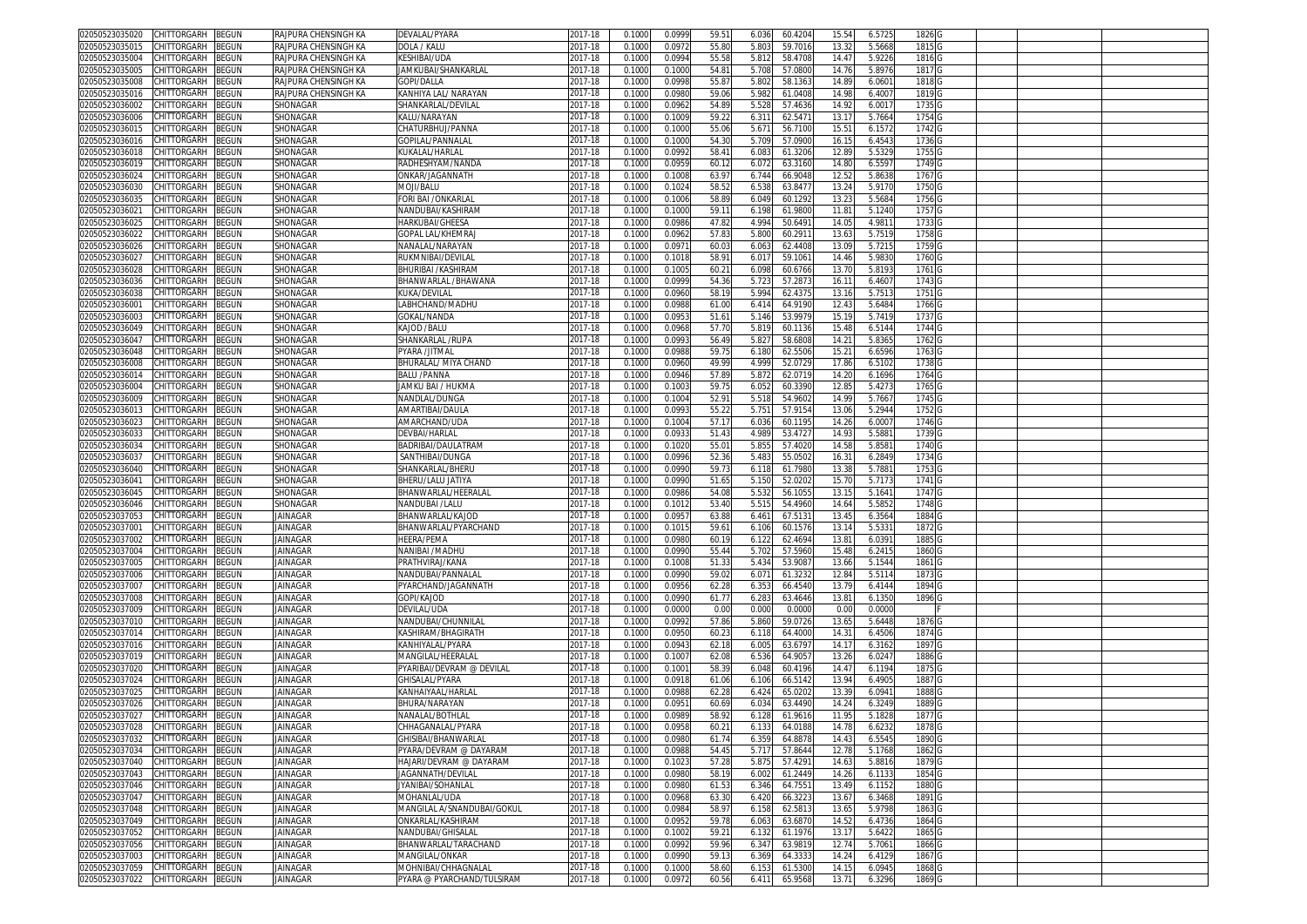| | | | | | | | | | | | | | | | | | |
|---|---|---|---|---|---|---|---|---|---|---|---|---|---|---|---|---|---|
| 02050523035020 | CHITTORGARH | BEGUN | RAJPURA CHENSINGH KA | DEVALAL/PYARA | 2017-18 | 0.1000 | 0.0999 | 59.51 | 6.036 | 60.4204 | 15.54 | 6.5725 | 1826 | G | | | |
| 02050523035015 | CHITTORGARH | BEGUN | RAJPURA CHENSINGH KA | DOLA / KALU | 2017-18 | 0.1000 | 0.0972 | 55.80 | 5.803 | 59.7016 | 13.32 | 5.5668 | 1815 | G | | | |
| 02050523035004 | CHITTORGARH | BEGUN | RAJPURA CHENSINGH KA | KESHIBAI/UDA | 2017-18 | 0.1000 | 0.0994 | 55.58 | 5.812 | 58.4708 | 14.47 | 5.9226 | 1816 | G | | | |
| 02050523035005 | CHITTORGARH | BEGUN | RAJPURA CHENSINGH KA | JAMKUBAI/SHANKARLAL | 2017-18 | 0.1000 | 0.1000 | 54.81 | 5.708 | 57.0800 | 14.76 | 5.8976 | 1817 | G | | | |
| 02050523035008 | CHITTORGARH | BEGUN | RAJPURA CHENSINGH KA | GOPI/DALLA | 2017-18 | 0.1000 | 0.0998 | 55.87 | 5.802 | 58.1363 | 14.89 | 6.0601 | 1818 | G | | | |
| 02050523035016 | CHITTORGARH | BEGUN | RAJPURA CHENSINGH KA | KANHIYA LAL/ NARAYAN | 2017-18 | 0.1000 | 0.0980 | 59.06 | 5.982 | 61.0408 | 14.98 | 6.4007 | 1819 | G | | | |
| 02050523036002 | CHITTORGARH | BEGUN | SHONAGAR | SHANKARLAL/DEVILAL | 2017-18 | 0.1000 | 0.0962 | 54.89 | 5.528 | 57.4636 | 14.92 | 6.0017 | 1735 | G | | | |
| 02050523036006 | CHITTORGARH | BEGUN | SHONAGAR | KALU/NARAYAN | 2017-18 | 0.1000 | 0.1009 | 59.22 | 6.311 | 62.5471 | 13.17 | 5.7664 | 1754 | G | | | |
| 02050523036015 | CHITTORGARH | BEGUN | SHONAGAR | CHATURBHUJ/PANNA | 2017-18 | 0.1000 | 0.1000 | 55.06 | 5.671 | 56.7100 | 15.51 | 6.1572 | 1742 | G | | | |
| 02050523036016 | CHITTORGARH | BEGUN | SHONAGAR | GOPILAL/PANNALAL | 2017-18 | 0.1000 | 0.1000 | 54.30 | 5.709 | 57.0900 | 16.15 | 6.4543 | 1736 | G | | | |
| 02050523036018 | CHITTORGARH | BEGUN | SHONAGAR | KUKALAL/HARLAL | 2017-18 | 0.1000 | 0.0992 | 58.41 | 6.083 | 61.3206 | 12.89 | 5.5329 | 1755 | G | | | |
| 02050523036019 | CHITTORGARH | BEGUN | SHONAGAR | RADHESHYAM/NANDA | 2017-18 | 0.1000 | 0.0959 | 60.12 | 6.072 | 63.3160 | 14.80 | 6.5597 | 1749 | G | | | |
| 02050523036024 | CHITTORGARH | BEGUN | SHONAGAR | ONKAR/JAGANNATH | 2017-18 | 0.1000 | 0.1008 | 63.97 | 6.744 | 66.9048 | 12.52 | 5.8638 | 1767 | G | | | |
| 02050523036030 | CHITTORGARH | BEGUN | SHONAGAR | MOJI/BALU | 2017-18 | 0.1000 | 0.1024 | 58.52 | 6.538 | 63.8477 | 13.24 | 5.9170 | 1750 | G | | | |
| 02050523036035 | CHITTORGARH | BEGUN | SHONAGAR | FORI BAI /ONKARLAL | 2017-18 | 0.1000 | 0.1006 | 58.89 | 6.049 | 60.1292 | 13.23 | 5.5684 | 1756 | G | | | |
| 02050523036021 | CHITTORGARH | BEGUN | SHONAGAR | NANDUBAI/KASHIRAM | 2017-18 | 0.1000 | 0.1000 | 59.11 | 6.198 | 61.9800 | 11.81 | 5.1240 | 1757 | G | | | |
| 02050523036025 | CHITTORGARH | BEGUN | SHONAGAR | HARKUBAI/GHEESA | 2017-18 | 0.1000 | 0.0986 | 47.82 | 4.994 | 50.6491 | 14.05 | 4.9811 | 1733 | G | | | |
| 02050523036022 | CHITTORGARH | BEGUN | SHONAGAR | GOPAL LAL/KHEMRAJ | 2017-18 | 0.1000 | 0.0962 | 57.83 | 5.800 | 60.2911 | 13.63 | 5.7519 | 1758 | G | | | |
| 02050523036026 | CHITTORGARH | BEGUN | SHONAGAR | NANALAL/NARAYAN | 2017-18 | 0.1000 | 0.0971 | 60.03 | 6.063 | 62.4408 | 13.09 | 5.7215 | 1759 | G | | | |
| 02050523036027 | CHITTORGARH | BEGUN | SHONAGAR | RUKMNIBAI/DEVILAL | 2017-18 | 0.1000 | 0.1018 | 58.91 | 6.017 | 59.1061 | 14.46 | 5.9830 | 1760 | G | | | |
| 02050523036028 | CHITTORGARH | BEGUN | SHONAGAR | BHURIBAI /KASHIRAM | 2017-18 | 0.1000 | 0.1005 | 60.21 | 6.098 | 60.6766 | 13.70 | 5.8193 | 1761 | G | | | |
| 02050523036036 | CHITTORGARH | BEGUN | SHONAGAR | BHANWARLAL /BHAWANA | 2017-18 | 0.1000 | 0.0999 | 54.36 | 5.723 | 57.2873 | 16.11 | 6.4607 | 1743 | G | | | |
| 02050523036038 | CHITTORGARH | BEGUN | SHONAGAR | KUKA/DEVILAL | 2017-18 | 0.1000 | 0.0960 | 58.19 | 5.994 | 62.4375 | 13.16 | 5.7513 | 1751 | G | | | |
| 02050523036001 | CHITTORGARH | BEGUN | SHONAGAR | LABHCHAND/MADHU | 2017-18 | 0.1000 | 0.0988 | 61.00 | 6.414 | 64.9190 | 12.43 | 5.6484 | 1766 | G | | | |
| 02050523036003 | CHITTORGARH | BEGUN | SHONAGAR | GOKAL/NANDA | 2017-18 | 0.1000 | 0.0953 | 51.61 | 5.146 | 53.9979 | 15.19 | 5.7419 | 1737 | G | | | |
| 02050523036049 | CHITTORGARH | BEGUN | SHONAGAR | KAJOD /BALU | 2017-18 | 0.1000 | 0.0968 | 57.70 | 5.819 | 60.1136 | 15.48 | 6.5144 | 1744 | G | | | |
| 02050523036047 | CHITTORGARH | BEGUN | SHONAGAR | SHANKARLAL /RUPA | 2017-18 | 0.1000 | 0.0993 | 56.49 | 5.827 | 58.6808 | 14.21 | 5.8365 | 1762 | G | | | |
| 02050523036048 | CHITTORGARH | BEGUN | SHONAGAR | PYARA /JITMAL | 2017-18 | 0.1000 | 0.0988 | 59.75 | 6.180 | 62.5506 | 15.21 | 6.6596 | 1763 | G | | | |
| 02050523036008 | CHITTORGARH | BEGUN | SHONAGAR | BHURALAL/ MIYA CHAND | 2017-18 | 0.1000 | 0.0960 | 49.99 | 4.999 | 52.0729 | 17.86 | 6.5102 | 1738 | G | | | |
| 02050523036014 | CHITTORGARH | BEGUN | SHONAGAR | BALU /PANNA | 2017-18 | 0.1000 | 0.0946 | 57.89 | 5.872 | 62.0719 | 14.20 | 6.1696 | 1764 | G | | | |
| 02050523036004 | CHITTORGARH | BEGUN | SHONAGAR | JAMKU BAI / HUKMA | 2017-18 | 0.1000 | 0.1003 | 59.75 | 6.052 | 60.3390 | 12.85 | 5.4273 | 1765 | G | | | |
| 02050523036009 | CHITTORGARH | BEGUN | SHONAGAR | NANDLAL/DUNGA | 2017-18 | 0.1000 | 0.1004 | 52.91 | 5.518 | 54.9602 | 14.99 | 5.7667 | 1745 | G | | | |
| 02050523036013 | CHITTORGARH | BEGUN | SHONAGAR | AMARTIBAI/DAULA | 2017-18 | 0.1000 | 0.0993 | 55.22 | 5.751 | 57.9154 | 13.06 | 5.2944 | 1752 | G | | | |
| 02050523036023 | CHITTORGARH | BEGUN | SHONAGAR | AMARCHAND/UDA | 2017-18 | 0.1000 | 0.1004 | 57.17 | 6.036 | 60.1195 | 14.26 | 6.0007 | 1746 | G | | | |
| 02050523036033 | CHITTORGARH | BEGUN | SHONAGAR | DEVBAI/HARLAL | 2017-18 | 0.1000 | 0.0933 | 51.43 | 4.989 | 53.4727 | 14.93 | 5.5881 | 1739 | G | | | |
| 02050523036034 | CHITTORGARH | BEGUN | SHONAGAR | BADRIBAI/DAULATRAM | 2017-18 | 0.1000 | 0.1020 | 55.01 | 5.855 | 57.4020 | 14.58 | 5.8581 | 1740 | G | | | |
| 02050523036037 | CHITTORGARH | BEGUN | SHONAGAR | SANTHIBAI/DUNGA | 2017-18 | 0.1000 | 0.0996 | 52.36 | 5.483 | 55.0502 | 16.31 | 6.2849 | 1734 | G | | | |
| 02050523036040 | CHITTORGARH | BEGUN | SHONAGAR | SHANKARLAL/BHERU | 2017-18 | 0.1000 | 0.0990 | 59.73 | 6.118 | 61.7980 | 13.38 | 5.7881 | 1753 | G | | | |
| 02050523036041 | CHITTORGARH | BEGUN | SHONAGAR | BHERU/LALU JATIYA | 2017-18 | 0.1000 | 0.0990 | 51.65 | 5.150 | 52.0202 | 15.70 | 5.7173 | 1741 | G | | | |
| 02050523036045 | CHITTORGARH | BEGUN | SHONAGAR | BHANWARLAL/HEERALAL | 2017-18 | 0.1000 | 0.0986 | 54.08 | 5.532 | 56.1055 | 13.15 | 5.1641 | 1747 | G | | | |
| 02050523036046 | CHITTORGARH | BEGUN | SHONAGAR | NANDUBAI /LALU | 2017-18 | 0.1000 | 0.1012 | 53.40 | 5.515 | 54.4960 | 14.64 | 5.5852 | 1748 | G | | | |
| 02050523037053 | CHITTORGARH | BEGUN | JAINAGAR | BHANWARLAL/KAJOD | 2017-18 | 0.1000 | 0.0957 | 63.88 | 6.461 | 67.5131 | 13.45 | 6.3564 | 1884 | G | | | |
| 02050523037001 | CHITTORGARH | BEGUN | JAINAGAR | BHANWARLAL/PYARCHAND | 2017-18 | 0.1000 | 0.1015 | 59.61 | 6.106 | 60.1576 | 13.14 | 5.5331 | 1872 | G | | | |
| 02050523037002 | CHITTORGARH | BEGUN | JAINAGAR | HEERA/PEMA | 2017-18 | 0.1000 | 0.0980 | 60.19 | 6.122 | 62.4694 | 13.81 | 6.0391 | 1885 | G | | | |
| 02050523037004 | CHITTORGARH | BEGUN | JAINAGAR | NANIBAI /MADHU | 2017-18 | 0.1000 | 0.0990 | 55.44 | 5.702 | 57.5960 | 15.48 | 6.2415 | 1860 | G | | | |
| 02050523037005 | CHITTORGARH | BEGUN | JAINAGAR | PRATHVIRAJ/KANA | 2017-18 | 0.1000 | 0.1008 | 51.33 | 5.434 | 53.9087 | 13.66 | 5.1544 | 1861 | G | | | |
| 02050523037006 | CHITTORGARH | BEGUN | JAINAGAR | NANDUBAI/PANNALAL | 2017-18 | 0.1000 | 0.0990 | 59.02 | 6.071 | 61.3232 | 12.84 | 5.5114 | 1873 | G | | | |
| 02050523037007 | CHITTORGARH | BEGUN | JAINAGAR | PYARCHAND/JAGANNATH | 2017-18 | 0.1000 | 0.0956 | 62.28 | 6.353 | 66.4540 | 13.79 | 6.4144 | 1894 | G | | | |
| 02050523037008 | CHITTORGARH | BEGUN | JAINAGAR | GOPI/KAJOD | 2017-18 | 0.1000 | 0.0990 | 61.77 | 6.283 | 63.4646 | 13.81 | 6.1350 | 1896 | G | | | |
| 02050523037009 | CHITTORGARH | BEGUN | JAINAGAR | DEVILAL/UDA | 2017-18 | 0.1000 | 0.0000 | 0.00 | 0.000 | 0.0000 | 0.00 | 0.0000 | | F | | | |
| 02050523037010 | CHITTORGARH | BEGUN | JAINAGAR | NANDUBAI/CHUNNILAL | 2017-18 | 0.1000 | 0.0992 | 57.86 | 5.860 | 59.0726 | 13.65 | 5.6448 | 1876 | G | | | |
| 02050523037014 | CHITTORGARH | BEGUN | JAINAGAR | KASHIRAM/BHAGIRATH | 2017-18 | 0.1000 | 0.0950 | 60.23 | 6.118 | 64.4000 | 14.31 | 6.4506 | 1874 | G | | | |
| 02050523037016 | CHITTORGARH | BEGUN | JAINAGAR | KANHIYALAL/PYARA | 2017-18 | 0.1000 | 0.0943 | 62.18 | 6.005 | 63.6797 | 14.17 | 6.3162 | 1897 | G | | | |
| 02050523037019 | CHITTORGARH | BEGUN | JAINAGAR | MANGILAL/HEERALAL | 2017-18 | 0.1000 | 0.1007 | 62.08 | 6.536 | 64.9057 | 13.26 | 6.0247 | 1886 | G | | | |
| 02050523037020 | CHITTORGARH | BEGUN | JAINAGAR | PYARIBAI/DEVRAM @ DEVILAL | 2017-18 | 0.1000 | 0.1001 | 58.39 | 6.048 | 60.4196 | 14.47 | 6.1194 | 1875 | G | | | |
| 02050523037024 | CHITTORGARH | BEGUN | JAINAGAR | GHISALAL/PYARA | 2017-18 | 0.1000 | 0.0918 | 61.06 | 6.106 | 66.5142 | 13.94 | 6.4905 | 1887 | G | | | |
| 02050523037025 | CHITTORGARH | BEGUN | JAINAGAR | KANHAIYAAL/HARLAL | 2017-18 | 0.1000 | 0.0988 | 62.28 | 6.424 | 65.0202 | 13.39 | 6.0941 | 1888 | G | | | |
| 02050523037026 | CHITTORGARH | BEGUN | JAINAGAR | BHURA/NARAYAN | 2017-18 | 0.1000 | 0.0951 | 60.69 | 6.034 | 63.4490 | 14.24 | 6.3249 | 1889 | G | | | |
| 02050523037027 | CHITTORGARH | BEGUN | JAINAGAR | NANALAL/BOTHLAL | 2017-18 | 0.1000 | 0.0989 | 58.92 | 6.128 | 61.9616 | 11.95 | 5.1828 | 1877 | G | | | |
| 02050523037028 | CHITTORGARH | BEGUN | JAINAGAR | CHHAGANALAL/PYARA | 2017-18 | 0.1000 | 0.0958 | 60.21 | 6.133 | 64.0188 | 14.78 | 6.6232 | 1878 | G | | | |
| 02050523037032 | CHITTORGARH | BEGUN | JAINAGAR | GHISIBAI/BHANWARLAL | 2017-18 | 0.1000 | 0.0980 | 61.74 | 6.359 | 64.8878 | 14.43 | 6.5545 | 1890 | G | | | |
| 02050523037034 | CHITTORGARH | BEGUN | JAINAGAR | PYARA/DEVRAM @ DAYARAM | 2017-18 | 0.1000 | 0.0988 | 54.45 | 5.717 | 57.8644 | 12.78 | 5.1768 | 1862 | G | | | |
| 02050523037040 | CHITTORGARH | BEGUN | JAINAGAR | HAJARI/DEVRAM @ DAYARAM | 2017-18 | 0.1000 | 0.1023 | 57.28 | 5.875 | 57.4291 | 14.63 | 5.8816 | 1879 | G | | | |
| 02050523037043 | CHITTORGARH | BEGUN | JAINAGAR | JAGANNATH/DEVILAL | 2017-18 | 0.1000 | 0.0980 | 58.19 | 6.002 | 61.2449 | 14.26 | 6.1133 | 1854 | G | | | |
| 02050523037046 | CHITTORGARH | BEGUN | JAINAGAR | JYANIBAI/SOHANLAL | 2017-18 | 0.1000 | 0.0980 | 61.53 | 6.346 | 64.7551 | 13.49 | 6.1152 | 1880 | G | | | |
| 02050523037047 | CHITTORGARH | BEGUN | JAINAGAR | MOHANLAL/UDA | 2017-18 | 0.1000 | 0.0968 | 63.30 | 6.420 | 66.3223 | 13.67 | 6.3468 | 1891 | G | | | |
| 02050523037048 | CHITTORGARH | BEGUN | JAINAGAR | MANGILAL A/SNANDUBAI/GOKUL | 2017-18 | 0.1000 | 0.0984 | 58.97 | 6.158 | 62.5813 | 13.65 | 5.9798 | 1863 | G | | | |
| 02050523037049 | CHITTORGARH | BEGUN | JAINAGAR | ONKARLAL/KASHIRAM | 2017-18 | 0.1000 | 0.0952 | 59.78 | 6.063 | 63.6870 | 14.52 | 6.4736 | 1864 | G | | | |
| 02050523037052 | CHITTORGARH | BEGUN | JAINAGAR | NANDUBAI/GHISALAL | 2017-18 | 0.1000 | 0.1002 | 59.21 | 6.132 | 61.1976 | 13.17 | 5.6422 | 1865 | G | | | |
| 02050523037056 | CHITTORGARH | BEGUN | JAINAGAR | BHANWARLAL/TARACHAND | 2017-18 | 0.1000 | 0.0992 | 59.96 | 6.347 | 63.9819 | 12.74 | 5.7061 | 1866 | G | | | |
| 02050523037003 | CHITTORGARH | BEGUN | JAINAGAR | MANGILAL/ONKAR | 2017-18 | 0.1000 | 0.0990 | 59.13 | 6.369 | 64.3333 | 14.24 | 6.4129 | 1867 | G | | | |
| 02050523037059 | CHITTORGARH | BEGUN | JAINAGAR | MOHNIBAI/CHHAGNALAL | 2017-18 | 0.1000 | 0.1000 | 58.60 | 6.153 | 61.5300 | 14.15 | 6.0945 | 1868 | G | | | |
| 02050523037022 | CHITTORGARH | BEGUN | JAINAGAR | PYARA @ PYARCHAND/TULSIRAM | 2017-18 | 0.1000 | 0.0972 | 60.56 | 6.411 | 65.9568 | 13.71 | 6.3296 | 1869 | G | | | |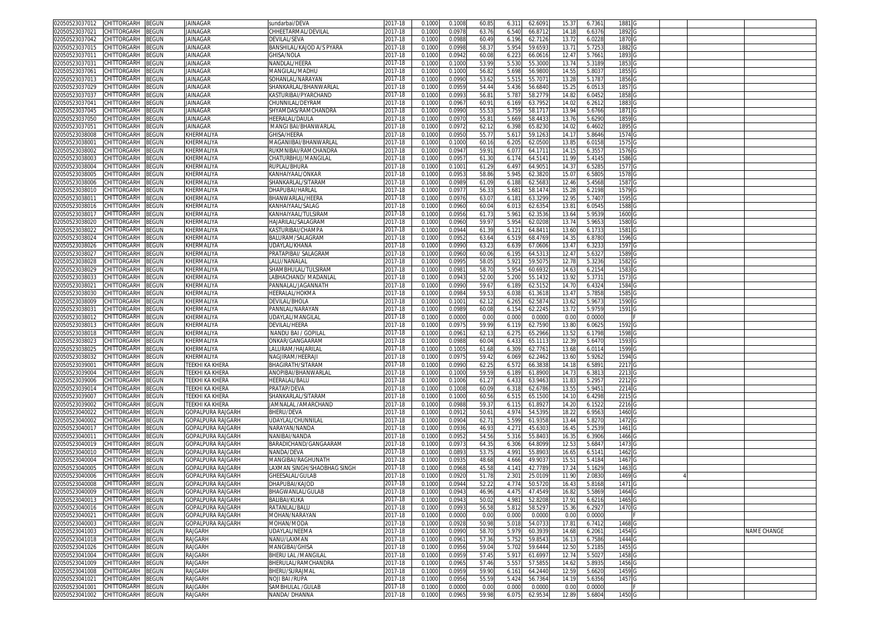| | | | | | | | | | | | | | | | | | | |
|---|---|---|---|---|---|---|---|---|---|---|---|---|---|---|---|---|---|---|
| 02050523037012 | CHITTORGARH | BEGUN | JAINAGAR | sundarbai/DEVA | 2017-18 | 0.1000 | 0.1008 | 60.85 | 6.311 | 62.6091 | 15.37 | 6.7361 | 1881 | G | | | | |
| 02050523037021 | CHITTORGARH | BEGUN | JAINAGAR | CHHEETARMAL/DEVILAL | 2017-18 | 0.1000 | 0.0978 | 63.76 | 6.540 | 66.8712 | 14.18 | 6.6376 | 1892 | G | | | | |
| 02050523037042 | CHITTORGARH | BEGUN | JAINAGAR | DEVILAL/SEVA | 2017-18 | 0.1000 | 0.0988 | 60.49 | 6.196 | 62.7126 | 13.72 | 6.0228 | 1870 | G | | | | |
| 02050523037015 | CHITTORGARH | BEGUN | JAINAGAR | BANSHILAL/KAJOD A/S PYARA | 2017-18 | 0.1000 | 0.0998 | 58.37 | 5.954 | 59.6593 | 13.71 | 5.7253 | 1882 | G | | | | |
| 02050523037011 | CHITTORGARH | BEGUN | JAINAGAR | GHISA/NOLA | 2017-18 | 0.1000 | 0.0942 | 60.08 | 6.223 | 66.0616 | 12.47 | 5.7661 | 1893 | G | | | | |
| 02050523037031 | CHITTORGARH | BEGUN | JAINAGAR | NANDLAL/HEERA | 2017-18 | 0.1000 | 0.1000 | 53.99 | 5.530 | 55.3000 | 13.74 | 5.3189 | 1853 | G | | | | |
| 02050523037061 | CHITTORGARH | BEGUN | JAINAGAR | MANGILAL/MADHU | 2017-18 | 0.1000 | 0.1000 | 56.82 | 5.698 | 56.9800 | 14.55 | 5.8037 | 1855 | G | | | | |
| 02050523037013 | CHITTORGARH | BEGUN | JAINAGAR | SOHANLAL/NARAYAN | 2017-18 | 0.1000 | 0.0990 | 53.62 | 5.515 | 55.7071 | 13.28 | 5.1787 | 1856 | G | | | | |
| 02050523037029 | CHITTORGARH | BEGUN | JAINAGAR | SHANKARLAL/BHANWARLAL | 2017-18 | 0.1000 | 0.0959 | 54.44 | 5.436 | 56.6840 | 15.25 | 6.0513 | 1857 | G | | | | |
| 02050523037037 | CHITTORGARH | BEGUN | JAINAGAR | KASTURIBAI/PYARCHAND | 2017-18 | 0.1000 | 0.0993 | 56.81 | 5.787 | 58.2779 | 14.82 | 6.0452 | 1858 | G | | | | |
| 02050523037041 | CHITTORGARH | BEGUN | JAINAGAR | CHUNNILAL/DEYRAM | 2017-18 | 0.1000 | 0.0967 | 60.91 | 6.169 | 63.7952 | 14.02 | 6.2612 | 1883 | G | | | | |
| 02050523037045 | CHITTORGARH | BEGUN | JAINAGAR | SHYAMDAS/RAMCHANDRA | 2017-18 | 0.1000 | 0.0990 | 55.53 | 5.759 | 58.1717 | 13.94 | 5.6766 | 1871 | G | | | | |
| 02050523037050 | CHITTORGARH | BEGUN | JAINAGAR | HEERALAL/DAULA | 2017-18 | 0.1000 | 0.0970 | 55.81 | 5.669 | 58.4433 | 13.76 | 5.6290 | 1859 | G | | | | |
| 02050523037051 | CHITTORGARH | BEGUN | JAINAGAR | MANGI BAI/BHANWARLAL | 2017-18 | 0.1000 | 0.0972 | 62.12 | 6.398 | 65.8230 | 14.02 | 6.4602 | 1895 | G | | | | |
| 02050523038008 | CHITTORGARH | BEGUN | KHERMALIYA | GHISA/HEERA | 2017-18 | 0.1000 | 0.0950 | 55.77 | 5.617 | 59.1263 | 14.17 | 5.8646 | 1574 | G | | | | |
| 02050523038001 | CHITTORGARH | BEGUN | KHERMALIYA | MAGANIIBAI/BHANWARLAL | 2017-18 | 0.1000 | 0.1000 | 60.16 | 6.205 | 62.0500 | 13.85 | 6.0158 | 1575 | G | | | | |
| 02050523038002 | CHITTORGARH | BEGUN | KHERMALIYA | RUKMNIBAI/RAMCHANDRA | 2017-18 | 0.1000 | 0.0947 | 59.91 | 6.077 | 64.1711 | 14.15 | 6.3557 | 1576 | G | | | | |
| 02050523038003 | CHITTORGARH | BEGUN | KHERMALIYA | CHATURBHUJ/MANGILAL | 2017-18 | 0.1000 | 0.0957 | 61.30 | 6.174 | 64.5141 | 11.99 | 5.4145 | 1586 | G | | | | |
| 02050523038004 | CHITTORGARH | BEGUN | KHERMALIYA | RUPLAL/BHURA | 2017-18 | 0.1000 | 0.1001 | 61.29 | 6.497 | 64.9051 | 14.37 | 6.5285 | 1577 | G | | | | |
| 02050523038005 | CHITTORGARH | BEGUN | KHERMALIYA | KANHAIYAAL/ONKAR | 2017-18 | 0.1000 | 0.0953 | 58.86 | 5.945 | 62.3820 | 15.07 | 6.5805 | 1578 | G | | | | |
| 02050523038006 | CHITTORGARH | BEGUN | KHERMALIYA | SHANKARLAL/SITARAM | 2017-18 | 0.1000 | 0.0989 | 61.09 | 6.188 | 62.5683 | 12.46 | 5.4568 | 1587 | G | | | | |
| 02050523038010 | CHITTORGARH | BEGUN | KHERMALIYA | DHAPUBAI/HARLAL | 2017-18 | 0.1000 | 0.0977 | 56.33 | 5.681 | 58.1474 | 15.28 | 6.2198 | 1579 | G | | | | |
| 02050523038011 | CHITTORGARH | BEGUN | KHERMALIYA | BHANWARLAL/HEERA | 2017-18 | 0.1000 | 0.0976 | 63.07 | 6.181 | 63.3299 | 12.95 | 5.7407 | 1595 | G | | | | |
| 02050523038016 | CHITTORGARH | BEGUN | KHERMALIYA | KANHAIYAAL/SALAG | 2017-18 | 0.1000 | 0.0960 | 60.04 | 6.013 | 62.6354 | 13.81 | 6.0545 | 1588 | G | | | | |
| 02050523038017 | CHITTORGARH | BEGUN | KHERMALIYA | KANHAIYAAL/TULSIRAM | 2017-18 | 0.1000 | 0.0956 | 61.73 | 5.961 | 62.3536 | 13.64 | 5.9539 | 1600 | G | | | | |
| 02050523038020 | CHITTORGARH | BEGUN | KHERMALIYA | HAJARILAL/SALAGRAM | 2017-18 | 0.1000 | 0.0960 | 59.97 | 5.954 | 62.0208 | 13.74 | 5.9653 | 1580 | G | | | | |
| 02050523038022 | CHITTORGARH | BEGUN | KHERMALIYA | KASTURIBAI/CHAMPA | 2017-18 | 0.1000 | 0.0944 | 61.39 | 6.121 | 64.8411 | 13.60 | 6.1733 | 1581 | G | | | | |
| 02050523038024 | CHITTORGARH | BEGUN | KHERMALIYA | BALURAM/SALAGRAM | 2017-18 | 0.1000 | 0.0952 | 63.64 | 6.519 | 68.4769 | 14.35 | 6.8780 | 1596 | G | | | | |
| 02050523038026 | CHITTORGARH | BEGUN | KHERMALIYA | UDAYLAL/KHANA | 2017-18 | 0.1000 | 0.0990 | 63.23 | 6.639 | 67.0606 | 13.47 | 6.3233 | 1597 | G | | | | |
| 02050523038027 | CHITTORGARH | BEGUN | KHERMALIYA | PRATAPIBAI/ SALAGRAM | 2017-18 | 0.1000 | 0.0960 | 60.06 | 6.195 | 64.5313 | 12.47 | 5.6327 | 1589 | G | | | | |
| 02050523038028 | CHITTORGARH | BEGUN | KHERMALIYA | LALU/NANALAL | 2017-18 | 0.1000 | 0.0995 | 58.05 | 5.921 | 59.5075 | 12.78 | 5.3236 | 1582 | G | | | | |
| 02050523038029 | CHITTORGARH | BEGUN | KHERMALIYA | SHAMBHULAL/TULSIRAM | 2017-18 | 0.1000 | 0.0981 | 58.70 | 5.954 | 60.6932 | 14.63 | 6.2154 | 1583 | G | | | | |
| 02050523038033 | CHITTORGARH | BEGUN | KHERMALIYA | LABHACHAND/ MADANLAL | 2017-18 | 0.1000 | 0.0943 | 52.00 | 5.200 | 55.1432 | 13.92 | 5.3731 | 1573 | G | | | | |
| 02050523038021 | CHITTORGARH | BEGUN | KHERMALIYA | PANNALAL/JAGANNATH | 2017-18 | 0.1000 | 0.0990 | 59.67 | 6.189 | 62.5152 | 14.70 | 6.4324 | 1584 | G | | | | |
| 02050523038030 | CHITTORGARH | BEGUN | KHERMALIYA | HEERALAL/HOKMA | 2017-18 | 0.1000 | 0.0984 | 59.53 | 6.038 | 61.3618 | 13.47 | 5.7858 | 1585 | G | | | | |
| 02050523038009 | CHITTORGARH | BEGUN | KHERMALIYA | DEVILAL/BHOLA | 2017-18 | 0.1000 | 0.1001 | 62.12 | 6.265 | 62.5874 | 13.62 | 5.9673 | 1590 | G | | | | |
| 02050523038031 | CHITTORGARH | BEGUN | KHERMALIYA | PANNLAL/NARAYAN | 2017-18 | 0.1000 | 0.0989 | 60.08 | 6.154 | 62.2245 | 13.72 | 5.9759 | 1591 | G | | | | |
| 02050523038012 | CHITTORGARH | BEGUN | KHERMALIYA | UDAYLAL/MANGILAL | 2017-18 | 0.1000 | 0.0000 | 0.00 | 0.000 | 0.0000 | 0.00 | 0.0000 | | F | | | | |
| 02050523038013 | CHITTORGARH | BEGUN | KHERMALIYA | DEVILAL/HEERA | 2017-18 | 0.1000 | 0.0975 | 59.99 | 6.119 | 62.7590 | 13.80 | 6.0625 | 1592 | G | | | | |
| 02050523038018 | CHITTORGARH | BEGUN | KHERMALIYA | NANDU BAI / GOPILAL | 2017-18 | 0.1000 | 0.0961 | 62.13 | 6.275 | 65.2966 | 13.52 | 6.1798 | 1598 | G | | | | |
| 02050523038023 | CHITTORGARH | BEGUN | KHERMALIYA | ONKAR/GANGAARAM | 2017-18 | 0.1000 | 0.0988 | 60.04 | 6.433 | 65.1113 | 12.39 | 5.6470 | 1593 | G | | | | |
| 02050523038025 | CHITTORGARH | BEGUN | KHERMALIYA | LALURAM/HAJARILAL | 2017-18 | 0.1000 | 0.1005 | 61.68 | 6.309 | 62.7761 | 13.68 | 6.0114 | 1599 | G | | | | |
| 02050523038032 | CHITTORGARH | BEGUN | KHERMALIYA | NAGJIRAM/HEERAJI | 2017-18 | 0.1000 | 0.0975 | 59.42 | 6.069 | 62.2462 | 13.60 | 5.9262 | 1594 | G | | | | |
| 02050523039001 | CHITTORGARH | BEGUN | TEEKHI KA KHERA | BHAGIRATH/SITARAM | 2017-18 | 0.1000 | 0.0990 | 62.25 | 6.572 | 66.3838 | 14.18 | 6.5891 | 2217 | G | | | | |
| 02050523039004 | CHITTORGARH | BEGUN | TEEKHI KA KHERA | ANOPIBAI/BHANWARLAL | 2017-18 | 0.1000 | 0.1000 | 59.59 | 6.189 | 61.8900 | 14.73 | 6.3813 | 2213 | G | | | | |
| 02050523039006 | CHITTORGARH | BEGUN | TEEKHI KA KHERA | HEERALAL/BALU | 2017-18 | 0.1000 | 0.1006 | 61.27 | 6.433 | 63.9463 | 11.83 | 5.2957 | 2212 | G | | | | |
| 02050523039014 | CHITTORGARH | BEGUN | TEEKHI KA KHERA | PRATAP/DEVA | 2017-18 | 0.1000 | 0.1008 | 60.09 | 6.318 | 62.6786 | 13.55 | 5.9451 | 2214 | G | | | | |
| 02050523039007 | CHITTORGARH | BEGUN | TEEKHI KA KHERA | SHANKARLAL/SITARAM | 2017-18 | 0.1000 | 0.1000 | 60.56 | 6.515 | 65.1500 | 14.10 | 6.4298 | 2215 | G | | | | |
| 02050523039002 | CHITTORGARH | BEGUN | TEEKHI KA KHERA | JAMNALAL /AMARCHAND | 2017-18 | 0.1000 | 0.0988 | 59.37 | 6.115 | 61.8927 | 14.20 | 6.1522 | 2216 | G | | | | |
| 02050523040022 | CHITTORGARH | BEGUN | GOPALPURA RAJGARH | BHERU/DEVA | 2017-18 | 0.1000 | 0.0912 | 50.61 | 4.974 | 54.5395 | 18.22 | 6.9563 | 1460 | G | | | | |
| 02050523040002 | CHITTORGARH | BEGUN | GOPALPURA RAJGARH | UDAYLAL/CHUNNILAL | 2017-18 | 0.1000 | 0.0904 | 62.71 | 5.599 | 61.9358 | 13.44 | 5.8270 | 1472 | G | | | | |
| 02050523040017 | CHITTORGARH | BEGUN | GOPALPURA RAJGARH | NARAYAN/NANDA | 2017-18 | 0.1000 | 0.0936 | 46.93 | 4.271 | 45.6303 | 16.45 | 5.2539 | 1461 | G | | | | |
| 02050523040011 | CHITTORGARH | BEGUN | GOPALPURA RAJGARH | NANIBAI/NANDA | 2017-18 | 0.1000 | 0.0952 | 54.56 | 5.316 | 55.8403 | 16.35 | 6.3906 | 1466 | G | | | | |
| 02050523040019 | CHITTORGARH | BEGUN | GOPALPURA RAJGARH | BARADICHAND/GANGAARAM | 2017-18 | 0.1000 | 0.0973 | 64.35 | 6.306 | 64.8099 | 12.53 | 5.6847 | 1473 | G | | | | |
| 02050523040010 | CHITTORGARH | BEGUN | GOPALPURA RAJGARH | NANDA/DEVA | 2017-18 | 0.1000 | 0.0893 | 53.75 | 4.991 | 55.8903 | 16.65 | 6.5141 | 1462 | G | | | | |
| 02050523040004 | CHITTORGARH | BEGUN | GOPALPURA RAJGARH | MANGIBAI/RAGHUNATH | 2017-18 | 0.1000 | 0.0935 | 48.68 | 4.666 | 49.9037 | 15.51 | 5.4184 | 1467 | G | | | | |
| 02050523040005 | CHITTORGARH | BEGUN | GOPALPURA RAJGARH | LAXMAN SINGH/SHAOBHAG SINGH | 2017-18 | 0.1000 | 0.0968 | 45.58 | 4.141 | 42.7789 | 17.24 | 5.1629 | 1463 | G | | | | |
| 02050523040006 | CHITTORGARH | BEGUN | GOPALPURA RAJGARH | GHEESALAL/GULAB | 2017-18 | 0.1000 | 0.0920 | 51.78 | 2.301 | 25.0109 | 11.90 | 2.0830 | 1469 | G | | 4 | | |
| 02050523040008 | CHITTORGARH | BEGUN | GOPALPURA RAJGARH | DHAPUBAI/KAJOD | 2017-18 | 0.1000 | 0.0944 | 52.22 | 4.774 | 50.5720 | 16.43 | 5.8168 | 1471 | G | | | | |
| 02050523040009 | CHITTORGARH | BEGUN | GOPALPURA RAJGARH | BHAGWANLAL/GULAB | 2017-18 | 0.1000 | 0.0943 | 46.96 | 4.475 | 47.4549 | 16.82 | 5.5869 | 1464 | G | | | | |
| 02050523040013 | CHITTORGARH | BEGUN | GOPALPURA RAJGARH | BALIBAI/KUKA | 2017-18 | 0.1000 | 0.0943 | 50.02 | 4.981 | 52.8208 | 17.91 | 6.6216 | 1465 | G | | | | |
| 02050523040016 | CHITTORGARH | BEGUN | GOPALPURA RAJGARH | RATANLAL/BALU | 2017-18 | 0.1000 | 0.0993 | 56.58 | 5.812 | 58.5297 | 15.36 | 6.2927 | 1470 | G | | | | |
| 02050523040021 | CHITTORGARH | BEGUN | GOPALPURA RAJGARH | MOHAN/NARAYAN | 2017-18 | 0.1000 | 0.0000 | 0.00 | 0.000 | 0.0000 | 0.00 | 0.0000 | | F | | | | |
| 02050523040003 | CHITTORGARH | BEGUN | GOPALPURA RAJGARH | MOHAN/MODA | 2017-18 | 0.1000 | 0.0928 | 50.98 | 5.018 | 54.0733 | 17.81 | 6.7412 | 1468 | G | | | | |
| 02050523041003 | CHITTORGARH | BEGUN | RAJGARH | UDAYLAL/NEEMA | 2017-18 | 0.1000 | 0.0990 | 58.70 | 5.979 | 60.3939 | 14.68 | 6.2061 | 1454 | G | | | | NAME CHANGE |
| 02050523041018 | CHITTORGARH | BEGUN | RAJGARH | NANU/LAXMAN | 2017-18 | 0.1000 | 0.0961 | 57.36 | 5.752 | 59.8543 | 16.13 | 6.7586 | 1444 | G | | | | |
| 02050523041026 | CHITTORGARH | BEGUN | RAJGARH | MANGIBAI/GHISA | 2017-18 | 0.1000 | 0.0956 | 59.04 | 5.702 | 59.6444 | 12.50 | 5.2185 | 1455 | G | | | | |
| 02050523041004 | CHITTORGARH | BEGUN | RAJGARH | BHERU LAL /MANGILAL | 2017-18 | 0.1000 | 0.0959 | 57.45 | 5.917 | 61.6997 | 12.74 | 5.5027 | 1458 | G | | | | |
| 02050523041009 | CHITTORGARH | BEGUN | RAJGARH | BHERULAL/RAMCHANDRA | 2017-18 | 0.1000 | 0.0965 | 57.46 | 5.557 | 57.5855 | 14.62 | 5.8935 | 1456 | G | | | | |
| 02050523041008 | CHITTORGARH | BEGUN | RAJGARH | BHERU/SURAJMAL | 2017-18 | 0.1000 | 0.0959 | 59.90 | 6.161 | 64.2440 | 12.59 | 5.6620 | 1459 | G | | | | |
| 02050523041021 | CHITTORGARH | BEGUN | RAJGARH | NOJI BAI /RUPA | 2017-18 | 0.1000 | 0.0956 | 55.59 | 5.424 | 56.7364 | 14.19 | 5.6356 | 1457 | G | | | | |
| 02050523041001 | CHITTORGARH | BEGUN | RAJGARH | SAMBHULAL /GULAB | 2017-18 | 0.1000 | 0.0000 | 0.00 | 0.000 | 0.0000 | 0.00 | 0.0000 | | F | | | | |
| 02050523041002 | CHITTORGARH | BEGUN | RAJGARH | NANDA/ DHANNA | 2017-18 | 0.1000 | 0.0965 | 59.98 | 6.075 | 62.9534 | 12.89 | 5.6804 | 1450 | G | | | | |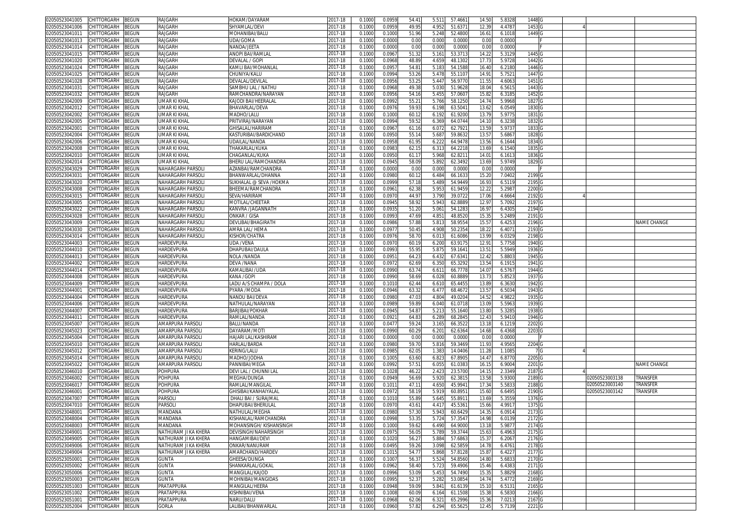| | | | | | | | | | | | | | | | | | | |
|---|---|---|---|---|---|---|---|---|---|---|---|---|---|---|---|---|---|---|
| 02050523041005 | CHITTORGARH | BEGUN | RAJGARH | HOKAM/DAYARAM | 2017-18 | 0.1000 | 0.0959 | 54.41 | 5.511 | 57.4661 | 14.50 | 5.8328 | 1448 | G | | | | |
| 02050523041006 | CHITTORGARH | BEGUN | RAJGARH | SHYAMLAL/DEVI | 2017-18 | 0.1000 | 0.0959 | 49.95 | 4.952 | 51.6371 | 12.39 | 4.4787 | 1453 | G | | 4 | | |
| 02050523041011 | CHITTORGARH | BEGUN | RAJGARH | MOHANIBAI/BALU | 2017-18 | 0.1000 | 0.1000 | 51.96 | 5.248 | 52.4800 | 16.61 | 6.1018 | 1449 | G | | | | |
| 02050523041013 | CHITTORGARH | BEGUN | RAJGARH | UDA/GOMA | 2017-18 | 0.1000 | 0.0000 | 0.00 | 0.000 | 0.0000 | 0.00 | 0.0000 | | F | | | | |
| 02050523041014 | CHITTORGARH | BEGUN | RAJGARH | NANDA/JEETA | 2017-18 | 0.1000 | 0.0000 | 0.00 | 0.000 | 0.0000 | 0.00 | 0.0000 | | F | | | | |
| 02050523041015 | CHITTORGARH | BEGUN | RAJGARH | ANOPI BAI/RAMLAL | 2017-18 | 0.1000 | 0.0967 | 51.32 | 5.161 | 53.3713 | 14.22 | 5.3129 | 1445 | G | | | | |
| 02050523041020 | CHITTORGARH | BEGUN | RAJGARH | DEVALAL / GOPI | 2017-18 | 0.1000 | 0.0968 | 48.89 | 4.659 | 48.1302 | 17.73 | 5.9728 | 1442 | G | | | | |
| 02050523041024 | CHITTORGARH | BEGUN | RAJGARH | KAMLI BAI/MOHANLAL | 2017-18 | 0.1000 | 0.0957 | 54.81 | 5.183 | 54.1588 | 16.40 | 6.2180 | 1446 | G | | | | |
| 02050523041025 | CHITTORGARH | BEGUN | RAJGARH | CHUNIYA/KALU | 2017-18 | 0.1000 | 0.0994 | 53.26 | 5.478 | 55.1107 | 14.91 | 5.7521 | 1447 | G | | | | |
| 02050523041028 | CHITTORGARH | BEGUN | RAJGARH | DEVALAL/DEVILAL | 2017-18 | 0.1000 | 0.0956 | 53.25 | 5.447 | 56.9770 | 11.55 | 4.6063 | 1451 | G | | | | |
| 02050523041031 | CHITTORGARH | BEGUN | RAJGARH | SAMBHU LAL / NATHU | 2017-18 | 0.1000 | 0.0968 | 49.38 | 5.030 | 51.9628 | 18.04 | 6.5615 | 1443 | G | | | | |
| 02050523041032 | CHITTORGARH | BEGUN | RAJGARH | RAMCHANDRA/NARAYAN | 2017-18 | 0.1000 | 0.0956 | 54.16 | 5.455 | 57.0607 | 15.82 | 6.3185 | 1452 | G | | | | |
| 02050523042009 | CHITTORGARH | BEGUN | UMAR KI KHAL | KAJODI BAI/HEERALAL | 2017-18 | 0.1000 | 0.0992 | 55.21 | 5.766 | 58.1250 | 14.74 | 5.9968 | 1827 | G | | | | |
| 02050523042012 | CHITTORGARH | BEGUN | UMAR KI KHAL | BHAVARLAL/DEVA | 2017-18 | 0.1000 | 0.0976 | 59.93 | 6.198 | 63.5041 | 13.62 | 6.0549 | 1830 | G | | | | |
| 02050523042002 | CHITTORGARH | BEGUN | UMAR KI KHAL | MADHO/LALU | 2017-18 | 0.1000 | 0.1000 | 60.12 | 6.192 | 61.9200 | 13.79 | 5.9775 | 1831 | G | | | | |
| 02050523042005 | CHITTORGARH | BEGUN | UMAR KI KHAL | PRITVIRAJ/NARAYAN | 2017-18 | 0.1000 | 0.0994 | 59.52 | 6.369 | 64.0744 | 14.10 | 6.3238 | 1832 | G | | | | |
| 02050523042001 | CHITTORGARH | BEGUN | UMAR KI KHAL | GHISALAL/HARIRAM | 2017-18 | 0.1000 | 0.0967 | 61.16 | 6.072 | 62.7921 | 13.59 | 5.9737 | 1833 | G | | | | |
| 02050523042004 | CHITTORGARH | BEGUN | UMAR KI KHAL | KASTURIBAI/BARDICHAND | 2017-18 | 0.1000 | 0.0950 | 55.14 | 5.687 | 59.8632 | 13.57 | 5.6867 | 1828 | G | | | | |
| 02050523042006 | CHITTORGARH | BEGUN | UMAR KI KHAL | UDAILAL/NANDA | 2017-18 | 0.1000 | 0.0958 | 61.95 | 6.222 | 64.9478 | 13.56 | 6.1644 | 1834 | G | | | | |
| 02050523042008 | CHITTORGARH | BEGUN | UMAR KI KHAL | THAKARLAL/KUKA | 2017-18 | 0.1000 | 0.0983 | 62.15 | 6.313 | 64.2218 | 13.69 | 6.1540 | 1835 | G | | | | |
| 02050523042010 | CHITTORGARH | BEGUN | UMAR KI KHAL | CHAGANLAL/KUKA | 2017-18 | 0.1000 | 0.0950 | 61.17 | 5.968 | 62.8211 | 14.01 | 6.1613 | 1836 | G | | | | |
| 02050523042014 | CHITTORGARH | BEGUN | UMAR KI KHAL | BHERU LAL/RAMCHANDRA | 2017-18 | 0.1000 | 0.0945 | 58.09 | 5.892 | 62.3492 | 13.69 | 5.9749 | 1829 | G | | | | |
| 02050523043029 | CHITTORGARH | BEGUN | NAHARGARH PARSOLI | AZANBAI/RAMCHANDRA | 2017-18 | 0.1000 | 0.0000 | 0.00 | 0.000 | 0.0000 | 0.00 | 0.0000 | | F | | | | |
| 02050523043031 | CHITTORGARH | BEGUN | NAHARGARH PARSOLI | BHANWARLAL/DHANNA | 2017-18 | 0.1000 | 0.0980 | 60.12 | 6.484 | 66.1633 | 15.20 | 7.0402 | 2199 | G | | | | |
| 02050523043020 | CHITTORGARH | BEGUN | NAHARGARH PARSOLI | SUKHALAL @ SEVA /HOKMA | 2017-18 | 0.1000 | 0.0999 | 57.18 | 5.489 | 54.9449 | 16.93 | 6.5119 | 2195 | G | | | | |
| 02050523043008 | CHITTORGARH | BEGUN | NAHARGARH PARSOLI | BHEEMA/RAMCHANDRA | 2017-18 | 0.1000 | 0.0961 | 62.38 | 5.953 | 61.9459 | 12.22 | 5.2987 | 2200 | G | | | | |
| 02050523043015 | CHITTORGARH | BEGUN | NAHARGARH PARSOLI | SEVA/HARIRAM | 2017-18 | 0.1000 | 0.0970 | 44.97 | 3.790 | 39.0722 | 17.06 | 4.6664 | 2192 | G | | 4 | | |
| 02050523043005 | CHITTORGARH | BEGUN | NAHARGARH PARSOLI | MOTILAL/CHEETAR | 2017-18 | 0.1000 | 0.0945 | 58.92 | 5.943 | 62.8889 | 12.97 | 5.7092 | 2197 | G | | | | |
| 02050523043022 | CHITTORGARH | BEGUN | NAHARGARH PARSOLI | KANVRA /JAGANNATH | 2017-18 | 0.1000 | 0.0935 | 51.20 | 5.061 | 54.1283 | 16.97 | 6.4305 | 2194 | G | | | | |
| 02050523043028 | CHITTORGARH | BEGUN | NAHARGARH PARSOLI | ONKAR / GISA | 2017-18 | 0.1000 | 0.0993 | 47.69 | 4.851 | 48.8520 | 15.35 | 5.2489 | 2191 | G | | | | |
| 02050523043009 | CHITTORGARH | BEGUN | NAHARGARH PARSOLI | DEVLIBAI/BHAGIRATH | 2017-18 | 0.1000 | 0.0986 | 57.88 | 5.813 | 58.9554 | 15.57 | 6.4253 | 2196 | G | | | | NAME CHANGE |
| 02050523043030 | CHITTORGARH | BEGUN | NAHARGARH PARSOLI | AMRA LAL/ HEMA | 2017-18 | 0.1000 | 0.0977 | 50.45 | 4.908 | 50.2354 | 18.22 | 6.4071 | 2193 | G | | | | |
| 02050523043014 | CHITTORGARH | BEGUN | NAHARGARH PARSOLI | KISHOR/CHATRA | 2017-18 | 0.1000 | 0.0976 | 58.70 | 6.013 | 61.6086 | 13.99 | 6.0329 | 2198 | G | | | | |
| 02050523044003 | CHITTORGARH | BEGUN | HARDEVPURA | UDA /VENA | 2017-18 | 0.1000 | 0.0970 | 60.19 | 6.200 | 63.9175 | 12.91 | 5.7758 | 1940 | G | | | | |
| 02050523044010 | CHITTORGARH | BEGUN | HARDEVPURA | DHAPUBAI/DAULA | 2017-18 | 0.1000 | 0.0993 | 55.95 | 5.875 | 59.1641 | 13.51 | 5.5949 | 1936 | G | | | | |
| 02050523044013 | CHITTORGARH | BEGUN | HARDEVPURA | NOLA /NANDA | 2017-18 | 0.1000 | 0.0951 | 64.23 | 6.432 | 67.6341 | 12.42 | 5.8803 | 1945 | G | | | | |
| 02050523044002 | CHITTORGARH | BEGUN | HARDEVPURA | DEVA /NANA | 2017-18 | 0.1000 | 0.0972 | 62.69 | 6.350 | 65.3292 | 13.54 | 6.1915 | 1941 | G | | | | |
| 02050523044014 | CHITTORGARH | BEGUN | HARDEVPURA | KAMALIBAI /UDA | 2017-18 | 0.1000 | 0.0990 | 63.74 | 6.611 | 66.7778 | 14.07 | 6.5767 | 1944 | G | | | | |
| 02050523044008 | CHITTORGARH | BEGUN | HARDEVPURA | KANA /GOPI | 2017-18 | 0.1000 | 0.0990 | 58.69 | 6.028 | 60.8889 | 13.73 | 5.8523 | 1937 | G | | | | |
| 02050523044009 | CHITTORGARH | BEGUN | HARDEVPURA | LADU A/S CHAMPA / DOLA | 2017-18 | 0.1000 | 0.1010 | 62.44 | 6.610 | 65.4455 | 13.89 | 6.3630 | 1942 | G | | | | |
| 02050523044001 | CHITTORGARH | BEGUN | HARDEVPURA | PYARA /MODA | 2017-18 | 0.1000 | 0.0946 | 63.32 | 6.477 | 68.4672 | 13.57 | 6.5034 | 1943 | G | | | | |
| 02050523044004 | CHITTORGARH | BEGUN | HARDEVPURA | NANDU BAI/DEVA | 2017-18 | 0.1000 | 0.0980 | 47.03 | 4.804 | 49.0204 | 14.52 | 4.9822 | 1935 | G | | | | |
| 02050523044006 | CHITTORGARH | BEGUN | HARDEVPURA | NATHULAL/NARAYAN | 2017-18 | 0.1000 | 0.0989 | 59.89 | 6.040 | 61.0718 | 13.09 | 5.5963 | 1939 | G | | | | |
| 02050523044007 | CHITTORGARH | BEGUN | HARDEVPURA | BARJIBAI/POKHAR | 2017-18 | 0.1000 | 0.0945 | 54.87 | 5.213 | 55.1640 | 13.80 | 5.3285 | 1938 | G | | | | |
| 02050523044011 | CHITTORGARH | BEGUN | HARDEVPURA | RAMLAL/NANDA | 2017-18 | 0.1000 | 0.0921 | 64.83 | 6.289 | 68.2845 | 12.43 | 5.9410 | 1946 | G | | | | |
| 02050523045007 | CHITTORGARH | BEGUN | AMARPURA PARSOLI | BALU/NANDA | 2017-18 | 0.1000 | 0.0477 | 59.24 | 3.165 | 66.3522 | 13.18 | 6.1219 | 2202 | G | | | | |
| 02050523045023 | CHITTORGARH | BEGUN | AMARPURA PARSOLI | DAYARAM/MOTI | 2017-18 | 0.1000 | 0.0990 | 60.29 | 6.201 | 62.6364 | 14.68 | 6.4368 | 2203 | G | | | | |
| 02050523045004 | CHITTORGARH | BEGUN | AMARPURA PARSOLI | HAJARI LAL/KASHIRAM | 2017-18 | 0.1000 | 0.0000 | 0.00 | 0.000 | 0.0000 | 0.00 | 0.0000 | | F | | | | |
| 02050523045010 | CHITTORGARH | BEGUN | AMARPURA PARSOLI | HARLAL/BARDA | 2017-18 | 0.1000 | 0.0980 | 59.70 | 5.816 | 59.3469 | 11.93 | 4.9565 | 2204 | G | | | | |
| 02050523045012 | CHITTORGARH | BEGUN | AMARPURA PARSOLI | KERING/LALU | 2017-18 | 0.1000 | 0.0985 | 62.05 | 1.383 | 14.0406 | 11.28 | 1.1085 | 7 | G | | 4 | | |
| 02050523045014 | CHITTORGARH | BEGUN | AMARPURA PARSOLI | MADHO/JODHA | 2017-18 | 0.1000 | 0.1005 | 63.60 | 6.823 | 67.8905 | 14.47 | 6.8770 | 2205 | G | | | | |
| 02050523045022 | CHITTORGARH | BEGUN | AMARPURA PARSOLI | PANNIBAI/MEGA | 2017-18 | 0.1000 | 0.0992 | 57.51 | 6.055 | 61.0383 | 16.15 | 6.9004 | 2201 | G | | | | NAME CHANGE |
| 02050523046010 | CHITTORGARH | BEGUN | POHPURA | DEVI LAL / CHUNNI LAL | 2017-18 | 0.1000 | 0.1028 | 46.22 | 2.423 | 23.5700 | 14.15 | 2.3349 | 2187 | G | | 4 | | |
| 02050523046002 | CHITTORGARH | BEGUN | POHPURA | MEGHA/DUNGA | 2017-18 | 0.1000 | 0.0949 | 56.69 | 5.920 | 62.3815 | 13.58 | 5.9300 | 2189 | G | | | 02050523003138 | TRANSFER |
| 02050523046017 | CHITTORGARH | BEGUN | POHPURA | RAMLAL/MANGILAL | 2017-18 | 0.1000 | 0.1011 | 47.11 | 4.650 | 45.9941 | 17.34 | 5.5833 | 2188 | G | | | 02050523003140 | TRANSFER |
| 02050523046001 | CHITTORGARH | BEGUN | POHPURA | GHISIBAI/KANHAIYALAL | 2017-18 | 0.1000 | 0.0972 | 58.19 | 5.919 | 60.8951 | 15.60 | 6.6495 | 2190 | G | | | 02050523003142 | TRANSFER |
| 02050523047007 | CHITTORGARH | BEGUN | PARSOLI | DHALI BAI / SURAJMAL | 2017-18 | 0.1000 | 0.1010 | 55.89 | 5.645 | 55.8911 | 13.69 | 5.3559 | 1376 | G | | | | |
| 02050523047010 | CHITTORGARH | BEGUN | PARSOLI | DHAPUBAI/BHERULAL | 2017-18 | 0.1000 | 0.0970 | 43.61 | 4.417 | 45.5361 | 15.66 | 4.9917 | 1375 | G | | | | |
| 02050523048001 | CHITTORGARH | BEGUN | MANDANA | NATHULAL/MEGHA | 2017-18 | 0.1000 | 0.0980 | 57.30 | 5.943 | 60.6429 | 14.35 | 6.0914 | 2173 | G | | | | |
| 02050523048004 | CHITTORGARH | BEGUN | MANDANA | KISHANLAL/RAMCHANDRA | 2017-18 | 0.1000 | 0.0998 | 53.35 | 5.724 | 57.3547 | 14.98 | 6.0139 | 2172 | G | | | | |
| 02050523048003 | CHITTORGARH | BEGUN | MANDANA | MOHANSINGH/ KISHANSINGH | 2017-18 | 0.1000 | 0.1000 | 59.62 | 6.490 | 64.9000 | 13.18 | 5.9877 | 2174 | G | | | | |
| 02050523049001 | CHITTORGARH | BEGUN | NATHURAM JI KA KHERA | DEVISINGH/NAHARSINGH | 2017-18 | 0.1000 | 0.0975 | 56.05 | 5.789 | 59.3744 | 15.63 | 6.4963 | 2175 | G | | | | |
| 02050523049005 | CHITTORGARH | BEGUN | NATHURAM JI KA KHERA | HANGAMIBAI/DEVI | 2017-18 | 0.1000 | 0.1020 | 56.27 | 5.884 | 57.6863 | 15.37 | 6.2067 | 2176 | G | | | | |
| 02050523049006 | CHITTORGARH | BEGUN | NATHURAM JI KA KHERA | ONKAR/NANURAM | 2017-18 | 0.1000 | 0.0495 | 59.26 | 3.098 | 62.5859 | 14.78 | 6.4761 | 2178 | G | | | | |
| 02050523049004 | CHITTORGARH | BEGUN | NATHURAM JI KA KHERA | AMARCHAND/HARDEV | 2017-18 | 0.1000 | 0.1015 | 54.77 | 5.868 | 57.8128 | 15.87 | 6.4227 | 2177 | G | | | | |
| 02050523050001 | CHITTORGARH | BEGUN | GUNTA | GHEESA/DUNGA | 2017-18 | 0.1000 | 0.1007 | 56.37 | 5.524 | 54.8560 | 14.80 | 5.6833 | 2170 | G | | | | |
| 02050523050002 | CHITTORGARH | BEGUN | GUNTA | SHANKARLAL/GOKAL | 2017-18 | 0.1000 | 0.0962 | 58.40 | 5.723 | 59.4906 | 15.46 | 6.4383 | 2171 | G | | | | |
| 02050523050006 | CHITTORGARH | BEGUN | GUNTA | MANGILAL/KAJOD | 2017-18 | 0.1000 | 0.0996 | 53.09 | 5.453 | 54.7490 | 15.35 | 5.8829 | 2168 | G | | | | |
| 02050523050003 | CHITTORGARH | BEGUN | GUNTA | MOHNIBAI/MANGIDAS | 2017-18 | 0.1000 | 0.0995 | 52.37 | 5.282 | 53.0854 | 14.74 | 5.4772 | 2169 | G | | | | |
| 02050523051003 | CHITTORGARH | BEGUN | PRATAPPURA | MANGILAL/HEERA | 2017-18 | 0.1000 | 0.0948 | 59.09 | 5.841 | 61.6139 | 15.10 | 6.5131 | 2165 | G | | | | |
| 02050523051002 | CHITTORGARH | BEGUN | PRATAPPURA | KISHNIBAI/VENA | 2017-18 | 0.1000 | 0.1008 | 60.09 | 6.164 | 61.1508 | 15.38 | 6.5830 | 2166 | G | | | | |
| 02050523051001 | CHITTORGARH | BEGUN | PRATAPPURA | NARU/DALU | 2017-18 | 0.1000 | 0.0968 | 62.06 | 6.321 | 65.2996 | 15.36 | 7.0213 | 2167 | G | | | | |
| 02050523052004 | CHITTORGARH | BEGUN | GORLA | LALIBAI/BHANWARLAL | 2017-18 | 0.1000 | 0.0960 | 57.82 | 6.294 | 65.5625 | 12.45 | 5.7139 | 2221 | G | | | | |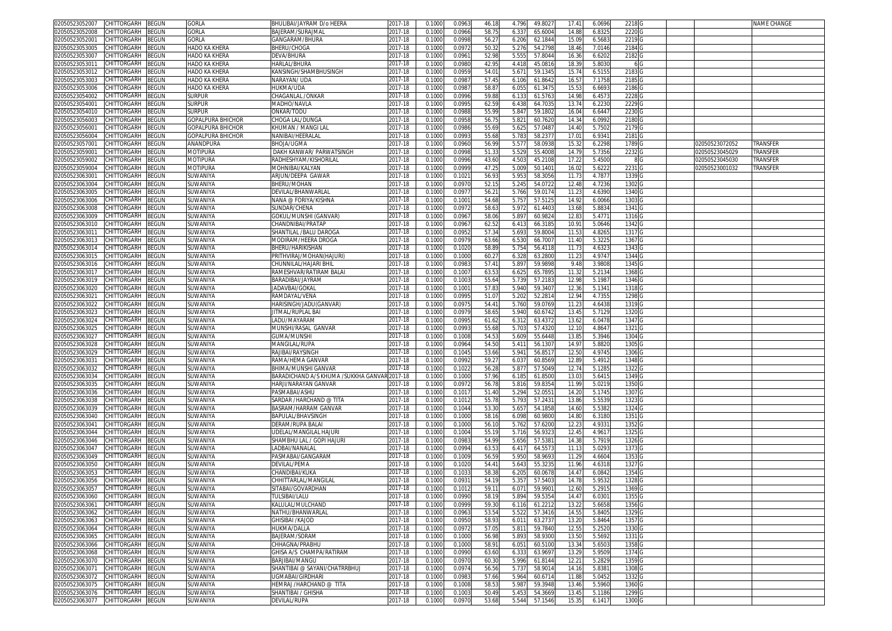| | | | | | | | | | | | | | | | | | |
|---|---|---|---|---|---|---|---|---|---|---|---|---|---|---|---|---|---|
| 02050523052007 | CHITTORGARH | BEGUN | GORLA | BHULIBAI/JAYRAM D/o HEERA | 2017-18 | 0.1000 | 0.0963 | 46.18 | 4.796 | 49.8027 | 17.41 | 6.0696 | 2218 | G | | | NAME CHANGE |
| 02050523052008 | CHITTORGARH | BEGUN | GORLA | BAJERAM/SURAJMAL | 2017-18 | 0.1000 | 0.0966 | 58.75 | 6.337 | 65.6004 | 14.88 | 6.8325 | 2220 | G | | | |
| 02050523052001 | CHITTORGARH | BEGUN | GORLA | GANGARAM/BHURA | 2017-18 | 0.1000 | 0.0998 | 56.27 | 6.206 | 62.1844 | 15.09 | 6.5683 | 2219 | G | | | |
| 02050523053005 | CHITTORGARH | BEGUN | HADO KA KHERA | BHERU/CHOGA | 2017-18 | 0.1000 | 0.0972 | 50.32 | 5.276 | 54.2798 | 18.46 | 7.0146 | 2184 | G | | | |
| 02050523053007 | CHITTORGARH | BEGUN | HADO KA KHERA | DEVA/BHURA | 2017-18 | 0.1000 | 0.0961 | 52.98 | 5.555 | 57.8044 | 16.36 | 6.6202 | 2182 | G | | | |
| 02050523053011 | CHITTORGARH | BEGUN | HADO KA KHERA | HARLAL/BHURA | 2017-18 | 0.1000 | 0.0980 | 42.95 | 4.418 | 45.0816 | 18.39 | 5.8030 | 6 | G | | | |
| 02050523053012 | CHITTORGARH | BEGUN | HADO KA KHERA | KANSINGH/SHAMBHUSINGH | 2017-18 | 0.1000 | 0.0959 | 54.01 | 5.671 | 59.1345 | 15.74 | 6.5155 | 2183 | G | | | |
| 02050523053003 | CHITTORGARH | BEGUN | HADO KA KHERA | NARAYAN/ UDA | 2017-18 | 0.1000 | 0.0987 | 57.45 | 6.106 | 61.8642 | 16.57 | 7.1758 | 2185 | G | | | |
| 02050523053006 | CHITTORGARH | BEGUN | HADO KA KHERA | HUKMA/UDA | 2017-18 | 0.1000 | 0.0987 | 58.87 | 6.055 | 61.3475 | 15.53 | 6.6693 | 2186 | G | | | |
| 02050523054002 | CHITTORGARH | BEGUN | SURPUR | CHAGANLAL /ONKAR | 2017-18 | 0.1000 | 0.0996 | 59.88 | 6.133 | 61.5763 | 14.98 | 6.4573 | 2228 | G | | | |
| 02050523054001 | CHITTORGARH | BEGUN | SURPUR | MADHO/NAVLA | 2017-18 | 0.1000 | 0.0995 | 62.59 | 6.438 | 64.7035 | 13.74 | 6.2230 | 2229 | G | | | |
| 02050523054010 | CHITTORGARH | BEGUN | SURPUR | ONKAR/TODU | 2017-18 | 0.1000 | 0.0988 | 55.99 | 5.847 | 59.1802 | 16.04 | 6.6447 | 2230 | G | | | |
| 02050523056003 | CHITTORGARH | BEGUN | GOPALPURA BHICHOR | CHOGA LAL/DUNGA | 2017-18 | 0.1000 | 0.0958 | 56.75 | 5.821 | 60.7620 | 14.34 | 6.0992 | 2180 | G | | | |
| 02050523056001 | CHITTORGARH | BEGUN | GOPALPURA BHICHOR | KHUMAN / MANGI LAL | 2017-18 | 0.1000 | 0.0986 | 55.69 | 5.625 | 57.0487 | 14.40 | 5.7502 | 2179 | G | | | |
| 02050523056004 | CHITTORGARH | BEGUN | GOPALPURA BHICHOR | NANIBAI/HEERALAL | 2017-18 | 0.1000 | 0.0993 | 55.68 | 5.783 | 58.2377 | 17.01 | 6.9341 | 2181 | G | | | |
| 02050523057001 | CHITTORGARH | BEGUN | ANANDPURA | BHOJA/UGMA | 2017-18 | 0.1000 | 0.0960 | 56.99 | 5.577 | 58.0938 | 15.32 | 6.2298 | 1789 | G | | 02050523072052 | TRANSFER |
| 02050523059001 | CHITTORGARH | BEGUN | MOTIPURA | DAKH KANWAR/ PARWATSINGH | 2017-18 | 0.1000 | 0.0998 | 51.33 | 5.529 | 55.4008 | 14.79 | 5.7356 | 2232 | G | | 02050523045029 | TRANSFER |
| 02050523059002 | CHITTORGARH | BEGUN | MOTIPURA | RADHESHYAM/KISHORILAL | 2017-18 | 0.1000 | 0.0996 | 43.60 | 4.503 | 45.2108 | 17.22 | 5.4500 | 8 | G | | 02050523045030 | TRANSFER |
| 02050523059004 | CHITTORGARH | BEGUN | MOTIPURA | MOHNIBAI/KALYAN | 2017-18 | 0.1000 | 0.0999 | 47.25 | 5.009 | 50.1401 | 16.02 | 5.6222 | 2231 | G | | 02050523001032 | TRANSFER |
| 02050523063001 | CHITTORGARH | BEGUN | SUWANIYA | ARJUN/DEEPA GAWAR | 2017-18 | 0.1000 | 0.1021 | 56.93 | 5.953 | 58.3056 | 11.73 | 4.7877 | 1339 | G | | | |
| 02050523063004 | CHITTORGARH | BEGUN | SUWANIYA | BHERU/MOHAN | 2017-18 | 0.1000 | 0.0970 | 52.15 | 5.245 | 54.0722 | 12.48 | 4.7236 | 1302 | G | | | |
| 02050523063005 | CHITTORGARH | BEGUN | SUWANIYA | DEVILAL/BHANWARLAL | 2017-18 | 0.1000 | 0.0977 | 56.21 | 5.766 | 59.0174 | 11.23 | 4.6390 | 1340 | G | | | |
| 02050523063006 | CHITTORGARH | BEGUN | SUWANIYA | NANA @ FORIYA/KISHNA | 2017-18 | 0.1000 | 0.1001 | 54.68 | 5.757 | 57.5125 | 14.92 | 6.0066 | 1303 | G | | | |
| 02050523063008 | CHITTORGARH | BEGUN | SUWANIYA | SUNDAR/CHENA | 2017-18 | 0.1000 | 0.0972 | 58.63 | 5.972 | 61.4403 | 13.68 | 5.8834 | 1341 | G | | | |
| 02050523063009 | CHITTORGARH | BEGUN | SUWANIYA | GOKUL/MUNSHI (GANVAR) | 2017-18 | 0.1000 | 0.0967 | 58.06 | 5.897 | 60.9824 | 12.83 | 5.4771 | 1316 | G | | | |
| 02050523063010 | CHITTORGARH | BEGUN | SUWANIYA | CHANDNIBAI/PRATAP | 2017-18 | 0.1000 | 0.0967 | 62.52 | 6.413 | 66.3185 | 10.91 | 5.0646 | 1342 | G | | | |
| 02050523063011 | CHITTORGARH | BEGUN | SUWANIYA | SHANTILAL /BALU DAROGA | 2017-18 | 0.1000 | 0.0952 | 57.34 | 5.693 | 59.8004 | 11.53 | 4.8265 | 1317 | G | | | |
| 02050523063013 | CHITTORGARH | BEGUN | SUWANIYA | MODIRAM/HEERA DROGA | 2017-18 | 0.1000 | 0.0979 | 63.66 | 6.530 | 66.7007 | 11.40 | 5.3225 | 1367 | G | | | |
| 02050523063014 | CHITTORGARH | BEGUN | SUWANIYA | BHERU/HARIKISHAN | 2017-18 | 0.1000 | 0.1020 | 58.89 | 5.754 | 56.4118 | 11.73 | 4.6323 | 1343 | G | | | |
| 02050523063015 | CHITTORGARH | BEGUN | SUWANIYA | PRITHVIRAJ/MOHAN(HAJURI) | 2017-18 | 0.1000 | 0.1000 | 60.27 | 6.328 | 63.2800 | 11.23 | 4.9747 | 1344 | G | | | |
| 02050523063016 | CHITTORGARH | BEGUN | SUWANIYA | CHUNNILAL/HAJARI BHIL | 2017-18 | 0.1000 | 0.0983 | 57.41 | 5.897 | 59.9898 | 9.48 | 3.9808 | 1345 | G | | | |
| 02050523063017 | CHITTORGARH | BEGUN | SUWANIYA | RAMESHVAR/RATIRAM BALAI | 2017-18 | 0.1000 | 0.1007 | 63.53 | 6.625 | 65.7895 | 11.32 | 5.2134 | 1368 | G | | | |
| 02050523063019 | CHITTORGARH | BEGUN | SUWANIYA | BARADIBAI/JAYRAM | 2017-18 | 0.1000 | 0.1003 | 55.64 | 5.739 | 57.2183 | 12.98 | 5.1987 | 1346 | G | | | |
| 02050523063020 | CHITTORGARH | BEGUN | SUWANIYA | JADAVBAI/GOKAL | 2017-18 | 0.1000 | 0.1001 | 57.83 | 5.940 | 59.3407 | 12.36 | 5.1341 | 1318 | G | | | |
| 02050523063021 | CHITTORGARH | BEGUN | SUWANIYA | RAMDAYAL/VENA | 2017-18 | 0.1000 | 0.0995 | 51.07 | 5.202 | 52.2814 | 12.94 | 4.7355 | 1298 | G | | | |
| 02050523063022 | CHITTORGARH | BEGUN | SUWANIYA | HARISINGH/JADU(GANVAR) | 2017-18 | 0.1000 | 0.0975 | 54.41 | 5.760 | 59.0769 | 11.23 | 4.6438 | 1319 | G | | | |
| 02050523063023 | CHITTORGARH | BEGUN | SUWANIYA | JITMAL/RUPLAL BAI | 2017-18 | 0.1000 | 0.0979 | 58.65 | 5.940 | 60.6742 | 13.45 | 5.7129 | 1320 | G | | | |
| 02050523063024 | CHITTORGARH | BEGUN | SUWANIYA | LADU/MAYARAM | 2017-18 | 0.1000 | 0.0995 | 61.62 | 6.312 | 63.4372 | 13.62 | 6.0478 | 1347 | G | | | |
| 02050523063025 | CHITTORGARH | BEGUN | SUWANIYA | MUNSHI/RASAL GANVAR | 2017-18 | 0.1000 | 0.0993 | 55.68 | 5.703 | 57.4320 | 12.10 | 4.8647 | 1321 | G | | | |
| 02050523063027 | CHITTORGARH | BEGUN | SUWANIYA | GUMA/MUNSHI | 2017-18 | 0.1000 | 0.1008 | 54.53 | 5.609 | 55.6448 | 13.85 | 5.3946 | 1304 | G | | | |
| 02050523063028 | CHITTORGARH | BEGUN | SUWANIYA | MANGILAL/RUPA | 2017-18 | 0.1000 | 0.0964 | 54.50 | 5.411 | 56.1307 | 14.97 | 5.8820 | 1305 | G | | | |
| 02050523063029 | CHITTORGARH | BEGUN | SUWANIYA | RAJIBAI/RAYSINGH | 2017-18 | 0.1000 | 0.1045 | 53.66 | 5.941 | 56.8517 | 12.50 | 4.9745 | 1306 | G | | | |
| 02050523063031 | CHITTORGARH | BEGUN | SUWANIYA | RAMA/HEMA GANVAR | 2017-18 | 0.1000 | 0.0992 | 59.27 | 6.037 | 60.8569 | 12.89 | 5.4912 | 1348 | G | | | |
| 02050523063032 | CHITTORGARH | BEGUN | SUWANIYA | BHIMA/MUNSHI GANVAR | 2017-18 | 0.1000 | 0.1022 | 56.28 | 5.877 | 57.5049 | 12.74 | 5.1285 | 1322 | G | | | |
| 02050523063034 | CHITTORGARH | BEGUN | SUWANIYA | BARADICHAND A/S KHUMA /SUKKHA GANVAR | 2017-18 | 0.1000 | 0.1000 | 57.96 | 6.185 | 61.8500 | 13.03 | 5.6415 | 1349 | G | | | |
| 02050523063035 | CHITTORGARH | BEGUN | SUWANIYA | HARJI/NARAYAN GANVAR | 2017-18 | 0.1000 | 0.0972 | 56.78 | 5.816 | 59.8354 | 11.99 | 5.0219 | 1350 | G | | | |
| 02050523063036 | CHITTORGARH | BEGUN | SUWANIYA | PASMABAI/ASHU | 2017-18 | 0.1000 | 0.1017 | 51.40 | 5.294 | 52.0551 | 14.20 | 5.1745 | 1307 | G | | | |
| 02050523063038 | CHITTORGARH | BEGUN | SUWANIYA | SARDAR /HARCHAND @ TITA | 2017-18 | 0.1000 | 0.1012 | 55.78 | 5.793 | 57.2431 | 13.86 | 5.5539 | 1323 | G | | | |
| 02050523063039 | CHITTORGARH | BEGUN | SUWANIYA | BASRAM/HARRAM GANVAR | 2017-18 | 0.1000 | 0.1044 | 53.30 | 5.657 | 54.1858 | 14.60 | 5.5382 | 1324 | G | | | |
| 02050523063040 | CHITTORGARH | BEGUN | SUWANIYA | BAPULAL/BHAVSINGH | 2017-18 | 0.1000 | 0.1000 | 58.16 | 6.098 | 60.9800 | 14.80 | 6.3180 | 1351 | G | | | |
| 02050523063041 | CHITTORGARH | BEGUN | SUWANIYA | DERAM/RUPA BALAI | 2017-18 | 0.1000 | 0.1000 | 56.10 | 5.762 | 57.6200 | 12.23 | 4.9331 | 1352 | G | | | |
| 02050523063044 | CHITTORGARH | BEGUN | SUWANIYA | UDELAL/MANGILAL HAJURI | 2017-18 | 0.1000 | 0.1004 | 55.19 | 5.716 | 56.9323 | 12.45 | 4.9617 | 1325 | G | | | |
| 02050523063046 | CHITTORGARH | BEGUN | SUWANIYA | SHAMBHU LAL / GOPI HAJURI | 2017-18 | 0.1000 | 0.0983 | 54.99 | 5.656 | 57.5381 | 14.38 | 5.7919 | 1326 | G | | | |
| 02050523063047 | CHITTORGARH | BEGUN | SUWANIYA | LADBAI/NANALAL | 2017-18 | 0.1000 | 0.0994 | 63.53 | 6.417 | 64.5573 | 11.13 | 5.0293 | 1373 | G | | | |
| 02050523063049 | CHITTORGARH | BEGUN | SUWANIYA | PASMABAI/GANGARAM | 2017-18 | 0.1000 | 0.1009 | 56.59 | 5.950 | 58.9693 | 11.29 | 4.6604 | 1353 | G | | | |
| 02050523063050 | CHITTORGARH | BEGUN | SUWANIYA | DEVILAL/PEMA | 2017-18 | 0.1000 | 0.1020 | 54.41 | 5.643 | 55.3235 | 11.96 | 4.6318 | 1327 | G | | | |
| 02050523063053 | CHITTORGARH | BEGUN | SUWANIYA | CHANDIBAI/KUKA | 2017-18 | 0.1000 | 0.1033 | 58.38 | 6.205 | 60.0678 | 14.47 | 6.0842 | 1354 | G | | | |
| 02050523063056 | CHITTORGARH | BEGUN | SUWANIYA | CHHITTARLAL/MANGILAL | 2017-18 | 0.1000 | 0.0931 | 54.19 | 5.357 | 57.5403 | 14.78 | 5.9532 | 1328 | G | | | |
| 02050523063057 | CHITTORGARH | BEGUN | SUWANIYA | SITABAI/GOVARDHAN | 2017-18 | 0.1000 | 0.1012 | 59.11 | 6.071 | 59.9901 | 12.60 | 5.2915 | 1369 | G | | | |
| 02050523063060 | CHITTORGARH | BEGUN | SUWANIYA | TULSIBAI/LALU | 2017-18 | 0.1000 | 0.0990 | 58.19 | 5.894 | 59.5354 | 14.47 | 6.0301 | 1355 | G | | | |
| 02050523063061 | CHITTORGARH | BEGUN | SUWANIYA | KALULAL/MULCHAND | 2017-18 | 0.1000 | 0.0999 | 59.30 | 6.116 | 61.2212 | 13.22 | 5.6658 | 1356 | G | | | |
| 02050523063062 | CHITTORGARH | BEGUN | SUWANIYA | NATHU/BHANWARLAL | 2017-18 | 0.1000 | 0.0963 | 53.54 | 5.522 | 57.3416 | 14.55 | 5.8405 | 1329 | G | | | |
| 02050523063063 | CHITTORGARH | BEGUN | SUWANIYA | GHISIBAI /KAJOD | 2017-18 | 0.1000 | 0.0950 | 58.93 | 6.011 | 63.2737 | 13.20 | 5.8464 | 1357 | G | | | |
| 02050523063064 | CHITTORGARH | BEGUN | SUWANIYA | HUKMA/DALLA | 2017-18 | 0.1000 | 0.0972 | 57.05 | 5.811 | 59.7840 | 12.55 | 5.2520 | 1330 | G | | | |
| 02050523063065 | CHITTORGARH | BEGUN | SUWANIYA | BAJERAM/SORAM | 2017-18 | 0.1000 | 0.1000 | 56.98 | 5.893 | 58.9300 | 13.50 | 5.5692 | 1331 | G | | | |
| 02050523063066 | CHITTORGARH | BEGUN | SUWANIYA | CHHAGNA/PRABHU | 2017-18 | 0.1000 | 0.1000 | 58.91 | 6.051 | 60.5100 | 13.34 | 5.6503 | 1358 | G | | | |
| 02050523063068 | CHITTORGARH | BEGUN | SUWANIYA | GHISA A/S CHAMPA/RATIRAM | 2017-18 | 0.1000 | 0.0990 | 63.60 | 6.333 | 63.9697 | 13.29 | 5.9509 | 1374 | G | | | |
| 02050523063070 | CHITTORGARH | BEGUN | SUWANIYA | BARJIBAI/MANGU | 2017-18 | 0.1000 | 0.0970 | 60.30 | 5.996 | 61.8144 | 12.21 | 5.2829 | 1359 | G | | | |
| 02050523063071 | CHITTORGARH | BEGUN | SUWANIYA | SHANTIBAI @ SAYANI/CHATRRBHUJ | 2017-18 | 0.1000 | 0.0974 | 56.56 | 5.737 | 58.9014 | 14.16 | 5.8381 | 1308 | G | | | |
| 02050523063072 | CHITTORGARH | BEGUN | SUWANIYA | UGMABAI/GIRDHARI | 2017-18 | 0.1000 | 0.0983 | 57.66 | 5.964 | 60.6714 | 11.88 | 5.0452 | 1332 | G | | | |
| 02050523063075 | CHITTORGARH | BEGUN | SUWANIYA | HEMRAJ /HARCHAND @ TITA | 2017-18 | 0.1000 | 0.1008 | 58.53 | 5.987 | 59.3948 | 13.46 | 5.5960 | 1360 | G | | | |
| 02050523063076 | CHITTORGARH | BEGUN | SUWANIYA | SHANTIBAI / GHISHA | 2017-18 | 0.1000 | 0.1003 | 50.49 | 5.453 | 54.3669 | 13.45 | 5.1186 | 1299 | G | | | |
| 02050523063077 | CHITTORGARH | BEGUN | SUWANIYA | DEVILAL/RUPA | 2017-18 | 0.1000 | 0.0970 | 53.68 | 5.544 | 57.1546 | 15.35 | 6.1417 | 1300 | G | | | |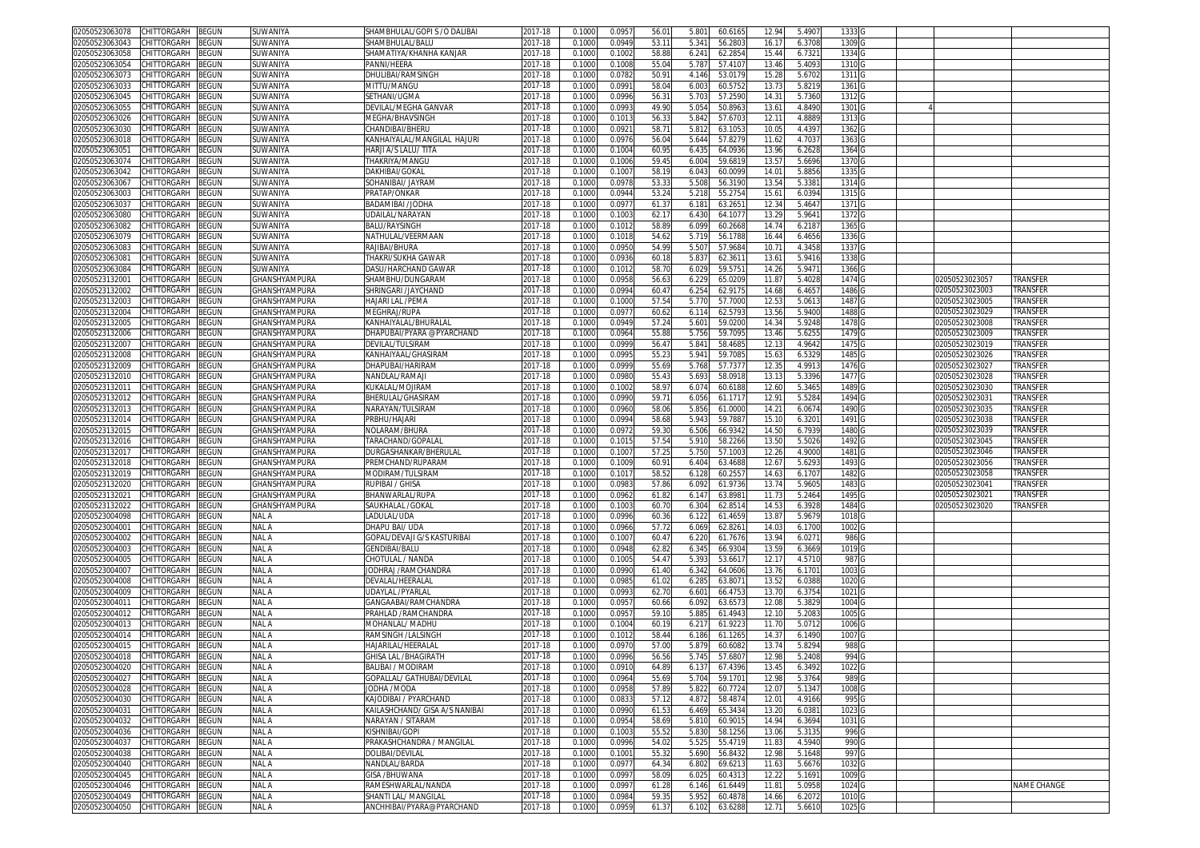| | | | | | | | | | | | | | | | | | |
|---|---|---|---|---|---|---|---|---|---|---|---|---|---|---|---|---|---|
| 02050523063078 | CHITTORGARH | BEGUN | SUWANIYA | SHAMBHULAL/GOPI S /O DALIBAI | 2017-18 | 0.1000 | 0.0957 | 56.01 | 5.801 | 60.6165 | 12.94 | 5.4907 | 1333 | G | | | |
| 02050523063043 | CHITTORGARH | BEGUN | SUWANIYA | SHAMBHULAL/BALU | 2017-18 | 0.1000 | 0.0949 | 53.11 | 5.341 | 56.2803 | 16.17 | 6.3708 | 1309 | G | | | |
| 02050523063058 | CHITTORGARH | BEGUN | SUWANIYA | SHAMATIYA/KHANHA KANJAR | 2017-18 | 0.1000 | 0.1002 | 58.88 | 6.241 | 62.2854 | 15.44 | 6.7321 | 1334 | G | | | |
| 02050523063054 | CHITTORGARH | BEGUN | SUWANIYA | PANNI/HEERA | 2017-18 | 0.1000 | 0.1008 | 55.04 | 5.787 | 57.4107 | 13.46 | 5.4093 | 1310 | G | | | |
| 02050523063073 | CHITTORGARH | BEGUN | SUWANIYA | DHULIBAI/RAMSINGH | 2017-18 | 0.1000 | 0.0782 | 50.91 | 4.146 | 53.0179 | 15.28 | 5.6702 | 1311 | G | | | |
| 02050523063033 | CHITTORGARH | BEGUN | SUWANIYA | MITTU/MANGU | 2017-18 | 0.1000 | 0.0991 | 58.04 | 6.003 | 60.5752 | 13.73 | 5.8219 | 1361 | G | | | |
| 02050523063045 | CHITTORGARH | BEGUN | SUWANIYA | SETHANI/UGMA | 2017-18 | 0.1000 | 0.0996 | 56.31 | 5.703 | 57.2590 | 14.31 | 5.7360 | 1312 | G | | | |
| 02050523063055 | CHITTORGARH | BEGUN | SUWANIYA | DEVILAL/MEGHA GANVAR | 2017-18 | 0.1000 | 0.0993 | 49.90 | 5.054 | 50.8963 | 13.61 | 4.8490 | 1301 | G | 4 | | |
| 02050523063026 | CHITTORGARH | BEGUN | SUWANIYA | MEGHA/BHAVSINGH | 2017-18 | 0.1000 | 0.1013 | 56.33 | 5.842 | 57.6703 | 12.11 | 4.8889 | 1313 | G | | | |
| 02050523063030 | CHITTORGARH | BEGUN | SUWANIYA | CHANDIBAI/BHERU | 2017-18 | 0.1000 | 0.0921 | 58.71 | 5.812 | 63.1053 | 10.05 | 4.4397 | 1362 | G | | | |
| 02050523063018 | CHITTORGARH | BEGUN | SUWANIYA | KANHAIYALAL/MANGILAL HAJURI | 2017-18 | 0.1000 | 0.0976 | 56.04 | 5.644 | 57.8279 | 11.62 | 4.7037 | 1363 | G | | | |
| 02050523063051 | CHITTORGARH | BEGUN | SUWANIYA | HARJI A/S LALU/ TITA | 2017-18 | 0.1000 | 0.1004 | 60.95 | 6.435 | 64.0936 | 13.96 | 6.2628 | 1364 | G | | | |
| 02050523063074 | CHITTORGARH | BEGUN | SUWANIYA | THAKRIYA/MANGU | 2017-18 | 0.1000 | 0.1006 | 59.45 | 6.004 | 59.6819 | 13.57 | 5.6696 | 1370 | G | | | |
| 02050523063042 | CHITTORGARH | BEGUN | SUWANIYA | DAKHIBAI/GOKAL | 2017-18 | 0.1000 | 0.1007 | 58.19 | 6.043 | 60.0099 | 14.01 | 5.8856 | 1335 | G | | | |
| 02050523063067 | CHITTORGARH | BEGUN | SUWANIYA | SOHANIBAI/ JAYRAM | 2017-18 | 0.1000 | 0.0978 | 53.33 | 5.508 | 56.3190 | 13.54 | 5.3381 | 1314 | G | | | |
| 02050523063003 | CHITTORGARH | BEGUN | SUWANIYA | PRATAP/ONKAR | 2017-18 | 0.1000 | 0.0944 | 53.24 | 5.218 | 55.2754 | 15.61 | 6.0394 | 1315 | G | | | |
| 02050523063037 | CHITTORGARH | BEGUN | SUWANIYA | BADAMIBAI /JODHA | 2017-18 | 0.1000 | 0.0977 | 61.37 | 6.181 | 63.2651 | 12.34 | 5.4647 | 1371 | G | | | |
| 02050523063080 | CHITTORGARH | BEGUN | SUWANIYA | UDAILAL/NARAYAN | 2017-18 | 0.1000 | 0.1003 | 62.17 | 6.430 | 64.1077 | 13.29 | 5.9641 | 1372 | G | | | |
| 02050523063082 | CHITTORGARH | BEGUN | SUWANIYA | BALU/RAYSINGH | 2017-18 | 0.1000 | 0.1012 | 58.89 | 6.099 | 60.2668 | 14.74 | 6.2187 | 1365 | G | | | |
| 02050523063079 | CHITTORGARH | BEGUN | SUWANIYA | NATHULAL/VEERMAAN | 2017-18 | 0.1000 | 0.1018 | 54.62 | 5.719 | 56.1788 | 16.44 | 6.4656 | 1336 | G | | | |
| 02050523063083 | CHITTORGARH | BEGUN | SUWANIYA | RAJIBAI/BHURA | 2017-18 | 0.1000 | 0.0950 | 54.99 | 5.507 | 57.9684 | 10.71 | 4.3458 | 1337 | G | | | |
| 02050523063081 | CHITTORGARH | BEGUN | SUWANIYA | THAKRI/SUKHA GAWAR | 2017-18 | 0.1000 | 0.0936 | 60.18 | 5.837 | 62.3611 | 13.61 | 5.9416 | 1338 | G | | | |
| 02050523063084 | CHITTORGARH | BEGUN | SUWANIYA | DASU/HARCHAND GAWAR | 2017-18 | 0.1000 | 0.1012 | 58.70 | 6.029 | 59.5751 | 14.26 | 5.9471 | 1366 | G | | | |
| 02050523132001 | CHITTORGARH | BEGUN | GHANSHYAMPURA | SHAMBHU/DUNGARAM | 2017-18 | 0.1000 | 0.0958 | 56.63 | 6.229 | 65.0209 | 11.87 | 5.4028 | 1474 | G | | 02050523023057 | TRANSFER |
| 02050523132002 | CHITTORGARH | BEGUN | GHANSHYAMPURA | SHRINGARI /JAYCHAND | 2017-18 | 0.1000 | 0.0994 | 60.47 | 6.254 | 62.9175 | 14.68 | 6.4657 | 1486 | G | | 02050523023003 | TRANSFER |
| 02050523132003 | CHITTORGARH | BEGUN | GHANSHYAMPURA | HAJARI LAL /PEMA | 2017-18 | 0.1000 | 0.1000 | 57.54 | 5.770 | 57.7000 | 12.53 | 5.0613 | 1487 | G | | 02050523023005 | TRANSFER |
| 02050523132004 | CHITTORGARH | BEGUN | GHANSHYAMPURA | MEGHRAJ/RUPA | 2017-18 | 0.1000 | 0.0977 | 60.62 | 6.114 | 62.5793 | 13.56 | 5.9400 | 1488 | G | | 02050523023029 | TRANSFER |
| 02050523132005 | CHITTORGARH | BEGUN | GHANSHYAMPURA | KANHAIYALAL/BHURALAL | 2017-18 | 0.1000 | 0.0949 | 57.24 | 5.601 | 59.0200 | 14.34 | 5.9248 | 1478 | G | | 02050523023008 | TRANSFER |
| 02050523132006 | CHITTORGARH | BEGUN | GHANSHYAMPURA | DHAPUBAI/PYARA @PYARCHAND | 2017-18 | 0.1000 | 0.0964 | 55.88 | 5.756 | 59.7095 | 13.46 | 5.6255 | 1479 | G | | 02050523023009 | TRANSFER |
| 02050523132007 | CHITTORGARH | BEGUN | GHANSHYAMPURA | DEVILAL/TULSIRAM | 2017-18 | 0.1000 | 0.0999 | 56.47 | 5.841 | 58.4685 | 12.13 | 4.9642 | 1475 | G | | 02050523023019 | TRANSFER |
| 02050523132008 | CHITTORGARH | BEGUN | GHANSHYAMPURA | KANHAIYAAL/GHASIRAM | 2017-18 | 0.1000 | 0.0995 | 55.23 | 5.941 | 59.7085 | 15.63 | 6.5329 | 1485 | G | | 02050523023026 | TRANSFER |
| 02050523132009 | CHITTORGARH | BEGUN | GHANSHYAMPURA | DHAPUBAI/HARIRAM | 2017-18 | 0.1000 | 0.0999 | 55.69 | 5.768 | 57.7377 | 12.35 | 4.9913 | 1476 | G | | 02050523023027 | TRANSFER |
| 02050523132010 | CHITTORGARH | BEGUN | GHANSHYAMPURA | NANDLAL/RAMAJI | 2017-18 | 0.1000 | 0.0980 | 55.43 | 5.693 | 58.0918 | 13.13 | 5.3396 | 1477 | G | | 02050523023028 | TRANSFER |
| 02050523132011 | CHITTORGARH | BEGUN | GHANSHYAMPURA | KUKALAL/MOJIRAM | 2017-18 | 0.1000 | 0.1002 | 58.97 | 6.074 | 60.6188 | 12.60 | 5.3465 | 1489 | G | | 02050523023030 | TRANSFER |
| 02050523132012 | CHITTORGARH | BEGUN | GHANSHYAMPURA | BHERULAL/GHASIRAM | 2017-18 | 0.1000 | 0.0990 | 59.71 | 6.056 | 61.1717 | 12.91 | 5.5284 | 1494 | G | | 02050523023031 | TRANSFER |
| 02050523132013 | CHITTORGARH | BEGUN | GHANSHYAMPURA | NARAYAN/TULSIRAM | 2017-18 | 0.1000 | 0.0960 | 58.06 | 5.856 | 61.0000 | 14.21 | 6.0674 | 1490 | G | | 02050523023035 | TRANSFER |
| 02050523132014 | CHITTORGARH | BEGUN | GHANSHYAMPURA | PRBHU/HAJARI | 2017-18 | 0.1000 | 0.0994 | 58.68 | 5.943 | 59.7887 | 15.10 | 6.3201 | 1491 | G | | 02050523023038 | TRANSFER |
| 02050523132015 | CHITTORGARH | BEGUN | GHANSHYAMPURA | NOLARAM/BHURA | 2017-18 | 0.1000 | 0.0972 | 59.30 | 6.506 | 66.9342 | 14.50 | 6.7939 | 1480 | G | | 02050523023039 | TRANSFER |
| 02050523132016 | CHITTORGARH | BEGUN | GHANSHYAMPURA | TARACHAND/GOPALAL | 2017-18 | 0.1000 | 0.1015 | 57.54 | 5.910 | 58.2266 | 13.50 | 5.5026 | 1492 | G | | 02050523023045 | TRANSFER |
| 02050523132017 | CHITTORGARH | BEGUN | GHANSHYAMPURA | DURGASHANKAR/BHERULAL | 2017-18 | 0.1000 | 0.1007 | 57.25 | 5.750 | 57.1003 | 12.26 | 4.9000 | 1481 | G | | 02050523023046 | TRANSFER |
| 02050523132018 | CHITTORGARH | BEGUN | GHANSHYAMPURA | PREMCHAND/RUPARAM | 2017-18 | 0.1000 | 0.1009 | 60.91 | 6.404 | 63.4688 | 12.67 | 5.6293 | 1493 | G | | 02050523023056 | TRANSFER |
| 02050523132019 | CHITTORGARH | BEGUN | GHANSHYAMPURA | MODIRAM/TULSIRAM | 2017-18 | 0.1000 | 0.1017 | 58.52 | 6.128 | 60.2557 | 14.63 | 6.1707 | 1482 | G | | 02050523023058 | TRANSFER |
| 02050523132020 | CHITTORGARH | BEGUN | GHANSHYAMPURA | RUPIBAI / GHISA | 2017-18 | 0.1000 | 0.0983 | 57.86 | 6.092 | 61.9736 | 13.74 | 5.9605 | 1483 | G | | 02050523023041 | TRANSFER |
| 02050523132021 | CHITTORGARH | BEGUN | GHANSHYAMPURA | BHANWARLAL/RUPA | 2017-18 | 0.1000 | 0.0962 | 61.82 | 6.147 | 63.8981 | 11.73 | 5.2464 | 1495 | G | | 02050523023021 | TRANSFER |
| 02050523132022 | CHITTORGARH | BEGUN | GHANSHYAMPURA | SAUKHALAL /GOKAL | 2017-18 | 0.1000 | 0.1003 | 60.70 | 6.304 | 62.8514 | 14.53 | 6.3928 | 1484 | G | | 02050523023020 | TRANSFER |
| 02050523004098 | CHITTORGARH | BEGUN | NALA | LADULAL/UDA | 2017-18 | 0.1000 | 0.0996 | 60.36 | 6.122 | 61.4659 | 13.87 | 5.9679 | 1018 | G | | | |
| 02050523004001 | CHITTORGARH | BEGUN | NALA | DHAPU BAI/ UDA | 2017-18 | 0.1000 | 0.0966 | 57.72 | 6.069 | 62.8261 | 14.03 | 6.1700 | 1002 | G | | | |
| 02050523004002 | CHITTORGARH | BEGUN | NALA | GOPAL/DEVAJI G/S KASTURIBAI | 2017-18 | 0.1000 | 0.1007 | 60.47 | 6.220 | 61.7676 | 13.94 | 6.0271 | 986 | G | | | |
| 02050523004003 | CHITTORGARH | BEGUN | NALA | GENDIBAI/BALU | 2017-18 | 0.1000 | 0.0948 | 62.82 | 6.345 | 66.9304 | 13.59 | 6.3669 | 1019 | G | | | |
| 02050523004005 | CHITTORGARH | BEGUN | NALA | CHOTULAL / NANDA | 2017-18 | 0.1000 | 0.1005 | 54.47 | 5.393 | 53.6617 | 12.17 | 4.5710 | 987 | G | | | |
| 02050523004007 | CHITTORGARH | BEGUN | NALA | JODHRAJ /RAMCHANDRA | 2017-18 | 0.1000 | 0.0990 | 61.40 | 6.342 | 64.0606 | 13.76 | 6.1701 | 1003 | G | | | |
| 02050523004008 | CHITTORGARH | BEGUN | NALA | DEVALAL/HEERALAL | 2017-18 | 0.1000 | 0.0985 | 61.02 | 6.285 | 63.8071 | 13.52 | 6.0388 | 1020 | G | | | |
| 02050523004009 | CHITTORGARH | BEGUN | NALA | UDAYLAL /PYARLAL | 2017-18 | 0.1000 | 0.0993 | 62.70 | 6.601 | 66.4753 | 13.70 | 6.3754 | 1021 | G | | | |
| 02050523004011 | CHITTORGARH | BEGUN | NALA | GANGAABAI/RAMCHANDRA | 2017-18 | 0.1000 | 0.0957 | 60.66 | 6.092 | 63.6573 | 12.08 | 5.3829 | 1004 | G | | | |
| 02050523004012 | CHITTORGARH | BEGUN | NALA | PRAHLAD /RAMCHANDRA | 2017-18 | 0.1000 | 0.0957 | 59.10 | 5.885 | 61.4943 | 12.10 | 5.2083 | 1005 | G | | | |
| 02050523004013 | CHITTORGARH | BEGUN | NALA | MOHANLAL/ MADHU | 2017-18 | 0.1000 | 0.1004 | 60.19 | 6.217 | 61.9223 | 11.70 | 5.0712 | 1006 | G | | | |
| 02050523004014 | CHITTORGARH | BEGUN | NALA | RAMSINGH /LALSINGH | 2017-18 | 0.1000 | 0.1012 | 58.44 | 6.186 | 61.1265 | 14.37 | 6.1490 | 1007 | G | | | |
| 02050523004015 | CHITTORGARH | BEGUN | NALA | HAJARILAL/HEERALAL | 2017-18 | 0.1000 | 0.0970 | 57.00 | 5.879 | 60.6082 | 13.74 | 5.8294 | 988 | G | | | |
| 02050523004018 | CHITTORGARH | BEGUN | NALA | GHISA LAL /BHAGIRATH | 2017-18 | 0.1000 | 0.0996 | 56.56 | 5.745 | 57.6807 | 12.98 | 5.2408 | 994 | G | | | |
| 02050523004020 | CHITTORGARH | BEGUN | NALA | BALIBAI / MODIRAM | 2017-18 | 0.1000 | 0.0910 | 64.89 | 6.137 | 67.4396 | 13.45 | 6.3492 | 1022 | G | | | |
| 02050523004027 | CHITTORGARH | BEGUN | NALA | GOPALLAL/ GATHUBAI/DEVILAL | 2017-18 | 0.1000 | 0.0964 | 55.69 | 5.704 | 59.1701 | 12.98 | 5.3764 | 989 | G | | | |
| 02050523004028 | CHITTORGARH | BEGUN | NALA | JODHA /MODA | 2017-18 | 0.1000 | 0.0958 | 57.89 | 5.822 | 60.7724 | 12.07 | 5.1347 | 1008 | G | | | |
| 02050523004030 | CHITTORGARH | BEGUN | NALA | KAJODIBAI / PYARCHAND | 2017-18 | 0.1000 | 0.0833 | 57.12 | 4.872 | 58.4874 | 12.01 | 4.9166 | 995 | G | | | |
| 02050523004031 | CHITTORGARH | BEGUN | NALA | KAILASHCHAND/ GISA A/S NANIBAI | 2017-18 | 0.1000 | 0.0990 | 61.53 | 6.469 | 65.3434 | 13.20 | 6.0381 | 1023 | G | | | |
| 02050523004032 | CHITTORGARH | BEGUN | NALA | NARAYAN / SITARAM | 2017-18 | 0.1000 | 0.0954 | 58.69 | 5.810 | 60.9015 | 14.94 | 6.3694 | 1031 | G | | | |
| 02050523004036 | CHITTORGARH | BEGUN | NALA | KISHNIBAI/GOPI | 2017-18 | 0.1000 | 0.1003 | 55.52 | 5.830 | 58.1256 | 13.06 | 5.3135 | 996 | G | | | |
| 02050523004037 | CHITTORGARH | BEGUN | NALA | PRAKASHCHANDRA / MANGILAL | 2017-18 | 0.1000 | 0.0996 | 54.02 | 5.525 | 55.4719 | 11.83 | 4.5940 | 990 | G | | | |
| 02050523004038 | CHITTORGARH | BEGUN | NALA | DOLIBAI/DEVILAL | 2017-18 | 0.1000 | 0.1001 | 55.32 | 5.690 | 56.8432 | 12.98 | 5.1648 | 997 | G | | | |
| 02050523004040 | CHITTORGARH | BEGUN | NALA | NANDLAL/BARDA | 2017-18 | 0.1000 | 0.0977 | 64.34 | 6.802 | 69.6213 | 11.63 | 5.6676 | 1032 | G | | | |
| 02050523004045 | CHITTORGARH | BEGUN | NALA | GISA /BHUWANA | 2017-18 | 0.1000 | 0.0997 | 58.09 | 6.025 | 60.4313 | 12.22 | 5.1691 | 1009 | G | | | |
| 02050523004046 | CHITTORGARH | BEGUN | NALA | RAMESHWARLAL/NANDA | 2017-18 | 0.1000 | 0.0997 | 61.28 | 6.146 | 61.6449 | 11.81 | 5.0958 | 1024 | G | | | NAME CHANGE |
| 02050523004049 | CHITTORGARH | BEGUN | NALA | SHANTI LAL/ MANGILAL | 2017-18 | 0.1000 | 0.0984 | 59.35 | 5.952 | 60.4878 | 14.66 | 6.2072 | 1010 | G | | | |
| 02050523004050 | CHITTORGARH | BEGUN | NALA | ANCHHIBAI/PYARA@PYARCHAND | 2017-18 | 0.1000 | 0.0959 | 61.37 | 6.102 | 63.6288 | 12.71 | 5.6610 | 1025 | G | | | |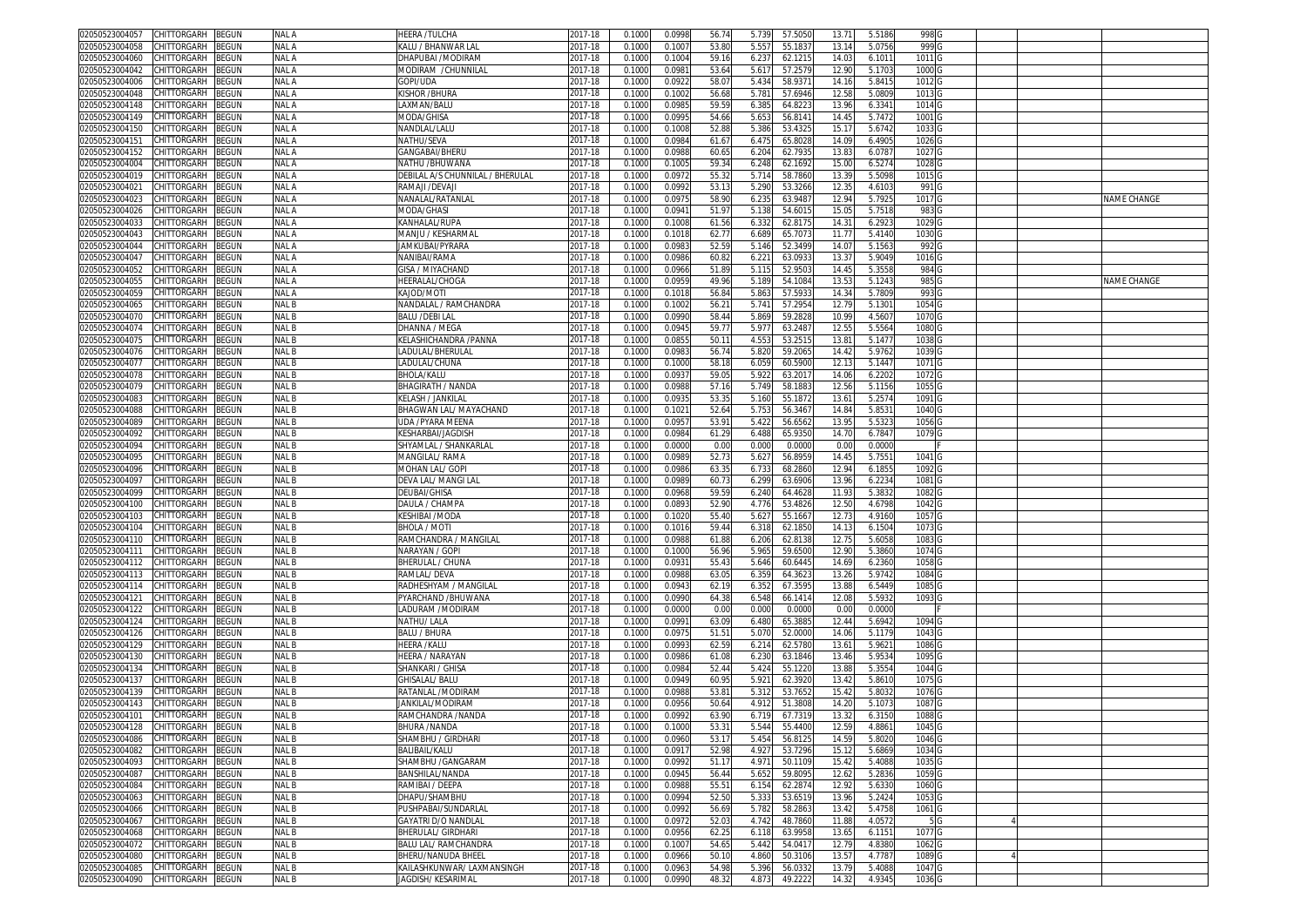| | | | | | | | | | | | | | | | | | |
|---|---|---|---|---|---|---|---|---|---|---|---|---|---|---|---|---|---|
| 02050523004057 | CHITTORGARH | BEGUN | NAL A | HEERA /TULCHA | 2017-18 | 0.1000 | 0.0998 | 56.74 | 5.739 | 57.5050 | 13.71 | 5.5186 | 998 | G | | | |
| 02050523004058 | CHITTORGARH | BEGUN | NAL A | KALU / BHANWAR LAL | 2017-18 | 0.1000 | 0.1007 | 53.80 | 5.557 | 55.1837 | 13.14 | 5.0756 | 999 | G | | | |
| 02050523004060 | CHITTORGARH | BEGUN | NAL A | DHAPUBAI /MODIRAM | 2017-18 | 0.1000 | 0.1004 | 59.16 | 6.237 | 62.1215 | 14.03 | 6.1011 | 1011 | G | | | |
| 02050523004042 | CHITTORGARH | BEGUN | NAL A | MODIRAM /CHUNNILAL | 2017-18 | 0.1000 | 0.0981 | 53.64 | 5.617 | 57.2579 | 12.90 | 5.1703 | 1000 | G | | | |
| 02050523004006 | CHITTORGARH | BEGUN | NAL A | GOPI/UDA | 2017-18 | 0.1000 | 0.0922 | 58.07 | 5.434 | 58.9371 | 14.16 | 5.8415 | 1012 | G | | | |
| 02050523004048 | CHITTORGARH | BEGUN | NAL A | KISHOR /BHURA | 2017-18 | 0.1000 | 0.1002 | 56.68 | 5.781 | 57.6946 | 12.58 | 5.0809 | 1013 | G | | | |
| 02050523004148 | CHITTORGARH | BEGUN | NAL A | LAXMAN/BALU | 2017-18 | 0.1000 | 0.0985 | 59.59 | 6.385 | 64.8223 | 13.96 | 6.3341 | 1014 | G | | | |
| 02050523004149 | CHITTORGARH | BEGUN | NAL A | MODA/GHISA | 2017-18 | 0.1000 | 0.0995 | 54.66 | 5.653 | 56.8141 | 14.45 | 5.7472 | 1001 | G | | | |
| 02050523004150 | CHITTORGARH | BEGUN | NAL A | NANDLAL/LALU | 2017-18 | 0.1000 | 0.1008 | 52.88 | 5.386 | 53.4325 | 15.17 | 5.6742 | 1033 | G | | | |
| 02050523004151 | CHITTORGARH | BEGUN | NAL A | NATHU/SEVA | 2017-18 | 0.1000 | 0.0984 | 61.67 | 6.475 | 65.8028 | 14.09 | 6.4905 | 1026 | G | | | |
| 02050523004152 | CHITTORGARH | BEGUN | NAL A | GANGABAI/BHERU | 2017-18 | 0.1000 | 0.0988 | 60.65 | 6.204 | 62.7935 | 13.83 | 6.0787 | 1027 | G | | | |
| 02050523004004 | CHITTORGARH | BEGUN | NAL A | NATHU /BHUWANA | 2017-18 | 0.1000 | 0.1005 | 59.34 | 6.248 | 62.1692 | 15.00 | 6.5274 | 1028 | G | | | |
| 02050523004019 | CHITTORGARH | BEGUN | NAL A | DEBILAL A/S CHUNNILAL / BHERULAL | 2017-18 | 0.1000 | 0.0972 | 55.32 | 5.714 | 58.7860 | 13.39 | 5.5098 | 1015 | G | | | |
| 02050523004021 | CHITTORGARH | BEGUN | NAL A | RAMAJI /DEVAJI | 2017-18 | 0.1000 | 0.0992 | 53.13 | 5.290 | 53.3266 | 12.35 | 4.6103 | 991 | G | | | |
| 02050523004023 | CHITTORGARH | BEGUN | NAL A | NANALAL/RATANLAL | 2017-18 | 0.1000 | 0.0975 | 58.90 | 6.235 | 63.9487 | 12.94 | 5.7925 | 1017 | G | | | NAME CHANGE |
| 02050523004026 | CHITTORGARH | BEGUN | NAL A | MODA/GHASI | 2017-18 | 0.1000 | 0.0941 | 51.97 | 5.138 | 54.6015 | 15.05 | 5.7518 | 983 | G | | | |
| 02050523004033 | CHITTORGARH | BEGUN | NAL A | KANHALAL/RUPA | 2017-18 | 0.1000 | 0.1008 | 61.56 | 6.332 | 62.8175 | 14.31 | 6.2923 | 1029 | G | | | |
| 02050523004043 | CHITTORGARH | BEGUN | NAL A | MANJU / KESHARMAL | 2017-18 | 0.1000 | 0.1018 | 62.77 | 6.689 | 65.7073 | 11.77 | 5.4140 | 1030 | G | | | |
| 02050523004044 | CHITTORGARH | BEGUN | NAL A | JAMKUBAI/PYRARA | 2017-18 | 0.1000 | 0.0983 | 52.59 | 5.146 | 52.3499 | 14.07 | 5.1563 | 992 | G | | | |
| 02050523004047 | CHITTORGARH | BEGUN | NAL A | NANIBAI/RAMA | 2017-18 | 0.1000 | 0.0986 | 60.82 | 6.221 | 63.0933 | 13.37 | 5.9049 | 1016 | G | | | |
| 02050523004052 | CHITTORGARH | BEGUN | NAL A | GISA / MIYACHAND | 2017-18 | 0.1000 | 0.0966 | 51.89 | 5.115 | 52.9503 | 14.45 | 5.3558 | 984 | G | | | |
| 02050523004055 | CHITTORGARH | BEGUN | NAL A | HEERALAL/CHOGA | 2017-18 | 0.1000 | 0.0959 | 49.96 | 5.189 | 54.1084 | 13.53 | 5.1243 | 985 | G | | | NAME CHANGE |
| 02050523004059 | CHITTORGARH | BEGUN | NAL A | KAJOD/MOTI | 2017-18 | 0.1000 | 0.1018 | 56.84 | 5.863 | 57.5933 | 14.34 | 5.7809 | 993 | G | | | |
| 02050523004065 | CHITTORGARH | BEGUN | NAL B | NANDALAL / RAMCHANDRA | 2017-18 | 0.1000 | 0.1002 | 56.21 | 5.741 | 57.2954 | 12.79 | 5.1301 | 1054 | G | | | |
| 02050523004070 | CHITTORGARH | BEGUN | NAL B | BALU /DEBI LAL | 2017-18 | 0.1000 | 0.0990 | 58.44 | 5.869 | 59.2828 | 10.99 | 4.5607 | 1070 | G | | | |
| 02050523004074 | CHITTORGARH | BEGUN | NAL B | DHANNA / MEGA | 2017-18 | 0.1000 | 0.0945 | 59.77 | 5.977 | 63.2487 | 12.55 | 5.5564 | 1080 | G | | | |
| 02050523004075 | CHITTORGARH | BEGUN | NAL B | KELASHICHANDRA /PANNA | 2017-18 | 0.1000 | 0.0855 | 50.11 | 4.553 | 53.2515 | 13.81 | 5.1477 | 1038 | G | | | |
| 02050523004076 | CHITTORGARH | BEGUN | NAL B | LADULAL/BHERULAL | 2017-18 | 0.1000 | 0.0983 | 56.74 | 5.820 | 59.2065 | 14.42 | 5.9762 | 1039 | G | | | |
| 02050523004077 | CHITTORGARH | BEGUN | NAL B | LADULAL/CHUNA | 2017-18 | 0.1000 | 0.1000 | 58.18 | 6.059 | 60.5900 | 12.13 | 5.1447 | 1071 | G | | | |
| 02050523004078 | CHITTORGARH | BEGUN | NAL B | BHOLA/KALU | 2017-18 | 0.1000 | 0.0937 | 59.05 | 5.922 | 63.2017 | 14.06 | 6.2202 | 1072 | G | | | |
| 02050523004079 | CHITTORGARH | BEGUN | NAL B | BHAGIRATH / NANDA | 2017-18 | 0.1000 | 0.0988 | 57.16 | 5.749 | 58.1883 | 12.56 | 5.1156 | 1055 | G | | | |
| 02050523004083 | CHITTORGARH | BEGUN | NAL B | KELASH / JANKILAL | 2017-18 | 0.1000 | 0.0935 | 53.35 | 5.160 | 55.1872 | 13.61 | 5.2574 | 1091 | G | | | |
| 02050523004088 | CHITTORGARH | BEGUN | NAL B | BHAGWAN LAL/ MAYACHAND | 2017-18 | 0.1000 | 0.1021 | 52.64 | 5.753 | 56.3467 | 14.84 | 5.8531 | 1040 | G | | | |
| 02050523004089 | CHITTORGARH | BEGUN | NAL B | UDA /PYARA MEENA | 2017-18 | 0.1000 | 0.0957 | 53.91 | 5.422 | 56.6562 | 13.95 | 5.5323 | 1056 | G | | | |
| 02050523004092 | CHITTORGARH | BEGUN | NAL B | KESHARBAI/JAGDISH | 2017-18 | 0.1000 | 0.0984 | 61.29 | 6.488 | 65.9350 | 14.70 | 6.7847 | 1079 | G | | | |
| 02050523004094 | CHITTORGARH | BEGUN | NAL B | SHYAMLAL / SHANKARLAL | 2017-18 | 0.1000 | 0.0000 | 0.00 | 0.000 | 0.0000 | 0.00 | 0.0000 | | F | | | |
| 02050523004095 | CHITTORGARH | BEGUN | NAL B | MANGILAL/ RAMA | 2017-18 | 0.1000 | 0.0989 | 52.73 | 5.627 | 56.8959 | 14.45 | 5.7551 | 1041 | G | | | |
| 02050523004096 | CHITTORGARH | BEGUN | NAL B | MOHAN LAL/ GOPI | 2017-18 | 0.1000 | 0.0986 | 63.35 | 6.733 | 68.2860 | 12.94 | 6.1855 | 1092 | G | | | |
| 02050523004097 | CHITTORGARH | BEGUN | NAL B | DEVA LAL/ MANGI LAL | 2017-18 | 0.1000 | 0.0989 | 60.73 | 6.299 | 63.6906 | 13.96 | 6.2234 | 1081 | G | | | |
| 02050523004099 | CHITTORGARH | BEGUN | NAL B | DEUBAI/GHISA | 2017-18 | 0.1000 | 0.0968 | 59.59 | 6.240 | 64.4628 | 11.93 | 5.3832 | 1082 | G | | | |
| 02050523004100 | CHITTORGARH | BEGUN | NAL B | DAULA / CHAMPA | 2017-18 | 0.1000 | 0.0893 | 52.90 | 4.776 | 53.4826 | 12.50 | 4.6798 | 1042 | G | | | |
| 02050523004103 | CHITTORGARH | BEGUN | NAL B | KESHIBAI /MODA | 2017-18 | 0.1000 | 0.1020 | 55.40 | 5.627 | 55.1667 | 12.73 | 4.9160 | 1057 | G | | | |
| 02050523004104 | CHITTORGARH | BEGUN | NAL B | BHOLA / MOTI | 2017-18 | 0.1000 | 0.1016 | 59.44 | 6.318 | 62.1850 | 14.13 | 6.1504 | 1073 | G | | | |
| 02050523004110 | CHITTORGARH | BEGUN | NAL B | RAMCHANDRA / MANGILAL | 2017-18 | 0.1000 | 0.0988 | 61.88 | 6.206 | 62.8138 | 12.75 | 5.6058 | 1083 | G | | | |
| 02050523004111 | CHITTORGARH | BEGUN | NAL B | NARAYAN / GOPI | 2017-18 | 0.1000 | 0.1000 | 56.96 | 5.965 | 59.6500 | 12.90 | 5.3860 | 1074 | G | | | |
| 02050523004112 | CHITTORGARH | BEGUN | NAL B | BHERULAL / CHUNA | 2017-18 | 0.1000 | 0.0931 | 55.43 | 5.646 | 60.6445 | 14.69 | 6.2360 | 1058 | G | | | |
| 02050523004113 | CHITTORGARH | BEGUN | NAL B | RAMLAL/ DEVA | 2017-18 | 0.1000 | 0.0988 | 63.05 | 6.359 | 64.3623 | 13.26 | 5.9742 | 1084 | G | | | |
| 02050523004114 | CHITTORGARH | BEGUN | NAL B | RADHESHYAM / MANGILAL | 2017-18 | 0.1000 | 0.0943 | 62.19 | 6.352 | 67.3595 | 13.88 | 6.5449 | 1085 | G | | | |
| 02050523004121 | CHITTORGARH | BEGUN | NAL B | PYARCHAND /BHUWANA | 2017-18 | 0.1000 | 0.0990 | 64.38 | 6.548 | 66.1414 | 12.08 | 5.5932 | 1093 | G | | | |
| 02050523004122 | CHITTORGARH | BEGUN | NAL B | LADURAM /MODIRAM | 2017-18 | 0.1000 | 0.0000 | 0.00 | 0.000 | 0.0000 | 0.00 | 0.0000 | | F | | | |
| 02050523004124 | CHITTORGARH | BEGUN | NAL B | NATHU/ LALA | 2017-18 | 0.1000 | 0.0991 | 63.09 | 6.480 | 65.3885 | 12.44 | 5.6942 | 1094 | G | | | |
| 02050523004126 | CHITTORGARH | BEGUN | NAL B | BALU / BHURA | 2017-18 | 0.1000 | 0.0975 | 51.51 | 5.070 | 52.0000 | 14.06 | 5.1179 | 1043 | G | | | |
| 02050523004129 | CHITTORGARH | BEGUN | NAL B | HEERA /KALU | 2017-18 | 0.1000 | 0.0993 | 62.59 | 6.214 | 62.5780 | 13.61 | 5.9621 | 1086 | G | | | |
| 02050523004130 | CHITTORGARH | BEGUN | NAL B | HEERA / NARAYAN | 2017-18 | 0.1000 | 0.0986 | 61.08 | 6.230 | 63.1846 | 13.46 | 5.9534 | 1095 | G | | | |
| 02050523004134 | CHITTORGARH | BEGUN | NAL B | SHANKARI / GHISA | 2017-18 | 0.1000 | 0.0984 | 52.44 | 5.424 | 55.1220 | 13.88 | 5.3554 | 1044 | G | | | |
| 02050523004137 | CHITTORGARH | BEGUN | NAL B | GHISALAL/ BALU | 2017-18 | 0.1000 | 0.0949 | 60.95 | 5.921 | 62.3920 | 13.42 | 5.8610 | 1075 | G | | | |
| 02050523004139 | CHITTORGARH | BEGUN | NAL B | RATANLAL /MODIRAM | 2017-18 | 0.1000 | 0.0988 | 53.81 | 5.312 | 53.7652 | 15.42 | 5.8032 | 1076 | G | | | |
| 02050523004143 | CHITTORGARH | BEGUN | NAL B | JANKILAL/MODIRAM | 2017-18 | 0.1000 | 0.0956 | 50.64 | 4.912 | 51.3808 | 14.20 | 5.1073 | 1087 | G | | | |
| 02050523004101 | CHITTORGARH | BEGUN | NAL B | RAMCHANDRA /NANDA | 2017-18 | 0.1000 | 0.0992 | 63.90 | 6.719 | 67.7319 | 13.32 | 6.3150 | 1088 | G | | | |
| 02050523004128 | CHITTORGARH | BEGUN | NAL B | BHURA /NANDA | 2017-18 | 0.1000 | 0.1000 | 53.31 | 5.544 | 55.4400 | 12.59 | 4.8861 | 1045 | G | | | |
| 02050523004086 | CHITTORGARH | BEGUN | NAL B | SHAMBHU / GIRDHARI | 2017-18 | 0.1000 | 0.0960 | 53.17 | 5.454 | 56.8125 | 14.59 | 5.8020 | 1046 | G | | | |
| 02050523004082 | CHITTORGARH | BEGUN | NAL B | BALIBAIL/KALU | 2017-18 | 0.1000 | 0.0917 | 52.98 | 4.927 | 53.7296 | 15.12 | 5.6869 | 1034 | G | | | |
| 02050523004093 | CHITTORGARH | BEGUN | NAL B | SHAMBHU /GANGARAM | 2017-18 | 0.1000 | 0.0992 | 51.17 | 4.971 | 50.1109 | 15.42 | 5.4088 | 1035 | G | | | |
| 02050523004087 | CHITTORGARH | BEGUN | NAL B | BANSHILAL/NANDA | 2017-18 | 0.1000 | 0.0945 | 56.44 | 5.652 | 59.8095 | 12.62 | 5.2836 | 1059 | G | | | |
| 02050523004084 | CHITTORGARH | BEGUN | NAL B | RAMIBAI / DEEPA | 2017-18 | 0.1000 | 0.0988 | 55.51 | 6.154 | 62.2874 | 12.92 | 5.6330 | 1060 | G | | | |
| 02050523004063 | CHITTORGARH | BEGUN | NAL B | DHAPU/SHAMBHU | 2017-18 | 0.1000 | 0.0994 | 52.50 | 5.333 | 53.6519 | 13.96 | 5.2424 | 1053 | G | | | |
| 02050523004066 | CHITTORGARH | BEGUN | NAL B | PUSHPABAI/SUNDARLAL | 2017-18 | 0.1000 | 0.0992 | 56.69 | 5.782 | 58.2863 | 13.42 | 5.4758 | 1061 | G | | | |
| 02050523004067 | CHITTORGARH | BEGUN | NAL B | GAYATRI D/O NANDLAL | 2017-18 | 0.1000 | 0.0972 | 52.03 | 4.742 | 48.7860 | 11.88 | 4.0572 | 5 | G | 4 | | |
| 02050523004068 | CHITTORGARH | BEGUN | NAL B | BHERULAL/ GIRDHARI | 2017-18 | 0.1000 | 0.0956 | 62.25 | 6.118 | 63.9958 | 13.65 | 6.1151 | 1077 | G | | | |
| 02050523004072 | CHITTORGARH | BEGUN | NAL B | BALU LAL/ RAMCHANDRA | 2017-18 | 0.1000 | 0.1007 | 54.65 | 5.442 | 54.0417 | 12.79 | 4.8380 | 1062 | G | | | |
| 02050523004080 | CHITTORGARH | BEGUN | NAL B | BHERU/NANUDA BHEEL | 2017-18 | 0.1000 | 0.0966 | 50.10 | 4.860 | 50.3106 | 13.57 | 4.7787 | 1089 | G | 4 | | |
| 02050523004085 | CHITTORGARH | BEGUN | NAL B | KAILASHKUNWAR/ LAXMANSINGH | 2017-18 | 0.1000 | 0.0963 | 54.98 | 5.396 | 56.0332 | 13.79 | 5.4088 | 1047 | G | | | |
| 02050523004090 | CHITTORGARH | BEGUN | NAL B | JAGDISH/ KESARIMAL | 2017-18 | 0.1000 | 0.0990 | 48.32 | 4.873 | 49.2222 | 14.32 | 4.9345 | 1036 | G | | | |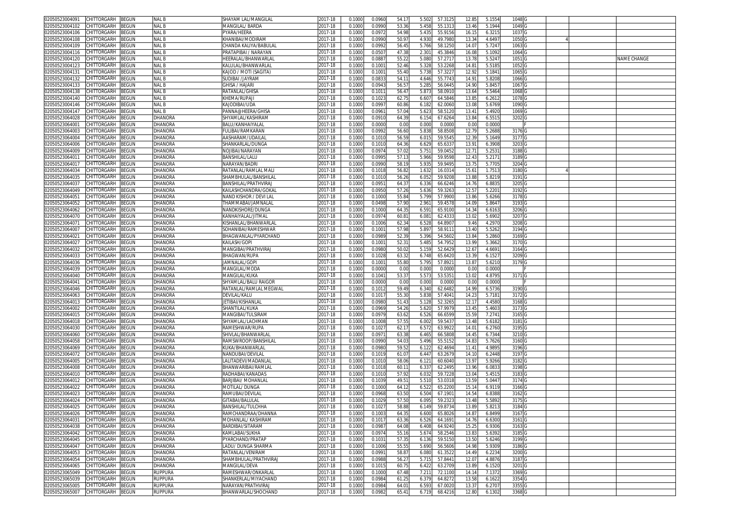| | | | | | | | | | | | | | | | | | |
|---|---|---|---|---|---|---|---|---|---|---|---|---|---|---|---|---|---|
| 02050523004091 | CHITTORGARH | BEGUN | NAL B | SHAYAM LAL/MANGILAL | 2017-18 | 0.1000 | 0.0960 | 54.17 | 5.502 | 57.3125 | 12.85 | 5.1554 | 1048 | G | | | |
| 02050523004102 | CHITTORGARH | BEGUN | NAL B | MANGILAL/ BARDA | 2017-18 | 0.1000 | 0.0990 | 53.36 | 5.458 | 55.1313 | 13.46 | 5.1944 | 1049 | G | | | |
| 02050523004106 | CHITTORGARH | BEGUN | NAL B | PYARA/HEERA | 2017-18 | 0.1000 | 0.0972 | 54.98 | 5.435 | 55.9156 | 16.15 | 6.3215 | 1037 | G | | | |
| 02050523004108 | CHITTORGARH | BEGUN | NAL B | KHANIBAI/MODIRAM | 2017-18 | 0.1000 | 0.0990 | 50.97 | 4.930 | 49.7980 | 13.34 | 4.6497 | 1050 | G | | 4 | |
| 02050523004109 | CHITTORGARH | BEGUN | NAL B | CHANDA KALIYA/BABULAL | 2017-18 | 0.1000 | 0.0992 | 56.45 | 5.766 | 58.1250 | 14.07 | 5.7247 | 1063 | G | | | |
| 02050523004116 | CHITTORGARH | BEGUN | NAL B | PRATAPIBAI / NARAYAN | 2017-18 | 0.1000 | 0.0507 | 47.38 | 2.301 | 45.3846 | 16.08 | 5.1092 | 1064 | G | | | |
| 02050523004120 | CHITTORGARH | BEGUN | NAL B | HEERALAL/BHANWARLAL | 2017-18 | 0.1000 | 0.0887 | 55.22 | 5.080 | 57.2717 | 13.78 | 5.5247 | 1051 | G | | | NAME CHANGE |
| 02050523004123 | CHITTORGARH | BEGUN | NAL B | KALULAL/BHANWARLAL | 2017-18 | 0.1000 | 0.1001 | 52.46 | 5.328 | 53.2268 | 14.81 | 5.5185 | 1052 | G | | | |
| 02050523004131 | CHITTORGARH | BEGUN | NAL B | KAJOD / MOTI (SAGITA) | 2017-18 | 0.1000 | 0.1001 | 55.40 | 5.738 | 57.3227 | 12.92 | 5.1841 | 1065 | G | | | |
| 02050523004132 | CHITTORGARH | BEGUN | NAL B | SUDIBAI /JAYRAM | 2017-18 | 0.1000 | 0.0833 | 54.11 | 4.646 | 55.7743 | 14.91 | 5.8208 | 1066 | G | | | |
| 02050523004133 | CHITTORGARH | BEGUN | NAL B | GHISA / HAJARI | 2017-18 | 0.1000 | 0.0943 | 56.57 | 5.285 | 56.0445 | 14.90 | 5.8457 | 1067 | G | | | |
| 02050523004138 | CHITTORGARH | BEGUN | NAL B | RATANLAL/GHISA | 2017-18 | 0.1000 | 0.1011 | 56.47 | 5.873 | 58.0910 | 13.64 | 5.5464 | 1068 | G | | | |
| 02050523004140 | CHITTORGARH | BEGUN | NAL B | KHEMA/RUPAJI | 2017-18 | 0.1000 | 0.1023 | 62.75 | 6.607 | 64.5846 | 13.85 | 6.2612 | 1078 | G | | | |
| 02050523004146 | CHITTORGARH | BEGUN | NAL B | KAJODIBAI/UDA | 2017-18 | 0.1000 | 0.0997 | 60.86 | 6.182 | 62.0060 | 13.08 | 5.6769 | 1090 | G | | | |
| 02050523004147 | CHITTORGARH | BEGUN | NAL B | PANNA@HEERA/GHISA | 2017-18 | 0.1000 | 0.0961 | 57.04 | 5.623 | 58.5120 | 13.41 | 5.4920 | 1069 | G | | | |
| 02050523064028 | CHITTORGARH | BEGUN | DHANORA | SHYAMLAL/KASHIRAM | 2017-18 | 0.1000 | 0.0910 | 64.39 | 6.154 | 67.6264 | 13.84 | 6.5515 | 3202 | G | | | |
| 02050523064001 | CHITTORGARH | BEGUN | DHANORA | BALU/KANHAIYALAL | 2017-18 | 0.1000 | 0.0000 | 0.00 | 0.000 | 0.0000 | 0.00 | 0.0000 | | F | | | |
| 02050523064003 | CHITTORGARH | BEGUN | DHANORA | FULIBAI/RAMKARAN | 2017-18 | 0.1000 | 0.0992 | 56.60 | 5.838 | 58.8508 | 12.79 | 5.2688 | 3176 | G | | | |
| 02050523064004 | CHITTORGARH | BEGUN | DHANORA | AASHARAM/UDAILAL | 2017-18 | 0.1000 | 0.1010 | 56.59 | 6.015 | 59.5545 | 12.39 | 5.1649 | 3177 | G | | | |
| 02050523064006 | CHITTORGARH | BEGUN | DHANORA | SHANKARLAL/DUNGA | 2017-18 | 0.1000 | 0.1010 | 64.36 | 6.629 | 65.6337 | 13.91 | 6.3908 | 3203 | G | | | |
| 02050523064009 | CHITTORGARH | BEGUN | DHANORA | NOJIBAI/NARAYAN | 2017-18 | 0.1000 | 0.0974 | 57.02 | 5.751 | 59.0452 | 12.71 | 5.2531 | 3188 | G | | | |
| 02050523064011 | CHITTORGARH | BEGUN | DHANORA | BANSHILAL/LALU | 2017-18 | 0.1000 | 0.0995 | 57.13 | 5.966 | 59.9598 | 12.43 | 5.2171 | 3189 | G | | | |
| 02050523064017 | CHITTORGARH | BEGUN | DHANORA | NARAYAN/BADRI | 2017-18 | 0.1000 | 0.0990 | 58.19 | 5.935 | 59.9495 | 13.75 | 5.7705 | 3204 | G | | | |
| 02050523064034 | CHITTORGARH | BEGUN | DHANORA | RATANLAL/RAMLAL MALI | 2017-18 | 0.1000 | 0.1018 | 56.82 | 1.632 | 16.0314 | 15.61 | 1.7513 | 3180 | G | | 4 | |
| 02050523064035 | CHITTORGARH | BEGUN | DHANORA | SHAMBHULAL/BANSHILAL | 2017-18 | 0.1000 | 0.1010 | 56.26 | 6.052 | 59.9208 | 13.88 | 5.8219 | 3191 | G | | | |
| 02050523064037 | CHITTORGARH | BEGUN | DHANORA | BANSHILAL/PRATHVIRAJ | 2017-18 | 0.1000 | 0.0951 | 64.37 | 6.336 | 66.6246 | 14.76 | 6.8835 | 3205 | G | | | |
| 02050523064049 | CHITTORGARH | BEGUN | DHANORA | KAILASHCHANDRA/GOKAL | 2017-18 | 0.1000 | 0.0950 | 57.26 | 5.636 | 59.3263 | 12.57 | 5.2201 | 3192 | G | | | |
| 02050523064051 | CHITTORGARH | BEGUN | DHANORA | NAND KISHOR / DEVI LAL | 2017-18 | 0.1000 | 0.1000 | 55.84 | 5.799 | 57.9900 | 13.86 | 5.6266 | 3178 | G | | | |
| 02050523064052 | CHITTORGARH | BEGUN | DHANORA | THAMMABAI/JAMNALAL | 2017-18 | 0.1000 | 0.0498 | 57.90 | 2.961 | 59.4578 | 14.09 | 5.8647 | 3193 | G | | | |
| 02050523064062 | CHITTORGARH | BEGUN | DHANORA | NANDKISHORE/DUNGA | 2017-18 | 0.1000 | 0.1000 | 64.35 | 6.591 | 65.9100 | 14.34 | 6.6163 | 3206 | G | | | |
| 02050523064070 | CHITTORGARH | BEGUN | DHANORA | KANHAIYALAL/JITMAL | 2017-18 | 0.1000 | 0.0974 | 60.81 | 6.081 | 62.4333 | 13.02 | 5.6902 | 3207 | G | | | |
| 02050523064071 | CHITTORGARH | BEGUN | DHANORA | KISHANLAL/BHANWARLAL | 2017-18 | 0.1000 | 0.1006 | 62.34 | 6.528 | 64.8907 | 9.46 | 4.2970 | 3208 | G | | | |
| 02050523064007 | CHITTORGARH | BEGUN | DHANORA | SOHANIBAI/RAMESHWAR | 2017-18 | 0.1000 | 0.1001 | 57.98 | 5.897 | 58.9111 | 13.40 | 5.5262 | 3194 | G | | | |
| 02050523064021 | CHITTORGARH | BEGUN | DHANORA | BHAGWANLAL/PYARCHAND | 2017-18 | 0.1000 | 0.0989 | 52.39 | 5.396 | 54.5602 | 13.84 | 5.2860 | 3169 | G | | | |
| 02050523064027 | CHITTORGARH | BEGUN | DHANORA | KAILASH/GOPI | 2017-18 | 0.1000 | 0.1001 | 52.31 | 5.485 | 54.7952 | 13.99 | 5.3662 | 3170 | G | | | |
| 02050523064032 | CHITTORGARH | BEGUN | DHANORA | MANGIBAI/PRATHVIRAJ | 2017-18 | 0.1000 | 0.0980 | 50.02 | 5.159 | 52.6429 | 12.67 | 4.6691 | 3164 | G | | | |
| 02050523064033 | CHITTORGARH | BEGUN | DHANORA | BHAGWAN/RUPA | 2017-18 | 0.1000 | 0.1028 | 63.32 | 6.748 | 65.6420 | 13.39 | 6.1527 | 3209 | G | | | |
| 02050523064036 | CHITTORGARH | BEGUN | DHANORA | JAMNALAL/GOPI | 2017-18 | 0.1000 | 0.1001 | 55.80 | 5.795 | 57.8921 | 13.87 | 5.6210 | 3179 | G | | | |
| 02050523064039 | CHITTORGARH | BEGUN | DHANORA | MANGILAL/MODA | 2017-18 | 0.1000 | 0.0000 | 0.00 | 0.000 | 0.0000 | 0.00 | 0.0000 | | F | | | |
| 02050523064040 | CHITTORGARH | BEGUN | DHANORA | MANGILAL/KUKA | 2017-18 | 0.1000 | 0.1041 | 53.37 | 5.573 | 53.5351 | 13.02 | 4.8795 | 3171 | G | | | |
| 02050523064041 | CHITTORGARH | BEGUN | DHANORA | SHYAMLAL/BALU RAIGOR | 2017-18 | 0.1000 | 0.0000 | 0.00 | 0.000 | 0.0000 | 0.00 | 0.0000 | | F | | | |
| 02050523064046 | CHITTORGARH | BEGUN | DHANORA | RATANLAL/RAMLAL MEGWAL | 2017-18 | 0.1000 | 0.1012 | 59.49 | 6.340 | 62.6482 | 14.99 | 6.5736 | 3190 | G | | | |
| 02050523064063 | CHITTORGARH | BEGUN | DHANORA | DEVILAL/KALU | 2017-18 | 0.1000 | 0.1017 | 55.30 | 5.838 | 57.4041 | 14.23 | 5.7181 | 3172 | G | | | |
| 02050523064013 | CHITTORGARH | BEGUN | DHANORA | JETIBAI/KISHANLAL | 2017-18 | 0.1000 | 0.0980 | 51.43 | 5.128 | 52.3265 | 12.17 | 4.4580 | 3168 | G | | | |
| 02050523064002 | CHITTORGARH | BEGUN | DHANORA | SHANTILAL/KUKA | 2017-18 | 0.1000 | 0.0969 | 54.26 | 5.620 | 57.9979 | 13.45 | 5.4603 | 3173 | G | | | |
| 02050523064015 | CHITTORGARH | BEGUN | DHANORA | MANGIBAI/TULSIRAM | 2017-18 | 0.1000 | 0.0979 | 63.62 | 6.526 | 66.6599 | 15.59 | 7.2741 | 3165 | G | | | |
| 02050523064018 | CHITTORGARH | BEGUN | DHANORA | SHYAMLAL/LACHMAN | 2017-18 | 0.1000 | 0.1008 | 57.55 | 6.002 | 59.5437 | 13.48 | 5.6182 | 3181 | G | | | |
| 02050523064030 | CHITTORGARH | BEGUN | DHANORA | RAMESHWAR/RUPA | 2017-18 | 0.1000 | 0.1027 | 62.17 | 6.572 | 63.9922 | 14.01 | 6.2760 | 3195 | G | | | |
| 02050523064060 | CHITTORGARH | BEGUN | DHANORA | SHIVLAL/BHANWARLAL | 2017-18 | 0.1000 | 0.0971 | 63.38 | 6.465 | 66.5808 | 14.45 | 6.7344 | 3210 | G | | | |
| 02050523064058 | CHITTORGARH | BEGUN | DHANORA | RAMSWROOP/BANSHILAL | 2017-18 | 0.1000 | 0.0990 | 54.03 | 5.496 | 55.5152 | 14.83 | 5.7626 | 3160 | G | | | |
| 02050523064069 | CHITTORGARH | BEGUN | DHANORA | KUKA/BHANWARLAL | 2017-18 | 0.1000 | 0.0980 | 59.52 | 6.122 | 62.4694 | 11.41 | 4.9895 | 3196 | G | | | |
| 02050523064072 | CHITTORGARH | BEGUN | DHANORA | NANDUBAI/DEVILAL | 2017-18 | 0.1000 | 0.1019 | 61.07 | 6.447 | 63.2679 | 14.10 | 6.2448 | 3197 | G | | | |
| 02050523064005 | CHITTORGARH | BEGUN | DHANORA | LALITADEVI/MADANLAL | 2017-18 | 0.1000 | 0.1010 | 58.06 | 6.121 | 60.6040 | 13.97 | 5.9266 | 3182 | G | | | |
| 02050523064008 | CHITTORGARH | BEGUN | DHANORA | BHANWARIBAI/RAMLAL | 2017-18 | 0.1000 | 0.1018 | 60.11 | 6.337 | 62.2495 | 13.96 | 6.0833 | 3198 | G | | | |
| 02050523064010 | CHITTORGARH | BEGUN | DHANORA | RADHABAI/KANADAS | 2017-18 | 0.1000 | 0.1010 | 57.92 | 6.032 | 59.7228 | 13.04 | 5.4515 | 3183 | G | | | |
| 02050523064012 | CHITTORGARH | BEGUN | DHANORA | BARJIBAI/ MOHANLAL | 2017-18 | 0.1000 | 0.1039 | 49.51 | 5.510 | 53.0318 | 13.59 | 5.0447 | 3174 | G | | | |
| 02050523064022 | CHITTORGARH | BEGUN | DHANORA | MOTILAL/ DUNGA | 2017-18 | 0.1000 | 0.1000 | 64.12 | 6.522 | 65.2200 | 15.14 | 6.9119 | 3166 | G | | | |
| 02050523064023 | CHITTORGARH | BEGUN | DHANORA | RAMUBAI/DEVILAL | 2017-18 | 0.1000 | 0.0968 | 63.50 | 6.504 | 67.1901 | 14.54 | 6.8388 | 3162 | G | | | |
| 02050523064024 | CHITTORGARH | BEGUN | DHANORA | GITABAI/BALULAL | 2017-18 | 0.1000 | 0.1029 | 57.50 | 6.095 | 59.2323 | 13.48 | 5.5892 | 3175 | G | | | |
| 02050523064025 | CHITTORGARH | BEGUN | DHANORA | BANSHILAL/TULCHHA | 2017-18 | 0.1000 | 0.1027 | 58.88 | 6.149 | 59.8734 | 13.89 | 5.8213 | 3184 | G | | | |
| 02050523064026 | CHITTORGARH | BEGUN | DHANORA | RAMCHANDRAA/DHANNA | 2017-18 | 0.1000 | 0.1003 | 64.35 | 6.600 | 65.8026 | 14.87 | 6.8499 | 3167 | G | | | |
| 02050523064031 | CHITTORGARH | BEGUN | DHANORA | MOHANLAL/ KASHIRAM | 2017-18 | 0.1000 | 0.1017 | 63.36 | 6.526 | 64.1691 | 14.76 | 6.6300 | 3161 | G | | | |
| 02050523064038 | CHITTORGARH | BEGUN | DHANORA | BARDIBAI/SITARAM | 2017-18 | 0.1000 | 0.0987 | 64.08 | 6.408 | 64.9240 | 15.25 | 6.9306 | 3163 | G | | | |
| 02050523064042 | CHITTORGARH | BEGUN | DHANORA | KAMLABAI/SUKHA | 2017-18 | 0.1000 | 0.0974 | 55.16 | 5.674 | 58.2546 | 13.83 | 5.6392 | 3185 | G | | | |
| 02050523064045 | CHITTORGARH | BEGUN | DHANORA | PYARCHAND/PRATAP | 2017-18 | 0.1000 | 0.1031 | 57.35 | 6.136 | 59.5150 | 13.50 | 5.6246 | 3199 | G | | | |
| 02050523064047 | CHITTORGARH | BEGUN | DHANORA | LADU/ DUNGA SHARMA | 2017-18 | 0.1000 | 0.1006 | 55.55 | 5.690 | 56.5606 | 14.98 | 5.9309 | 3186 | G | | | |
| 02050523064053 | CHITTORGARH | BEGUN | DHANORA | RATANLAL/VENIRAM | 2017-18 | 0.1000 | 0.0991 | 58.87 | 6.080 | 61.3522 | 14.49 | 6.2234 | 3200 | G | | | |
| 02050523064054 | CHITTORGARH | BEGUN | DHANORA | SHAMBHULAL/PRATHVIRAJ | 2017-18 | 0.1000 | 0.0988 | 56.27 | 5.715 | 57.8441 | 12.07 | 4.8876 | 3187 | G | | | |
| 02050523064065 | CHITTORGARH | BEGUN | DHANORA | MANGILAL/DEVA | 2017-18 | 0.1000 | 0.1015 | 60.75 | 6.422 | 63.2709 | 13.89 | 6.1520 | 3201 | G | | | |
| 02050523065049 | CHITTORGARH | BEGUN | RUPPURA | RAMESHWAR/ONKARLAL | 2017-18 | 0.1000 | 0.1000 | 67.48 | 7.211 | 72.1100 | 14.14 | 7.1372 | 3369 | G | | | |
| 02050523065039 | CHITTORGARH | BEGUN | RUPPURA | SHANKERLAL/MIYACHAND | 2017-18 | 0.1000 | 0.0984 | 61.25 | 6.379 | 64.8272 | 13.58 | 6.1622 | 3354 | G | | | |
| 02050523065005 | CHITTORGARH | BEGUN | RUPPURA | NARAYAN/PRATHVIRAJ | 2017-18 | 0.1000 | 0.0984 | 64.01 | 6.593 | 67.0020 | 13.37 | 6.2707 | 3355 | G | | | |
| 02050523065007 | CHITTORGARH | BEGUN | RUPPURA | BHANWARLAL/SHOCHAND | 2017-18 | 0.1000 | 0.0982 | 65.41 | 6.719 | 68.4216 | 12.80 | 6.1302 | 3368 | G | | | |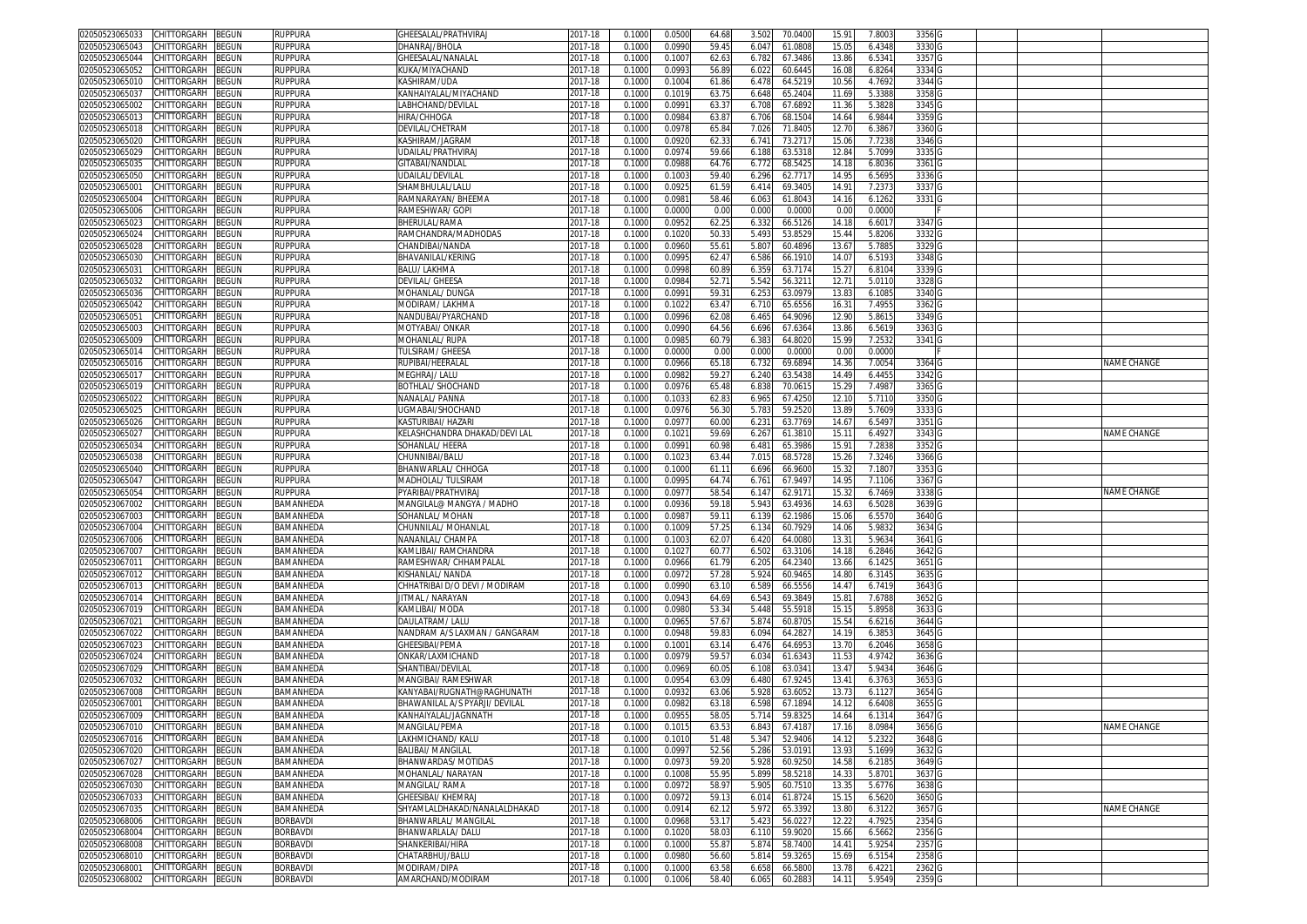| | | | | | | | | | | | | | | | | | |
|---|---|---|---|---|---|---|---|---|---|---|---|---|---|---|---|---|---|
| 02050523065033 | CHITTORGARH | BEGUN | RUPPURA | GHEESALAL/PRATHVIRAJ | 2017-18 | 0.1000 | 0.0500 | 64.68 | 3.502 | 70.0400 | 15.91 | 7.8003 | 3356 | G | | | |
| 02050523065043 | CHITTORGARH | BEGUN | RUPPURA | DHANRAJ/BHOLA | 2017-18 | 0.1000 | 0.0990 | 59.45 | 6.047 | 61.0808 | 15.05 | 6.4348 | 3330 | G | | | |
| 02050523065044 | CHITTORGARH | BEGUN | RUPPURA | GHEESALAL/NANALAL | 2017-18 | 0.1000 | 0.1007 | 62.63 | 6.782 | 67.3486 | 13.86 | 6.5341 | 3357 | G | | | |
| 02050523065052 | CHITTORGARH | BEGUN | RUPPURA | KUKA/MIYACHAND | 2017-18 | 0.1000 | 0.0993 | 56.89 | 6.022 | 60.6445 | 16.08 | 6.8264 | 3334 | G | | | |
| 02050523065010 | CHITTORGARH | BEGUN | RUPPURA | KASHIRAM/UDA | 2017-18 | 0.1000 | 0.1004 | 61.86 | 6.478 | 64.5219 | 10.56 | 4.7692 | 3344 | G | | | |
| 02050523065037 | CHITTORGARH | BEGUN | RUPPURA | KANHAIYALAL/MIYACHAND | 2017-18 | 0.1000 | 0.1019 | 63.75 | 6.648 | 65.2404 | 11.69 | 5.3388 | 3358 | G | | | |
| 02050523065002 | CHITTORGARH | BEGUN | RUPPURA | LABHCHAND/DEVILAL | 2017-18 | 0.1000 | 0.0991 | 63.37 | 6.708 | 67.6892 | 11.36 | 5.3828 | 3345 | G | | | |
| 02050523065013 | CHITTORGARH | BEGUN | RUPPURA | HIRA/CHHOGA | 2017-18 | 0.1000 | 0.0984 | 63.87 | 6.706 | 68.1504 | 14.64 | 6.9844 | 3359 | G | | | |
| 02050523065018 | CHITTORGARH | BEGUN | RUPPURA | DEVILAL/CHETRAM | 2017-18 | 0.1000 | 0.0978 | 65.84 | 7.026 | 71.8405 | 12.70 | 6.3867 | 3360 | G | | | |
| 02050523065020 | CHITTORGARH | BEGUN | RUPPURA | KASHIRAM/JAGRAM | 2017-18 | 0.1000 | 0.0920 | 62.33 | 6.741 | 73.2717 | 15.06 | 7.7238 | 3346 | G | | | |
| 02050523065029 | CHITTORGARH | BEGUN | RUPPURA | UDAILAL/PRATHVIRAJ | 2017-18 | 0.1000 | 0.0974 | 59.66 | 6.188 | 63.5318 | 12.84 | 5.7099 | 3335 | G | | | |
| 02050523065035 | CHITTORGARH | BEGUN | RUPPURA | GITABAI/NANDLAL | 2017-18 | 0.1000 | 0.0988 | 64.76 | 6.772 | 68.5425 | 14.18 | 6.8036 | 3361 | G | | | |
| 02050523065050 | CHITTORGARH | BEGUN | RUPPURA | UDAILAL/DEVILAL | 2017-18 | 0.1000 | 0.1003 | 59.40 | 6.296 | 62.7717 | 14.95 | 6.5695 | 3336 | G | | | |
| 02050523065001 | CHITTORGARH | BEGUN | RUPPURA | SHAMBHULAL/LALU | 2017-18 | 0.1000 | 0.0925 | 61.59 | 6.414 | 69.3405 | 14.91 | 7.2373 | 3337 | G | | | |
| 02050523065004 | CHITTORGARH | BEGUN | RUPPURA | RAMNARAYAN/ BHEEMA | 2017-18 | 0.1000 | 0.0981 | 58.46 | 6.063 | 61.8043 | 14.16 | 6.1262 | 3331 | G | | | |
| 02050523065006 | CHITTORGARH | BEGUN | RUPPURA | RAMESHWAR/ GOPI | 2017-18 | 0.1000 | 0.0000 | 0.00 | 0.000 | 0.0000 | 0.00 | 0.0000 | | F | | | |
| 02050523065023 | CHITTORGARH | BEGUN | RUPPURA | BHERULAL/RAMA | 2017-18 | 0.1000 | 0.0952 | 62.25 | 6.332 | 66.5126 | 14.18 | 6.6017 | 3347 | G | | | |
| 02050523065024 | CHITTORGARH | BEGUN | RUPPURA | RAMCHANDRA/MADHODAS | 2017-18 | 0.1000 | 0.1020 | 50.33 | 5.493 | 53.8529 | 15.44 | 5.8206 | 3332 | G | | | |
| 02050523065028 | CHITTORGARH | BEGUN | RUPPURA | CHANDIBAI/NANDA | 2017-18 | 0.1000 | 0.0960 | 55.61 | 5.807 | 60.4896 | 13.67 | 5.7885 | 3329 | G | | | |
| 02050523065030 | CHITTORGARH | BEGUN | RUPPURA | BHAVANILAL/KERING | 2017-18 | 0.1000 | 0.0995 | 62.47 | 6.586 | 66.1910 | 14.07 | 6.5193 | 3348 | G | | | |
| 02050523065031 | CHITTORGARH | BEGUN | RUPPURA | BALU/ LAKHMA | 2017-18 | 0.1000 | 0.0998 | 60.89 | 6.359 | 63.7174 | 15.27 | 6.8104 | 3339 | G | | | |
| 02050523065032 | CHITTORGARH | BEGUN | RUPPURA | DEVILAL/ GHEESA | 2017-18 | 0.1000 | 0.0984 | 52.71 | 5.542 | 56.3211 | 12.71 | 5.0110 | 3328 | G | | | |
| 02050523065036 | CHITTORGARH | BEGUN | RUPPURA | MOHANLAL/ DUNGA | 2017-18 | 0.1000 | 0.0991 | 59.31 | 6.253 | 63.0979 | 13.83 | 6.1085 | 3340 | G | | | |
| 02050523065042 | CHITTORGARH | BEGUN | RUPPURA | MODIRAM/ LAKHMA | 2017-18 | 0.1000 | 0.1022 | 63.47 | 6.710 | 65.6556 | 16.31 | 7.4955 | 3362 | G | | | |
| 02050523065051 | CHITTORGARH | BEGUN | RUPPURA | NANDUBAI/PYARCHAND | 2017-18 | 0.1000 | 0.0996 | 62.08 | 6.465 | 64.9096 | 12.90 | 5.8615 | 3349 | G | | | |
| 02050523065003 | CHITTORGARH | BEGUN | RUPPURA | MOTYABAI/ ONKAR | 2017-18 | 0.1000 | 0.0990 | 64.56 | 6.696 | 67.6364 | 13.86 | 6.5619 | 3363 | G | | | |
| 02050523065009 | CHITTORGARH | BEGUN | RUPPURA | MOHANLAL/ RUPA | 2017-18 | 0.1000 | 0.0985 | 60.79 | 6.383 | 64.8020 | 15.99 | 7.2532 | 3341 | G | | | |
| 02050523065014 | CHITTORGARH | BEGUN | RUPPURA | TULSIRAM/ GHEESA | 2017-18 | 0.1000 | 0.0000 | 0.00 | 0.000 | 0.0000 | 0.00 | 0.0000 | | F | | | |
| 02050523065016 | CHITTORGARH | BEGUN | RUPPURA | RUPIBAI/HEERALAL | 2017-18 | 0.1000 | 0.0966 | 65.18 | 6.732 | 69.6894 | 14.36 | 7.0054 | 3364 | G | | | NAME CHANGE |
| 02050523065017 | CHITTORGARH | BEGUN | RUPPURA | MEGHRAJ/ LALU | 2017-18 | 0.1000 | 0.0982 | 59.27 | 6.240 | 63.5438 | 14.49 | 6.4455 | 3342 | G | | | |
| 02050523065019 | CHITTORGARH | BEGUN | RUPPURA | BOTHLAL/ SHOCHAND | 2017-18 | 0.1000 | 0.0976 | 65.48 | 6.838 | 70.0615 | 15.29 | 7.4987 | 3365 | G | | | |
| 02050523065022 | CHITTORGARH | BEGUN | RUPPURA | NANALAL/ PANNA | 2017-18 | 0.1000 | 0.1033 | 62.83 | 6.965 | 67.4250 | 12.10 | 5.7110 | 3350 | G | | | |
| 02050523065025 | CHITTORGARH | BEGUN | RUPPURA | UGMABAI/SHOCHAND | 2017-18 | 0.1000 | 0.0976 | 56.30 | 5.783 | 59.2520 | 13.89 | 5.7609 | 3333 | G | | | |
| 02050523065026 | CHITTORGARH | BEGUN | RUPPURA | KASTURIBAI/ HAZARI | 2017-18 | 0.1000 | 0.0977 | 60.00 | 6.231 | 63.7769 | 14.67 | 6.5497 | 3351 | G | | | |
| 02050523065027 | CHITTORGARH | BEGUN | RUPPURA | KELASHCHANDRA DHAKAD/DEVI LAL | 2017-18 | 0.1000 | 0.1021 | 59.69 | 6.267 | 61.3810 | 15.11 | 6.4927 | 3343 | G | | | NAME CHANGE |
| 02050523065034 | CHITTORGARH | BEGUN | RUPPURA | SOHANLAL/ HEERA | 2017-18 | 0.1000 | 0.0991 | 60.98 | 6.481 | 65.3986 | 15.91 | 7.2838 | 3352 | G | | | |
| 02050523065038 | CHITTORGARH | BEGUN | RUPPURA | CHUNNIBAI/BALU | 2017-18 | 0.1000 | 0.1023 | 63.44 | 7.015 | 68.5728 | 15.26 | 7.3246 | 3366 | G | | | |
| 02050523065040 | CHITTORGARH | BEGUN | RUPPURA | BHANWARLAL/ CHHOGA | 2017-18 | 0.1000 | 0.1000 | 61.11 | 6.696 | 66.9600 | 15.32 | 7.1807 | 3353 | G | | | |
| 02050523065047 | CHITTORGARH | BEGUN | RUPPURA | MADHOLAL/ TULSIRAM | 2017-18 | 0.1000 | 0.0995 | 64.74 | 6.761 | 67.9497 | 14.95 | 7.1106 | 3367 | G | | | |
| 02050523065054 | CHITTORGARH | BEGUN | RUPPURA | PYARIBAI/PRATHVIRAJ | 2017-18 | 0.1000 | 0.0977 | 58.54 | 6.147 | 62.9171 | 15.32 | 6.7469 | 3338 | G | | | NAME CHANGE |
| 02050523067002 | CHITTORGARH | BEGUN | BAMANHEDA | MANGILAL@ MANGYA / MADHO | 2017-18 | 0.1000 | 0.0936 | 59.18 | 5.943 | 63.4936 | 14.63 | 6.5028 | 3639 | G | | | |
| 02050523067003 | CHITTORGARH | BEGUN | BAMANHEDA | SOHANLAL/ MOHAN | 2017-18 | 0.1000 | 0.0987 | 59.11 | 6.139 | 62.1986 | 15.06 | 6.5570 | 3640 | G | | | |
| 02050523067004 | CHITTORGARH | BEGUN | BAMANHEDA | CHUNNILAL/ MOHANLAL | 2017-18 | 0.1000 | 0.1009 | 57.25 | 6.134 | 60.7929 | 14.06 | 5.9832 | 3634 | G | | | |
| 02050523067006 | CHITTORGARH | BEGUN | BAMANHEDA | NANANLAL/ CHAMPA | 2017-18 | 0.1000 | 0.1003 | 62.07 | 6.420 | 64.0080 | 13.31 | 5.9634 | 3641 | G | | | |
| 02050523067007 | CHITTORGARH | BEGUN | BAMANHEDA | KAMLIBAI/ RAMCHANDRA | 2017-18 | 0.1000 | 0.1027 | 60.77 | 6.502 | 63.3106 | 14.18 | 6.2846 | 3642 | G | | | |
| 02050523067011 | CHITTORGARH | BEGUN | BAMANHEDA | RAMESHWAR/ CHHAMPALAL | 2017-18 | 0.1000 | 0.0966 | 61.79 | 6.205 | 64.2340 | 13.66 | 6.1425 | 3651 | G | | | |
| 02050523067012 | CHITTORGARH | BEGUN | BAMANHEDA | KISHANLAL/ NANDA | 2017-18 | 0.1000 | 0.0972 | 57.28 | 5.924 | 60.9465 | 14.80 | 6.3145 | 3635 | G | | | |
| 02050523067013 | CHITTORGARH | BEGUN | BAMANHEDA | CHHATRIBAI D/O DEVI / MODIRAM | 2017-18 | 0.1000 | 0.0990 | 63.10 | 6.589 | 66.5556 | 14.47 | 6.7419 | 3643 | G | | | |
| 02050523067014 | CHITTORGARH | BEGUN | BAMANHEDA | JITMAL / NARAYAN | 2017-18 | 0.1000 | 0.0943 | 64.69 | 6.543 | 69.3849 | 15.81 | 7.6788 | 3652 | G | | | |
| 02050523067019 | CHITTORGARH | BEGUN | BAMANHEDA | KAMLIBAI/ MODA | 2017-18 | 0.1000 | 0.0980 | 53.34 | 5.448 | 55.5918 | 15.15 | 5.8958 | 3633 | G | | | |
| 02050523067021 | CHITTORGARH | BEGUN | BAMANHEDA | DAULATRAM/ LALU | 2017-18 | 0.1000 | 0.0965 | 57.67 | 5.874 | 60.8705 | 15.54 | 6.6216 | 3644 | G | | | |
| 02050523067022 | CHITTORGARH | BEGUN | BAMANHEDA | NANDRAM A/S LAXMAN / GANGARAM | 2017-18 | 0.1000 | 0.0948 | 59.83 | 6.094 | 64.2827 | 14.19 | 6.3853 | 3645 | G | | | |
| 02050523067023 | CHITTORGARH | BEGUN | BAMANHEDA | GHEESIBAI/PEMA | 2017-18 | 0.1000 | 0.1001 | 63.14 | 6.476 | 64.6953 | 13.70 | 6.2046 | 3658 | G | | | |
| 02050523067024 | CHITTORGARH | BEGUN | BAMANHEDA | ONKAR/LAXMICHAND | 2017-18 | 0.1000 | 0.0979 | 59.57 | 6.034 | 61.6343 | 11.53 | 4.9742 | 3636 | G | | | |
| 02050523067029 | CHITTORGARH | BEGUN | BAMANHEDA | SHANTIBAI/DEVILAL | 2017-18 | 0.1000 | 0.0969 | 60.05 | 6.108 | 63.0341 | 13.47 | 5.9434 | 3646 | G | | | |
| 02050523067032 | CHITTORGARH | BEGUN | BAMANHEDA | MANGIBAI/ RAMESHWAR | 2017-18 | 0.1000 | 0.0954 | 63.09 | 6.480 | 67.9245 | 13.41 | 6.3763 | 3653 | G | | | |
| 02050523067036 | CHITTORGARH | BEGUN | BAMANHEDA | KANYABAI/RUGNATH@RAGHUNATH | 2017-18 | 0.1000 | 0.0932 | 63.06 | 5.928 | 63.6052 | 13.73 | 6.1127 | 3654 | G | | | |
| 02050523067001 | CHITTORGARH | BEGUN | BAMANHEDA | BHAWANILAL A/S PYARJI/ DEVILAL | 2017-18 | 0.1000 | 0.0982 | 63.18 | 6.598 | 67.1894 | 14.12 | 6.6408 | 3655 | G | | | |
| 02050523067009 | CHITTORGARH | BEGUN | BAMANHEDA | KANHAIYALAL/JAGNNATH | 2017-18 | 0.1000 | 0.0955 | 58.05 | 5.714 | 59.8325 | 14.64 | 6.1314 | 3647 | G | | | |
| 02050523067010 | CHITTORGARH | BEGUN | BAMANHEDA | MANGILAL/PEMA | 2017-18 | 0.1000 | 0.1015 | 63.53 | 6.843 | 67.4187 | 17.16 | 8.0984 | 3656 | G | | | NAME CHANGE |
| 02050523067016 | CHITTORGARH | BEGUN | BAMANHEDA | LAKHMICHAND/ KALU | 2017-18 | 0.1000 | 0.1010 | 51.48 | 5.347 | 52.9406 | 14.12 | 5.2322 | 3648 | G | | | |
| 02050523067020 | CHITTORGARH | BEGUN | BAMANHEDA | BALIBAI/ MANGILAL | 2017-18 | 0.1000 | 0.0997 | 52.56 | 5.286 | 53.0191 | 13.93 | 5.1699 | 3632 | G | | | |
| 02050523067027 | CHITTORGARH | BEGUN | BAMANHEDA | BHANWARDAS/ MOTIDAS | 2017-18 | 0.1000 | 0.0973 | 59.20 | 5.928 | 60.9250 | 14.58 | 6.2185 | 3649 | G | | | |
| 02050523067028 | CHITTORGARH | BEGUN | BAMANHEDA | MOHANLAL/ NARAYAN | 2017-18 | 0.1000 | 0.1008 | 55.95 | 5.899 | 58.5218 | 14.33 | 5.8701 | 3637 | G | | | |
| 02050523067030 | CHITTORGARH | BEGUN | BAMANHEDA | MANGILAL/ RAMA | 2017-18 | 0.1000 | 0.0972 | 58.97 | 5.905 | 60.7510 | 13.35 | 5.6776 | 3638 | G | | | |
| 02050523067033 | CHITTORGARH | BEGUN | BAMANHEDA | GHEESIBAI/ KHEMRAJ | 2017-18 | 0.1000 | 0.0972 | 59.13 | 6.014 | 61.8724 | 15.15 | 6.5620 | 3650 | G | | | |
| 02050523067035 | CHITTORGARH | BEGUN | BAMANHEDA | SHYAMLALDHAKAD/NANALALDHAKAD | 2017-18 | 0.1000 | 0.0914 | 62.12 | 5.972 | 65.3392 | 13.80 | 6.3122 | 3657 | G | | | NAME CHANGE |
| 02050523068006 | CHITTORGARH | BEGUN | BORBAVDI | BHANWARLAL/ MANGILAL | 2017-18 | 0.1000 | 0.0968 | 53.17 | 5.423 | 56.0227 | 12.22 | 4.7925 | 2354 | G | | | |
| 02050523068004 | CHITTORGARH | BEGUN | BORBAVDI | BHANWARLALA/ DALU | 2017-18 | 0.1000 | 0.1020 | 58.03 | 6.110 | 59.9020 | 15.66 | 6.5662 | 2356 | G | | | |
| 02050523068008 | CHITTORGARH | BEGUN | BORBAVDI | SHANKERIBAI/HIRA | 2017-18 | 0.1000 | 0.1000 | 55.87 | 5.874 | 58.7400 | 14.41 | 5.9254 | 2357 | G | | | |
| 02050523068010 | CHITTORGARH | BEGUN | BORBAVDI | CHATARBHUJ/BALU | 2017-18 | 0.1000 | 0.0980 | 56.60 | 5.814 | 59.3265 | 15.69 | 6.5154 | 2358 | G | | | |
| 02050523068001 | CHITTORGARH | BEGUN | BORBAVDI | MODIRAM/DIPA | 2017-18 | 0.1000 | 0.1000 | 63.58 | 6.658 | 66.5800 | 13.78 | 6.4221 | 2362 | G | | | |
| 02050523068002 | CHITTORGARH | BEGUN | BORBAVDI | AMARCHAND/MODIRAM | 2017-18 | 0.1000 | 0.1006 | 58.40 | 6.065 | 60.2883 | 14.11 | 5.9549 | 2359 | G | | | |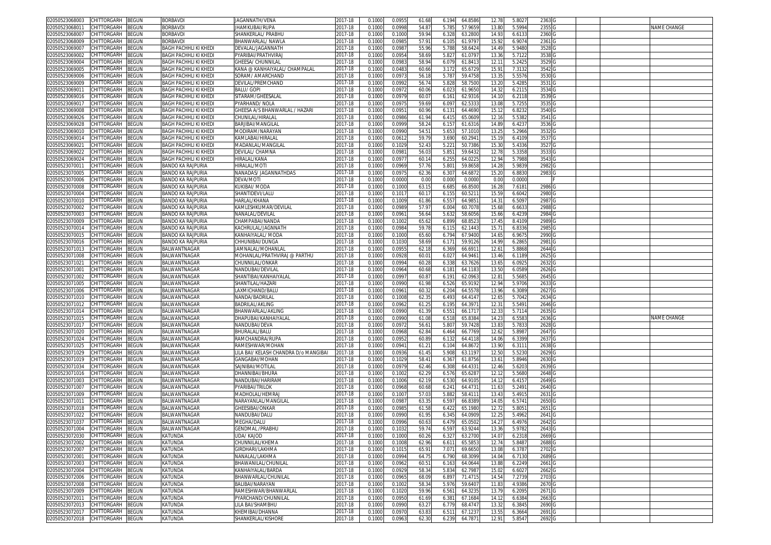| | | | | | | | | | | | | | | | | | |
|---|---|---|---|---|---|---|---|---|---|---|---|---|---|---|---|---|---|
| 02050523068003 | CHITTORGARH | BEGUN | BORBAVDI | JAGANNATH/VENA | 2017-18 | 0.1000 | 0.0955 | 61.68 | 6.194 | 64.8586 | 12.78 | 5.8027 | 2363 | G | | | |
| 02050523068011 | CHITTORGARH | BEGUN | BORBAVDI | JHAMKUBAI/RUPA | 2017-18 | 0.1000 | 0.0998 | 54.87 | 5.785 | 57.9659 | 13.80 | 5.5994 | 2355 | G | | | NAME CHANGE |
| 02050523068007 | CHITTORGARH | BEGUN | BORBAVDI | SHANKERLAL/ PRABHU | 2017-18 | 0.1000 | 0.1000 | 59.94 | 6.328 | 63.2800 | 14.93 | 6.6133 | 2360 | G | | | |
| 02050523068009 | CHITTORGARH | BEGUN | BORBAVDI | BHANWARLAL/ NAWLA | 2017-18 | 0.1000 | 0.0985 | 57.91 | 6.105 | 61.9797 | 15.92 | 6.9074 | 2361 | G | | | |
| 02050523069007 | CHITTORGARH | BEGUN | BAGH PACHHLI KI KHEDI | DEVALAL/JAGANNATH | 2017-18 | 0.1000 | 0.0987 | 55.96 | 5.788 | 58.6424 | 14.49 | 5.9480 | 3528 | G | | | |
| 02050523069002 | CHITTORGARH | BEGUN | BAGH PACHHLI KI KHEDI | PYARIBAI/PRATHVIRAJ | 2017-18 | 0.1000 | 0.0954 | 58.69 | 5.827 | 61.0797 | 13.36 | 5.7122 | 3538 | G | | | |
| 02050523069004 | CHITTORGARH | BEGUN | BAGH PACHHLI KI KHEDI | GHEESA/ CHUNNILAL | 2017-18 | 0.1000 | 0.0983 | 58.94 | 6.079 | 61.8413 | 12.11 | 5.2425 | 3529 | G | | | |
| 02050523069005 | CHITTORGARH | BEGUN | BAGH PACHHLI KI KHEDI | KANA @ KANHAIYALAL/ CHAMPALAL | 2017-18 | 0.1000 | 0.0483 | 60.66 | 3.172 | 65.6729 | 15.91 | 7.3132 | 3542 | G | | | |
| 02050523069006 | CHITTORGARH | BEGUN | BAGH PACHHLI KI KHEDI | SORAM/ AMARCHAND | 2017-18 | 0.1000 | 0.0973 | 56.18 | 5.787 | 59.4758 | 13.35 | 5.5576 | 3530 | G | | | |
| 02050523069009 | CHITTORGARH | BEGUN | BAGH PACHHLI KI KHEDI | DEVILAL/PREMCHAND | 2017-18 | 0.1000 | 0.0992 | 56.74 | 5.828 | 58.7500 | 13.20 | 5.4285 | 3531 | G | | | |
| 02050523069011 | CHITTORGARH | BEGUN | BAGH PACHHLI KI KHEDI | BALU/ GOPI | 2017-18 | 0.1000 | 0.0972 | 60.06 | 6.023 | 61.9650 | 14.32 | 6.2115 | 3534 | G | | | |
| 02050523069016 | CHITTORGARH | BEGUN | BAGH PACHHLI KI KHEDI | SITARAM/GHEESALAL | 2017-18 | 0.1000 | 0.0979 | 60.07 | 6.161 | 62.9316 | 14.10 | 6.2118 | 3539 | G | | | |
| 02050523069017 | CHITTORGARH | BEGUN | BAGH PACHHLI KI KHEDI | PYARHAND/ NOLA | 2017-18 | 0.1000 | 0.0975 | 59.69 | 6.097 | 62.5333 | 13.08 | 5.7255 | 3535 | G | | | |
| 02050523069008 | CHITTORGARH | BEGUN | BAGH PACHHLI KI KHEDI | GHEESA A/S BHANWARLAL / HAZARI | 2017-18 | 0.1000 | 0.0951 | 60.96 | 6.131 | 64.4690 | 15.12 | 6.8232 | 3540 | G | | | |
| 02050523069026 | CHITTORGARH | BEGUN | BAGH PACHHLI KI KHEDI | CHUNILAL/HIRALAL | 2017-18 | 0.1000 | 0.0986 | 61.94 | 6.415 | 65.0609 | 12.16 | 5.5382 | 3541 | G | | | |
| 02050523069028 | CHITTORGARH | BEGUN | BAGH PACHHLI KI KHEDI | BARJIBAI/MANGILAL | 2017-18 | 0.1000 | 0.0999 | 58.24 | 6.157 | 61.6316 | 14.89 | 6.4237 | 3536 | G | | | |
| 02050523069010 | CHITTORGARH | BEGUN | BAGH PACHHLI KI KHEDI | MODIRAM/NARAYAN | 2017-18 | 0.1000 | 0.0990 | 54.51 | 5.653 | 57.1010 | 13.25 | 5.2966 | 3532 | G | | | |
| 02050523069014 | CHITTORGARH | BEGUN | BAGH PACHHLI KI KHEDI | KAMLABAI/HIRALAL | 2017-18 | 0.1000 | 0.0612 | 59.79 | 3.690 | 60.2941 | 15.19 | 6.4109 | 3537 | G | | | |
| 02050523069021 | CHITTORGARH | BEGUN | BAGH PACHHLI KI KHEDI | MADANLAL/MANGILAL | 2017-18 | 0.1000 | 0.1029 | 52.43 | 5.221 | 50.7386 | 15.30 | 5.4336 | 3527 | G | | | |
| 02050523069022 | CHITTORGARH | BEGUN | BAGH PACHHLI KI KHEDI | DEVILAL/ CHAMNA | 2017-18 | 0.1000 | 0.0981 | 56.03 | 5.851 | 59.6432 | 12.78 | 5.3358 | 3533 | G | | | |
| 02050523069024 | CHITTORGARH | BEGUN | BAGH PACHHLI KI KHEDI | HIRALAL/KANA | 2017-18 | 0.1000 | 0.0977 | 60.14 | 6.255 | 64.0225 | 12.94 | 5.7988 | 3543 | G | | | |
| 02050523070011 | CHITTORGARH | BEGUN | BANDO KA RAJPURIA | HIRALAL/MOTI | 2017-18 | 0.1000 | 0.0969 | 57.76 | 5.801 | 59.8658 | 14.28 | 5.9839 | 2982 | G | | | |
| 02050523070005 | CHITTORGARH | BEGUN | BANDO KA RAJPURIA | NANADAS/ JAGANNATHDAS | 2017-18 | 0.1000 | 0.0975 | 62.36 | 6.307 | 64.6872 | 15.20 | 6.8830 | 2983 | G | | | |
| 02050523070006 | CHITTORGARH | BEGUN | BANDO KA RAJPURIA | DEVA/MOTI | 2017-18 | 0.1000 | 0.0000 | 0.00 | 0.000 | 0.0000 | 0.00 | 0.0000 | | F | | | |
| 02050523070008 | CHITTORGARH | BEGUN | BANDO KA RAJPURIA | KUKIBAI/ MODA | 2017-18 | 0.1000 | 0.1000 | 63.15 | 6.685 | 66.8500 | 16.28 | 7.6181 | 2986 | G | | | |
| 02050523070004 | CHITTORGARH | BEGUN | BANDO KA RAJPURIA | SHANTIDEVI/LALU | 2017-18 | 0.1000 | 0.1017 | 60.17 | 6.155 | 60.5211 | 15.59 | 6.6042 | 2980 | G | | | |
| 02050523070010 | CHITTORGARH | BEGUN | BANDO KA RAJPURIA | HARLAL/KHANA | 2017-18 | 0.1000 | 0.1009 | 61.86 | 6.557 | 64.9851 | 14.31 | 6.5097 | 2987 | G | | | |
| 02050523070002 | CHITTORGARH | BEGUN | BANDO KA RAJPURIA | KAMLESHKUMAR/DEVILAL | 2017-18 | 0.1000 | 0.0989 | 57.97 | 6.004 | 60.7078 | 15.68 | 6.6633 | 2988 | G | | | |
| 02050523070003 | CHITTORGARH | BEGUN | BANDO KA RAJPURIA | NANALAL/DEVILAL | 2017-18 | 0.1000 | 0.0961 | 56.64 | 5.632 | 58.6056 | 15.66 | 6.4239 | 2984 | G | | | |
| 02050523070009 | CHITTORGARH | BEGUN | BANDO KA RAJPURIA | CHAMPABAI/NANDA | 2017-18 | 0.1000 | 0.1002 | 65.62 | 6.899 | 68.8523 | 17.45 | 8.4109 | 2989 | G | | | |
| 02050523070014 | CHITTORGARH | BEGUN | BANDO KA RAJPURIA | KACHRULAL/JAGNNATH | 2017-18 | 0.1000 | 0.0984 | 59.78 | 6.115 | 62.1443 | 15.71 | 6.8336 | 2985 | G | | | |
| 02050523070015 | CHITTORGARH | BEGUN | BANDO KA RAJPURIA | KANHAIYALAL/ MODA | 2017-18 | 0.1000 | 0.1000 | 65.60 | 6.794 | 67.9400 | 14.65 | 6.9675 | 2990 | G | | | |
| 02050523070016 | CHITTORGARH | BEGUN | BANDO KA RAJPURIA | CHHUNIBAI/DUNGA | 2017-18 | 0.1000 | 0.1030 | 58.69 | 6.171 | 59.9126 | 14.99 | 6.2865 | 2981 | G | | | |
| 02050523071013 | CHITTORGARH | BEGUN | BALWANTNAGAR | JAMNALAL/MOHANLAL | 2017-18 | 0.1000 | 0.0955 | 62.18 | 6.369 | 66.6911 | 12.61 | 5.8868 | 2644 | G | | | |
| 02050523071008 | CHITTORGARH | BEGUN | BALWANTNAGAR | MOHANLAL/PRATHVIRAJ @ PARTHU | 2017-18 | 0.1000 | 0.0928 | 60.01 | 6.027 | 64.9461 | 13.46 | 6.1189 | 2625 | G | | | |
| 02050523071021 | CHITTORGARH | BEGUN | BALWANTNAGAR | CHUNNILAL/ONKAR | 2017-18 | 0.1000 | 0.0994 | 60.28 | 6.338 | 63.7626 | 13.65 | 6.0925 | 2632 | G | | | |
| 02050523071001 | CHITTORGARH | BEGUN | BALWANTNAGAR | NANDUBAI/DEVILAL | 2017-18 | 0.1000 | 0.0964 | 60.68 | 6.181 | 64.1183 | 13.50 | 6.0589 | 2626 | G | | | |
| 02050523071002 | CHITTORGARH | BEGUN | BALWANTNAGAR | SHANTIBAI/KANHAIYALAL | 2017-18 | 0.1000 | 0.0997 | 60.87 | 6.191 | 62.0963 | 12.81 | 5.5685 | 2645 | G | | | |
| 02050523071005 | CHITTORGARH | BEGUN | BALWANTNAGAR | SHANTILAL/HAZARI | 2017-18 | 0.1000 | 0.0990 | 61.98 | 6.526 | 65.9192 | 12.94 | 5.9706 | 2633 | G | | | |
| 02050523071006 | CHITTORGARH | BEGUN | BALWANTNAGAR | LAXMICHAND/BALU | 2017-18 | 0.1000 | 0.0961 | 60.32 | 6.204 | 64.5578 | 13.96 | 6.3089 | 2627 | G | | | |
| 02050523071010 | CHITTORGARH | BEGUN | BALWANTNAGAR | NANDA/BADRILAL | 2017-18 | 0.1000 | 0.1008 | 62.35 | 6.493 | 64.4147 | 12.65 | 5.7042 | 2634 | G | | | |
| 02050523071012 | CHITTORGARH | BEGUN | BALWANTNAGAR | BADRILAL/AKLING | 2017-18 | 0.1000 | 0.0962 | 61.25 | 6.195 | 64.3971 | 12.31 | 5.5491 | 2646 | G | | | |
| 02050523071014 | CHITTORGARH | BEGUN | BALWANTNAGAR | BHANWARLAL/AKLING | 2017-18 | 0.1000 | 0.0990 | 61.39 | 6.551 | 66.1717 | 12.33 | 5.7114 | 2635 | G | | | |
| 02050523071015 | CHITTORGARH | BEGUN | BALWANTNAGAR | DHAPUBAI/KANHAIYALAL | 2017-18 | 0.1000 | 0.0990 | 61.08 | 6.518 | 65.8384 | 14.23 | 6.5583 | 2636 | G | | | NAME CHANGE |
| 02050523071017 | CHITTORGARH | BEGUN | BALWANTNAGAR | NANDUBAI/DEVA | 2017-18 | 0.1000 | 0.0972 | 56.61 | 5.807 | 59.7428 | 13.83 | 5.7833 | 2628 | G | | | |
| 02050523071020 | CHITTORGARH | BEGUN | BALWANTNAGAR | BHURALAL/BALU | 2017-18 | 0.1000 | 0.0968 | 62.84 | 6.464 | 66.7769 | 12.62 | 5.8987 | 2647 | G | | | |
| 02050523071024 | CHITTORGARH | BEGUN | BALWANTNAGAR | RAMCHANDRA/RUPA | 2017-18 | 0.1000 | 0.0952 | 60.89 | 6.132 | 64.4118 | 14.06 | 6.3399 | 2637 | G | | | |
| 02050523071025 | CHITTORGARH | BEGUN | BALWANTNAGAR | RAMESHWAR/MOHAN | 2017-18 | 0.1000 | 0.0941 | 61.21 | 6.104 | 64.8672 | 13.90 | 6.3111 | 2638 | G | | | |
| 02050523071029 | CHITTORGARH | BEGUN | BALWANTNAGAR | LILA BAI/ KELASH CHANDRA D/o MANGIBAI | 2017-18 | 0.1000 | 0.0936 | 61.45 | 5.908 | 63.1197 | 12.50 | 5.5230 | 2629 | G | | | |
| 02050523071019 | CHITTORGARH | BEGUN | BALWANTNAGAR | GANGABAI/MOHAN | 2017-18 | 0.1000 | 0.1029 | 58.41 | 6.367 | 61.8756 | 13.61 | 5.8946 | 2630 | G | | | |
| 02050523071034 | CHITTORGARH | BEGUN | BALWANTNAGAR | SAJNIBAI/MOTILAL | 2017-18 | 0.1000 | 0.0979 | 62.46 | 6.308 | 64.4331 | 12.46 | 5.6203 | 2639 | G | | | |
| 02050523071016 | CHITTORGARH | BEGUN | BALWANTNAGAR | DHANNIBAI/BHURA | 2017-18 | 0.1000 | 0.1002 | 62.29 | 6.576 | 65.6287 | 12.12 | 5.5680 | 2648 | G | | | |
| 02050523071003 | CHITTORGARH | BEGUN | BALWANTNAGAR | NANDUBAI/HARIRAM | 2017-18 | 0.1000 | 0.1006 | 62.19 | 6.530 | 64.9105 | 14.12 | 6.4157 | 2649 | G | | | |
| 02050523071007 | CHITTORGARH | BEGUN | BALWANTNAGAR | PYARIBAI/TRILOK | 2017-18 | 0.1000 | 0.0968 | 60.68 | 6.241 | 64.4731 | 11.63 | 5.2491 | 2640 | G | | | |
| 02050523071009 | CHITTORGARH | BEGUN | BALWANTNAGAR | MADHOLAL/HEMRAJ | 2017-18 | 0.1000 | 0.1007 | 57.03 | 5.882 | 58.4111 | 13.43 | 5.4915 | 2631 | G | | | |
| 02050523071011 | CHITTORGARH | BEGUN | BALWANTNAGAR | NARAYANLAL/MANGILAL | 2017-18 | 0.1000 | 0.0987 | 63.35 | 6.597 | 66.8389 | 14.05 | 6.5741 | 2650 | G | | | |
| 02050523071018 | CHITTORGARH | BEGUN | BALWANTNAGAR | GHEESIBAI/ONKAR | 2017-18 | 0.1000 | 0.0985 | 61.58 | 6.422 | 65.1980 | 12.72 | 5.8051 | 2651 | G | | | |
| 02050523071022 | CHITTORGARH | BEGUN | BALWANTNAGAR | NANDUBAI/DALU | 2017-18 | 0.1000 | 0.0990 | 61.95 | 6.345 | 64.0909 | 12.25 | 5.4962 | 2641 | G | | | |
| 02050523071037 | CHITTORGARH | BEGUN | BALWANTNAGAR | MEGHA/DALU | 2017-18 | 0.1000 | 0.0996 | 60.63 | 6.479 | 65.0502 | 14.27 | 6.4976 | 2642 | G | | | |
| 02050523071004 | CHITTORGARH | BEGUN | BALWANTNAGAR | GENDMAL /PRABHU | 2017-18 | 0.1000 | 0.1032 | 59.74 | 6.597 | 63.9244 | 13.36 | 5.9782 | 2643 | G | | | |
| 02050523072030 | CHITTORGARH | BEGUN | KATUNDA | UDA/ KAJOD | 2017-18 | 0.1000 | 0.1000 | 60.26 | 6.327 | 63.2700 | 14.07 | 6.2318 | 2669 | G | | | |
| 02050523072002 | CHITTORGARH | BEGUN | KATUNDA | CHUNNILAL/KHEMA | 2017-18 | 0.1000 | 0.1008 | 62.96 | 6.611 | 65.5853 | 12.74 | 5.8487 | 2688 | G | | | |
| 02050523072007 | CHITTORGARH | BEGUN | KATUNDA | GIRDHARI/LAKHMA | 2017-18 | 0.1000 | 0.1015 | 65.91 | 7.071 | 69.6650 | 13.08 | 6.3787 | 2702 | G | | | |
| 02050523072001 | CHITTORGARH | BEGUN | KATUNDA | NANALAL/LAKHMA | 2017-18 | 0.1000 | 0.0994 | 64.75 | 6.790 | 68.3099 | 14.04 | 6.7130 | 2689 | G | | | |
| 02050523072003 | CHITTORGARH | BEGUN | KATUNDA | BHAWANILAL/CHUNILAL | 2017-18 | 0.1000 | 0.0962 | 60.51 | 6.163 | 64.0644 | 13.88 | 6.2249 | 2661 | G | | | |
| 02050523072004 | CHITTORGARH | BEGUN | KATUNDA | KANHAIYALAL/BARDA | 2017-18 | 0.1000 | 0.0929 | 58.34 | 5.834 | 62.7987 | 15.02 | 6.6027 | 2662 | G | | | |
| 02050523072006 | CHITTORGARH | BEGUN | KATUNDA | BHANWARLAL/CHUNILAL | 2017-18 | 0.1000 | 0.0965 | 68.09 | 6.897 | 71.4715 | 14.54 | 7.2739 | 2703 | G | | | |
| 02050523072008 | CHITTORGARH | BEGUN | KATUNDA | BALIBAI/NARAYAN | 2017-18 | 0.1000 | 0.1002 | 58.34 | 5.976 | 59.6407 | 11.83 | 4.9386 | 2670 | G | | | |
| 02050523072009 | CHITTORGARH | BEGUN | KATUNDA | RAMESHWAR/BHANWARLAL | 2017-18 | 0.1000 | 0.1020 | 59.96 | 6.561 | 64.3235 | 13.79 | 6.2095 | 2671 | G | | | |
| 02050523072011 | CHITTORGARH | BEGUN | KATUNDA | PYARCHAND/CHUNNILAL | 2017-18 | 0.1000 | 0.0950 | 61.69 | 6.381 | 67.1684 | 14.12 | 6.6384 | 2663 | G | | | |
| 02050523072013 | CHITTORGARH | BEGUN | KATUNDA | LILA BAI/SHAMBHU | 2017-18 | 0.1000 | 0.0990 | 63.27 | 6.779 | 68.4747 | 13.32 | 6.3845 | 2690 | G | | | |
| 02050523072017 | CHITTORGARH | BEGUN | KATUNDA | KHEMIBAI/DHANNA | 2017-18 | 0.1000 | 0.0970 | 63.83 | 6.511 | 67.1237 | 13.55 | 6.3664 | 2691 | G | | | |
| 02050523072018 | CHITTORGARH | BEGUN | KATUNDA | SHANKERLAL/KISHORE | 2017-18 | 0.1000 | 0.0963 | 62.30 | 6.239 | 64.7871 | 12.91 | 5.8547 | 2692 | G | | | |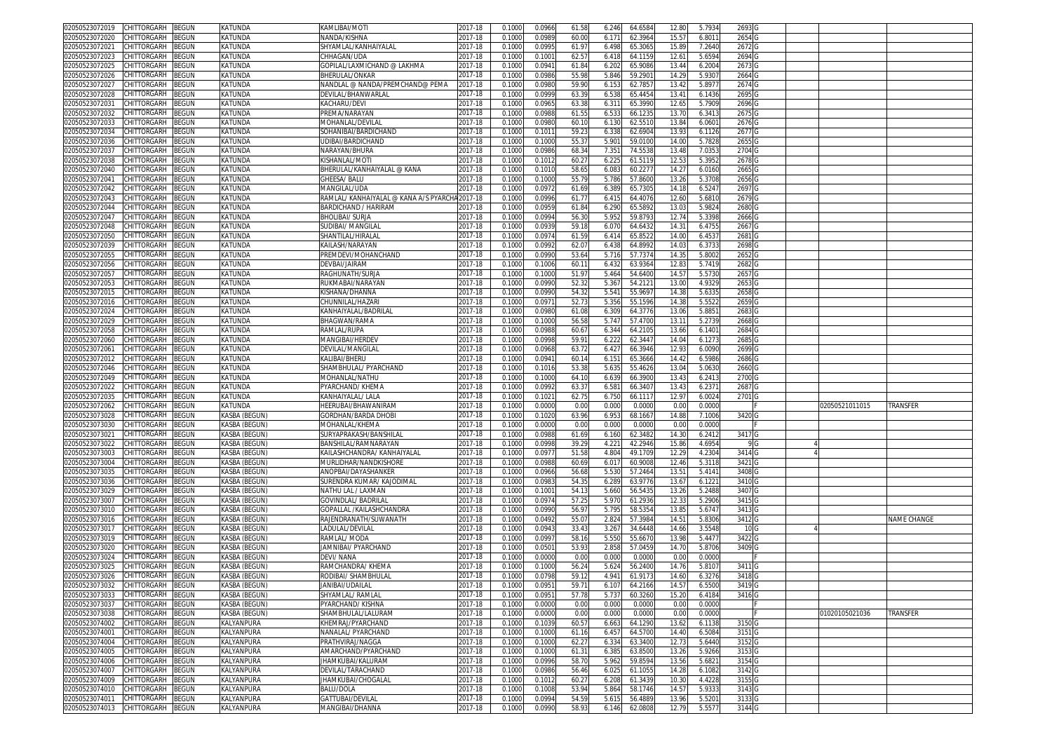| | | | | | | | | | | | | | | | | | | |
|---|---|---|---|---|---|---|---|---|---|---|---|---|---|---|---|---|---|---|
| 02050523072019 | CHITTORGARH | BEGUN | KATUNDA | KAMLIBAI/MOTI | 2017-18 | 0.1000 | 0.0966 | 61.58 | 6.246 | 64.6584 | 12.80 | 5.7934 | 2693 | G | | | | |
| 02050523072020 | CHITTORGARH | BEGUN | KATUNDA | NANDA/KISHNA | 2017-18 | 0.1000 | 0.0989 | 60.00 | 6.171 | 62.3964 | 15.57 | 6.8011 | 2654 | G | | | | |
| 02050523072021 | CHITTORGARH | BEGUN | KATUNDA | SHYAMLAL/KANHAIYALAL | 2017-18 | 0.1000 | 0.0995 | 61.97 | 6.498 | 65.3065 | 15.89 | 7.2640 | 2672 | G | | | | |
| 02050523072023 | CHITTORGARH | BEGUN | KATUNDA | CHHAGAN/UDA | 2017-18 | 0.1000 | 0.1001 | 62.57 | 6.418 | 64.1159 | 12.61 | 5.6594 | 2694 | G | | | | |
| 02050523072025 | CHITTORGARH | BEGUN | KATUNDA | GOPILAL/LAXMICHAND @ LAKHMA | 2017-18 | 0.1000 | 0.0941 | 61.84 | 6.202 | 65.9086 | 13.44 | 6.2004 | 2673 | G | | | | |
| 02050523072026 | CHITTORGARH | BEGUN | KATUNDA | BHERULAL/ONKAR | 2017-18 | 0.1000 | 0.0986 | 55.98 | 5.846 | 59.2901 | 14.29 | 5.9307 | 2664 | G | | | | |
| 02050523072027 | CHITTORGARH | BEGUN | KATUNDA | NANDLAL @ NANDA/PREMCHAND@ PEMA | 2017-18 | 0.1000 | 0.0980 | 59.90 | 6.153 | 62.7857 | 13.42 | 5.8977 | 2674 | G | | | | |
| 02050523072028 | CHITTORGARH | BEGUN | KATUNDA | DEVILAL/BHANWARLAL | 2017-18 | 0.1000 | 0.0999 | 63.39 | 6.538 | 65.4454 | 13.41 | 6.1436 | 2695 | G | | | | |
| 02050523072031 | CHITTORGARH | BEGUN | KATUNDA | KACHARU/DEVI | 2017-18 | 0.1000 | 0.0965 | 63.38 | 6.311 | 65.3990 | 12.65 | 5.7909 | 2696 | G | | | | |
| 02050523072032 | CHITTORGARH | BEGUN | KATUNDA | PREMA/NARAYAN | 2017-18 | 0.1000 | 0.0988 | 61.55 | 6.533 | 66.1235 | 13.70 | 6.3413 | 2675 | G | | | | |
| 02050523072033 | CHITTORGARH | BEGUN | KATUNDA | MOHANLAL/DEVILAL | 2017-18 | 0.1000 | 0.0980 | 60.10 | 6.130 | 62.5510 | 13.84 | 6.0601 | 2676 | G | | | | |
| 02050523072034 | CHITTORGARH | BEGUN | KATUNDA | SOHANIBAI/BARDICHAND | 2017-18 | 0.1000 | 0.1011 | 59.23 | 6.338 | 62.6904 | 13.93 | 6.1126 | 2677 | G | | | | |
| 02050523072036 | CHITTORGARH | BEGUN | KATUNDA | UDIBAI/BARDICHAND | 2017-18 | 0.1000 | 0.1000 | 55.37 | 5.901 | 59.0100 | 14.00 | 5.7828 | 2655 | G | | | | |
| 02050523072037 | CHITTORGARH | BEGUN | KATUNDA | NARAYAN/BHURA | 2017-18 | 0.1000 | 0.0986 | 68.34 | 7.351 | 74.5538 | 13.48 | 7.0353 | 2704 | G | | | | |
| 02050523072038 | CHITTORGARH | BEGUN | KATUNDA | KISHANLAL/MOTI | 2017-18 | 0.1000 | 0.1012 | 60.27 | 6.225 | 61.5119 | 12.53 | 5.3952 | 2678 | G | | | | |
| 02050523072040 | CHITTORGARH | BEGUN | KATUNDA | BHERULAL/KANHAIYALAL @ KANA | 2017-18 | 0.1000 | 0.1010 | 58.65 | 6.083 | 60.2277 | 14.27 | 6.0160 | 2665 | G | | | | |
| 02050523072041 | CHITTORGARH | BEGUN | KATUNDA | GHEESA/ BALU | 2017-18 | 0.1000 | 0.1000 | 55.79 | 5.786 | 57.8600 | 13.26 | 5.3708 | 2656 | G | | | | |
| 02050523072042 | CHITTORGARH | BEGUN | KATUNDA | MANGILAL/UDA | 2017-18 | 0.1000 | 0.0972 | 61.69 | 6.389 | 65.7305 | 14.18 | 6.5247 | 2697 | G | | | | |
| 02050523072043 | CHITTORGARH | BEGUN | KATUNDA | RAMLAL/ KANHAIYALAL @ KANA A/S PYARCHA | 2017-18 | 0.1000 | 0.0996 | 61.77 | 6.415 | 64.4076 | 12.60 | 5.6810 | 2679 | G | | | | |
| 02050523072044 | CHITTORGARH | BEGUN | KATUNDA | BARDICHAND / HARIRAM | 2017-18 | 0.1000 | 0.0959 | 61.84 | 6.290 | 65.5892 | 13.03 | 5.9824 | 2680 | G | | | | |
| 02050523072047 | CHITTORGARH | BEGUN | KATUNDA | BHOLIBAI/ SURJA | 2017-18 | 0.1000 | 0.0994 | 56.30 | 5.952 | 59.8793 | 12.74 | 5.3398 | 2666 | G | | | | |
| 02050523072048 | CHITTORGARH | BEGUN | KATUNDA | SUDIBAI/ MANGILAL | 2017-18 | 0.1000 | 0.0939 | 59.18 | 6.070 | 64.6432 | 14.31 | 6.4755 | 2667 | G | | | | |
| 02050523072050 | CHITTORGARH | BEGUN | KATUNDA | SHANTILAL/HIRALAL | 2017-18 | 0.1000 | 0.0974 | 61.59 | 6.414 | 65.8522 | 14.00 | 6.4537 | 2681 | G | | | | |
| 02050523072039 | CHITTORGARH | BEGUN | KATUNDA | KAILASH/NARAYAN | 2017-18 | 0.1000 | 0.0992 | 62.07 | 6.438 | 64.8992 | 14.03 | 6.3733 | 2698 | G | | | | |
| 02050523072055 | CHITTORGARH | BEGUN | KATUNDA | PREMDEVI/MOHANCHAND | 2017-18 | 0.1000 | 0.0990 | 53.64 | 5.716 | 57.7374 | 14.35 | 5.8002 | 2652 | G | | | | |
| 02050523072056 | CHITTORGARH | BEGUN | KATUNDA | DEVBAI/JAIRAM | 2017-18 | 0.1000 | 0.1006 | 60.11 | 6.432 | 63.9364 | 12.83 | 5.7419 | 2682 | G | | | | |
| 02050523072057 | CHITTORGARH | BEGUN | KATUNDA | RAGHUNATH/SURJA | 2017-18 | 0.1000 | 0.1000 | 51.97 | 5.464 | 54.6400 | 14.57 | 5.5730 | 2657 | G | | | | |
| 02050523072053 | CHITTORGARH | BEGUN | KATUNDA | RUKMABAI/NARAYAN | 2017-18 | 0.1000 | 0.0990 | 52.32 | 5.367 | 54.2121 | 13.00 | 4.9329 | 2653 | G | | | | |
| 02050523072015 | CHITTORGARH | BEGUN | KATUNDA | KISHANA/DHANNA | 2017-18 | 0.1000 | 0.0990 | 54.32 | 5.541 | 55.9697 | 14.38 | 5.6335 | 2658 | G | | | | |
| 02050523072016 | CHITTORGARH | BEGUN | KATUNDA | CHUNNILAL/HAZARI | 2017-18 | 0.1000 | 0.0971 | 52.73 | 5.356 | 55.1596 | 14.38 | 5.5522 | 2659 | G | | | | |
| 02050523072024 | CHITTORGARH | BEGUN | KATUNDA | KANHAIYALAL/BADRILAL | 2017-18 | 0.1000 | 0.0980 | 61.08 | 6.309 | 64.3776 | 13.06 | 5.8851 | 2683 | G | | | | |
| 02050523072029 | CHITTORGARH | BEGUN | KATUNDA | BHAGWAN/RAMA | 2017-18 | 0.1000 | 0.1000 | 56.58 | 5.747 | 57.4700 | 13.11 | 5.2739 | 2668 | G | | | | |
| 02050523072058 | CHITTORGARH | BEGUN | KATUNDA | RAMLAL/RUPA | 2017-18 | 0.1000 | 0.0988 | 60.67 | 6.344 | 64.2105 | 13.66 | 6.1401 | 2684 | G | | | | |
| 02050523072060 | CHITTORGARH | BEGUN | KATUNDA | MANGIBAI/HERDEV | 2017-18 | 0.1000 | 0.0998 | 59.91 | 6.222 | 62.3447 | 14.04 | 6.1273 | 2685 | G | | | | |
| 02050523072061 | CHITTORGARH | BEGUN | KATUNDA | DEVILAL/MANGILAL | 2017-18 | 0.1000 | 0.0968 | 63.72 | 6.427 | 66.3946 | 12.93 | 6.0090 | 2699 | G | | | | |
| 02050523072012 | CHITTORGARH | BEGUN | KATUNDA | KALIBAI/BHERU | 2017-18 | 0.1000 | 0.0941 | 60.14 | 6.151 | 65.3666 | 14.42 | 6.5986 | 2686 | G | | | | |
| 02050523072046 | CHITTORGARH | BEGUN | KATUNDA | SHAMBHULAL/ PYARCHAND | 2017-18 | 0.1000 | 0.1016 | 53.38 | 5.635 | 55.4626 | 13.04 | 5.0630 | 2660 | G | | | | |
| 02050523072049 | CHITTORGARH | BEGUN | KATUNDA | MOHANLAL/NATHU | 2017-18 | 0.1000 | 0.1000 | 64.10 | 6.639 | 66.3900 | 13.43 | 6.2413 | 2700 | G | | | | |
| 02050523072022 | CHITTORGARH | BEGUN | KATUNDA | PYARCHAND/ KHEMA | 2017-18 | 0.1000 | 0.0992 | 63.37 | 6.581 | 66.3407 | 13.43 | 6.2371 | 2687 | G | | | | |
| 02050523072035 | CHITTORGARH | BEGUN | KATUNDA | KANHAIYALAL/ LALA | 2017-18 | 0.1000 | 0.1021 | 62.75 | 6.750 | 66.1117 | 12.97 | 6.0024 | 2701 | G | | | | |
| 02050523072062 | CHITTORGARH | BEGUN | KATUNDA | HEERUBAI/BHAWANIRAM | 2017-18 | 0.1000 | 0.0000 | 0.00 | 0.000 | 0.0000 | 0.00 | 0.0000 | | F | | | 02050521011015 | TRANSFER |
| 02050523073028 | CHITTORGARH | BEGUN | KASBA (BEGUN) | GORDHAN/BARDA DHOBI | 2017-18 | 0.1000 | 0.1020 | 63.96 | 6.953 | 68.1667 | 14.88 | 7.1006 | 3420 | G | | | | |
| 02050523073030 | CHITTORGARH | BEGUN | KASBA (BEGUN) | MOHANLAL/KHEMA | 2017-18 | 0.1000 | 0.0000 | 0.00 | 0.000 | 0.0000 | 0.00 | 0.0000 | | F | | | | |
| 02050523073021 | CHITTORGARH | BEGUN | KASBA (BEGUN) | SURYAPRAKASH/BANSHILAL | 2017-18 | 0.1000 | 0.0988 | 61.69 | 6.160 | 62.3482 | 14.30 | 6.2412 | 3417 | G | | | | |
| 02050523073022 | CHITTORGARH | BEGUN | KASBA (BEGUN) | BANSHILAL/RAMNARAYAN | 2017-18 | 0.1000 | 0.0998 | 39.29 | 4.221 | 42.2946 | 15.86 | 4.6954 | 9 | G | | 4 | | |
| 02050523073003 | CHITTORGARH | BEGUN | KASBA (BEGUN) | KAILASHCHANDRA/ KANHAIYALAL | 2017-18 | 0.1000 | 0.0977 | 51.58 | 4.804 | 49.1709 | 12.29 | 4.2304 | 3414 | G | | 4 | | |
| 02050523073004 | CHITTORGARH | BEGUN | KASBA (BEGUN) | MURLIDHAR/NANDKISHORE | 2017-18 | 0.1000 | 0.0988 | 60.69 | 6.017 | 60.9008 | 12.46 | 5.3118 | 3421 | G | | | | |
| 02050523073035 | CHITTORGARH | BEGUN | KASBA (BEGUN) | ANOPBAI/DAYASHANKER | 2017-18 | 0.1000 | 0.0966 | 56.68 | 5.530 | 57.2464 | 13.51 | 5.4141 | 3408 | G | | | | |
| 02050523073036 | CHITTORGARH | BEGUN | KASBA (BEGUN) | SURENDRA KUMAR/ KAJODIMAL | 2017-18 | 0.1000 | 0.0983 | 54.35 | 6.289 | 63.9776 | 13.67 | 6.1221 | 3410 | G | | | | |
| 02050523073029 | CHITTORGARH | BEGUN | KASBA (BEGUN) | NATHU LAL / LAXMAN | 2017-18 | 0.1000 | 0.1001 | 54.13 | 5.660 | 56.5435 | 13.26 | 5.2488 | 3407 | G | | | | |
| 02050523073007 | CHITTORGARH | BEGUN | KASBA (BEGUN) | GOVINDLAL/ BADRILAL | 2017-18 | 0.1000 | 0.0974 | 57.25 | 5.970 | 61.2936 | 12.33 | 5.2906 | 3415 | G | | | | |
| 02050523073010 | CHITTORGARH | BEGUN | KASBA (BEGUN) | GOPALLAL /KAILASHCHANDRA | 2017-18 | 0.1000 | 0.0990 | 56.97 | 5.795 | 58.5354 | 13.85 | 5.6747 | 3413 | G | | | | |
| 02050523073016 | CHITTORGARH | BEGUN | KASBA (BEGUN) | RAJENDRANATH/SUWANATH | 2017-18 | 0.1000 | 0.0492 | 55.07 | 2.824 | 57.3984 | 14.51 | 5.8306 | 3412 | G | | | | NAME CHANGE |
| 02050523073017 | CHITTORGARH | BEGUN | KASBA (BEGUN) | LADULAL/DEVILAL | 2017-18 | 0.1000 | 0.0943 | 33.43 | 3.267 | 34.6448 | 14.66 | 3.5548 | 10 | G | | 4 | | |
| 02050523073019 | CHITTORGARH | BEGUN | KASBA (BEGUN) | RAMLAL/ MODA | 2017-18 | 0.1000 | 0.0997 | 58.16 | 5.550 | 55.6670 | 13.98 | 5.4477 | 3422 | G | | | | |
| 02050523073020 | CHITTORGARH | BEGUN | KASBA (BEGUN) | JAMNIBAI/ PYARCHAND | 2017-18 | 0.1000 | 0.0501 | 53.93 | 2.858 | 57.0459 | 14.70 | 5.8706 | 3409 | G | | | | |
| 02050523073024 | CHITTORGARH | BEGUN | KASBA (BEGUN) | DEVI/ NANA | 2017-18 | 0.1000 | 0.0000 | 0.00 | 0.000 | 0.0000 | 0.00 | 0.0000 | | F | | | | |
| 02050523073025 | CHITTORGARH | BEGUN | KASBA (BEGUN) | RAMCHANDRA/ KHEMA | 2017-18 | 0.1000 | 0.1000 | 56.24 | 5.624 | 56.2400 | 14.76 | 5.8107 | 3411 | G | | | | |
| 02050523073026 | CHITTORGARH | BEGUN | KASBA (BEGUN) | RODIBAI/ SHAMBHULAL | 2017-18 | 0.1000 | 0.0798 | 59.12 | 4.941 | 61.9173 | 14.60 | 6.3276 | 3418 | G | | | | |
| 02050523073032 | CHITTORGARH | BEGUN | KASBA (BEGUN) | JANIBAI/UDAILAL | 2017-18 | 0.1000 | 0.0951 | 59.71 | 6.107 | 64.2166 | 14.57 | 6.5500 | 3419 | G | | | | |
| 02050523073033 | CHITTORGARH | BEGUN | KASBA (BEGUN) | SHYAMLAL/ RAMLAL | 2017-18 | 0.1000 | 0.0951 | 57.78 | 5.737 | 60.3260 | 15.20 | 6.4184 | 3416 | G | | | | |
| 02050523073037 | CHITTORGARH | BEGUN | KASBA (BEGUN) | PYARCHAND/ KISHNA | 2017-18 | 0.1000 | 0.0000 | 0.00 | 0.000 | 0.0000 | 0.00 | 0.0000 | | F | | | | |
| 02050523073038 | CHITTORGARH | BEGUN | KASBA (BEGUN) | SHAMBHULAL/LALURAM | 2017-18 | 0.1000 | 0.0000 | 0.00 | 0.000 | 0.0000 | 0.00 | 0.0000 | | F | | | 01020105021036 | TRANSFER |
| 02050523074002 | CHITTORGARH | BEGUN | KALYANPURA | KHEMRAJ/PYARCHAND | 2017-18 | 0.1000 | 0.1039 | 60.57 | 6.663 | 64.1290 | 13.62 | 6.1138 | 3150 | G | | | | |
| 02050523074001 | CHITTORGARH | BEGUN | KALYANPURA | NANALAL/ PYARCHAND | 2017-18 | 0.1000 | 0.1000 | 61.16 | 6.457 | 64.5700 | 14.40 | 6.5084 | 3151 | G | | | | |
| 02050523074004 | CHITTORGARH | BEGUN | KALYANPURA | PRATHVIRAJ/NAGGA | 2017-18 | 0.1000 | 0.1000 | 62.27 | 6.334 | 63.3400 | 12.73 | 5.6440 | 3152 | G | | | | |
| 02050523074005 | CHITTORGARH | BEGUN | KALYANPURA | AMARCHAND/PYARCHAND | 2017-18 | 0.1000 | 0.1000 | 61.31 | 6.385 | 63.8500 | 13.26 | 5.9266 | 3153 | G | | | | |
| 02050523074006 | CHITTORGARH | BEGUN | KALYANPURA | JHAMKUBAI/KALURAM | 2017-18 | 0.1000 | 0.0996 | 58.70 | 5.962 | 59.8594 | 13.56 | 5.6821 | 3154 | G | | | | |
| 02050523074007 | CHITTORGARH | BEGUN | KALYANPURA | DEVILAL/TARACHAND | 2017-18 | 0.1000 | 0.0986 | 56.46 | 6.025 | 61.1055 | 14.28 | 6.1082 | 3142 | G | | | | |
| 02050523074009 | CHITTORGARH | BEGUN | KALYANPURA | JHAMKUBAI/CHOGALAL | 2017-18 | 0.1000 | 0.1012 | 60.27 | 6.208 | 61.3439 | 10.30 | 4.4228 | 3155 | G | | | | |
| 02050523074010 | CHITTORGARH | BEGUN | KALYANPURA | BALU/DOLA | 2017-18 | 0.1000 | 0.1008 | 53.94 | 5.864 | 58.1746 | 14.57 | 5.9333 | 3143 | G | | | | |
| 02050523074011 | CHITTORGARH | BEGUN | KALYANPURA | GATTUBAI/DEVILAL | 2017-18 | 0.1000 | 0.0994 | 54.59 | 5.615 | 56.4889 | 13.96 | 5.5201 | 3133 | G | | | | |
| 02050523074013 | CHITTORGARH | BEGUN | KALYANPURA | MANGIBAI/DHANNA | 2017-18 | 0.1000 | 0.0990 | 58.93 | 6.146 | 62.0808 | 12.79 | 5.5577 | 3144 | G | | | | |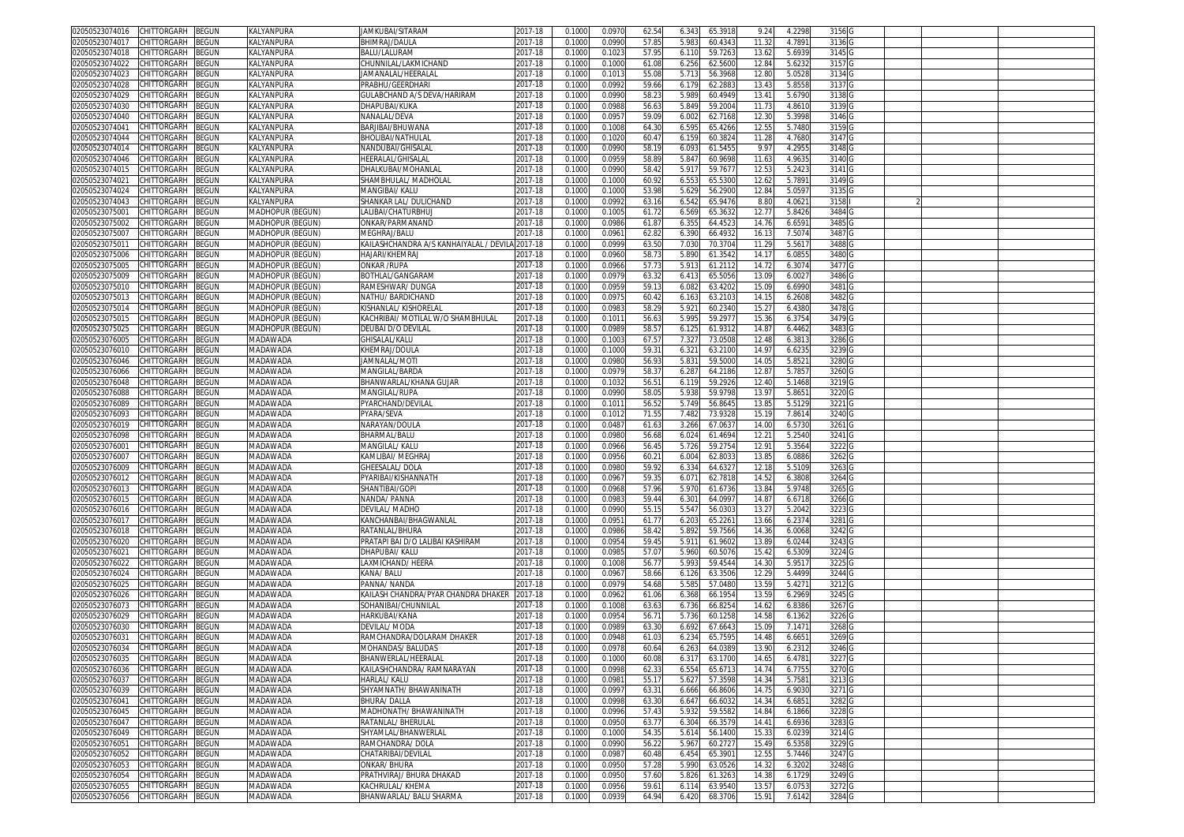| | | | | | | | | | | | | | | | | | |
|---|---|---|---|---|---|---|---|---|---|---|---|---|---|---|---|---|---|
| 02050523074016 | CHITTORGARH | BEGUN | KALYANPURA | JAMKUBAI/SITARAM | 2017-18 | 0.1000 | 0.0970 | 62.54 | 6.343 | 65.3918 | 9.24 | 4.2298 | 3156 | G | | | |
| 02050523074017 | CHITTORGARH | BEGUN | KALYANPURA | BHIMRAJ/DAULA | 2017-18 | 0.1000 | 0.0990 | 57.85 | 5.983 | 60.4343 | 11.32 | 4.7891 | 3136 | G | | | |
| 02050523074018 | CHITTORGARH | BEGUN | KALYANPURA | BALU/LALURAM | 2017-18 | 0.1000 | 0.1023 | 57.95 | 6.110 | 59.7263 | 13.62 | 5.6939 | 3145 | G | | | |
| 02050523074022 | CHITTORGARH | BEGUN | KALYANPURA | CHUNNILAL/LAKMICHAND | 2017-18 | 0.1000 | 0.1000 | 61.08 | 6.256 | 62.5600 | 12.84 | 5.6232 | 3157 | G | | | |
| 02050523074023 | CHITTORGARH | BEGUN | KALYANPURA | JAMANALAL/HEERALAL | 2017-18 | 0.1000 | 0.1013 | 55.08 | 5.713 | 56.3968 | 12.80 | 5.0528 | 3134 | G | | | |
| 02050523074028 | CHITTORGARH | BEGUN | KALYANPURA | PRABHU/GEERDHARI | 2017-18 | 0.1000 | 0.0992 | 59.66 | 6.179 | 62.2883 | 13.43 | 5.8558 | 3137 | G | | | |
| 02050523074029 | CHITTORGARH | BEGUN | KALYANPURA | GULABCHAND A/S DEVA/HARIRAM | 2017-18 | 0.1000 | 0.0990 | 58.23 | 5.989 | 60.4949 | 13.41 | 5.6790 | 3138 | G | | | |
| 02050523074030 | CHITTORGARH | BEGUN | KALYANPURA | DHAPUBAI/KUKA | 2017-18 | 0.1000 | 0.0988 | 56.63 | 5.849 | 59.2004 | 11.73 | 4.8610 | 3139 | G | | | |
| 02050523074040 | CHITTORGARH | BEGUN | KALYANPURA | NANALAL/DEVA | 2017-18 | 0.1000 | 0.0957 | 59.09 | 6.002 | 62.7168 | 12.30 | 5.3998 | 3146 | G | | | |
| 02050523074041 | CHITTORGARH | BEGUN | KALYANPURA | BARJIBAI/BHUWANA | 2017-18 | 0.1000 | 0.1008 | 64.30 | 6.595 | 65.4266 | 12.55 | 5.7480 | 3159 | G | | | |
| 02050523074044 | CHITTORGARH | BEGUN | KALYANPURA | BHOLIBAI/NATHULAL | 2017-18 | 0.1000 | 0.1020 | 60.47 | 6.159 | 60.3824 | 11.28 | 4.7680 | 3147 | G | | | |
| 02050523074014 | CHITTORGARH | BEGUN | KALYANPURA | NANDUBAI/GHISALAL | 2017-18 | 0.1000 | 0.0990 | 58.19 | 6.093 | 61.5455 | 9.97 | 4.2955 | 3148 | G | | | |
| 02050523074046 | CHITTORGARH | BEGUN | KALYANPURA | HEERALAL/GHISALAL | 2017-18 | 0.1000 | 0.0959 | 58.89 | 5.847 | 60.9698 | 11.63 | 4.9635 | 3140 | G | | | |
| 02050523074015 | CHITTORGARH | BEGUN | KALYANPURA | DHALKUBAI/MOHANLAL | 2017-18 | 0.1000 | 0.0990 | 58.42 | 5.917 | 59.7677 | 12.53 | 5.2423 | 3141 | G | | | |
| 02050523074021 | CHITTORGARH | BEGUN | KALYANPURA | SHAMBHULAL/ MADHOLAL | 2017-18 | 0.1000 | 0.1000 | 60.92 | 6.553 | 65.5300 | 12.62 | 5.7891 | 3149 | G | | | |
| 02050523074024 | CHITTORGARH | BEGUN | KALYANPURA | MANGIBAI/ KALU | 2017-18 | 0.1000 | 0.1000 | 53.98 | 5.629 | 56.2900 | 12.84 | 5.0597 | 3135 | G | | | |
| 02050523074043 | CHITTORGARH | BEGUN | KALYANPURA | SHANKAR LAL/ DULICHAND | 2017-18 | 0.1000 | 0.0992 | 63.16 | 6.542 | 65.9476 | 8.80 | 4.0621 | 3158 | I | | 2 | |
| 02050523075001 | CHITTORGARH | BEGUN | MADHOPUR (BEGUN) | LALIBAI/CHATURBHUJ | 2017-18 | 0.1000 | 0.1005 | 61.72 | 6.569 | 65.3632 | 12.77 | 5.8426 | 3484 | G | | | |
| 02050523075002 | CHITTORGARH | BEGUN | MADHOPUR (BEGUN) | ONKAR/PARMANAND | 2017-18 | 0.1000 | 0.0986 | 61.87 | 6.355 | 64.4523 | 14.76 | 6.6591 | 3485 | G | | | |
| 02050523075007 | CHITTORGARH | BEGUN | MADHOPUR (BEGUN) | MEGHRAJ/BALU | 2017-18 | 0.1000 | 0.0961 | 62.82 | 6.390 | 66.4932 | 16.13 | 7.5074 | 3487 | G | | | |
| 02050523075011 | CHITTORGARH | BEGUN | MADHOPUR (BEGUN) | KAILASHCHANDRA A/S KANHAIYALAL / DEVILA | 2017-18 | 0.1000 | 0.0999 | 63.50 | 7.030 | 70.3704 | 11.29 | 5.5617 | 3488 | G | | | |
| 02050523075006 | CHITTORGARH | BEGUN | MADHOPUR (BEGUN) | HAJARI/KHEMRAJ | 2017-18 | 0.1000 | 0.0960 | 58.73 | 5.890 | 61.3542 | 14.17 | 6.0855 | 3480 | G | | | |
| 02050523075005 | CHITTORGARH | BEGUN | MADHOPUR (BEGUN) | ONKAR /RUPA | 2017-18 | 0.1000 | 0.0966 | 57.73 | 5.913 | 61.2112 | 14.72 | 6.3074 | 3477 | G | | | |
| 02050523075009 | CHITTORGARH | BEGUN | MADHOPUR (BEGUN) | BOTHLAL/GANGARAM | 2017-18 | 0.1000 | 0.0979 | 63.32 | 6.413 | 65.5056 | 13.09 | 6.0027 | 3486 | G | | | |
| 02050523075010 | CHITTORGARH | BEGUN | MADHOPUR (BEGUN) | RAMESHWAR/ DUNGA | 2017-18 | 0.1000 | 0.0959 | 59.13 | 6.082 | 63.4202 | 15.09 | 6.6990 | 3481 | G | | | |
| 02050523075013 | CHITTORGARH | BEGUN | MADHOPUR (BEGUN) | NATHU/ BARDICHAND | 2017-18 | 0.1000 | 0.0975 | 60.42 | 6.163 | 63.2103 | 14.15 | 6.2608 | 3482 | G | | | |
| 02050523075014 | CHITTORGARH | BEGUN | MADHOPUR (BEGUN) | KISHANLAL/ KISHORELAL | 2017-18 | 0.1000 | 0.0983 | 58.29 | 5.921 | 60.2340 | 15.27 | 6.4380 | 3478 | G | | | |
| 02050523075015 | CHITTORGARH | BEGUN | MADHOPUR (BEGUN) | KACHRIBAI/ MOTILAL W/O SHAMBHULAL | 2017-18 | 0.1000 | 0.1011 | 56.63 | 5.995 | 59.2977 | 15.36 | 6.3754 | 3479 | G | | | |
| 02050523075025 | CHITTORGARH | BEGUN | MADHOPUR (BEGUN) | DEUBAI D/O DEVILAL | 2017-18 | 0.1000 | 0.0989 | 58.57 | 6.125 | 61.9312 | 14.87 | 6.4462 | 3483 | G | | | |
| 02050523076005 | CHITTORGARH | BEGUN | MADAWADA | GHISALAL/KALU | 2017-18 | 0.1000 | 0.1003 | 67.57 | 7.327 | 73.0508 | 12.48 | 6.3813 | 3286 | G | | | |
| 02050523076010 | CHITTORGARH | BEGUN | MADAWADA | KHEMRAJ/DOULA | 2017-18 | 0.1000 | 0.1000 | 59.31 | 6.321 | 63.2100 | 14.97 | 6.6235 | 3239 | G | | | |
| 02050523076046 | CHITTORGARH | BEGUN | MADAWADA | JAMNALAL/MOTI | 2017-18 | 0.1000 | 0.0980 | 56.93 | 5.831 | 59.5000 | 14.05 | 5.8521 | 3280 | G | | | |
| 02050523076066 | CHITTORGARH | BEGUN | MADAWADA | MANGILAL/BARDA | 2017-18 | 0.1000 | 0.0979 | 58.37 | 6.287 | 64.2186 | 12.87 | 5.7857 | 3260 | G | | | |
| 02050523076048 | CHITTORGARH | BEGUN | MADAWADA | BHANWARLAL/KHANA GUJAR | 2017-18 | 0.1000 | 0.1032 | 56.51 | 6.119 | 59.2926 | 12.40 | 5.1468 | 3219 | G | | | |
| 02050523076088 | CHITTORGARH | BEGUN | MADAWADA | MANGILAL/RUPA | 2017-18 | 0.1000 | 0.0990 | 58.05 | 5.938 | 59.9798 | 13.97 | 5.8651 | 3220 | G | | | |
| 02050523076089 | CHITTORGARH | BEGUN | MADAWADA | PYARCHAND/DEVILAL | 2017-18 | 0.1000 | 0.1011 | 56.52 | 5.749 | 56.8645 | 13.85 | 5.5129 | 3221 | G | | | |
| 02050523076093 | CHITTORGARH | BEGUN | MADAWADA | PYARA/SEVA | 2017-18 | 0.1000 | 0.1012 | 71.55 | 7.482 | 73.9328 | 15.19 | 7.8614 | 3240 | G | | | |
| 02050523076019 | CHITTORGARH | BEGUN | MADAWADA | NARAYAN/DOULA | 2017-18 | 0.1000 | 0.0487 | 61.63 | 3.266 | 67.0637 | 14.00 | 6.5730 | 3261 | G | | | |
| 02050523076098 | CHITTORGARH | BEGUN | MADAWADA | BHARMAL/BALU | 2017-18 | 0.1000 | 0.0980 | 56.68 | 6.024 | 61.4694 | 12.21 | 5.2540 | 3241 | G | | | |
| 02050523076001 | CHITTORGARH | BEGUN | MADAWADA | MANGILAL/ KALU | 2017-18 | 0.1000 | 0.0966 | 56.45 | 5.726 | 59.2754 | 12.91 | 5.3564 | 3222 | G | | | |
| 02050523076007 | CHITTORGARH | BEGUN | MADAWADA | KAMLIBAI/ MEGHRAJ | 2017-18 | 0.1000 | 0.0956 | 60.21 | 6.004 | 62.8033 | 13.85 | 6.0886 | 3262 | G | | | |
| 02050523076009 | CHITTORGARH | BEGUN | MADAWADA | GHEESALAL/ DOLA | 2017-18 | 0.1000 | 0.0980 | 59.92 | 6.334 | 64.6327 | 12.18 | 5.5109 | 3263 | G | | | |
| 02050523076012 | CHITTORGARH | BEGUN | MADAWADA | PYARIBAI/KISHANNATH | 2017-18 | 0.1000 | 0.0967 | 59.35 | 6.071 | 62.7818 | 14.52 | 6.3808 | 3264 | G | | | |
| 02050523076013 | CHITTORGARH | BEGUN | MADAWADA | SHANTIBAI/GOPI | 2017-18 | 0.1000 | 0.0968 | 57.96 | 5.970 | 61.6736 | 13.84 | 5.9748 | 3265 | G | | | |
| 02050523076015 | CHITTORGARH | BEGUN | MADAWADA | NANDA/ PANNA | 2017-18 | 0.1000 | 0.0983 | 59.44 | 6.301 | 64.0997 | 14.87 | 6.6718 | 3266 | G | | | |
| 02050523076016 | CHITTORGARH | BEGUN | MADAWADA | DEVILAL/ MADHO | 2017-18 | 0.1000 | 0.0990 | 55.15 | 5.547 | 56.0303 | 13.27 | 5.2042 | 3223 | G | | | |
| 02050523076017 | CHITTORGARH | BEGUN | MADAWADA | KANCHANBAI/BHAGWANLAL | 2017-18 | 0.1000 | 0.0951 | 61.77 | 6.203 | 65.2261 | 13.66 | 6.2374 | 3281 | G | | | |
| 02050523076018 | CHITTORGARH | BEGUN | MADAWADA | RATANLAL/BHURA | 2017-18 | 0.1000 | 0.0986 | 58.42 | 5.892 | 59.7566 | 14.36 | 6.0068 | 3242 | G | | | |
| 02050523076020 | CHITTORGARH | BEGUN | MADAWADA | PRATAPI BAI D/O LALIBAI KASHIRAM | 2017-18 | 0.1000 | 0.0954 | 59.45 | 5.911 | 61.9602 | 13.89 | 6.0244 | 3243 | G | | | |
| 02050523076021 | CHITTORGARH | BEGUN | MADAWADA | DHAPUBAI/ KALU | 2017-18 | 0.1000 | 0.0985 | 57.07 | 5.960 | 60.5076 | 15.42 | 6.5309 | 3224 | G | | | |
| 02050523076022 | CHITTORGARH | BEGUN | MADAWADA | LAXMICHAND/ HEERA | 2017-18 | 0.1000 | 0.1008 | 56.77 | 5.993 | 59.4544 | 14.30 | 5.9517 | 3225 | G | | | |
| 02050523076024 | CHITTORGARH | BEGUN | MADAWADA | KANA/ BALU | 2017-18 | 0.1000 | 0.0967 | 58.66 | 6.126 | 63.3506 | 12.29 | 5.4499 | 3244 | G | | | |
| 02050523076025 | CHITTORGARH | BEGUN | MADAWADA | PANNA/ NANDA | 2017-18 | 0.1000 | 0.0979 | 54.68 | 5.585 | 57.0480 | 13.59 | 5.4271 | 3212 | G | | | |
| 02050523076026 | CHITTORGARH | BEGUN | MADAWADA | KAILASH CHANDRA/PYAR CHANDRA DHAKER | 2017-18 | 0.1000 | 0.0962 | 61.06 | 6.368 | 66.1954 | 13.59 | 6.2969 | 3245 | G | | | |
| 02050523076073 | CHITTORGARH | BEGUN | MADAWADA | SOHANIBAI/CHUNNILAL | 2017-18 | 0.1000 | 0.1008 | 63.63 | 6.736 | 66.8254 | 14.62 | 6.8386 | 3267 | G | | | |
| 02050523076029 | CHITTORGARH | BEGUN | MADAWADA | HARKUBAI/KANA | 2017-18 | 0.1000 | 0.0954 | 56.71 | 5.736 | 60.1258 | 14.58 | 6.1362 | 3226 | G | | | |
| 02050523076030 | CHITTORGARH | BEGUN | MADAWADA | DEVILAL/ MODA | 2017-18 | 0.1000 | 0.0989 | 63.30 | 6.692 | 67.6643 | 15.09 | 7.1471 | 3268 | G | | | |
| 02050523076031 | CHITTORGARH | BEGUN | MADAWADA | RAMCHANDRA/DOLARAM DHAKER | 2017-18 | 0.1000 | 0.0948 | 61.03 | 6.234 | 65.7595 | 14.48 | 6.6651 | 3269 | G | | | |
| 02050523076034 | CHITTORGARH | BEGUN | MADAWADA | MOHANDAS/ BALUDAS | 2017-18 | 0.1000 | 0.0978 | 60.64 | 6.263 | 64.0389 | 13.90 | 6.2312 | 3246 | G | | | |
| 02050523076035 | CHITTORGARH | BEGUN | MADAWADA | BHANWERLAL/HEERALAL | 2017-18 | 0.1000 | 0.1000 | 60.08 | 6.317 | 63.1700 | 14.65 | 6.4781 | 3227 | G | | | |
| 02050523076036 | CHITTORGARH | BEGUN | MADAWADA | KAILASHCHANDRA/ RAMNARAYAN | 2017-18 | 0.1000 | 0.0998 | 62.33 | 6.554 | 65.6713 | 14.74 | 6.7755 | 3270 | G | | | |
| 02050523076037 | CHITTORGARH | BEGUN | MADAWADA | HARLAL/ KALU | 2017-18 | 0.1000 | 0.0981 | 55.17 | 5.627 | 57.3598 | 14.34 | 5.7581 | 3213 | G | | | |
| 02050523076039 | CHITTORGARH | BEGUN | MADAWADA | SHYAMNATH/ BHAWANINATH | 2017-18 | 0.1000 | 0.0997 | 63.31 | 6.666 | 66.8606 | 14.75 | 6.9030 | 3271 | G | | | |
| 02050523076041 | CHITTORGARH | BEGUN | MADAWADA | BHURA/ DALLA | 2017-18 | 0.1000 | 0.0998 | 63.30 | 6.647 | 66.6032 | 14.34 | 6.6851 | 3282 | G | | | |
| 02050523076045 | CHITTORGARH | BEGUN | MADAWADA | MADHONATH/ BHAWANINATH | 2017-18 | 0.1000 | 0.0996 | 57.43 | 5.932 | 59.5582 | 14.84 | 6.1866 | 3228 | G | | | |
| 02050523076047 | CHITTORGARH | BEGUN | MADAWADA | RATANLAL/ BHERULAL | 2017-18 | 0.1000 | 0.0950 | 63.77 | 6.304 | 66.3579 | 14.41 | 6.6936 | 3283 | G | | | |
| 02050523076049 | CHITTORGARH | BEGUN | MADAWADA | SHYAMLAL/BHANWERLAL | 2017-18 | 0.1000 | 0.1000 | 54.35 | 5.614 | 56.1400 | 15.33 | 6.0239 | 3214 | G | | | |
| 02050523076051 | CHITTORGARH | BEGUN | MADAWADA | RAMCHANDRA/ DOLA | 2017-18 | 0.1000 | 0.0990 | 56.22 | 5.967 | 60.2727 | 15.49 | 6.5358 | 3229 | G | | | |
| 02050523076052 | CHITTORGARH | BEGUN | MADAWADA | CHATARIBAI/DEVILAL | 2017-18 | 0.1000 | 0.0987 | 60.48 | 6.454 | 65.3901 | 12.55 | 5.7446 | 3247 | G | | | |
| 02050523076053 | CHITTORGARH | BEGUN | MADAWADA | ONKAR/ BHURA | 2017-18 | 0.1000 | 0.0950 | 57.28 | 5.990 | 63.0526 | 14.32 | 6.3202 | 3248 | G | | | |
| 02050523076054 | CHITTORGARH | BEGUN | MADAWADA | PRATHVIRAJ/ BHURA DHAKAD | 2017-18 | 0.1000 | 0.0950 | 57.60 | 5.826 | 61.3263 | 14.38 | 6.1729 | 3249 | G | | | |
| 02050523076055 | CHITTORGARH | BEGUN | MADAWADA | KACHRULAL/ KHEMA | 2017-18 | 0.1000 | 0.0956 | 59.61 | 6.114 | 63.9540 | 13.57 | 6.0753 | 3272 | G | | | |
| 02050523076056 | CHITTORGARH | BEGUN | MADAWADA | BHANWARLAL/ BALU SHARMA | 2017-18 | 0.1000 | 0.0939 | 64.94 | 6.420 | 68.3706 | 15.91 | 7.6142 | 3284 | G | | | |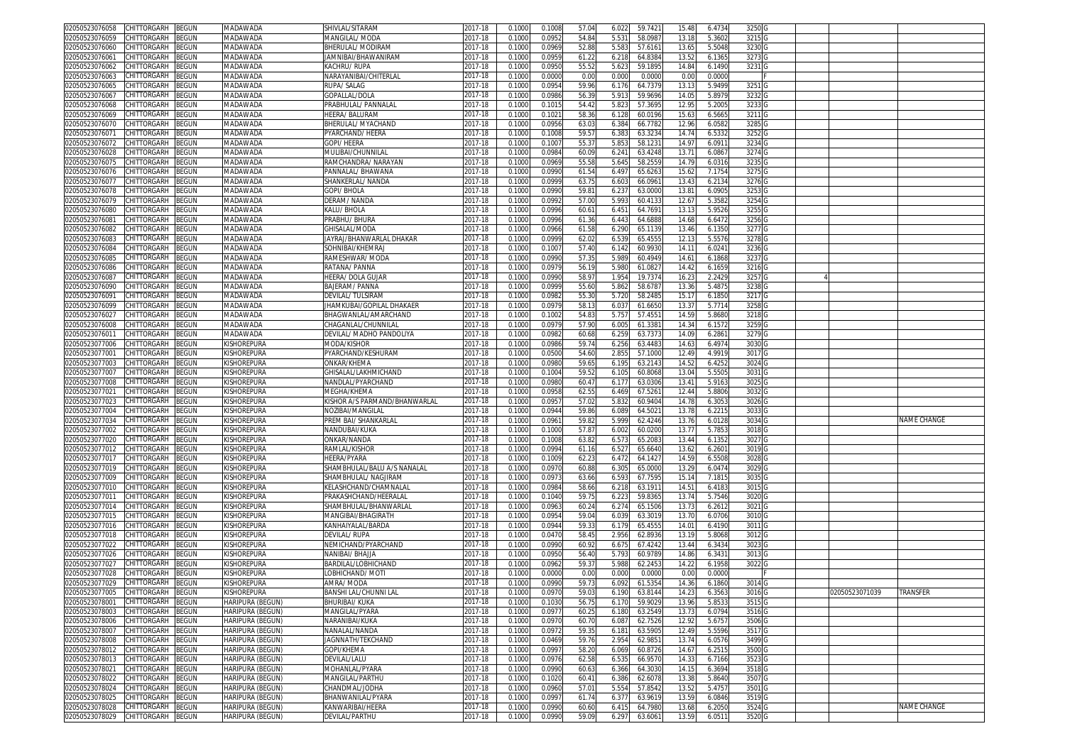| | | | | | | | | | | | | | | | | | | |
|---|---|---|---|---|---|---|---|---|---|---|---|---|---|---|---|---|---|---|
| 02050523076058 | CHITTORGARH | BEGUN | MADAWADA | SHIVLAL/SITARAM | 2017-18 | 0.1000 | 0.1008 | 57.04 | 6.022 | 59.7421 | 15.48 | 6.4734 | 3250 | G | | | | |
| 02050523076059 | CHITTORGARH | BEGUN | MADAWADA | MANGILAL/ MODA | 2017-18 | 0.1000 | 0.0952 | 54.84 | 5.531 | 58.0987 | 13.18 | 5.3602 | 3215 | G | | | | |
| 02050523076060 | CHITTORGARH | BEGUN | MADAWADA | BHERULAL/ MODIRAM | 2017-18 | 0.1000 | 0.0969 | 52.88 | 5.583 | 57.6161 | 13.65 | 5.5048 | 3230 | G | | | | |
| 02050523076061 | CHITTORGARH | BEGUN | MADAWADA | JAMNIBAI/BHAWANIRAM | 2017-18 | 0.1000 | 0.0959 | 61.22 | 6.218 | 64.8384 | 13.52 | 6.1365 | 3273 | G | | | | |
| 02050523076062 | CHITTORGARH | BEGUN | MADAWADA | KACHRU/ RUPA | 2017-18 | 0.1000 | 0.0950 | 55.52 | 5.623 | 59.1895 | 14.84 | 6.1490 | 3231 | G | | | | |
| 02050523076063 | CHITTORGARH | BEGUN | MADAWADA | NARAYANIBAI/CHITERLAL | 2017-18 | 0.1000 | 0.0000 | 0.00 | 0.000 | 0.0000 | 0.00 | 0.0000 | | F | | | | |
| 02050523076065 | CHITTORGARH | BEGUN | MADAWADA | RUPA/ SALAG | 2017-18 | 0.1000 | 0.0954 | 59.96 | 6.176 | 64.7379 | 13.13 | 5.9499 | 3251 | G | | | | |
| 02050523076067 | CHITTORGARH | BEGUN | MADAWADA | GOPALLAL/DOLA | 2017-18 | 0.1000 | 0.0986 | 56.39 | 5.913 | 59.9696 | 14.05 | 5.8979 | 3232 | G | | | | |
| 02050523076068 | CHITTORGARH | BEGUN | MADAWADA | PRABHULAL/ PANNALAL | 2017-18 | 0.1000 | 0.1015 | 54.42 | 5.823 | 57.3695 | 12.95 | 5.2005 | 3233 | G | | | | |
| 02050523076069 | CHITTORGARH | BEGUN | MADAWADA | HEERA/ BALURAM | 2017-18 | 0.1000 | 0.1021 | 58.36 | 6.128 | 60.0196 | 15.63 | 6.5665 | 3211 | G | | | | |
| 02050523076070 | CHITTORGARH | BEGUN | MADAWADA | BHERULAL/ MYACHAND | 2017-18 | 0.1000 | 0.0956 | 63.03 | 6.384 | 66.7782 | 12.96 | 6.0582 | 3285 | G | | | | |
| 02050523076071 | CHITTORGARH | BEGUN | MADAWADA | PYARCHAND/ HEERA | 2017-18 | 0.1000 | 0.1008 | 59.57 | 6.383 | 63.3234 | 14.74 | 6.5332 | 3252 | G | | | | |
| 02050523076072 | CHITTORGARH | BEGUN | MADAWADA | GOPI/ HEERA | 2017-18 | 0.1000 | 0.1007 | 55.37 | 5.853 | 58.1231 | 14.97 | 6.0911 | 3234 | G | | | | |
| 02050523076028 | CHITTORGARH | BEGUN | MADAWADA | MULIBAI/CHUNNILAL | 2017-18 | 0.1000 | 0.0984 | 60.09 | 6.241 | 63.4248 | 13.71 | 6.0867 | 3274 | G | | | | |
| 02050523076075 | CHITTORGARH | BEGUN | MADAWADA | RAMCHANDRA/ NARAYAN | 2017-18 | 0.1000 | 0.0969 | 55.58 | 5.645 | 58.2559 | 14.79 | 6.0316 | 3235 | G | | | | |
| 02050523076076 | CHITTORGARH | BEGUN | MADAWADA | PANNALAL/ BHAWANA | 2017-18 | 0.1000 | 0.0990 | 61.54 | 6.497 | 65.6263 | 15.62 | 7.1754 | 3275 | G | | | | |
| 02050523076077 | CHITTORGARH | BEGUN | MADAWADA | SHANKERLAL/ NANDA | 2017-18 | 0.1000 | 0.0999 | 63.75 | 6.603 | 66.0961 | 13.43 | 6.2134 | 3276 | G | | | | |
| 02050523076078 | CHITTORGARH | BEGUN | MADAWADA | GOPI/ BHOLA | 2017-18 | 0.1000 | 0.0990 | 59.81 | 6.237 | 63.0000 | 13.81 | 6.0905 | 3253 | G | | | | |
| 02050523076079 | CHITTORGARH | BEGUN | MADAWADA | DERAM/ NANDA | 2017-18 | 0.1000 | 0.0992 | 57.00 | 5.993 | 60.4133 | 12.67 | 5.3582 | 3254 | G | | | | |
| 02050523076080 | CHITTORGARH | BEGUN | MADAWADA | KALU/ BHOLA | 2017-18 | 0.1000 | 0.0996 | 60.61 | 6.451 | 64.7691 | 13.13 | 5.9526 | 3255 | G | | | | |
| 02050523076081 | CHITTORGARH | BEGUN | MADAWADA | PRABHU/ BHURA | 2017-18 | 0.1000 | 0.0996 | 61.36 | 6.443 | 64.6888 | 14.68 | 6.6472 | 3256 | G | | | | |
| 02050523076082 | CHITTORGARH | BEGUN | MADAWADA | GHISALAL/MODA | 2017-18 | 0.1000 | 0.0966 | 61.58 | 6.290 | 65.1139 | 13.46 | 6.1350 | 3277 | G | | | | |
| 02050523076083 | CHITTORGARH | BEGUN | MADAWADA | JAYRAJ/BHANWARLAL DHAKAR | 2017-18 | 0.1000 | 0.0999 | 62.02 | 6.539 | 65.4555 | 12.13 | 5.5576 | 3278 | G | | | | |
| 02050523076084 | CHITTORGARH | BEGUN | MADAWADA | SOHNIBAI/KHEMRAJ | 2017-18 | 0.1000 | 0.1007 | 57.40 | 6.142 | 60.9930 | 14.11 | 6.0241 | 3236 | G | | | | |
| 02050523076085 | CHITTORGARH | BEGUN | MADAWADA | RAMESHWAR/ MODA | 2017-18 | 0.1000 | 0.0990 | 57.35 | 5.989 | 60.4949 | 14.61 | 6.1868 | 3237 | G | | | | |
| 02050523076086 | CHITTORGARH | BEGUN | MADAWADA | RATANA/ PANNA | 2017-18 | 0.1000 | 0.0979 | 56.19 | 5.980 | 61.0827 | 14.42 | 6.1659 | 3216 | G | | | | |
| 02050523076087 | CHITTORGARH | BEGUN | MADAWADA | HEERA/ DOLA GUJAR | 2017-18 | 0.1000 | 0.0990 | 58.97 | 1.954 | 19.7374 | 16.23 | 2.2429 | 3257 | G | 4 | | | |
| 02050523076090 | CHITTORGARH | BEGUN | MADAWADA | BAJERAM/ PANNA | 2017-18 | 0.1000 | 0.0999 | 55.60 | 5.862 | 58.6787 | 13.36 | 5.4875 | 3238 | G | | | | |
| 02050523076091 | CHITTORGARH | BEGUN | MADAWADA | DEVILAL/ TULSIRAM | 2017-18 | 0.1000 | 0.0982 | 55.30 | 5.720 | 58.2485 | 15.17 | 6.1850 | 3217 | G | | | | |
| 02050523076099 | CHITTORGARH | BEGUN | MADAWADA | JHAMKUBAI/GOPILAL DHAKAER | 2017-18 | 0.1000 | 0.0979 | 58.13 | 6.037 | 61.6650 | 13.37 | 5.7714 | 3258 | G | | | | |
| 02050523076027 | CHITTORGARH | BEGUN | MADAWADA | BHAGWANLAL/AMARCHAND | 2017-18 | 0.1000 | 0.1002 | 54.83 | 5.757 | 57.4551 | 14.59 | 5.8680 | 3218 | G | | | | |
| 02050523076008 | CHITTORGARH | BEGUN | MADAWADA | CHAGANLAL/CHUNNILAL | 2017-18 | 0.1000 | 0.0979 | 57.90 | 6.005 | 61.3381 | 14.34 | 6.1572 | 3259 | G | | | | |
| 02050523076011 | CHITTORGARH | BEGUN | MADAWADA | DEVILAL/ MADHO PANDOLIYA | 2017-18 | 0.1000 | 0.0982 | 60.68 | 6.259 | 63.7373 | 14.09 | 6.2861 | 3279 | G | | | | |
| 02050523077006 | CHITTORGARH | BEGUN | KISHOREPURA | MODA/KISHOR | 2017-18 | 0.1000 | 0.0986 | 59.74 | 6.256 | 63.4483 | 14.63 | 6.4974 | 3030 | G | | | | |
| 02050523077001 | CHITTORGARH | BEGUN | KISHOREPURA | PYARCHAND/KESHURAM | 2017-18 | 0.1000 | 0.0500 | 54.60 | 2.855 | 57.1000 | 12.49 | 4.9919 | 3017 | G | | | | |
| 02050523077003 | CHITTORGARH | BEGUN | KISHOREPURA | ONKAR/KHEMA | 2017-18 | 0.1000 | 0.0980 | 59.65 | 6.195 | 63.2143 | 14.52 | 6.4252 | 3024 | G | | | | |
| 02050523077007 | CHITTORGARH | BEGUN | KISHOREPURA | GHISALAL/LAKHMICHAND | 2017-18 | 0.1000 | 0.1004 | 59.52 | 6.105 | 60.8068 | 13.04 | 5.5505 | 3031 | G | | | | |
| 02050523077008 | CHITTORGARH | BEGUN | KISHOREPURA | NANDLAL/PYARCHAND | 2017-18 | 0.1000 | 0.0980 | 60.47 | 6.177 | 63.0306 | 13.41 | 5.9163 | 3025 | G | | | | |
| 02050523077021 | CHITTORGARH | BEGUN | KISHOREPURA | MEGHA/KHEMA | 2017-18 | 0.1000 | 0.0958 | 62.55 | 6.469 | 67.5261 | 12.44 | 5.8806 | 3032 | G | | | | |
| 02050523077023 | CHITTORGARH | BEGUN | KISHOREPURA | KISHOR A/S PARMAND/BHANWARLAL | 2017-18 | 0.1000 | 0.0957 | 57.02 | 5.832 | 60.9404 | 14.78 | 6.3053 | 3026 | G | | | | |
| 02050523077004 | CHITTORGARH | BEGUN | KISHOREPURA | NOZIBAI/MANGILAL | 2017-18 | 0.1000 | 0.0944 | 59.86 | 6.089 | 64.5021 | 13.78 | 6.2215 | 3033 | G | | | | |
| 02050523077034 | CHITTORGARH | BEGUN | KISHOREPURA | PREM BAI/ SHANKARLAL | 2017-18 | 0.1000 | 0.0961 | 59.82 | 5.999 | 62.4246 | 13.76 | 6.0128 | 3034 | G | | | | NAME CHANGE |
| 02050523077002 | CHITTORGARH | BEGUN | KISHOREPURA | NANDUBAI/KUKA | 2017-18 | 0.1000 | 0.1000 | 57.87 | 6.002 | 60.0200 | 13.77 | 5.7853 | 3018 | G | | | | |
| 02050523077020 | CHITTORGARH | BEGUN | KISHOREPURA | ONKAR/NANDA | 2017-18 | 0.1000 | 0.1008 | 63.82 | 6.573 | 65.2083 | 13.44 | 6.1352 | 3027 | G | | | | |
| 02050523077012 | CHITTORGARH | BEGUN | KISHOREPURA | RAMLAL/KISHOR | 2017-18 | 0.1000 | 0.0994 | 61.16 | 6.527 | 65.6640 | 13.62 | 6.2601 | 3019 | G | | | | |
| 02050523077017 | CHITTORGARH | BEGUN | KISHOREPURA | HEERA/PYARA | 2017-18 | 0.1000 | 0.1009 | 62.23 | 6.472 | 64.1427 | 14.59 | 6.5508 | 3028 | G | | | | |
| 02050523077019 | CHITTORGARH | BEGUN | KISHOREPURA | SHAMBHULAL/BALU A/S NANALAL | 2017-18 | 0.1000 | 0.0970 | 60.88 | 6.305 | 65.0000 | 13.29 | 6.0474 | 3029 | G | | | | |
| 02050523077009 | CHITTORGARH | BEGUN | KISHOREPURA | SHAMBHULAL/ NAGJIRAM | 2017-18 | 0.1000 | 0.0973 | 63.66 | 6.593 | 67.7595 | 15.14 | 7.1815 | 3035 | G | | | | |
| 02050523077010 | CHITTORGARH | BEGUN | KISHOREPURA | KELASHCHAND/CHAMNALAL | 2017-18 | 0.1000 | 0.0984 | 58.66 | 6.218 | 63.1911 | 14.51 | 6.4183 | 3015 | G | | | | |
| 02050523077011 | CHITTORGARH | BEGUN | KISHOREPURA | PRAKASHCHAND/HEERALAL | 2017-18 | 0.1000 | 0.1040 | 59.75 | 6.223 | 59.8365 | 13.74 | 5.7546 | 3020 | G | | | | |
| 02050523077014 | CHITTORGARH | BEGUN | KISHOREPURA | SHAMBHULAL/BHANWARLAL | 2017-18 | 0.1000 | 0.0963 | 60.24 | 6.274 | 65.1506 | 13.73 | 6.2612 | 3021 | G | | | | |
| 02050523077015 | CHITTORGARH | BEGUN | KISHOREPURA | MANGIBAI/BHAGIRATH | 2017-18 | 0.1000 | 0.0954 | 59.04 | 6.039 | 63.3019 | 13.70 | 6.0706 | 3010 | G | | | | |
| 02050523077016 | CHITTORGARH | BEGUN | KISHOREPURA | KANHAIYALAL/BARDA | 2017-18 | 0.1000 | 0.0944 | 59.33 | 6.179 | 65.4555 | 14.01 | 6.4190 | 3011 | G | | | | |
| 02050523077018 | CHITTORGARH | BEGUN | KISHOREPURA | DEVILAL/ RUPA | 2017-18 | 0.1000 | 0.0470 | 58.45 | 2.956 | 62.8936 | 13.19 | 5.8068 | 3012 | G | | | | |
| 02050523077022 | CHITTORGARH | BEGUN | KISHOREPURA | NEMICHAND/PYARCHAND | 2017-18 | 0.1000 | 0.0990 | 60.92 | 6.675 | 67.4242 | 13.44 | 6.3434 | 3023 | G | | | | |
| 02050523077026 | CHITTORGARH | BEGUN | KISHOREPURA | NANIBAI/ BHAJJA | 2017-18 | 0.1000 | 0.0950 | 56.40 | 5.793 | 60.9789 | 14.86 | 6.3431 | 3013 | G | | | | |
| 02050523077027 | CHITTORGARH | BEGUN | KISHOREPURA | BARDILAL/LOBHICHAND | 2017-18 | 0.1000 | 0.0962 | 59.37 | 5.988 | 62.2453 | 14.22 | 6.1958 | 3022 | G | | | | |
| 02050523077028 | CHITTORGARH | BEGUN | KISHOREPURA | LOBHICHAND/ MOTI | 2017-18 | 0.1000 | 0.0000 | 0.00 | 0.000 | 0.0000 | 0.00 | 0.0000 | | F | | | | |
| 02050523077029 | CHITTORGARH | BEGUN | KISHOREPURA | AMRA/ MODA | 2017-18 | 0.1000 | 0.0990 | 59.73 | 6.092 | 61.5354 | 14.36 | 6.1860 | 3014 | G | | | | |
| 02050523077005 | CHITTORGARH | BEGUN | KISHOREPURA | BANSHI LAL/CHUNNI LAL | 2017-18 | 0.1000 | 0.0970 | 59.03 | 6.190 | 63.8144 | 14.23 | 6.3563 | 3016 | G | | | 02050523071039 | TRANSFER |
| 02050523078001 | CHITTORGARH | BEGUN | HARIPURA (BEGUN) | BHURIBAI/ KUKA | 2017-18 | 0.1000 | 0.1030 | 56.75 | 6.170 | 59.9029 | 13.96 | 5.8533 | 3515 | G | | | | |
| 02050523078003 | CHITTORGARH | BEGUN | HARIPURA (BEGUN) | MANGILAL/PYARA | 2017-18 | 0.1000 | 0.0977 | 60.25 | 6.180 | 63.2549 | 13.73 | 6.0794 | 3516 | G | | | | |
| 02050523078006 | CHITTORGARH | BEGUN | HARIPURA (BEGUN) | NARANIBAI/KUKA | 2017-18 | 0.1000 | 0.0970 | 60.70 | 6.087 | 62.7526 | 12.92 | 5.6757 | 3506 | G | | | | |
| 02050523078007 | CHITTORGARH | BEGUN | HARIPURA (BEGUN) | NANALAL/NANDA | 2017-18 | 0.1000 | 0.0972 | 59.35 | 6.181 | 63.5905 | 12.49 | 5.5596 | 3517 | G | | | | |
| 02050523078008 | CHITTORGARH | BEGUN | HARIPURA (BEGUN) | JAGNNATH/TEKCHAND | 2017-18 | 0.1000 | 0.0469 | 59.76 | 2.954 | 62.9851 | 13.74 | 6.0576 | 3499 | G | | | | |
| 02050523078012 | CHITTORGARH | BEGUN | HARIPURA (BEGUN) | GOPI/KHEMA | 2017-18 | 0.1000 | 0.0997 | 58.20 | 6.069 | 60.8726 | 14.67 | 6.2515 | 3500 | G | | | | |
| 02050523078013 | CHITTORGARH | BEGUN | HARIPURA (BEGUN) | DEVILAL/LALU | 2017-18 | 0.1000 | 0.0976 | 62.58 | 6.535 | 66.9570 | 14.33 | 6.7166 | 3523 | G | | | | |
| 02050523078021 | CHITTORGARH | BEGUN | HARIPURA (BEGUN) | MOHANLAL/PYARA | 2017-18 | 0.1000 | 0.0990 | 60.63 | 6.366 | 64.3030 | 14.15 | 6.3694 | 3518 | G | | | | |
| 02050523078022 | CHITTORGARH | BEGUN | HARIPURA (BEGUN) | MANGILAL/PARTHU | 2017-18 | 0.1000 | 0.1020 | 60.41 | 6.386 | 62.6078 | 13.38 | 5.8640 | 3507 | G | | | | |
| 02050523078024 | CHITTORGARH | BEGUN | HARIPURA (BEGUN) | CHANDMAL/JODHA | 2017-18 | 0.1000 | 0.0960 | 57.01 | 5.554 | 57.8542 | 13.52 | 5.4757 | 3501 | G | | | | |
| 02050523078025 | CHITTORGARH | BEGUN | HARIPURA (BEGUN) | BHANWANILAL/PYARA | 2017-18 | 0.1000 | 0.0997 | 61.74 | 6.377 | 63.9619 | 13.59 | 6.0846 | 3519 | G | | | | |
| 02050523078028 | CHITTORGARH | BEGUN | HARIPURA (BEGUN) | KANWARIBAI/HEERA | 2017-18 | 0.1000 | 0.0990 | 60.60 | 6.415 | 64.7980 | 13.68 | 6.2050 | 3524 | G | | | | NAME CHANGE |
| 02050523078029 | CHITTORGARH | BEGUN | HARIPURA (BEGUN) | DEVILAL/PARTHU | 2017-18 | 0.1000 | 0.0990 | 59.09 | 6.297 | 63.6061 | 13.59 | 6.0511 | 3520 | G | | | | |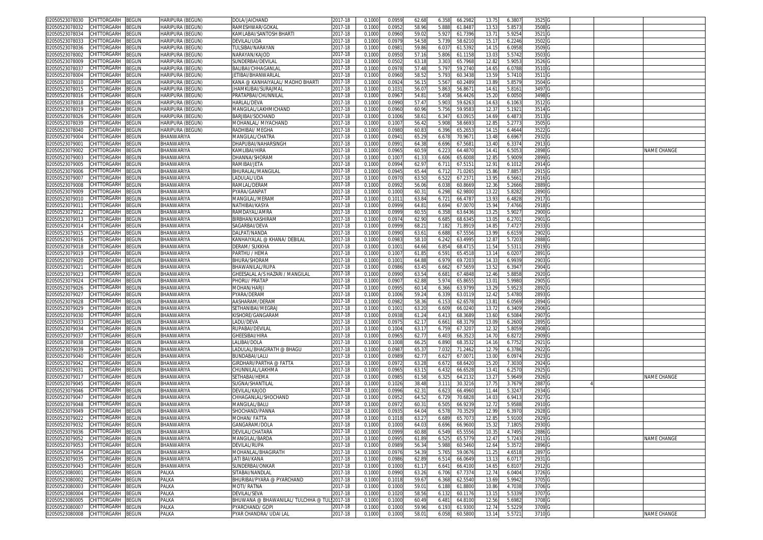| | | | | | | | | | | | | | | | | | |
|---|---|---|---|---|---|---|---|---|---|---|---|---|---|---|---|---|---|
| 02050523078030 | CHITTORGARH | BEGUN | HARIPURA (BEGUN) | DOLA/JAICHAND | 2017-18 | 0.1000 | 0.0959 | 62.68 | 6.358 | 66.2982 | 13.75 | 6.3807 | 3525 | G | | | |
| 02050523078032 | CHITTORGARH | BEGUN | HARIPURA (BEGUN) | RAMESHWAR/GOKAL | 2017-18 | 0.1000 | 0.0952 | 58.96 | 5.888 | 61.8487 | 13.53 | 5.8573 | 3508 | G | | | |
| 02050523078034 | CHITTORGARH | BEGUN | HARIPURA (BEGUN) | KAMLABAI/SANTOSH BHARTI | 2017-18 | 0.1000 | 0.0960 | 59.02 | 5.927 | 61.7396 | 13.71 | 5.9254 | 3521 | G | | | |
| 02050523078033 | CHITTORGARH | BEGUN | HARIPURA (BEGUN) | DEVILAL/UDA | 2017-18 | 0.1000 | 0.0979 | 54.58 | 5.739 | 58.6210 | 15.17 | 6.2246 | 3502 | G | | | |
| 02050523078036 | CHITTORGARH | BEGUN | HARIPURA (BEGUN) | TULSIBAI/NARAYAN | 2017-18 | 0.1000 | 0.0981 | 59.86 | 6.037 | 61.5392 | 14.15 | 6.0958 | 3509 | G | | | |
| 02050523078002 | CHITTORGARH | BEGUN | HARIPURA (BEGUN) | NARAYAN/KAJOD | 2017-18 | 0.1000 | 0.0950 | 57.16 | 5.806 | 61.1158 | 13.03 | 5.5742 | 3503 | G | | | |
| 02050523078009 | CHITTORGARH | BEGUN | HARIPURA (BEGUN) | SUNDERBAI/DEVILAL | 2017-18 | 0.1000 | 0.0502 | 63.18 | 3.303 | 65.7968 | 12.82 | 5.9053 | 3526 | G | | | |
| 02050523078037 | CHITTORGARH | BEGUN | HARIPURA (BEGUN) | BALIBAI/CHHAGANLAL | 2017-18 | 0.1000 | 0.0978 | 57.48 | 5.797 | 59.2740 | 14.65 | 6.0788 | 3510 | G | | | |
| 02050523078004 | CHITTORGARH | BEGUN | HARIPURA (BEGUN) | JETIBAI/BHANWARLAL | 2017-18 | 0.1000 | 0.0960 | 58.52 | 5.793 | 60.3438 | 13.59 | 5.7410 | 3511 | G | | | |
| 02050523078010 | CHITTORGARH | BEGUN | HARIPURA (BEGUN) | KANA @ KANHAIYALAL/ MADHO BHARTI | 2017-18 | 0.1000 | 0.0924 | 56.15 | 5.567 | 60.2489 | 13.89 | 5.8579 | 3504 | G | | | |
| 02050523078015 | CHITTORGARH | BEGUN | HARIPURA (BEGUN) | JHAMKUBAI/SURAJMAL | 2017-18 | 0.1000 | 0.1031 | 56.07 | 5.863 | 56.8671 | 14.61 | 5.8161 | 3497 | G | | | |
| 02050523078016 | CHITTORGARH | BEGUN | HARIPURA (BEGUN) | PRATAPBAI/CHUNNILAL | 2017-18 | 0.1000 | 0.0967 | 54.81 | 5.458 | 56.4426 | 15.20 | 6.0050 | 3498 | G | | | |
| 02050523078018 | CHITTORGARH | BEGUN | HARIPURA (BEGUN) | HARLAL/DEVA | 2017-18 | 0.1000 | 0.0990 | 57.47 | 5.903 | 59.6263 | 14.63 | 6.1063 | 3512 | G | | | |
| 02050523078019 | CHITTORGARH | BEGUN | HARIPURA (BEGUN) | MANGILAL/LAKHMICHAND | 2017-18 | 0.1000 | 0.0960 | 60.96 | 5.756 | 59.9583 | 12.37 | 5.1921 | 3514 | G | | | |
| 02050523078026 | CHITTORGARH | BEGUN | HARIPURA (BEGUN) | BARJIBAI/SOCHAND | 2017-18 | 0.1000 | 0.1006 | 58.61 | 6.347 | 63.0915 | 14.69 | 6.4873 | 3513 | G | | | |
| 02050523078039 | CHITTORGARH | BEGUN | HARIPURA (BEGUN) | MOHANLAL/ MIYACHAND | 2017-18 | 0.1000 | 0.1007 | 56.42 | 5.908 | 58.6693 | 12.85 | 5.2773 | 3505 | G | | | |
| 02050523078040 | CHITTORGARH | BEGUN | HARIPURA (BEGUN) | RADHIBAI/ MEGHA | 2017-18 | 0.1000 | 0.0980 | 60.83 | 6.396 | 65.2653 | 14.15 | 6.4644 | 3522 | G | | | |
| 02050523079004 | CHITTORGARH | BEGUN | BHANWARIYA | MANGILAL/CHATRA | 2017-18 | 0.1000 | 0.0941 | 65.29 | 6.678 | 70.9671 | 13.48 | 6.6967 | 2932 | G | | | |
| 02050523079001 | CHITTORGARH | BEGUN | BHANWARIYA | DHAPUBAI/NAHARSINGH | 2017-18 | 0.1000 | 0.0991 | 64.38 | 6.696 | 67.5681 | 13.40 | 6.3374 | 2913 | G | | | |
| 02050523079002 | CHITTORGARH | BEGUN | BHANWARIYA | KAMLIBAI/HIRA | 2017-18 | 0.1000 | 0.0965 | 60.59 | 6.223 | 64.4870 | 14.41 | 6.5053 | 2898 | G | | | NAME CHANGE |
| 02050523079003 | CHITTORGARH | BEGUN | BHANWARIYA | DHANNA/SHORAM | 2017-18 | 0.1000 | 0.1007 | 61.33 | 6.606 | 65.6008 | 12.85 | 5.9009 | 2899 | G | | | |
| 02050523079005 | CHITTORGARH | BEGUN | BHANWARIYA | RAMIBAI/JETA | 2017-18 | 0.1000 | 0.0994 | 62.97 | 6.711 | 67.5151 | 12.91 | 6.1012 | 2914 | G | | | |
| 02050523079006 | CHITTORGARH | BEGUN | BHANWARIYA | BHURALAL/MANGILAL | 2017-18 | 0.1000 | 0.0945 | 65.44 | 6.712 | 71.0265 | 15.86 | 7.8857 | 2915 | G | | | |
| 02050523079007 | CHITTORGARH | BEGUN | BHANWARIYA | LADULAL/UDA | 2017-18 | 0.1000 | 0.0970 | 63.50 | 6.522 | 67.2371 | 13.95 | 6.5661 | 2916 | G | | | |
| 02050523079008 | CHITTORGARH | BEGUN | BHANWARIYA | RAMLAL/DERAM | 2017-18 | 0.1000 | 0.0992 | 56.06 | 6.038 | 60.8669 | 12.36 | 5.2666 | 2889 | G | | | |
| 02050523079009 | CHITTORGARH | BEGUN | BHANWARIYA | PYARA/GANPAT | 2017-18 | 0.1000 | 0.1000 | 60.31 | 6.298 | 62.9800 | 13.22 | 5.8282 | 2890 | G | | | |
| 02050523079010 | CHITTORGARH | BEGUN | BHANWARIYA | MANGILAL/MERAM | 2017-18 | 0.1000 | 0.1011 | 63.84 | 6.721 | 66.4787 | 13.93 | 6.4828 | 2917 | G | | | |
| 02050523079011 | CHITTORGARH | BEGUN | BHANWARIYA | NATHIBAI/KASYA | 2017-18 | 0.1000 | 0.0999 | 64.81 | 6.694 | 67.0070 | 15.94 | 7.4766 | 2918 | G | | | |
| 02050523079012 | CHITTORGARH | BEGUN | BHANWARIYA | RAMDAYAL/AMRA | 2017-18 | 0.1000 | 0.0999 | 60.55 | 6.358 | 63.6436 | 13.25 | 5.9027 | 2900 | G | | | |
| 02050523079013 | CHITTORGARH | BEGUN | BHANWARIYA | BIRBHAN/KASHIRAM | 2017-18 | 0.1000 | 0.0974 | 62.90 | 6.685 | 68.6345 | 13.05 | 6.2701 | 2901 | G | | | |
| 02050523079014 | CHITTORGARH | BEGUN | BHANWARIYA | SAGARBAI/DEVA | 2017-18 | 0.1000 | 0.0999 | 68.21 | 7.182 | 71.8919 | 14.85 | 7.4727 | 2933 | G | | | |
| 02050523079015 | CHITTORGARH | BEGUN | BHANWARIYA | DALPAT/NANDA | 2017-18 | 0.1000 | 0.0990 | 63.61 | 6.688 | 67.5556 | 13.99 | 6.6159 | 2902 | G | | | |
| 02050523079016 | CHITTORGARH | BEGUN | BHANWARIYA | KANHAIYALAL @ KHANA/ DEBILAL | 2017-18 | 0.1000 | 0.0983 | 58.10 | 6.242 | 63.4995 | 12.87 | 5.7203 | 2888 | G | | | |
| 02050523079018 | CHITTORGARH | BEGUN | BHANWARIYA | DERAM/ SUKKHA | 2017-18 | 0.1000 | 0.1001 | 64.66 | 6.854 | 68.4715 | 11.54 | 5.5311 | 2919 | G | | | |
| 02050523079019 | CHITTORGARH | BEGUN | BHANWARIYA | PARTHU / HEMA | 2017-18 | 0.1000 | 0.1007 | 61.85 | 6.591 | 65.4518 | 13.14 | 6.0207 | 2891 | G | | | |
| 02050523079020 | CHITTORGARH | BEGUN | BHANWARIYA | BHURA/SHORAM | 2017-18 | 0.1000 | 0.1001 | 64.88 | 6.979 | 69.7203 | 14.33 | 6.9939 | 2903 | G | | | |
| 02050523079021 | CHITTORGARH | BEGUN | BHANWARIYA | BHAWANILAL/RUPA | 2017-18 | 0.1000 | 0.0986 | 63.45 | 6.662 | 67.5659 | 13.52 | 6.3947 | 2904 | G | | | |
| 02050523079023 | CHITTORGARH | BEGUN | BHANWARIYA | GHEESALAL A/S HAZARI / MANGILAL | 2017-18 | 0.1000 | 0.0990 | 63.54 | 6.681 | 67.4848 | 12.46 | 5.8858 | 2920 | G | | | |
| 02050523079024 | CHITTORGARH | BEGUN | BHANWARIYA | PHORU/ PRATAP | 2017-18 | 0.1000 | 0.0907 | 62.88 | 5.974 | 65.8655 | 13.01 | 5.9980 | 2905 | G | | | |
| 02050523079026 | CHITTORGARH | BEGUN | BHANWARIYA | MOHAN/HARJI | 2017-18 | 0.1000 | 0.0995 | 60.14 | 6.366 | 63.9799 | 13.29 | 5.9523 | 2892 | G | | | |
| 02050523079027 | CHITTORGARH | BEGUN | BHANWARIYA | PYARA/DERAM | 2017-18 | 0.1000 | 0.1006 | 59.24 | 6.339 | 63.0119 | 12.42 | 5.4780 | 2893 | G | | | |
| 02050523079028 | CHITTORGARH | BEGUN | BHANWARIYA | AASHARAM/DERAM | 2017-18 | 0.1000 | 0.0982 | 58.36 | 6.153 | 62.6578 | 13.81 | 6.0569 | 2894 | G | | | |
| 02050523079029 | CHITTORGARH | BEGUN | BHANWARIYA | SETHANIBAI/MEGRAJ | 2017-18 | 0.1000 | 0.1001 | 63.20 | 6.609 | 66.0240 | 13.72 | 6.3409 | 2906 | G | | | |
| 02050523079030 | CHITTORGARH | BEGUN | BHANWARIYA | KISHORE/GANGARAM | 2017-18 | 0.1000 | 0.0938 | 61.24 | 6.413 | 68.3689 | 13.60 | 6.5084 | 2907 | G | | | |
| 02050523079033 | CHITTORGARH | BEGUN | BHANWARIYA | LADU/DEVA | 2017-18 | 0.1000 | 0.0975 | 62.17 | 6.661 | 68.3179 | 13.09 | 6.2600 | 2895 | G | | | |
| 02050523079034 | CHITTORGARH | BEGUN | BHANWARIYA | RUPABAI/DEVILAL | 2017-18 | 0.1000 | 0.1004 | 63.17 | 6.759 | 67.3207 | 12.32 | 5.8059 | 2908 | G | | | |
| 02050523079037 | CHITTORGARH | BEGUN | BHANWARIYA | GHEESIBAI/HIRA | 2017-18 | 0.1000 | 0.0965 | 62.77 | 6.403 | 66.3523 | 14.70 | 6.8272 | 2909 | G | | | |
| 02050523079038 | CHITTORGARH | BEGUN | BHANWARIYA | LALIBAI/DOLA | 2017-18 | 0.1000 | 0.1008 | 66.25 | 6.890 | 68.3532 | 14.16 | 6.7752 | 2921 | G | | | |
| 02050523079039 | CHITTORGARH | BEGUN | BHANWARIYA | LADULAL/BHAGIRATH @ BHAGU | 2017-18 | 0.1000 | 0.0987 | 65.37 | 7.032 | 71.2462 | 12.79 | 6.3786 | 2922 | G | | | |
| 02050523079040 | CHITTORGARH | BEGUN | BHANWARIYA | BUNDABAI/LALU | 2017-18 | 0.1000 | 0.0989 | 62.77 | 6.627 | 67.0071 | 13.00 | 6.0974 | 2923 | G | | | |
| 02050523079042 | CHITTORGARH | BEGUN | BHANWARIYA | GIRDHARI/PARTHA @ FATTA | 2017-18 | 0.1000 | 0.0972 | 63.28 | 6.672 | 68.6420 | 15.20 | 7.3030 | 2924 | G | | | |
| 02050523079031 | CHITTORGARH | BEGUN | BHANWARIYA | CHUNNILAL/LAKHMA | 2017-18 | 0.1000 | 0.0965 | 63.15 | 6.432 | 66.6528 | 13.41 | 6.2570 | 2925 | G | | | |
| 02050523079017 | CHITTORGARH | BEGUN | BHANWARIYA | SETHABAI/HEMA | 2017-18 | 0.1000 | 0.0985 | 61.58 | 6.325 | 64.2132 | 13.27 | 5.9649 | 2926 | G | | | NAME CHANGE |
| 02050523079045 | CHITTORGARH | BEGUN | BHANWARIYA | SUGNA/SHANTILAL | 2017-18 | 0.1000 | 0.1026 | 38.48 | 3.111 | 30.3216 | 17.75 | 3.7679 | 2887 | G | | 4 | |
| 02050523079046 | CHITTORGARH | BEGUN | BHANWARIYA | DEVILAL/KAJOD | 2017-18 | 0.1000 | 0.0996 | 62.31 | 6.623 | 66.4960 | 11.44 | 5.3247 | 2934 | G | | | |
| 02050523079047 | CHITTORGARH | BEGUN | BHANWARIYA | CHHAGANLAL/SHOCHAND | 2017-18 | 0.1000 | 0.0952 | 64.52 | 6.729 | 70.6828 | 14.03 | 6.9413 | 2927 | G | | | |
| 02050523079048 | CHITTORGARH | BEGUN | BHANWARIYA | MANGILAL/BALU | 2017-18 | 0.1000 | 0.0972 | 60.31 | 6.505 | 66.9239 | 12.72 | 5.9588 | 2910 | G | | | |
| 02050523079049 | CHITTORGARH | BEGUN | BHANWARIYA | SHOCHAND/PANNA | 2017-18 | 0.1000 | 0.0935 | 64.04 | 6.578 | 70.3529 | 12.99 | 6.3970 | 2928 | G | | | |
| 02050523079022 | CHITTORGARH | BEGUN | BHANWARIYA | MOHAN/ FATTA | 2017-18 | 0.1000 | 0.1018 | 63.27 | 6.689 | 65.7073 | 12.85 | 5.9100 | 2929 | G | | | |
| 02050523079032 | CHITTORGARH | BEGUN | BHANWARIYA | GANGARAM/DOLA | 2017-18 | 0.1000 | 0.1000 | 64.03 | 6.696 | 66.9600 | 15.32 | 7.1805 | 2930 | G | | | |
| 02050523079036 | CHITTORGARH | BEGUN | BHANWARIYA | DEVILAL/CHATARA | 2017-18 | 0.1000 | 0.0999 | 60.88 | 6.549 | 65.5556 | 10.35 | 4.7495 | 2886 | G | | | |
| 02050523079052 | CHITTORGARH | BEGUN | BHANWARIYA | MANGILAL/BARDA | 2017-18 | 0.1000 | 0.0995 | 61.89 | 6.525 | 65.5779 | 12.47 | 5.7243 | 2911 | G | | | NAME CHANGE |
| 02050523079053 | CHITTORGARH | BEGUN | BHANWARIYA | DEVILAL/RUPA | 2017-18 | 0.1000 | 0.0989 | 56.34 | 5.988 | 60.5460 | 12.64 | 5.3572 | 2896 | G | | | |
| 02050523079054 | CHITTORGARH | BEGUN | BHANWARIYA | MOHANLAL/BHAGIRATH | 2017-18 | 0.1000 | 0.0976 | 54.39 | 5.765 | 59.0676 | 11.25 | 4.6518 | 2897 | G | | | |
| 02050523079035 | CHITTORGARH | BEGUN | BHANWARIYA | JATI BAI/KANA | 2017-18 | 0.1000 | 0.0986 | 62.89 | 6.514 | 66.0649 | 13.13 | 6.0717 | 2931 | G | | | |
| 02050523079043 | CHITTORGARH | BEGUN | BHANWARIYA | SUNDERBAI/ONKAR | 2017-18 | 0.1000 | 0.1000 | 61.17 | 6.641 | 66.4100 | 14.65 | 6.8107 | 2912 | G | | | |
| 02050523080001 | CHITTORGARH | BEGUN | PALKA | SITABAI/NANDLAL | 2017-18 | 0.1000 | 0.0990 | 63.26 | 6.706 | 67.7374 | 12.74 | 6.0404 | 3726 | G | | | |
| 02050523080002 | CHITTORGARH | BEGUN | PALKA | BHURIBAI/PYARA @ PYARCHAND | 2017-18 | 0.1000 | 0.1018 | 59.67 | 6.368 | 62.5540 | 13.69 | 5.9942 | 3705 | G | | | |
| 02050523080003 | CHITTORGARH | BEGUN | PALKA | MOTI/ RATNA | 2017-18 | 0.1000 | 0.1000 | 59.01 | 6.188 | 61.8800 | 10.86 | 4.7038 | 3706 | G | | | |
| 02050523080004 | CHITTORGARH | BEGUN | PALKA | DEVILAL/SEVA | 2017-18 | 0.1000 | 0.1020 | 58.56 | 6.132 | 60.1176 | 13.15 | 5.5339 | 3707 | G | | | |
| 02050523080005 | CHITTORGARH | BEGUN | PALKA | BHUWANA @ BHAWANILAL/ TULCHHA @ TUL | 2017-18 | 0.1000 | 0.1000 | 60.49 | 6.481 | 64.8100 | 12.56 | 5.6982 | 3708 | G | | | |
| 02050523080007 | CHITTORGARH | BEGUN | PALKA | PYARCHAND/ GOPI | 2017-18 | 0.1000 | 0.1000 | 59.96 | 6.193 | 61.9300 | 12.74 | 5.5229 | 3709 | G | | | |
| 02050523080008 | CHITTORGARH | BEGUN | PALKA | PYAR CHANDRA/ UDAI LAL | 2017-18 | 0.1000 | 0.1000 | 58.01 | 6.058 | 60.5800 | 13.14 | 5.5721 | 3710 | G | | | NAME CHANGE |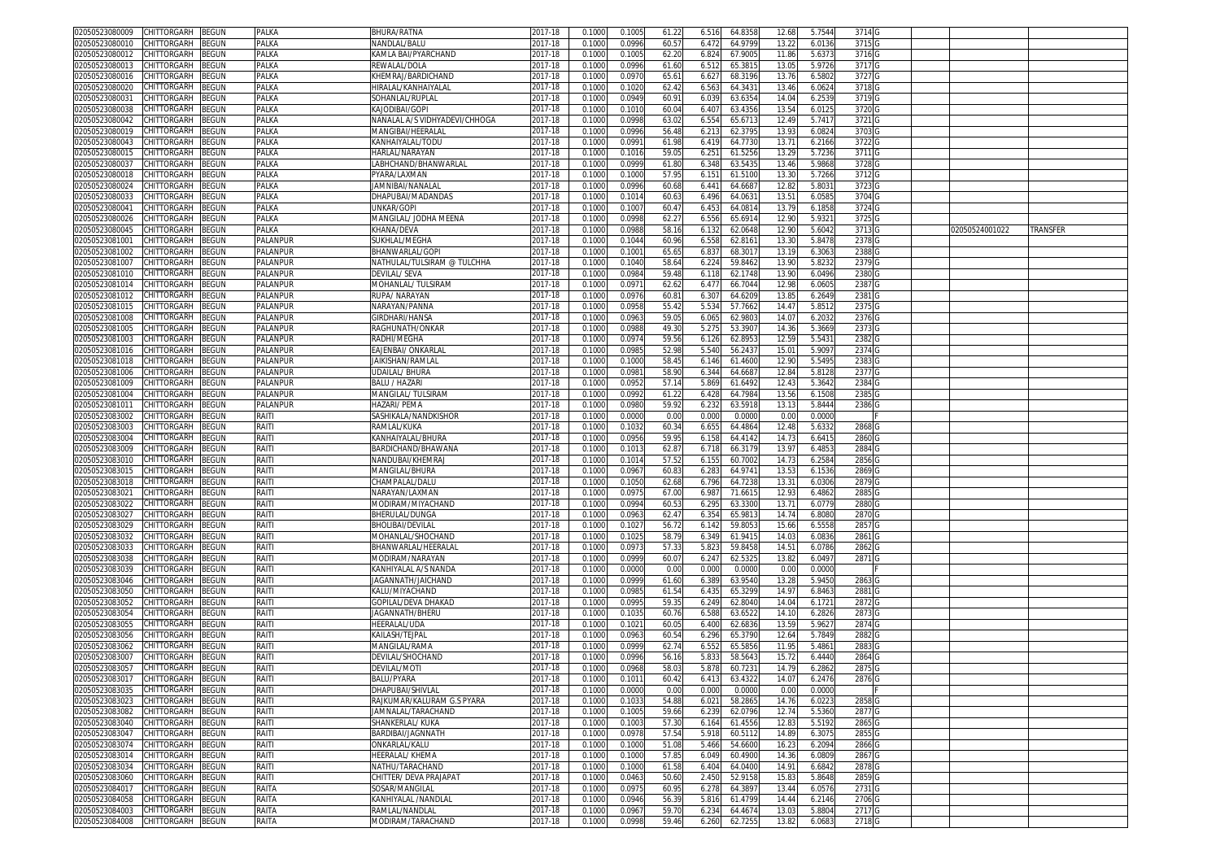| 02050523080009 | CHITTORGARH | BEGUN | PALKA | BHURA/RATNA | 2017-18 | 0.1000 | 0.1005 | 61.22 | 6.516 | 64.8358 | 12.68 | 5.7544 | 3714 | G | | |
|---|---|---|---|---|---|---|---|---|---|---|---|---|---|---|---|---|
| 02050523080010 | CHITTORGARH | BEGUN | PALKA | NANDLAL/BALU | 2017-18 | 0.1000 | 0.0996 | 60.57 | 6.472 | 64.9799 | 13.22 | 6.0136 | 3715 | G | | |
| 02050523080012 | CHITTORGARH | BEGUN | PALKA | KAMLA BAI/PYARCHAND | 2017-18 | 0.1000 | 0.1005 | 62.20 | 6.824 | 67.9005 | 11.86 | 5.6373 | 3716 | G | | |
| 02050523080013 | CHITTORGARH | BEGUN | PALKA | REWALAL/DOLA | 2017-18 | 0.1000 | 0.0996 | 61.60 | 6.512 | 65.3815 | 13.05 | 5.9726 | 3717 | G | | |
| 02050523080016 | CHITTORGARH | BEGUN | PALKA | KHEMRAJ/BARDICHAND | 2017-18 | 0.1000 | 0.0970 | 65.61 | 6.627 | 68.3196 | 13.76 | 6.5802 | 3727 | G | | |
| 02050523080020 | CHITTORGARH | BEGUN | PALKA | HIRALAL/KANHAIYALAL | 2017-18 | 0.1000 | 0.1020 | 62.42 | 6.563 | 64.3431 | 13.46 | 6.0624 | 3718 | G | | |
| 02050523080031 | CHITTORGARH | BEGUN | PALKA | SOHANLAL/RUPLAL | 2017-18 | 0.1000 | 0.0949 | 60.91 | 6.039 | 63.6354 | 14.04 | 6.2539 | 3719 | G | | |
| 02050523080038 | CHITTORGARH | BEGUN | PALKA | KAJODIBAI/GOPI | 2017-18 | 0.1000 | 0.1010 | 60.04 | 6.407 | 63.4356 | 13.54 | 6.0125 | 3720 | G | | |
| 02050523080042 | CHITTORGARH | BEGUN | PALKA | NANALAL A/S VIDHYADEVI/CHHOGA | 2017-18 | 0.1000 | 0.0998 | 63.02 | 6.554 | 65.6713 | 12.49 | 5.7417 | 3721 | G | | |
| 02050523080019 | CHITTORGARH | BEGUN | PALKA | MANGIBAI/HEERALAL | 2017-18 | 0.1000 | 0.0996 | 56.48 | 6.213 | 62.3795 | 13.93 | 6.0824 | 3703 | G | | |
| 02050523080043 | CHITTORGARH | BEGUN | PALKA | KANHAIYALAL/TODU | 2017-18 | 0.1000 | 0.0991 | 61.98 | 6.419 | 64.7730 | 13.71 | 6.2166 | 3722 | G | | |
| 02050523080015 | CHITTORGARH | BEGUN | PALKA | HARLAL/NARAYAN | 2017-18 | 0.1000 | 0.1016 | 59.05 | 6.251 | 61.5256 | 13.29 | 5.7236 | 3711 | G | | |
| 02050523080037 | CHITTORGARH | BEGUN | PALKA | LABHCHAND/BHANWARLAL | 2017-18 | 0.1000 | 0.0999 | 61.80 | 6.348 | 63.5435 | 13.46 | 5.9868 | 3728 | G | | |
| 02050523080018 | CHITTORGARH | BEGUN | PALKA | PYARA/LAXMAN | 2017-18 | 0.1000 | 0.1000 | 57.95 | 6.151 | 61.5100 | 13.30 | 5.7266 | 3712 | G | | |
| 02050523080024 | CHITTORGARH | BEGUN | PALKA | JAMNIBAI/NANALAL | 2017-18 | 0.1000 | 0.0996 | 60.68 | 6.441 | 64.6687 | 12.82 | 5.8031 | 3723 | G | | |
| 02050523080033 | CHITTORGARH | BEGUN | PALKA | DHAPUBAI/MADANDAS | 2017-18 | 0.1000 | 0.1014 | 60.63 | 6.496 | 64.0631 | 13.51 | 6.0585 | 3704 | G | | |
| 02050523080041 | CHITTORGARH | BEGUN | PALKA | UNKAR/GOPI | 2017-18 | 0.1000 | 0.1007 | 60.47 | 6.453 | 64.0814 | 13.79 | 6.1858 | 3724 | G | | |
| 02050523080026 | CHITTORGARH | BEGUN | PALKA | MANGILAL/ JODHA MEENA | 2017-18 | 0.1000 | 0.0998 | 62.27 | 6.556 | 65.6914 | 12.90 | 5.9321 | 3725 | G | | |
| 02050523080045 | CHITTORGARH | BEGUN | PALKA | KHANA/DEVA | 2017-18 | 0.1000 | 0.0988 | 58.16 | 6.132 | 62.0648 | 12.90 | 5.6042 | 3713 | G | 02050524001022 | TRANSFER |
| 02050523081001 | CHITTORGARH | BEGUN | PALANPUR | SUKHLAL/MEGHA | 2017-18 | 0.1000 | 0.1044 | 60.96 | 6.558 | 62.8161 | 13.30 | 5.8478 | 2378 | G | | |
| 02050523081002 | CHITTORGARH | BEGUN | PALANPUR | BHANWARLAL/GOPI | 2017-18 | 0.1000 | 0.1001 | 65.65 | 6.837 | 68.3017 | 13.19 | 6.3063 | 2388 | G | | |
| 02050523081007 | CHITTORGARH | BEGUN | PALANPUR | NATHULAL/TULSIRAM @ TULCHHA | 2017-18 | 0.1000 | 0.1040 | 58.64 | 6.224 | 59.8462 | 13.90 | 5.8232 | 2379 | G | | |
| 02050523081010 | CHITTORGARH | BEGUN | PALANPUR | DEVILAL/ SEVA | 2017-18 | 0.1000 | 0.0984 | 59.48 | 6.118 | 62.1748 | 13.90 | 6.0496 | 2380 | G | | |
| 02050523081014 | CHITTORGARH | BEGUN | PALANPUR | MOHANLAL/ TULSIRAM | 2017-18 | 0.1000 | 0.0971 | 62.62 | 6.477 | 66.7044 | 12.98 | 6.0605 | 2387 | G | | |
| 02050523081012 | CHITTORGARH | BEGUN | PALANPUR | RUPA/ NARAYAN | 2017-18 | 0.1000 | 0.0976 | 60.81 | 6.307 | 64.6209 | 13.85 | 6.2649 | 2381 | G | | |
| 02050523081015 | CHITTORGARH | BEGUN | PALANPUR | NARAYAN/PANNA | 2017-18 | 0.1000 | 0.0958 | 55.42 | 5.534 | 57.7662 | 14.47 | 5.8512 | 2375 | G | | |
| 02050523081008 | CHITTORGARH | BEGUN | PALANPUR | GIRDHARI/HANSA | 2017-18 | 0.1000 | 0.0963 | 59.05 | 6.065 | 62.9803 | 14.07 | 6.2032 | 2376 | G | | |
| 02050523081005 | CHITTORGARH | BEGUN | PALANPUR | RAGHUNATH/ONKAR | 2017-18 | 0.1000 | 0.0988 | 49.30 | 5.275 | 53.3907 | 14.36 | 5.3669 | 2373 | G | | |
| 02050523081003 | CHITTORGARH | BEGUN | PALANPUR | RADHI/MEGHA | 2017-18 | 0.1000 | 0.0974 | 59.56 | 6.126 | 62.8953 | 12.59 | 5.5431 | 2382 | G | | |
| 02050523081016 | CHITTORGARH | BEGUN | PALANPUR | EAJENBAI/ ONKARLAL | 2017-18 | 0.1000 | 0.0985 | 52.98 | 5.540 | 56.2437 | 15.01 | 5.9097 | 2374 | G | | |
| 02050523081018 | CHITTORGARH | BEGUN | PALANPUR | JAIKISHAN/RAMLAL | 2017-18 | 0.1000 | 0.1000 | 58.45 | 6.146 | 61.4600 | 12.90 | 5.5495 | 2383 | G | | |
| 02050523081006 | CHITTORGARH | BEGUN | PALANPUR | UDAILAL/ BHURA | 2017-18 | 0.1000 | 0.0981 | 58.90 | 6.344 | 64.6687 | 12.84 | 5.8128 | 2377 | G | | |
| 02050523081009 | CHITTORGARH | BEGUN | PALANPUR | BALU / HAZARI | 2017-18 | 0.1000 | 0.0952 | 57.14 | 5.869 | 61.6492 | 12.43 | 5.3642 | 2384 | G | | |
| 02050523081004 | CHITTORGARH | BEGUN | PALANPUR | MANGILAL/ TULSIRAM | 2017-18 | 0.1000 | 0.0992 | 61.22 | 6.428 | 64.7984 | 13.56 | 6.1508 | 2385 | G | | |
| 02050523081011 | CHITTORGARH | BEGUN | PALANPUR | HAZARI/ PEMA | 2017-18 | 0.1000 | 0.0980 | 59.92 | 6.232 | 63.5918 | 13.13 | 5.8444 | 2386 | G | | |
| 02050523083002 | CHITTORGARH | BEGUN | RAITI | SASHIKALA/NANDKISHOR | 2017-18 | 0.1000 | 0.0000 | 0.00 | 0.000 | 0.0000 | 0.00 | 0.0000 | | F | | |
| 02050523083003 | CHITTORGARH | BEGUN | RAITI | RAMLAL/KUKA | 2017-18 | 0.1000 | 0.1032 | 60.34 | 6.655 | 64.4864 | 12.48 | 5.6332 | 2868 | G | | |
| 02050523083004 | CHITTORGARH | BEGUN | RAITI | KANHAIYALAL/BHURA | 2017-18 | 0.1000 | 0.0956 | 59.95 | 6.158 | 64.4142 | 14.73 | 6.6415 | 2860 | G | | |
| 02050523083009 | CHITTORGARH | BEGUN | RAITI | BARDICHAND/BHAWANA | 2017-18 | 0.1000 | 0.1013 | 62.87 | 6.718 | 66.3179 | 13.97 | 6.4853 | 2884 | G | | |
| 02050523083010 | CHITTORGARH | BEGUN | RAITI | NANDUBAI/KHEMRAJ | 2017-18 | 0.1000 | 0.1014 | 57.52 | 6.155 | 60.7002 | 14.73 | 6.2584 | 2856 | G | | |
| 02050523083015 | CHITTORGARH | BEGUN | RAITI | MANGILAL/BHURA | 2017-18 | 0.1000 | 0.0967 | 60.83 | 6.283 | 64.9741 | 13.53 | 6.1536 | 2869 | G | | |
| 02050523083018 | CHITTORGARH | BEGUN | RAITI | CHAMPALAL/DALU | 2017-18 | 0.1000 | 0.1050 | 62.68 | 6.796 | 64.7238 | 13.31 | 6.0306 | 2879 | G | | |
| 02050523083021 | CHITTORGARH | BEGUN | RAITI | NARAYAN/LAXMAN | 2017-18 | 0.1000 | 0.0975 | 67.00 | 6.987 | 71.6615 | 12.93 | 6.4862 | 2885 | G | | |
| 02050523083022 | CHITTORGARH | BEGUN | RAITI | MODIRAM/MIYACHAND | 2017-18 | 0.1000 | 0.0994 | 60.53 | 6.295 | 63.3300 | 13.71 | 6.0779 | 2880 | G | | |
| 02050523083027 | CHITTORGARH | BEGUN | RAITI | BHERULAL/DUNGA | 2017-18 | 0.1000 | 0.0963 | 62.47 | 6.354 | 65.9813 | 14.74 | 6.8080 | 2870 | G | | |
| 02050523083029 | CHITTORGARH | BEGUN | RAITI | BHOLIBAI/DEVILAL | 2017-18 | 0.1000 | 0.1027 | 56.72 | 6.142 | 59.8053 | 15.66 | 6.5558 | 2857 | G | | |
| 02050523083032 | CHITTORGARH | BEGUN | RAITI | MOHANLAL/SHOCHAND | 2017-18 | 0.1000 | 0.1025 | 58.79 | 6.349 | 61.9415 | 14.03 | 6.0836 | 2861 | G | | |
| 02050523083033 | CHITTORGARH | BEGUN | RAITI | BHANWARLAL/HEERALAL | 2017-18 | 0.1000 | 0.0973 | 57.33 | 5.823 | 59.8458 | 14.51 | 6.0786 | 2862 | G | | |
| 02050523083038 | CHITTORGARH | BEGUN | RAITI | MODIRAM/NARAYAN | 2017-18 | 0.1000 | 0.0999 | 60.07 | 6.247 | 62.5325 | 13.82 | 6.0497 | 2871 | G | | |
| 02050523083039 | CHITTORGARH | BEGUN | RAITI | KANHIYALAL A/S NANDA | 2017-18 | 0.1000 | 0.0000 | 0.00 | 0.000 | 0.0000 | 0.00 | 0.0000 | | F | | |
| 02050523083046 | CHITTORGARH | BEGUN | RAITI | JAGANNATH/JAICHAND | 2017-18 | 0.1000 | 0.0999 | 61.60 | 6.389 | 63.9540 | 13.28 | 5.9450 | 2863 | G | | |
| 02050523083050 | CHITTORGARH | BEGUN | RAITI | KALU/MIYACHAND | 2017-18 | 0.1000 | 0.0985 | 61.54 | 6.435 | 65.3299 | 14.97 | 6.8463 | 2881 | G | | |
| 02050523083052 | CHITTORGARH | BEGUN | RAITI | GOPILAL/DEVA DHAKAD | 2017-18 | 0.1000 | 0.0995 | 59.35 | 6.249 | 62.8040 | 14.04 | 6.1721 | 2872 | G | | |
| 02050523083054 | CHITTORGARH | BEGUN | RAITI | JAGANNATH/BHERU | 2017-18 | 0.1000 | 0.1035 | 60.76 | 6.588 | 63.6522 | 14.10 | 6.2826 | 2873 | G | | |
| 02050523083055 | CHITTORGARH | BEGUN | RAITI | HEERALAL/UDA | 2017-18 | 0.1000 | 0.1021 | 60.05 | 6.400 | 62.6836 | 13.59 | 5.9627 | 2874 | G | | |
| 02050523083056 | CHITTORGARH | BEGUN | RAITI | KAILASH/TEJPAL | 2017-18 | 0.1000 | 0.0963 | 60.54 | 6.296 | 65.3790 | 12.64 | 5.7849 | 2882 | G | | |
| 02050523083062 | CHITTORGARH | BEGUN | RAITI | MANGILAL/RAMA | 2017-18 | 0.1000 | 0.0999 | 62.74 | 6.552 | 65.5856 | 11.95 | 5.4861 | 2883 | G | | |
| 02050523083007 | CHITTORGARH | BEGUN | RAITI | DEVILAL/SHOCHAND | 2017-18 | 0.1000 | 0.0996 | 56.16 | 5.833 | 58.5643 | 15.72 | 6.4440 | 2864 | G | | |
| 02050523083057 | CHITTORGARH | BEGUN | RAITI | DEVILAL/MOTI | 2017-18 | 0.1000 | 0.0968 | 58.03 | 5.878 | 60.7231 | 14.79 | 6.2862 | 2875 | G | | |
| 02050523083017 | CHITTORGARH | BEGUN | RAITI | BALU/PYARA | 2017-18 | 0.1000 | 0.1011 | 60.42 | 6.413 | 63.4322 | 14.07 | 6.2476 | 2876 | G | | |
| 02050523083035 | CHITTORGARH | BEGUN | RAITI | DHAPUBAI/SHIVLAL | 2017-18 | 0.1000 | 0.0000 | 0.00 | 0.000 | 0.0000 | 0.00 | 0.0000 | | F | | |
| 02050523083023 | CHITTORGARH | BEGUN | RAITI | RAJKUMAR/KALURAM G.S PYARA | 2017-18 | 0.1000 | 0.1033 | 54.88 | 6.021 | 58.2865 | 14.76 | 6.0223 | 2858 | G | | |
| 02050523083082 | CHITTORGARH | BEGUN | RAITI | JAMNALAL/TARACHAND | 2017-18 | 0.1000 | 0.1005 | 59.66 | 6.239 | 62.0796 | 12.74 | 5.5360 | 2877 | G | | |
| 02050523083040 | CHITTORGARH | BEGUN | RAITI | SHANKERLAL/ KUKA | 2017-18 | 0.1000 | 0.1003 | 57.30 | 6.164 | 61.4556 | 12.83 | 5.5192 | 2865 | G | | |
| 02050523083047 | CHITTORGARH | BEGUN | RAITI | BARDIBAI/JAGNNATH | 2017-18 | 0.1000 | 0.0978 | 57.54 | 5.918 | 60.5112 | 14.89 | 6.3075 | 2855 | G | | |
| 02050523083074 | CHITTORGARH | BEGUN | RAITI | ONKARLAL/KALU | 2017-18 | 0.1000 | 0.1000 | 51.08 | 5.466 | 54.6600 | 16.23 | 6.2094 | 2866 | G | | |
| 02050523083014 | CHITTORGARH | BEGUN | RAITI | HEERALAL/ KHEMA | 2017-18 | 0.1000 | 0.1000 | 57.85 | 6.049 | 60.4900 | 14.36 | 6.0809 | 2867 | G | | |
| 02050523083034 | CHITTORGARH | BEGUN | RAITI | NATHU/TARACHAND | 2017-18 | 0.1000 | 0.1000 | 61.58 | 6.404 | 64.0400 | 14.91 | 6.6842 | 2878 | G | | |
| 02050523083060 | CHITTORGARH | BEGUN | RAITI | CHITTER/ DEVA PRAJAPAT | 2017-18 | 0.1000 | 0.0463 | 50.60 | 2.450 | 52.9158 | 15.83 | 5.8648 | 2859 | G | | |
| 02050523084017 | CHITTORGARH | BEGUN | RAITA | SOSAR/MANGILAL | 2017-18 | 0.1000 | 0.0975 | 60.95 | 6.278 | 64.3897 | 13.44 | 6.0576 | 2731 | G | | |
| 02050523084058 | CHITTORGARH | BEGUN | RAITA | KANHIYALAL /NANDLAL | 2017-18 | 0.1000 | 0.0946 | 56.39 | 5.816 | 61.4799 | 14.44 | 6.2146 | 2706 | G | | |
| 02050523084003 | CHITTORGARH | BEGUN | RAITA | RAMLAL/NANDLAL | 2017-18 | 0.1000 | 0.0967 | 59.70 | 6.234 | 64.4674 | 13.03 | 5.8804 | 2717 | G | | |
| 02050523084008 | CHITTORGARH | BEGUN | RAITA | MODIRAM/TARACHAND | 2017-18 | 0.1000 | 0.0998 | 59.46 | 6.260 | 62.7255 | 13.82 | 6.0683 | 2718 | G | | |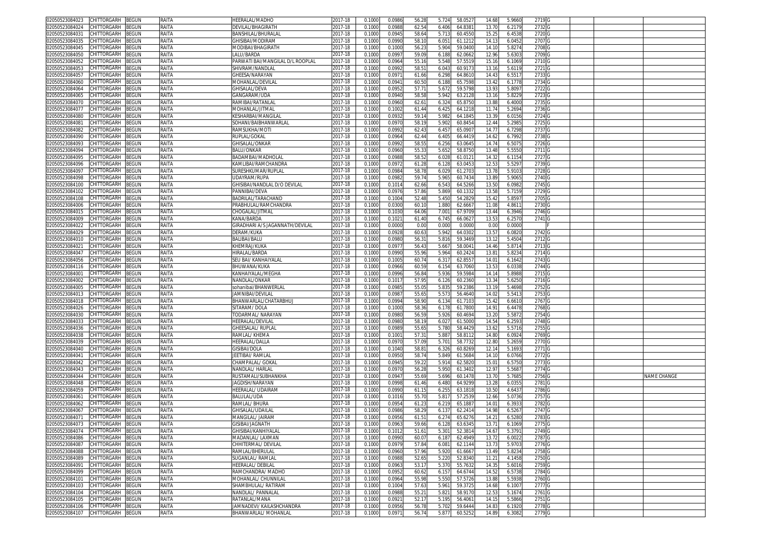| | | | | | | | | | | | | | | | | | |
|---|---|---|---|---|---|---|---|---|---|---|---|---|---|---|---|---|---|
| 02050523084023 | CHITTORGARH | BEGUN | RAITA | HEERALAL/MADHO | 2017-18 | 0.1000 | 0.0986 | 56.28 | 5.724 | 58.0527 | 14.68 | 5.9660 | 2719 | G | | | |
| 02050523084024 | CHITTORGARH | BEGUN | RAITA | DEVILAL/BHAGIRATH | 2017-18 | 0.1000 | 0.0988 | 62.54 | 6.406 | 64.8381 | 13.70 | 6.2179 | 2732 | G | | | |
| 02050523084031 | CHITTORGARH | BEGUN | RAITA | BANSHILAL/BHURALAL | 2017-18 | 0.1000 | 0.0945 | 58.64 | 5.713 | 60.4550 | 15.25 | 6.4538 | 2720 | G | | | |
| 02050523084035 | CHITTORGARH | BEGUN | RAITA | GHISIBAI/MODIRAM | 2017-18 | 0.1000 | 0.0990 | 58.10 | 6.051 | 61.1212 | 14.13 | 6.0452 | 2707 | G | | | |
| 02050523084045 | CHITTORGARH | BEGUN | RAITA | MODIBAI/BHAGIRATH | 2017-18 | 0.1000 | 0.1000 | 56.23 | 5.904 | 59.0400 | 14.10 | 5.8274 | 2708 | G | | | |
| 02050523084050 | CHITTORGARH | BEGUN | RAITA | LALU/BARDA | 2017-18 | 0.1000 | 0.0997 | 59.09 | 6.188 | 62.0662 | 12.96 | 5.6303 | 2709 | G | | | |
| 02050523084052 | CHITTORGARH | BEGUN | RAITA | PARWATI BAI/MANGILAL D/L ROOPLAL | 2017-18 | 0.1000 | 0.0964 | 55.16 | 5.548 | 57.5519 | 15.16 | 6.1069 | 2710 | G | | | |
| 02050523084053 | CHITTORGARH | BEGUN | RAITA | SHIVRAM/NANDLAL | 2017-18 | 0.1000 | 0.0992 | 58.51 | 6.043 | 60.9173 | 13.16 | 5.6119 | 2721 | G | | | |
| 02050523084057 | CHITTORGARH | BEGUN | RAITA | GHEESA/NARAYAN | 2017-18 | 0.1000 | 0.0971 | 61.66 | 6.298 | 64.8610 | 14.43 | 6.5517 | 2733 | G | | | |
| 02050523084060 | CHITTORGARH | BEGUN | RAITA | MOHANLAL/DEVILAL | 2017-18 | 0.1000 | 0.0941 | 60.50 | 6.188 | 65.7598 | 13.42 | 6.1778 | 2734 | G | | | |
| 02050523084064 | CHITTORGARH | BEGUN | RAITA | GHISALAL/DEVA | 2017-18 | 0.1000 | 0.0952 | 57.71 | 5.672 | 59.5798 | 13.93 | 5.8097 | 2722 | G | | | |
| 02050523084065 | CHITTORGARH | BEGUN | RAITA | GANGARAM/UDA | 2017-18 | 0.1000 | 0.0940 | 58.58 | 5.942 | 63.2128 | 13.16 | 5.8229 | 2723 | G | | | |
| 02050523084070 | CHITTORGARH | BEGUN | RAITA | RAMIBAI/RATANLAL | 2017-18 | 0.1000 | 0.0960 | 62.61 | 6.324 | 65.8750 | 13.88 | 6.4000 | 2735 | G | | | |
| 02050523084077 | CHITTORGARH | BEGUN | RAITA | MOHANLAL/JITMAL | 2017-18 | 0.1000 | 0.1002 | 61.44 | 6.425 | 64.1218 | 11.74 | 5.2694 | 2736 | G | | | |
| 02050523084080 | CHITTORGARH | BEGUN | RAITA | KESHARBAI/MANGILAL | 2017-18 | 0.1000 | 0.0932 | 59.14 | 5.982 | 64.1845 | 13.39 | 6.0156 | 2724 | G | | | |
| 02050523084081 | CHITTORGARH | BEGUN | RAITA | SOHANI/BAIBHANWARLAL | 2017-18 | 0.1000 | 0.0970 | 58.19 | 5.902 | 60.8454 | 12.44 | 5.2985 | 2725 | G | | | |
| 02050523084082 | CHITTORGARH | BEGUN | RAITA | RAMSUKHA/MOTI | 2017-18 | 0.1000 | 0.0992 | 62.43 | 6.457 | 65.0907 | 14.77 | 6.7298 | 2737 | G | | | |
| 02050523084090 | CHITTORGARH | BEGUN | RAITA | RUPLAL/GOKAL | 2017-18 | 0.1000 | 0.0964 | 62.44 | 6.405 | 66.4419 | 14.62 | 6.7992 | 2738 | G | | | |
| 02050523084093 | CHITTORGARH | BEGUN | RAITA | GHISALAL/ONKAR | 2017-18 | 0.1000 | 0.0992 | 58.55 | 6.256 | 63.0645 | 14.74 | 6.5075 | 2726 | G | | | |
| 02050523084094 | CHITTORGARH | BEGUN | RAITA | BALU/ONKAR | 2017-18 | 0.1000 | 0.0960 | 55.33 | 5.652 | 58.8750 | 13.48 | 5.5550 | 2711 | G | | | |
| 02050523084095 | CHITTORGARH | BEGUN | RAITA | BADAMBAI/MADHOLAL | 2017-18 | 0.1000 | 0.0988 | 58.52 | 6.028 | 61.0121 | 14.32 | 6.1154 | 2727 | G | | | |
| 02050523084096 | CHITTORGARH | BEGUN | RAITA | KAMLIBAI/RAMCHANDRA | 2017-18 | 0.1000 | 0.0972 | 61.28 | 6.128 | 63.0453 | 12.53 | 5.5297 | 2739 | G | | | |
| 02050523084097 | CHITTORGARH | BEGUN | RAITA | SURESHKUMAR/RUPLAL | 2017-18 | 0.1000 | 0.0984 | 58.78 | 6.029 | 61.2703 | 13.78 | 5.9103 | 2728 | G | | | |
| 02050523084098 | CHITTORGARH | BEGUN | RAITA | UDAYRAM/RUPA | 2017-18 | 0.1000 | 0.0982 | 59.74 | 5.965 | 60.7434 | 13.89 | 5.9065 | 2740 | G | | | |
| 02050523084100 | CHITTORGARH | BEGUN | RAITA | GHISIBAI/NANDLAL D/O DEVILAL | 2017-18 | 0.1000 | 0.1014 | 62.66 | 6.543 | 64.5266 | 13.50 | 6.0982 | 2745 | G | | | |
| 02050523084102 | CHITTORGARH | BEGUN | RAITA | PANNIBAI/DEVA | 2017-18 | 0.1000 | 0.0976 | 57.86 | 5.869 | 60.1332 | 13.58 | 5.7159 | 2729 | G | | | |
| 02050523084108 | CHITTORGARH | BEGUN | RAITA | BADRILAL/TARACHAND | 2017-18 | 0.1000 | 0.1004 | 52.48 | 5.450 | 54.2829 | 15.42 | 5.8597 | 2705 | G | | | |
| 02050523084006 | CHITTORGARH | BEGUN | RAITA | PRABHULAL/RAMCHANDRA | 2017-18 | 0.1000 | 0.0300 | 60.10 | 1.880 | 62.6667 | 11.08 | 4.8611 | 2730 | G | | | |
| 02050523084015 | CHITTORGARH | BEGUN | RAITA | CHOGALAL/JITMAL | 2017-18 | 0.1000 | 0.1030 | 64.06 | 7.001 | 67.9709 | 13.44 | 6.3946 | 2746 | G | | | |
| 02050523084009 | CHITTORGARH | BEGUN | RAITA | KANA/BARDA | 2017-18 | 0.1000 | 0.1021 | 61.40 | 6.745 | 66.0627 | 13.53 | 6.2570 | 2741 | G | | | |
| 02050523084022 | CHITTORGARH | BEGUN | RAITA | GIRADHARI A/S JAGANNATH/DEVILAL | 2017-18 | 0.1000 | 0.0000 | 0.00 | 0.000 | 0.0000 | 0.00 | 0.0000 | | F | | | |
| 02050523084029 | CHITTORGARH | BEGUN | RAITA | DERAM/KUKA | 2017-18 | 0.1000 | 0.0928 | 60.63 | 5.942 | 64.0302 | 13.57 | 6.0820 | 2742 | G | | | |
| 02050523084010 | CHITTORGARH | BEGUN | RAITA | BALIBAI/BALU | 2017-18 | 0.1000 | 0.0980 | 56.31 | 5.816 | 59.3469 | 13.12 | 5.4504 | 2712 | G | | | |
| 02050523084021 | CHITTORGARH | BEGUN | RAITA | KHEMRAJ/KUKA | 2017-18 | 0.1000 | 0.0977 | 56.43 | 5.667 | 58.0041 | 14.46 | 5.8714 | 2713 | G | | | |
| 02050523084047 | CHITTORGARH | BEGUN | RAITA | HIRALAL/BARDA | 2017-18 | 0.1000 | 0.0990 | 55.96 | 5.964 | 60.2424 | 13.81 | 5.8234 | 2714 | G | | | |
| 02050523084056 | CHITTORGARH | BEGUN | RAITA | SEU BAI/ KANHAIYALAL | 2017-18 | 0.1000 | 0.1005 | 60.74 | 6.317 | 62.8557 | 14.01 | 6.1642 | 2743 | G | | | |
| 02050523084116 | CHITTORGARH | BEGUN | RAITA | BHUWANA/KUKA | 2017-18 | 0.1000 | 0.0966 | 60.59 | 6.154 | 63.7060 | 13.53 | 6.0338 | 2744 | G | | | |
| 02050523084001 | CHITTORGARH | BEGUN | RAITA | KANHAIYALAL/MEGHA | 2017-18 | 0.1000 | 0.0996 | 56.84 | 5.936 | 59.5984 | 14.14 | 5.8988 | 2715 | G | | | |
| 02050523084002 | CHITTORGARH | BEGUN | RAITA | NANDLAL/ONKAR | 2017-18 | 0.1000 | 0.1017 | 57.95 | 6.126 | 60.2360 | 13.34 | 5.6250 | 2716 | G | | | |
| 02050523084005 | CHITTORGARH | BEGUN | RAITA | sohanibai/BHANWERLAL | 2017-18 | 0.1000 | 0.0985 | 55.05 | 5.835 | 59.2386 | 13.19 | 5.4698 | 2752 | G | | | |
| 02050523084013 | CHITTORGARH | BEGUN | RAITA | JAMNIBAI/DEVILAL | 2017-18 | 0.1000 | 0.0987 | 55.65 | 5.573 | 56.4640 | 14.02 | 5.5413 | 2753 | G | | | |
| 02050523084018 | CHITTORGARH | BEGUN | RAITA | BHANWARLAL/CHATARBHUJ | 2017-18 | 0.1000 | 0.0994 | 58.90 | 6.134 | 61.7103 | 15.42 | 6.6610 | 2767 | G | | | |
| 02050523084026 | CHITTORGARH | BEGUN | RAITA | SITARAM/ DOLA | 2017-18 | 0.1000 | 0.1000 | 58.36 | 6.178 | 61.7800 | 14.91 | 6.4478 | 2768 | G | | | |
| 02050523084030 | CHITTORGARH | BEGUN | RAITA | TODARMAL/ NARAYAN | 2017-18 | 0.1000 | 0.0980 | 56.59 | 5.926 | 60.4694 | 13.20 | 5.5872 | 2754 | G | | | |
| 02050523084033 | CHITTORGARH | BEGUN | RAITA | HEERALAL/DEVILAL | 2017-18 | 0.1000 | 0.0980 | 58.19 | 6.027 | 61.5000 | 14.54 | 6.2593 | 2748 | G | | | |
| 02050523084036 | CHITTORGARH | BEGUN | RAITA | GHEESALAL/ RUPLAL | 2017-18 | 0.1000 | 0.0989 | 55.65 | 5.780 | 58.4429 | 13.62 | 5.5716 | 2755 | G | | | |
| 02050523084038 | CHITTORGARH | BEGUN | RAITA | RAMLAL/ KHEMA | 2017-18 | 0.1000 | 0.1001 | 57.31 | 5.887 | 58.8112 | 14.80 | 6.0924 | 2769 | G | | | |
| 02050523084039 | CHITTORGARH | BEGUN | RAITA | HEERALAL/DALLA | 2017-18 | 0.1000 | 0.0970 | 57.09 | 5.701 | 58.7732 | 12.80 | 5.2659 | 2770 | G | | | |
| 02050523084040 | CHITTORGARH | BEGUN | RAITA | GISIBAI/DOLA | 2017-18 | 0.1000 | 0.1040 | 58.81 | 6.326 | 60.8269 | 12.14 | 5.1693 | 2771 | G | | | |
| 02050523084041 | CHITTORGARH | BEGUN | RAITA | JEETIBAI/ RAMLAL | 2017-18 | 0.1000 | 0.0950 | 58.74 | 5.849 | 61.5684 | 14.10 | 6.0766 | 2772 | G | | | |
| 02050523084042 | CHITTORGARH | BEGUN | RAITA | CHAMPALAL/ GOKAL | 2017-18 | 0.1000 | 0.0945 | 59.22 | 5.914 | 62.5820 | 15.01 | 6.5750 | 2773 | G | | | |
| 02050523084043 | CHITTORGARH | BEGUN | RAITA | NANDLAL/ HARLAL | 2017-18 | 0.1000 | 0.0970 | 56.28 | 5.950 | 61.3402 | 12.97 | 5.5687 | 2774 | G | | | |
| 02050523084044 | CHITTORGARH | BEGUN | RAITA | RUSTAMALI/SUBHANKHA | 2017-18 | 0.1000 | 0.0947 | 55.69 | 5.696 | 60.1478 | 13.70 | 5.7685 | 2756 | G | | | NAME CHANGE |
| 02050523084048 | CHITTORGARH | BEGUN | RAITA | JAGDISH/NARAYAN | 2017-18 | 0.1000 | 0.0998 | 61.46 | 6.480 | 64.9299 | 13.28 | 6.0355 | 2781 | G | | | |
| 02050523084059 | CHITTORGARH | BEGUN | RAITA | HEERALAL/ UDAIRAM | 2017-18 | 0.1000 | 0.0990 | 61.15 | 6.255 | 63.1818 | 10.50 | 4.6437 | 2786 | G | | | |
| 02050523084061 | CHITTORGARH | BEGUN | RAITA | BALULAL/UDA | 2017-18 | 0.1000 | 0.1016 | 55.70 | 5.817 | 57.2539 | 12.66 | 5.0736 | 2757 | G | | | |
| 02050523084062 | CHITTORGARH | BEGUN | RAITA | RAMLAL/ BHURA | 2017-18 | 0.1000 | 0.0954 | 61.23 | 6.219 | 65.1887 | 14.01 | 6.3933 | 2782 | G | | | |
| 02050523084067 | CHITTORGARH | BEGUN | RAITA | GHISALAL/UDAILAL | 2017-18 | 0.1000 | 0.0986 | 58.29 | 6.137 | 62.2414 | 14.98 | 6.5267 | 2747 | G | | | |
| 02050523084071 | CHITTORGARH | BEGUN | RAITA | MANGILAL/ JAIRAM | 2017-18 | 0.1000 | 0.0956 | 61.51 | 6.274 | 65.6276 | 14.21 | 6.5280 | 2783 | G | | | |
| 02050523084073 | CHITTORGARH | BEGUN | RAITA | GISIBAI/JAGNATH | 2017-18 | 0.1000 | 0.0963 | 59.66 | 6.128 | 63.6345 | 13.71 | 6.1069 | 2775 | G | | | |
| 02050523084074 | CHITTORGARH | BEGUN | RAITA | GHISIBAI/KANHIYALAL | 2017-18 | 0.1000 | 0.1012 | 51.61 | 5.301 | 52.3814 | 14.67 | 5.3791 | 2749 | G | | | |
| 02050523084086 | CHITTORGARH | BEGUN | RAITA | MADANLAL/ LAXMAN | 2017-18 | 0.1000 | 0.0990 | 60.07 | 6.187 | 62.4949 | 13.72 | 6.0022 | 2787 | G | | | |
| 02050523084087 | CHITTORGARH | BEGUN | RAITA | CHHITERMAL/ DEVILAL | 2017-18 | 0.1000 | 0.0979 | 57.84 | 6.081 | 62.1144 | 13.73 | 5.9703 | 2776 | G | | | |
| 02050523084088 | CHITTORGARH | BEGUN | RAITA | RAMLAL/BHERULAL | 2017-18 | 0.1000 | 0.0960 | 57.96 | 5.920 | 61.6667 | 13.49 | 5.8234 | 2758 | G | | | |
| 02050523084089 | CHITTORGARH | BEGUN | RAITA | SUGANLAL/ RAMLAL | 2017-18 | 0.1000 | 0.0988 | 52.65 | 5.220 | 52.8340 | 11.21 | 4.1458 | 2750 | G | | | |
| 02050523084091 | CHITTORGARH | BEGUN | RAITA | HEERALAL/ DEBILAL | 2017-18 | 0.1000 | 0.0963 | 53.17 | 5.370 | 55.7632 | 14.35 | 5.6016 | 2759 | G | | | |
| 02050523084099 | CHITTORGARH | BEGUN | RAITA | RAMCHANDRA/ MADHO | 2017-18 | 0.1000 | 0.0952 | 60.62 | 6.157 | 64.6744 | 14.52 | 6.5738 | 2784 | G | | | |
| 02050523084101 | CHITTORGARH | BEGUN | RAITA | MOHANLAL/ CHUNNILAL | 2017-18 | 0.1000 | 0.0964 | 55.98 | 5.550 | 57.5726 | 13.88 | 5.5938 | 2760 | G | | | |
| 02050523084103 | CHITTORGARH | BEGUN | RAITA | SHAMBHULAL/ RATIRAM | 2017-18 | 0.1000 | 0.1004 | 57.63 | 5.961 | 59.3725 | 14.68 | 6.1007 | 2777 | G | | | |
| 02050523084104 | CHITTORGARH | BEGUN | RAITA | NANDLAL/ PANNALAL | 2017-18 | 0.1000 | 0.0988 | 55.21 | 5.821 | 58.9170 | 12.53 | 5.1674 | 2761 | G | | | |
| 02050523084105 | CHITTORGARH | BEGUN | RAITA | RATANLAL/MANA | 2017-18 | 0.1000 | 0.0921 | 52.17 | 5.195 | 56.4061 | 14.15 | 5.5866 | 2751 | G | | | |
| 02050523084106 | CHITTORGARH | BEGUN | RAITA | JAMNADEVI/ KAILASHCHANDRA | 2017-18 | 0.1000 | 0.0956 | 56.78 | 5.702 | 59.6444 | 14.83 | 6.1920 | 2778 | G | | | |
| 02050523084107 | CHITTORGARH | BEGUN | RAITA | BHANWARLAL/ MOHANLAL | 2017-18 | 0.1000 | 0.0971 | 56.74 | 5.877 | 60.5252 | 14.89 | 6.3082 | 2779 | G | | | |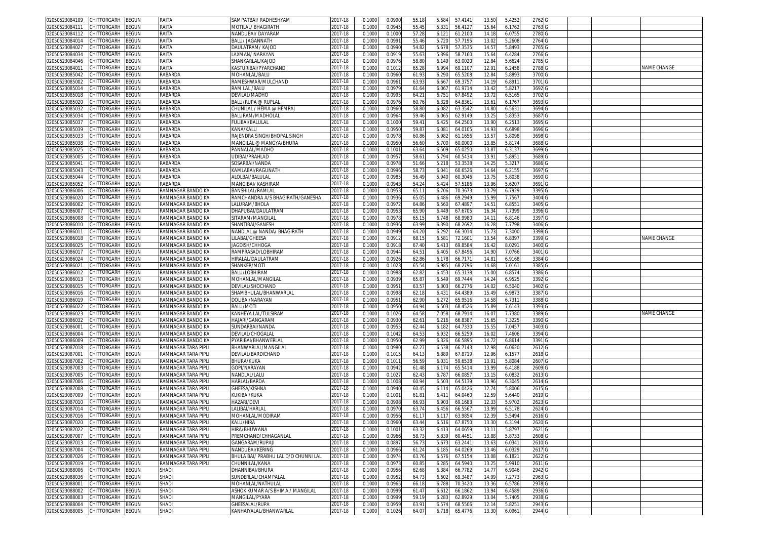| | | | | | | | | | | | | | | | | | |
|---|---|---|---|---|---|---|---|---|---|---|---|---|---|---|---|---|---|
| 02050523084109 | CHITTORGARH | BEGUN | RAITA | SAMPATBAI/ RADHESHYAM | 2017-18 | 0.1000 | 0.0990 | 55.18 | 5.684 | 57.4141 | 13.50 | 5.4252 | 2762 | G | | | |
| 02050523084111 | CHITTORGARH | BEGUN | RAITA | MOTILAL/ BHAGIRATH | 2017-18 | 0.1000 | 0.0945 | 55.45 | 5.331 | 56.4127 | 15.64 | 6.1762 | 2763 | G | | | |
| 02050523084112 | CHITTORGARH | BEGUN | RAITA | NANDUBAI/ DAYARAM | 2017-18 | 0.1000 | 0.1000 | 57.28 | 6.121 | 61.2100 | 14.18 | 6.0755 | 2780 | G | | | |
| 02050523084014 | CHITTORGARH | BEGUN | RAITA | BALU/ JAGANNATH | 2017-18 | 0.1000 | 0.0991 | 55.46 | 5.720 | 57.7195 | 13.02 | 5.2608 | 2764 | G | | | |
| 02050523084027 | CHITTORGARH | BEGUN | RAITA | DAULATRAM/ KAJOD | 2017-18 | 0.1000 | 0.0990 | 54.82 | 5.678 | 57.3535 | 14.57 | 5.8493 | 2765 | G | | | |
| 02050523084034 | CHITTORGARH | BEGUN | RAITA | LAXMAN/ NARAYAN | 2017-18 | 0.1000 | 0.0919 | 55.63 | 5.396 | 58.7160 | 15.64 | 6.4284 | 2766 | G | | | |
| 02050523084046 | CHITTORGARH | BEGUN | RAITA | SHANKARLAL/KAJOD | 2017-18 | 0.1000 | 0.0976 | 58.80 | 6.149 | 63.0020 | 12.84 | 5.6624 | 2785 | G | | | |
| 02050523084011 | CHITTORGARH | BEGUN | RAITA | KASTURIBAI/PYARCHAND | 2017-18 | 0.1000 | 0.1012 | 65.28 | 6.994 | 69.1107 | 12.91 | 6.2458 | 2788 | G | | | NAME CHANGE |
| 02050523085042 | CHITTORGARH | BEGUN | RABARDA | MOHANLAL/BALU | 2017-18 | 0.1000 | 0.0960 | 61.93 | 6.290 | 65.5208 | 12.84 | 5.8893 | 3700 | G | | | |
| 02050523085002 | CHITTORGARH | BEGUN | RABARDA | RAMESHWAR/MULCHAND | 2017-18 | 0.1000 | 0.0961 | 63.93 | 6.667 | 69.3757 | 14.19 | 6.8911 | 3701 | G | | | |
| 02050523085014 | CHITTORGARH | BEGUN | RABARDA | RAM LAL /BALU | 2017-18 | 0.1000 | 0.0979 | 61.64 | 6.067 | 61.9714 | 13.42 | 5.8217 | 3692 | G | | | |
| 02050523085018 | CHITTORGARH | BEGUN | RABARDA | DEVILAL/MADHO | 2017-18 | 0.1000 | 0.0995 | 64.21 | 6.751 | 67.8492 | 13.72 | 6.5165 | 3702 | G | | | |
| 02050523085020 | CHITTORGARH | BEGUN | RABARDA | BALU/RUPA @ RUPLAL | 2017-18 | 0.1000 | 0.0976 | 60.76 | 6.328 | 64.8361 | 13.61 | 6.1767 | 3693 | G | | | |
| 02050523085032 | CHITTORGARH | BEGUN | RABARDA | CHUNILAL / HEMA @ HEMRAJ | 2017-18 | 0.1000 | 0.0960 | 58.80 | 6.082 | 63.3542 | 14.80 | 6.5631 | 3694 | G | | | |
| 02050523085034 | CHITTORGARH | BEGUN | RABARDA | BALURAM/MADHOLAL | 2017-18 | 0.1000 | 0.0964 | 59.46 | 6.065 | 62.9149 | 13.25 | 5.8353 | 3687 | G | | | |
| 02050523085037 | CHITTORGARH | BEGUN | RABARDA | FULIBAI/BALULAL | 2017-18 | 0.1000 | 0.1000 | 59.41 | 6.425 | 64.2500 | 13.90 | 6.2513 | 3695 | G | | | |
| 02050523085039 | CHITTORGARH | BEGUN | RABARDA | KANA/KALU | 2017-18 | 0.1000 | 0.0950 | 59.87 | 6.081 | 64.0105 | 14.93 | 6.6898 | 3696 | G | | | |
| 02050523085033 | CHITTORGARH | BEGUN | RABARDA | RAJENDRA SINGH/BHOPAL SINGH | 2017-18 | 0.1000 | 0.0978 | 60.86 | 5.982 | 61.1656 | 13.57 | 5.8098 | 3698 | G | | | |
| 02050523085038 | CHITTORGARH | BEGUN | RABARDA | MANGILAL @ MANGYA/BHURA | 2017-18 | 0.1000 | 0.0950 | 56.60 | 5.700 | 60.0000 | 13.85 | 5.8174 | 3688 | G | | | |
| 02050523085025 | CHITTORGARH | BEGUN | RABARDA | PANNALAL/MADHO | 2017-18 | 0.1000 | 0.1001 | 63.64 | 6.509 | 65.0250 | 13.87 | 6.3137 | 3699 | G | | | |
| 02050523085005 | CHITTORGARH | BEGUN | RABARDA | UDIBAI/PRAHLAD | 2017-18 | 0.1000 | 0.0957 | 58.61 | 5.794 | 60.5434 | 13.91 | 5.8951 | 3689 | G | | | |
| 02050523085041 | CHITTORGARH | BEGUN | RABARDA | SOSARBAI/NANDA | 2017-18 | 0.1000 | 0.0978 | 51.66 | 5.218 | 53.3538 | 14.25 | 5.3217 | 3686 | G | | | |
| 02050523085043 | CHITTORGARH | BEGUN | RABARDA | KAMLABAI/RAGUNATH | 2017-18 | 0.1000 | 0.0996 | 58.73 | 6.041 | 60.6526 | 14.64 | 6.2155 | 3697 | G | | | |
| 02050523085044 | CHITTORGARH | BEGUN | RABARDA | ALOLBAI/BALULAL | 2017-18 | 0.1000 | 0.0985 | 56.49 | 5.940 | 60.3046 | 13.75 | 5.8038 | 3690 | G | | | |
| 02050523085052 | CHITTORGARH | BEGUN | RABARDA | MANGIBAI/ KASHIRAM | 2017-18 | 0.1000 | 0.0943 | 54.24 | 5.424 | 57.5186 | 13.96 | 5.6207 | 3691 | G | | | |
| 02050523086006 | CHITTORGARH | BEGUN | RAMNAGAR BANDO KA | BANSHILAL/RAMLAL | 2017-18 | 0.1000 | 0.0953 | 65.11 | 6.706 | 70.3673 | 13.79 | 6.7929 | 3395 | G | | | |
| 02050523086020 | CHITTORGARH | BEGUN | RAMNAGAR BANDO KA | RAMCHANDRA A/S BHAGIRATH/GANESHA | 2017-18 | 0.1000 | 0.0936 | 65.05 | 6.486 | 69.2949 | 15.99 | 7.7567 | 3404 | G | | | |
| 02050523086002 | CHITTORGARH | BEGUN | RAMNAGAR BANDO KA | LALURAM/BHOLA | 2017-18 | 0.1000 | 0.0972 | 64.86 | 6.560 | 67.4897 | 14.51 | 6.8551 | 3405 | G | | | |
| 02050523086007 | CHITTORGARH | BEGUN | RAMNAGAR BANDO KA | DHAPUBAI/DAULATRAM | 2017-18 | 0.1000 | 0.0953 | 65.90 | 6.449 | 67.6705 | 16.34 | 7.7399 | 3396 | G | | | |
| 02050523086008 | CHITTORGARH | BEGUN | RAMNAGAR BANDO KA | SITARAM/MANGILAL | 2017-18 | 0.1000 | 0.0978 | 65.15 | 6.748 | 68.9980 | 14.11 | 6.8146 | 3397 | G | | | |
| 02050523086010 | CHITTORGARH | BEGUN | RAMNAGAR BANDO KA | SHANTIBAI/GANESH | 2017-18 | 0.1000 | 0.0936 | 63.99 | 6.390 | 68.2692 | 16.28 | 7.7798 | 3406 | G | | | |
| 02050523086011 | CHITTORGARH | BEGUN | RAMNAGAR BANDO KA | NANDLAL @ NANDA/ BHAGIRATH | 2017-18 | 0.1000 | 0.0949 | 64.20 | 6.292 | 66.3014 | 15.73 | 7.3000 | 3398 | G | | | |
| 02050523086018 | CHITTORGARH | BEGUN | RAMNAGAR BANDO KA | LILABAI/GHEESA | 2017-18 | 0.1000 | 0.0912 | 68.15 | 6.581 | 72.1601 | 13.54 | 6.8397 | 3399 | G | | | NAME CHANGE |
| 02050523086025 | CHITTORGARH | BEGUN | RAMNAGAR BANDO KA | JAGDISH/CHHOGA | 2017-18 | 0.1000 | 0.0918 | 67.40 | 6.413 | 69.8584 | 16.42 | 8.0291 | 3400 | G | | | |
| 02050523086017 | CHITTORGARH | BEGUN | RAMNAGAR BANDO KA | RAMPRASAD/LOBHIRAM | 2017-18 | 0.1000 | 0.0944 | 64.51 | 6.405 | 67.8496 | 14.90 | 7.0766 | 3401 | G | | | |
| 02050523086024 | CHITTORGARH | BEGUN | RAMNAGAR BANDO KA | HIRALAL/DAULATRAM | 2017-18 | 0.1000 | 0.0926 | 62.86 | 6.178 | 66.7171 | 14.81 | 6.9168 | 3384 | G | | | |
| 02050523086021 | CHITTORGARH | BEGUN | RAMNAGAR BANDO KA | SHANKER/MOTI | 2017-18 | 0.1000 | 0.1023 | 65.54 | 6.985 | 68.2796 | 14.68 | 7.0161 | 3385 | G | | | |
| 02050523086012 | CHITTORGARH | BEGUN | RAMNAGAR BANDO KA | BALU/LOBHIRAM | 2017-18 | 0.1000 | 0.0988 | 62.82 | 6.453 | 65.3138 | 15.00 | 6.8574 | 3386 | G | | | |
| 02050523086013 | CHITTORGARH | BEGUN | RAMNAGAR BANDO KA | MOHANLAL/MANGILAL | 2017-18 | 0.1000 | 0.0939 | 65.87 | 6.549 | 69.7444 | 14.24 | 6.9525 | 3392 | G | | | |
| 02050523086015 | CHITTORGARH | BEGUN | RAMNAGAR BANDO KA | DEVILAL/SHOCHAND | 2017-18 | 0.1000 | 0.0951 | 63.57 | 6.303 | 66.2776 | 14.02 | 6.5040 | 3402 | G | | | |
| 02050523086016 | CHITTORGARH | BEGUN | RAMNAGAR BANDO KA | SHAMBHULAL/BHANWARLAL | 2017-18 | 0.1000 | 0.0998 | 62.18 | 6.431 | 64.4389 | 15.49 | 6.9873 | 3387 | G | | | |
| 02050523086019 | CHITTORGARH | BEGUN | RAMNAGAR BANDO KA | DOLIBAI/NARAYAN | 2017-18 | 0.1000 | 0.0951 | 62.90 | 6.272 | 65.9516 | 14.58 | 6.7311 | 3388 | G | | | |
| 02050523086022 | CHITTORGARH | BEGUN | RAMNAGAR BANDO KA | BALU/MOTI | 2017-18 | 0.1000 | 0.0950 | 64.94 | 6.503 | 68.4526 | 15.89 | 7.6143 | 3393 | G | | | |
| 02050523086023 | CHITTORGARH | BEGUN | RAMNAGAR BANDO KA | KANHEYA LAL/TULSIRAM | 2017-18 | 0.1000 | 0.1026 | 64.58 | 7.058 | 68.7914 | 16.07 | 7.7380 | 3389 | G | | | NAME CHANGE |
| 02050523086032 | CHITTORGARH | BEGUN | RAMNAGAR BANDO KA | HAJARI/GANGARAM | 2017-18 | 0.1000 | 0.0930 | 62.61 | 6.216 | 66.8387 | 15.65 | 7.3225 | 3390 | G | | | |
| 02050523086001 | CHITTORGARH | BEGUN | RAMNAGAR BANDO KA | SUNDARBAI/NANDA | 2017-18 | 0.1000 | 0.0955 | 62.44 | 6.182 | 64.7330 | 15.55 | 7.0457 | 3403 | G | | | |
| 02050523086004 | CHITTORGARH | BEGUN | RAMNAGAR BANDO KA | DEVILAL/CHOGALAL | 2017-18 | 0.1000 | 0.1042 | 64.53 | 6.932 | 66.5259 | 16.02 | 7.4606 | 3394 | G | | | |
| 02050523086009 | CHITTORGARH | BEGUN | RAMNAGAR BANDO KA | PYARIBAI/BHANWERLAL | 2017-18 | 0.1000 | 0.0950 | 62.99 | 6.326 | 66.5895 | 14.72 | 6.8614 | 3391 | G | | | |
| 02050523087018 | CHITTORGARH | BEGUN | RAMNAGAR TARA PIPLI | BHANWARLAL/MANGILAL | 2017-18 | 0.1000 | 0.0980 | 62.27 | 6.538 | 66.7143 | 12.98 | 6.0620 | 2612 | G | | | |
| 02050523087001 | CHITTORGARH | BEGUN | RAMNAGAR TARA PIPLI | DEVILAL/BARDICHAND | 2017-18 | 0.1000 | 0.1015 | 64.13 | 6.889 | 67.8719 | 12.96 | 6.1577 | 2618 | G | | | |
| 02050523087002 | CHITTORGARH | BEGUN | RAMNAGAR TARA PIPLI | BHURA/KUKA | 2017-18 | 0.1000 | 0.1011 | 56.59 | 6.031 | 59.6538 | 13.91 | 5.8084 | 2607 | G | | | |
| 02050523087003 | CHITTORGARH | BEGUN | RAMNAGAR TARA PIPLI | GOPI/NARAYAN | 2017-18 | 0.1000 | 0.0942 | 61.48 | 6.174 | 65.5414 | 13.99 | 6.4188 | 2609 | G | | | |
| 02050523087005 | CHITTORGARH | BEGUN | RAMNAGAR TARA PIPLI | NANDLAL/LALU | 2017-18 | 0.1000 | 0.1027 | 62.43 | 6.787 | 66.0857 | 13.15 | 6.0832 | 2613 | G | | | |
| 02050523087006 | CHITTORGARH | BEGUN | RAMNAGAR TARA PIPLI | HARLAL/BARDA | 2017-18 | 0.1000 | 0.1008 | 60.94 | 6.503 | 64.5139 | 13.96 | 6.3045 | 2614 | G | | | |
| 02050523087008 | CHITTORGARH | BEGUN | RAMNAGAR TARA PIPLI | GHEESA/KISHNA | 2017-18 | 0.1000 | 0.0940 | 60.45 | 6.114 | 65.0426 | 12.74 | 5.8006 | 2615 | G | | | |
| 02050523087009 | CHITTORGARH | BEGUN | RAMNAGAR TARA PIPLI | KUKIBAI/KUKA | 2017-18 | 0.1000 | 0.1001 | 61.81 | 6.411 | 64.0460 | 12.59 | 5.6440 | 2619 | G | | | |
| 02050523087010 | CHITTORGARH | BEGUN | RAMNAGAR TARA PIPLI | HAZARI/DEVI | 2017-18 | 0.1000 | 0.0998 | 66.93 | 6.903 | 69.1683 | 12.33 | 5.9702 | 2623 | G | | | |
| 02050523087014 | CHITTORGARH | BEGUN | RAMNAGAR TARA PIPLI | LALIBAI/HARLAL | 2017-18 | 0.1000 | 0.0970 | 63.74 | 6.456 | 66.5567 | 13.99 | 6.5178 | 2624 | G | | | |
| 02050523087016 | CHITTORGARH | BEGUN | RAMNAGAR TARA PIPLI | MOHANLAL/MODIRAM | 2017-18 | 0.1000 | 0.0956 | 61.17 | 6.117 | 63.9854 | 12.39 | 5.5494 | 2616 | G | | | |
| 02050523087020 | CHITTORGARH | BEGUN | RAMNAGAR TARA PIPLI | KALU/HIRA | 2017-18 | 0.1000 | 0.0960 | 63.44 | 6.516 | 67.8750 | 13.30 | 6.3194 | 2620 | G | | | |
| 02050523087022 | CHITTORGARH | BEGUN | RAMNAGAR TARA PIPLI | HIRA/BHUWANA | 2017-18 | 0.1000 | 0.1001 | 63.32 | 6.413 | 64.0659 | 13.11 | 5.8797 | 2621 | G | | | |
| 02050523087007 | CHITTORGARH | BEGUN | RAMNAGAR TARA PIPLI | PREMCHAND/CHHAGANLAL | 2017-18 | 0.1000 | 0.0966 | 58.73 | 5.839 | 60.4451 | 13.88 | 5.8733 | 2608 | G | | | |
| 02050523087013 | CHITTORGARH | BEGUN | RAMNAGAR TARA PIPLI | GANGARAM/RUPAJI | 2017-18 | 0.1000 | 0.0897 | 56.73 | 5.673 | 63.2441 | 13.63 | 6.0341 | 2610 | G | | | |
| 02050523087004 | CHITTORGARH | BEGUN | RAMNAGAR TARA PIPLI | NANDUBAI/KERING | 2017-18 | 0.1000 | 0.0966 | 61.24 | 6.185 | 64.0269 | 13.46 | 6.0329 | 2617 | G | | | |
| 02050523087026 | CHITTORGARH | BEGUN | RAMNAGAR TARA PIPLI | BHULA BAI/ PRABHU LAL D/O CHUNNI LAL | 2017-18 | 0.1000 | 0.0974 | 63.76 | 6.576 | 67.5154 | 13.08 | 6.1821 | 2622 | G | | | |
| 02050523087019 | CHITTORGARH | BEGUN | RAMNAGAR TARA PIPLI | CHUNNILAL/KANA | 2017-18 | 0.1000 | 0.0973 | 60.85 | 6.285 | 64.5940 | 13.25 | 5.9910 | 2611 | G | | | |
| 02050523088006 | CHITTORGARH | BEGUN | SHADI | DHANNIBAI/BHURA | 2017-18 | 0.1000 | 0.0956 | 62.68 | 6.384 | 66.7782 | 14.77 | 6.9046 | 2942 | G | | | |
| 02050523088036 | CHITTORGARH | BEGUN | SHADI | SUNDERLAL/CHAMPALAL | 2017-18 | 0.1000 | 0.0952 | 64.73 | 6.602 | 69.3487 | 14.99 | 7.2773 | 2963 | G | | | |
| 02050523088001 | CHITTORGARH | BEGUN | SHADI | MOHANLAL/NATHULAL | 2017-18 | 0.1000 | 0.0965 | 66.18 | 6.788 | 70.3420 | 13.36 | 6.5786 | 2978 | G | | | |
| 02050523088002 | CHITTORGARH | BEGUN | SHADI | ASHOK KUMAR A/S BHIMA / MANGILAL | 2017-18 | 0.1000 | 0.0999 | 61.47 | 6.612 | 66.1862 | 13.94 | 6.4589 | 2936 | G | | | |
| 02050523088003 | CHITTORGARH | BEGUN | SHADI | MANGILAL/PYARA | 2017-18 | 0.1000 | 0.0999 | 59.19 | 6.283 | 62.8929 | 13.04 | 5.7405 | 2938 | G | | | |
| 02050523088004 | CHITTORGARH | BEGUN | SHADI | GHEESALAL/RUPA | 2017-18 | 0.1000 | 0.0959 | 63.91 | 6.574 | 68.5506 | 12.14 | 5.8251 | 2943 | G | | | |
| 02050523088005 | CHITTORGARH | BEGUN | SHADI | KANHAIYALAL/BHANWARLAL | 2017-18 | 0.1000 | 0.1026 | 64.07 | 6.718 | 65.4776 | 13.30 | 6.0961 | 2944 | G | | | |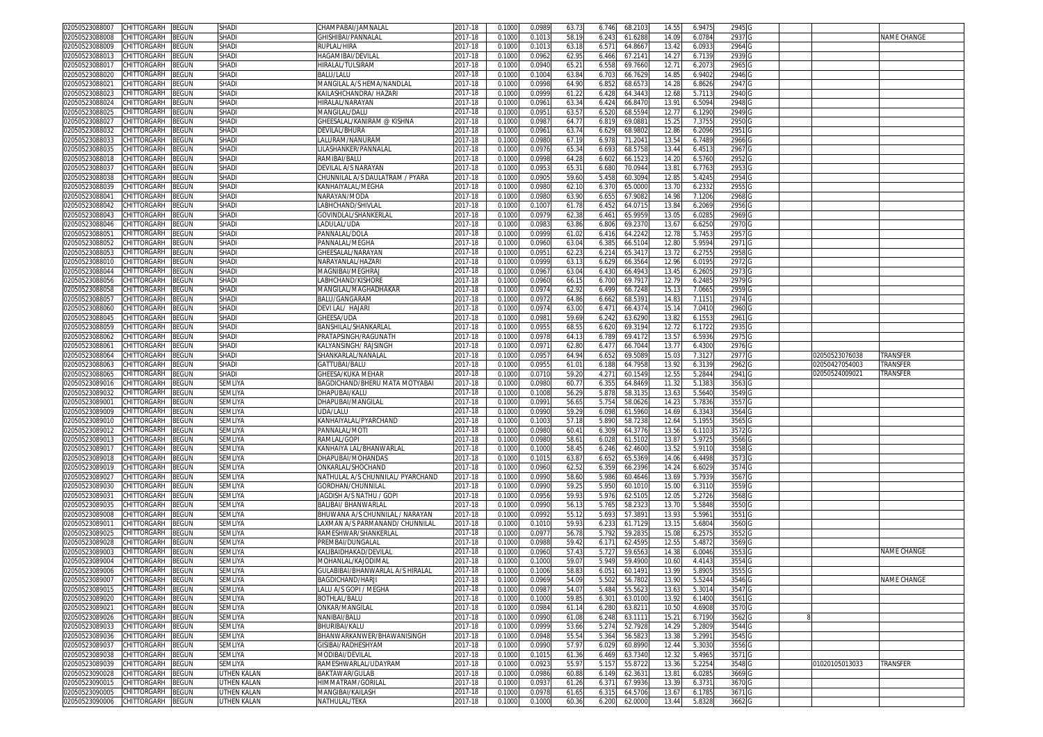| | | | | | | | | | | | | | | | | | |
|---|---|---|---|---|---|---|---|---|---|---|---|---|---|---|---|---|---|
| 02050523088007 | CHITTORGARH | BEGUN | SHADI | CHAMPABAI/JAMNALAL | 2017-18 | 0.1000 | 0.0989 | 63.73 | 6.746 | 68.2103 | 14.55 | 6.9475 | 2945 | G | | | |
| 02050523088008 | CHITTORGARH | BEGUN | SHADI | GHISHIBAI/PANNALAL | 2017-18 | 0.1000 | 0.1013 | 58.19 | 6.243 | 61.6288 | 14.09 | 6.0784 | 2937 | G | | | NAME CHANGE |
| 02050523088009 | CHITTORGARH | BEGUN | SHADI | RUPLAL/HIRA | 2017-18 | 0.1000 | 0.1013 | 63.18 | 6.571 | 64.8667 | 13.42 | 6.0933 | 2964 | G | | | |
| 02050523088013 | CHITTORGARH | BEGUN | SHADI | HAGAMIBAI/DEVILAL | 2017-18 | 0.1000 | 0.0962 | 62.95 | 6.466 | 67.2141 | 14.27 | 6.7139 | 2939 | G | | | |
| 02050523088017 | CHITTORGARH | BEGUN | SHADI | HIRALAL/TULSIRAM | 2017-18 | 0.1000 | 0.0940 | 65.21 | 6.558 | 69.7660 | 12.71 | 6.2073 | 2965 | G | | | |
| 02050523088020 | CHITTORGARH | BEGUN | SHADI | BALU/LALU | 2017-18 | 0.1000 | 0.1004 | 63.84 | 6.703 | 66.7629 | 14.85 | 6.9402 | 2946 | G | | | |
| 02050523088021 | CHITTORGARH | BEGUN | SHADI | MANGILAL A/S HEMA/NANDLAL | 2017-18 | 0.1000 | 0.0998 | 64.90 | 6.852 | 68.6573 | 14.28 | 6.8626 | 2947 | G | | | |
| 02050523088023 | CHITTORGARH | BEGUN | SHADI | KAILASHCHANDRA/ HAZARI | 2017-18 | 0.1000 | 0.0999 | 61.22 | 6.428 | 64.3443 | 12.68 | 5.7113 | 2940 | G | | | |
| 02050523088024 | CHITTORGARH | BEGUN | SHADI | HIRALAL/NARAYAN | 2017-18 | 0.1000 | 0.0961 | 63.34 | 6.424 | 66.8470 | 13.91 | 6.5094 | 2948 | G | | | |
| 02050523088025 | CHITTORGARH | BEGUN | SHADI | MANGILAL/DALU | 2017-18 | 0.1000 | 0.0951 | 63.57 | 6.520 | 68.5594 | 12.77 | 6.1290 | 2949 | G | | | |
| 02050523088027 | CHITTORGARH | BEGUN | SHADI | GHEESALAL/KANIRAM @ KISHNA | 2017-18 | 0.1000 | 0.0987 | 64.77 | 6.819 | 69.0881 | 15.25 | 7.3755 | 2950 | G | | | |
| 02050523088032 | CHITTORGARH | BEGUN | SHADI | DEVILAL/BHURA | 2017-18 | 0.1000 | 0.0961 | 63.74 | 6.629 | 68.9802 | 12.86 | 6.2096 | 2951 | G | | | |
| 02050523088033 | CHITTORGARH | BEGUN | SHADI | LALURAM/NANURAM | 2017-18 | 0.1000 | 0.0980 | 67.19 | 6.978 | 71.2041 | 13.54 | 6.7489 | 2966 | G | | | |
| 02050523088035 | CHITTORGARH | BEGUN | SHADI | LILASHANKER/PANNALAL | 2017-18 | 0.1000 | 0.0976 | 65.34 | 6.693 | 68.5758 | 13.44 | 6.4513 | 2967 | G | | | |
| 02050523088018 | CHITTORGARH | BEGUN | SHADI | RAMIBAI/BALU | 2017-18 | 0.1000 | 0.0998 | 64.28 | 6.602 | 66.1523 | 14.20 | 6.5760 | 2952 | G | | | |
| 02050523088037 | CHITTORGARH | BEGUN | SHADI | DEVILAL A/S NARAYAN | 2017-18 | 0.1000 | 0.0953 | 65.31 | 6.680 | 70.0944 | 13.81 | 6.7763 | 2953 | G | | | |
| 02050523088038 | CHITTORGARH | BEGUN | SHADI | CHUNNILAL A/S DAULATRAM / PYARA | 2017-18 | 0.1000 | 0.0905 | 59.60 | 5.458 | 60.3094 | 12.85 | 5.4245 | 2954 | G | | | |
| 02050523088039 | CHITTORGARH | BEGUN | SHADI | KANHAIYALAL/MEGHA | 2017-18 | 0.1000 | 0.0980 | 62.10 | 6.370 | 65.0000 | 13.70 | 6.2332 | 2955 | G | | | |
| 02050523088041 | CHITTORGARH | BEGUN | SHADI | NARAYAN/MODA | 2017-18 | 0.1000 | 0.0980 | 63.90 | 6.655 | 67.9082 | 14.98 | 7.1206 | 2968 | G | | | |
| 02050523088042 | CHITTORGARH | BEGUN | SHADI | LABHCHAND/SHIVLAL | 2017-18 | 0.1000 | 0.1007 | 61.78 | 6.452 | 64.0715 | 13.84 | 6.2069 | 2956 | G | | | |
| 02050523088043 | CHITTORGARH | BEGUN | SHADI | GOVINDLAL/SHANKERLAL | 2017-18 | 0.1000 | 0.0979 | 62.38 | 6.461 | 65.9959 | 13.05 | 6.0285 | 2969 | G | | | |
| 02050523088046 | CHITTORGARH | BEGUN | SHADI | LADULAL/UDA | 2017-18 | 0.1000 | 0.0983 | 63.86 | 6.806 | 69.2370 | 13.67 | 6.6250 | 2970 | G | | | |
| 02050523088051 | CHITTORGARH | BEGUN | SHADI | PANNALAL/DOLA | 2017-18 | 0.1000 | 0.0999 | 61.02 | 6.416 | 64.2242 | 12.78 | 5.7453 | 2957 | G | | | |
| 02050523088052 | CHITTORGARH | BEGUN | SHADI | PANNALAL/MEGHA | 2017-18 | 0.1000 | 0.0960 | 63.04 | 6.385 | 66.5104 | 12.80 | 5.9594 | 2971 | G | | | |
| 02050523088053 | CHITTORGARH | BEGUN | SHADI | GHEESALAL/NARAYAN | 2017-18 | 0.1000 | 0.0951 | 62.23 | 6.214 | 65.3417 | 13.72 | 6.2755 | 2958 | G | | | |
| 02050523088010 | CHITTORGARH | BEGUN | SHADI | NARAYANLAL/HAZARI | 2017-18 | 0.1000 | 0.0999 | 63.13 | 6.629 | 66.3564 | 12.96 | 6.0195 | 2972 | G | | | |
| 02050523088044 | CHITTORGARH | BEGUN | SHADI | MAGNIBAI/MEGHRAJ | 2017-18 | 0.1000 | 0.0967 | 63.04 | 6.430 | 66.4943 | 13.45 | 6.2605 | 2973 | G | | | |
| 02050523088056 | CHITTORGARH | BEGUN | SHADI | LABHCHAND/KISHORE | 2017-18 | 0.1000 | 0.0960 | 66.15 | 6.700 | 69.7917 | 12.79 | 6.2485 | 2979 | G | | | |
| 02050523088058 | CHITTORGARH | BEGUN | SHADI | MANGILAL/MAGHADHAKAR | 2017-18 | 0.1000 | 0.0974 | 62.92 | 6.499 | 66.7248 | 15.13 | 7.0665 | 2959 | G | | | |
| 02050523088057 | CHITTORGARH | BEGUN | SHADI | BALU/GANGARAM | 2017-18 | 0.1000 | 0.0972 | 64.86 | 6.662 | 68.5391 | 14.83 | 7.1151 | 2974 | G | | | |
| 02050523088060 | CHITTORGARH | BEGUN | SHADI | DEVI LAL/ HAJARI | 2017-18 | 0.1000 | 0.0974 | 63.00 | 6.471 | 66.4374 | 15.14 | 7.0410 | 2960 | G | | | |
| 02050523088045 | CHITTORGARH | BEGUN | SHADI | GHEESA/UDA | 2017-18 | 0.1000 | 0.0981 | 59.69 | 6.242 | 63.6290 | 13.82 | 6.1553 | 2961 | G | | | |
| 02050523088059 | CHITTORGARH | BEGUN | SHADI | BANSHILAL/SHANKARLAL | 2017-18 | 0.1000 | 0.0955 | 68.55 | 6.620 | 69.3194 | 12.72 | 6.1722 | 2935 | G | | | |
| 02050523088062 | CHITTORGARH | BEGUN | SHADI | PRATAPSINGH/RAGUNATH | 2017-18 | 0.1000 | 0.0978 | 64.13 | 6.789 | 69.4172 | 13.57 | 6.5936 | 2975 | G | | | |
| 02050523088061 | CHITTORGARH | BEGUN | SHADI | KALYANSINGH/ RAJSINGH | 2017-18 | 0.1000 | 0.0971 | 62.80 | 6.477 | 66.7044 | 13.77 | 6.4300 | 2976 | G | | | |
| 02050523088064 | CHITTORGARH | BEGUN | SHADI | SHANKARLAL/NANALAL | 2017-18 | 0.1000 | 0.0957 | 64.94 | 6.652 | 69.5089 | 15.03 | 7.3127 | 2977 | G | | 02050523076038 | TRANSFER |
| 02050523088063 | CHITTORGARH | BEGUN | SHADI | GATTUBAI/BALU | 2017-18 | 0.1000 | 0.0955 | 61.01 | 6.188 | 64.7958 | 13.92 | 6.3139 | 2962 | G | | 02050427054003 | TRANSFER |
| 02050523088065 | CHITTORGARH | BEGUN | SHADI | GHEESA/KUKA MEHAR | 2017-18 | 0.1000 | 0.0710 | 59.20 | 4.271 | 60.1549 | 12.55 | 5.2844 | 2941 | G | | 02050524009021 | TRANSFER |
| 02050523089016 | CHITTORGARH | BEGUN | SEMLIYA | BAGDICHAND/BHERU MATA MOTYABAI | 2017-18 | 0.1000 | 0.0980 | 60.77 | 6.355 | 64.8469 | 11.32 | 5.1383 | 3563 | G | | | |
| 02050523089032 | CHITTORGARH | BEGUN | SEMLIYA | DHAPUBAI/KALU | 2017-18 | 0.1000 | 0.1008 | 56.29 | 5.878 | 58.3135 | 13.63 | 5.5640 | 3549 | G | | | |
| 02050523089001 | CHITTORGARH | BEGUN | SEMLIYA | DHAPUBAI/MANGILAL | 2017-18 | 0.1000 | 0.0991 | 56.65 | 5.754 | 58.0626 | 14.23 | 5.7836 | 3557 | G | | | |
| 02050523089009 | CHITTORGARH | BEGUN | SEMLIYA | UDA/LALU | 2017-18 | 0.1000 | 0.0990 | 59.29 | 6.098 | 61.5960 | 14.69 | 6.3343 | 3564 | G | | | |
| 02050523089010 | CHITTORGARH | BEGUN | SEMLIYA | KANHAIYALAL/PYARCHAND | 2017-18 | 0.1000 | 0.1003 | 57.18 | 5.890 | 58.7238 | 12.64 | 5.1955 | 3565 | G | | | |
| 02050523089012 | CHITTORGARH | BEGUN | SEMLIYA | PANNALAL/MOTI | 2017-18 | 0.1000 | 0.0980 | 60.41 | 6.309 | 64.3776 | 13.56 | 6.1103 | 3572 | G | | | |
| 02050523089013 | CHITTORGARH | BEGUN | SEMLIYA | RAMLAL/GOPI | 2017-18 | 0.1000 | 0.0980 | 58.61 | 6.028 | 61.5102 | 13.87 | 5.9725 | 3566 | G | | | |
| 02050523089017 | CHITTORGARH | BEGUN | SEMLIYA | KANHAIYA LAL/BHANWARLAL | 2017-18 | 0.1000 | 0.1000 | 58.45 | 6.246 | 62.4600 | 13.52 | 5.9110 | 3558 | G | | | |
| 02050523089018 | CHITTORGARH | BEGUN | SEMLIYA | DHAPUBAI/MOHANDAS | 2017-18 | 0.1000 | 0.1015 | 63.87 | 6.652 | 65.5369 | 14.06 | 6.4498 | 3573 | G | | | |
| 02050523089019 | CHITTORGARH | BEGUN | SEMLIYA | ONKARLAL/SHOCHAND | 2017-18 | 0.1000 | 0.0960 | 62.52 | 6.359 | 66.2396 | 14.24 | 6.6029 | 3574 | G | | | |
| 02050523089027 | CHITTORGARH | BEGUN | SEMLIYA | NATHULAL A/S CHUNNILAL/ PYARCHAND | 2017-18 | 0.1000 | 0.0990 | 58.60 | 5.986 | 60.4646 | 13.69 | 5.7939 | 3567 | G | | | |
| 02050523089030 | CHITTORGARH | BEGUN | SEMLIYA | GORDHAN/CHUNNILAL | 2017-18 | 0.1000 | 0.0990 | 59.25 | 5.950 | 60.1010 | 15.00 | 6.3110 | 3559 | G | | | |
| 02050523089031 | CHITTORGARH | BEGUN | SEMLIYA | JAGDISH A/S NATHU / GOPI | 2017-18 | 0.1000 | 0.0956 | 59.93 | 5.976 | 62.5105 | 12.05 | 5.2726 | 3568 | G | | | |
| 02050523089035 | CHITTORGARH | BEGUN | SEMLIYA | BALIBAI/ BHANWARLAL | 2017-18 | 0.1000 | 0.0990 | 56.13 | 5.765 | 58.2323 | 13.70 | 5.5848 | 3550 | G | | | |
| 02050523089008 | CHITTORGARH | BEGUN | SEMLIYA | BHUWANA A/S CHUNNILAL / NARAYAN | 2017-18 | 0.1000 | 0.0992 | 55.12 | 5.693 | 57.3891 | 13.93 | 5.5961 | 3551 | G | | | |
| 02050523089011 | CHITTORGARH | BEGUN | SEMLIYA | LAXMAN A/S PARMANAND/ CHUNNILAL | 2017-18 | 0.1000 | 0.1010 | 59.93 | 6.233 | 61.7129 | 13.15 | 5.6804 | 3560 | G | | | |
| 02050523089025 | CHITTORGARH | BEGUN | SEMLIYA | RAMESHWAR/SHANKERLAL | 2017-18 | 0.1000 | 0.0977 | 56.78 | 5.792 | 59.2835 | 15.08 | 6.2575 | 3552 | G | | | |
| 02050523089028 | CHITTORGARH | BEGUN | SEMLIYA | PREMBAI/DUNGALAL | 2017-18 | 0.1000 | 0.0988 | 59.42 | 6.171 | 62.4595 | 12.55 | 5.4872 | 3569 | G | | | |
| 02050523089003 | CHITTORGARH | BEGUN | SEMLIYA | KALIBAIDHAKAD/DEVILAL | 2017-18 | 0.1000 | 0.0960 | 57.43 | 5.727 | 59.6563 | 14.38 | 6.0046 | 3553 | G | | | NAME CHANGE |
| 02050523089004 | CHITTORGARH | BEGUN | SEMLIYA | MOHANLAL/KAJODIMAL | 2017-18 | 0.1000 | 0.1000 | 59.07 | 5.949 | 59.4900 | 10.60 | 4.4143 | 3554 | G | | | |
| 02050523089006 | CHITTORGARH | BEGUN | SEMLIYA | GULABIBAI/BHANWARLAL A/S HIRALAL | 2017-18 | 0.1000 | 0.1006 | 58.83 | 6.051 | 60.1491 | 13.99 | 5.8905 | 3555 | G | | | |
| 02050523089007 | CHITTORGARH | BEGUN | SEMLIYA | BAGDICHAND/HARJI | 2017-18 | 0.1000 | 0.0969 | 54.09 | 5.502 | 56.7802 | 13.90 | 5.5244 | 3546 | G | | | NAME CHANGE |
| 02050523089015 | CHITTORGARH | BEGUN | SEMLIYA | LALU A/S GOPI / MEGHA | 2017-18 | 0.1000 | 0.0987 | 54.07 | 5.484 | 55.5623 | 13.63 | 5.3014 | 3547 | G | | | |
| 02050523089020 | CHITTORGARH | BEGUN | SEMLIYA | BOTHLAL/BALU | 2017-18 | 0.1000 | 0.1000 | 59.85 | 6.301 | 63.0100 | 13.92 | 6.1400 | 3561 | G | | | |
| 02050523089021 | CHITTORGARH | BEGUN | SEMLIYA | ONKAR/MANGILAL | 2017-18 | 0.1000 | 0.0984 | 61.14 | 6.280 | 63.8211 | 10.50 | 4.6908 | 3570 | G | | | |
| 02050523089026 | CHITTORGARH | BEGUN | SEMLIYA | NANIBAI/BALU | 2017-18 | 0.1000 | 0.0990 | 61.08 | 6.248 | 63.1111 | 15.21 | 6.7190 | 3562 | G | 8 | | |
| 02050523089033 | CHITTORGARH | BEGUN | SEMLIYA | BHURIBAI/KALU | 2017-18 | 0.1000 | 0.0999 | 53.66 | 5.274 | 52.7928 | 14.29 | 5.2809 | 3544 | G | | | |
| 02050523089036 | CHITTORGARH | BEGUN | SEMLIYA | BHANWARKANWER/BHAWANISINGH | 2017-18 | 0.1000 | 0.0948 | 55.54 | 5.364 | 56.5823 | 13.38 | 5.2991 | 3545 | G | | | |
| 02050523089037 | CHITTORGARH | BEGUN | SEMLIYA | GISIBAI/RADHESHYAM | 2017-18 | 0.1000 | 0.0990 | 57.97 | 6.029 | 60.8990 | 12.44 | 5.3030 | 3556 | G | | | |
| 02050523089038 | CHITTORGARH | BEGUN | SEMLIYA | MODIBAI/DEVILAL | 2017-18 | 0.1000 | 0.1015 | 61.36 | 6.469 | 63.7340 | 12.32 | 5.4965 | 3571 | G | | | |
| 02050523089039 | CHITTORGARH | BEGUN | SEMLIYA | RAMESHWARLAL/UDAYRAM | 2017-18 | 0.1000 | 0.0923 | 55.97 | 5.157 | 55.8722 | 13.36 | 5.2254 | 3548 | G | | 01020105013033 | TRANSFER |
| 02050523090028 | CHITTORGARH | BEGUN | UTHEN KALAN | BAKTAWAR/GULAB | 2017-18 | 0.1000 | 0.0986 | 60.88 | 6.149 | 62.3631 | 13.81 | 6.0285 | 3669 | G | | | |
| 02050523090015 | CHITTORGARH | BEGUN | UTHEN KALAN | HIMMATRAM/GORILAL | 2017-18 | 0.1000 | 0.0937 | 61.26 | 6.371 | 67.9936 | 13.39 | 6.3731 | 3670 | G | | | |
| 02050523090005 | CHITTORGARH | BEGUN | UTHEN KALAN | MANGIBAI/KAILASH | 2017-18 | 0.1000 | 0.0978 | 61.65 | 6.315 | 64.5706 | 13.67 | 6.1785 | 3671 | G | | | |
| 02050523090006 | CHITTORGARH | BEGUN | UTHEN KALAN | NATHULAL/TEKA | 2017-18 | 0.1000 | 0.1000 | 60.36 | 6.200 | 62.0000 | 13.44 | 5.8328 | 3662 | G | | | |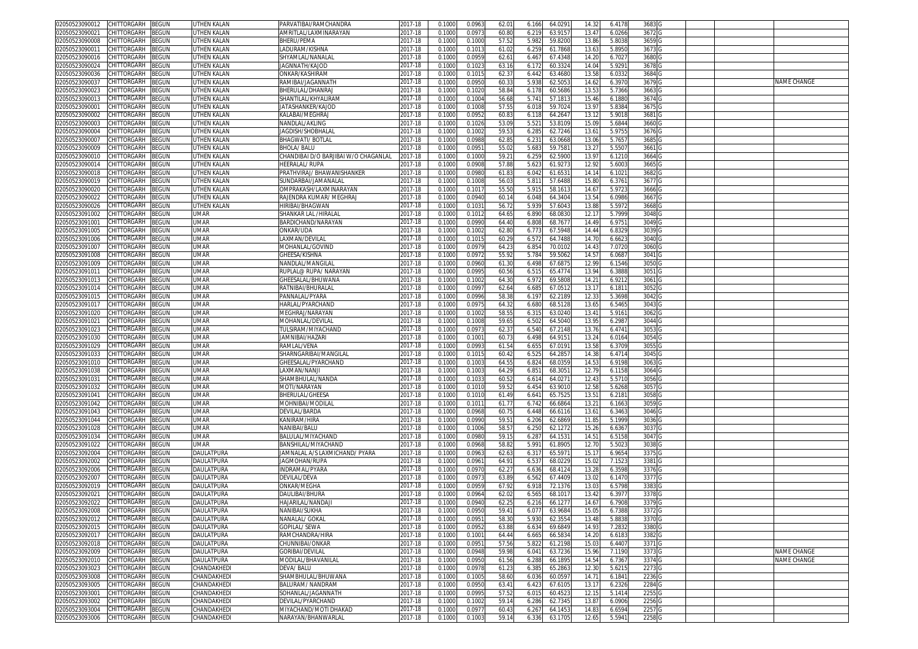| | | | | | | | | | | | | | | | | |
|---|---|---|---|---|---|---|---|---|---|---|---|---|---|---|---|---|
| 02050523090012 | CHITTORGARH | BEGUN | UTHEN KALAN | PARVATIBAI/RAMCHANDRA | 2017-18 | 0.1000 | 0.0963 | 62.01 | 6.166 | 64.0291 | 14.32 | 6.4178 | 3683 | G | | |
| 02050523090021 | CHITTORGARH | BEGUN | UTHEN KALAN | AMRITLAL/LAXMINARAYAN | 2017-18 | 0.1000 | 0.0973 | 60.80 | 6.219 | 63.9157 | 13.47 | 6.0266 | 3672 | G | | |
| 02050523090008 | CHITTORGARH | BEGUN | UTHEN KALAN | BHERU/PEMA | 2017-18 | 0.1000 | 0.1000 | 57.52 | 5.982 | 59.8200 | 13.86 | 5.8038 | 3659 | G | | |
| 02050523090011 | CHITTORGARH | BEGUN | UTHEN KALAN | LADURAM/KISHNA | 2017-18 | 0.1000 | 0.1013 | 61.02 | 6.259 | 61.7868 | 13.63 | 5.8950 | 3673 | G | | |
| 02050523090016 | CHITTORGARH | BEGUN | UTHEN KALAN | SHYAMLAL/NANALAL | 2017-18 | 0.1000 | 0.0959 | 62.61 | 6.467 | 67.4348 | 14.20 | 6.7027 | 3680 | G | | |
| 02050523090024 | CHITTORGARH | BEGUN | UTHEN KALAN | JAGNNATH/KAJOD | 2017-18 | 0.1000 | 0.1023 | 63.16 | 6.172 | 60.3324 | 14.04 | 5.9291 | 3678 | G | | |
| 02050523090036 | CHITTORGARH | BEGUN | UTHEN KALAN | ONKAR/KASHIRAM | 2017-18 | 0.1000 | 0.1015 | 62.37 | 6.442 | 63.4680 | 13.58 | 6.0332 | 3684 | G | | |
| 02050523090037 | CHITTORGARH | BEGUN | UTHEN KALAN | RAMIBAI/JAGANNATH | 2017-18 | 0.1000 | 0.0950 | 60.33 | 5.938 | 62.5053 | 14.62 | 6.3970 | 3679 | G | | NAME CHANGE |
| 02050523090023 | CHITTORGARH | BEGUN | UTHEN KALAN | BHERULAL/DHANRAJ | 2017-18 | 0.1000 | 0.1020 | 58.84 | 6.178 | 60.5686 | 13.53 | 5.7366 | 3663 | G | | |
| 02050523090013 | CHITTORGARH | BEGUN | UTHEN KALAN | SHANTILAL/KHYALIRAM | 2017-18 | 0.1000 | 0.1004 | 56.68 | 5.741 | 57.1813 | 15.46 | 6.1880 | 3674 | G | | |
| 02050523090001 | CHITTORGARH | BEGUN | UTHEN KALAN | JATASHANKER/KAJOD | 2017-18 | 0.1000 | 0.1008 | 57.55 | 6.018 | 59.7024 | 13.97 | 5.8384 | 3675 | G | | |
| 02050523090002 | CHITTORGARH | BEGUN | UTHEN KALAN | KALABAI/MEGHRAJ | 2017-18 | 0.1000 | 0.0952 | 60.83 | 6.118 | 64.2647 | 13.12 | 5.9018 | 3681 | G | | |
| 02050523090003 | CHITTORGARH | BEGUN | UTHEN KALAN | NANDLAL/AKLING | 2017-18 | 0.1000 | 0.1026 | 53.09 | 5.521 | 53.8109 | 15.09 | 5.6844 | 3660 | G | | |
| 02050523090004 | CHITTORGARH | BEGUN | UTHEN KALAN | JAGDISH/SHOBHALAL | 2017-18 | 0.1000 | 0.1002 | 59.53 | 6.285 | 62.7246 | 13.61 | 5.9755 | 3676 | G | | |
| 02050523090007 | CHITTORGARH | BEGUN | UTHEN KALAN | BHAGWATI/ BOTLAL | 2017-18 | 0.1000 | 0.0988 | 62.85 | 6.231 | 63.0668 | 13.06 | 5.7657 | 3685 | G | | |
| 02050523090009 | CHITTORGARH | BEGUN | UTHEN KALAN | BHOLA/ BALU | 2017-18 | 0.1000 | 0.0951 | 55.02 | 5.683 | 59.7581 | 13.27 | 5.5507 | 3661 | G | | |
| 02050523090010 | CHITTORGARH | BEGUN | UTHEN KALAN | CHANDIBAI D/O BARJIBAI W/O CHAGANLAL | 2017-18 | 0.1000 | 0.1000 | 59.21 | 6.259 | 62.5900 | 13.97 | 6.1210 | 3664 | G | | |
| 02050523090014 | CHITTORGARH | BEGUN | UTHEN KALAN | HEERALAL/ RUPA | 2017-18 | 0.1000 | 0.0908 | 57.88 | 5.623 | 61.9273 | 12.92 | 5.6003 | 3665 | G | | |
| 02050523090018 | CHITTORGARH | BEGUN | UTHEN KALAN | PRATHVIRAJ/ BHAWANISHANKER | 2017-18 | 0.1000 | 0.0980 | 61.83 | 6.042 | 61.6531 | 14.14 | 6.1021 | 3682 | G | | |
| 02050523090019 | CHITTORGARH | BEGUN | UTHEN KALAN | SUNDARBAI/JAMANALAL | 2017-18 | 0.1000 | 0.1008 | 56.03 | 5.811 | 57.6488 | 15.80 | 6.3761 | 3677 | G | | |
| 02050523090020 | CHITTORGARH | BEGUN | UTHEN KALAN | OMPRAKASH/LAXMINARAYAN | 2017-18 | 0.1000 | 0.1017 | 55.50 | 5.915 | 58.1613 | 14.67 | 5.9723 | 3666 | G | | |
| 02050523090022 | CHITTORGARH | BEGUN | UTHEN KALAN | RAJENDRA KUMAR/ MEGHRAJ | 2017-18 | 0.1000 | 0.0940 | 60.14 | 6.048 | 64.3404 | 13.54 | 6.0986 | 3667 | G | | |
| 02050523090026 | CHITTORGARH | BEGUN | UTHEN KALAN | HIRIBAI/BHAGWAN | 2017-18 | 0.1000 | 0.1031 | 56.72 | 5.939 | 57.6043 | 13.88 | 5.5972 | 3668 | G | | |
| 02050523091002 | CHITTORGARH | BEGUN | UMAR | SHANKAR LAL /HIRALAL | 2017-18 | 0.1000 | 0.1012 | 64.65 | 6.890 | 68.0830 | 12.17 | 5.7999 | 3048 | G | | |
| 02050523091001 | CHITTORGARH | BEGUN | UMAR | BARDICHAND/NARAYAN | 2017-18 | 0.1000 | 0.0990 | 64.40 | 6.808 | 68.7677 | 14.49 | 6.9751 | 3049 | G | | |
| 02050523091005 | CHITTORGARH | BEGUN | UMAR | ONKAR/UDA | 2017-18 | 0.1000 | 0.1002 | 62.80 | 6.773 | 67.5948 | 14.44 | 6.8329 | 3039 | G | | |
| 02050523091006 | CHITTORGARH | BEGUN | UMAR | LAXMAN/DEVILAL | 2017-18 | 0.1000 | 0.1015 | 60.29 | 6.572 | 64.7488 | 14.70 | 6.6623 | 3040 | G | | |
| 02050523091007 | CHITTORGARH | BEGUN | UMAR | MOHANLAL/GOVIND | 2017-18 | 0.1000 | 0.0979 | 64.23 | 6.854 | 70.0102 | 14.43 | 7.0720 | 3060 | G | | |
| 02050523091008 | CHITTORGARH | BEGUN | UMAR | GHEESA/KISHNA | 2017-18 | 0.1000 | 0.0972 | 55.92 | 5.784 | 59.5062 | 14.57 | 6.0687 | 3041 | G | | |
| 02050523091009 | CHITTORGARH | BEGUN | UMAR | NANDLAL/MANGILAL | 2017-18 | 0.1000 | 0.0960 | 61.30 | 6.498 | 67.6875 | 12.99 | 6.1546 | 3050 | G | | |
| 02050523091011 | CHITTORGARH | BEGUN | UMAR | RUPLAL@ RUPA/ NARAYAN | 2017-18 | 0.1000 | 0.0995 | 60.56 | 6.515 | 65.4774 | 13.94 | 6.3888 | 3051 | G | | |
| 02050523091013 | CHITTORGARH | BEGUN | UMAR | GHEESALAL/BHUWANA | 2017-18 | 0.1000 | 0.1002 | 64.30 | 6.972 | 69.5808 | 14.21 | 6.9212 | 3061 | G | | |
| 02050523091014 | CHITTORGARH | BEGUN | UMAR | RATNIBAI/BHURALAL | 2017-18 | 0.1000 | 0.0997 | 62.64 | 6.685 | 67.0512 | 13.17 | 6.1811 | 3052 | G | | |
| 02050523091015 | CHITTORGARH | BEGUN | UMAR | PANNALAL/PYARA | 2017-18 | 0.1000 | 0.0996 | 58.38 | 6.197 | 62.2189 | 12.33 | 5.3698 | 3042 | G | | |
| 02050523091017 | CHITTORGARH | BEGUN | UMAR | HARLAL/PYARCHAND | 2017-18 | 0.1000 | 0.0975 | 64.32 | 6.680 | 68.5128 | 13.65 | 6.5465 | 3043 | G | | |
| 02050523091020 | CHITTORGARH | BEGUN | UMAR | MEGHRAJ/NARAYAN | 2017-18 | 0.1000 | 0.1002 | 58.55 | 6.315 | 63.0240 | 13.41 | 5.9161 | 3062 | G | | |
| 02050523091021 | CHITTORGARH | BEGUN | UMAR | MOHANLAL/DEVILAL | 2017-18 | 0.1000 | 0.1008 | 59.65 | 6.502 | 64.5040 | 13.95 | 6.2987 | 3044 | G | | |
| 02050523091023 | CHITTORGARH | BEGUN | UMAR | TULSIRAM/MIYACHAND | 2017-18 | 0.1000 | 0.0973 | 62.37 | 6.540 | 67.2148 | 13.76 | 6.4741 | 3053 | G | | |
| 02050523091030 | CHITTORGARH | BEGUN | UMAR | JAMNIBAI/HAZARI | 2017-18 | 0.1000 | 0.1001 | 60.73 | 6.498 | 64.9151 | 13.24 | 6.0164 | 3054 | G | | |
| 02050523091029 | CHITTORGARH | BEGUN | UMAR | RAMLAL/VENA | 2017-18 | 0.1000 | 0.0993 | 61.54 | 6.655 | 67.0191 | 13.58 | 6.3709 | 3055 | G | | |
| 02050523091033 | CHITTORGARH | BEGUN | UMAR | SHARNGARIBAI/MANGILAL | 2017-18 | 0.1000 | 0.1015 | 60.42 | 6.525 | 64.2857 | 14.38 | 6.4714 | 3045 | G | | |
| 02050523091010 | CHITTORGARH | BEGUN | UMAR | GHEESALAL/PYARCHAND | 2017-18 | 0.1000 | 0.1003 | 64.55 | 6.824 | 68.0359 | 14.53 | 6.9198 | 3063 | G | | |
| 02050523091038 | CHITTORGARH | BEGUN | UMAR | LAXMAN/NANJI | 2017-18 | 0.1000 | 0.1003 | 64.29 | 6.851 | 68.3051 | 12.79 | 6.1158 | 3064 | G | | |
| 02050523091031 | CHITTORGARH | BEGUN | UMAR | SHAMBHULAL/NANDA | 2017-18 | 0.1000 | 0.1033 | 60.52 | 6.614 | 64.0271 | 12.43 | 5.5710 | 3056 | G | | |
| 02050523091032 | CHITTORGARH | BEGUN | UMAR | MOTI/NARAYAN | 2017-18 | 0.1000 | 0.1010 | 59.52 | 6.454 | 63.9010 | 12.58 | 5.6268 | 3057 | G | | |
| 02050523091041 | CHITTORGARH | BEGUN | UMAR | BHERULAL/GHEESA | 2017-18 | 0.1000 | 0.1010 | 61.49 | 6.641 | 65.7525 | 13.51 | 6.2181 | 3058 | G | | |
| 02050523091042 | CHITTORGARH | BEGUN | UMAR | MOHNIBAI/MODILAL | 2017-18 | 0.1000 | 0.1011 | 61.77 | 6.742 | 66.6864 | 13.21 | 6.1663 | 3059 | G | | |
| 02050523091043 | CHITTORGARH | BEGUN | UMAR | DEVILAL/BARDA | 2017-18 | 0.1000 | 0.0968 | 60.75 | 6.448 | 66.6116 | 13.61 | 6.3463 | 3046 | G | | |
| 02050523091044 | CHITTORGARH | BEGUN | UMAR | KANIRAM/HIRA | 2017-18 | 0.1000 | 0.0990 | 59.51 | 6.206 | 62.6869 | 11.85 | 5.1999 | 3036 | G | | |
| 02050523091028 | CHITTORGARH | BEGUN | UMAR | NANIBAI/BALU | 2017-18 | 0.1000 | 0.1006 | 58.57 | 6.250 | 62.1272 | 15.26 | 6.6367 | 3037 | G | | |
| 02050523091034 | CHITTORGARH | BEGUN | UMAR | BALULAL/MIYACHAND | 2017-18 | 0.1000 | 0.0980 | 59.15 | 6.287 | 64.1531 | 14.51 | 6.5158 | 3047 | G | | |
| 02050523091022 | CHITTORGARH | BEGUN | UMAR | BANSHILAL/MIYACHAND | 2017-18 | 0.1000 | 0.0968 | 58.82 | 5.991 | 61.8905 | 12.70 | 5.5023 | 3038 | G | | |
| 02050523092004 | CHITTORGARH | BEGUN | DAULATPURA | JAMNALAL A/S LAXMICHAND/ PYARA | 2017-18 | 0.1000 | 0.0963 | 62.63 | 6.317 | 65.5971 | 15.17 | 6.9654 | 3375 | G | | |
| 02050523092002 | CHITTORGARH | BEGUN | DAULATPURA | JAGMOHAN/RUPA | 2017-18 | 0.1000 | 0.0961 | 64.91 | 6.537 | 68.0229 | 15.02 | 7.1523 | 3381 | G | | |
| 02050523092006 | CHITTORGARH | BEGUN | DAULATPURA | INDRAMAL/PYARA | 2017-18 | 0.1000 | 0.0970 | 62.27 | 6.636 | 68.4124 | 13.28 | 6.3598 | 3376 | G | | |
| 02050523092007 | CHITTORGARH | BEGUN | DAULATPURA | DEVILAL/DEVA | 2017-18 | 0.1000 | 0.0973 | 63.89 | 6.562 | 67.4409 | 13.02 | 6.1470 | 3377 | G | | |
| 02050523092019 | CHITTORGARH | BEGUN | DAULATPURA | ONKAR/MEGHA | 2017-18 | 0.1000 | 0.0959 | 67.92 | 6.918 | 72.1376 | 13.03 | 6.5798 | 3383 | G | | |
| 02050523092021 | CHITTORGARH | BEGUN | DAULATPURA | DAULIBAI/BHURA | 2017-18 | 0.1000 | 0.0964 | 62.02 | 6.565 | 68.1017 | 13.42 | 6.3977 | 3378 | G | | |
| 02050523092022 | CHITTORGARH | BEGUN | DAULATPURA | HAJARILAL/NANDAJI | 2017-18 | 0.1000 | 0.0940 | 62.25 | 6.216 | 66.1277 | 14.67 | 6.7908 | 3379 | G | | |
| 02050523092008 | CHITTORGARH | BEGUN | DAULATPURA | NANIBAI/SUKHA | 2017-18 | 0.1000 | 0.0950 | 59.41 | 6.077 | 63.9684 | 15.05 | 6.7388 | 3372 | G | | |
| 02050523092012 | CHITTORGARH | BEGUN | DAULATPURA | NANALAL/ GOKAL | 2017-18 | 0.1000 | 0.0951 | 58.30 | 5.930 | 62.3554 | 13.48 | 5.8838 | 3370 | G | | |
| 02050523092015 | CHITTORGARH | BEGUN | DAULATPURA | GOPILAL/ SEWA | 2017-18 | 0.1000 | 0.0952 | 63.88 | 6.634 | 69.6849 | 14.93 | 7.2832 | 3380 | G | | |
| 02050523092017 | CHITTORGARH | BEGUN | DAULATPURA | RAMCHANDRA/HIRA | 2017-18 | 0.1000 | 0.1001 | 64.44 | 6.665 | 66.5834 | 14.20 | 6.6183 | 3382 | G | | |
| 02050523092018 | CHITTORGARH | BEGUN | DAULATPURA | CHUNNIBAI/ONKAR | 2017-18 | 0.1000 | 0.0951 | 57.56 | 5.822 | 61.2198 | 15.03 | 6.4407 | 3371 | G | | |
| 02050523092009 | CHITTORGARH | BEGUN | DAULATPURA | GORIBAI/DEVILAL | 2017-18 | 0.1000 | 0.0948 | 59.98 | 6.041 | 63.7236 | 15.96 | 7.1190 | 3373 | G | | NAME CHANGE |
| 02050523092010 | CHITTORGARH | BEGUN | DAULATPURA | MODILAL/BHAVANILAL | 2017-18 | 0.1000 | 0.0950 | 61.56 | 6.288 | 66.1895 | 14.54 | 6.7367 | 3374 | G | | NAME CHANGE |
| 02050523093023 | CHITTORGARH | BEGUN | CHANDAKHEDI | DEVA/ BALU | 2017-18 | 0.1000 | 0.0978 | 61.23 | 6.385 | 65.2863 | 12.30 | 5.6215 | 2273 | G | | |
| 02050523093008 | CHITTORGARH | BEGUN | CHANDAKHEDI | SHAMBHULAL/BHUWANA | 2017-18 | 0.1000 | 0.1005 | 58.60 | 6.036 | 60.0597 | 14.71 | 6.1841 | 2236 | G | | |
| 02050523093005 | CHITTORGARH | BEGUN | CHANDAKHEDI | BALURAM/ NANDRAM | 2017-18 | 0.1000 | 0.0950 | 63.41 | 6.423 | 67.6105 | 13.17 | 6.2326 | 2284 | G | | |
| 02050523093001 | CHITTORGARH | BEGUN | CHANDAKHEDI | SOHANLAL/JAGANNATH | 2017-18 | 0.1000 | 0.0995 | 57.52 | 6.015 | 60.4523 | 12.15 | 5.1414 | 2255 | G | | |
| 02050523093002 | CHITTORGARH | BEGUN | CHANDAKHEDI | DEVILAL/PYARCHAND | 2017-18 | 0.1000 | 0.1002 | 59.14 | 6.286 | 62.7345 | 13.87 | 6.0906 | 2256 | G | | |
| 02050523093004 | CHITTORGARH | BEGUN | CHANDAKHEDI | MIYACHAND/MOTI DHAKAD | 2017-18 | 0.1000 | 0.0977 | 60.43 | 6.267 | 64.1453 | 14.83 | 6.6594 | 2257 | G | | |
| 02050523093006 | CHITTORGARH | BEGUN | CHANDAKHEDI | NARAYAN/BHANWARLAL | 2017-18 | 0.1000 | 0.1003 | 59.14 | 6.336 | 63.1705 | 12.65 | 5.5941 | 2258 | G | | |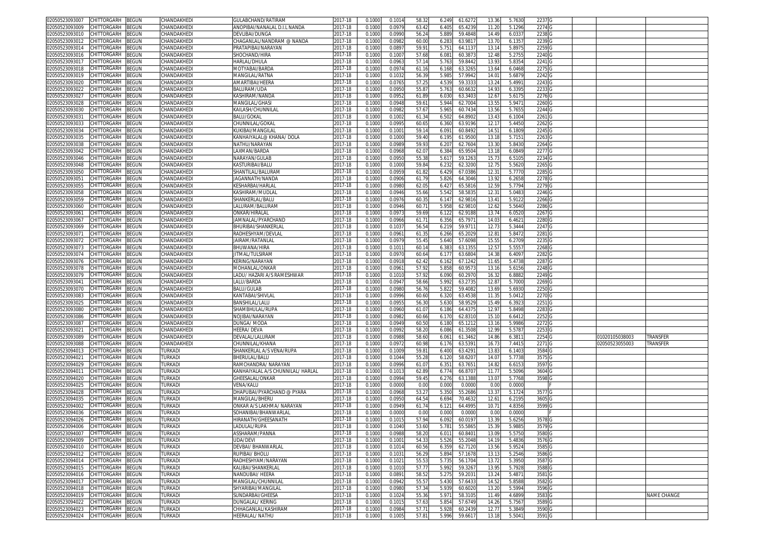| | | | | | | | | | | | | | | | | | |
|---|---|---|---|---|---|---|---|---|---|---|---|---|---|---|---|---|---|
| 02050523093007 | CHITTORGARH | BEGUN | CHANDAKHEDI | GULABCHAND/RATIRAM | 2017-18 | 0.1000 | 0.1014 | 58.32 | 6.249 | 61.6272 | 13.36 | 5.7630 | 2237 | G | | | |
| 02050523093009 | CHITTORGARH | BEGUN | CHANDAKHEDI | ANOPIBAI/NANALAL D.I.L NANDA | 2017-18 | 0.1000 | 0.0979 | 63.42 | 6.405 | 65.4239 | 11.20 | 5.1296 | 2274 | G | | | |
| 02050523093010 | CHITTORGARH | BEGUN | CHANDAKHEDI | DEVLIBAI/DUNGA | 2017-18 | 0.1000 | 0.0990 | 56.24 | 5.889 | 59.4848 | 14.49 | 6.0337 | 2238 | G | | | |
| 02050523093012 | CHITTORGARH | BEGUN | CHANDAKHEDI | CHAGANLAL/NANDRAM @ NANDA | 2017-18 | 0.1000 | 0.0982 | 60.00 | 6.283 | 63.9817 | 13.70 | 6.1357 | 2239 | G | | | |
| 02050523093014 | CHITTORGARH | BEGUN | CHANDAKHEDI | PRATAPIBAI/NARAYAN | 2017-18 | 0.1000 | 0.0897 | 59.91 | 5.751 | 64.1137 | 13.14 | 5.8975 | 2259 | G | | | |
| 02050523093016 | CHITTORGARH | BEGUN | CHANDAKHEDI | SHOCHAND/HIRA | 2017-18 | 0.1000 | 0.1007 | 57.68 | 6.081 | 60.3873 | 12.48 | 5.2755 | 2240 | G | | | |
| 02050523093017 | CHITTORGARH | BEGUN | CHANDAKHEDI | HARLAL/DHULA | 2017-18 | 0.1000 | 0.0963 | 57.14 | 5.763 | 59.8442 | 13.93 | 5.8354 | 2241 | G | | | |
| 02050523093018 | CHITTORGARH | BEGUN | CHANDAKHEDI | MOTYABAI/BARDA | 2017-18 | 0.1000 | 0.0974 | 61.16 | 6.168 | 63.3265 | 13.64 | 6.0468 | 2275 | G | | | |
| 02050523093019 | CHITTORGARH | BEGUN | CHANDAKHEDI | MANGILAL/RATNA | 2017-18 | 0.1000 | 0.1032 | 56.39 | 5.985 | 57.9942 | 14.01 | 5.6879 | 2242 | G | | | |
| 02050523093020 | CHITTORGARH | BEGUN | CHANDAKHEDI | AMARTIBAI/HEERA | 2017-18 | 0.1000 | 0.0765 | 57.25 | 4.539 | 59.3333 | 13.24 | 5.4991 | 2243 | G | | | |
| 02050523093022 | CHITTORGARH | BEGUN | CHANDAKHEDI | BALURAM/UDA | 2017-18 | 0.1000 | 0.0950 | 55.87 | 5.763 | 60.6632 | 14.93 | 6.3395 | 2233 | G | | | |
| 02050523093027 | CHITTORGARH | BEGUN | CHANDAKHEDI | KASHIRAM/NANDA | 2017-18 | 0.1000 | 0.0952 | 61.89 | 6.030 | 63.3403 | 12.67 | 5.6175 | 2276 | G | | | |
| 02050523093028 | CHITTORGARH | BEGUN | CHANDAKHEDI | MANGILAL/GHASI | 2017-18 | 0.1000 | 0.0948 | 59.61 | 5.944 | 62.7004 | 13.55 | 5.9471 | 2260 | G | | | |
| 02050523093030 | CHITTORGARH | BEGUN | CHANDAKHEDI | KAILASH/CHUNNILAL | 2017-18 | 0.1000 | 0.0982 | 57.67 | 5.965 | 60.7434 | 13.56 | 5.7655 | 2244 | G | | | |
| 02050523093031 | CHITTORGARH | BEGUN | CHANDAKHEDI | BALU/GOKAL | 2017-18 | 0.1000 | 0.1002 | 61.34 | 6.502 | 64.8902 | 13.43 | 6.1004 | 2261 | G | | | |
| 02050523093033 | CHITTORGARH | BEGUN | CHANDAKHEDI | CHUNNILAL/GOKAL | 2017-18 | 0.1000 | 0.0995 | 60.65 | 6.360 | 63.9196 | 12.17 | 5.4450 | 2262 | G | | | |
| 02050523093034 | CHITTORGARH | BEGUN | CHANDAKHEDI | KUKIBAI/MANGILAL | 2017-18 | 0.1000 | 0.1001 | 59.14 | 6.091 | 60.8492 | 14.51 | 6.1809 | 2245 | G | | | |
| 02050523093035 | CHITTORGARH | BEGUN | CHANDAKHEDI | KANHAIYALAL@ KHANA/ DOLA | 2017-18 | 0.1000 | 0.1000 | 59.40 | 6.195 | 61.9500 | 13.18 | 5.7151 | 2263 | G | | | |
| 02050523093038 | CHITTORGARH | BEGUN | CHANDAKHEDI | NATHU/NARAYAN | 2017-18 | 0.1000 | 0.0989 | 59.93 | 6.207 | 62.7604 | 13.30 | 5.8430 | 2264 | G | | | |
| 02050523093042 | CHITTORGARH | BEGUN | CHANDAKHEDI | LAXMAN/BARDA | 2017-18 | 0.1000 | 0.0968 | 62.07 | 6.384 | 65.9504 | 13.18 | 6.0849 | 2277 | G | | | |
| 02050523093046 | CHITTORGARH | BEGUN | CHANDAKHEDI | NARAYAN/GULAB | 2017-18 | 0.1000 | 0.0950 | 55.38 | 5.617 | 59.1263 | 15.73 | 6.5105 | 2234 | G | | | |
| 02050523093048 | CHITTORGARH | BEGUN | CHANDAKHEDI | KASTURIBAI/BALU | 2017-18 | 0.1000 | 0.1000 | 59.84 | 6.232 | 62.3200 | 12.75 | 5.5620 | 2265 | G | | | |
| 02050523093050 | CHITTORGARH | BEGUN | CHANDAKHEDI | SHANTILAL/BALURAM | 2017-18 | 0.1000 | 0.0959 | 61.82 | 6.429 | 67.0386 | 12.31 | 5.7770 | 2285 | G | | | |
| 02050523093051 | CHITTORGARH | BEGUN | CHANDAKHEDI | JAGANNATH/NANDA | 2017-18 | 0.1000 | 0.0906 | 61.79 | 5.826 | 64.3046 | 13.92 | 6.2658 | 2278 | G | | | |
| 02050523093055 | CHITTORGARH | BEGUN | CHANDAKHEDI | KESHARBAI/HARLAL | 2017-18 | 0.1000 | 0.0980 | 62.05 | 6.427 | 65.5816 | 12.59 | 5.7794 | 2279 | G | | | |
| 02050523093058 | CHITTORGARH | BEGUN | CHANDAKHEDI | KASHIRAM/MUDLAL | 2017-18 | 0.1000 | 0.0946 | 55.66 | 5.542 | 58.5835 | 12.31 | 5.0483 | 2246 | G | | | |
| 02050523093059 | CHITTORGARH | BEGUN | CHANDAKHEDI | SHANKERLAL/BALU | 2017-18 | 0.1000 | 0.0976 | 60.35 | 6.147 | 62.9816 | 13.41 | 5.9122 | 2266 | G | | | |
| 02050523093060 | CHITTORGARH | BEGUN | CHANDAKHEDI | LALURAM/BALURAM | 2017-18 | 0.1000 | 0.0946 | 60.71 | 5.958 | 62.9810 | 12.62 | 5.5640 | 2286 | G | | | |
| 02050523093061 | CHITTORGARH | BEGUN | CHANDAKHEDI | ONKAR/HIRALAL | 2017-18 | 0.1000 | 0.0973 | 59.69 | 6.122 | 62.9188 | 13.74 | 6.0520 | 2267 | G | | | |
| 02050523093067 | CHITTORGARH | BEGUN | CHANDAKHEDI | JAMNALAL/PYARCHAND | 2017-18 | 0.1000 | 0.0966 | 61.71 | 6.356 | 65.7971 | 14.03 | 6.4621 | 2280 | G | | | |
| 02050523093069 | CHITTORGARH | BEGUN | CHANDAKHEDI | BHURIBAI/SHANKERLAL | 2017-18 | 0.1000 | 0.1037 | 56.54 | 6.219 | 59.9711 | 12.73 | 5.3444 | 2247 | G | | | |
| 02050523093071 | CHITTORGARH | BEGUN | CHANDAKHEDI | RADHESHYAM/DEVLAL | 2017-18 | 0.1000 | 0.0961 | 61.35 | 6.266 | 65.2029 | 12.81 | 5.8472 | 2281 | G | | | |
| 02050523093072 | CHITTORGARH | BEGUN | CHANDAKHEDI | JAIRAM/RATANLAL | 2017-18 | 0.1000 | 0.0979 | 55.45 | 5.640 | 57.6098 | 15.55 | 6.2709 | 2235 | G | | | |
| 02050523093073 | CHITTORGARH | BEGUN | CHANDAKHEDI | BHUWANA/HIRA | 2017-18 | 0.1000 | 0.1011 | 60.14 | 6.383 | 63.1355 | 12.57 | 5.5557 | 2268 | G | | | |
| 02050523093074 | CHITTORGARH | BEGUN | CHANDAKHEDI | JITMAL/TULSIRAM | 2017-18 | 0.1000 | 0.0970 | 60.64 | 6.177 | 63.6804 | 14.38 | 6.4097 | 2282 | G | | | |
| 02050523093076 | CHITTORGARH | BEGUN | CHANDAKHEDI | KERING/NARAYAN | 2017-18 | 0.1000 | 0.0918 | 62.42 | 6.162 | 67.1242 | 11.65 | 5.4738 | 2287 | G | | | |
| 02050523093078 | CHITTORGARH | BEGUN | CHANDAKHEDI | MOHANLAL/ONKAR | 2017-18 | 0.1000 | 0.0961 | 57.92 | 5.858 | 60.9573 | 13.16 | 5.6156 | 2248 | G | | | |
| 02050523093079 | CHITTORGARH | BEGUN | CHANDAKHEDI | LADU/ HAZARI A/S RAMESHWAR | 2017-18 | 0.1000 | 0.1010 | 57.92 | 6.090 | 60.2970 | 16.32 | 6.8882 | 2249 | G | | | |
| 02050523093041 | CHITTORGARH | BEGUN | CHANDAKHEDI | LALU/BARDA | 2017-18 | 0.1000 | 0.0947 | 58.66 | 5.992 | 63.2735 | 12.87 | 5.7000 | 2269 | G | | | |
| 02050523093070 | CHITTORGARH | BEGUN | CHANDAKHEDI | BALU/GULAB | 2017-18 | 0.1000 | 0.0980 | 56.76 | 5.822 | 59.4082 | 13.69 | 5.6930 | 2250 | G | | | |
| 02050523093083 | CHITTORGARH | BEGUN | CHANDAKHEDI | KANTABAI/SHIVLAL | 2017-18 | 0.1000 | 0.0996 | 60.60 | 6.320 | 63.4538 | 11.35 | 5.0412 | 2270 | G | | | |
| 02050523093025 | CHITTORGARH | BEGUN | CHANDAKHEDI | BANSHILAL/LALU | 2017-18 | 0.1000 | 0.0955 | 56.30 | 5.630 | 58.9529 | 15.49 | 6.3923 | 2251 | G | | | |
| 02050523093080 | CHITTORGARH | BEGUN | CHANDAKHEDI | SHAMBHULAL/RUPA | 2017-18 | 0.1000 | 0.0960 | 61.07 | 6.186 | 64.4375 | 12.97 | 5.8498 | 2283 | G | | | |
| 02050523093086 | CHITTORGARH | BEGUN | CHANDAKHEDI | NOJIBAI/NARAYAN | 2017-18 | 0.1000 | 0.0982 | 60.66 | 6.170 | 62.8310 | 15.10 | 6.6412 | 2252 | G | | | |
| 02050523093087 | CHITTORGARH | BEGUN | CHANDAKHEDI | DUNGA/ MODA | 2017-18 | 0.1000 | 0.0949 | 60.50 | 6.180 | 65.1212 | 13.16 | 5.9986 | 2272 | G | | | |
| 02050523093021 | CHITTORGARH | BEGUN | CHANDAKHEDI | HEERA/ DEVA | 2017-18 | 0.1000 | 0.0992 | 58.20 | 6.086 | 61.3508 | 12.99 | 5.5787 | 2253 | G | | | |
| 02050523093089 | CHITTORGARH | BEGUN | CHANDAKHEDI | DEVALAL/LALURAM | 2017-18 | 0.1000 | 0.0988 | 58.60 | 6.061 | 61.3462 | 14.86 | 6.3811 | 2254 | G | | 01020105038003 | TRANSFER |
| 02050523093088 | CHITTORGARH | BEGUN | CHANDAKHEDI | CHUNNILAL/KHANA | 2017-18 | 0.1000 | 0.0972 | 60.98 | 6.176 | 63.5391 | 16.73 | 7.4415 | 2271 | G | | 02050523055003 | TRANSFER |
| 02050523094013 | CHITTORGARH | BEGUN | TURKADI | SHANKERLAL A/S VENA/RUPA | 2017-18 | 0.1000 | 0.1009 | 59.81 | 6.400 | 63.4291 | 13.83 | 6.1403 | 3584 | G | | | |
| 02050523094021 | CHITTORGARH | BEGUN | TURKADI | BHERULAL/BALU | 2017-18 | 0.1000 | 0.1044 | 55.28 | 6.120 | 58.6207 | 14.07 | 5.7738 | 3575 | G | | | |
| 02050523094029 | CHITTORGARH | BEGUN | TURKADI | RAMCHANDRA/ NARAYAN | 2017-18 | 0.1000 | 0.0996 | 61.07 | 6.351 | 63.7651 | 14.82 | 6.6153 | 3597 | G | | | |
| 02050523094011 | CHITTORGARH | BEGUN | TURKADI | KANHAIYALAL A/S CHUNNILAL/ HARLAL | 2017-18 | 0.1000 | 0.1013 | 62.89 | 6.774 | 66.8707 | 11.77 | 5.5096 | 3604 | G | | | |
| 02050523094020 | CHITTORGARH | BEGUN | TURKADI | GHEESALAL/ONKAR | 2017-18 | 0.1000 | 0.0994 | 59.45 | 6.276 | 63.1388 | 13.07 | 5.7768 | 3598 | G | | | |
| 02050523094025 | CHITTORGARH | BEGUN | TURKADI | VENA/KALU | 2017-18 | 0.1000 | 0.0000 | 0.00 | 0.000 | 0.0000 | 0.00 | 0.0000 | | F | | | |
| 02050523094028 | CHITTORGARH | BEGUN | TURKADI | DHAPUBAI/PYARCHAND @ PYARA | 2017-18 | 0.1000 | 0.0968 | 53.27 | 5.350 | 55.2686 | 13.37 | 5.1724 | 3577 | G | | | |
| 02050523094035 | CHITTORGARH | BEGUN | TURKADI | MANGILAL/BHERU | 2017-18 | 0.1000 | 0.0950 | 64.54 | 6.694 | 70.4632 | 12.61 | 6.2195 | 3605 | G | | | |
| 02050523094002 | CHITTORGARH | BEGUN | TURKADI | ONKAR A/S LAKHMA/ NARAYAN | 2017-18 | 0.1000 | 0.0949 | 61.74 | 6.121 | 64.4995 | 10.71 | 4.8356 | 3599 | G | | | |
| 02050523094036 | CHITTORGARH | BEGUN | TURKADI | SOHANIBAI/BHANWARLAL | 2017-18 | 0.1000 | 0.0000 | 0.00 | 0.000 | 0.0000 | 0.00 | 0.0000 | | F | | | |
| 02050523094026 | CHITTORGARH | BEGUN | TURKADI | HIRANATH/GHEESANATH | 2017-18 | 0.1000 | 0.1015 | 57.94 | 6.092 | 60.0197 | 13.39 | 5.6256 | 3578 | G | | | |
| 02050523094006 | CHITTORGARH | BEGUN | TURKADI | LADULAL/RUPA | 2017-18 | 0.1000 | 0.1040 | 53.60 | 5.781 | 55.5865 | 15.39 | 5.9885 | 3579 | G | | | |
| 02050523094007 | CHITTORGARH | BEGUN | TURKADI | ASSHARAM/PANNA | 2017-18 | 0.1000 | 0.0988 | 58.20 | 6.011 | 60.8401 | 13.09 | 5.5750 | 3580 | G | | | |
| 02050523094009 | CHITTORGARH | BEGUN | TURKADI | UDA/DEVI | 2017-18 | 0.1000 | 0.1001 | 54.33 | 5.526 | 55.2048 | 14.19 | 5.4836 | 3576 | G | | | |
| 02050523094010 | CHITTORGARH | BEGUN | TURKADI | DEVBAI/ BHANWARLAL | 2017-18 | 0.1000 | 0.1014 | 60.56 | 6.359 | 62.7120 | 13.56 | 5.9524 | 3585 | G | | | |
| 02050523094012 | CHITTORGARH | BEGUN | TURKADI | RUPIBAI/ BHOLU | 2017-18 | 0.1000 | 0.1031 | 56.29 | 5.894 | 57.1678 | 13.13 | 5.2546 | 3586 | G | | | |
| 02050523094014 | CHITTORGARH | BEGUN | TURKADI | RADHESHYAM/NARAYAN | 2017-18 | 0.1000 | 0.1021 | 55.53 | 5.735 | 56.1704 | 13.72 | 5.3950 | 3587 | G | | | |
| 02050523094015 | CHITTORGARH | BEGUN | TURKADI | KALIBAI/SHANKERLAL | 2017-18 | 0.1000 | 0.1010 | 57.77 | 5.992 | 59.3267 | 13.95 | 5.7928 | 3588 | G | | | |
| 02050523094016 | CHITTORGARH | BEGUN | TURKADI | NANDUBAI/ HEERA | 2017-18 | 0.1000 | 0.0891 | 58.52 | 5.275 | 59.2031 | 13.24 | 5.4871 | 3581 | G | | | |
| 02050523094017 | CHITTORGARH | BEGUN | TURKADI | MANGILAL/CHUNNILAL | 2017-18 | 0.1000 | 0.0942 | 55.57 | 5.430 | 57.6433 | 14.52 | 5.8588 | 3582 | G | | | |
| 02050523094018 | CHITTORGARH | BEGUN | TURKADI | SHYARIBAI/MANGILAL | 2017-18 | 0.1000 | 0.0980 | 57.34 | 5.939 | 60.6020 | 13.20 | 5.5994 | 3596 | G | | | |
| 02050523094019 | CHITTORGARH | BEGUN | TURKADI | SUNDARBAI/GHEESA | 2017-18 | 0.1000 | 0.1024 | 55.36 | 5.971 | 58.3105 | 11.49 | 4.6899 | 3583 | G | | | NAME CHANGE |
| 02050523094022 | CHITTORGARH | BEGUN | TURKADI | DUNGALAL/ KERING | 2017-18 | 0.1000 | 0.1015 | 57.63 | 5.854 | 57.6749 | 14.26 | 5.7567 | 3589 | G | | | |
| 02050523094023 | CHITTORGARH | BEGUN | TURKADI | CHHAGANLAL/KASHIRAM | 2017-18 | 0.1000 | 0.0984 | 57.71 | 5.928 | 60.2439 | 12.77 | 5.3849 | 3590 | G | | | |
| 02050523094024 | CHITTORGARH | BEGUN | TURKADI | HEERALAL/ NATHU | 2017-18 | 0.1000 | 0.1005 | 57.81 | 5.996 | 59.6617 | 13.18 | 5.5041 | 3591 | G | | | |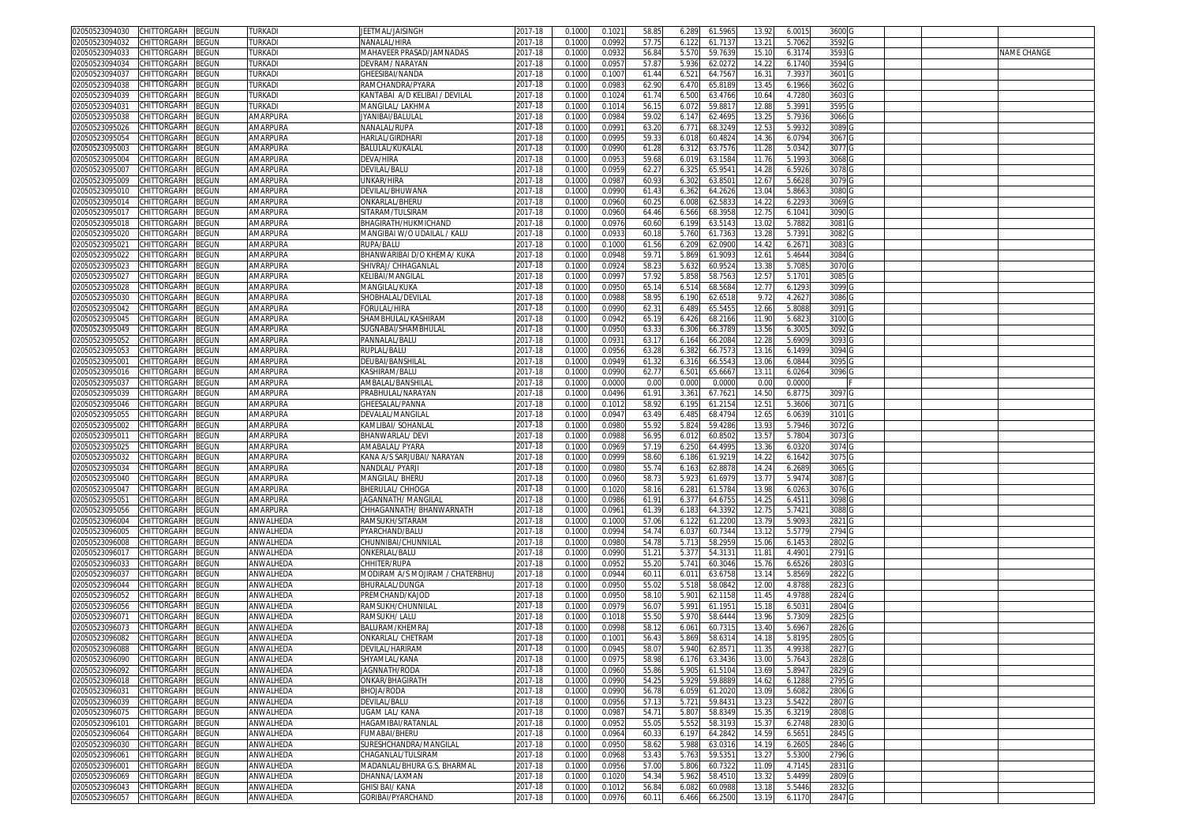| | | | | | | | | | | | | | | | | | |
|---|---|---|---|---|---|---|---|---|---|---|---|---|---|---|---|---|---|
| 02050523094030 | CHITTORGARH | BEGUN | TURKADI | JEETMAL/JAISINGH | 2017-18 | 0.1000 | 0.1021 | 58.85 | 6.289 | 61.5965 | 13.92 | 6.0015 | 3600 | G | | | |
| 02050523094032 | CHITTORGARH | BEGUN | TURKADI | NANALAL/HIRA | 2017-18 | 0.1000 | 0.0992 | 57.75 | 6.122 | 61.7137 | 13.21 | 5.7062 | 3592 | G | | | |
| 02050523094033 | CHITTORGARH | BEGUN | TURKADI | MAHAVEER PRASAD/JAMNADAS | 2017-18 | 0.1000 | 0.0932 | 56.84 | 5.570 | 59.7639 | 15.10 | 6.3174 | 3593 | G | | | NAME CHANGE |
| 02050523094034 | CHITTORGARH | BEGUN | TURKADI | DEVRAM/ NARAYAN | 2017-18 | 0.1000 | 0.0957 | 57.87 | 5.936 | 62.0272 | 14.22 | 6.1740 | 3594 | G | | | |
| 02050523094037 | CHITTORGARH | BEGUN | TURKADI | GHEESIBAI/NANDA | 2017-18 | 0.1000 | 0.1007 | 61.44 | 6.521 | 64.7567 | 16.31 | 7.3937 | 3601 | G | | | |
| 02050523094038 | CHITTORGARH | BEGUN | TURKADI | RAMCHANDRA/PYARA | 2017-18 | 0.1000 | 0.0983 | 62.90 | 6.470 | 65.8189 | 13.45 | 6.1966 | 3602 | G | | | |
| 02050523094039 | CHITTORGARH | BEGUN | TURKADI | KANTABAI A/D KELIBAI / DEVILAL | 2017-18 | 0.1000 | 0.1024 | 61.74 | 6.500 | 63.4766 | 10.64 | 4.7280 | 3603 | G | | | |
| 02050523094031 | CHITTORGARH | BEGUN | TURKADI | MANGILAL/ LAKHMA | 2017-18 | 0.1000 | 0.1014 | 56.15 | 6.072 | 59.8817 | 12.88 | 5.3991 | 3595 | G | | | |
| 02050523095038 | CHITTORGARH | BEGUN | AMARPURA | JYANIBAI/BALULAL | 2017-18 | 0.1000 | 0.0984 | 59.02 | 6.147 | 62.4695 | 13.25 | 5.7936 | 3066 | G | | | |
| 02050523095026 | CHITTORGARH | BEGUN | AMARPURA | NANALAL/RUPA | 2017-18 | 0.1000 | 0.0991 | 63.20 | 6.771 | 68.3249 | 12.53 | 5.9932 | 3089 | G | | | |
| 02050523095054 | CHITTORGARH | BEGUN | AMARPURA | HARLAL/GIRDHARI | 2017-18 | 0.1000 | 0.0995 | 59.33 | 6.018 | 60.4824 | 14.36 | 6.0794 | 3067 | G | | | |
| 02050523095003 | CHITTORGARH | BEGUN | AMARPURA | BALULAL/KUKALAL | 2017-18 | 0.1000 | 0.0990 | 61.28 | 6.312 | 63.7576 | 11.28 | 5.0342 | 3077 | G | | | |
| 02050523095004 | CHITTORGARH | BEGUN | AMARPURA | DEVA/HIRA | 2017-18 | 0.1000 | 0.0953 | 59.68 | 6.019 | 63.1584 | 11.76 | 5.1993 | 3068 | G | | | |
| 02050523095007 | CHITTORGARH | BEGUN | AMARPURA | DEVILAL/BALU | 2017-18 | 0.1000 | 0.0959 | 62.27 | 6.325 | 65.9541 | 14.28 | 6.5926 | 3078 | G | | | |
| 02050523095009 | CHITTORGARH | BEGUN | AMARPURA | UNKAR/HIRA | 2017-18 | 0.1000 | 0.0987 | 60.93 | 6.302 | 63.8501 | 12.67 | 5.6628 | 3079 | G | | | |
| 02050523095010 | CHITTORGARH | BEGUN | AMARPURA | DEVILAL/BHUWANA | 2017-18 | 0.1000 | 0.0990 | 61.43 | 6.362 | 64.2626 | 13.04 | 5.8663 | 3080 | G | | | |
| 02050523095014 | CHITTORGARH | BEGUN | AMARPURA | ONKARLAL/BHERU | 2017-18 | 0.1000 | 0.0960 | 60.25 | 6.008 | 62.5833 | 14.22 | 6.2293 | 3069 | G | | | |
| 02050523095017 | CHITTORGARH | BEGUN | AMARPURA | SITARAM/TULSIRAM | 2017-18 | 0.1000 | 0.0960 | 64.46 | 6.566 | 68.3958 | 12.75 | 6.1041 | 3090 | G | | | |
| 02050523095018 | CHITTORGARH | BEGUN | AMARPURA | BHAGIRATH/HUKMICHAND | 2017-18 | 0.1000 | 0.0976 | 60.60 | 6.199 | 63.5143 | 13.02 | 5.7882 | 3081 | G | | | |
| 02050523095020 | CHITTORGARH | BEGUN | AMARPURA | MANGIBAI W/O UDAILAL / KALU | 2017-18 | 0.1000 | 0.0933 | 60.18 | 5.760 | 61.7363 | 13.28 | 5.7391 | 3082 | G | | | |
| 02050523095021 | CHITTORGARH | BEGUN | AMARPURA | RUPA/BALU | 2017-18 | 0.1000 | 0.1000 | 61.56 | 6.209 | 62.0900 | 14.42 | 6.2671 | 3083 | G | | | |
| 02050523095022 | CHITTORGARH | BEGUN | AMARPURA | BHANWARIBAI D/O KHEMA/ KUKA | 2017-18 | 0.1000 | 0.0948 | 59.71 | 5.869 | 61.9093 | 12.61 | 5.4644 | 3084 | G | | | |
| 02050523095023 | CHITTORGARH | BEGUN | AMARPURA | SHIVRAJ/ CHHAGANLAL | 2017-18 | 0.1000 | 0.0924 | 58.23 | 5.632 | 60.9524 | 13.38 | 5.7085 | 3070 | G | | | |
| 02050523095027 | CHITTORGARH | BEGUN | AMARPURA | KELIBAI/MANGILAL | 2017-18 | 0.1000 | 0.0997 | 57.92 | 5.858 | 58.7563 | 12.57 | 5.1701 | 3085 | G | | | |
| 02050523095028 | CHITTORGARH | BEGUN | AMARPURA | MANGILAL/KUKA | 2017-18 | 0.1000 | 0.0950 | 65.14 | 6.514 | 68.5684 | 12.77 | 6.1293 | 3099 | G | | | |
| 02050523095030 | CHITTORGARH | BEGUN | AMARPURA | SHOBHALAL/DEVILAL | 2017-18 | 0.1000 | 0.0988 | 58.95 | 6.190 | 62.6518 | 9.72 | 4.2627 | 3086 | G | | | |
| 02050523095042 | CHITTORGARH | BEGUN | AMARPURA | FORULAL/HIRA | 2017-18 | 0.1000 | 0.0990 | 62.31 | 6.489 | 65.5455 | 12.66 | 5.8088 | 3091 | G | | | |
| 02050523095045 | CHITTORGARH | BEGUN | AMARPURA | SHAMBHULAL/KASHIRAM | 2017-18 | 0.1000 | 0.0942 | 65.19 | 6.426 | 68.2166 | 11.90 | 5.6823 | 3100 | G | | | |
| 02050523095049 | CHITTORGARH | BEGUN | AMARPURA | SUGNABAI/SHAMBHULAL | 2017-18 | 0.1000 | 0.0950 | 63.33 | 6.306 | 66.3789 | 13.56 | 6.3005 | 3092 | G | | | |
| 02050523095052 | CHITTORGARH | BEGUN | AMARPURA | PANNALAL/BALU | 2017-18 | 0.1000 | 0.0931 | 63.17 | 6.164 | 66.2084 | 12.28 | 5.6909 | 3093 | G | | | |
| 02050523095053 | CHITTORGARH | BEGUN | AMARPURA | RUPLAL/BALU | 2017-18 | 0.1000 | 0.0956 | 63.28 | 6.382 | 66.7573 | 13.16 | 6.1499 | 3094 | G | | | |
| 02050523095001 | CHITTORGARH | BEGUN | AMARPURA | DEUBAI/BANSHILAL | 2017-18 | 0.1000 | 0.0949 | 61.32 | 6.316 | 66.5543 | 13.06 | 6.0844 | 3095 | G | | | |
| 02050523095016 | CHITTORGARH | BEGUN | AMARPURA | KASHIRAM/BALU | 2017-18 | 0.1000 | 0.0990 | 62.77 | 6.501 | 65.6667 | 13.11 | 6.0264 | 3096 | G | | | |
| 02050523095037 | CHITTORGARH | BEGUN | AMARPURA | AMBALAL/BANSHILAL | 2017-18 | 0.1000 | 0.0000 | 0.00 | 0.000 | 0.0000 | 0.00 | 0.0000 | | F | | | |
| 02050523095039 | CHITTORGARH | BEGUN | AMARPURA | PRABHULAL/NARAYAN | 2017-18 | 0.1000 | 0.0496 | 61.91 | 3.361 | 67.7621 | 14.50 | 6.8775 | 3097 | G | | | |
| 02050523095046 | CHITTORGARH | BEGUN | AMARPURA | GHEESALAL/PANNA | 2017-18 | 0.1000 | 0.1012 | 58.92 | 6.195 | 61.2154 | 12.51 | 5.3606 | 3071 | G | | | |
| 02050523095055 | CHITTORGARH | BEGUN | AMARPURA | DEVALAL/MANGILAL | 2017-18 | 0.1000 | 0.0947 | 63.49 | 6.485 | 68.4794 | 12.65 | 6.0639 | 3101 | G | | | |
| 02050523095002 | CHITTORGARH | BEGUN | AMARPURA | KAMLIBAI/ SOHANLAL | 2017-18 | 0.1000 | 0.0980 | 55.92 | 5.824 | 59.4286 | 13.93 | 5.7946 | 3072 | G | | | |
| 02050523095011 | CHITTORGARH | BEGUN | AMARPURA | BHANWARLAL/ DEVI | 2017-18 | 0.1000 | 0.0988 | 56.95 | 6.012 | 60.8502 | 13.57 | 5.7804 | 3073 | G | | | |
| 02050523095025 | CHITTORGARH | BEGUN | AMARPURA | AMABALAL/ PYARA | 2017-18 | 0.1000 | 0.0969 | 57.19 | 6.250 | 64.4995 | 13.36 | 6.0320 | 3074 | G | | | |
| 02050523095032 | CHITTORGARH | BEGUN | AMARPURA | KANA A/S SARJUBAI/ NARAYAN | 2017-18 | 0.1000 | 0.0999 | 58.60 | 6.186 | 61.9219 | 14.22 | 6.1642 | 3075 | G | | | |
| 02050523095034 | CHITTORGARH | BEGUN | AMARPURA | NANDLAL/ PYARJI | 2017-18 | 0.1000 | 0.0980 | 55.74 | 6.163 | 62.8878 | 14.24 | 6.2689 | 3065 | G | | | |
| 02050523095040 | CHITTORGARH | BEGUN | AMARPURA | MANGILAL/ BHERU | 2017-18 | 0.1000 | 0.0960 | 58.73 | 5.923 | 61.6979 | 13.77 | 5.9474 | 3087 | G | | | |
| 02050523095047 | CHITTORGARH | BEGUN | AMARPURA | BHERULAL/ CHHOGA | 2017-18 | 0.1000 | 0.1020 | 58.16 | 6.281 | 61.5784 | 13.98 | 6.0263 | 3076 | G | | | |
| 02050523095051 | CHITTORGARH | BEGUN | AMARPURA | JAGANNATH/ MANGILAL | 2017-18 | 0.1000 | 0.0986 | 61.91 | 6.377 | 64.6755 | 14.25 | 6.4511 | 3098 | G | | | |
| 02050523095056 | CHITTORGARH | BEGUN | AMARPURA | CHHAGANNATH/ BHANWARNATH | 2017-18 | 0.1000 | 0.0961 | 61.39 | 6.183 | 64.3392 | 12.75 | 5.7421 | 3088 | G | | | |
| 02050523096004 | CHITTORGARH | BEGUN | ANWALHEDA | RAMSUKH/SITARAM | 2017-18 | 0.1000 | 0.1000 | 57.06 | 6.122 | 61.2200 | 13.79 | 5.9093 | 2821 | G | | | |
| 02050523096005 | CHITTORGARH | BEGUN | ANWALHEDA | PYARCHAND/BALU | 2017-18 | 0.1000 | 0.0994 | 54.74 | 6.037 | 60.7344 | 13.12 | 5.5779 | 2794 | G | | | |
| 02050523096008 | CHITTORGARH | BEGUN | ANWALHEDA | CHUNNIBAI/CHUNNILAL | 2017-18 | 0.1000 | 0.0980 | 54.78 | 5.713 | 58.2959 | 15.06 | 6.1453 | 2802 | G | | | |
| 02050523096017 | CHITTORGARH | BEGUN | ANWALHEDA | ONKERLAL/BALU | 2017-18 | 0.1000 | 0.0990 | 51.21 | 5.377 | 54.3131 | 11.81 | 4.4901 | 2791 | G | | | |
| 02050523096033 | CHITTORGARH | BEGUN | ANWALHEDA | CHHITER/RUPA | 2017-18 | 0.1000 | 0.0952 | 55.20 | 5.741 | 60.3046 | 15.76 | 6.6526 | 2803 | G | | | |
| 02050523096037 | CHITTORGARH | BEGUN | ANWALHEDA | MODIRAM A/S MOJIRAM / CHATERBHUJ | 2017-18 | 0.1000 | 0.0944 | 60.11 | 6.011 | 63.6758 | 13.14 | 5.8569 | 2822 | G | | | |
| 02050523096044 | CHITTORGARH | BEGUN | ANWALHEDA | BHURALAL/DUNGA | 2017-18 | 0.1000 | 0.0950 | 55.02 | 5.518 | 58.0842 | 12.00 | 4.8788 | 2823 | G | | | |
| 02050523096052 | CHITTORGARH | BEGUN | ANWALHEDA | PREMCHAND/KAJOD | 2017-18 | 0.1000 | 0.0950 | 58.10 | 5.901 | 62.1158 | 11.45 | 4.9788 | 2824 | G | | | |
| 02050523096056 | CHITTORGARH | BEGUN | ANWALHEDA | RAMSUKH/CHUNNILAL | 2017-18 | 0.1000 | 0.0979 | 56.07 | 5.991 | 61.1951 | 15.18 | 6.5031 | 2804 | G | | | |
| 02050523096071 | CHITTORGARH | BEGUN | ANWALHEDA | RAMSUKH/ LALU | 2017-18 | 0.1000 | 0.1018 | 55.50 | 5.970 | 58.6444 | 13.96 | 5.7309 | 2825 | G | | | |
| 02050523096073 | CHITTORGARH | BEGUN | ANWALHEDA | BALURAM/KHEMRAJ | 2017-18 | 0.1000 | 0.0998 | 58.12 | 6.061 | 60.7315 | 13.40 | 5.6967 | 2826 | G | | | |
| 02050523096082 | CHITTORGARH | BEGUN | ANWALHEDA | ONKARLAL/ CHETRAM | 2017-18 | 0.1000 | 0.1001 | 56.43 | 5.869 | 58.6314 | 14.18 | 5.8195 | 2805 | G | | | |
| 02050523096088 | CHITTORGARH | BEGUN | ANWALHEDA | DEVILAL/HARIRAM | 2017-18 | 0.1000 | 0.0945 | 58.07 | 5.940 | 62.8571 | 11.35 | 4.9938 | 2827 | G | | | |
| 02050523096090 | CHITTORGARH | BEGUN | ANWALHEDA | SHYAMLAL/KANA | 2017-18 | 0.1000 | 0.0975 | 58.98 | 6.176 | 63.3436 | 13.00 | 5.7643 | 2828 | G | | | |
| 02050523096092 | CHITTORGARH | BEGUN | ANWALHEDA | JAGNNATH/RODA | 2017-18 | 0.1000 | 0.0960 | 55.86 | 5.905 | 61.5104 | 13.69 | 5.8947 | 2829 | G | | | |
| 02050523096018 | CHITTORGARH | BEGUN | ANWALHEDA | ONKAR/BHAGIRATH | 2017-18 | 0.1000 | 0.0990 | 54.25 | 5.929 | 59.8889 | 14.62 | 6.1288 | 2795 | G | | | |
| 02050523096031 | CHITTORGARH | BEGUN | ANWALHEDA | BHOJA/RODA | 2017-18 | 0.1000 | 0.0990 | 56.78 | 6.059 | 61.2020 | 13.09 | 5.6082 | 2806 | G | | | |
| 02050523096039 | CHITTORGARH | BEGUN | ANWALHEDA | DEVILAL/BALU | 2017-18 | 0.1000 | 0.0956 | 57.13 | 5.721 | 59.8431 | 13.23 | 5.5422 | 2807 | G | | | |
| 02050523096075 | CHITTORGARH | BEGUN | ANWALHEDA | UGAM LAL/ KANA | 2017-18 | 0.1000 | 0.0987 | 54.71 | 5.807 | 58.8349 | 15.35 | 6.3219 | 2808 | G | | | |
| 02050523096101 | CHITTORGARH | BEGUN | ANWALHEDA | HAGAMIBAI/RATANLAL | 2017-18 | 0.1000 | 0.0952 | 55.05 | 5.552 | 58.3193 | 15.37 | 6.2748 | 2830 | G | | | |
| 02050523096064 | CHITTORGARH | BEGUN | ANWALHEDA | FUMABAI/BHERU | 2017-18 | 0.1000 | 0.0964 | 60.33 | 6.197 | 64.2842 | 14.59 | 6.5651 | 2845 | G | | | |
| 02050523096030 | CHITTORGARH | BEGUN | ANWALHEDA | SURESHCHANDRA/MANGILAL | 2017-18 | 0.1000 | 0.0950 | 58.62 | 5.988 | 63.0316 | 14.19 | 6.2605 | 2846 | G | | | |
| 02050523096061 | CHITTORGARH | BEGUN | ANWALHEDA | CHAGANLAL/TULSIRAM | 2017-18 | 0.1000 | 0.0968 | 53.43 | 5.763 | 59.5351 | 13.27 | 5.5300 | 2796 | G | | | |
| 02050523096001 | CHITTORGARH | BEGUN | ANWALHEDA | MADANLAL/BHURA G.S. BHARMAL | 2017-18 | 0.1000 | 0.0956 | 57.00 | 5.806 | 60.7322 | 11.09 | 4.7145 | 2831 | G | | | |
| 02050523096069 | CHITTORGARH | BEGUN | ANWALHEDA | DHANNA/LAXMAN | 2017-18 | 0.1000 | 0.1020 | 54.34 | 5.962 | 58.4510 | 13.32 | 5.4499 | 2809 | G | | | |
| 02050523096043 | CHITTORGARH | BEGUN | ANWALHEDA | GHISI BAI/ KANA | 2017-18 | 0.1000 | 0.1012 | 56.84 | 6.082 | 60.0988 | 13.18 | 5.5446 | 2832 | G | | | |
| 02050523096057 | CHITTORGARH | BEGUN | ANWALHEDA | GORIBAI/PYARCHAND | 2017-18 | 0.1000 | 0.0976 | 60.11 | 6.466 | 66.2500 | 13.19 | 6.1170 | 2847 | G | | | |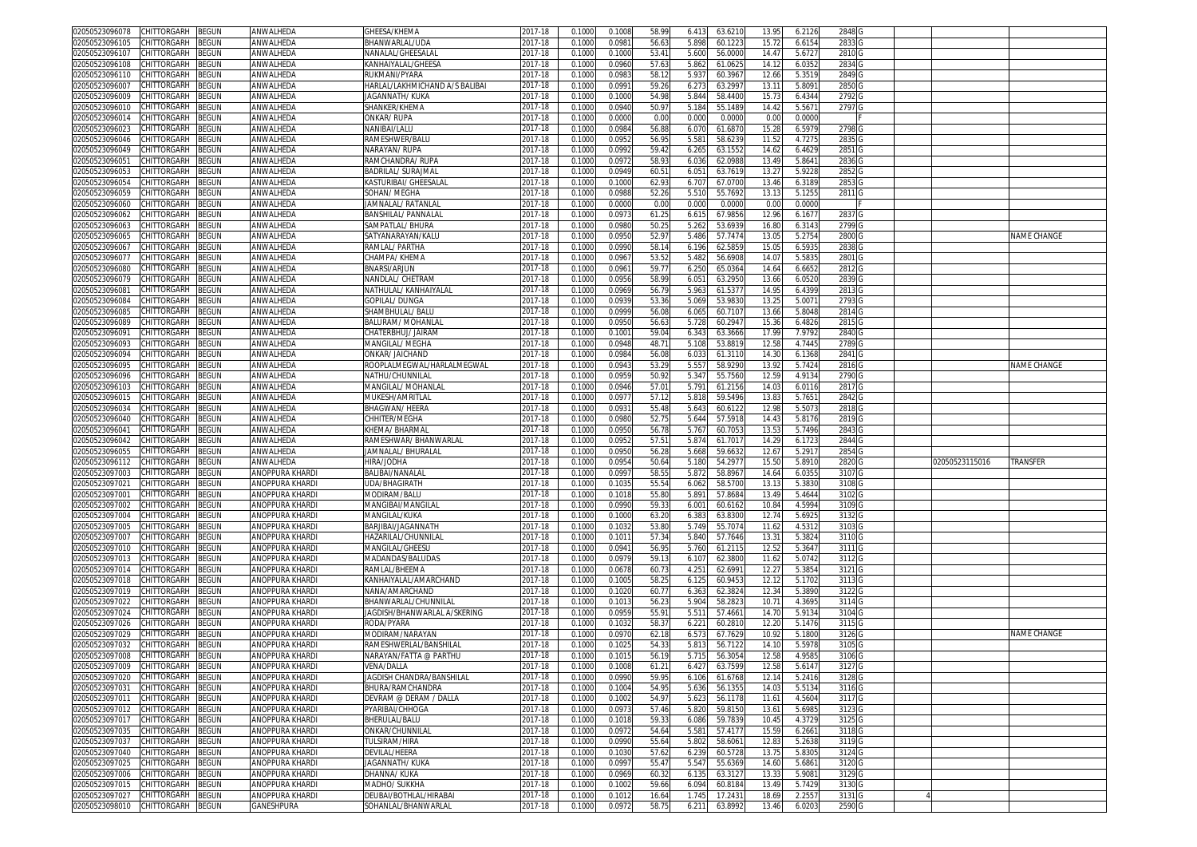| | | | | | | | | | | | | | | | | | |
|---|---|---|---|---|---|---|---|---|---|---|---|---|---|---|---|---|---|
| 02050523096078 | CHITTORGARH | BEGUN | ANWALHEDA | GHEESA/KHEMA | 2017-18 | 0.1000 | 0.1008 | 58.99 | 6.413 | 63.6210 | 13.95 | 6.2126 | 2848 | G | | | |
| 02050523096105 | CHITTORGARH | BEGUN | ANWALHEDA | BHANWARLAL/UDA | 2017-18 | 0.1000 | 0.0981 | 56.63 | 5.898 | 60.1223 | 15.72 | 6.6154 | 2833 | G | | | |
| 02050523096107 | CHITTORGARH | BEGUN | ANWALHEDA | NANALAL/GHEESALAL | 2017-18 | 0.1000 | 0.1000 | 53.41 | 5.600 | 56.0000 | 14.47 | 5.6727 | 2810 | G | | | |
| 02050523096108 | CHITTORGARH | BEGUN | ANWALHEDA | KANHAIYALAL/GHEESA | 2017-18 | 0.1000 | 0.0960 | 57.63 | 5.862 | 61.0625 | 14.12 | 6.0352 | 2834 | G | | | |
| 02050523096110 | CHITTORGARH | BEGUN | ANWALHEDA | RUKMANI/PYARA | 2017-18 | 0.1000 | 0.0983 | 58.12 | 5.937 | 60.3967 | 12.66 | 5.3519 | 2849 | G | | | |
| 02050523096007 | CHITTORGARH | BEGUN | ANWALHEDA | HARLAL/LAKHMICHAND A/S BALIBAI | 2017-18 | 0.1000 | 0.0991 | 59.26 | 6.273 | 63.2997 | 13.11 | 5.8091 | 2850 | G | | | |
| 02050523096009 | CHITTORGARH | BEGUN | ANWALHEDA | JAGANNATH/ KUKA | 2017-18 | 0.1000 | 0.1000 | 54.98 | 5.844 | 58.4400 | 15.73 | 6.4344 | 2792 | G | | | |
| 02050523096010 | CHITTORGARH | BEGUN | ANWALHEDA | SHANKER/KHEMA | 2017-18 | 0.1000 | 0.0940 | 50.97 | 5.184 | 55.1489 | 14.42 | 5.5671 | 2797 | G | | | |
| 02050523096014 | CHITTORGARH | BEGUN | ANWALHEDA | ONKAR/ RUPA | 2017-18 | 0.1000 | 0.0000 | 0.00 | 0.000 | 0.0000 | 0.00 | 0.0000 | | F | | | |
| 02050523096023 | CHITTORGARH | BEGUN | ANWALHEDA | NANIBAI/LALU | 2017-18 | 0.1000 | 0.0984 | 56.88 | 6.070 | 61.6870 | 15.28 | 6.5979 | 2798 | G | | | |
| 02050523096046 | CHITTORGARH | BEGUN | ANWALHEDA | RAMESHWER/BALU | 2017-18 | 0.1000 | 0.0952 | 56.95 | 5.581 | 58.6239 | 11.52 | 4.7275 | 2835 | G | | | |
| 02050523096049 | CHITTORGARH | BEGUN | ANWALHEDA | NARAYAN/ RUPA | 2017-18 | 0.1000 | 0.0992 | 59.42 | 6.265 | 63.1552 | 14.62 | 6.4629 | 2851 | G | | | |
| 02050523096051 | CHITTORGARH | BEGUN | ANWALHEDA | RAMCHANDRA/ RUPA | 2017-18 | 0.1000 | 0.0972 | 58.93 | 6.036 | 62.0988 | 13.49 | 5.8641 | 2836 | G | | | |
| 02050523096053 | CHITTORGARH | BEGUN | ANWALHEDA | BADRILAL/ SURAJMAL | 2017-18 | 0.1000 | 0.0949 | 60.51 | 6.051 | 63.7619 | 13.27 | 5.9228 | 2852 | G | | | |
| 02050523096054 | CHITTORGARH | BEGUN | ANWALHEDA | KASTURIBAI/ GHEESALAL | 2017-18 | 0.1000 | 0.1000 | 62.93 | 6.707 | 67.0700 | 13.46 | 6.3189 | 2853 | G | | | |
| 02050523096059 | CHITTORGARH | BEGUN | ANWALHEDA | SOHAN/ MEGHA | 2017-18 | 0.1000 | 0.0988 | 52.26 | 5.510 | 55.7692 | 13.13 | 5.1255 | 2811 | G | | | |
| 02050523096060 | CHITTORGARH | BEGUN | ANWALHEDA | JAMNALAL/ RATANLAL | 2017-18 | 0.1000 | 0.0000 | 0.00 | 0.000 | 0.0000 | 0.00 | 0.0000 | | F | | | |
| 02050523096062 | CHITTORGARH | BEGUN | ANWALHEDA | BANSHILAL/ PANNALAL | 2017-18 | 0.1000 | 0.0973 | 61.25 | 6.615 | 67.9856 | 12.96 | 6.1677 | 2837 | G | | | |
| 02050523096063 | CHITTORGARH | BEGUN | ANWALHEDA | SAMPATLAL/ BHURA | 2017-18 | 0.1000 | 0.0980 | 50.25 | 5.262 | 53.6939 | 16.80 | 6.3143 | 2799 | G | | | |
| 02050523096065 | CHITTORGARH | BEGUN | ANWALHEDA | SATYANARAYAN/KALU | 2017-18 | 0.1000 | 0.0950 | 52.97 | 5.486 | 57.7474 | 13.05 | 5.2754 | 2800 | G | | | NAME CHANGE |
| 02050523096067 | CHITTORGARH | BEGUN | ANWALHEDA | RAMLAL/ PARTHA | 2017-18 | 0.1000 | 0.0990 | 58.14 | 6.196 | 62.5859 | 15.05 | 6.5935 | 2838 | G | | | |
| 02050523096077 | CHITTORGARH | BEGUN | ANWALHEDA | CHAMPA/ KHEMA | 2017-18 | 0.1000 | 0.0967 | 53.52 | 5.482 | 56.6908 | 14.07 | 5.5835 | 2801 | G | | | |
| 02050523096080 | CHITTORGARH | BEGUN | ANWALHEDA | BNARSI/ARJUN | 2017-18 | 0.1000 | 0.0961 | 59.77 | 6.250 | 65.0364 | 14.64 | 6.6652 | 2812 | G | | | |
| 02050523096079 | CHITTORGARH | BEGUN | ANWALHEDA | NANDLAL/ CHETRAM | 2017-18 | 0.1000 | 0.0956 | 58.99 | 6.051 | 63.2950 | 13.66 | 6.0520 | 2839 | G | | | |
| 02050523096081 | CHITTORGARH | BEGUN | ANWALHEDA | NATHULAL/ KANHAIYALAL | 2017-18 | 0.1000 | 0.0969 | 56.79 | 5.963 | 61.5377 | 14.95 | 6.4399 | 2813 | G | | | |
| 02050523096084 | CHITTORGARH | BEGUN | ANWALHEDA | GOPILAL/ DUNGA | 2017-18 | 0.1000 | 0.0939 | 53.36 | 5.069 | 53.9830 | 13.25 | 5.0071 | 2793 | G | | | |
| 02050523096085 | CHITTORGARH | BEGUN | ANWALHEDA | SHAMBHULAL/ BALU | 2017-18 | 0.1000 | 0.0999 | 56.08 | 6.065 | 60.7107 | 13.66 | 5.8048 | 2814 | G | | | |
| 02050523096089 | CHITTORGARH | BEGUN | ANWALHEDA | BALURAM/ MOHANLAL | 2017-18 | 0.1000 | 0.0950 | 56.63 | 5.728 | 60.2947 | 15.36 | 6.4826 | 2815 | G | | | |
| 02050523096091 | CHITTORGARH | BEGUN | ANWALHEDA | CHATERBHUJ/ JAIRAM | 2017-18 | 0.1000 | 0.1001 | 59.04 | 6.343 | 63.3666 | 17.99 | 7.9792 | 2840 | G | | | |
| 02050523096093 | CHITTORGARH | BEGUN | ANWALHEDA | MANGILAL/ MEGHA | 2017-18 | 0.1000 | 0.0948 | 48.71 | 5.108 | 53.8819 | 12.58 | 4.7445 | 2789 | G | | | |
| 02050523096094 | CHITTORGARH | BEGUN | ANWALHEDA | ONKAR/ JAICHAND | 2017-18 | 0.1000 | 0.0984 | 56.08 | 6.033 | 61.3110 | 14.30 | 6.1368 | 2841 | G | | | |
| 02050523096095 | CHITTORGARH | BEGUN | ANWALHEDA | ROOPLALMEGWAL/HARLALMEGWAL | 2017-18 | 0.1000 | 0.0943 | 53.29 | 5.557 | 58.9290 | 13.92 | 5.7424 | 2816 | G | | | NAME CHANGE |
| 02050523096096 | CHITTORGARH | BEGUN | ANWALHEDA | NATHU/CHUNNILAL | 2017-18 | 0.1000 | 0.0959 | 50.92 | 5.347 | 55.7560 | 12.59 | 4.9134 | 2790 | G | | | |
| 02050523096103 | CHITTORGARH | BEGUN | ANWALHEDA | MANGILAL/ MOHANLAL | 2017-18 | 0.1000 | 0.0946 | 57.01 | 5.791 | 61.2156 | 14.03 | 6.0116 | 2817 | G | | | |
| 02050523096015 | CHITTORGARH | BEGUN | ANWALHEDA | MUKESH/AMRITLAL | 2017-18 | 0.1000 | 0.0977 | 57.12 | 5.818 | 59.5496 | 13.83 | 5.7651 | 2842 | G | | | |
| 02050523096034 | CHITTORGARH | BEGUN | ANWALHEDA | BHAGWAN/ HEERA | 2017-18 | 0.1000 | 0.0931 | 55.48 | 5.643 | 60.6122 | 12.98 | 5.5073 | 2818 | G | | | |
| 02050523096040 | CHITTORGARH | BEGUN | ANWALHEDA | CHHITER/MEGHA | 2017-18 | 0.1000 | 0.0980 | 52.75 | 5.644 | 57.5918 | 14.43 | 5.8176 | 2819 | G | | | |
| 02050523096041 | CHITTORGARH | BEGUN | ANWALHEDA | KHEMA/ BHARMAL | 2017-18 | 0.1000 | 0.0950 | 56.78 | 5.767 | 60.7053 | 13.53 | 5.7496 | 2843 | G | | | |
| 02050523096042 | CHITTORGARH | BEGUN | ANWALHEDA | RAMESHWAR/ BHANWARLAL | 2017-18 | 0.1000 | 0.0952 | 57.51 | 5.874 | 61.7017 | 14.29 | 6.1723 | 2844 | G | | | |
| 02050523096055 | CHITTORGARH | BEGUN | ANWALHEDA | JAMNALAL/ BHURALAL | 2017-18 | 0.1000 | 0.0950 | 56.28 | 5.668 | 59.6632 | 12.67 | 5.2917 | 2854 | G | | | |
| 02050523096112 | CHITTORGARH | BEGUN | ANWALHEDA | HIRA/JODHA | 2017-18 | 0.1000 | 0.0954 | 50.64 | 5.180 | 54.2977 | 15.50 | 5.8910 | 2820 | G | | 02050523115016 | TRANSFER |
| 02050523097003 | CHITTORGARH | BEGUN | ANOPPURA KHARDI | BALIBAI/NANALAL | 2017-18 | 0.1000 | 0.0997 | 58.55 | 5.872 | 58.8967 | 14.64 | 6.0355 | 3107 | G | | | |
| 02050523097021 | CHITTORGARH | BEGUN | ANOPPURA KHARDI | UDA/BHAGIRATH | 2017-18 | 0.1000 | 0.1035 | 55.54 | 6.062 | 58.5700 | 13.13 | 5.3830 | 3108 | G | | | |
| 02050523097001 | CHITTORGARH | BEGUN | ANOPPURA KHARDI | MODIRAM/BALU | 2017-18 | 0.1000 | 0.1018 | 55.80 | 5.891 | 57.8684 | 13.49 | 5.4644 | 3102 | G | | | |
| 02050523097002 | CHITTORGARH | BEGUN | ANOPPURA KHARDI | MANGIBAI/MANGILAL | 2017-18 | 0.1000 | 0.0990 | 59.33 | 6.001 | 60.6162 | 10.84 | 4.5994 | 3109 | G | | | |
| 02050523097004 | CHITTORGARH | BEGUN | ANOPPURA KHARDI | MANGILAL/KUKA | 2017-18 | 0.1000 | 0.1000 | 63.20 | 6.383 | 63.8300 | 12.74 | 5.6925 | 3132 | G | | | |
| 02050523097005 | CHITTORGARH | BEGUN | ANOPPURA KHARDI | BARJIBAI/JAGANNATH | 2017-18 | 0.1000 | 0.1032 | 53.80 | 5.749 | 55.7074 | 11.62 | 4.5312 | 3103 | G | | | |
| 02050523097007 | CHITTORGARH | BEGUN | ANOPPURA KHARDI | HAZARILAL/CHUNNILAL | 2017-18 | 0.1000 | 0.1011 | 57.34 | 5.840 | 57.7646 | 13.31 | 5.3824 | 3110 | G | | | |
| 02050523097010 | CHITTORGARH | BEGUN | ANOPPURA KHARDI | MANGILAL/GHEESU | 2017-18 | 0.1000 | 0.0941 | 56.95 | 5.760 | 61.2115 | 12.52 | 5.3647 | 3111 | G | | | |
| 02050523097013 | CHITTORGARH | BEGUN | ANOPPURA KHARDI | MADANDAS/BALUDAS | 2017-18 | 0.1000 | 0.0979 | 59.13 | 6.107 | 62.3800 | 11.62 | 5.0742 | 3112 | G | | | |
| 02050523097014 | CHITTORGARH | BEGUN | ANOPPURA KHARDI | RAMLAL/BHEEMA | 2017-18 | 0.1000 | 0.0678 | 60.73 | 4.251 | 62.6991 | 12.27 | 5.3854 | 3121 | G | | | |
| 02050523097018 | CHITTORGARH | BEGUN | ANOPPURA KHARDI | KANHAIYALAL/AMARCHAND | 2017-18 | 0.1000 | 0.1005 | 58.25 | 6.125 | 60.9453 | 12.12 | 5.1702 | 3113 | G | | | |
| 02050523097019 | CHITTORGARH | BEGUN | ANOPPURA KHARDI | NANA/AMARCHAND | 2017-18 | 0.1000 | 0.1020 | 60.77 | 6.363 | 62.3824 | 12.34 | 5.3890 | 3122 | G | | | |
| 02050523097022 | CHITTORGARH | BEGUN | ANOPPURA KHARDI | BHANWARLAL/CHUNNILAL | 2017-18 | 0.1000 | 0.1013 | 56.23 | 5.904 | 58.2823 | 10.71 | 4.3695 | 3114 | G | | | |
| 02050523097024 | CHITTORGARH | BEGUN | ANOPPURA KHARDI | JAGDISH/BHANWARLAL A/SKERING | 2017-18 | 0.1000 | 0.0959 | 55.91 | 5.511 | 57.4661 | 14.70 | 5.9134 | 3104 | G | | | |
| 02050523097026 | CHITTORGARH | BEGUN | ANOPPURA KHARDI | RODA/PYARA | 2017-18 | 0.1000 | 0.1032 | 58.37 | 6.221 | 60.2810 | 12.20 | 5.1476 | 3115 | G | | | |
| 02050523097029 | CHITTORGARH | BEGUN | ANOPPURA KHARDI | MODIRAM/NARAYAN | 2017-18 | 0.1000 | 0.0970 | 62.18 | 6.573 | 67.7629 | 10.92 | 5.1800 | 3126 | G | | | NAME CHANGE |
| 02050523097032 | CHITTORGARH | BEGUN | ANOPPURA KHARDI | RAMESHWERLAL/BANSHILAL | 2017-18 | 0.1000 | 0.1025 | 54.33 | 5.813 | 56.7122 | 14.10 | 5.5978 | 3105 | G | | | |
| 02050523097008 | CHITTORGARH | BEGUN | ANOPPURA KHARDI | NARAYAN/FATTA @ PARTHU | 2017-18 | 0.1000 | 0.1015 | 56.19 | 5.715 | 56.3054 | 12.58 | 4.9585 | 3106 | G | | | |
| 02050523097009 | CHITTORGARH | BEGUN | ANOPPURA KHARDI | VENA/DALLA | 2017-18 | 0.1000 | 0.1008 | 61.21 | 6.427 | 63.7599 | 12.58 | 5.6147 | 3127 | G | | | |
| 02050523097020 | CHITTORGARH | BEGUN | ANOPPURA KHARDI | JAGDISH CHANDRA/BANSHILAL | 2017-18 | 0.1000 | 0.0990 | 59.95 | 6.106 | 61.6768 | 12.14 | 5.2416 | 3128 | G | | | |
| 02050523097031 | CHITTORGARH | BEGUN | ANOPPURA KHARDI | BHURA/RAMCHANDRA | 2017-18 | 0.1000 | 0.1004 | 54.95 | 5.636 | 56.1355 | 14.03 | 5.5134 | 3116 | G | | | |
| 02050523097011 | CHITTORGARH | BEGUN | ANOPPURA KHARDI | DEVRAM @ DERAM / DALLA | 2017-18 | 0.1000 | 0.1002 | 54.97 | 5.623 | 56.1178 | 11.61 | 4.5604 | 3117 | G | | | |
| 02050523097012 | CHITTORGARH | BEGUN | ANOPPURA KHARDI | PYARIBAI/CHHOGA | 2017-18 | 0.1000 | 0.0973 | 57.46 | 5.820 | 59.8150 | 13.61 | 5.6985 | 3123 | G | | | |
| 02050523097017 | CHITTORGARH | BEGUN | ANOPPURA KHARDI | BHERULAL/BALU | 2017-18 | 0.1000 | 0.1018 | 59.33 | 6.086 | 59.7839 | 10.45 | 4.3729 | 3125 | G | | | |
| 02050523097035 | CHITTORGARH | BEGUN | ANOPPURA KHARDI | ONKAR/CHUNNILAL | 2017-18 | 0.1000 | 0.0972 | 54.64 | 5.581 | 57.4177 | 15.59 | 6.2661 | 3118 | G | | | |
| 02050523097037 | CHITTORGARH | BEGUN | ANOPPURA KHARDI | TULSIRAM/HIRA | 2017-18 | 0.1000 | 0.0990 | 55.64 | 5.802 | 58.6061 | 12.83 | 5.2638 | 3119 | G | | | |
| 02050523097040 | CHITTORGARH | BEGUN | ANOPPURA KHARDI | DEVILAL/HEERA | 2017-18 | 0.1000 | 0.1030 | 57.62 | 6.239 | 60.5728 | 13.75 | 5.8305 | 3124 | G | | | |
| 02050523097025 | CHITTORGARH | BEGUN | ANOPPURA KHARDI | JAGANNATH/ KUKA | 2017-18 | 0.1000 | 0.0997 | 55.47 | 5.547 | 55.6369 | 14.60 | 5.6861 | 3120 | G | | | |
| 02050523097006 | CHITTORGARH | BEGUN | ANOPPURA KHARDI | DHANNA/ KUKA | 2017-18 | 0.1000 | 0.0969 | 60.32 | 6.135 | 63.3127 | 13.33 | 5.9081 | 3129 | G | | | |
| 02050523097015 | CHITTORGARH | BEGUN | ANOPPURA KHARDI | MADHO/ SUKKHA | 2017-18 | 0.1000 | 0.1002 | 59.66 | 6.094 | 60.8184 | 13.49 | 5.7429 | 3130 | G | | | |
| 02050523097027 | CHITTORGARH | BEGUN | ANOPPURA KHARDI | DEUBAI/BOTHLAL/HIRABAI | 2017-18 | 0.1000 | 0.1012 | 16.64 | 1.745 | 17.2431 | 18.69 | 2.2557 | 3131 | G | 4 | | |
| 02050523098010 | CHITTORGARH | BEGUN | GANESHPURA | SOHANLAL/BHANWARLAL | 2017-18 | 0.1000 | 0.0972 | 58.75 | 6.211 | 63.8992 | 13.46 | 6.0203 | 2590 | G | | | |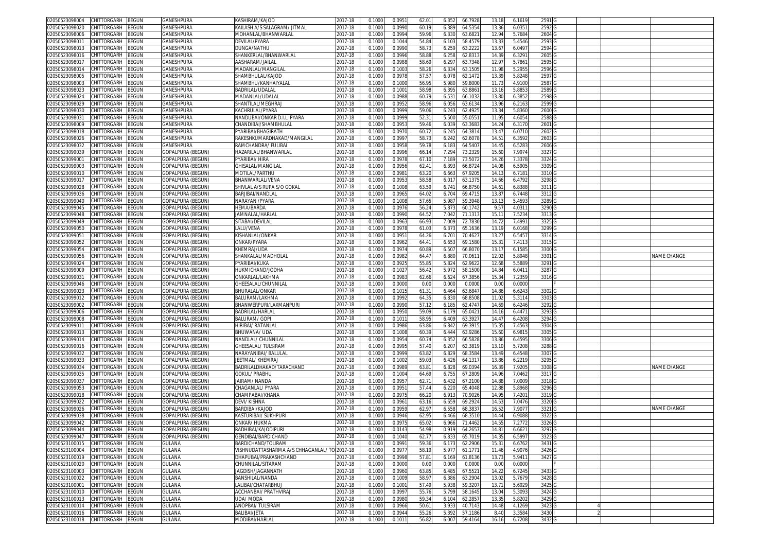| | | | | | | | | | | | | | | | | | |
|---|---|---|---|---|---|---|---|---|---|---|---|---|---|---|---|---|---|
| 02050523098004 | CHITTORGARH | BEGUN | GANESHPURA | KASHIRAM/KAJOD | 2017-18 | 0.1000 | 0.0951 | 62.01 | 6.352 | 66.7928 | 13.18 | 6.1619 | 2591 | G | | | |
| 02050523098020 | CHITTORGARH | BEGUN | GANESHPURA | KAILASH A/S SALAGRAM/ JITMAL | 2017-18 | 0.1000 | 0.0990 | 60.19 | 6.389 | 64.5354 | 13.36 | 6.0351 | 2592 | G | | | |
| 02050523098006 | CHITTORGARH | BEGUN | GANESHPURA | MOHANLAL/BHANWARLAL | 2017-18 | 0.1000 | 0.0994 | 59.96 | 6.330 | 63.6821 | 12.94 | 5.7684 | 2604 | G | | | |
| 02050523098011 | CHITTORGARH | BEGUN | GANESHPURA | DEVILAL/PYARA | 2017-18 | 0.1000 | 0.1044 | 54.84 | 6.103 | 58.4579 | 13.33 | 5.4546 | 2593 | G | | | |
| 02050523098013 | CHITTORGARH | BEGUN | GANESHPURA | DUNGA/NATHU | 2017-18 | 0.1000 | 0.0990 | 58.73 | 6.259 | 63.2222 | 13.67 | 6.0497 | 2594 | G | | | |
| 02050523098016 | CHITTORGARH | BEGUN | GANESHPURA | SHANKERLAL/BHANWARLAL | 2017-18 | 0.1000 | 0.0996 | 58.88 | 6.258 | 62.8313 | 14.39 | 6.3291 | 2605 | G | | | |
| 02050523098017 | CHITTORGARH | BEGUN | GANESHPURA | AASHARAM/JAILAL | 2017-18 | 0.1000 | 0.0988 | 58.69 | 6.297 | 63.7348 | 12.97 | 5.7861 | 2595 | G | | | |
| 02050523098014 | CHITTORGARH | BEGUN | GANESHPURA | MADANLAL/MANGILAL | 2017-18 | 0.1000 | 0.1003 | 58.26 | 6.334 | 63.1505 | 11.98 | 5.2955 | 2596 | G | | | |
| 02050523098005 | CHITTORGARH | BEGUN | GANESHPURA | SHAMBHULAL/KAJOD | 2017-18 | 0.1000 | 0.0978 | 57.57 | 6.078 | 62.1472 | 13.39 | 5.8248 | 2597 | G | | | |
| 02050523098003 | CHITTORGARH | BEGUN | GANESHPURA | SHAMBHU/KANHAIYALAL | 2017-18 | 0.1000 | 0.1000 | 56.95 | 5.980 | 59.8000 | 11.73 | 4.9100 | 2587 | G | | | |
| 02050523098023 | CHITTORGARH | BEGUN | GANESHPURA | BADRILAL/UDALAL | 2017-18 | 0.1000 | 0.1001 | 58.98 | 6.395 | 63.8861 | 13.16 | 5.8853 | 2589 | G | | | |
| 02050523098024 | CHITTORGARH | BEGUN | GANESHPURA | MADANLAL/UDALAL | 2017-18 | 0.1000 | 0.0988 | 60.79 | 6.531 | 66.1032 | 13.80 | 6.3852 | 2598 | G | | | |
| 02050523098029 | CHITTORGARH | BEGUN | GANESHPURA | SHANTILAL/MEGHRAJ | 2017-18 | 0.1000 | 0.0952 | 58.96 | 6.056 | 63.6134 | 13.96 | 6.2163 | 2599 | G | | | |
| 02050523098030 | CHITTORGARH | BEGUN | GANESHPURA | KACHRULAL/PYARA | 2017-18 | 0.1000 | 0.0999 | 59.06 | 6.243 | 62.4925 | 13.34 | 5.8360 | 2600 | G | | | |
| 02050523098031 | CHITTORGARH | BEGUN | GANESHPURA | NANDUBAI/ONKAR D.I.L. PYARA | 2017-18 | 0.1000 | 0.0999 | 52.31 | 5.500 | 55.0551 | 11.95 | 4.6054 | 2588 | G | | | |
| 02050523098009 | CHITTORGARH | BEGUN | GANESHPURA | CHANDIBAI/SHAMBHULAL | 2017-18 | 0.1000 | 0.0953 | 59.46 | 6.039 | 63.3683 | 14.24 | 6.3170 | 2601 | G | | | |
| 02050523098018 | CHITTORGARH | BEGUN | GANESHPURA | PYARIBAI/BHAGIRATH | 2017-18 | 0.1000 | 0.0970 | 60.72 | 6.245 | 64.3814 | 13.47 | 6.0710 | 2602 | G | | | |
| 02050523098026 | CHITTORGARH | BEGUN | GANESHPURA | RAKESHKUMARDHAKAD/MANGILAL | 2017-18 | 0.1000 | 0.0997 | 58.73 | 6.242 | 62.6078 | 14.51 | 6.3592 | 2603 | G | | | |
| 02050523098032 | CHITTORGARH | BEGUN | GANESHPURA | RAMCHANDRA/ FULIBAI | 2017-18 | 0.1000 | 0.0958 | 59.78 | 6.183 | 64.5407 | 14.45 | 6.5283 | 2606 | G | | | |
| 02050523099039 | CHITTORGARH | BEGUN | GOPALPURA (BEGUN) | HAZARILAL/BHANWARLAL | 2017-18 | 0.1000 | 0.0996 | 66.14 | 7.294 | 73.2329 | 15.60 | 7.9974 | 3327 | G | | | |
| 02050523099001 | CHITTORGARH | BEGUN | GOPALPURA (BEGUN) | PYARIBAI/ HIRA | 2017-18 | 0.1000 | 0.0978 | 67.10 | 7.189 | 73.5072 | 14.26 | 7.3378 | 3324 | G | | | |
| 02050523099003 | CHITTORGARH | BEGUN | GOPALPURA (BEGUN) | GHISALAL/MANGILAL | 2017-18 | 0.1000 | 0.0956 | 62.41 | 6.393 | 66.8724 | 14.08 | 6.5905 | 3309 | G | | | |
| 02050523099010 | CHITTORGARH | BEGUN | GOPALPURA (BEGUN) | MOTILAL/PARTHU | 2017-18 | 0.1000 | 0.0981 | 63.20 | 6.663 | 67.9205 | 14.13 | 6.7181 | 3310 | G | | | |
| 02050523099017 | CHITTORGARH | BEGUN | GOPALPURA (BEGUN) | BHANWARLAL/VENA | 2017-18 | 0.1000 | 0.0953 | 58.58 | 6.017 | 63.1375 | 14.66 | 6.4792 | 3298 | G | | | |
| 02050523099028 | CHITTORGARH | BEGUN | GOPALPURA (BEGUN) | SHIVLAL A/S RUPA S/O GOKAL | 2017-18 | 0.1000 | 0.1008 | 63.59 | 6.741 | 66.8750 | 14.61 | 6.8388 | 3311 | G | | | |
| 02050523099036 | CHITTORGARH | BEGUN | GOPALPURA (BEGUN) | BARJIBAI/NANDLAL | 2017-18 | 0.1000 | 0.0965 | 64.02 | 6.704 | 69.4715 | 13.87 | 6.7448 | 3312 | G | | | |
| 02050523099040 | CHITTORGARH | BEGUN | GOPALPURA (BEGUN) | NARAYAN /PYARA | 2017-18 | 0.1000 | 0.1008 | 57.65 | 5.987 | 59.3948 | 13.13 | 5.4593 | 3289 | G | | | |
| 02050523099045 | CHITTORGARH | BEGUN | GOPALPURA (BEGUN) | HEMA/BARDA | 2017-18 | 0.1000 | 0.0976 | 56.24 | 5.873 | 60.1742 | 9.57 | 4.0311 | 3290 | G | | | |
| 02050523099048 | CHITTORGARH | BEGUN | GOPALPURA (BEGUN) | JAMNALAL/HARLAL | 2017-18 | 0.1000 | 0.0990 | 64.52 | 7.042 | 71.1313 | 15.11 | 7.5234 | 3313 | G | | | |
| 02050523099049 | CHITTORGARH | BEGUN | GOPALPURA (BEGUN) | SITABAI/DEVILAL | 2017-18 | 0.1000 | 0.0963 | 66.93 | 7.009 | 72.7830 | 14.72 | 7.4991 | 3325 | G | | | |
| 02050523099050 | CHITTORGARH | BEGUN | GOPALPURA (BEGUN) | LALU/VENA | 2017-18 | 0.1000 | 0.0978 | 61.03 | 6.373 | 65.1636 | 13.19 | 6.0168 | 3299 | G | | | |
| 02050523099051 | CHITTORGARH | BEGUN | GOPALPURA (BEGUN) | KISHANLAL/ONKAR | 2017-18 | 0.1000 | 0.0951 | 64.26 | 6.701 | 70.4627 | 13.27 | 6.5457 | 3314 | G | | | |
| 02050523099052 | CHITTORGARH | BEGUN | GOPALPURA (BEGUN) | ONKAR/PYARA | 2017-18 | 0.1000 | 0.0962 | 64.41 | 6.653 | 69.1580 | 15.31 | 7.4113 | 3315 | G | | | |
| 02050523099054 | CHITTORGARH | BEGUN | GOPALPURA (BEGUN) | KHEMRAJ/UDA | 2017-18 | 0.1000 | 0.0974 | 60.89 | 6.507 | 66.8070 | 13.17 | 6.1585 | 3300 | G | | | |
| 02050523099056 | CHITTORGARH | BEGUN | GOPALPURA (BEGUN) | SHANKALAL/MADHOLAL | 2017-18 | 0.1000 | 0.0982 | 64.47 | 6.880 | 70.0611 | 12.02 | 5.8948 | 3301 | G | | | NAME CHANGE |
| 02050523099024 | CHITTORGARH | BEGUN | GOPALPURA (BEGUN) | PYARIBAI/KUKA | 2017-18 | 0.1000 | 0.0925 | 55.85 | 5.824 | 62.9622 | 12.68 | 5.5889 | 3291 | G | | | |
| 02050523099009 | CHITTORGARH | BEGUN | GOPALPURA (BEGUN) | HUKMICHAND/JODHA | 2017-18 | 0.1000 | 0.1027 | 56.42 | 5.972 | 58.1500 | 14.84 | 6.0411 | 3287 | G | | | |
| 02050523099031 | CHITTORGARH | BEGUN | GOPALPURA (BEGUN) | ONKARLAL/LAKHMA | 2017-18 | 0.1000 | 0.0983 | 62.66 | 6.624 | 67.3856 | 15.34 | 7.2359 | 3316 | G | | | |
| 02050523099046 | CHITTORGARH | BEGUN | GOPALPURA (BEGUN) | GHEESALAL/CHUNNILAL | 2017-18 | 0.1000 | 0.0000 | 0.00 | 0.000 | 0.0000 | 0.00 | 0.0000 | | F | | | |
| 02050523099023 | CHITTORGARH | BEGUN | GOPALPURA (BEGUN) | BHURALAL/ONKAR | 2017-18 | 0.1000 | 0.1015 | 61.31 | 6.464 | 63.6847 | 14.86 | 6.6243 | 3302 | G | | | |
| 02050523099012 | CHITTORGARH | BEGUN | GOPALPURA (BEGUN) | BALURAM/LAKHMA | 2017-18 | 0.1000 | 0.0992 | 64.35 | 6.830 | 68.8508 | 11.02 | 5.3114 | 3303 | G | | | |
| 02050523099002 | CHITTORGARH | BEGUN | GOPALPURA (BEGUN) | BHANWERPURI/LAXMANPURI | 2017-18 | 0.1000 | 0.0990 | 57.12 | 6.185 | 62.4747 | 14.69 | 6.4246 | 3292 | G | | | |
| 02050523099006 | CHITTORGARH | BEGUN | GOPALPURA (BEGUN) | BADRILAL/HARLAL | 2017-18 | 0.1000 | 0.0950 | 59.09 | 6.179 | 65.0421 | 14.16 | 6.4471 | 3293 | G | | | |
| 02050523099008 | CHITTORGARH | BEGUN | GOPALPURA (BEGUN) | BALURAM/ GOPI | 2017-18 | 0.1000 | 0.1011 | 58.95 | 6.409 | 63.3927 | 14.47 | 6.4208 | 3294 | G | | | |
| 02050523099011 | CHITTORGARH | BEGUN | GOPALPURA (BEGUN) | HIRIBAI/ RATANLAL | 2017-18 | 0.1000 | 0.0986 | 63.86 | 6.842 | 69.3915 | 15.35 | 7.4563 | 3304 | G | | | |
| 02050523099013 | CHITTORGARH | BEGUN | GOPALPURA (BEGUN) | BHUWANA/ UDA | 2017-18 | 0.1000 | 0.1008 | 60.39 | 6.444 | 63.9286 | 15.60 | 6.9815 | 3305 | G | | | |
| 02050523099014 | CHITTORGARH | BEGUN | GOPALPURA (BEGUN) | NANDLAL/ CHUNNILAL | 2017-18 | 0.1000 | 0.0954 | 60.74 | 6.352 | 66.5828 | 13.86 | 6.4595 | 3306 | G | | | |
| 02050523099016 | CHITTORGARH | BEGUN | GOPALPURA (BEGUN) | GHEESALAL/ TULSIRAM | 2017-18 | 0.1000 | 0.0995 | 57.40 | 6.207 | 62.3819 | 13.10 | 5.7208 | 3288 | G | | | |
| 02050523099032 | CHITTORGARH | BEGUN | GOPALPURA (BEGUN) | NARAYANIBAI/ BALULAL | 2017-18 | 0.1000 | 0.0999 | 63.82 | 6.829 | 68.3584 | 13.49 | 6.4548 | 3307 | G | | | |
| 02050523099033 | CHITTORGARH | BEGUN | GOPALPURA (BEGUN) | JEETMAL/ KHEMRAJ | 2017-18 | 0.1000 | 0.1002 | 59.03 | 6.426 | 64.1317 | 13.86 | 6.2219 | 3295 | G | | | |
| 02050523099034 | CHITTORGARH | BEGUN | GOPALPURA (BEGUN) | BADRILALDHAKAD/TARACHAND | 2017-18 | 0.1000 | 0.0989 | 63.81 | 6.828 | 69.0394 | 16.39 | 7.9205 | 3308 | G | | | NAME CHANGE |
| 02050523099035 | CHITTORGARH | BEGUN | GOPALPURA (BEGUN) | GOKUL/ PRABHU | 2017-18 | 0.1000 | 0.1004 | 64.69 | 6.755 | 67.2809 | 14.96 | 7.0462 | 3317 | G | | | |
| 02050523099037 | CHITTORGARH | BEGUN | GOPALPURA (BEGUN) | JAIRAM/ NANDA | 2017-18 | 0.1000 | 0.0957 | 62.71 | 6.432 | 67.2100 | 14.88 | 7.0009 | 3318 | G | | | |
| 02050523099053 | CHITTORGARH | BEGUN | GOPALPURA (BEGUN) | CHAGANLAL/ PYARA | 2017-18 | 0.1000 | 0.0951 | 57.44 | 6.220 | 65.4048 | 12.88 | 5.8968 | 3296 | G | | | |
| 02050523099018 | CHITTORGARH | BEGUN | GOPALPURA (BEGUN) | CHAMPABAI/KHANA | 2017-18 | 0.1000 | 0.0975 | 66.20 | 6.913 | 70.9026 | 14.95 | 7.4201 | 3319 | G | | | |
| 02050523099022 | CHITTORGARH | BEGUN | GOPALPURA (BEGUN) | DEVI/ KISHNA | 2017-18 | 0.1000 | 0.0961 | 63.16 | 6.659 | 69.2924 | 14.53 | 7.0476 | 3320 | G | | | |
| 02050523099026 | CHITTORGARH | BEGUN | GOPALPURA (BEGUN) | BARDIBAI/KAJOD | 2017-18 | 0.1000 | 0.0959 | 62.97 | 6.558 | 68.3837 | 16.52 | 7.9077 | 3321 | G | | | NAME CHANGE |
| 02050523099038 | CHITTORGARH | BEGUN | GOPALPURA (BEGUN) | KASTURIBAI/ SUKHPURI | 2017-18 | 0.1000 | 0.0946 | 62.95 | 6.466 | 68.3510 | 14.44 | 6.9088 | 3322 | G | | | |
| 02050523099042 | CHITTORGARH | BEGUN | GOPALPURA (BEGUN) | ONKAR/ HUKMA | 2017-18 | 0.1000 | 0.0975 | 65.02 | 6.966 | 71.4462 | 14.55 | 7.2772 | 3326 | G | | | |
| 02050523099044 | CHITTORGARH | BEGUN | GOPALPURA (BEGUN) | RADHIBAI/KAJODIPURI | 2017-18 | 0.1000 | 0.0143 | 54.98 | 0.919 | 64.2657 | 14.81 | 6.6621 | 3297 | G | | | |
| 02050523099047 | CHITTORGARH | BEGUN | GOPALPURA (BEGUN) | GENDIBAI/BARDICHAND | 2017-18 | 0.1000 | 0.1040 | 62.77 | 6.833 | 65.7019 | 14.35 | 6.5997 | 3323 | G | | | |
| 02050523100015 | CHITTORGARH | BEGUN | GULANA | BARDICHAND/TOLIRAM | 2017-18 | 0.1000 | 0.0991 | 59.36 | 6.173 | 62.2906 | 15.31 | 6.6762 | 3431 | G | | | |
| 02050523100004 | CHITTORGARH | BEGUN | GULANA | VISHNUDATTASHARMA A/S CHHAGANLAL/ TO | 2017-18 | 0.1000 | 0.0977 | 58.19 | 5.977 | 61.1771 | 11.46 | 4.9076 | 3426 | G | | | |
| 02050523100019 | CHITTORGARH | BEGUN | GULANA | DHAPUBAI/PRAKASHCHAND | 2017-18 | 0.1000 | 0.0998 | 57.81 | 6.169 | 61.8136 | 13.73 | 5.9411 | 3427 | G | | | |
| 02050523100020 | CHITTORGARH | BEGUN | GULANA | CHUNNILAL/SITARAM | 2017-18 | 0.1000 | 0.0000 | 0.00 | 0.000 | 0.0000 | 0.00 | 0.0000 | | F | | | |
| 02050523100003 | CHITTORGARH | BEGUN | GULANA | JAGDISH/JAGANNATH | 2017-18 | 0.1000 | 0.0960 | 63.85 | 6.485 | 67.5521 | 14.22 | 6.7245 | 3433 | G | | | |
| 02050523100022 | CHITTORGARH | BEGUN | GULANA | BANSHILAL/NANDA | 2017-18 | 0.1000 | 0.1009 | 58.97 | 6.386 | 63.2904 | 13.02 | 5.7679 | 3428 | G | | | |
| 02050523100001 | CHITTORGARH | BEGUN | GULANA | LALIBAI/CHATARBHUJ | 2017-18 | 0.1000 | 0.1001 | 57.49 | 5.938 | 59.3207 | 13.71 | 5.6929 | 3425 | G | | | |
| 02050523100010 | CHITTORGARH | BEGUN | GULANA | ACCHANBAI/ PRATHVIRAJ | 2017-18 | 0.1000 | 0.0997 | 55.76 | 5.799 | 58.1645 | 13.04 | 5.3093 | 3424 | G | | | |
| 02050523100013 | CHITTORGARH | BEGUN | GULANA | UDA/ MODA | 2017-18 | 0.1000 | 0.0980 | 59.34 | 6.104 | 62.2857 | 13.35 | 5.8202 | 3429 | G | | | |
| 02050523100014 | CHITTORGARH | BEGUN | GULANA | ANOPBAI/ TULSIRAM | 2017-18 | 0.1000 | 0.0966 | 50.61 | 3.933 | 40.7143 | 14.48 | 4.1269 | 3423 | G | 4 | | |
| 02050523100016 | CHITTORGARH | BEGUN | GULANA | BALIBAI/JETA | 2017-18 | 0.1000 | 0.0944 | 55.26 | 5.392 | 57.1186 | 8.40 | 3.3584 | 3430 | I | 2 | | |
| 02050523100018 | CHITTORGARH | BEGUN | GULANA | MODIBAI/HARLAL | 2017-18 | 0.1000 | 0.1011 | 56.82 | 6.007 | 59.4164 | 16.16 | 6.7208 | 3432 | G | | | |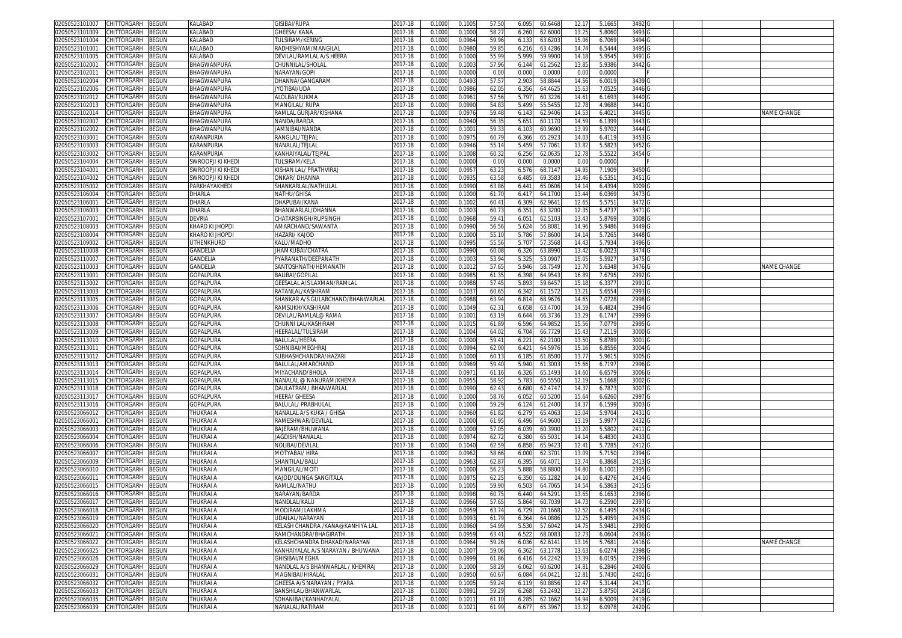| 02050523101007 | CHITTORGARH | BEGUN | KALABAD | GISIBAI/RUPA | 2017-18 | 0.1000 | 0.1005 | 57.50 | 6.095 | 60.6468 | 12.17 | 5.1665 | 3492 | G | | | |
|---|---|---|---|---|---|---|---|---|---|---|---|---|---|---|---|---|---|
| 02050523101009 | CHITTORGARH | BEGUN | KALABAD | GHEESA/ KANA | 2017-18 | 0.1000 | 0.1000 | 58.27 | 6.260 | 62.6000 | 13.25 | 5.8060 | 3493 | G | | | |
| 02050523101004 | CHITTORGARH | BEGUN | KALABAD | TULSIRAM/KERING | 2017-18 | 0.1000 | 0.0964 | 59.96 | 6.133 | 63.6203 | 15.06 | 6.7069 | 3494 | G | | | |
| 02050523101001 | CHITTORGARH | BEGUN | KALABAD | RADHESHYAM/MANGILAL | 2017-18 | 0.1000 | 0.0980 | 59.85 | 6.216 | 63.4286 | 14.74 | 6.5444 | 3495 | G | | | |
| 02050523101005 | CHITTORGARH | BEGUN | KALABAD | DEVILAL/RAMLAL A/S HEERA | 2017-18 | 0.1000 | 0.1000 | 55.99 | 5.999 | 59.9900 | 14.18 | 5.9545 | 3491 | G | | | |
| 02050523102001 | CHITTORGARH | BEGUN | BHAGWANPURA | CHUNNILAL/SHOLAL | 2017-18 | 0.1000 | 0.1003 | 57.96 | 6.144 | 61.2562 | 13.85 | 5.9386 | 3442 | G | | | |
| 02050523102011 | CHITTORGARH | BEGUN | BHAGWANPURA | NARAYAN/GOPI | 2017-18 | 0.1000 | 0.0000 | 0.00 | 0.000 | 0.0000 | 0.00 | 0.0000 | | F | | | |
| 02050523102004 | CHITTORGARH | BEGUN | BHAGWANPURA | DHANNA/GANGARAM | 2017-18 | 0.1000 | 0.0493 | 57.57 | 2.903 | 58.8844 | 14.56 | 6.0019 | 3439 | G | | | |
| 02050523102006 | CHITTORGARH | BEGUN | BHAGWANPURA | JYOTIBAI/UDA | 2017-18 | 0.1000 | 0.0986 | 62.05 | 6.356 | 64.4625 | 15.63 | 7.0525 | 3446 | G | | | |
| 02050523102012 | CHITTORGARH | BEGUN | BHAGWANPURA | ALOLBAI/RUKMA | 2017-18 | 0.1000 | 0.0961 | 57.56 | 5.797 | 60.3226 | 14.61 | 6.1693 | 3440 | G | | | |
| 02050523102013 | CHITTORGARH | BEGUN | BHAGWANPURA | MANGILAL/ RUPA | 2017-18 | 0.1000 | 0.0990 | 54.83 | 5.499 | 55.5455 | 12.78 | 4.9688 | 3441 | G | | | |
| 02050523102014 | CHITTORGARH | BEGUN | BHAGWANPURA | RAMLAL GURJAR/KISHANA | 2017-18 | 0.1000 | 0.0976 | 59.48 | 6.143 | 62.9406 | 14.53 | 6.4021 | 3445 | G | | | NAME CHANGE |
| 02050523102007 | CHITTORGARH | BEGUN | BHAGWANPURA | NANDA/BARDA | 2017-18 | 0.1000 | 0.0940 | 56.35 | 5.651 | 60.1170 | 14.59 | 6.1399 | 3443 | G | | | |
| 02050523102002 | CHITTORGARH | BEGUN | BHAGWANPURA | JAMNIBAI/NANDA | 2017-18 | 0.1000 | 0.1001 | 59.33 | 6.103 | 60.9690 | 13.99 | 5.9702 | 3444 | G | | | |
| 02050523103001 | CHITTORGARH | BEGUN | KARANPURIA | RANGLAL/TEJPAL | 2017-18 | 0.1000 | 0.0975 | 60.79 | 6.366 | 65.2923 | 14.03 | 6.4119 | 3453 | G | | | |
| 02050523103003 | CHITTORGARH | BEGUN | KARANPURIA | NANALAL/TEJLAL | 2017-18 | 0.1000 | 0.0946 | 55.14 | 5.459 | 57.7061 | 13.82 | 5.5823 | 3452 | G | | | |
| 02050523103002 | CHITTORGARH | BEGUN | KARANPURIA | KANHAIYALAL/TEJPAL | 2017-18 | 0.1000 | 0.1008 | 60.32 | 6.256 | 62.0635 | 12.78 | 5.5522 | 3454 | G | | | |
| 02050523104004 | CHITTORGARH | BEGUN | SWROOPJI KI KHEDI | TULSIRAM/KELA | 2017-18 | 0.1000 | 0.0000 | 0.00 | 0.000 | 0.0000 | 0.00 | 0.0000 | | F | | | |
| 02050523104001 | CHITTORGARH | BEGUN | SWROOPJI KI KHEDI | KISHAN LAL/ PRATHVIRAJ | 2017-18 | 0.1000 | 0.0957 | 63.23 | 6.576 | 68.7147 | 14.95 | 7.1909 | 3450 | G | | | |
| 02050523104002 | CHITTORGARH | BEGUN | SWROOPJI KI KHEDI | ONKAR/ DHANNA | 2017-18 | 0.1000 | 0.0935 | 63.58 | 6.485 | 69.3583 | 13.46 | 6.5351 | 3451 | G | | | |
| 02050523105002 | CHITTORGARH | BEGUN | PARKHAYAKHEDI | SHANKARLAL/NATHULAL | 2017-18 | 0.1000 | 0.0990 | 63.86 | 6.441 | 65.0606 | 14.14 | 6.4394 | 3009 | G | | | |
| 02050523106004 | CHITTORGARH | BEGUN | DHARLA | NATHU/GHISA | 2017-18 | 0.1000 | 0.1000 | 61.70 | 6.417 | 64.1700 | 13.44 | 6.0369 | 3473 | G | | | |
| 02050523106001 | CHITTORGARH | BEGUN | DHARLA | DHAPUBAI/KANA | 2017-18 | 0.1000 | 0.1002 | 60.41 | 6.309 | 62.9641 | 12.65 | 5.5751 | 3472 | G | | | |
| 02050523106003 | CHITTORGARH | BEGUN | DHARLA | BHANWARLAL/DHANNA | 2017-18 | 0.1000 | 0.1003 | 60.73 | 6.351 | 63.3200 | 12.35 | 5.4737 | 3471 | G | | | |
| 02050523107001 | CHITTORGARH | BEGUN | DEVRIA | CHATARSINGH/RUPSINGH | 2017-18 | 0.1000 | 0.0968 | 59.41 | 6.051 | 62.5103 | 13.43 | 5.8769 | 3008 | G | | | |
| 02050523108003 | CHITTORGARH | BEGUN | KHARO KI JHOPDI | AMARCHAND/SAWANTA | 2017-18 | 0.1000 | 0.0990 | 56.56 | 5.624 | 56.8081 | 14.96 | 5.9486 | 3449 | G | | | |
| 02050523108004 | CHITTORGARH | BEGUN | KHARO KI JHOPDI | HAZARI/ KAJOD | 2017-18 | 0.1000 | 0.1000 | 55.10 | 5.786 | 57.8600 | 14.14 | 5.7265 | 3448 | G | | | |
| 02050523109002 | CHITTORGARH | BEGUN | UTHENKHURD | KALU/MADHO | 2017-18 | 0.1000 | 0.0995 | 55.56 | 5.707 | 57.3568 | 14.43 | 5.7934 | 3496 | G | | | |
| 02050523110008 | CHITTORGARH | BEGUN | GANDELIA | JHAMKUBAI/CHATRA | 2017-18 | 0.1000 | 0.0990 | 60.08 | 6.326 | 63.8990 | 13.42 | 6.0023 | 3474 | G | | | |
| 02050523110007 | CHITTORGARH | BEGUN | GANDELIA | PYARANATH/DEEPANATH | 2017-18 | 0.1000 | 0.1003 | 53.94 | 5.325 | 53.0907 | 15.05 | 5.5927 | 3475 | G | | | |
| 02050523110003 | CHITTORGARH | BEGUN | GANDELIA | SANTOSHNATH/HEMANATH | 2017-18 | 0.1000 | 0.1012 | 57.65 | 5.946 | 58.7549 | 13.70 | 5.6348 | 3476 | G | | | NAME CHANGE |
| 02050523113001 | CHITTORGARH | BEGUN | GOPALPURA | BALIBAI/GOPILAL | 2017-18 | 0.1000 | 0.0985 | 61.35 | 6.398 | 64.9543 | 16.89 | 7.6795 | 2992 | G | | | |
| 02050523113002 | CHITTORGARH | BEGUN | GOPALPURA | GEESALAL A/S LAXMAN/RAMLAL | 2017-18 | 0.1000 | 0.0988 | 57.45 | 5.893 | 59.6457 | 15.18 | 6.3377 | 2991 | G | | | |
| 02050523113003 | CHITTORGARH | BEGUN | GOPALPURA | RATANLAL/KASHIRAM | 2017-18 | 0.1000 | 0.1037 | 60.65 | 6.342 | 61.1572 | 13.21 | 5.6554 | 2993 | G | | | |
| 02050523113005 | CHITTORGARH | BEGUN | GOPALPURA | SHANKAR A/S GULABCHAND/BHANWARLAL | 2017-18 | 0.1000 | 0.0988 | 63.94 | 6.814 | 68.9676 | 14.65 | 7.0728 | 2998 | G | | | |
| 02050523113006 | CHITTORGARH | BEGUN | GOPALPURA | RAMSUKH/KASHIRAM | 2017-18 | 0.1000 | 0.1049 | 62.31 | 6.658 | 63.4700 | 14.59 | 6.4824 | 2994 | G | | | |
| 02050523113007 | CHITTORGARH | BEGUN | GOPALPURA | DEVILAL/RAMLAL@ RAMA | 2017-18 | 0.1000 | 0.1001 | 63.19 | 6.644 | 66.3736 | 13.29 | 6.1747 | 2999 | G | | | |
| 02050523113008 | CHITTORGARH | BEGUN | GOPALPURA | CHUNNI LAL/KASHIRAM | 2017-18 | 0.1000 | 0.1015 | 61.89 | 6.596 | 64.9852 | 15.56 | 7.0779 | 2995 | G | | | |
| 02050523113009 | CHITTORGARH | BEGUN | GOPALPURA | HEERALAL/TULSIRAM | 2017-18 | 0.1000 | 0.1004 | 64.02 | 6.704 | 66.7729 | 15.43 | 7.2119 | 3000 | G | | | |
| 02050523113010 | CHITTORGARH | BEGUN | GOPALPURA | BALULAL/HEERA | 2017-18 | 0.1000 | 0.1000 | 59.41 | 6.221 | 62.2100 | 13.50 | 5.8789 | 3001 | G | | | |
| 02050523113011 | CHITTORGARH | BEGUN | GOPALPURA | SOHNIBAI/MEGHRAJ | 2017-18 | 0.1000 | 0.0994 | 62.00 | 6.421 | 64.5976 | 15.16 | 6.8556 | 3004 | G | | | |
| 02050523113012 | CHITTORGARH | BEGUN | GOPALPURA | SUBHASHCHANDRA/HAZARI | 2017-18 | 0.1000 | 0.1000 | 60.13 | 6.185 | 61.8500 | 13.77 | 5.9615 | 3005 | G | | | |
| 02050523113013 | CHITTORGARH | BEGUN | GOPALPURA | BALULAL/AMARCHAND | 2017-18 | 0.1000 | 0.0969 | 59.40 | 5.940 | 61.3003 | 15.66 | 6.7197 | 2996 | G | | | |
| 02050523113014 | CHITTORGARH | BEGUN | GOPALPURA | MIYACHAND/BHOLA | 2017-18 | 0.1000 | 0.0971 | 61.16 | 6.326 | 65.1493 | 14.60 | 6.6579 | 3006 | G | | | |
| 02050523113015 | CHITTORGARH | BEGUN | GOPALPURA | NANALAL @ NANURAM/KHEMA | 2017-18 | 0.1000 | 0.0955 | 58.92 | 5.783 | 60.5550 | 12.19 | 5.1668 | 3002 | G | | | |
| 02050523113018 | CHITTORGARH | BEGUN | GOPALPURA | DAULATRAM/ BHANWARLAL | 2017-18 | 0.1000 | 0.0990 | 62.43 | 6.680 | 67.4747 | 14.37 | 6.7873 | 3007 | G | | | |
| 02050523113017 | CHITTORGARH | BEGUN | GOPALPURA | HEERA/ GHEESA | 2017-18 | 0.1000 | 0.1000 | 58.76 | 6.052 | 60.5200 | 15.64 | 6.6260 | 2997 | G | | | |
| 02050523113016 | CHITTORGARH | BEGUN | GOPALPURA | BALULAL/ PRABHULAL | 2017-18 | 0.1000 | 0.1000 | 59.29 | 6.124 | 61.2400 | 14.37 | 6.1599 | 3003 | G | | | |
| 02050523066012 | CHITTORGARH | BEGUN | THUKRAI A | NANALAL A/S KUKA / GHISA | 2017-18 | 0.1000 | 0.0960 | 61.82 | 6.279 | 65.4063 | 13.04 | 5.9704 | 2431 | G | | | |
| 02050523066001 | CHITTORGARH | BEGUN | THUKRAI A | RAMESHWAR/DEVILAL | 2017-18 | 0.1000 | 0.1000 | 61.95 | 6.496 | 64.9600 | 13.19 | 5.9977 | 2432 | G | | | |
| 02050523066003 | CHITTORGARH | BEGUN | THUKRAI A | BAJERAM/BHUWANA | 2017-18 | 0.1000 | 0.1000 | 57.05 | 6.039 | 60.3900 | 13.20 | 5.5802 | 2411 | G | | | |
| 02050523066004 | CHITTORGARH | BEGUN | THUKRAI A | JAGDISH/NANALAL | 2017-18 | 0.1000 | 0.0974 | 62.72 | 6.380 | 65.5031 | 14.14 | 6.4830 | 2433 | G | | | |
| 02050523066006 | CHITTORGARH | BEGUN | THUKRAI A | NOLIBAI/DEVILAL | 2017-18 | 0.1000 | 0.1040 | 62.59 | 6.858 | 65.9423 | 12.41 | 5.7285 | 2412 | G | | | |
| 02050523066007 | CHITTORGARH | BEGUN | THUKRAI A | MOTYABAI/ HIRA | 2017-18 | 0.1000 | 0.0962 | 58.66 | 6.000 | 62.3701 | 13.09 | 5.7150 | 2394 | G | | | |
| 02050523066009 | CHITTORGARH | BEGUN | THUKRAI A | SHANTILAL/BALU | 2017-18 | 0.1000 | 0.0963 | 62.87 | 6.395 | 66.4071 | 13.74 | 6.3868 | 2413 | G | | | |
| 02050523066010 | CHITTORGARH | BEGUN | THUKRAI A | MANGILAL/MOTI | 2017-18 | 0.1000 | 0.1000 | 56.23 | 5.888 | 58.8800 | 14.80 | 6.1001 | 2395 | G | | | |
| 02050523066011 | CHITTORGARH | BEGUN | THUKRAI A | KAJOD/DUNGA SANGITALA | 2017-18 | 0.1000 | 0.0975 | 62.25 | 6.350 | 65.1282 | 14.10 | 6.4276 | 2414 | G | | | |
| 02050523066015 | CHITTORGARH | BEGUN | THUKRAI A | RAMLAL/NATHU | 2017-18 | 0.1000 | 0.1005 | 59.90 | 6.503 | 64.7065 | 14.54 | 6.5863 | 2415 | G | | | |
| 02050523066016 | CHITTORGARH | BEGUN | THUKRAI A | NARAYAN/BARDA | 2017-18 | 0.1000 | 0.0998 | 60.75 | 6.440 | 64.5291 | 13.65 | 6.1653 | 2396 | G | | | |
| 02050523066017 | CHITTORGARH | BEGUN | THUKRAI A | NANDLAL/KALU | 2017-18 | 0.1000 | 0.0966 | 57.65 | 5.864 | 60.7039 | 14.73 | 6.2590 | 2397 | G | | | |
| 02050523066018 | CHITTORGARH | BEGUN | THUKRAI A | MODIRAM/LAKHMA | 2017-18 | 0.1000 | 0.0959 | 63.74 | 6.729 | 70.1668 | 12.52 | 6.1495 | 2434 | G | | | |
| 02050523066019 | CHITTORGARH | BEGUN | THUKRAI A | UDAILAL/NARAYAN | 2017-18 | 0.1000 | 0.0993 | 61.79 | 6.364 | 64.0886 | 12.25 | 5.4959 | 2435 | G | | | |
| 02050523066020 | CHITTORGARH | BEGUN | THUKRAI A | KELASH CHANDRA /KANA@KANHIYA LAL | 2017-18 | 0.1000 | 0.0960 | 54.99 | 5.530 | 57.6042 | 14.75 | 5.9481 | 2390 | G | | | |
| 02050523066021 | CHITTORGARH | BEGUN | THUKRAI A | RAMCHANDRA/BHAGIRATH | 2017-18 | 0.1000 | 0.0959 | 63.41 | 6.522 | 68.0083 | 12.73 | 6.0604 | 2436 | G | | | |
| 02050523066022 | CHITTORGARH | BEGUN | THUKRAI A | KELASHCHANDRA DHAKAD/NARAYAN | 2017-18 | 0.1000 | 0.0964 | 59.26 | 6.036 | 62.6141 | 13.16 | 5.7681 | 2416 | G | | | NAME CHANGE |
| 02050523066025 | CHITTORGARH | BEGUN | THUKRAI A | KANHAIYALAL A/S NARAYAN / BHUWANA | 2017-18 | 0.1000 | 0.1007 | 59.06 | 6.362 | 63.1778 | 13.63 | 6.0274 | 2398 | G | | | |
| 02050523066026 | CHITTORGARH | BEGUN | THUKRAI A | GHISIBAI/MEGHA | 2017-18 | 0.1000 | 0.0999 | 61.86 | 6.416 | 64.2242 | 13.39 | 6.0195 | 2399 | G | | | |
| 02050523066029 | CHITTORGARH | BEGUN | THUKRAI A | NANDLAL A/S BHANWARLAL / KHEMRAJ | 2017-18 | 0.1000 | 0.1000 | 58.29 | 6.062 | 60.6200 | 14.81 | 6.2846 | 2400 | G | | | |
| 02050523066031 | CHITTORGARH | BEGUN | THUKRAI A | MAGNIBAI/HIRALAL | 2017-18 | 0.1000 | 0.0950 | 60.67 | 6.084 | 64.0421 | 12.81 | 5.7430 | 2401 | G | | | |
| 02050523066032 | CHITTORGARH | BEGUN | THUKRAI A | GHEESA A/S NARAYAN / PYARA | 2017-18 | 0.1000 | 0.1005 | 59.24 | 6.119 | 60.8856 | 12.47 | 5.3144 | 2417 | G | | | |
| 02050523066033 | CHITTORGARH | BEGUN | THUKRAI A | BANSHILAL/BHANWARLAL | 2017-18 | 0.1000 | 0.0991 | 59.29 | 6.268 | 63.2492 | 13.27 | 5.8750 | 2418 | G | | | |
| 02050523066035 | CHITTORGARH | BEGUN | THUKRAI A | SOHANIBAI/KANHAIYALAL | 2017-18 | 0.1000 | 0.1011 | 61.10 | 6.285 | 62.1662 | 14.94 | 6.5009 | 2419 | G | | | |
| 02050523066039 | CHITTORGARH | BEGUN | THUKRAI A | NANALAL/RATIRAM | 2017-18 | 0.1000 | 0.1021 | 61.99 | 6.677 | 65.3967 | 13.32 | 6.0978 | 2420 | G | | | |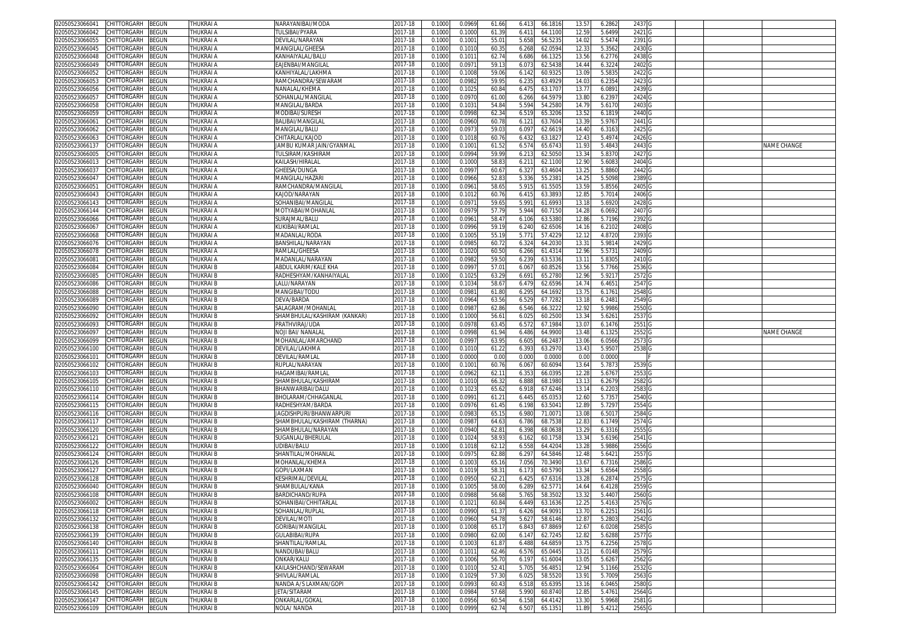| | | | | | | | | | | | | | | | | | | |
|---|---|---|---|---|---|---|---|---|---|---|---|---|---|---|---|---|---|---|
| 02050523066041 | CHITTORGARH | BEGUN | THUKRAI A | NARAYANIBAI/MODA | 2017-18 | 0.1000 | 0.0969 | 61.66 | 6.413 | 66.1816 | 13.57 | 6.2862 | 2437 | G | | | | |
| 02050523066042 | CHITTORGARH | BEGUN | THUKRAI A | TULSIBAI/PYARA | 2017-18 | 0.1000 | 0.1000 | 61.39 | 6.411 | 64.1100 | 12.59 | 5.6499 | 2421 | G | | | | |
| 02050523066055 | CHITTORGARH | BEGUN | THUKRAI A | DEVILAL/NARAYAN | 2017-18 | 0.1000 | 0.1001 | 55.01 | 5.658 | 56.5235 | 14.02 | 5.5474 | 2391 | G | | | | |
| 02050523066045 | CHITTORGARH | BEGUN | THUKRAI A | MANGILAL/GHEESA | 2017-18 | 0.1000 | 0.1010 | 60.35 | 6.268 | 62.0594 | 12.33 | 5.3562 | 2430 | G | | | | |
| 02050523066048 | CHITTORGARH | BEGUN | THUKRAI A | KANHAIYALAL/BALU | 2017-18 | 0.1000 | 0.1011 | 62.74 | 6.686 | 66.1325 | 13.56 | 6.2776 | 2438 | G | | | | |
| 02050523066049 | CHITTORGARH | BEGUN | THUKRAI A | EAJENBAI/MANGILAL | 2017-18 | 0.1000 | 0.0971 | 59.13 | 6.073 | 62.5438 | 14.44 | 6.3224 | 2402 | G | | | | |
| 02050523066052 | CHITTORGARH | BEGUN | THUKRAI A | KANHIYALAL/LAKHMA | 2017-18 | 0.1000 | 0.1008 | 59.06 | 6.142 | 60.9325 | 13.09 | 5.5835 | 2422 | G | | | | |
| 02050523066053 | CHITTORGARH | BEGUN | THUKRAI A | RAMCHANDRA/SEWARAM | 2017-18 | 0.1000 | 0.0982 | 59.95 | 6.235 | 63.4929 | 14.03 | 6.2354 | 2423 | G | | | | |
| 02050523066056 | CHITTORGARH | BEGUN | THUKRAI A | NANALAL/KHEMA | 2017-18 | 0.1000 | 0.1025 | 60.84 | 6.475 | 63.1707 | 13.77 | 6.0891 | 2439 | G | | | | |
| 02050523066057 | CHITTORGARH | BEGUN | THUKRAI A | SOHANLAL/MANGILAL | 2017-18 | 0.1000 | 0.0970 | 61.00 | 6.266 | 64.5979 | 13.80 | 6.2397 | 2424 | G | | | | |
| 02050523066058 | CHITTORGARH | BEGUN | THUKRAI A | MANGILAL/BARDA | 2017-18 | 0.1000 | 0.1031 | 54.84 | 5.594 | 54.2580 | 14.79 | 5.6170 | 2403 | G | | | | |
| 02050523066059 | CHITTORGARH | BEGUN | THUKRAI A | MODIBAI/SURESH | 2017-18 | 0.1000 | 0.0998 | 62.34 | 6.519 | 65.3206 | 13.52 | 6.1819 | 2440 | G | | | | |
| 02050523066061 | CHITTORGARH | BEGUN | THUKRAI A | BALIBAI/MANGILAL | 2017-18 | 0.1000 | 0.0960 | 60.78 | 6.121 | 63.7604 | 13.39 | 5.9767 | 2441 | G | | | | |
| 02050523066062 | CHITTORGARH | BEGUN | THUKRAI A | MANGILAL/BALU | 2017-18 | 0.1000 | 0.0973 | 59.03 | 6.097 | 62.6619 | 14.40 | 6.3163 | 2425 | G | | | | |
| 02050523066063 | CHITTORGARH | BEGUN | THUKRAI A | CHITARLAL/KAJOD | 2017-18 | 0.1000 | 0.1018 | 60.76 | 6.432 | 63.1827 | 12.43 | 5.4974 | 2426 | G | | | | |
| 02050523066137 | CHITTORGARH | BEGUN | THUKRAI A | JAMBU KUMAR JAIN/GYANMAL | 2017-18 | 0.1000 | 0.1001 | 61.52 | 6.574 | 65.6743 | 11.93 | 5.4843 | 2443 | G | | | | NAME CHANGE |
| 02050523066005 | CHITTORGARH | BEGUN | THUKRAI A | TULSIRAM/KASHIRAM | 2017-18 | 0.1000 | 0.0994 | 59.99 | 6.213 | 62.5050 | 13.34 | 5.8370 | 2427 | G | | | | |
| 02050523066013 | CHITTORGARH | BEGUN | THUKRAI A | KAILASH/HIRALAL | 2017-18 | 0.1000 | 0.1000 | 58.83 | 6.211 | 62.1100 | 12.90 | 5.6083 | 2404 | G | | | | |
| 02050523066037 | CHITTORGARH | BEGUN | THUKRAI A | GHEESA/DUNGA | 2017-18 | 0.1000 | 0.0997 | 60.67 | 6.327 | 63.4604 | 13.25 | 5.8860 | 2442 | G | | | | |
| 02050523066047 | CHITTORGARH | BEGUN | THUKRAI A | MANGILAL/HAZARI | 2017-18 | 0.1000 | 0.0966 | 52.83 | 5.336 | 55.2381 | 14.25 | 5.5098 | 2389 | G | | | | |
| 02050523066051 | CHITTORGARH | BEGUN | THUKRAI A | RAMCHANDRA/MANGILAL | 2017-18 | 0.1000 | 0.0961 | 58.65 | 5.915 | 61.5505 | 13.59 | 5.8556 | 2405 | G | | | | |
| 02050523066043 | CHITTORGARH | BEGUN | THUKRAI A | KAJOD/NARAYAN | 2017-18 | 0.1000 | 0.1012 | 60.76 | 6.415 | 63.3893 | 12.85 | 5.7014 | 2406 | G | | | | |
| 02050523066143 | CHITTORGARH | BEGUN | THUKRAI A | SOHANIBAI/MANGILAL | 2017-18 | 0.1000 | 0.0971 | 59.65 | 5.991 | 61.6993 | 13.18 | 5.6920 | 2428 | G | | | | |
| 02050523066144 | CHITTORGARH | BEGUN | THUKRAI A | MOTYABAI/MOHANLAL | 2017-18 | 0.1000 | 0.0979 | 57.79 | 5.944 | 60.7150 | 14.28 | 6.0692 | 2407 | G | | | | |
| 02050523066066 | CHITTORGARH | BEGUN | THUKRAI A | SURAJMAL/BALU | 2017-18 | 0.1000 | 0.0961 | 58.47 | 6.106 | 63.5380 | 12.86 | 5.7196 | 2392 | G | | | | |
| 02050523066067 | CHITTORGARH | BEGUN | THUKRAI A | KUKIBAI/RAMLAL | 2017-18 | 0.1000 | 0.0996 | 59.19 | 6.240 | 62.6506 | 14.16 | 6.2102 | 2408 | G | | | | |
| 02050523066068 | CHITTORGARH | BEGUN | THUKRAI A | MADANLAL/RODA | 2017-18 | 0.1000 | 0.1005 | 55.19 | 5.771 | 57.4229 | 12.12 | 4.8720 | 2393 | G | | | | |
| 02050523066076 | CHITTORGARH | BEGUN | THUKRAI A | BANSHILAL/NARAYAN | 2017-18 | 0.1000 | 0.0985 | 60.72 | 6.324 | 64.2030 | 13.31 | 5.9814 | 2429 | G | | | | |
| 02050523066078 | CHITTORGARH | BEGUN | THUKRAI A | RAMLAL/GHEESA | 2017-18 | 0.1000 | 0.1020 | 60.50 | 6.266 | 61.4314 | 12.96 | 5.5731 | 2409 | G | | | | |
| 02050523066081 | CHITTORGARH | BEGUN | THUKRAI A | MADANLAL/NARAYAN | 2017-18 | 0.1000 | 0.0982 | 59.50 | 6.239 | 63.5336 | 13.11 | 5.8305 | 2410 | G | | | | |
| 02050523066084 | CHITTORGARH | BEGUN | THUKRAI B | ABDUL KARIM/KALE KHA | 2017-18 | 0.1000 | 0.0997 | 57.01 | 6.067 | 60.8526 | 13.56 | 5.7766 | 2536 | G | | | | |
| 02050523066085 | CHITTORGARH | BEGUN | THUKRAI B | RADHESHYAM/KANHAIYALAL | 2017-18 | 0.1000 | 0.1025 | 63.29 | 6.691 | 65.2780 | 12.96 | 5.9217 | 2572 | G | | | | |
| 02050523066086 | CHITTORGARH | BEGUN | THUKRAI B | LALU/NARAYAN | 2017-18 | 0.1000 | 0.1034 | 58.67 | 6.479 | 62.6596 | 14.74 | 6.4651 | 2547 | G | | | | |
| 02050523066088 | CHITTORGARH | BEGUN | THUKRAI B | MANGIBAI/TODU | 2017-18 | 0.1000 | 0.0981 | 61.80 | 6.295 | 64.1692 | 13.75 | 6.1761 | 2548 | G | | | | |
| 02050523066089 | CHITTORGARH | BEGUN | THUKRAI B | DEVA/BARDA | 2017-18 | 0.1000 | 0.0964 | 63.56 | 6.529 | 67.7282 | 13.18 | 6.2481 | 2549 | G | | | | |
| 02050523066090 | CHITTORGARH | BEGUN | THUKRAI B | SALAGRAM/MOHANLAL | 2017-18 | 0.1000 | 0.0987 | 62.86 | 6.546 | 66.3222 | 12.92 | 5.9986 | 2550 | G | | | | |
| 02050523066092 | CHITTORGARH | BEGUN | THUKRAI B | SHAMBHULAL/KASHIRAM (KANKAR) | 2017-18 | 0.1000 | 0.1000 | 56.61 | 6.025 | 60.2500 | 13.34 | 5.6261 | 2537 | G | | | | |
| 02050523066093 | CHITTORGARH | BEGUN | THUKRAI B | PRATHVIRAJ/UDA | 2017-18 | 0.1000 | 0.0978 | 63.45 | 6.572 | 67.1984 | 13.07 | 6.1476 | 2551 | G | | | | |
| 02050523066097 | CHITTORGARH | BEGUN | THUKRAI B | NOJI BAI/ NANALAL | 2017-18 | 0.1000 | 0.0998 | 61.94 | 6.486 | 64.9900 | 13.48 | 6.1325 | 2552 | G | | | | NAME CHANGE |
| 02050523066099 | CHITTORGARH | BEGUN | THUKRAI B | MOHANLAL/AMARCHAND | 2017-18 | 0.1000 | 0.0997 | 63.95 | 6.605 | 66.2487 | 13.06 | 6.0566 | 2573 | G | | | | |
| 02050523066100 | CHITTORGARH | BEGUN | THUKRAI B | DEVILAL/LAKHMA | 2017-18 | 0.1000 | 0.1010 | 61.22 | 6.393 | 63.2970 | 13.43 | 5.9507 | 2538 | G | | | | |
| 02050523066101 | CHITTORGARH | BEGUN | THUKRAI B | DEVILAL/RAMLAL | 2017-18 | 0.1000 | 0.0000 | 0.00 | 0.000 | 0.0000 | 0.00 | 0.0000 | | F | | | | |
| 02050523066102 | CHITTORGARH | BEGUN | THUKRAI B | RUPLAL/NARAYAN | 2017-18 | 0.1000 | 0.1001 | 60.76 | 6.067 | 60.6094 | 13.64 | 5.7873 | 2539 | G | | | | |
| 02050523066103 | CHITTORGARH | BEGUN | THUKRAI B | HAGAMIBAI/RAMLAL | 2017-18 | 0.1000 | 0.0962 | 62.11 | 6.353 | 66.0395 | 12.28 | 5.6767 | 2553 | G | | | | |
| 02050523066105 | CHITTORGARH | BEGUN | THUKRAI B | SHAMBHULAL/KASHIRAM | 2017-18 | 0.1000 | 0.1010 | 66.32 | 6.888 | 68.1980 | 13.13 | 6.2679 | 2582 | G | | | | |
| 02050523066110 | CHITTORGARH | BEGUN | THUKRAI B | BHANWARIBAI/DALU | 2017-18 | 0.1000 | 0.1023 | 65.62 | 6.918 | 67.6246 | 13.14 | 6.2203 | 2583 | G | | | | |
| 02050523066114 | CHITTORGARH | BEGUN | THUKRAI B | BHOLARAM/CHHAGANLAL | 2017-18 | 0.1000 | 0.0991 | 61.21 | 6.445 | 65.0353 | 12.60 | 5.7357 | 2540 | G | | | | |
| 02050523066115 | CHITTORGARH | BEGUN | THUKRAI B | RADHESHYAM/BARDA | 2017-18 | 0.1000 | 0.0976 | 61.45 | 6.198 | 63.5041 | 12.89 | 5.7297 | 2554 | G | | | | |
| 02050523066116 | CHITTORGARH | BEGUN | THUKRAI B | JAGDISHPURI/BHANWARPURI | 2017-18 | 0.1000 | 0.0983 | 65.15 | 6.980 | 71.0071 | 13.08 | 6.5017 | 2584 | G | | | | |
| 02050523066117 | CHITTORGARH | BEGUN | THUKRAI B | SHAMBHULAL/KASHIRAM (THARNA) | 2017-18 | 0.1000 | 0.0987 | 64.63 | 6.786 | 68.7538 | 12.83 | 6.1749 | 2574 | G | | | | |
| 02050523066120 | CHITTORGARH | BEGUN | THUKRAI B | SHAMBHULAL/NARAYAN | 2017-18 | 0.1000 | 0.0940 | 62.81 | 6.398 | 68.0638 | 13.29 | 6.3316 | 2555 | G | | | | |
| 02050523066121 | CHITTORGARH | BEGUN | THUKRAI B | SUGANLAL/BHERULAL | 2017-18 | 0.1000 | 0.1024 | 58.93 | 6.162 | 60.1758 | 13.34 | 5.6196 | 2541 | G | | | | |
| 02050523066122 | CHITTORGARH | BEGUN | THUKRAI B | UDIBAI/BALU | 2017-18 | 0.1000 | 0.1018 | 62.12 | 6.558 | 64.4204 | 13.28 | 5.9886 | 2556 | G | | | | |
| 02050523066124 | CHITTORGARH | BEGUN | THUKRAI B | SHANTILAL/MOHANLAL | 2017-18 | 0.1000 | 0.0975 | 62.88 | 6.297 | 64.5846 | 12.48 | 5.6421 | 2557 | G | | | | |
| 02050523066126 | CHITTORGARH | BEGUN | THUKRAI B | MOHANLAL/KHEMA | 2017-18 | 0.1000 | 0.1003 | 65.16 | 7.056 | 70.3490 | 13.67 | 6.7316 | 2586 | G | | | | |
| 02050523066127 | CHITTORGARH | BEGUN | THUKRAI B | GOPI/LAXMAN | 2017-18 | 0.1000 | 0.1019 | 58.31 | 6.173 | 60.5790 | 13.34 | 5.6564 | 2558 | G | | | | |
| 02050523066128 | CHITTORGARH | BEGUN | THUKRAI B | KESHRIMAL/DEVILAL | 2017-18 | 0.1000 | 0.0950 | 62.21 | 6.425 | 67.6316 | 13.28 | 6.2874 | 2575 | G | | | | |
| 02050523066040 | CHITTORGARH | BEGUN | THUKRAI B | SHAMBULAL/KANA | 2017-18 | 0.1000 | 0.1005 | 58.00 | 6.289 | 62.5771 | 14.64 | 6.4128 | 2559 | G | | | | |
| 02050523066108 | CHITTORGARH | BEGUN | THUKRAI B | BARDICHAND/RUPA | 2017-18 | 0.1000 | 0.0988 | 56.68 | 5.765 | 58.3502 | 13.32 | 5.4407 | 2560 | G | | | | |
| 02050523066002 | CHITTORGARH | BEGUN | THUKRAI B | SOHANIBAI/CHHITARLAL | 2017-18 | 0.1000 | 0.1021 | 60.84 | 6.449 | 63.1636 | 12.25 | 5.4163 | 2576 | G | | | | |
| 02050523066118 | CHITTORGARH | BEGUN | THUKRAI B | SOHANLAL/RUPLAL | 2017-18 | 0.1000 | 0.0990 | 61.37 | 6.426 | 64.9091 | 13.70 | 6.2251 | 2561 | G | | | | |
| 02050523066132 | CHITTORGARH | BEGUN | THUKRAI B | DEVILAL/MOTI | 2017-18 | 0.1000 | 0.0960 | 54.78 | 5.627 | 58.6146 | 12.87 | 5.2803 | 2542 | G | | | | |
| 02050523066138 | CHITTORGARH | BEGUN | THUKRAI B | GORIBAI/MANGILAL | 2017-18 | 0.1000 | 0.1008 | 65.17 | 6.843 | 67.8869 | 12.67 | 6.0208 | 2585 | G | | | | |
| 02050523066139 | CHITTORGARH | BEGUN | THUKRAI B | GULABIBAI/RUPA | 2017-18 | 0.1000 | 0.0980 | 62.00 | 6.147 | 62.7245 | 12.82 | 5.6288 | 2577 | G | | | | |
| 02050523066140 | CHITTORGARH | BEGUN | THUKRAI B | SHANTILAL/RAMLAL | 2017-18 | 0.1000 | 0.1003 | 61.87 | 6.488 | 64.6859 | 13.75 | 6.2256 | 2578 | G | | | | |
| 02050523066111 | CHITTORGARH | BEGUN | THUKRAI B | NANDUBAI/BALU | 2017-18 | 0.1000 | 0.1011 | 62.46 | 6.576 | 65.0445 | 13.21 | 6.0148 | 2579 | G | | | | |
| 02050523066135 | CHITTORGARH | BEGUN | THUKRAI B | ONKAR/KALU | 2017-18 | 0.1000 | 0.1006 | 56.70 | 6.197 | 61.6004 | 13.05 | 5.6267 | 2562 | G | | | | |
| 02050523066064 | CHITTORGARH | BEGUN | THUKRAI B | KAILASHCHAND/SEWARAM | 2017-18 | 0.1000 | 0.1010 | 52.41 | 5.705 | 56.4851 | 12.94 | 5.1166 | 2532 | G | | | | |
| 02050523066098 | CHITTORGARH | BEGUN | THUKRAI B | SHIVLAL/RAMLAL | 2017-18 | 0.1000 | 0.1029 | 57.30 | 6.025 | 58.5520 | 13.91 | 5.7009 | 2563 | G | | | | |
| 02050523066142 | CHITTORGARH | BEGUN | THUKRAI B | NANDA A/S LAXMAN/GOPI | 2017-18 | 0.1000 | 0.0993 | 60.43 | 6.518 | 65.6395 | 13.16 | 6.0465 | 2580 | G | | | | |
| 02050523066145 | CHITTORGARH | BEGUN | THUKRAI B | JETA/SITARAM | 2017-18 | 0.1000 | 0.0984 | 57.68 | 5.990 | 60.8740 | 12.85 | 5.4761 | 2564 | G | | | | |
| 02050523066147 | CHITTORGARH | BEGUN | THUKRAI B | ONKARLAL/GOKAL | 2017-18 | 0.1000 | 0.0956 | 60.54 | 6.158 | 64.4142 | 13.30 | 5.9968 | 2581 | G | | | | |
| 02050523066109 | CHITTORGARH | BEGUN | THUKRAI B | NOLA/ NANDA | 2017-18 | 0.1000 | 0.0999 | 62.74 | 6.507 | 65.1351 | 11.89 | 5.4212 | 2565 | G | | | | |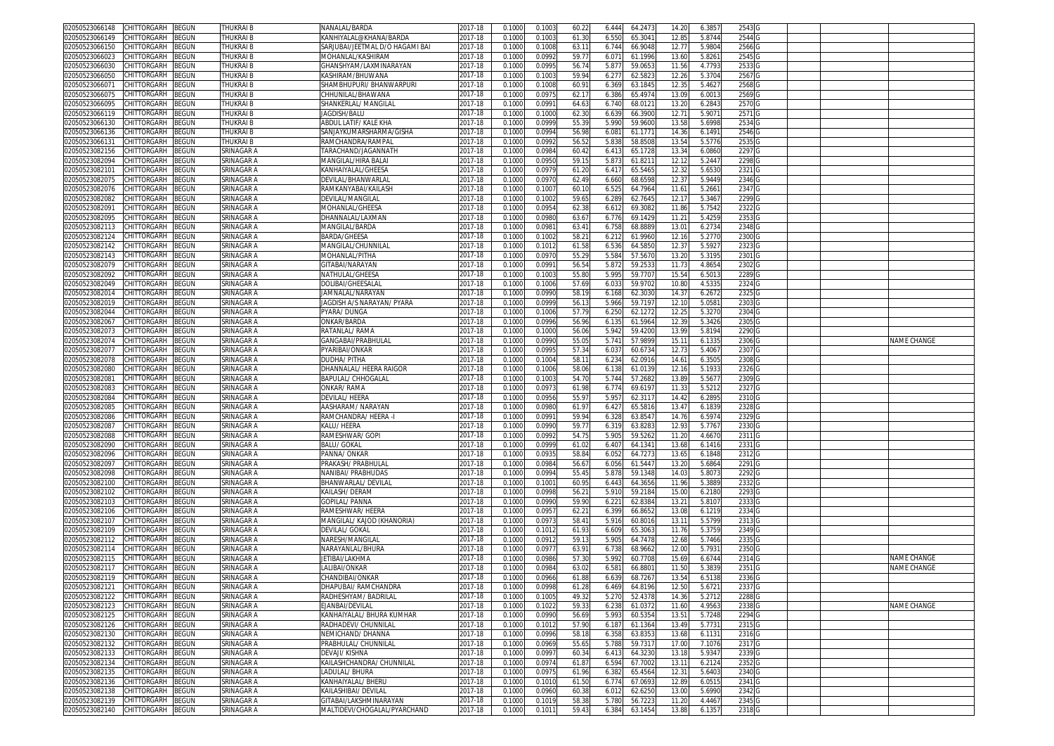| | | | | | | | | | | | | | | | | | |
|---|---|---|---|---|---|---|---|---|---|---|---|---|---|---|---|---|---|
| 02050523066148 | CHITTORGARH | BEGUN | THUKRAI B | NANALAL/BARDA | 2017-18 | 0.1000 | 0.1003 | 60.22 | 6.444 | 64.2473 | 14.20 | 6.3857 | 2543 | G | | | |
| 02050523066149 | CHITTORGARH | BEGUN | THUKRAI B | KANHIYALAL@KHANA/BARDA | 2017-18 | 0.1000 | 0.1003 | 61.30 | 6.550 | 65.3041 | 12.85 | 5.8744 | 2544 | G | | | |
| 02050523066150 | CHITTORGARH | BEGUN | THUKRAI B | SARJUBAI/JEETMAL D/O HAGAMI BAI | 2017-18 | 0.1000 | 0.1008 | 63.11 | 6.744 | 66.9048 | 12.77 | 5.9804 | 2566 | G | | | |
| 02050523066023 | CHITTORGARH | BEGUN | THUKRAI B | MOHANLAL/KASHIRAM | 2017-18 | 0.1000 | 0.0992 | 59.77 | 6.071 | 61.1996 | 13.60 | 5.8261 | 2545 | G | | | |
| 02050523066030 | CHITTORGARH | BEGUN | THUKRAI B | GHANSHYAM/LAXMINARAYAN | 2017-18 | 0.1000 | 0.0995 | 56.74 | 5.877 | 59.0653 | 11.56 | 4.7793 | 2533 | G | | | |
| 02050523066050 | CHITTORGARH | BEGUN | THUKRAI B | KASHIRAM/BHUWANA | 2017-18 | 0.1000 | 0.1003 | 59.94 | 6.277 | 62.5823 | 12.26 | 5.3704 | 2567 | G | | | |
| 02050523066071 | CHITTORGARH | BEGUN | THUKRAI B | SHAMBHUPURI/ BHANWARPURI | 2017-18 | 0.1000 | 0.1008 | 60.91 | 6.369 | 63.1845 | 12.35 | 5.4627 | 2568 | G | | | |
| 02050523066075 | CHITTORGARH | BEGUN | THUKRAI B | CHHUNILAL/BHAWANA | 2017-18 | 0.1000 | 0.0975 | 62.17 | 6.386 | 65.4974 | 13.09 | 6.0013 | 2569 | G | | | |
| 02050523066095 | CHITTORGARH | BEGUN | THUKRAI B | SHANKERLAL/ MANGILAL | 2017-18 | 0.1000 | 0.0991 | 64.63 | 6.740 | 68.0121 | 13.20 | 6.2843 | 2570 | G | | | |
| 02050523066119 | CHITTORGARH | BEGUN | THUKRAI B | JAGDISH/BALU | 2017-18 | 0.1000 | 0.1000 | 62.30 | 6.639 | 66.3900 | 12.71 | 5.9071 | 2571 | G | | | |
| 02050523066130 | CHITTORGARH | BEGUN | THUKRAI B | ABDUL LATIF/ KALE KHA | 2017-18 | 0.1000 | 0.0999 | 55.39 | 5.990 | 59.9600 | 13.58 | 5.6998 | 2534 | G | | | |
| 02050523066136 | CHITTORGARH | BEGUN | THUKRAI B | SANJAYKUMARSHARMA/GISHA | 2017-18 | 0.1000 | 0.0994 | 56.98 | 6.081 | 61.1771 | 14.36 | 6.1491 | 2546 | G | | | |
| 02050523066131 | CHITTORGARH | BEGUN | THUKRAI B | RAMCHANDRA/RAMPAL | 2017-18 | 0.1000 | 0.0992 | 56.52 | 5.838 | 58.8508 | 13.54 | 5.5776 | 2535 | G | | | |
| 02050523082156 | CHITTORGARH | BEGUN | SRINAGAR A | TARACHAND/JAGANNATH | 2017-18 | 0.1000 | 0.0984 | 60.42 | 6.413 | 65.1728 | 13.34 | 6.0860 | 2297 | G | | | |
| 02050523082094 | CHITTORGARH | BEGUN | SRINAGAR A | MANGILAL/HIRA BALAI | 2017-18 | 0.1000 | 0.0950 | 59.15 | 5.873 | 61.8211 | 12.12 | 5.2447 | 2298 | G | | | |
| 02050523082101 | CHITTORGARH | BEGUN | SRINAGAR A | KANHAIYALAL/GHEESA | 2017-18 | 0.1000 | 0.0979 | 61.20 | 6.417 | 65.5465 | 12.32 | 5.6530 | 2321 | G | | | |
| 02050523082075 | CHITTORGARH | BEGUN | SRINAGAR A | DEVILAL/BHANWARLAL | 2017-18 | 0.1000 | 0.0970 | 62.49 | 6.660 | 68.6598 | 12.37 | 5.9449 | 2346 | G | | | |
| 02050523082076 | CHITTORGARH | BEGUN | SRINAGAR A | RAMKANYABAI/KAILASH | 2017-18 | 0.1000 | 0.1007 | 60.10 | 6.525 | 64.7964 | 11.61 | 5.2661 | 2347 | G | | | |
| 02050523082082 | CHITTORGARH | BEGUN | SRINAGAR A | DEVILAL/MANGILAL | 2017-18 | 0.1000 | 0.1002 | 59.65 | 6.289 | 62.7645 | 12.17 | 5.3467 | 2299 | G | | | |
| 02050523082091 | CHITTORGARH | BEGUN | SRINAGAR A | MOHANLAL/GHEESA | 2017-18 | 0.1000 | 0.0954 | 62.38 | 6.612 | 69.3082 | 11.86 | 5.7542 | 2322 | G | | | |
| 02050523082095 | CHITTORGARH | BEGUN | SRINAGAR A | DHANNALAL/LAXMAN | 2017-18 | 0.1000 | 0.0980 | 63.67 | 6.776 | 69.1429 | 11.21 | 5.4259 | 2353 | G | | | |
| 02050523082113 | CHITTORGARH | BEGUN | SRINAGAR A | MANGILAL/BARDA | 2017-18 | 0.1000 | 0.0981 | 63.41 | 6.758 | 68.8889 | 13.01 | 6.2734 | 2348 | G | | | |
| 02050523082124 | CHITTORGARH | BEGUN | SRINAGAR A | BARDA/GHEESA | 2017-18 | 0.1000 | 0.1002 | 58.21 | 6.212 | 61.9960 | 12.16 | 5.2770 | 2300 | G | | | |
| 02050523082142 | CHITTORGARH | BEGUN | SRINAGAR A | MANGILAL/CHUNNILAL | 2017-18 | 0.1000 | 0.1012 | 61.58 | 6.536 | 64.5850 | 12.37 | 5.5927 | 2323 | G | | | |
| 02050523082143 | CHITTORGARH | BEGUN | SRINAGAR A | MOHANLAL/PITHA | 2017-18 | 0.1000 | 0.0970 | 55.29 | 5.584 | 57.5670 | 13.20 | 5.3195 | 2301 | G | | | |
| 02050523082079 | CHITTORGARH | BEGUN | SRINAGAR A | GITABAI/NARAYAN | 2017-18 | 0.1000 | 0.0991 | 56.54 | 5.872 | 59.2533 | 11.73 | 4.8654 | 2302 | G | | | |
| 02050523082092 | CHITTORGARH | BEGUN | SRINAGAR A | NATHULAL/GHEESA | 2017-18 | 0.1000 | 0.1003 | 55.80 | 5.995 | 59.7707 | 15.54 | 6.5013 | 2289 | G | | | |
| 02050523082049 | CHITTORGARH | BEGUN | SRINAGAR A | DOLIBAI/GHEESALAL | 2017-18 | 0.1000 | 0.1006 | 57.69 | 6.033 | 59.9702 | 10.80 | 4.5335 | 2324 | G | | | |
| 02050523082014 | CHITTORGARH | BEGUN | SRINAGAR A | JAMNALAL/NARAYAN | 2017-18 | 0.1000 | 0.0990 | 58.19 | 6.168 | 62.3030 | 14.37 | 6.2672 | 2325 | G | | | |
| 02050523082019 | CHITTORGARH | BEGUN | SRINAGAR A | JAGDISH A/S NARAYAN/ PYARA | 2017-18 | 0.1000 | 0.0999 | 56.13 | 5.966 | 59.7197 | 12.10 | 5.0581 | 2303 | G | | | |
| 02050523082044 | CHITTORGARH | BEGUN | SRINAGAR A | PYARA/ DUNGA | 2017-18 | 0.1000 | 0.1006 | 57.79 | 6.250 | 62.1272 | 12.25 | 5.3270 | 2304 | G | | | |
| 02050523082067 | CHITTORGARH | BEGUN | SRINAGAR A | ONKAR/BARDA | 2017-18 | 0.1000 | 0.0996 | 56.96 | 6.135 | 61.5964 | 12.39 | 5.3426 | 2305 | G | | | |
| 02050523082073 | CHITTORGARH | BEGUN | SRINAGAR A | RATANLAL/ RAMA | 2017-18 | 0.1000 | 0.1000 | 56.06 | 5.942 | 59.4200 | 13.99 | 5.8194 | 2290 | G | | | |
| 02050523082074 | CHITTORGARH | BEGUN | SRINAGAR A | GANGABAI/PRABHULAL | 2017-18 | 0.1000 | 0.0990 | 55.05 | 5.741 | 57.9899 | 15.11 | 6.1335 | 2306 | G | | | NAME CHANGE |
| 02050523082077 | CHITTORGARH | BEGUN | SRINAGAR A | PYARIBAI/ONKAR | 2017-18 | 0.1000 | 0.0995 | 57.34 | 6.037 | 60.6734 | 12.73 | 5.4067 | 2307 | G | | | |
| 02050523082078 | CHITTORGARH | BEGUN | SRINAGAR A | DUDHA/ PITHA | 2017-18 | 0.1000 | 0.1004 | 58.11 | 6.234 | 62.0916 | 14.61 | 6.3505 | 2308 | G | | | |
| 02050523082080 | CHITTORGARH | BEGUN | SRINAGAR A | DHANNALAL/ HEERA RAIGOR | 2017-18 | 0.1000 | 0.1006 | 58.06 | 6.138 | 61.0139 | 12.16 | 5.1933 | 2326 | G | | | |
| 02050523082081 | CHITTORGARH | BEGUN | SRINAGAR A | BAPULAL/ CHHOGALAL | 2017-18 | 0.1000 | 0.1003 | 54.70 | 5.744 | 57.2682 | 13.89 | 5.5677 | 2309 | G | | | |
| 02050523082083 | CHITTORGARH | BEGUN | SRINAGAR A | ONKAR/ RAMA | 2017-18 | 0.1000 | 0.0973 | 61.98 | 6.774 | 69.6197 | 11.33 | 5.5212 | 2327 | G | | | |
| 02050523082084 | CHITTORGARH | BEGUN | SRINAGAR A | DEVILAL/ HEERA | 2017-18 | 0.1000 | 0.0956 | 55.97 | 5.957 | 62.3117 | 14.42 | 6.2895 | 2310 | G | | | |
| 02050523082085 | CHITTORGARH | BEGUN | SRINAGAR A | AASHARAM/ NARAYAN | 2017-18 | 0.1000 | 0.0980 | 61.97 | 6.427 | 65.5816 | 13.47 | 6.1839 | 2328 | G | | | |
| 02050523082086 | CHITTORGARH | BEGUN | SRINAGAR A | RAMCHANDRA/ HEERA -I | 2017-18 | 0.1000 | 0.0991 | 59.94 | 6.328 | 63.8547 | 14.76 | 6.5974 | 2329 | G | | | |
| 02050523082087 | CHITTORGARH | BEGUN | SRINAGAR A | KALU/ HEERA | 2017-18 | 0.1000 | 0.0990 | 59.77 | 6.319 | 63.8283 | 12.93 | 5.7767 | 2330 | G | | | |
| 02050523082088 | CHITTORGARH | BEGUN | SRINAGAR A | RAMESHWAR/ GOPI | 2017-18 | 0.1000 | 0.0992 | 54.75 | 5.905 | 59.5262 | 11.20 | 4.6670 | 2311 | G | | | |
| 02050523082090 | CHITTORGARH | BEGUN | SRINAGAR A | BALU/ GOKAL | 2017-18 | 0.1000 | 0.0999 | 61.02 | 6.407 | 64.1341 | 13.68 | 6.1416 | 2331 | G | | | |
| 02050523082096 | CHITTORGARH | BEGUN | SRINAGAR A | PANNA/ ONKAR | 2017-18 | 0.1000 | 0.0935 | 58.84 | 6.052 | 64.7273 | 13.65 | 6.1848 | 2312 | G | | | |
| 02050523082097 | CHITTORGARH | BEGUN | SRINAGAR A | PRAKASH/ PRABHULAL | 2017-18 | 0.1000 | 0.0984 | 56.67 | 6.056 | 61.5447 | 13.20 | 5.6864 | 2291 | G | | | |
| 02050523082098 | CHITTORGARH | BEGUN | SRINAGAR A | NANIBAI/ PRABHUDAS | 2017-18 | 0.1000 | 0.0994 | 55.45 | 5.878 | 59.1348 | 14.03 | 5.8073 | 2292 | G | | | |
| 02050523082100 | CHITTORGARH | BEGUN | SRINAGAR A | BHANWARLAL/ DEVILAL | 2017-18 | 0.1000 | 0.1001 | 60.95 | 6.443 | 64.3656 | 11.96 | 5.3889 | 2332 | G | | | |
| 02050523082102 | CHITTORGARH | BEGUN | SRINAGAR A | KAILASH/ DERAM | 2017-18 | 0.1000 | 0.0998 | 56.21 | 5.910 | 59.2184 | 15.00 | 6.2180 | 2293 | G | | | |
| 02050523082103 | CHITTORGARH | BEGUN | SRINAGAR A | GOPILAL/ PANNA | 2017-18 | 0.1000 | 0.0990 | 59.90 | 6.221 | 62.8384 | 13.21 | 5.8107 | 2333 | G | | | |
| 02050523082106 | CHITTORGARH | BEGUN | SRINAGAR A | RAMESHWAR/ HEERA | 2017-18 | 0.1000 | 0.0957 | 62.21 | 6.399 | 66.8652 | 13.08 | 6.1219 | 2334 | G | | | |
| 02050523082107 | CHITTORGARH | BEGUN | SRINAGAR A | MANGILAL/ KAJOD (KHANORIA) | 2017-18 | 0.1000 | 0.0973 | 58.41 | 5.916 | 60.8016 | 13.11 | 5.5799 | 2313 | G | | | |
| 02050523082109 | CHITTORGARH | BEGUN | SRINAGAR A | DEVILAL/ GOKAL | 2017-18 | 0.1000 | 0.1012 | 61.93 | 6.609 | 65.3063 | 11.76 | 5.3759 | 2349 | G | | | |
| 02050523082112 | CHITTORGARH | BEGUN | SRINAGAR A | NARESH/MANGILAL | 2017-18 | 0.1000 | 0.0912 | 59.13 | 5.905 | 64.7478 | 12.68 | 5.7466 | 2335 | G | | | |
| 02050523082114 | CHITTORGARH | BEGUN | SRINAGAR A | NARAYANLAL/BHURA | 2017-18 | 0.1000 | 0.0977 | 63.91 | 6.738 | 68.9662 | 12.00 | 5.7931 | 2350 | G | | | |
| 02050523082115 | CHITTORGARH | BEGUN | SRINAGAR A | JETIBAI/LAKHMA | 2017-18 | 0.1000 | 0.0986 | 57.30 | 5.992 | 60.7708 | 15.69 | 6.6744 | 2314 | G | | | NAME CHANGE |
| 02050523082117 | CHITTORGARH | BEGUN | SRINAGAR A | LALIBAI/ONKAR | 2017-18 | 0.1000 | 0.0984 | 63.02 | 6.581 | 66.8801 | 11.50 | 5.3839 | 2351 | G | | | NAME CHANGE |
| 02050523082119 | CHITTORGARH | BEGUN | SRINAGAR A | CHANDIBAI/ONKAR | 2017-18 | 0.1000 | 0.0966 | 61.88 | 6.639 | 68.7267 | 13.54 | 6.5138 | 2336 | G | | | |
| 02050523082121 | CHITTORGARH | BEGUN | SRINAGAR A | DHAPUBAI/ RAMCHANDRA | 2017-18 | 0.1000 | 0.0998 | 61.28 | 6.469 | 64.8196 | 12.50 | 5.6721 | 2337 | G | | | |
| 02050523082122 | CHITTORGARH | BEGUN | SRINAGAR A | RADHESHYAM/ BADRILAL | 2017-18 | 0.1000 | 0.1005 | 49.32 | 5.270 | 52.4378 | 14.36 | 5.2712 | 2288 | G | | | |
| 02050523082123 | CHITTORGARH | BEGUN | SRINAGAR A | EJANBAI/DEVILAL | 2017-18 | 0.1000 | 0.1022 | 59.33 | 6.238 | 61.0372 | 11.60 | 4.9563 | 2338 | G | | | NAME CHANGE |
| 02050523082125 | CHITTORGARH | BEGUN | SRINAGAR A | KANHAIYALAL/ BHURA KUMHAR | 2017-18 | 0.1000 | 0.0990 | 56.69 | 5.993 | 60.5354 | 13.51 | 5.7248 | 2294 | G | | | |
| 02050523082126 | CHITTORGARH | BEGUN | SRINAGAR A | RADHADEVI/ CHUNNILAL | 2017-18 | 0.1000 | 0.1012 | 57.90 | 6.187 | 61.1364 | 13.49 | 5.7731 | 2315 | G | | | |
| 02050523082130 | CHITTORGARH | BEGUN | SRINAGAR A | NEMICHAND/ DHANNA | 2017-18 | 0.1000 | 0.0996 | 58.18 | 6.358 | 63.8353 | 13.68 | 6.1131 | 2316 | G | | | |
| 02050523082132 | CHITTORGARH | BEGUN | SRINAGAR A | PRABHULAL/ CHUNNILAL | 2017-18 | 0.1000 | 0.0969 | 55.65 | 5.788 | 59.7317 | 17.00 | 7.1076 | 2317 | G | | | |
| 02050523082133 | CHITTORGARH | BEGUN | SRINAGAR A | DEVAJI/ KISHNA | 2017-18 | 0.1000 | 0.0997 | 60.34 | 6.413 | 64.3230 | 13.18 | 5.9347 | 2339 | G | | | |
| 02050523082134 | CHITTORGARH | BEGUN | SRINAGAR A | KAILASHCHANDRA/ CHUNNILAL | 2017-18 | 0.1000 | 0.0974 | 61.87 | 6.594 | 67.7002 | 13.11 | 6.2124 | 2352 | G | | | |
| 02050523082135 | CHITTORGARH | BEGUN | SRINAGAR A | LADULAL/ BHURA | 2017-18 | 0.1000 | 0.0975 | 61.96 | 6.382 | 65.4564 | 12.31 | 5.6403 | 2340 | G | | | |
| 02050523082136 | CHITTORGARH | BEGUN | SRINAGAR A | KANHAIYALAL/ BHERU | 2017-18 | 0.1000 | 0.1010 | 61.50 | 6.774 | 67.0693 | 12.89 | 6.0515 | 2341 | G | | | |
| 02050523082138 | CHITTORGARH | BEGUN | SRINAGAR A | KAILASHIBAI/ DEVILAL | 2017-18 | 0.1000 | 0.0960 | 60.38 | 6.012 | 62.6250 | 13.00 | 5.6990 | 2342 | G | | | |
| 02050523082139 | CHITTORGARH | BEGUN | SRINAGAR A | GITABAI/LAKSHMINARAYAN | 2017-18 | 0.1000 | 0.1019 | 58.38 | 5.780 | 56.7223 | 11.20 | 4.4467 | 2345 | G | | | |
| 02050523082140 | CHITTORGARH | BEGUN | SRINAGAR A | MALTIDEVI/CHOGALAL/PYARCHAND | 2017-18 | 0.1000 | 0.1011 | 59.43 | 6.384 | 63.1454 | 13.88 | 6.1357 | 2318 | G | | | |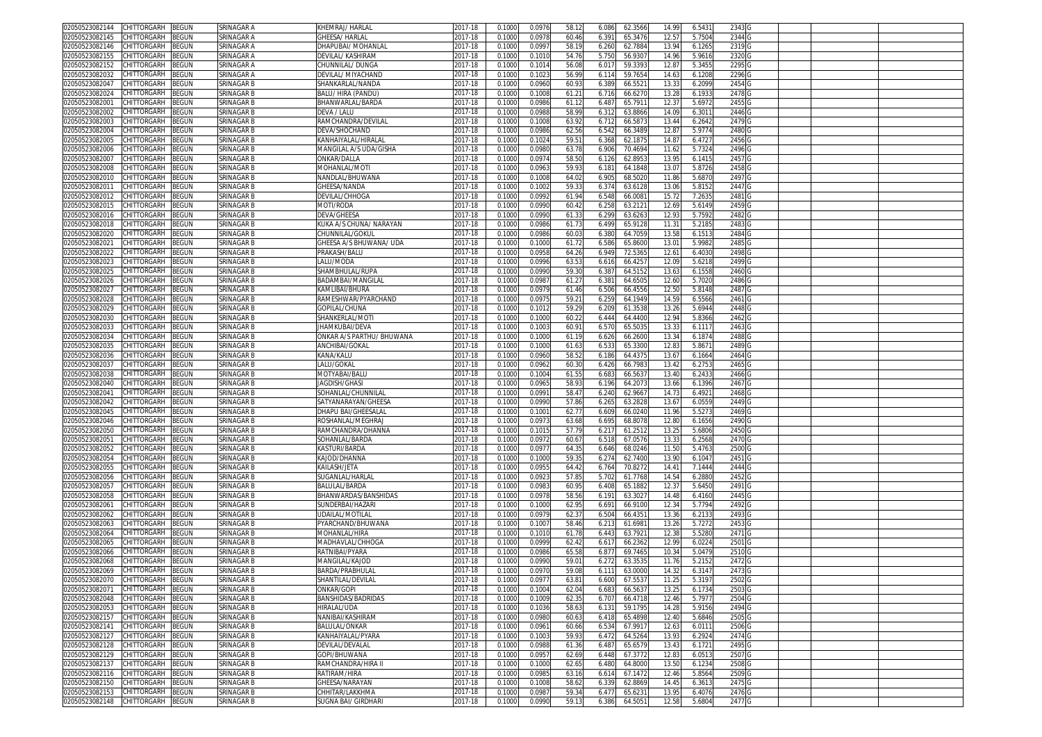| | | | | | | | | | | | | | | | | |
|---|---|---|---|---|---|---|---|---|---|---|---|---|---|---|---|---|
| 02050523082144 | CHITTORGARH | BEGUN | SRINAGAR A | KHEMRAJ/ HARLAL | 2017-18 | 0.1000 | 0.0976 | 58.12 | 6.086 | 62.3566 | 14.99 | 6.5431 | 2343 | G | | |
| 02050523082145 | CHITTORGARH | BEGUN | SRINAGAR A | GHEESA/ HARLAL | 2017-18 | 0.1000 | 0.0978 | 60.46 | 6.391 | 65.3476 | 12.57 | 5.7504 | 2344 | G | | |
| 02050523082146 | CHITTORGARH | BEGUN | SRINAGAR A | DHAPUBAI/ MOHANLAL | 2017-18 | 0.1000 | 0.0997 | 58.19 | 6.260 | 62.7884 | 13.94 | 6.1265 | 2319 | G | | |
| 02050523082155 | CHITTORGARH | BEGUN | SRINAGAR A | DEVILAL/ KASHIRAM | 2017-18 | 0.1000 | 0.1010 | 54.76 | 5.750 | 56.9307 | 14.96 | 5.9616 | 2320 | G | | |
| 02050523082152 | CHITTORGARH | BEGUN | SRINAGAR A | CHUNNILAL/ DUNGA | 2017-18 | 0.1000 | 0.1014 | 56.08 | 6.017 | 59.3393 | 12.87 | 5.3455 | 2295 | G | | |
| 02050523082032 | CHITTORGARH | BEGUN | SRINAGAR A | DEVILAL/ MIYACHAND | 2017-18 | 0.1000 | 0.1023 | 56.99 | 6.114 | 59.7654 | 14.63 | 6.1208 | 2296 | G | | |
| 02050523082047 | CHITTORGARH | BEGUN | SRINAGAR B | SHANKARLAL/NANDA | 2017-18 | 0.1000 | 0.0960 | 60.93 | 6.389 | 66.5521 | 13.33 | 6.2099 | 2454 | G | | |
| 02050523082024 | CHITTORGARH | BEGUN | SRINAGAR B | BALU/ HIRA (PANDU) | 2017-18 | 0.1000 | 0.1008 | 61.21 | 6.716 | 66.6270 | 13.28 | 6.1933 | 2478 | G | | |
| 02050523082001 | CHITTORGARH | BEGUN | SRINAGAR B | BHANWARLAL/BARDA | 2017-18 | 0.1000 | 0.0986 | 61.12 | 6.487 | 65.7911 | 12.37 | 5.6972 | 2455 | G | | |
| 02050523082002 | CHITTORGARH | BEGUN | SRINAGAR B | DEVA / LALU | 2017-18 | 0.1000 | 0.0988 | 58.99 | 6.312 | 63.8866 | 14.09 | 6.3011 | 2446 | G | | |
| 02050523082003 | CHITTORGARH | BEGUN | SRINAGAR B | RAMCHANDRA/DEVILAL | 2017-18 | 0.1000 | 0.1008 | 63.92 | 6.712 | 66.5873 | 13.44 | 6.2642 | 2479 | G | | |
| 02050523082004 | CHITTORGARH | BEGUN | SRINAGAR B | DEVA/SHOCHAND | 2017-18 | 0.1000 | 0.0986 | 62.56 | 6.542 | 66.3489 | 12.87 | 5.9774 | 2480 | G | | |
| 02050523082005 | CHITTORGARH | BEGUN | SRINAGAR B | KANHAIYALAL/HIRALAL | 2017-18 | 0.1000 | 0.1024 | 59.51 | 6.368 | 62.1875 | 14.87 | 6.4727 | 2456 | G | | |
| 02050523082006 | CHITTORGARH | BEGUN | SRINAGAR B | MANGILAL A/S UDA/GISHA | 2017-18 | 0.1000 | 0.0980 | 63.78 | 6.906 | 70.4694 | 11.62 | 5.7324 | 2496 | G | | |
| 02050523082007 | CHITTORGARH | BEGUN | SRINAGAR B | ONKAR/DALLA | 2017-18 | 0.1000 | 0.0974 | 58.50 | 6.126 | 62.8953 | 13.95 | 6.1415 | 2457 | G | | |
| 02050523082008 | CHITTORGARH | BEGUN | SRINAGAR B | MOHANLAL/MOTI | 2017-18 | 0.1000 | 0.0963 | 59.93 | 6.181 | 64.1848 | 13.07 | 5.8726 | 2458 | G | | |
| 02050523082010 | CHITTORGARH | BEGUN | SRINAGAR B | NANDLAL/BHUWANA | 2017-18 | 0.1000 | 0.1008 | 64.02 | 6.905 | 68.5020 | 11.86 | 5.6870 | 2497 | G | | |
| 02050523082011 | CHITTORGARH | BEGUN | SRINAGAR B | GHEESA/NANDA | 2017-18 | 0.1000 | 0.1002 | 59.33 | 6.374 | 63.6128 | 13.06 | 5.8152 | 2447 | G | | |
| 02050523082012 | CHITTORGARH | BEGUN | SRINAGAR B | DEVILAL/CHHOGA | 2017-18 | 0.1000 | 0.0992 | 61.94 | 6.548 | 66.0081 | 15.72 | 7.2635 | 2481 | G | | |
| 02050523082015 | CHITTORGARH | BEGUN | SRINAGAR B | MOTI/RODA | 2017-18 | 0.1000 | 0.0990 | 60.42 | 6.258 | 63.2121 | 12.69 | 5.6149 | 2459 | G | | |
| 02050523082016 | CHITTORGARH | BEGUN | SRINAGAR B | DEVA/GHEESA | 2017-18 | 0.1000 | 0.0990 | 61.33 | 6.299 | 63.6263 | 12.93 | 5.7592 | 2482 | G | | |
| 02050523082018 | CHITTORGARH | BEGUN | SRINAGAR B | KUKA A/S CHUNA/ NARAYAN | 2017-18 | 0.1000 | 0.0986 | 61.73 | 6.499 | 65.9128 | 11.31 | 5.2185 | 2483 | G | | |
| 02050523082020 | CHITTORGARH | BEGUN | SRINAGAR B | CHUNNILAL/GOKUL | 2017-18 | 0.1000 | 0.0986 | 60.03 | 6.380 | 64.7059 | 13.58 | 6.1513 | 2484 | G | | |
| 02050523082021 | CHITTORGARH | BEGUN | SRINAGAR B | GHEESA A/S BHUWANA/ UDA | 2017-18 | 0.1000 | 0.1000 | 61.72 | 6.586 | 65.8600 | 13.01 | 5.9982 | 2485 | G | | |
| 02050523082022 | CHITTORGARH | BEGUN | SRINAGAR B | PRAKASH/BALU | 2017-18 | 0.1000 | 0.0958 | 64.26 | 6.949 | 72.5365 | 12.61 | 6.4030 | 2498 | G | | |
| 02050523082023 | CHITTORGARH | BEGUN | SRINAGAR B | LALU/MODA | 2017-18 | 0.1000 | 0.0996 | 63.53 | 6.616 | 66.4257 | 12.09 | 5.6218 | 2499 | G | | |
| 02050523082025 | CHITTORGARH | BEGUN | SRINAGAR B | SHAMBHULAL/RUPA | 2017-18 | 0.1000 | 0.0990 | 59.30 | 6.387 | 64.5152 | 13.63 | 6.1558 | 2460 | G | | |
| 02050523082026 | CHITTORGARH | BEGUN | SRINAGAR B | BADAMBAI/MANGILAL | 2017-18 | 0.1000 | 0.0987 | 61.27 | 6.381 | 64.6505 | 12.60 | 5.7020 | 2486 | G | | |
| 02050523082027 | CHITTORGARH | BEGUN | SRINAGAR B | KAMLIBAI/BHURA | 2017-18 | 0.1000 | 0.0979 | 61.46 | 6.506 | 66.4556 | 12.50 | 5.8148 | 2487 | G | | |
| 02050523082028 | CHITTORGARH | BEGUN | SRINAGAR B | RAMESHWAR/PYARCHAND | 2017-18 | 0.1000 | 0.0975 | 59.21 | 6.259 | 64.1949 | 14.59 | 6.5566 | 2461 | G | | |
| 02050523082029 | CHITTORGARH | BEGUN | SRINAGAR B | GOPILAL/CHUNA | 2017-18 | 0.1000 | 0.1012 | 59.29 | 6.209 | 61.3538 | 13.26 | 5.6944 | 2448 | G | | |
| 02050523082030 | CHITTORGARH | BEGUN | SRINAGAR B | SHANKERLAL/MOTI | 2017-18 | 0.1000 | 0.1000 | 60.22 | 6.444 | 64.4400 | 12.94 | 5.8366 | 2462 | G | | |
| 02050523082033 | CHITTORGARH | BEGUN | SRINAGAR B | JHAMKUBAI/DEVA | 2017-18 | 0.1000 | 0.1003 | 60.91 | 6.570 | 65.5035 | 13.33 | 6.1117 | 2463 | G | | |
| 02050523082034 | CHITTORGARH | BEGUN | SRINAGAR B | ONKAR A/S PARTHU/ BHUWANA | 2017-18 | 0.1000 | 0.1000 | 61.19 | 6.626 | 66.2600 | 13.34 | 6.1874 | 2488 | G | | |
| 02050523082035 | CHITTORGARH | BEGUN | SRINAGAR B | ANCHIBAI/GOKAL | 2017-18 | 0.1000 | 0.1000 | 61.63 | 6.533 | 65.3300 | 12.83 | 5.8671 | 2489 | G | | |
| 02050523082036 | CHITTORGARH | BEGUN | SRINAGAR B | KANA/KALU | 2017-18 | 0.1000 | 0.0960 | 58.52 | 6.186 | 64.4375 | 13.67 | 6.1664 | 2464 | G | | |
| 02050523082037 | CHITTORGARH | BEGUN | SRINAGAR B | LALU/GOKAL | 2017-18 | 0.1000 | 0.0962 | 60.30 | 6.426 | 66.7983 | 13.42 | 6.2753 | 2465 | G | | |
| 02050523082038 | CHITTORGARH | BEGUN | SRINAGAR B | MOTYABAI/BALU | 2017-18 | 0.1000 | 0.1004 | 61.55 | 6.683 | 66.5637 | 13.40 | 6.2433 | 2466 | G | | |
| 02050523082040 | CHITTORGARH | BEGUN | SRINAGAR B | JAGDISH/GHASI | 2017-18 | 0.1000 | 0.0965 | 58.93 | 6.196 | 64.2073 | 13.66 | 6.1396 | 2467 | G | | |
| 02050523082041 | CHITTORGARH | BEGUN | SRINAGAR B | SOHANLAL/CHUNNILAL | 2017-18 | 0.1000 | 0.0991 | 58.47 | 6.240 | 62.9667 | 14.73 | 6.4921 | 2468 | G | | |
| 02050523082042 | CHITTORGARH | BEGUN | SRINAGAR B | SATYANARAYAN/GHEESA | 2017-18 | 0.1000 | 0.0990 | 57.86 | 6.265 | 63.2828 | 13.67 | 6.0559 | 2449 | G | | |
| 02050523082045 | CHITTORGARH | BEGUN | SRINAGAR B | DHAPU BAI/GHEESALAL | 2017-18 | 0.1000 | 0.1001 | 62.77 | 6.609 | 66.0240 | 11.96 | 5.5273 | 2469 | G | | |
| 02050523082046 | CHITTORGARH | BEGUN | SRINAGAR B | ROSHANLAL/MEGHRAJ | 2017-18 | 0.1000 | 0.0973 | 63.68 | 6.695 | 68.8078 | 12.80 | 6.1656 | 2490 | G | | |
| 02050523082050 | CHITTORGARH | BEGUN | SRINAGAR B | RAMCHANDRA/DHANNA | 2017-18 | 0.1000 | 0.1015 | 57.79 | 6.217 | 61.2512 | 13.25 | 5.6806 | 2450 | G | | |
| 02050523082051 | CHITTORGARH | BEGUN | SRINAGAR B | SOHANLAL/BARDA | 2017-18 | 0.1000 | 0.0972 | 60.67 | 6.518 | 67.0576 | 13.33 | 6.2568 | 2470 | G | | |
| 02050523082052 | CHITTORGARH | BEGUN | SRINAGAR B | KASTURI/BARDA | 2017-18 | 0.1000 | 0.0977 | 64.35 | 6.646 | 68.0246 | 11.50 | 5.4763 | 2500 | G | | |
| 02050523082054 | CHITTORGARH | BEGUN | SRINAGAR B | KAJOD/DHANNA | 2017-18 | 0.1000 | 0.1000 | 59.35 | 6.274 | 62.7400 | 13.90 | 6.1047 | 2451 | G | | |
| 02050523082055 | CHITTORGARH | BEGUN | SRINAGAR B | KAILASH/JETA | 2017-18 | 0.1000 | 0.0955 | 64.42 | 6.764 | 70.8272 | 14.41 | 7.1444 | 2444 | G | | |
| 02050523082056 | CHITTORGARH | BEGUN | SRINAGAR B | SUGANLAL/HARLAL | 2017-18 | 0.1000 | 0.0923 | 57.85 | 5.702 | 61.7768 | 14.54 | 6.2880 | 2452 | G | | |
| 02050523082057 | CHITTORGARH | BEGUN | SRINAGAR B | BALULAL/BARDA | 2017-18 | 0.1000 | 0.0983 | 60.95 | 6.408 | 65.1882 | 12.37 | 5.6450 | 2491 | G | | |
| 02050523082058 | CHITTORGARH | BEGUN | SRINAGAR B | BHANWARDAS/BANSHIDAS | 2017-18 | 0.1000 | 0.0978 | 58.56 | 6.191 | 63.3027 | 14.48 | 6.4160 | 2445 | G | | |
| 02050523082061 | CHITTORGARH | BEGUN | SRINAGAR B | SUNDERBAI/HAZARI | 2017-18 | 0.1000 | 0.1000 | 62.95 | 6.691 | 66.9100 | 12.34 | 5.7794 | 2492 | G | | |
| 02050523082062 | CHITTORGARH | BEGUN | SRINAGAR B | UDAILAL/MOTILAL | 2017-18 | 0.1000 | 0.0979 | 62.37 | 6.504 | 66.4351 | 13.36 | 6.2133 | 2493 | G | | |
| 02050523082063 | CHITTORGARH | BEGUN | SRINAGAR B | PYARCHAND/BHUWANA | 2017-18 | 0.1000 | 0.1007 | 58.46 | 6.213 | 61.6981 | 13.26 | 5.7272 | 2453 | G | | |
| 02050523082064 | CHITTORGARH | BEGUN | SRINAGAR B | MOHANLAL/HIRA | 2017-18 | 0.1000 | 0.1010 | 61.78 | 6.443 | 63.7921 | 12.38 | 5.5280 | 2471 | G | | |
| 02050523082065 | CHITTORGARH | BEGUN | SRINAGAR B | MADHAVLAL/CHHOGA | 2017-18 | 0.1000 | 0.0999 | 62.42 | 6.617 | 66.2362 | 12.99 | 6.0224 | 2501 | G | | |
| 02050523082066 | CHITTORGARH | BEGUN | SRINAGAR B | RATNIBAI/PYARA | 2017-18 | 0.1000 | 0.0986 | 65.58 | 6.877 | 69.7465 | 10.34 | 5.0479 | 2510 | G | | |
| 02050523082068 | CHITTORGARH | BEGUN | SRINAGAR B | MANGILAL/KAJOD | 2017-18 | 0.1000 | 0.0990 | 59.01 | 6.272 | 63.3535 | 11.76 | 5.2152 | 2472 | G | | |
| 02050523082069 | CHITTORGARH | BEGUN | SRINAGAR B | BARDA/PRABHULAL | 2017-18 | 0.1000 | 0.0970 | 59.08 | 6.111 | 63.0000 | 14.32 | 6.3147 | 2473 | G | | |
| 02050523082070 | CHITTORGARH | BEGUN | SRINAGAR B | SHANTILAL/DEVILAL | 2017-18 | 0.1000 | 0.0977 | 63.81 | 6.600 | 67.5537 | 11.25 | 5.3197 | 2502 | G | | |
| 02050523082071 | CHITTORGARH | BEGUN | SRINAGAR B | ONKAR/GOPI | 2017-18 | 0.1000 | 0.1004 | 62.04 | 6.683 | 66.5637 | 13.25 | 6.1734 | 2503 | G | | |
| 02050523082048 | CHITTORGARH | BEGUN | SRINAGAR B | BANSHIDAS/BADRIDAS | 2017-18 | 0.1000 | 0.1009 | 62.35 | 6.707 | 66.4718 | 12.46 | 5.7977 | 2504 | G | | |
| 02050523082053 | CHITTORGARH | BEGUN | SRINAGAR B | HIRALAL/UDA | 2017-18 | 0.1000 | 0.1036 | 58.63 | 6.131 | 59.1795 | 14.28 | 5.9156 | 2494 | G | | |
| 02050523082157 | CHITTORGARH | BEGUN | SRINAGAR B | NANIBAI/KASHIRAM | 2017-18 | 0.1000 | 0.0980 | 60.63 | 6.418 | 65.4898 | 12.40 | 5.6846 | 2505 | G | | |
| 02050523082141 | CHITTORGARH | BEGUN | SRINAGAR B | BALULAL/ONKAR | 2017-18 | 0.1000 | 0.0961 | 60.66 | 6.534 | 67.9917 | 12.63 | 6.0111 | 2506 | G | | |
| 02050523082127 | CHITTORGARH | BEGUN | SRINAGAR B | KANHAIYALAL/PYARA | 2017-18 | 0.1000 | 0.1003 | 59.93 | 6.472 | 64.5264 | 13.93 | 6.2924 | 2474 | G | | |
| 02050523082128 | CHITTORGARH | BEGUN | SRINAGAR B | DEVILAL/DEVALAL | 2017-18 | 0.1000 | 0.0988 | 61.36 | 6.487 | 65.6579 | 13.43 | 6.1721 | 2495 | G | | |
| 02050523082129 | CHITTORGARH | BEGUN | SRINAGAR B | GOPI/BHUWANA | 2017-18 | 0.1000 | 0.0957 | 62.69 | 6.448 | 67.3772 | 12.83 | 6.0513 | 2507 | G | | |
| 02050523082137 | CHITTORGARH | BEGUN | SRINAGAR B | RAMCHANDRA/HIRA II | 2017-18 | 0.1000 | 0.1000 | 62.65 | 6.480 | 64.8000 | 13.50 | 6.1234 | 2508 | G | | |
| 02050523082116 | CHITTORGARH | BEGUN | SRINAGAR B | RATIRAM/HIRA | 2017-18 | 0.1000 | 0.0985 | 63.16 | 6.614 | 67.1472 | 12.46 | 5.8564 | 2509 | G | | |
| 02050523082150 | CHITTORGARH | BEGUN | SRINAGAR B | GHEESA/NARAYAN | 2017-18 | 0.1000 | 0.1008 | 58.62 | 6.339 | 62.8869 | 14.45 | 6.3613 | 2475 | G | | |
| 02050523082153 | CHITTORGARH | BEGUN | SRINAGAR B | CHHITAR/LAKKHMA | 2017-18 | 0.1000 | 0.0987 | 59.34 | 6.477 | 65.6231 | 13.95 | 6.4076 | 2476 | G | | |
| 02050523082148 | CHITTORGARH | BEGUN | SRINAGAR B | SUGNA BAI/ GIRDHARI | 2017-18 | 0.1000 | 0.0990 | 59.13 | 6.386 | 64.5051 | 12.58 | 5.6804 | 2477 | G | | |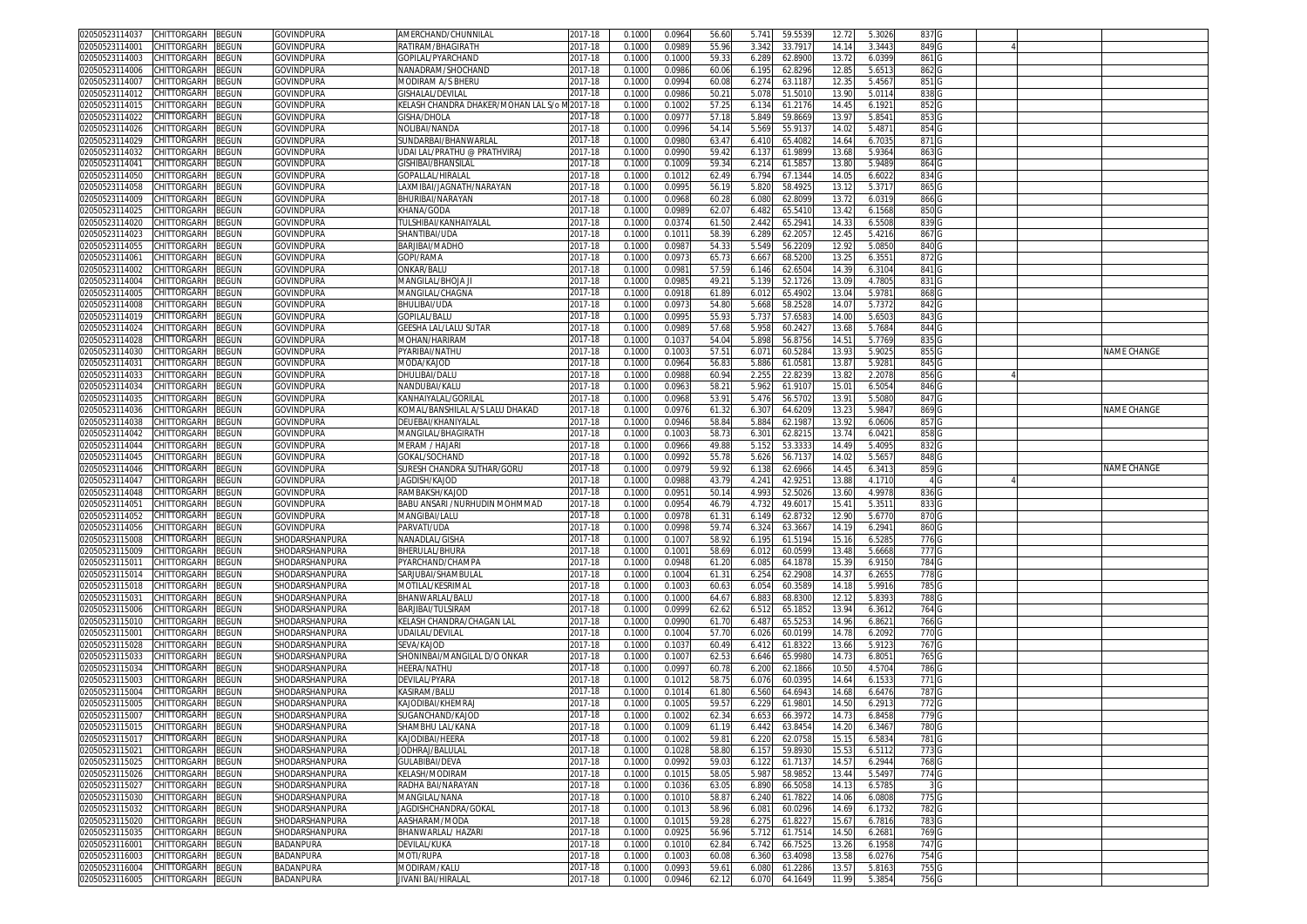| | | | | | | | | | | | | | | | |
|---|---|---|---|---|---|---|---|---|---|---|---|---|---|---|---|
| 02050523114037 | CHITTORGARH | BEGUN | GOVINDPURA | AMERCHAND/CHUNNILAL | 2017-18 | 0.1000 | 0.0964 | 56.60 | 5.741 | 59.5539 | 12.72 | 5.3026 | 837 | G | | |
| 02050523114001 | CHITTORGARH | BEGUN | GOVINDPURA | RATIRAM/BHAGIRATH | 2017-18 | 0.1000 | 0.0989 | 55.96 | 3.342 | 33.7917 | 14.14 | 3.3443 | 849 | G | 4 | |
| 02050523114003 | CHITTORGARH | BEGUN | GOVINDPURA | GOPILAL/PYARCHAND | 2017-18 | 0.1000 | 0.1000 | 59.33 | 6.289 | 62.8900 | 13.72 | 6.0399 | 861 | G | | |
| 02050523114006 | CHITTORGARH | BEGUN | GOVINDPURA | NANADRAM/SHOCHAND | 2017-18 | 0.1000 | 0.0986 | 60.06 | 6.195 | 62.8296 | 12.85 | 5.6513 | 862 | G | | |
| 02050523114007 | CHITTORGARH | BEGUN | GOVINDPURA | MODIRAM A/S BHERU | 2017-18 | 0.1000 | 0.0994 | 60.08 | 6.274 | 63.1187 | 12.35 | 5.4567 | 851 | G | | |
| 02050523114012 | CHITTORGARH | BEGUN | GOVINDPURA | GISHALAL/DEVILAL | 2017-18 | 0.1000 | 0.0986 | 50.21 | 5.078 | 51.5010 | 13.90 | 5.0114 | 838 | G | | |
| 02050523114015 | CHITTORGARH | BEGUN | GOVINDPURA | KELASH CHANDRA DHAKER/MOHAN LAL S/o M | 2017-18 | 0.1000 | 0.1002 | 57.25 | 6.134 | 61.2176 | 14.45 | 6.1921 | 852 | G | | |
| 02050523114022 | CHITTORGARH | BEGUN | GOVINDPURA | GISHA/DHOLA | 2017-18 | 0.1000 | 0.0977 | 57.18 | 5.849 | 59.8669 | 13.97 | 5.8541 | 853 | G | | |
| 02050523114026 | CHITTORGARH | BEGUN | GOVINDPURA | NOLIBAI/NANDA | 2017-18 | 0.1000 | 0.0996 | 54.14 | 5.569 | 55.9137 | 14.02 | 5.4871 | 854 | G | | |
| 02050523114029 | CHITTORGARH | BEGUN | GOVINDPURA | SUNDARBAI/BHANWARLAL | 2017-18 | 0.1000 | 0.0980 | 63.47 | 6.410 | 65.4082 | 14.64 | 6.7035 | 871 | G | | |
| 02050523114032 | CHITTORGARH | BEGUN | GOVINDPURA | UDAI LAL/PRATHU @ PRATHVIRAJ | 2017-18 | 0.1000 | 0.0990 | 59.42 | 6.137 | 61.9899 | 13.68 | 5.9364 | 863 | G | | |
| 02050523114041 | CHITTORGARH | BEGUN | GOVINDPURA | GISHIBAI/BHANSILAL | 2017-18 | 0.1000 | 0.1009 | 59.34 | 6.214 | 61.5857 | 13.80 | 5.9489 | 864 | G | | |
| 02050523114050 | CHITTORGARH | BEGUN | GOVINDPURA | GOPALLAL/HIRALAL | 2017-18 | 0.1000 | 0.1012 | 62.49 | 6.794 | 67.1344 | 14.05 | 6.6022 | 834 | G | | |
| 02050523114058 | CHITTORGARH | BEGUN | GOVINDPURA | LAXMIBAI/JAGNATH/NARAYAN | 2017-18 | 0.1000 | 0.0995 | 56.19 | 5.820 | 58.4925 | 13.12 | 5.3717 | 865 | G | | |
| 02050523114009 | CHITTORGARH | BEGUN | GOVINDPURA | BHURIBAI/NARAYAN | 2017-18 | 0.1000 | 0.0968 | 60.28 | 6.080 | 62.8099 | 13.72 | 6.0319 | 866 | G | | |
| 02050523114025 | CHITTORGARH | BEGUN | GOVINDPURA | KHANA/GODA | 2017-18 | 0.1000 | 0.0989 | 62.07 | 6.482 | 65.5410 | 13.42 | 6.1568 | 850 | G | | |
| 02050523114020 | CHITTORGARH | BEGUN | GOVINDPURA | TULSHIBAI/KANHAIYALAL | 2017-18 | 0.1000 | 0.0374 | 61.50 | 2.442 | 65.2941 | 14.33 | 6.5508 | 839 | G | | |
| 02050523114023 | CHITTORGARH | BEGUN | GOVINDPURA | SHANTIBAI/UDA | 2017-18 | 0.1000 | 0.1011 | 58.39 | 6.289 | 62.2057 | 12.45 | 5.4216 | 867 | G | | |
| 02050523114055 | CHITTORGARH | BEGUN | GOVINDPURA | BARJIBAI/MADHO | 2017-18 | 0.1000 | 0.0987 | 54.33 | 5.549 | 56.2209 | 12.92 | 5.0850 | 840 | G | | |
| 02050523114061 | CHITTORGARH | BEGUN | GOVINDPURA | GOPI/RAMA | 2017-18 | 0.1000 | 0.0973 | 65.73 | 6.667 | 68.5200 | 13.25 | 6.3551 | 872 | G | | |
| 02050523114002 | CHITTORGARH | BEGUN | GOVINDPURA | ONKAR/BALU | 2017-18 | 0.1000 | 0.0981 | 57.59 | 6.146 | 62.6504 | 14.39 | 6.3104 | 841 | G | | |
| 02050523114004 | CHITTORGARH | BEGUN | GOVINDPURA | MANGILAL/BHOJA JI | 2017-18 | 0.1000 | 0.0985 | 49.21 | 5.139 | 52.1726 | 13.09 | 4.7805 | 831 | G | | |
| 02050523114005 | CHITTORGARH | BEGUN | GOVINDPURA | MANGILAL/CHAGNA | 2017-18 | 0.1000 | 0.0918 | 61.89 | 6.012 | 65.4902 | 13.04 | 5.9781 | 868 | G | | |
| 02050523114008 | CHITTORGARH | BEGUN | GOVINDPURA | BHULIBAI/UDA | 2017-18 | 0.1000 | 0.0973 | 54.80 | 5.668 | 58.2528 | 14.07 | 5.7372 | 842 | G | | |
| 02050523114019 | CHITTORGARH | BEGUN | GOVINDPURA | GOPILAL/BALU | 2017-18 | 0.1000 | 0.0995 | 55.93 | 5.737 | 57.6583 | 14.00 | 5.6503 | 843 | G | | |
| 02050523114024 | CHITTORGARH | BEGUN | GOVINDPURA | GEESHA LAL/LALU SUTAR | 2017-18 | 0.1000 | 0.0989 | 57.68 | 5.958 | 60.2427 | 13.68 | 5.7684 | 844 | G | | |
| 02050523114028 | CHITTORGARH | BEGUN | GOVINDPURA | MOHAN/HARIRAM | 2017-18 | 0.1000 | 0.1037 | 54.04 | 5.898 | 56.8756 | 14.51 | 5.7769 | 835 | G | | |
| 02050523114030 | CHITTORGARH | BEGUN | GOVINDPURA | PYARIBAI/NATHU | 2017-18 | 0.1000 | 0.1003 | 57.51 | 6.071 | 60.5284 | 13.93 | 5.9025 | 855 | G | | NAME CHANGE |
| 02050523114031 | CHITTORGARH | BEGUN | GOVINDPURA | MODA/KAJOD | 2017-18 | 0.1000 | 0.0964 | 56.83 | 5.886 | 61.0581 | 13.87 | 5.9281 | 845 | G | | |
| 02050523114033 | CHITTORGARH | BEGUN | GOVINDPURA | DHULIBAI/DALU | 2017-18 | 0.1000 | 0.0988 | 60.94 | 2.255 | 22.8239 | 13.82 | 2.2078 | 856 | G | 4 | |
| 02050523114034 | CHITTORGARH | BEGUN | GOVINDPURA | NANDUBAI/KALU | 2017-18 | 0.1000 | 0.0963 | 58.21 | 5.962 | 61.9107 | 15.01 | 6.5054 | 846 | G | | |
| 02050523114035 | CHITTORGARH | BEGUN | GOVINDPURA | KANHAIYALAL/GORILAL | 2017-18 | 0.1000 | 0.0968 | 53.91 | 5.476 | 56.5702 | 13.91 | 5.5080 | 847 | G | | |
| 02050523114036 | CHITTORGARH | BEGUN | GOVINDPURA | KOMAL/BANSHILAL A/S LALU DHAKAD | 2017-18 | 0.1000 | 0.0976 | 61.32 | 6.307 | 64.6209 | 13.23 | 5.9847 | 869 | G | | NAME CHANGE |
| 02050523114038 | CHITTORGARH | BEGUN | GOVINDPURA | DEUEBAI/KHANIYALAL | 2017-18 | 0.1000 | 0.0946 | 58.84 | 5.884 | 62.1987 | 13.92 | 6.0606 | 857 | G | | |
| 02050523114042 | CHITTORGARH | BEGUN | GOVINDPURA | MANGILAL/BHAGIRATH | 2017-18 | 0.1000 | 0.1003 | 58.73 | 6.301 | 62.8215 | 13.74 | 6.0421 | 858 | G | | |
| 02050523114044 | CHITTORGARH | BEGUN | GOVINDPURA | MERAM / HAJARI | 2017-18 | 0.1000 | 0.0966 | 49.88 | 5.152 | 53.3333 | 14.49 | 5.4095 | 832 | G | | |
| 02050523114045 | CHITTORGARH | BEGUN | GOVINDPURA | GOKAL/SOCHAND | 2017-18 | 0.1000 | 0.0992 | 55.78 | 5.626 | 56.7137 | 14.02 | 5.5657 | 848 | G | | |
| 02050523114046 | CHITTORGARH | BEGUN | GOVINDPURA | SURESH CHANDRA SUTHAR/GORU | 2017-18 | 0.1000 | 0.0979 | 59.92 | 6.138 | 62.6966 | 14.45 | 6.3413 | 859 | G | | NAME CHANGE |
| 02050523114047 | CHITTORGARH | BEGUN | GOVINDPURA | JAGDISH/KAJOD | 2017-18 | 0.1000 | 0.0988 | 43.79 | 4.241 | 42.9251 | 13.88 | 4.1710 | 4 | G | 4 | |
| 02050523114048 | CHITTORGARH | BEGUN | GOVINDPURA | RAMBAKSH/KAJOD | 2017-18 | 0.1000 | 0.0951 | 50.14 | 4.993 | 52.5026 | 13.60 | 4.9978 | 836 | G | | |
| 02050523114051 | CHITTORGARH | BEGUN | GOVINDPURA | BABU ANSARI /NURHUDIN MOHMMAD | 2017-18 | 0.1000 | 0.0954 | 46.79 | 4.732 | 49.6017 | 15.41 | 5.3511 | 833 | G | | |
| 02050523114052 | CHITTORGARH | BEGUN | GOVINDPURA | MANGIBAI/LALU | 2017-18 | 0.1000 | 0.0978 | 61.31 | 6.149 | 62.8732 | 12.90 | 5.6770 | 870 | G | | |
| 02050523114056 | CHITTORGARH | BEGUN | GOVINDPURA | PARVATI/UDA | 2017-18 | 0.1000 | 0.0998 | 59.74 | 6.324 | 63.3667 | 14.19 | 6.2941 | 860 | G | | |
| 02050523115008 | CHITTORGARH | BEGUN | SHODARSHANPURA | NANADLAL/GISHA | 2017-18 | 0.1000 | 0.1007 | 58.92 | 6.195 | 61.5194 | 15.16 | 6.5285 | 776 | G | | |
| 02050523115009 | CHITTORGARH | BEGUN | SHODARSHANPURA | BHERULAL/BHURA | 2017-18 | 0.1000 | 0.1001 | 58.69 | 6.012 | 60.0599 | 13.48 | 5.6668 | 777 | G | | |
| 02050523115011 | CHITTORGARH | BEGUN | SHODARSHANPURA | PYARCHAND/CHAMPA | 2017-18 | 0.1000 | 0.0948 | 61.20 | 6.085 | 64.1878 | 15.39 | 6.9150 | 784 | G | | |
| 02050523115014 | CHITTORGARH | BEGUN | SHODARSHANPURA | SARJUBAI/SHAMBULAL | 2017-18 | 0.1000 | 0.1004 | 61.31 | 6.254 | 62.2908 | 14.37 | 6.2655 | 778 | G | | |
| 02050523115018 | CHITTORGARH | BEGUN | SHODARSHANPURA | MOTILAL/KESRIMAL | 2017-18 | 0.1000 | 0.1003 | 60.63 | 6.054 | 60.3589 | 14.18 | 5.9916 | 785 | G | | |
| 02050523115031 | CHITTORGARH | BEGUN | SHODARSHANPURA | BHANWARLAL/BALU | 2017-18 | 0.1000 | 0.1000 | 64.67 | 6.883 | 68.8300 | 12.12 | 5.8393 | 788 | G | | |
| 02050523115006 | CHITTORGARH | BEGUN | SHODARSHANPURA | BARJIBAI/TULSIRAM | 2017-18 | 0.1000 | 0.0999 | 62.62 | 6.512 | 65.1852 | 13.94 | 6.3612 | 764 | G | | |
| 02050523115010 | CHITTORGARH | BEGUN | SHODARSHANPURA | KELASH CHANDRA/CHAGAN LAL | 2017-18 | 0.1000 | 0.0990 | 61.70 | 6.487 | 65.5253 | 14.96 | 6.8621 | 766 | G | | |
| 02050523115001 | CHITTORGARH | BEGUN | SHODARSHANPURA | UDAILAL/DEVILAL | 2017-18 | 0.1000 | 0.1004 | 57.70 | 6.026 | 60.0199 | 14.78 | 6.2092 | 770 | G | | |
| 02050523115028 | CHITTORGARH | BEGUN | SHODARSHANPURA | SEVA/KAJOD | 2017-18 | 0.1000 | 0.1037 | 60.49 | 6.412 | 61.8322 | 13.66 | 5.9123 | 767 | G | | |
| 02050523115033 | CHITTORGARH | BEGUN | SHODARSHANPURA | SHONINBAI/MANGILAL D/O ONKAR | 2017-18 | 0.1000 | 0.1007 | 62.53 | 6.646 | 65.9980 | 14.73 | 6.8051 | 765 | G | | |
| 02050523115034 | CHITTORGARH | BEGUN | SHODARSHANPURA | HEERA/NATHU | 2017-18 | 0.1000 | 0.0997 | 60.78 | 6.200 | 62.1866 | 10.50 | 4.5704 | 786 | G | | |
| 02050523115003 | CHITTORGARH | BEGUN | SHODARSHANPURA | DEVILAL/PYARA | 2017-18 | 0.1000 | 0.1012 | 58.75 | 6.076 | 60.0395 | 14.64 | 6.1533 | 771 | G | | |
| 02050523115004 | CHITTORGARH | BEGUN | SHODARSHANPURA | KASIRAM/BALU | 2017-18 | 0.1000 | 0.1014 | 61.80 | 6.560 | 64.6943 | 14.68 | 6.6476 | 787 | G | | |
| 02050523115005 | CHITTORGARH | BEGUN | SHODARSHANPURA | KAJODIBAI/KHEMRAJ | 2017-18 | 0.1000 | 0.1005 | 59.57 | 6.229 | 61.9801 | 14.50 | 6.2913 | 772 | G | | |
| 02050523115007 | CHITTORGARH | BEGUN | SHODARSHANPURA | SUGANCHAND/KAJOD | 2017-18 | 0.1000 | 0.1002 | 62.34 | 6.653 | 66.3972 | 14.73 | 6.8458 | 779 | G | | |
| 02050523115015 | CHITTORGARH | BEGUN | SHODARSHANPURA | SHAMBHU LAL/KANA | 2017-18 | 0.1000 | 0.1009 | 61.19 | 6.442 | 63.8454 | 14.20 | 6.3467 | 780 | G | | |
| 02050523115017 | CHITTORGARH | BEGUN | SHODARSHANPURA | KAJODIBAI/HEERA | 2017-18 | 0.1000 | 0.1002 | 59.81 | 6.220 | 62.0758 | 15.15 | 6.5834 | 781 | G | | |
| 02050523115021 | CHITTORGARH | BEGUN | SHODARSHANPURA | JODHRAJ/BALULAL | 2017-18 | 0.1000 | 0.1028 | 58.80 | 6.157 | 59.8930 | 15.53 | 6.5112 | 773 | G | | |
| 02050523115025 | CHITTORGARH | BEGUN | SHODARSHANPURA | GULABIBAI/DEVA | 2017-18 | 0.1000 | 0.0992 | 59.03 | 6.122 | 61.7137 | 14.57 | 6.2944 | 768 | G | | |
| 02050523115026 | CHITTORGARH | BEGUN | SHODARSHANPURA | KELASH/MODIRAM | 2017-18 | 0.1000 | 0.1015 | 58.05 | 5.987 | 58.9852 | 13.44 | 5.5497 | 774 | G | | |
| 02050523115027 | CHITTORGARH | BEGUN | SHODARSHANPURA | RADHA BAI/NARAYAN | 2017-18 | 0.1000 | 0.1036 | 63.05 | 6.890 | 66.5058 | 14.13 | 6.5785 | 3 | G | | |
| 02050523115030 | CHITTORGARH | BEGUN | SHODARSHANPURA | MANGILAL/NANA | 2017-18 | 0.1000 | 0.1010 | 58.87 | 6.240 | 61.7822 | 14.06 | 6.0808 | 775 | G | | |
| 02050523115032 | CHITTORGARH | BEGUN | SHODARSHANPURA | JAGDISHCHANDRA/GOKAL | 2017-18 | 0.1000 | 0.1013 | 58.96 | 6.081 | 60.0296 | 14.69 | 6.1732 | 782 | G | | |
| 02050523115020 | CHITTORGARH | BEGUN | SHODARSHANPURA | AASHARAM/MODA | 2017-18 | 0.1000 | 0.1015 | 59.28 | 6.275 | 61.8227 | 15.67 | 6.7816 | 783 | G | | |
| 02050523115035 | CHITTORGARH | BEGUN | SHODARSHANPURA | BHANWARLAL/ HAZARI | 2017-18 | 0.1000 | 0.0925 | 56.96 | 5.712 | 61.7514 | 14.50 | 6.2681 | 769 | G | | |
| 02050523116001 | CHITTORGARH | BEGUN | BADANPURA | DEVILAL/KUKA | 2017-18 | 0.1000 | 0.1010 | 62.84 | 6.742 | 66.7525 | 13.26 | 6.1958 | 747 | G | | |
| 02050523116003 | CHITTORGARH | BEGUN | BADANPURA | MOTI/RUPA | 2017-18 | 0.1000 | 0.1003 | 60.08 | 6.360 | 63.4098 | 13.58 | 6.0276 | 754 | G | | |
| 02050523116004 | CHITTORGARH | BEGUN | BADANPURA | MODIRAM/KALU | 2017-18 | 0.1000 | 0.0993 | 59.61 | 6.080 | 61.2286 | 13.57 | 5.8163 | 755 | G | | |
| 02050523116005 | CHITTORGARH | BEGUN | BADANPURA | JIVANI BAI/HIRALAL | 2017-18 | 0.1000 | 0.0946 | 62.12 | 6.070 | 64.1649 | 11.99 | 5.3854 | 756 | G | | |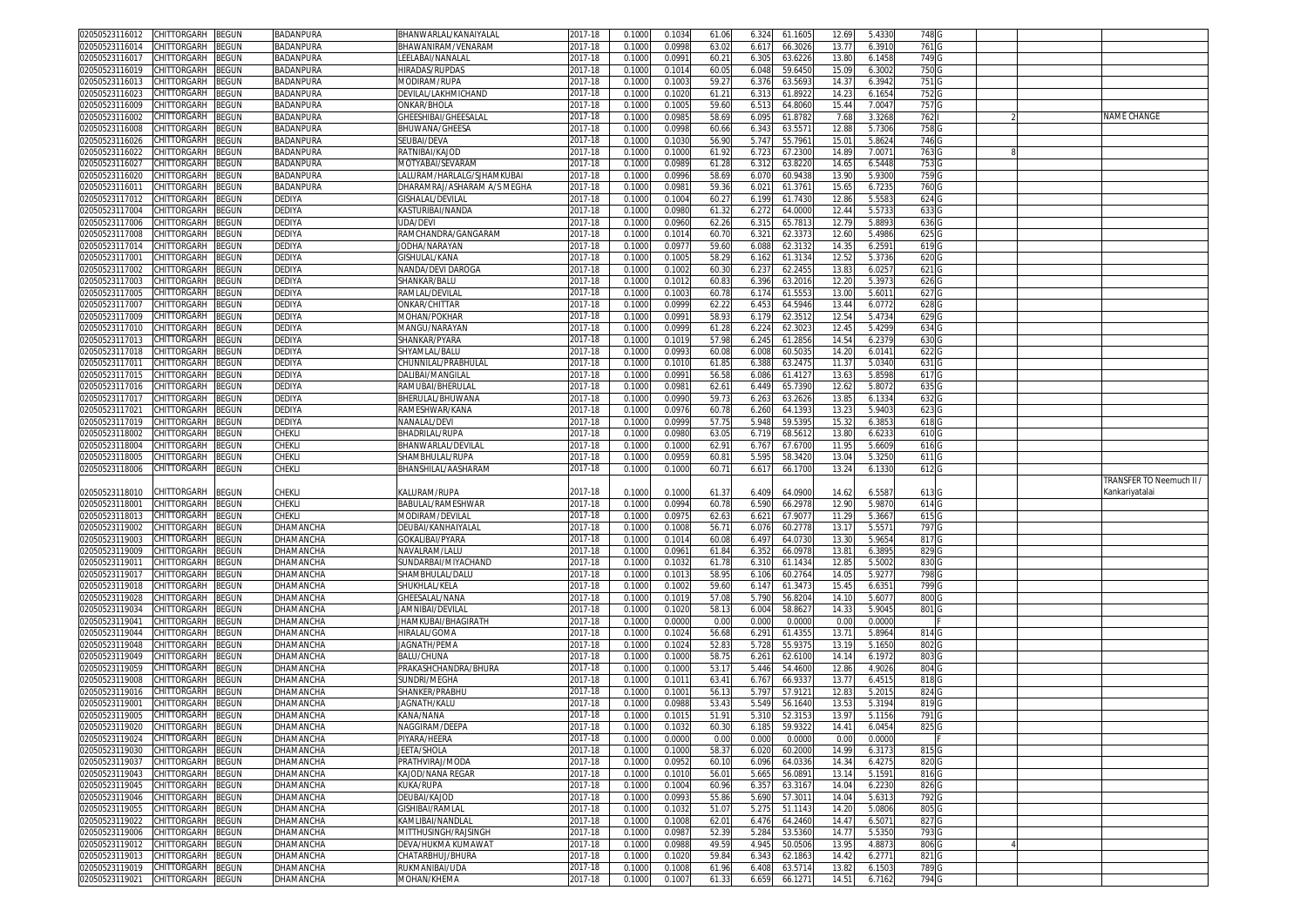| 02050523116012 | CHITTORGARH | BEGUN | BADANPURA | BHANWARLAL/KANAIYALAL | 2017-18 | 0.1000 | 0.1034 | 61.06 | 6.324 | 61.1605 | 12.69 | 5.4330 | 748 | G | | | |
|---|---|---|---|---|---|---|---|---|---|---|---|---|---|---|---|---|---|
| 02050523116014 | CHITTORGARH | BEGUN | BADANPURA | BHAWANIRAM/VENARAM | 2017-18 | 0.1000 | 0.0998 | 63.02 | 6.617 | 66.3026 | 13.77 | 6.3910 | 761 | G | | | |
| 02050523116017 | CHITTORGARH | BEGUN | BADANPURA | LEELABAI/NANALAL | 2017-18 | 0.1000 | 0.0991 | 60.21 | 6.305 | 63.6226 | 13.80 | 6.1458 | 749 | G | | | |
| 02050523116019 | CHITTORGARH | BEGUN | BADANPURA | HIRADAS/RUPDAS | 2017-18 | 0.1000 | 0.1014 | 60.05 | 6.048 | 59.6450 | 15.09 | 6.3002 | 750 | G | | | |
| 02050523116013 | CHITTORGARH | BEGUN | BADANPURA | MODIRAM/RUPA | 2017-18 | 0.1000 | 0.1003 | 59.27 | 6.376 | 63.5693 | 14.37 | 6.3942 | 751 | G | | | |
| 02050523116023 | CHITTORGARH | BEGUN | BADANPURA | DEVILAL/LAKHMICHAND | 2017-18 | 0.1000 | 0.1020 | 61.21 | 6.313 | 61.8922 | 14.23 | 6.1654 | 752 | G | | | |
| 02050523116009 | CHITTORGARH | BEGUN | BADANPURA | ONKAR/BHOLA | 2017-18 | 0.1000 | 0.1005 | 59.60 | 6.513 | 64.8060 | 15.44 | 7.0047 | 757 | G | | | |
| 02050523116002 | CHITTORGARH | BEGUN | BADANPURA | GHEESHIBAI/GHEESALAL | 2017-18 | 0.1000 | 0.0985 | 58.69 | 6.095 | 61.8782 | 7.68 | 3.3268 | 762 | I | 2 | | NAME CHANGE |
| 02050523116008 | CHITTORGARH | BEGUN | BADANPURA | BHUWANA/GHEESA | 2017-18 | 0.1000 | 0.0998 | 60.66 | 6.343 | 63.5571 | 12.88 | 5.7306 | 758 | G | | | |
| 02050523116026 | CHITTORGARH | BEGUN | BADANPURA | SEUBAI/DEVA | 2017-18 | 0.1000 | 0.1030 | 56.90 | 5.747 | 55.7961 | 15.01 | 5.8624 | 746 | G | | | |
| 02050523116022 | CHITTORGARH | BEGUN | BADANPURA | RATNIBAI/KAJOD | 2017-18 | 0.1000 | 0.1000 | 61.92 | 6.723 | 67.2300 | 14.89 | 7.0071 | 763 | G | 8 | | |
| 02050523116027 | CHITTORGARH | BEGUN | BADANPURA | MOTYABAI/SEVARAM | 2017-18 | 0.1000 | 0.0989 | 61.28 | 6.312 | 63.8220 | 14.65 | 6.5448 | 753 | G | | | |
| 02050523116020 | CHITTORGARH | BEGUN | BADANPURA | LALURAM/HARLALG/SJHAMKUBAI | 2017-18 | 0.1000 | 0.0996 | 58.69 | 6.070 | 60.9438 | 13.90 | 5.9300 | 759 | G | | | |
| 02050523116011 | CHITTORGARH | BEGUN | BADANPURA | DHARAMRAJ/ASHARAM A/S MEGHA | 2017-18 | 0.1000 | 0.0981 | 59.36 | 6.021 | 61.3761 | 15.65 | 6.7235 | 760 | G | | | |
| 02050523117012 | CHITTORGARH | BEGUN | DEDIYA | GISHALAL/DEVILAL | 2017-18 | 0.1000 | 0.1004 | 60.27 | 6.199 | 61.7430 | 12.86 | 5.5583 | 624 | G | | | |
| 02050523117004 | CHITTORGARH | BEGUN | DEDIYA | KASTURIBAI/NANDA | 2017-18 | 0.1000 | 0.0980 | 61.32 | 6.272 | 64.0000 | 12.44 | 5.5733 | 633 | G | | | |
| 02050523117006 | CHITTORGARH | BEGUN | DEDIYA | UDA/DEVI | 2017-18 | 0.1000 | 0.0960 | 62.26 | 6.315 | 65.7813 | 12.79 | 5.8893 | 636 | G | | | |
| 02050523117008 | CHITTORGARH | BEGUN | DEDIYA | RAMCHANDRA/GANGARAM | 2017-18 | 0.1000 | 0.1014 | 60.70 | 6.321 | 62.3373 | 12.60 | 5.4986 | 625 | G | | | |
| 02050523117014 | CHITTORGARH | BEGUN | DEDIYA | JODHA/NARAYAN | 2017-18 | 0.1000 | 0.0977 | 59.60 | 6.088 | 62.3132 | 14.35 | 6.2591 | 619 | G | | | |
| 02050523117001 | CHITTORGARH | BEGUN | DEDIYA | GISHULAL/KANA | 2017-18 | 0.1000 | 0.1005 | 58.29 | 6.162 | 61.3134 | 12.52 | 5.3736 | 620 | G | | | |
| 02050523117002 | CHITTORGARH | BEGUN | DEDIYA | NANDA/DEVI DAROGA | 2017-18 | 0.1000 | 0.1002 | 60.30 | 6.237 | 62.2455 | 13.83 | 6.0257 | 621 | G | | | |
| 02050523117003 | CHITTORGARH | BEGUN | DEDIYA | SHANKAR/BALU | 2017-18 | 0.1000 | 0.1012 | 60.83 | 6.396 | 63.2016 | 12.20 | 5.3973 | 626 | G | | | |
| 02050523117005 | CHITTORGARH | BEGUN | DEDIYA | RAMLAL/DEVILAL | 2017-18 | 0.1000 | 0.1003 | 60.78 | 6.174 | 61.5553 | 13.00 | 5.6011 | 627 | G | | | |
| 02050523117007 | CHITTORGARH | BEGUN | DEDIYA | ONKAR/CHITTAR | 2017-18 | 0.1000 | 0.0999 | 62.22 | 6.453 | 64.5946 | 13.44 | 6.0772 | 628 | G | | | |
| 02050523117009 | CHITTORGARH | BEGUN | DEDIYA | MOHAN/POKHAR | 2017-18 | 0.1000 | 0.0991 | 58.93 | 6.179 | 62.3512 | 12.54 | 5.4734 | 629 | G | | | |
| 02050523117010 | CHITTORGARH | BEGUN | DEDIYA | MANGU/NARAYAN | 2017-18 | 0.1000 | 0.0999 | 61.28 | 6.224 | 62.3023 | 12.45 | 5.4299 | 634 | G | | | |
| 02050523117013 | CHITTORGARH | BEGUN | DEDIYA | SHANKAR/PYARA | 2017-18 | 0.1000 | 0.1019 | 57.98 | 6.245 | 61.2856 | 14.54 | 6.2379 | 630 | G | | | |
| 02050523117018 | CHITTORGARH | BEGUN | DEDIYA | SHYAMLAL/BALU | 2017-18 | 0.1000 | 0.0993 | 60.08 | 6.008 | 60.5035 | 14.20 | 6.0141 | 622 | G | | | |
| 02050523117011 | CHITTORGARH | BEGUN | DEDIYA | CHUNNILAL/PRABHULAL | 2017-18 | 0.1000 | 0.1010 | 61.85 | 6.388 | 63.2475 | 11.37 | 5.0340 | 631 | G | | | |
| 02050523117015 | CHITTORGARH | BEGUN | DEDIYA | DALIBAI/MANGILAL | 2017-18 | 0.1000 | 0.0991 | 56.58 | 6.086 | 61.4127 | 13.63 | 5.8598 | 617 | G | | | |
| 02050523117016 | CHITTORGARH | BEGUN | DEDIYA | RAMUBAI/BHERULAL | 2017-18 | 0.1000 | 0.0981 | 62.61 | 6.449 | 65.7390 | 12.62 | 5.8072 | 635 | G | | | |
| 02050523117017 | CHITTORGARH | BEGUN | DEDIYA | BHERULAL/BHUWANA | 2017-18 | 0.1000 | 0.0990 | 59.73 | 6.263 | 63.2626 | 13.85 | 6.1334 | 632 | G | | | |
| 02050523117021 | CHITTORGARH | BEGUN | DEDIYA | RAMESHWAR/KANA | 2017-18 | 0.1000 | 0.0976 | 60.78 | 6.260 | 64.1393 | 13.23 | 5.9403 | 623 | G | | | |
| 02050523117019 | CHITTORGARH | BEGUN | DEDIYA | NANALAL/DEVI | 2017-18 | 0.1000 | 0.0999 | 57.75 | 5.948 | 59.5395 | 15.32 | 6.3853 | 618 | G | | | |
| 02050523118002 | CHITTORGARH | BEGUN | CHEKLI | BHADRILAL/RUPA | 2017-18 | 0.1000 | 0.0980 | 63.05 | 6.719 | 68.5612 | 13.80 | 6.6233 | 610 | G | | | |
| 02050523118004 | CHITTORGARH | BEGUN | CHEKLI | BHANWARLAL/DEVILAL | 2017-18 | 0.1000 | 0.1000 | 62.91 | 6.767 | 67.6700 | 11.95 | 5.6609 | 616 | G | | | |
| 02050523118005 | CHITTORGARH | BEGUN | CHEKLI | SHAMBHULAL/RUPA | 2017-18 | 0.1000 | 0.0959 | 60.81 | 5.595 | 58.3420 | 13.04 | 5.3250 | 611 | G | | | |
| 02050523118006 | CHITTORGARH | BEGUN | CHEKLI | BHANSHILAL/AASHARAM | 2017-18 | 0.1000 | 0.1000 | 60.71 | 6.617 | 66.1700 | 13.24 | 6.1330 | 612 | G | | | |
| 02050523118010 | CHITTORGARH | BEGUN | CHEKLI | KALURAM/RUPA | 2017-18 | 0.1000 | 0.1000 | 61.37 | 6.409 | 64.0900 | 14.62 | 6.5587 | 613 | G | | | TRANSFER TO Neemuch II / Kankariyatalai |
| 02050523118001 | CHITTORGARH | BEGUN | CHEKLI | BABULAL/RAMESHWAR | 2017-18 | 0.1000 | 0.0994 | 60.78 | 6.590 | 66.2978 | 12.90 | 5.9870 | 614 | G | | | |
| 02050523118013 | CHITTORGARH | BEGUN | CHEKLI | MODIRAM/DEVILAL | 2017-18 | 0.1000 | 0.0975 | 62.63 | 6.621 | 67.9077 | 11.29 | 5.3667 | 615 | G | | | |
| 02050523119002 | CHITTORGARH | BEGUN | DHAMANCHA | DEUBAI/KANHAIYALAL | 2017-18 | 0.1000 | 0.1008 | 56.71 | 6.076 | 60.2778 | 13.17 | 5.5571 | 797 | G | | | |
| 02050523119003 | CHITTORGARH | BEGUN | DHAMANCHA | GOKALIBAI/PYARA | 2017-18 | 0.1000 | 0.1014 | 60.08 | 6.497 | 64.0730 | 13.30 | 5.9654 | 817 | G | | | |
| 02050523119009 | CHITTORGARH | BEGUN | DHAMANCHA | NAVALRAM/LALU | 2017-18 | 0.1000 | 0.0961 | 61.84 | 6.352 | 66.0978 | 13.81 | 6.3895 | 829 | G | | | |
| 02050523119011 | CHITTORGARH | BEGUN | DHAMANCHA | SUNDARBAI/MIYACHAND | 2017-18 | 0.1000 | 0.1032 | 61.78 | 6.310 | 61.1434 | 12.85 | 5.5002 | 830 | G | | | |
| 02050523119017 | CHITTORGARH | BEGUN | DHAMANCHA | SHAMBHULAL/DALU | 2017-18 | 0.1000 | 0.1013 | 58.95 | 6.106 | 60.2764 | 14.05 | 5.9277 | 798 | G | | | |
| 02050523119018 | CHITTORGARH | BEGUN | DHAMANCHA | SHUKHLAL/KELA | 2017-18 | 0.1000 | 0.1002 | 59.60 | 6.147 | 61.3473 | 15.45 | 6.6351 | 799 | G | | | |
| 02050523119028 | CHITTORGARH | BEGUN | DHAMANCHA | GHEESALAL/NANA | 2017-18 | 0.1000 | 0.1019 | 57.08 | 5.790 | 56.8204 | 14.10 | 5.6077 | 800 | G | | | |
| 02050523119034 | CHITTORGARH | BEGUN | DHAMANCHA | JAMNIBAI/DEVILAL | 2017-18 | 0.1000 | 0.1020 | 58.13 | 6.004 | 58.8627 | 14.33 | 5.9045 | 801 | G | | | |
| 02050523119041 | CHITTORGARH | BEGUN | DHAMANCHA | JHAMKUBAI/BHAGIRATH | 2017-18 | 0.1000 | 0.0000 | 0.00 | 0.000 | 0.0000 | 0.00 | 0.0000 | | F | | | |
| 02050523119044 | CHITTORGARH | BEGUN | DHAMANCHA | HIRALAL/GOMA | 2017-18 | 0.1000 | 0.1024 | 56.68 | 6.291 | 61.4355 | 13.71 | 5.8964 | 814 | G | | | |
| 02050523119048 | CHITTORGARH | BEGUN | DHAMANCHA | JAGNATH/PEMA | 2017-18 | 0.1000 | 0.1024 | 52.83 | 5.728 | 55.9375 | 13.19 | 5.1650 | 802 | G | | | |
| 02050523119049 | CHITTORGARH | BEGUN | DHAMANCHA | BALU/CHUNA | 2017-18 | 0.1000 | 0.1000 | 58.75 | 6.261 | 62.6100 | 14.14 | 6.1972 | 803 | G | | | |
| 02050523119059 | CHITTORGARH | BEGUN | DHAMANCHA | PRAKASHCHANDRA/BHURA | 2017-18 | 0.1000 | 0.1000 | 53.17 | 5.446 | 54.4600 | 12.86 | 4.9026 | 804 | G | | | |
| 02050523119008 | CHITTORGARH | BEGUN | DHAMANCHA | SUNDRI/MEGHA | 2017-18 | 0.1000 | 0.1011 | 63.41 | 6.767 | 66.9337 | 13.77 | 6.4515 | 818 | G | | | |
| 02050523119016 | CHITTORGARH | BEGUN | DHAMANCHA | SHANKER/PRABHU | 2017-18 | 0.1000 | 0.1001 | 56.13 | 5.797 | 57.9121 | 12.83 | 5.2015 | 824 | G | | | |
| 02050523119001 | CHITTORGARH | BEGUN | DHAMANCHA | JAGNATH/KALU | 2017-18 | 0.1000 | 0.0988 | 53.43 | 5.549 | 56.1640 | 13.53 | 5.3194 | 819 | G | | | |
| 02050523119005 | CHITTORGARH | BEGUN | DHAMANCHA | KANA/NANA | 2017-18 | 0.1000 | 0.1015 | 51.91 | 5.310 | 52.3153 | 13.97 | 5.1156 | 791 | G | | | |
| 02050523119020 | CHITTORGARH | BEGUN | DHAMANCHA | NAGGIRAM/DEEPA | 2017-18 | 0.1000 | 0.1032 | 60.30 | 6.185 | 59.9322 | 14.41 | 6.0454 | 825 | G | | | |
| 02050523119024 | CHITTORGARH | BEGUN | DHAMANCHA | PIYARA/HEERA | 2017-18 | 0.1000 | 0.0000 | 0.00 | 0.000 | 0.0000 | 0.00 | 0.0000 | | F | | | |
| 02050523119030 | CHITTORGARH | BEGUN | DHAMANCHA | JEETA/SHOLA | 2017-18 | 0.1000 | 0.1000 | 58.37 | 6.020 | 60.2000 | 14.99 | 6.3173 | 815 | G | | | |
| 02050523119037 | CHITTORGARH | BEGUN | DHAMANCHA | PRATHVIRAJ/MODA | 2017-18 | 0.1000 | 0.0952 | 60.10 | 6.096 | 64.0336 | 14.34 | 6.4275 | 820 | G | | | |
| 02050523119043 | CHITTORGARH | BEGUN | DHAMANCHA | KAJOD/NANA REGAR | 2017-18 | 0.1000 | 0.1010 | 56.01 | 5.665 | 56.0891 | 13.14 | 5.1591 | 816 | G | | | |
| 02050523119045 | CHITTORGARH | BEGUN | DHAMANCHA | KUKA/RUPA | 2017-18 | 0.1000 | 0.1004 | 60.96 | 6.357 | 63.3167 | 14.04 | 6.2230 | 826 | G | | | |
| 02050523119046 | CHITTORGARH | BEGUN | DHAMANCHA | DEUBAI/KAJOD | 2017-18 | 0.1000 | 0.0993 | 55.86 | 5.690 | 57.3011 | 14.04 | 5.6313 | 792 | G | | | |
| 02050523119055 | CHITTORGARH | BEGUN | DHAMANCHA | GISHIBAI/RAMLAL | 2017-18 | 0.1000 | 0.1032 | 51.07 | 5.275 | 51.1143 | 14.20 | 5.0806 | 805 | G | | | |
| 02050523119022 | CHITTORGARH | BEGUN | DHAMANCHA | KAMLIBAI/NANDLAL | 2017-18 | 0.1000 | 0.1008 | 62.01 | 6.476 | 64.2460 | 14.47 | 6.5071 | 827 | G | | | |
| 02050523119006 | CHITTORGARH | BEGUN | DHAMANCHA | MITTHUSINGH/RAJSINGH | 2017-18 | 0.1000 | 0.0987 | 52.39 | 5.284 | 53.5360 | 14.77 | 5.5350 | 793 | G | | | |
| 02050523119012 | CHITTORGARH | BEGUN | DHAMANCHA | DEVA/HUKMA KUMAWAT | 2017-18 | 0.1000 | 0.0988 | 49.59 | 4.945 | 50.0506 | 13.95 | 4.8873 | 806 | G | 4 | | |
| 02050523119013 | CHITTORGARH | BEGUN | DHAMANCHA | CHATARBHUJ/BHURA | 2017-18 | 0.1000 | 0.1020 | 59.84 | 6.343 | 62.1863 | 14.42 | 6.2771 | 821 | G | | | |
| 02050523119019 | CHITTORGARH | BEGUN | DHAMANCHA | RUKMANIBAI/UDA | 2017-18 | 0.1000 | 0.1008 | 61.96 | 6.408 | 63.5714 | 13.82 | 6.1503 | 789 | G | | | |
| 02050523119021 | CHITTORGARH | BEGUN | DHAMANCHA | MOHAN/KHEMA | 2017-18 | 0.1000 | 0.1007 | 61.33 | 6.659 | 66.1271 | 14.51 | 6.7162 | 794 | G | | | |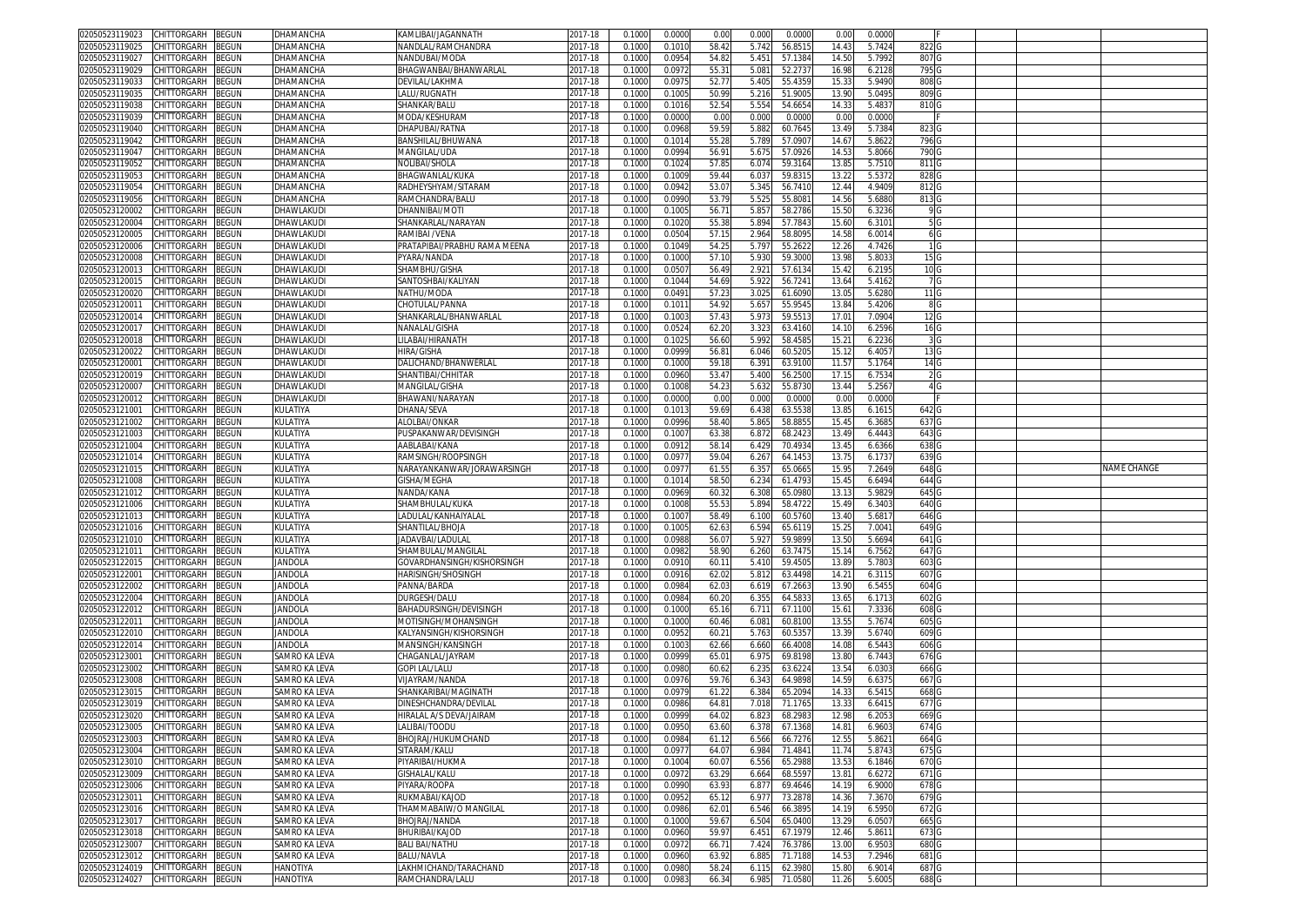| | | | | | | | | | | | | | | | | | |
|---|---|---|---|---|---|---|---|---|---|---|---|---|---|---|---|---|---|
| 02050523119023 | CHITTORGARH | BEGUN | DHAMANCHA | KAMLIBAI/JAGANNATH | 2017-18 | 0.1000 | 0.0000 | 0.00 | 0.000 | 0.0000 | 0.00 | 0.0000 | | F | | | |
| 02050523119025 | CHITTORGARH | BEGUN | DHAMANCHA | NANDLAL/RAMCHANDRA | 2017-18 | 0.1000 | 0.1010 | 58.42 | 5.742 | 56.8515 | 14.43 | 5.7424 | 822 | G | | | |
| 02050523119027 | CHITTORGARH | BEGUN | DHAMANCHA | NANDUBAI/MODA | 2017-18 | 0.1000 | 0.0954 | 54.82 | 5.451 | 57.1384 | 14.50 | 5.7992 | 807 | G | | | |
| 02050523119029 | CHITTORGARH | BEGUN | DHAMANCHA | BHAGWANBAI/BHANWARLAL | 2017-18 | 0.1000 | 0.0972 | 55.31 | 5.081 | 52.2737 | 16.98 | 6.2128 | 795 | G | | | |
| 02050523119033 | CHITTORGARH | BEGUN | DHAMANCHA | DEVILAL/LAKHMA | 2017-18 | 0.1000 | 0.0975 | 52.77 | 5.405 | 55.4359 | 15.33 | 5.9490 | 808 | G | | | |
| 02050523119035 | CHITTORGARH | BEGUN | DHAMANCHA | LALU/RUGNATH | 2017-18 | 0.1000 | 0.1005 | 50.99 | 5.216 | 51.9005 | 13.90 | 5.0495 | 809 | G | | | |
| 02050523119038 | CHITTORGARH | BEGUN | DHAMANCHA | SHANKAR/BALU | 2017-18 | 0.1000 | 0.1016 | 52.54 | 5.554 | 54.6654 | 14.33 | 5.4837 | 810 | G | | | |
| 02050523119039 | CHITTORGARH | BEGUN | DHAMANCHA | MODA/KESHURAM | 2017-18 | 0.1000 | 0.0000 | 0.00 | 0.000 | 0.0000 | 0.00 | 0.0000 | | F | | | |
| 02050523119040 | CHITTORGARH | BEGUN | DHAMANCHA | DHAPUBAI/RATNA | 2017-18 | 0.1000 | 0.0968 | 59.59 | 5.882 | 60.7645 | 13.49 | 5.7384 | 823 | G | | | |
| 02050523119042 | CHITTORGARH | BEGUN | DHAMANCHA | BANSHILAL/BHUWANA | 2017-18 | 0.1000 | 0.1014 | 55.28 | 5.789 | 57.0907 | 14.67 | 5.8622 | 796 | G | | | |
| 02050523119047 | CHITTORGARH | BEGUN | DHAMANCHA | MANGILAL/UDA | 2017-18 | 0.1000 | 0.0994 | 56.91 | 5.675 | 57.0926 | 14.53 | 5.8066 | 790 | G | | | |
| 02050523119052 | CHITTORGARH | BEGUN | DHAMANCHA | NOLIBAI/SHOLA | 2017-18 | 0.1000 | 0.1024 | 57.85 | 6.074 | 59.3164 | 13.85 | 5.7510 | 811 | G | | | |
| 02050523119053 | CHITTORGARH | BEGUN | DHAMANCHA | BHAGWANLAL/KUKA | 2017-18 | 0.1000 | 0.1009 | 59.44 | 6.037 | 59.8315 | 13.22 | 5.5372 | 828 | G | | | |
| 02050523119054 | CHITTORGARH | BEGUN | DHAMANCHA | RADHEYSHYAM/SITARAM | 2017-18 | 0.1000 | 0.0942 | 53.07 | 5.345 | 56.7410 | 12.44 | 4.9409 | 812 | G | | | |
| 02050523119056 | CHITTORGARH | BEGUN | DHAMANCHA | RAMCHANDRA/BALU | 2017-18 | 0.1000 | 0.0990 | 53.79 | 5.525 | 55.8081 | 14.56 | 5.6880 | 813 | G | | | |
| 02050523120002 | CHITTORGARH | BEGUN | DHAWLAKUDI | DHANNIBAI/MOTI | 2017-18 | 0.1000 | 0.1005 | 56.71 | 5.857 | 58.2786 | 15.50 | 6.3236 | 9 | G | | | |
| 02050523120004 | CHITTORGARH | BEGUN | DHAWLAKUDI | SHANKARLAL/NARAYAN | 2017-18 | 0.1000 | 0.1020 | 55.38 | 5.894 | 57.7843 | 15.60 | 6.3101 | 5 | G | | | |
| 02050523120005 | CHITTORGARH | BEGUN | DHAWLAKUDI | RAMIBAI /VENA | 2017-18 | 0.1000 | 0.0504 | 57.15 | 2.964 | 58.8095 | 14.58 | 6.0014 | 6 | G | | | |
| 02050523120006 | CHITTORGARH | BEGUN | DHAWLAKUDI | PRATAPIBAI/PRABHU RAMA MEENA | 2017-18 | 0.1000 | 0.1049 | 54.25 | 5.797 | 55.2622 | 12.26 | 4.7426 | 1 | G | | | |
| 02050523120008 | CHITTORGARH | BEGUN | DHAWLAKUDI | PYARA/NANDA | 2017-18 | 0.1000 | 0.1000 | 57.10 | 5.930 | 59.3000 | 13.98 | 5.8033 | 15 | G | | | |
| 02050523120013 | CHITTORGARH | BEGUN | DHAWLAKUDI | SHAMBHU/GISHA | 2017-18 | 0.1000 | 0.0507 | 56.49 | 2.921 | 57.6134 | 15.42 | 6.2195 | 10 | G | | | |
| 02050523120015 | CHITTORGARH | BEGUN | DHAWLAKUDI | SANTOSHBAI/KALIYAN | 2017-18 | 0.1000 | 0.1044 | 54.69 | 5.922 | 56.7241 | 13.64 | 5.4162 | 7 | G | | | |
| 02050523120020 | CHITTORGARH | BEGUN | DHAWLAKUDI | NATHU/MODA | 2017-18 | 0.1000 | 0.0491 | 57.23 | 3.025 | 61.6090 | 13.05 | 5.6280 | 11 | G | | | |
| 02050523120011 | CHITTORGARH | BEGUN | DHAWLAKUDI | CHOTULAL/PANNA | 2017-18 | 0.1000 | 0.1011 | 54.92 | 5.657 | 55.9545 | 13.84 | 5.4206 | 8 | G | | | |
| 02050523120014 | CHITTORGARH | BEGUN | DHAWLAKUDI | SHANKARLAL/BHANWARLAL | 2017-18 | 0.1000 | 0.1003 | 57.43 | 5.973 | 59.5513 | 17.01 | 7.0904 | 12 | G | | | |
| 02050523120017 | CHITTORGARH | BEGUN | DHAWLAKUDI | NANALAL/GISHA | 2017-18 | 0.1000 | 0.0524 | 62.20 | 3.323 | 63.4160 | 14.10 | 6.2596 | 16 | G | | | |
| 02050523120018 | CHITTORGARH | BEGUN | DHAWLAKUDI | LILABAI/HIRANATH | 2017-18 | 0.1000 | 0.1025 | 56.60 | 5.992 | 58.4585 | 15.21 | 6.2236 | 3 | G | | | |
| 02050523120022 | CHITTORGARH | BEGUN | DHAWLAKUDI | HIRA/GISHA | 2017-18 | 0.1000 | 0.0999 | 56.81 | 6.046 | 60.5205 | 15.12 | 6.4057 | 13 | G | | | |
| 02050523120001 | CHITTORGARH | BEGUN | DHAWLAKUDI | DALICHAND/BHANWERLAL | 2017-18 | 0.1000 | 0.1000 | 59.18 | 6.391 | 63.9100 | 11.57 | 5.1764 | 14 | G | | | |
| 02050523120019 | CHITTORGARH | BEGUN | DHAWLAKUDI | SHANTIBAI/CHHITAR | 2017-18 | 0.1000 | 0.0960 | 53.47 | 5.400 | 56.2500 | 17.15 | 6.7534 | 2 | G | | | |
| 02050523120007 | CHITTORGARH | BEGUN | DHAWLAKUDI | MANGILAL/GISHA | 2017-18 | 0.1000 | 0.1008 | 54.23 | 5.632 | 55.8730 | 13.44 | 5.2567 | 4 | G | | | |
| 02050523120012 | CHITTORGARH | BEGUN | DHAWLAKUDI | BHAWANI/NARAYAN | 2017-18 | 0.1000 | 0.0000 | 0.00 | 0.000 | 0.0000 | 0.00 | 0.0000 | | F | | | |
| 02050523121001 | CHITTORGARH | BEGUN | KULATIYA | DHANA/SEVA | 2017-18 | 0.1000 | 0.1013 | 59.69 | 6.438 | 63.5538 | 13.85 | 6.1615 | 642 | G | | | |
| 02050523121002 | CHITTORGARH | BEGUN | KULATIYA | ALOLBAI/ONKAR | 2017-18 | 0.1000 | 0.0996 | 58.40 | 5.865 | 58.8855 | 15.45 | 6.3685 | 637 | G | | | |
| 02050523121003 | CHITTORGARH | BEGUN | KULATIYA | PUSPAKANWAR/DEVISINGH | 2017-18 | 0.1000 | 0.1007 | 63.38 | 6.872 | 68.2423 | 13.49 | 6.4443 | 643 | G | | | |
| 02050523121004 | CHITTORGARH | BEGUN | KULATIYA | AABLABAI/KANA | 2017-18 | 0.1000 | 0.0912 | 58.14 | 6.429 | 70.4934 | 13.45 | 6.6366 | 638 | G | | | |
| 02050523121014 | CHITTORGARH | BEGUN | KULATIYA | RAMSINGH/ROOPSINGH | 2017-18 | 0.1000 | 0.0977 | 59.04 | 6.267 | 64.1453 | 13.75 | 6.1737 | 639 | G | | | |
| 02050523121015 | CHITTORGARH | BEGUN | KULATIYA | NARAYANKANWAR/JORAWARSINGH | 2017-18 | 0.1000 | 0.0977 | 61.55 | 6.357 | 65.0665 | 15.95 | 7.2649 | 648 | G | | | NAME CHANGE |
| 02050523121008 | CHITTORGARH | BEGUN | KULATIYA | GISHA/MEGHA | 2017-18 | 0.1000 | 0.1014 | 58.50 | 6.234 | 61.4793 | 15.45 | 6.6494 | 644 | G | | | |
| 02050523121012 | CHITTORGARH | BEGUN | KULATIYA | NANDA/KANA | 2017-18 | 0.1000 | 0.0969 | 60.32 | 6.308 | 65.0980 | 13.13 | 5.9829 | 645 | G | | | |
| 02050523121006 | CHITTORGARH | BEGUN | KULATIYA | SHAMBHULAL/KUKA | 2017-18 | 0.1000 | 0.1008 | 55.53 | 5.894 | 58.4722 | 15.49 | 6.3403 | 640 | G | | | |
| 02050523121013 | CHITTORGARH | BEGUN | KULATIYA | LADULAL/KANHAIYALAL | 2017-18 | 0.1000 | 0.1007 | 58.49 | 6.100 | 60.5760 | 13.40 | 5.6817 | 646 | G | | | |
| 02050523121016 | CHITTORGARH | BEGUN | KULATIYA | SHANTILAL/BHOJA | 2017-18 | 0.1000 | 0.1005 | 62.63 | 6.594 | 65.6119 | 15.25 | 7.0041 | 649 | G | | | |
| 02050523121010 | CHITTORGARH | BEGUN | KULATIYA | JADAVBAI/LADULAL | 2017-18 | 0.1000 | 0.0988 | 56.07 | 5.927 | 59.9899 | 13.50 | 5.6694 | 641 | G | | | |
| 02050523121011 | CHITTORGARH | BEGUN | KULATIYA | SHAMBULAL/MANGILAL | 2017-18 | 0.1000 | 0.0982 | 58.90 | 6.260 | 63.7475 | 15.14 | 6.7562 | 647 | G | | | |
| 02050523122015 | CHITTORGARH | BEGUN | JANDOLA | GOVARDHANSINGH/KISHORSINGH | 2017-18 | 0.1000 | 0.0910 | 60.11 | 5.410 | 59.4505 | 13.89 | 5.7803 | 603 | G | | | |
| 02050523122001 | CHITTORGARH | BEGUN | JANDOLA | HARISINGH/SHOSINGH | 2017-18 | 0.1000 | 0.0916 | 62.02 | 5.812 | 63.4498 | 14.21 | 6.3115 | 607 | G | | | |
| 02050523122002 | CHITTORGARH | BEGUN | JANDOLA | PANNA/BARDA | 2017-18 | 0.1000 | 0.0984 | 62.03 | 6.619 | 67.2663 | 13.90 | 6.5455 | 604 | G | | | |
| 02050523122004 | CHITTORGARH | BEGUN | JANDOLA | DURGESH/DALU | 2017-18 | 0.1000 | 0.0984 | 60.20 | 6.355 | 64.5833 | 13.65 | 6.1713 | 602 | G | | | |
| 02050523122012 | CHITTORGARH | BEGUN | JANDOLA | BAHADURSINGH/DEVISINGH | 2017-18 | 0.1000 | 0.1000 | 65.16 | 6.711 | 67.1100 | 15.61 | 7.3336 | 608 | G | | | |
| 02050523122011 | CHITTORGARH | BEGUN | JANDOLA | MOTISINGH/MOHANSINGH | 2017-18 | 0.1000 | 0.1000 | 60.46 | 6.081 | 60.8100 | 13.55 | 5.7674 | 605 | G | | | |
| 02050523122010 | CHITTORGARH | BEGUN | JANDOLA | KALYANSINGH/KISHORSINGH | 2017-18 | 0.1000 | 0.0952 | 60.21 | 5.763 | 60.5357 | 13.39 | 5.6740 | 609 | G | | | |
| 02050523122014 | CHITTORGARH | BEGUN | JANDOLA | MANSINGH/KANSINGH | 2017-18 | 0.1000 | 0.1003 | 62.66 | 6.660 | 66.4008 | 14.08 | 6.5443 | 606 | G | | | |
| 02050523123001 | CHITTORGARH | BEGUN | SAMRO KA LEVA | CHAGANLAL/JAYRAM | 2017-18 | 0.1000 | 0.0999 | 65.01 | 6.975 | 69.8198 | 13.80 | 6.7443 | 676 | G | | | |
| 02050523123002 | CHITTORGARH | BEGUN | SAMRO KA LEVA | GOPI LAL/LALU | 2017-18 | 0.1000 | 0.0980 | 60.62 | 6.235 | 63.6224 | 13.54 | 6.0303 | 666 | G | | | |
| 02050523123008 | CHITTORGARH | BEGUN | SAMRO KA LEVA | VIJAYRAM/NANDA | 2017-18 | 0.1000 | 0.0976 | 59.76 | 6.343 | 64.9898 | 14.59 | 6.6375 | 667 | G | | | |
| 02050523123015 | CHITTORGARH | BEGUN | SAMRO KA LEVA | SHANKARIBAI/MAGINATH | 2017-18 | 0.1000 | 0.0979 | 61.22 | 6.384 | 65.2094 | 14.33 | 6.5415 | 668 | G | | | |
| 02050523123019 | CHITTORGARH | BEGUN | SAMRO KA LEVA | DINESHCHANDRA/DEVILAL | 2017-18 | 0.1000 | 0.0986 | 64.81 | 7.018 | 71.1765 | 13.33 | 6.6415 | 677 | G | | | |
| 02050523123020 | CHITTORGARH | BEGUN | SAMRO KA LEVA | HIRALAL A/S DEVA/JAIRAM | 2017-18 | 0.1000 | 0.0999 | 64.02 | 6.823 | 68.2983 | 12.98 | 6.2053 | 669 | G | | | |
| 02050523123005 | CHITTORGARH | BEGUN | SAMRO KA LEVA | LALIBAI/TOODU | 2017-18 | 0.1000 | 0.0950 | 63.60 | 6.378 | 67.1368 | 14.81 | 6.9603 | 674 | G | | | |
| 02050523123003 | CHITTORGARH | BEGUN | SAMRO KA LEVA | BHOJRAJ/HUKUMCHAND | 2017-18 | 0.1000 | 0.0984 | 61.12 | 6.566 | 66.7276 | 12.55 | 5.8621 | 664 | G | | | |
| 02050523123004 | CHITTORGARH | BEGUN | SAMRO KA LEVA | SITARAM/KALU | 2017-18 | 0.1000 | 0.0977 | 64.07 | 6.984 | 71.4841 | 11.74 | 5.8743 | 675 | G | | | |
| 02050523123010 | CHITTORGARH | BEGUN | SAMRO KA LEVA | PIYARIBAI/HUKMA | 2017-18 | 0.1000 | 0.1004 | 60.07 | 6.556 | 65.2988 | 13.53 | 6.1846 | 670 | G | | | |
| 02050523123009 | CHITTORGARH | BEGUN | SAMRO KA LEVA | GISHALAL/KALU | 2017-18 | 0.1000 | 0.0972 | 63.29 | 6.664 | 68.5597 | 13.81 | 6.6272 | 671 | G | | | |
| 02050523123006 | CHITTORGARH | BEGUN | SAMRO KA LEVA | PIYARA/ROOPA | 2017-18 | 0.1000 | 0.0990 | 63.93 | 6.877 | 69.4646 | 14.19 | 6.9000 | 678 | G | | | |
| 02050523123011 | CHITTORGARH | BEGUN | SAMRO KA LEVA | RUKMABAI/KAJOD | 2017-18 | 0.1000 | 0.0952 | 65.12 | 6.977 | 73.2878 | 14.36 | 7.3670 | 679 | G | | | |
| 02050523123016 | CHITTORGARH | BEGUN | SAMRO KA LEVA | THAMMABAIW/O MANGILAL | 2017-18 | 0.1000 | 0.0986 | 62.01 | 6.546 | 66.3895 | 14.19 | 6.5950 | 672 | G | | | |
| 02050523123017 | CHITTORGARH | BEGUN | SAMRO KA LEVA | BHOJRAJ/NANDA | 2017-18 | 0.1000 | 0.1000 | 59.67 | 6.504 | 65.0400 | 13.29 | 6.0507 | 665 | G | | | |
| 02050523123018 | CHITTORGARH | BEGUN | SAMRO KA LEVA | BHURIBAI/KAJOD | 2017-18 | 0.1000 | 0.0960 | 59.97 | 6.451 | 67.1979 | 12.46 | 5.8611 | 673 | G | | | |
| 02050523123007 | CHITTORGARH | BEGUN | SAMRO KA LEVA | BALI BAI/NATHU | 2017-18 | 0.1000 | 0.0972 | 66.71 | 7.424 | 76.3786 | 13.00 | 6.9503 | 680 | G | | | |
| 02050523123012 | CHITTORGARH | BEGUN | SAMRO KA LEVA | BALU/NAVLA | 2017-18 | 0.1000 | 0.0960 | 63.92 | 6.885 | 71.7188 | 14.53 | 7.2946 | 681 | G | | | |
| 02050523124019 | CHITTORGARH | BEGUN | HANOTIYA | LAKHMICHAND/TARACHAND | 2017-18 | 0.1000 | 0.0980 | 58.24 | 6.115 | 62.3980 | 15.80 | 6.9014 | 687 | G | | | |
| 02050523124027 | CHITTORGARH | BEGUN | HANOTIYA | RAMCHANDRA/LALU | 2017-18 | 0.1000 | 0.0983 | 66.34 | 6.985 | 71.0580 | 11.26 | 5.6005 | 688 | G | | | |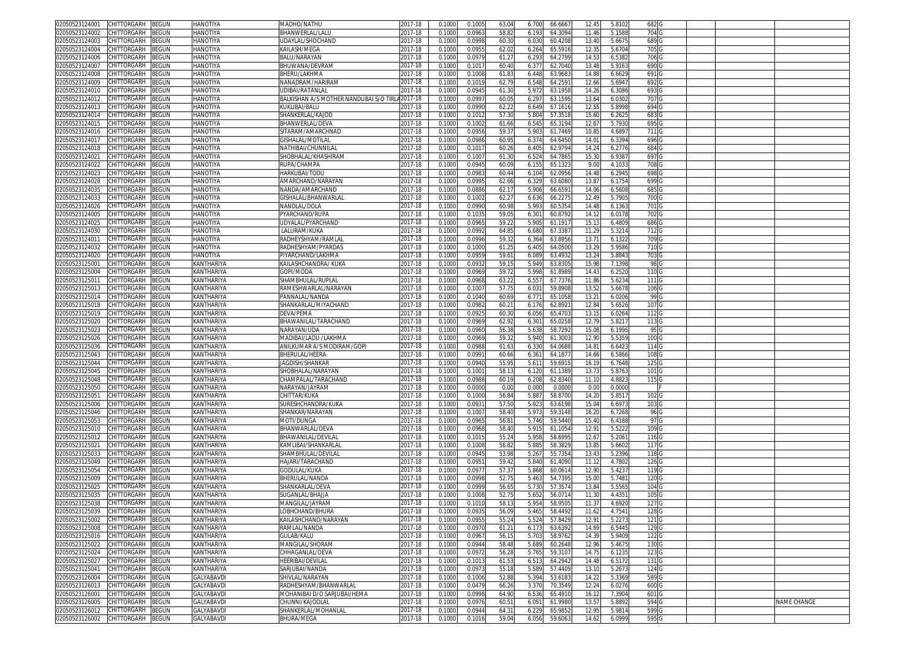| | | | | | | | | | | | | | | | | | |
|---|---|---|---|---|---|---|---|---|---|---|---|---|---|---|---|---|---|
| 02050523124001 | CHITTORGARH | BEGUN | HANOTIYA | MADHO/NATHU | 2017-18 | 0.1000 | 0.1005 | 63.04 | 6.700 | 66.6667 | 12.45 | 5.8102 | 682 | G | | | |
| 02050523124002 | CHITTORGARH | BEGUN | HANOTIYA | BHANWERLAL/LALU | 2017-18 | 0.1000 | 0.0963 | 58.82 | 6.193 | 64.3094 | 11.46 | 5.1588 | 704 | G | | | |
| 02050523124003 | CHITTORGARH | BEGUN | HANOTIYA | UDAYLAL/SHOCHAND | 2017-18 | 0.1000 | 0.0998 | 60.30 | 6.030 | 60.4208 | 13.40 | 5.6675 | 689 | G | | | |
| 02050523124004 | CHITTORGARH | BEGUN | HANOTIYA | KAILASH/MEGA | 2017-18 | 0.1000 | 0.0955 | 62.02 | 6.264 | 65.5916 | 12.35 | 5.6704 | 705 | G | | | |
| 02050523124006 | CHITTORGARH | BEGUN | HANOTIYA | BALU/NARAYAN | 2017-18 | 0.1000 | 0.0979 | 61.27 | 6.293 | 64.2799 | 14.53 | 6.5382 | 706 | G | | | |
| 02050523124007 | CHITTORGARH | BEGUN | HANOTIYA | BHUWANA/DEVRAM | 2017-18 | 0.1000 | 0.1017 | 60.40 | 6.377 | 62.7040 | 13.48 | 5.9163 | 690 | G | | | |
| 02050523124008 | CHITTORGARH | BEGUN | HANOTIYA | BHERU/LAKHMA | 2017-18 | 0.1000 | 0.1008 | 61.83 | 6.448 | 63.9683 | 14.88 | 6.6629 | 691 | G | | | |
| 02050523124009 | CHITTORGARH | BEGUN | HANOTIYA | NANADRAM/HARIRAM | 2017-18 | 0.1000 | 0.1019 | 62.79 | 6.548 | 64.2591 | 12.66 | 5.6947 | 692 | G | | | |
| 02050523124010 | CHITTORGARH | BEGUN | HANOTIYA | UDIBAI/RATANLAL | 2017-18 | 0.1000 | 0.0945 | 61.30 | 5.972 | 63.1958 | 14.26 | 6.3086 | 693 | G | | | |
| 02050523124012 | CHITTORGARH | BEGUN | HANOTIYA | BALKISHAN A/S MOTHER NANDUBAI S/O TIRLA | 2017-18 | 0.1000 | 0.0997 | 60.05 | 6.297 | 63.1595 | 13.64 | 6.0302 | 707 | G | | | |
| 02050523124013 | CHITTORGARH | BEGUN | HANOTIYA | KUKLIBAI/BALU | 2017-18 | 0.1000 | 0.0990 | 62.22 | 6.649 | 67.1616 | 12.55 | 5.8998 | 694 | G | | | |
| 02050523124014 | CHITTORGARH | BEGUN | HANOTIYA | SHANKERLAL/KAJOD | 2017-18 | 0.1000 | 0.1012 | 57.30 | 5.804 | 57.3518 | 15.60 | 6.2625 | 683 | G | | | |
| 02050523124015 | CHITTORGARH | BEGUN | HANOTIYA | BHANWERLAL/DEVA | 2017-18 | 0.1000 | 0.1002 | 61.66 | 6.545 | 65.3194 | 12.67 | 5.7930 | 695 | G | | | |
| 02050523124016 | CHITTORGARH | BEGUN | HANOTIYA | SITARAM/AMARCHNAD | 2017-18 | 0.1000 | 0.0956 | 59.37 | 5.903 | 61.7469 | 10.85 | 4.6897 | 711 | G | | | |
| 02050523124017 | CHITTORGARH | BEGUN | HANOTIYA | GISHALAL/MOTILAL | 2017-18 | 0.1000 | 0.0986 | 60.95 | 6.374 | 64.6450 | 14.01 | 6.3394 | 696 | G | | | |
| 02050523124018 | CHITTORGARH | BEGUN | HANOTIYA | NATHIBAI/CHUNNILAL | 2017-18 | 0.1000 | 0.1017 | 60.26 | 6.405 | 62.9794 | 14.24 | 6.2776 | 684 | G | | | |
| 02050523124021 | CHITTORGARH | BEGUN | HANOTIYA | SHOBHALAL/KHASHIRAM | 2017-18 | 0.1000 | 0.1007 | 61.30 | 6.524 | 64.7865 | 15.30 | 6.9387 | 697 | G | | | |
| 02050523124022 | CHITTORGARH | BEGUN | HANOTIYA | RUPA/CHAMPA | 2017-18 | 0.1000 | 0.0945 | 60.09 | 6.155 | 65.1323 | 9.00 | 4.1033 | 708 | G | | | |
| 02050523124023 | CHITTORGARH | BEGUN | HANOTIYA | HARKUBAI/TODU | 2017-18 | 0.1000 | 0.0983 | 60.44 | 6.104 | 62.0956 | 14.48 | 6.2945 | 698 | G | | | |
| 02050523124028 | CHITTORGARH | BEGUN | HANOTIYA | AMARCHAND/NARAYAN | 2017-18 | 0.1000 | 0.0995 | 62.66 | 6.329 | 63.6080 | 13.87 | 6.1754 | 699 | G | | | |
| 02050523124035 | CHITTORGARH | BEGUN | HANOTIYA | NANDA/AMARCHAND | 2017-18 | 0.1000 | 0.0886 | 62.17 | 5.906 | 66.6591 | 14.06 | 6.5608 | 685 | G | | | |
| 02050523124033 | CHITTORGARH | BEGUN | HANOTIYA | GISHALAL/BHANWARLAL | 2017-18 | 0.1000 | 0.1002 | 62.27 | 6.636 | 66.2275 | 12.49 | 5.7905 | 700 | G | | | |
| 02050523124026 | CHITTORGARH | BEGUN | HANOTIYA | NANDLAL/DOLA | 2017-18 | 0.1000 | 0.0990 | 60.98 | 5.993 | 60.5354 | 14.48 | 6.1363 | 701 | G | | | |
| 02050523124005 | CHITTORGARH | BEGUN | HANOTIYA | PYARCHAND/RUPA | 2017-18 | 0.1000 | 0.1035 | 59.05 | 6.301 | 60.8792 | 14.12 | 6.0178 | 702 | G | | | |
| 02050523124025 | CHITTORGARH | BEGUN | HANOTIYA | UDYALAL/PYARCHAND | 2017-18 | 0.1000 | 0.0965 | 59.22 | 5.905 | 61.1917 | 15.13 | 6.4809 | 686 | G | | | |
| 02050523124030 | CHITTORGARH | BEGUN | HANOTIYA | LALURAM/KUKA | 2017-18 | 0.1000 | 0.0992 | 64.85 | 6.680 | 67.3387 | 11.29 | 5.3214 | 712 | G | | | |
| 02050523124011 | CHITTORGARH | BEGUN | HANOTIYA | RADHEYSHYAM/RAMLAL | 2017-18 | 0.1000 | 0.0996 | 59.32 | 6.364 | 63.8956 | 13.71 | 6.1322 | 709 | G | | | |
| 02050523124032 | CHITTORGARH | BEGUN | HANOTIYA | RADHESHYAM/PYARDAS | 2017-18 | 0.1000 | 0.1000 | 61.25 | 6.405 | 64.0500 | 13.29 | 5.9586 | 710 | G | | | |
| 02050523124020 | CHITTORGARH | BEGUN | HANOTIYA | PIYARCHAND/LAKHMA | 2017-18 | 0.1000 | 0.0959 | 59.61 | 6.089 | 63.4932 | 13.24 | 5.8843 | 703 | G | | | |
| 02050523125001 | CHITTORGARH | BEGUN | KANTHARIYA | KAILASHCHANDRA/ KUKA | 2017-18 | 0.1000 | 0.0932 | 59.15 | 5.949 | 63.8305 | 15.98 | 7.1398 | 98 | G | | | |
| 02050523125004 | CHITTORGARH | BEGUN | KANTHARIYA | GOPI/MODA | 2017-18 | 0.1000 | 0.0969 | 59.72 | 5.998 | 61.8989 | 14.43 | 6.2520 | 110 | G | | | |
| 02050523125011 | CHITTORGARH | BEGUN | KANTHARIYA | SHAMBHULAL/RUPLAL | 2017-18 | 0.1000 | 0.0968 | 63.22 | 6.557 | 67.7376 | 11.86 | 5.6234 | 111 | G | | | |
| 02050523125013 | CHITTORGARH | BEGUN | KANTHARIYA | RAMESHWARLAL/NARAYAN | 2017-18 | 0.1000 | 0.1007 | 57.75 | 6.031 | 59.8908 | 13.52 | 5.6678 | 106 | G | | | |
| 02050523125014 | CHITTORGARH | BEGUN | KANTHARIYA | PANNALAL/NANDA | 2017-18 | 0.1000 | 0.1040 | 60.69 | 6.771 | 65.1058 | 13.21 | 6.0206 | 99 | G | | | |
| 02050523125018 | CHITTORGARH | BEGUN | KANTHARIYA | SHANKARLAL/MIYACHAND | 2017-18 | 0.1000 | 0.0982 | 60.21 | 6.176 | 62.8921 | 12.84 | 5.6526 | 107 | G | | | |
| 02050523125019 | CHITTORGARH | BEGUN | KANTHARIYA | DEVA/PEMA | 2017-18 | 0.1000 | 0.0925 | 60.30 | 6.056 | 65.4703 | 13.15 | 6.0264 | 112 | G | | | |
| 02050523125020 | CHITTORGARH | BEGUN | KANTHARIYA | BHAWANILAL/TARACHAND | 2017-18 | 0.1000 | 0.0969 | 62.92 | 6.301 | 65.0258 | 12.79 | 5.8217 | 113 | G | | | |
| 02050523125023 | CHITTORGARH | BEGUN | KANTHARIYA | NARAYAN/UDA | 2017-18 | 0.1000 | 0.0960 | 56.38 | 5.638 | 58.7292 | 15.08 | 6.1995 | 95 | G | | | |
| 02050523125026 | CHITTORGARH | BEGUN | KANTHARIYA | MADIBAI/LADU /LAKHMA | 2017-18 | 0.1000 | 0.0969 | 59.32 | 5.940 | 61.3003 | 12.90 | 5.5359 | 100 | G | | | |
| 02050523125036 | CHITTORGARH | BEGUN | KANTHARIYA | ANILKUMAR A/S MODIRAM/GOPI | 2017-18 | 0.1000 | 0.0988 | 61.63 | 6.330 | 64.0688 | 14.81 | 6.6423 | 114 | G | | | |
| 02050523125043 | CHITTORGARH | BEGUN | KANTHARIYA | BHERULAL/HEERA | 2017-18 | 0.1000 | 0.0991 | 60.66 | 6.361 | 64.1877 | 14.66 | 6.5866 | 108 | G | | | |
| 02050523125044 | CHITTORGARH | BEGUN | KANTHARIYA | JAGDISH/SHANKAR | 2017-18 | 0.1000 | 0.0940 | 55.95 | 5.611 | 59.6915 | 16.19 | 6.7648 | 125 | G | | | |
| 02050523125045 | CHITTORGARH | BEGUN | KANTHARIYA | SHOBHALAL/NARAYAN | 2017-18 | 0.1000 | 0.1001 | 58.13 | 6.120 | 61.1389 | 13.73 | 5.8763 | 101 | G | | | |
| 02050523125048 | CHITTORGARH | BEGUN | KANTHARIYA | CHAMPALAL/TARACHAND | 2017-18 | 0.1000 | 0.0988 | 60.19 | 6.208 | 62.8340 | 11.10 | 4.8823 | 115 | G | | | |
| 02050523125050 | CHITTORGARH | BEGUN | KANTHARIYA | NARAYAN/JAYRAM | 2017-18 | 0.1000 | 0.0000 | 0.00 | 0.000 | 0.0000 | 0.00 | 0.0000 | | F | | | |
| 02050523125051 | CHITTORGARH | BEGUN | KANTHARIYA | CHITTAR/KUKA | 2017-18 | 0.1000 | 0.1000 | 56.84 | 5.887 | 58.8700 | 14.20 | 5.8517 | 102 | G | | | |
| 02050523125006 | CHITTORGARH | BEGUN | KANTHARIYA | SURESHCHANDRA/KUKA | 2017-18 | 0.1000 | 0.0931 | 57.50 | 5.923 | 63.6198 | 15.04 | 6.6973 | 103 | G | | | |
| 02050523125046 | CHITTORGARH | BEGUN | KANTHARIYA | SHANKAR/NARAYAN | 2017-18 | 0.1000 | 0.1007 | 58.40 | 5.973 | 59.3148 | 16.20 | 6.7268 | 96 | G | | | |
| 02050523125053 | CHITTORGARH | BEGUN | KANTHARIYA | MOTI/DUNGA | 2017-18 | 0.1000 | 0.0965 | 56.81 | 5.746 | 59.5440 | 15.40 | 6.4188 | 97 | G | | | |
| 02050523125010 | CHITTORGARH | BEGUN | KANTHARIYA | BHANWARLAL/DEVA | 2017-18 | 0.1000 | 0.0968 | 58.40 | 5.915 | 61.1054 | 12.91 | 5.5222 | 109 | G | | | |
| 02050523125012 | CHITTORGARH | BEGUN | KANTHARIYA | BHAWANILAL/DEVILAL | 2017-18 | 0.1000 | 0.1015 | 55.24 | 5.958 | 58.6995 | 12.67 | 5.2061 | 116 | G | | | |
| 02050523125021 | CHITTORGARH | BEGUN | KANTHARIYA | KAMLIBAI/SHANKARLAL | 2017-18 | 0.1000 | 0.1008 | 56.82 | 5.885 | 58.3829 | 13.85 | 5.6602 | 117 | G | | | |
| 02050523125033 | CHITTORGARH | BEGUN | KANTHARIYA | SHAMBHULAL/DEVILAL | 2017-18 | 0.1000 | 0.0945 | 53.98 | 5.267 | 55.7354 | 13.43 | 5.2396 | 118 | G | | | |
| 02050523125049 | CHITTORGARH | BEGUN | KANTHARIYA | HAJARI/TARACHAND | 2017-18 | 0.1000 | 0.0951 | 59.42 | 5.840 | 61.4090 | 11.12 | 4.7802 | 126 | G | | | |
| 02050523125054 | CHITTORGARH | BEGUN | KANTHARIYA | GODULAL/KUKA | 2017-18 | 0.1000 | 0.0977 | 57.37 | 5.868 | 60.0614 | 12.90 | 5.4237 | 119 | G | | | |
| 02050523125009 | CHITTORGARH | BEGUN | KANTHARIYA | BHERULAL/NANDA | 2017-18 | 0.1000 | 0.0998 | 52.75 | 5.463 | 54.7395 | 15.00 | 5.7481 | 120 | G | | | |
| 02050523125025 | CHITTORGARH | BEGUN | KANTHARIYA | SHANKARLAL/DEVA | 2017-18 | 0.1000 | 0.0999 | 56.65 | 5.730 | 57.3574 | 13.84 | 5.5565 | 104 | G | | | |
| 02050523125035 | CHITTORGARH | BEGUN | KANTHARIYA | SUGANLAL/BHAJJA | 2017-18 | 0.1000 | 0.1008 | 52.75 | 5.652 | 56.0714 | 11.30 | 4.4351 | 105 | G | | | |
| 02050523125038 | CHITTORGARH | BEGUN | KANTHARIYA | MANGILAL/JAYRAM | 2017-18 | 0.1000 | 0.1010 | 58.13 | 5.954 | 58.9505 | 11.37 | 4.6920 | 127 | G | | | |
| 02050523125039 | CHITTORGARH | BEGUN | KANTHARIYA | LOBHCHAND/BHURA | 2017-18 | 0.1000 | 0.0935 | 56.09 | 5.465 | 58.4492 | 11.62 | 4.7541 | 128 | G | | | |
| 02050523125002 | CHITTORGARH | BEGUN | KANTHARIYA | KAILASHCHAND/NARAYAN | 2017-18 | 0.1000 | 0.0955 | 55.24 | 5.524 | 57.8429 | 12.91 | 5.2273 | 121 | G | | | |
| 02050523125008 | CHITTORGARH | BEGUN | KANTHARIYA | RAMLAL/NANDA | 2017-18 | 0.1000 | 0.0970 | 61.21 | 6.173 | 63.6392 | 14.69 | 6.5445 | 129 | G | | | |
| 02050523125016 | CHITTORGARH | BEGUN | KANTHARIYA | GULAB/KALU | 2017-18 | 0.1000 | 0.0967 | 56.15 | 5.703 | 58.9762 | 14.39 | 5.9409 | 122 | G | | | |
| 02050523125022 | CHITTORGARH | BEGUN | KANTHARIYA | MANGILAL/SHORAM | 2017-18 | 0.1000 | 0.0944 | 58.48 | 5.689 | 60.2648 | 12.96 | 5.4675 | 130 | G | | | |
| 02050523125024 | CHITTORGARH | BEGUN | KANTHARIYA | CHHAGANLAL/DEVA | 2017-18 | 0.1000 | 0.0972 | 56.28 | 5.765 | 59.3107 | 14.75 | 6.1235 | 123 | G | | | |
| 02050523125027 | CHITTORGARH | BEGUN | KANTHARIYA | HEERIBAI/DEVILAL | 2017-18 | 0.1000 | 0.1013 | 61.53 | 6.513 | 64.2942 | 14.48 | 6.5172 | 131 | G | | | |
| 02050523125041 | CHITTORGARH | BEGUN | KANTHARIYA | SARJUBAI/NANDA | 2017-18 | 0.1000 | 0.0973 | 55.18 | 5.589 | 57.4409 | 13.10 | 5.2673 | 124 | G | | | |
| 02050523126004 | CHITTORGARH | BEGUN | GALYABAVDI | SHIVLAL/NARAYAN | 2017-18 | 0.1000 | 0.1006 | 52.88 | 5.394 | 53.6183 | 14.22 | 5.3369 | 589 | G | | | |
| 02050523126013 | CHITTORGARH | BEGUN | GALYABAVDI | RADHESHYAM/BHANWARLAL | 2017-18 | 0.1000 | 0.0479 | 66.26 | 3.370 | 70.3549 | 12.24 | 6.0276 | 600 | G | | | |
| 02050523126001 | CHITTORGARH | BEGUN | GALYABAVDI | MOHANIBAI D/O SARJUBAI/HEMA | 2017-18 | 0.1000 | 0.0998 | 64.90 | 6.536 | 65.4910 | 16.12 | 7.3904 | 601 | G | | | |
| 02050523126005 | CHITTORGARH | BEGUN | GALYABAVDI | CHUNNI/KAJODLAL | 2017-18 | 0.1000 | 0.0976 | 60.51 | 6.051 | 61.9980 | 13.57 | 5.8892 | 594 | G | | | NAME CHANGE |
| 02050523126012 | CHITTORGARH | BEGUN | GALYABAVDI | SHANKERLAL/MOHANLAL | 2017-18 | 0.1000 | 0.0944 | 64.31 | 6.229 | 65.9852 | 12.95 | 5.9814 | 599 | G | | | |
| 02050523126002 | CHITTORGARH | BEGUN | GALYABAVDI | BHURA/MEGA | 2017-18 | 0.1000 | 0.1016 | 59.04 | 6.056 | 59.6063 | 14.62 | 6.0999 | 595 | G | | | |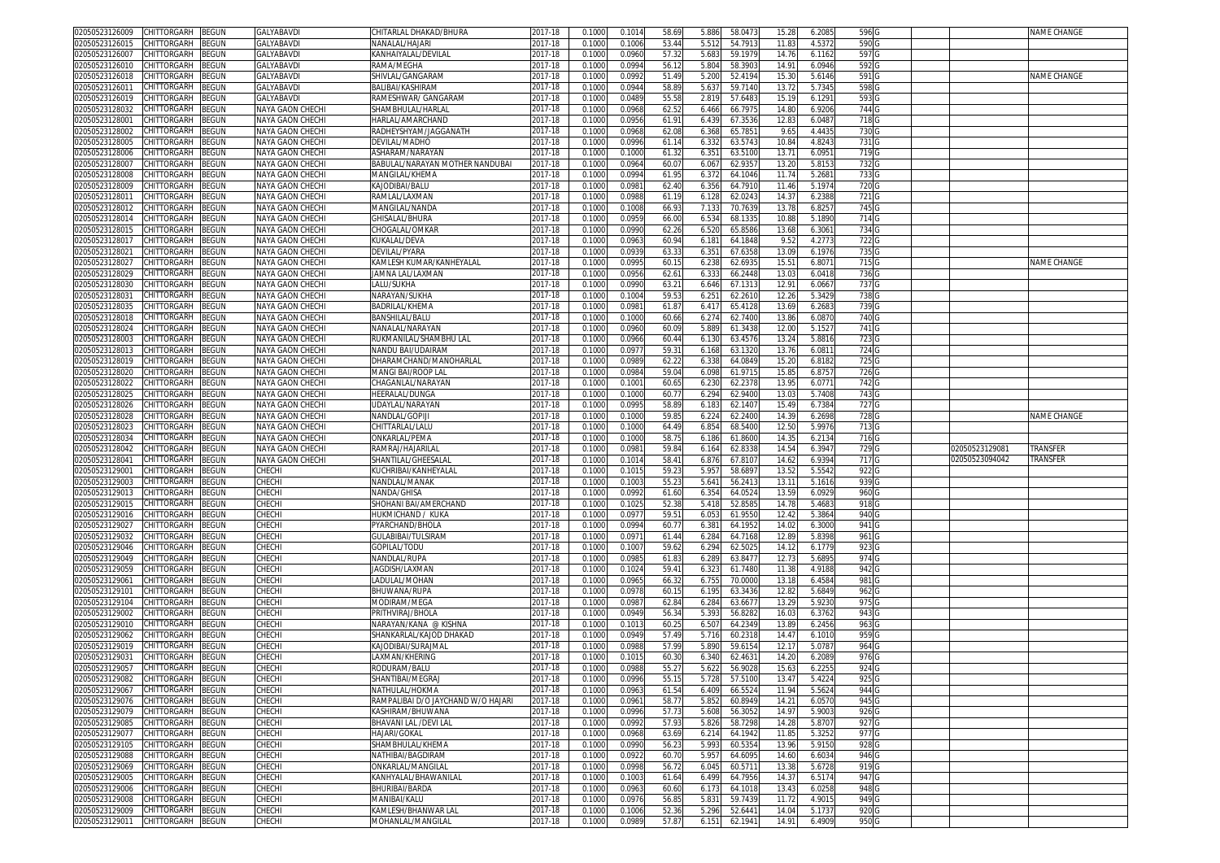| | | | | | | | | | | | | | | | | | |
|---|---|---|---|---|---|---|---|---|---|---|---|---|---|---|---|---|---|
| 02050523126009 | CHITTORGARH | BEGUN | GALYABAVDI | CHITARLAL DHAKAD/BHURA | 2017-18 | 0.1000 | 0.1014 | 58.69 | 5.886 | 58.0473 | 15.28 | 6.2085 | 596 | G | | | NAME CHANGE |
| 02050523126015 | CHITTORGARH | BEGUN | GALYABAVDI | NANALAL/HAJARI | 2017-18 | 0.1000 | 0.1006 | 53.44 | 5.512 | 54.7913 | 11.83 | 4.5372 | 590 | G | | | |
| 02050523126007 | CHITTORGARH | BEGUN | GALYABAVDI | KANHAIYALAL/DEVILAL | 2017-18 | 0.1000 | 0.0960 | 57.32 | 5.683 | 59.1979 | 14.76 | 6.1162 | 597 | G | | | |
| 02050523126010 | CHITTORGARH | BEGUN | GALYABAVDI | RAMA/MEGHA | 2017-18 | 0.1000 | 0.0994 | 56.12 | 5.804 | 58.3903 | 14.91 | 6.0946 | 592 | G | | | |
| 02050523126018 | CHITTORGARH | BEGUN | GALYABAVDI | SHIVLAL/GANGARAM | 2017-18 | 0.1000 | 0.0992 | 51.49 | 5.200 | 52.4194 | 15.30 | 5.6146 | 591 | G | | | NAME CHANGE |
| 02050523126011 | CHITTORGARH | BEGUN | GALYABAVDI | BALIBAI/KASHIRAM | 2017-18 | 0.1000 | 0.0944 | 58.89 | 5.637 | 59.7140 | 13.72 | 5.7345 | 598 | G | | | |
| 02050523126019 | CHITTORGARH | BEGUN | GALYABAVDI | RAMESHWAR/ GANGARAM | 2017-18 | 0.1000 | 0.0489 | 55.58 | 2.819 | 57.6483 | 15.19 | 6.1291 | 593 | G | | | |
| 02050523128032 | CHITTORGARH | BEGUN | NAYA GAON CHECHI | SHAMBHULAL/HARLAL | 2017-18 | 0.1000 | 0.0968 | 62.52 | 6.466 | 66.7975 | 14.80 | 6.9206 | 744 | G | | | |
| 02050523128001 | CHITTORGARH | BEGUN | NAYA GAON CHECHI | HARLAL/AMARCHAND | 2017-18 | 0.1000 | 0.0956 | 61.91 | 6.439 | 67.3536 | 12.83 | 6.0487 | 718 | G | | | |
| 02050523128002 | CHITTORGARH | BEGUN | NAYA GAON CHECHI | RADHEYSHYAM/JAGGANATH | 2017-18 | 0.1000 | 0.0968 | 62.08 | 6.368 | 65.7851 | 9.65 | 4.4435 | 730 | G | | | |
| 02050523128005 | CHITTORGARH | BEGUN | NAYA GAON CHECHI | DEVILAL/MADHO | 2017-18 | 0.1000 | 0.0996 | 61.14 | 6.332 | 63.5743 | 10.84 | 4.8243 | 731 | G | | | |
| 02050523128006 | CHITTORGARH | BEGUN | NAYA GAON CHECHI | ASHARAM/NARAYAN | 2017-18 | 0.1000 | 0.1000 | 61.32 | 6.351 | 63.5100 | 13.71 | 6.0951 | 719 | G | | | |
| 02050523128007 | CHITTORGARH | BEGUN | NAYA GAON CHECHI | BABULAL/NARAYAN MOTHER NANDUBAI | 2017-18 | 0.1000 | 0.0964 | 60.07 | 6.067 | 62.9357 | 13.20 | 5.8153 | 732 | G | | | |
| 02050523128008 | CHITTORGARH | BEGUN | NAYA GAON CHECHI | MANGILAL/KHEMA | 2017-18 | 0.1000 | 0.0994 | 61.95 | 6.372 | 64.1046 | 11.74 | 5.2681 | 733 | G | | | |
| 02050523128009 | CHITTORGARH | BEGUN | NAYA GAON CHECHI | KAJODIBAI/BALU | 2017-18 | 0.1000 | 0.0981 | 62.40 | 6.356 | 64.7910 | 11.46 | 5.1974 | 720 | G | | | |
| 02050523128011 | CHITTORGARH | BEGUN | NAYA GAON CHECHI | RAMLAL/LAXMAN | 2017-18 | 0.1000 | 0.0988 | 61.19 | 6.128 | 62.0243 | 14.37 | 6.2388 | 721 | G | | | |
| 02050523128012 | CHITTORGARH | BEGUN | NAYA GAON CHECHI | MANGILAL/NANDA | 2017-18 | 0.1000 | 0.1008 | 66.93 | 7.133 | 70.7639 | 13.78 | 6.8257 | 745 | G | | | |
| 02050523128014 | CHITTORGARH | BEGUN | NAYA GAON CHECHI | GHISALAL/BHURA | 2017-18 | 0.1000 | 0.0959 | 66.00 | 6.534 | 68.1335 | 10.88 | 5.1890 | 714 | G | | | |
| 02050523128015 | CHITTORGARH | BEGUN | NAYA GAON CHECHI | CHOGALAL/OMKAR | 2017-18 | 0.1000 | 0.0990 | 62.26 | 6.520 | 65.8586 | 13.68 | 6.3061 | 734 | G | | | |
| 02050523128017 | CHITTORGARH | BEGUN | NAYA GAON CHECHI | KUKALAL/DEVA | 2017-18 | 0.1000 | 0.0963 | 60.94 | 6.181 | 64.1848 | 9.52 | 4.2773 | 722 | G | | | |
| 02050523128021 | CHITTORGARH | BEGUN | NAYA GAON CHECHI | DEVILAL/PYARA | 2017-18 | 0.1000 | 0.0939 | 63.33 | 6.351 | 67.6358 | 13.09 | 6.1976 | 735 | G | | | |
| 02050523128027 | CHITTORGARH | BEGUN | NAYA GAON CHECHI | KAMLESH KUMAR/KANHEYALAL | 2017-18 | 0.1000 | 0.0995 | 60.15 | 6.238 | 62.6935 | 15.51 | 6.8071 | 715 | G | | | NAME CHANGE |
| 02050523128029 | CHITTORGARH | BEGUN | NAYA GAON CHECHI | JAMNA LAL/LAXMAN | 2017-18 | 0.1000 | 0.0956 | 62.61 | 6.333 | 66.2448 | 13.03 | 6.0418 | 736 | G | | | |
| 02050523128030 | CHITTORGARH | BEGUN | NAYA GAON CHECHI | LALU/SUKHA | 2017-18 | 0.1000 | 0.0990 | 63.21 | 6.646 | 67.1313 | 12.91 | 6.0667 | 737 | G | | | |
| 02050523128031 | CHITTORGARH | BEGUN | NAYA GAON CHECHI | NARAYAN/SUKHA | 2017-18 | 0.1000 | 0.1004 | 59.53 | 6.251 | 62.2610 | 12.26 | 5.3429 | 738 | G | | | |
| 02050523128035 | CHITTORGARH | BEGUN | NAYA GAON CHECHI | BADRILAL/KHEMA | 2017-18 | 0.1000 | 0.0981 | 61.87 | 6.417 | 65.4128 | 13.69 | 6.2683 | 739 | G | | | |
| 02050523128018 | CHITTORGARH | BEGUN | NAYA GAON CHECHI | BANSHILAL/BALU | 2017-18 | 0.1000 | 0.1000 | 60.66 | 6.274 | 62.7400 | 13.86 | 6.0870 | 740 | G | | | |
| 02050523128024 | CHITTORGARH | BEGUN | NAYA GAON CHECHI | NANALAL/NARAYAN | 2017-18 | 0.1000 | 0.0960 | 60.09 | 5.889 | 61.3438 | 12.00 | 5.1527 | 741 | G | | | |
| 02050523128003 | CHITTORGARH | BEGUN | NAYA GAON CHECHI | RUKMANILAL/SHAMBHU LAL | 2017-18 | 0.1000 | 0.0966 | 60.44 | 6.130 | 63.4576 | 13.24 | 5.8816 | 723 | G | | | |
| 02050523128013 | CHITTORGARH | BEGUN | NAYA GAON CHECHI | NANDU BAI/UDAIRAM | 2017-18 | 0.1000 | 0.0977 | 59.31 | 6.168 | 63.1320 | 13.76 | 6.0811 | 724 | G | | | |
| 02050523128019 | CHITTORGARH | BEGUN | NAYA GAON CHECHI | DHARAMCHAND/MANOHARLAL | 2017-18 | 0.1000 | 0.0989 | 62.22 | 6.338 | 64.0849 | 15.20 | 6.8182 | 725 | G | | | |
| 02050523128020 | CHITTORGARH | BEGUN | NAYA GAON CHECHI | MANGI BAI/ROOP LAL | 2017-18 | 0.1000 | 0.0984 | 59.04 | 6.098 | 61.9715 | 15.85 | 6.8757 | 726 | G | | | |
| 02050523128022 | CHITTORGARH | BEGUN | NAYA GAON CHECHI | CHAGANLAL/NARAYAN | 2017-18 | 0.1000 | 0.1001 | 60.65 | 6.230 | 62.2378 | 13.95 | 6.0771 | 742 | G | | | |
| 02050523128025 | CHITTORGARH | BEGUN | NAYA GAON CHECHI | HEERALAL/DUNGA | 2017-18 | 0.1000 | 0.1000 | 60.77 | 6.294 | 62.9400 | 13.03 | 5.7408 | 743 | G | | | |
| 02050523128026 | CHITTORGARH | BEGUN | NAYA GAON CHECHI | UDAYLAL/NARAYAN | 2017-18 | 0.1000 | 0.0995 | 58.89 | 6.183 | 62.1407 | 15.49 | 6.7384 | 727 | G | | | |
| 02050523128028 | CHITTORGARH | BEGUN | NAYA GAON CHECHI | NANDLAL/GOPIJI | 2017-18 | 0.1000 | 0.1000 | 59.85 | 6.224 | 62.2400 | 14.39 | 6.2698 | 728 | G | | | NAME CHANGE |
| 02050523128023 | CHITTORGARH | BEGUN | NAYA GAON CHECHI | CHITTARLAL/LALU | 2017-18 | 0.1000 | 0.1000 | 64.49 | 6.854 | 68.5400 | 12.50 | 5.9976 | 713 | G | | | |
| 02050523128034 | CHITTORGARH | BEGUN | NAYA GAON CHECHI | ONKARLAL/PEMA | 2017-18 | 0.1000 | 0.1000 | 58.75 | 6.186 | 61.8600 | 14.35 | 6.2134 | 716 | G | | | |
| 02050523128042 | CHITTORGARH | BEGUN | NAYA GAON CHECHI | RAMRAJ/HAJARILAL | 2017-18 | 0.1000 | 0.0981 | 59.84 | 6.164 | 62.8338 | 14.54 | 6.3947 | 729 | G | | 02050523129081 | TRANSFER |
| 02050523128041 | CHITTORGARH | BEGUN | NAYA GAON CHECHI | SHANTILAL/GHEESALAL | 2017-18 | 0.1000 | 0.1014 | 58.41 | 6.876 | 67.8107 | 14.62 | 6.9394 | 717 | G | | 02050523094042 | TRANSFER |
| 02050523129001 | CHITTORGARH | BEGUN | CHECHI | KUCHRIBAI/KANHEYALAL | 2017-18 | 0.1000 | 0.1015 | 59.23 | 5.957 | 58.6897 | 13.52 | 5.5542 | 922 | G | | | |
| 02050523129003 | CHITTORGARH | BEGUN | CHECHI | NANDLAL/MANAK | 2017-18 | 0.1000 | 0.1003 | 55.23 | 5.641 | 56.2413 | 13.11 | 5.1616 | 939 | G | | | |
| 02050523129013 | CHITTORGARH | BEGUN | CHECHI | NANDA/GHISA | 2017-18 | 0.1000 | 0.0992 | 61.60 | 6.354 | 64.0524 | 13.59 | 6.0929 | 960 | G | | | |
| 02050523129015 | CHITTORGARH | BEGUN | CHECHI | SHOHANI BAI/AMERCHAND | 2017-18 | 0.1000 | 0.1025 | 52.38 | 5.418 | 52.8585 | 14.78 | 5.4683 | 918 | G | | | |
| 02050523129016 | CHITTORGARH | BEGUN | CHECHI | HUKMICHAND / KUKA | 2017-18 | 0.1000 | 0.0977 | 59.51 | 6.053 | 61.9550 | 12.42 | 5.3864 | 940 | G | | | |
| 02050523129027 | CHITTORGARH | BEGUN | CHECHI | PYARCHAND/BHOLA | 2017-18 | 0.1000 | 0.0994 | 60.77 | 6.381 | 64.1952 | 14.02 | 6.3000 | 941 | G | | | |
| 02050523129032 | CHITTORGARH | BEGUN | CHECHI | GULABIBAI/TULSIRAM | 2017-18 | 0.1000 | 0.0971 | 61.44 | 6.284 | 64.7168 | 12.89 | 5.8398 | 961 | G | | | |
| 02050523129046 | CHITTORGARH | BEGUN | CHECHI | GOPILAL/TODU | 2017-18 | 0.1000 | 0.1007 | 59.62 | 6.294 | 62.5025 | 14.12 | 6.1779 | 923 | G | | | |
| 02050523129049 | CHITTORGARH | BEGUN | CHECHI | NANDLAL/RUPA | 2017-18 | 0.1000 | 0.0985 | 61.83 | 6.289 | 63.8477 | 12.73 | 5.6895 | 974 | G | | | |
| 02050523129059 | CHITTORGARH | BEGUN | CHECHI | JAGDISH/LAXMAN | 2017-18 | 0.1000 | 0.1024 | 59.41 | 6.323 | 61.7480 | 11.38 | 4.9188 | 942 | G | | | |
| 02050523129061 | CHITTORGARH | BEGUN | CHECHI | LADULAL/MOHAN | 2017-18 | 0.1000 | 0.0965 | 66.32 | 6.755 | 70.0000 | 13.18 | 6.4584 | 981 | G | | | |
| 02050523129101 | CHITTORGARH | BEGUN | CHECHI | BHUWANA/RUPA | 2017-18 | 0.1000 | 0.0978 | 60.15 | 6.195 | 63.3436 | 12.82 | 5.6849 | 962 | G | | | |
| 02050523129104 | CHITTORGARH | BEGUN | CHECHI | MODIRAM/MEGA | 2017-18 | 0.1000 | 0.0987 | 62.84 | 6.284 | 63.6677 | 13.29 | 5.9230 | 975 | G | | | |
| 02050523129002 | CHITTORGARH | BEGUN | CHECHI | PRITHVIRAJ/BHOLA | 2017-18 | 0.1000 | 0.0949 | 56.34 | 5.393 | 56.8282 | 16.03 | 6.3762 | 943 | G | | | |
| 02050523129010 | CHITTORGARH | BEGUN | CHECHI | NARAYAN/KANA @ KISHNA | 2017-18 | 0.1000 | 0.1013 | 60.25 | 6.507 | 64.2349 | 13.89 | 6.2456 | 963 | G | | | |
| 02050523129062 | CHITTORGARH | BEGUN | CHECHI | SHANKARLAL/KAJOD DHAKAD | 2017-18 | 0.1000 | 0.0949 | 57.49 | 5.716 | 60.2318 | 14.47 | 6.1010 | 959 | G | | | |
| 02050523129019 | CHITTORGARH | BEGUN | CHECHI | KAJODIBAI/SURAJMAL | 2017-18 | 0.1000 | 0.0988 | 57.99 | 5.890 | 59.6154 | 12.17 | 5.0787 | 964 | G | | | |
| 02050523129031 | CHITTORGARH | BEGUN | CHECHI | LAXMAN/KHERING | 2017-18 | 0.1000 | 0.1015 | 60.30 | 6.340 | 62.4631 | 14.20 | 6.2089 | 976 | G | | | |
| 02050523129057 | CHITTORGARH | BEGUN | CHECHI | RODURAM/BALU | 2017-18 | 0.1000 | 0.0988 | 55.27 | 5.622 | 56.9028 | 15.63 | 6.2255 | 924 | G | | | |
| 02050523129082 | CHITTORGARH | BEGUN | CHECHI | SHANTIBAI/MEGRAJ | 2017-18 | 0.1000 | 0.0996 | 55.15 | 5.728 | 57.5100 | 13.47 | 5.4224 | 925 | G | | | |
| 02050523129067 | CHITTORGARH | BEGUN | CHECHI | NATHULAL/HOKMA | 2017-18 | 0.1000 | 0.0963 | 61.54 | 6.409 | 66.5524 | 11.94 | 5.5624 | 944 | G | | | |
| 02050523129076 | CHITTORGARH | BEGUN | CHECHI | RAMPALIBAI D/O JAYCHAND W/O HAJARI | 2017-18 | 0.1000 | 0.0961 | 58.77 | 5.852 | 60.8949 | 14.21 | 6.0570 | 945 | G | | | |
| 02050523129079 | CHITTORGARH | BEGUN | CHECHI | KASHIRAM/BHUWANA | 2017-18 | 0.1000 | 0.0996 | 57.73 | 5.608 | 56.3052 | 14.97 | 5.9003 | 926 | G | | | |
| 02050523129085 | CHITTORGARH | BEGUN | CHECHI | BHAVANI LAL /DEVI LAL | 2017-18 | 0.1000 | 0.0992 | 57.93 | 5.826 | 58.7298 | 14.28 | 5.8707 | 927 | G | | | |
| 02050523129077 | CHITTORGARH | BEGUN | CHECHI | HAJARI/GOKAL | 2017-18 | 0.1000 | 0.0968 | 63.69 | 6.214 | 64.1942 | 11.85 | 5.3252 | 977 | G | | | |
| 02050523129105 | CHITTORGARH | BEGUN | CHECHI | SHAMBHULAL/KHEMA | 2017-18 | 0.1000 | 0.0990 | 56.23 | 5.993 | 60.5354 | 13.96 | 5.9150 | 928 | G | | | |
| 02050523129088 | CHITTORGARH | BEGUN | CHECHI | NATHIBAI/BAGDIRAM | 2017-18 | 0.1000 | 0.0922 | 60.70 | 5.957 | 64.6095 | 14.60 | 6.6034 | 946 | G | | | |
| 02050523129069 | CHITTORGARH | BEGUN | CHECHI | ONKARLAL/MANGILAL | 2017-18 | 0.1000 | 0.0998 | 56.72 | 6.045 | 60.5711 | 13.38 | 5.6728 | 919 | G | | | |
| 02050523129005 | CHITTORGARH | BEGUN | CHECHI | KANHYALAL/BHAWANILAL | 2017-18 | 0.1000 | 0.1003 | 61.64 | 6.499 | 64.7956 | 14.37 | 6.5174 | 947 | G | | | |
| 02050523129006 | CHITTORGARH | BEGUN | CHECHI | BHURIBAI/BARDA | 2017-18 | 0.1000 | 0.0963 | 60.60 | 6.173 | 64.1018 | 13.43 | 6.0258 | 948 | G | | | |
| 02050523129008 | CHITTORGARH | BEGUN | CHECHI | MANIBAI/KALU | 2017-18 | 0.1000 | 0.0976 | 56.85 | 5.831 | 59.7439 | 11.72 | 4.9015 | 949 | G | | | |
| 02050523129009 | CHITTORGARH | BEGUN | CHECHI | KAMLESH/BHANWAR LAL | 2017-18 | 0.1000 | 0.1006 | 52.36 | 5.296 | 52.6441 | 14.04 | 5.1737 | 920 | G | | | |
| 02050523129011 | CHITTORGARH | BEGUN | CHECHI | MOHANLAL/MANGILAL | 2017-18 | 0.1000 | 0.0989 | 57.87 | 6.151 | 62.1941 | 14.91 | 6.4909 | 950 | G | | | |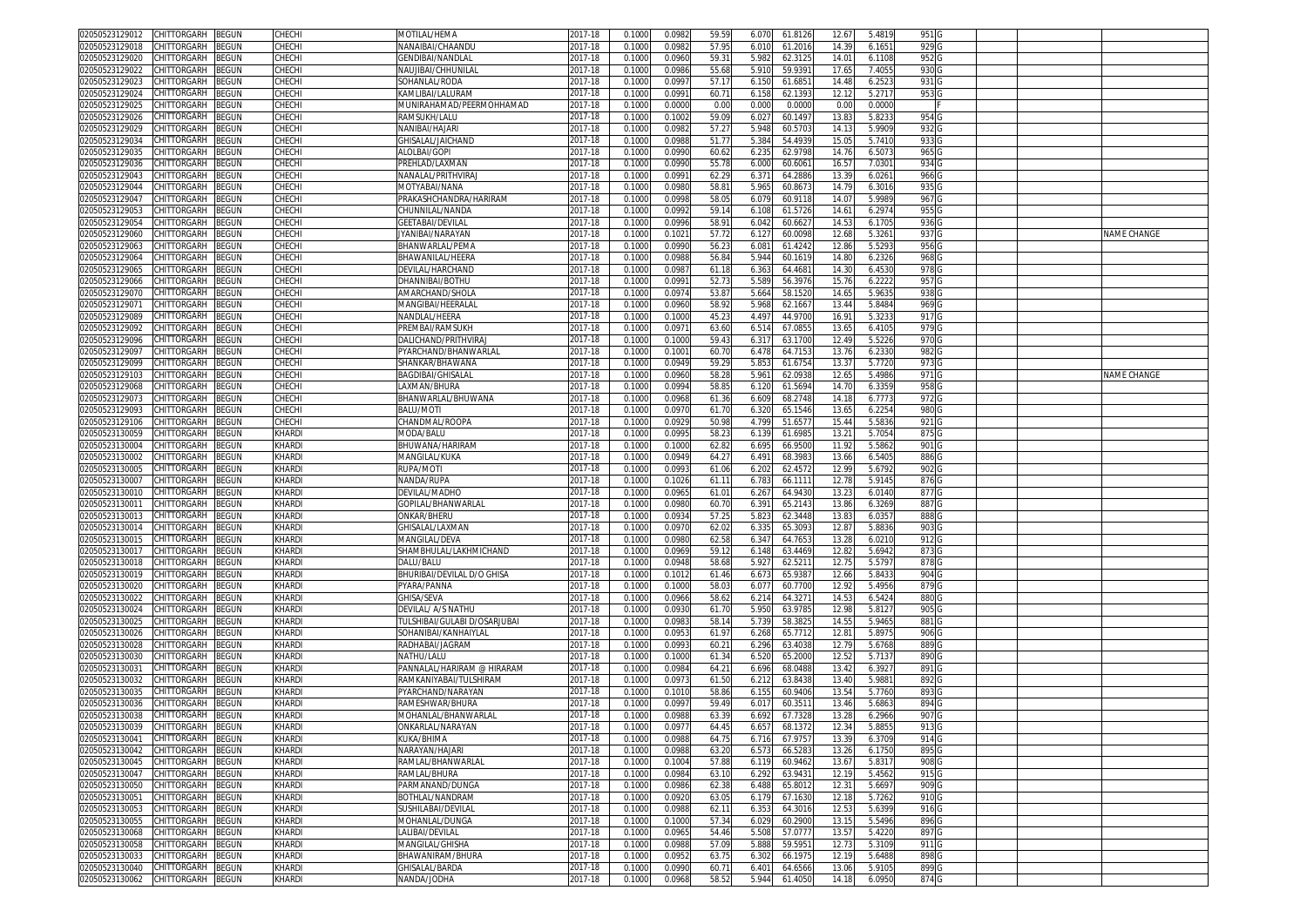| | | | | | | | | | | | | | | | | | |
|---|---|---|---|---|---|---|---|---|---|---|---|---|---|---|---|---|---|
| 02050523129012 | CHITTORGARH | BEGUN | CHECHI | MOTILAL/HEMA | 2017-18 | 0.1000 | 0.0982 | 59.59 | 6.070 | 61.8126 | 12.67 | 5.4819 | 951 | G | | | |
| 02050523129018 | CHITTORGARH | BEGUN | CHECHI | NANAIBAI/CHAANDU | 2017-18 | 0.1000 | 0.0982 | 57.95 | 6.010 | 61.2016 | 14.39 | 6.1651 | 929 | G | | | |
| 02050523129020 | CHITTORGARH | BEGUN | CHECHI | GENDIBAI/NANDLAL | 2017-18 | 0.1000 | 0.0960 | 59.31 | 5.982 | 62.3125 | 14.01 | 6.1108 | 952 | G | | | |
| 02050523129022 | CHITTORGARH | BEGUN | CHECHI | NAUJIBAI/CHHUNILAL | 2017-18 | 0.1000 | 0.0986 | 55.68 | 5.910 | 59.9391 | 17.65 | 7.4055 | 930 | G | | | |
| 02050523129023 | CHITTORGARH | BEGUN | CHECHI | SOHANLAL/RODA | 2017-18 | 0.1000 | 0.0997 | 57.17 | 6.150 | 61.6851 | 14.48 | 6.2523 | 931 | G | | | |
| 02050523129024 | CHITTORGARH | BEGUN | CHECHI | KAMLIBAI/LALURAM | 2017-18 | 0.1000 | 0.0991 | 60.71 | 6.158 | 62.1393 | 12.12 | 5.2717 | 953 | G | | | |
| 02050523129025 | CHITTORGARH | BEGUN | CHECHI | MUNIRAHAMAD/PEERMOHHAMAD | 2017-18 | 0.1000 | 0.0000 | 0.00 | 0.000 | 0.0000 | 0.00 | 0.0000 | | F | | | |
| 02050523129026 | CHITTORGARH | BEGUN | CHECHI | RAMSUKH/LALU | 2017-18 | 0.1000 | 0.1002 | 59.09 | 6.027 | 60.1497 | 13.83 | 5.8233 | 954 | G | | | |
| 02050523129029 | CHITTORGARH | BEGUN | CHECHI | NANIBAI/HAJARI | 2017-18 | 0.1000 | 0.0982 | 57.27 | 5.948 | 60.5703 | 14.13 | 5.9909 | 932 | G | | | |
| 02050523129034 | CHITTORGARH | BEGUN | CHECHI | GHISALAL/JAICHAND | 2017-18 | 0.1000 | 0.0988 | 51.77 | 5.384 | 54.4939 | 15.05 | 5.7410 | 933 | G | | | |
| 02050523129035 | CHITTORGARH | BEGUN | CHECHI | ALOLBAI/GOPI | 2017-18 | 0.1000 | 0.0990 | 60.62 | 6.235 | 62.9798 | 14.76 | 6.5073 | 965 | G | | | |
| 02050523129036 | CHITTORGARH | BEGUN | CHECHI | PREHLAD/LAXMAN | 2017-18 | 0.1000 | 0.0990 | 55.78 | 6.000 | 60.6061 | 16.57 | 7.0301 | 934 | G | | | |
| 02050523129043 | CHITTORGARH | BEGUN | CHECHI | NANALAL/PRITHVIRAJ | 2017-18 | 0.1000 | 0.0991 | 62.29 | 6.371 | 64.2886 | 13.39 | 6.0261 | 966 | G | | | |
| 02050523129044 | CHITTORGARH | BEGUN | CHECHI | MOTYABAI/NANA | 2017-18 | 0.1000 | 0.0980 | 58.81 | 5.965 | 60.8673 | 14.79 | 6.3016 | 935 | G | | | |
| 02050523129047 | CHITTORGARH | BEGUN | CHECHI | PRAKASHCHANDRA/HARIRAM | 2017-18 | 0.1000 | 0.0998 | 58.05 | 6.079 | 60.9118 | 14.07 | 5.9989 | 967 | G | | | |
| 02050523129053 | CHITTORGARH | BEGUN | CHECHI | CHUNNILAL/NANDA | 2017-18 | 0.1000 | 0.0992 | 59.14 | 6.108 | 61.5726 | 14.61 | 6.2974 | 955 | G | | | |
| 02050523129054 | CHITTORGARH | BEGUN | CHECHI | GEETABAI/DEVILAL | 2017-18 | 0.1000 | 0.0996 | 58.91 | 6.042 | 60.6627 | 14.53 | 6.1705 | 936 | G | | | |
| 02050523129060 | CHITTORGARH | BEGUN | CHECHI | JYANIBAI/NARAYAN | 2017-18 | 0.1000 | 0.1021 | 57.72 | 6.127 | 60.0098 | 12.68 | 5.3261 | 937 | G | | | NAME CHANGE |
| 02050523129063 | CHITTORGARH | BEGUN | CHECHI | BHANWARLAL/PEMA | 2017-18 | 0.1000 | 0.0990 | 56.23 | 6.081 | 61.4242 | 12.86 | 5.5293 | 956 | G | | | |
| 02050523129064 | CHITTORGARH | BEGUN | CHECHI | BHAWANILAL/HEERA | 2017-18 | 0.1000 | 0.0988 | 56.84 | 5.944 | 60.1619 | 14.80 | 6.2326 | 968 | G | | | |
| 02050523129065 | CHITTORGARH | BEGUN | CHECHI | DEVILAL/HARCHAND | 2017-18 | 0.1000 | 0.0987 | 61.18 | 6.363 | 64.4681 | 14.30 | 6.4530 | 978 | G | | | |
| 02050523129066 | CHITTORGARH | BEGUN | CHECHI | DHANNIBAI/BOTHU | 2017-18 | 0.1000 | 0.0991 | 52.73 | 5.589 | 56.3976 | 15.76 | 6.2222 | 957 | G | | | |
| 02050523129070 | CHITTORGARH | BEGUN | CHECHI | AMARCHAND/SHOLA | 2017-18 | 0.1000 | 0.0974 | 53.87 | 5.664 | 58.1520 | 14.65 | 5.9635 | 938 | G | | | |
| 02050523129071 | CHITTORGARH | BEGUN | CHECHI | MANGIBAI/HEERALAL | 2017-18 | 0.1000 | 0.0960 | 58.92 | 5.968 | 62.1667 | 13.44 | 5.8484 | 969 | G | | | |
| 02050523129089 | CHITTORGARH | BEGUN | CHECHI | NANDLAL/HEERA | 2017-18 | 0.1000 | 0.1000 | 45.23 | 4.497 | 44.9700 | 16.91 | 5.3233 | 917 | G | | | |
| 02050523129092 | CHITTORGARH | BEGUN | CHECHI | PREMBAI/RAMSUKH | 2017-18 | 0.1000 | 0.0971 | 63.60 | 6.514 | 67.0855 | 13.65 | 6.4105 | 979 | G | | | |
| 02050523129096 | CHITTORGARH | BEGUN | CHECHI | DALICHAND/PRITHVIRAJ | 2017-18 | 0.1000 | 0.1000 | 59.43 | 6.317 | 63.1700 | 12.49 | 5.5226 | 970 | G | | | |
| 02050523129097 | CHITTORGARH | BEGUN | CHECHI | PYARCHAND/BHANWARLAL | 2017-18 | 0.1000 | 0.1001 | 60.70 | 6.478 | 64.7153 | 13.76 | 6.2330 | 982 | G | | | |
| 02050523129099 | CHITTORGARH | BEGUN | CHECHI | SHANKAR/BHAWANA | 2017-18 | 0.1000 | 0.0949 | 59.29 | 5.853 | 61.6754 | 13.37 | 5.7720 | 973 | G | | | |
| 02050523129103 | CHITTORGARH | BEGUN | CHECHI | BAGDIBAI/GHISALAL | 2017-18 | 0.1000 | 0.0960 | 58.28 | 5.961 | 62.0938 | 12.65 | 5.4986 | 971 | G | | | NAME CHANGE |
| 02050523129068 | CHITTORGARH | BEGUN | CHECHI | LAXMAN/BHURA | 2017-18 | 0.1000 | 0.0994 | 58.85 | 6.120 | 61.5694 | 14.70 | 6.3359 | 958 | G | | | |
| 02050523129073 | CHITTORGARH | BEGUN | CHECHI | BHANWARLAL/BHUWANA | 2017-18 | 0.1000 | 0.0968 | 61.36 | 6.609 | 68.2748 | 14.18 | 6.7773 | 972 | G | | | |
| 02050523129093 | CHITTORGARH | BEGUN | CHECHI | BALU/MOTI | 2017-18 | 0.1000 | 0.0970 | 61.70 | 6.320 | 65.1546 | 13.65 | 6.2254 | 980 | G | | | |
| 02050523129106 | CHITTORGARH | BEGUN | CHECHI | CHANDMAL/ROOPA | 2017-18 | 0.1000 | 0.0929 | 50.98 | 4.799 | 51.6577 | 15.44 | 5.5836 | 921 | G | | | |
| 02050523130059 | CHITTORGARH | BEGUN | KHARDI | MODA/BALU | 2017-18 | 0.1000 | 0.0995 | 58.23 | 6.139 | 61.6985 | 13.21 | 5.7054 | 875 | G | | | |
| 02050523130004 | CHITTORGARH | BEGUN | KHARDI | BHUWANA/HARIRAM | 2017-18 | 0.1000 | 0.1000 | 62.82 | 6.695 | 66.9500 | 11.92 | 5.5862 | 901 | G | | | |
| 02050523130002 | CHITTORGARH | BEGUN | KHARDI | MANGILAL/KUKA | 2017-18 | 0.1000 | 0.0949 | 64.27 | 6.491 | 68.3983 | 13.66 | 6.5405 | 886 | G | | | |
| 02050523130005 | CHITTORGARH | BEGUN | KHARDI | RUPA/MOTI | 2017-18 | 0.1000 | 0.0993 | 61.06 | 6.202 | 62.4572 | 12.99 | 5.6792 | 902 | G | | | |
| 02050523130007 | CHITTORGARH | BEGUN | KHARDI | NANDA/RUPA | 2017-18 | 0.1000 | 0.1026 | 61.11 | 6.783 | 66.1111 | 12.78 | 5.9145 | 876 | G | | | |
| 02050523130010 | CHITTORGARH | BEGUN | KHARDI | DEVILAL/MADHO | 2017-18 | 0.1000 | 0.0965 | 61.01 | 6.267 | 64.9430 | 13.23 | 6.0140 | 877 | G | | | |
| 02050523130011 | CHITTORGARH | BEGUN | KHARDI | GOPILAL/BHANWARLAL | 2017-18 | 0.1000 | 0.0980 | 60.70 | 6.391 | 65.2143 | 13.86 | 6.3269 | 887 | G | | | |
| 02050523130013 | CHITTORGARH | BEGUN | KHARDI | ONKAR/BHERU | 2017-18 | 0.1000 | 0.0934 | 57.25 | 5.823 | 62.3448 | 13.83 | 6.0357 | 888 | G | | | |
| 02050523130014 | CHITTORGARH | BEGUN | KHARDI | GHISALAL/LAXMAN | 2017-18 | 0.1000 | 0.0970 | 62.02 | 6.335 | 65.3093 | 12.87 | 5.8836 | 903 | G | | | |
| 02050523130015 | CHITTORGARH | BEGUN | KHARDI | MANGILAL/DEVA | 2017-18 | 0.1000 | 0.0980 | 62.58 | 6.347 | 64.7653 | 13.28 | 6.0210 | 912 | G | | | |
| 02050523130017 | CHITTORGARH | BEGUN | KHARDI | SHAMBHULAL/LAKHMICHAND | 2017-18 | 0.1000 | 0.0969 | 59.12 | 6.148 | 63.4469 | 12.82 | 5.6942 | 873 | G | | | |
| 02050523130018 | CHITTORGARH | BEGUN | KHARDI | DALU/BALU | 2017-18 | 0.1000 | 0.0948 | 58.68 | 5.927 | 62.5211 | 12.75 | 5.5797 | 878 | G | | | |
| 02050523130019 | CHITTORGARH | BEGUN | KHARDI | BHURIBAI/DEVILAL D/O GHISA | 2017-18 | 0.1000 | 0.1012 | 61.46 | 6.673 | 65.9387 | 12.66 | 5.8433 | 904 | G | | | |
| 02050523130020 | CHITTORGARH | BEGUN | KHARDI | PYARA/PANNA | 2017-18 | 0.1000 | 0.1000 | 58.03 | 6.077 | 60.7700 | 12.92 | 5.4956 | 879 | G | | | |
| 02050523130022 | CHITTORGARH | BEGUN | KHARDI | GHISA/SEVA | 2017-18 | 0.1000 | 0.0966 | 58.62 | 6.214 | 64.3271 | 14.53 | 6.5424 | 880 | G | | | |
| 02050523130024 | CHITTORGARH | BEGUN | KHARDI | DEVILAL/ A/S NATHU | 2017-18 | 0.1000 | 0.0930 | 61.70 | 5.950 | 63.9785 | 12.98 | 5.8127 | 905 | G | | | |
| 02050523130025 | CHITTORGARH | BEGUN | KHARDI | TULSHIBAI/GULABI D/OSARJUBAI | 2017-18 | 0.1000 | 0.0983 | 58.14 | 5.739 | 58.3825 | 14.55 | 5.9465 | 881 | G | | | |
| 02050523130026 | CHITTORGARH | BEGUN | KHARDI | SOHANIBAI/KANHAIYLAL | 2017-18 | 0.1000 | 0.0953 | 61.97 | 6.268 | 65.7712 | 12.81 | 5.8975 | 906 | G | | | |
| 02050523130028 | CHITTORGARH | BEGUN | KHARDI | RADHABAI/JAGRAM | 2017-18 | 0.1000 | 0.0993 | 60.21 | 6.296 | 63.4038 | 12.79 | 5.6768 | 889 | G | | | |
| 02050523130030 | CHITTORGARH | BEGUN | KHARDI | NATHU/LALU | 2017-18 | 0.1000 | 0.1000 | 61.34 | 6.520 | 65.2000 | 12.52 | 5.7137 | 890 | G | | | |
| 02050523130031 | CHITTORGARH | BEGUN | KHARDI | PANNALAL/HARIRAM @ HIRARAM | 2017-18 | 0.1000 | 0.0984 | 64.21 | 6.696 | 68.0488 | 13.42 | 6.3927 | 891 | G | | | |
| 02050523130032 | CHITTORGARH | BEGUN | KHARDI | RAMKANIYABAI/TULSHIRAM | 2017-18 | 0.1000 | 0.0973 | 61.50 | 6.212 | 63.8438 | 13.40 | 5.9881 | 892 | G | | | |
| 02050523130035 | CHITTORGARH | BEGUN | KHARDI | PYARCHAND/NARAYAN | 2017-18 | 0.1000 | 0.1010 | 58.86 | 6.155 | 60.9406 | 13.54 | 5.7760 | 893 | G | | | |
| 02050523130036 | CHITTORGARH | BEGUN | KHARDI | RAMESHWAR/BHURA | 2017-18 | 0.1000 | 0.0997 | 59.49 | 6.017 | 60.3511 | 13.46 | 5.6863 | 894 | G | | | |
| 02050523130038 | CHITTORGARH | BEGUN | KHARDI | MOHANLAL/BHANWARLAL | 2017-18 | 0.1000 | 0.0988 | 63.39 | 6.692 | 67.7328 | 13.28 | 6.2966 | 907 | G | | | |
| 02050523130039 | CHITTORGARH | BEGUN | KHARDI | ONKARLAL/NARAYAN | 2017-18 | 0.1000 | 0.0977 | 64.45 | 6.657 | 68.1372 | 12.34 | 5.8855 | 913 | G | | | |
| 02050523130041 | CHITTORGARH | BEGUN | KHARDI | KUKA/BHIMA | 2017-18 | 0.1000 | 0.0988 | 64.75 | 6.716 | 67.9757 | 13.39 | 6.3709 | 914 | G | | | |
| 02050523130042 | CHITTORGARH | BEGUN | KHARDI | NARAYAN/HAJARI | 2017-18 | 0.1000 | 0.0988 | 63.20 | 6.573 | 66.5283 | 13.26 | 6.1750 | 895 | G | | | |
| 02050523130045 | CHITTORGARH | BEGUN | KHARDI | RAMLAL/BHANWARLAL | 2017-18 | 0.1000 | 0.1004 | 57.88 | 6.119 | 60.9462 | 13.67 | 5.8317 | 908 | G | | | |
| 02050523130047 | CHITTORGARH | BEGUN | KHARDI | RAMLAL/BHURA | 2017-18 | 0.1000 | 0.0984 | 63.10 | 6.292 | 63.9431 | 12.19 | 5.4562 | 915 | G | | | |
| 02050523130050 | CHITTORGARH | BEGUN | KHARDI | PARMANAND/DUNGA | 2017-18 | 0.1000 | 0.0986 | 62.38 | 6.488 | 65.8012 | 12.31 | 5.6697 | 909 | G | | | |
| 02050523130051 | CHITTORGARH | BEGUN | KHARDI | BOTHLAL/NANDRAM | 2017-18 | 0.1000 | 0.0920 | 63.05 | 6.179 | 67.1630 | 12.18 | 5.7262 | 910 | G | | | |
| 02050523130053 | CHITTORGARH | BEGUN | KHARDI | SUSHILABAI/DEVILAL | 2017-18 | 0.1000 | 0.0988 | 62.11 | 6.353 | 64.3016 | 12.53 | 5.6399 | 916 | G | | | |
| 02050523130055 | CHITTORGARH | BEGUN | KHARDI | MOHANLAL/DUNGA | 2017-18 | 0.1000 | 0.1000 | 57.34 | 6.029 | 60.2900 | 13.15 | 5.5496 | 896 | G | | | |
| 02050523130068 | CHITTORGARH | BEGUN | KHARDI | LALIBAI/DEVILAL | 2017-18 | 0.1000 | 0.0965 | 54.46 | 5.508 | 57.0777 | 13.57 | 5.4220 | 897 | G | | | |
| 02050523130058 | CHITTORGARH | BEGUN | KHARDI | MANGILAL/GHISHA | 2017-18 | 0.1000 | 0.0988 | 57.09 | 5.888 | 59.5951 | 12.73 | 5.3109 | 911 | G | | | |
| 02050523130033 | CHITTORGARH | BEGUN | KHARDI | BHAWANIRAM/BHURA | 2017-18 | 0.1000 | 0.0952 | 63.75 | 6.302 | 66.1975 | 12.19 | 5.6488 | 898 | G | | | |
| 02050523130040 | CHITTORGARH | BEGUN | KHARDI | GHISALAL/BARDA | 2017-18 | 0.1000 | 0.0990 | 60.71 | 6.401 | 64.6566 | 13.06 | 5.9105 | 899 | G | | | |
| 02050523130062 | CHITTORGARH | BEGUN | KHARDI | NANDA/JODHA | 2017-18 | 0.1000 | 0.0968 | 58.52 | 5.944 | 61.4050 | 14.18 | 6.0950 | 874 | G | | | |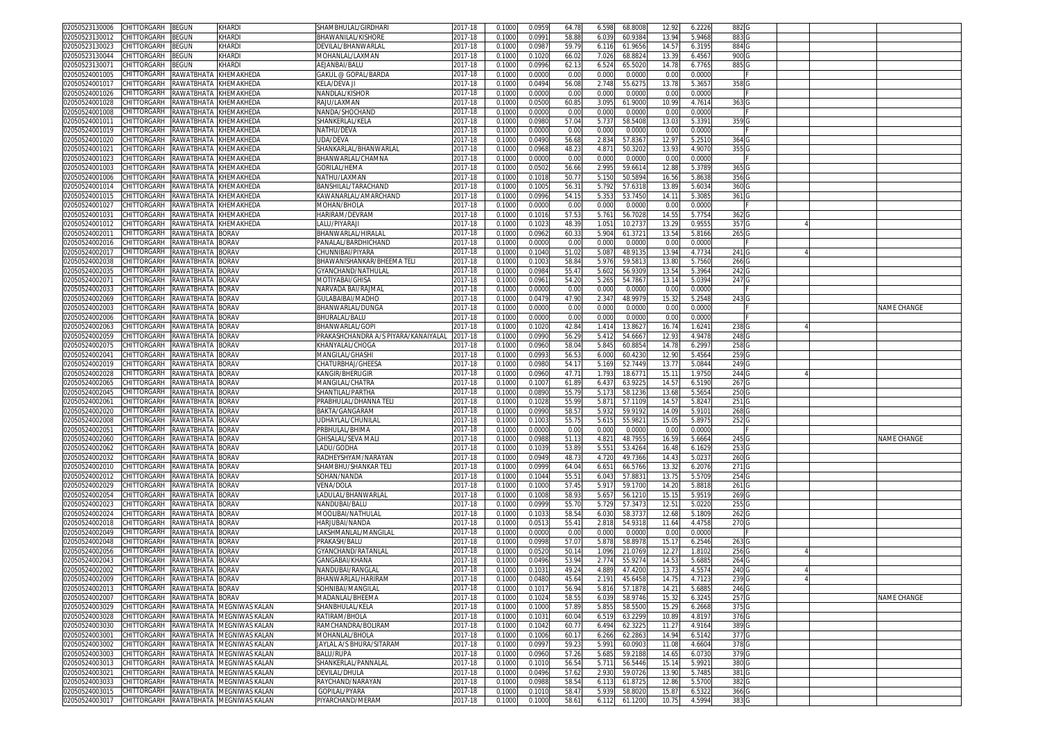| | | | | | | | | | | | | | | | | | |
|---|---|---|---|---|---|---|---|---|---|---|---|---|---|---|---|---|---|
| 02050523130006 | CHITTORGARH | BEGUN | KHARDI | SHAMBHULAL/GIRDHARI | 2017-18 | 0.1000 | 0.0959 | 64.78 | 6.598 | 68.8008 | 12.92 | 6.2226 | 882 | G | | | |
| 02050523130012 | CHITTORGARH | BEGUN | KHARDI | BHAWANILAL/KISHORE | 2017-18 | 0.1000 | 0.0991 | 58.88 | 6.039 | 60.9384 | 13.94 | 5.9468 | 883 | G | | | |
| 02050523130023 | CHITTORGARH | BEGUN | KHARDI | DEVILAL/BHANWARLAL | 2017-18 | 0.1000 | 0.0987 | 59.79 | 6.116 | 61.9656 | 14.57 | 6.3195 | 884 | G | | | |
| 02050523130044 | CHITTORGARH | BEGUN | KHARDI | MOHANLAL/LAXMAN | 2017-18 | 0.1000 | 0.1020 | 66.02 | 7.026 | 68.8824 | 13.39 | 6.4567 | 900 | G | | | |
| 02050523130071 | CHITTORGARH | BEGUN | KHARDI | AEJANBAI/BALU | 2017-18 | 0.1000 | 0.0996 | 62.13 | 6.524 | 65.5020 | 14.78 | 6.7765 | 885 | G | | | |
| 02050524001005 | CHITTORGARH | RAWATBHATA | KHEMAKHEDA | GAKUL @ GOPAL/BARDA | 2017-18 | 0.1000 | 0.0000 | 0.00 | 0.000 | 0.0000 | 0.00 | 0.0000 | | F | | | |
| 02050524001017 | CHITTORGARH | RAWATBHATA | KHEMAKHEDA | KELA/DEVA JI | 2017-18 | 0.1000 | 0.0494 | 56.08 | 2.748 | 55.6275 | 13.78 | 5.3657 | 358 | G | | | |
| 02050524001026 | CHITTORGARH | RAWATBHATA | KHEMAKHEDA | NANDLAL/KISHOR | 2017-18 | 0.1000 | 0.0000 | 0.00 | 0.000 | 0.0000 | 0.00 | 0.0000 | | F | | | |
| 02050524001028 | CHITTORGARH | RAWATBHATA | KHEMAKHEDA | RAJU/LAXMAN | 2017-18 | 0.1000 | 0.0500 | 60.85 | 3.095 | 61.9000 | 10.99 | 4.7614 | 363 | G | | | |
| 02050524001008 | CHITTORGARH | RAWATBHATA | KHEMAKHEDA | NANDA/SHOCHAND | 2017-18 | 0.1000 | 0.0000 | 0.00 | 0.000 | 0.0000 | 0.00 | 0.0000 | | F | | | |
| 02050524001011 | CHITTORGARH | RAWATBHATA | KHEMAKHEDA | SHANKERLAL/KELA | 2017-18 | 0.1000 | 0.0980 | 57.04 | 5.737 | 58.5408 | 13.03 | 5.3391 | 359 | G | | | |
| 02050524001019 | CHITTORGARH | RAWATBHATA | KHEMAKHEDA | NATHU/DEVA | 2017-18 | 0.1000 | 0.0000 | 0.00 | 0.000 | 0.0000 | 0.00 | 0.0000 | | F | | | |
| 02050524001020 | CHITTORGARH | RAWATBHATA | KHEMAKHEDA | UDA/DEVA | 2017-18 | 0.1000 | 0.0490 | 56.68 | 2.834 | 57.8367 | 12.97 | 5.2510 | 364 | G | | | |
| 02050524001021 | CHITTORGARH | RAWATBHATA | KHEMAKHEDA | SHANKARLAL/BHANWARLAL | 2017-18 | 0.1000 | 0.0968 | 48.23 | 4.871 | 50.3202 | 13.93 | 4.9070 | 355 | G | | | |
| 02050524001023 | CHITTORGARH | RAWATBHATA | KHEMAKHEDA | BHANWARLAL/CHAMNA | 2017-18 | 0.1000 | 0.0000 | 0.00 | 0.000 | 0.0000 | 0.00 | 0.0000 | | F | | | |
| 02050524001003 | CHITTORGARH | RAWATBHATA | KHEMAKHEDA | GORILAL/HEMA | 2017-18 | 0.1000 | 0.0502 | 56.66 | 2.995 | 59.6614 | 12.88 | 5.3789 | 365 | G | | | |
| 02050524001006 | CHITTORGARH | RAWATBHATA | KHEMAKHEDA | NATHU/LAXMAN | 2017-18 | 0.1000 | 0.1018 | 50.77 | 5.150 | 50.5894 | 16.56 | 5.8638 | 356 | G | | | |
| 02050524001014 | CHITTORGARH | RAWATBHATA | KHEMAKHEDA | BANSHILAL/TARACHAND | 2017-18 | 0.1000 | 0.1005 | 56.31 | 5.792 | 57.6318 | 13.89 | 5.6034 | 360 | G | | | |
| 02050524001015 | CHITTORGARH | RAWATBHATA | KHEMAKHEDA | KAWANARLAL/AMARCHAND | 2017-18 | 0.1000 | 0.0996 | 54.15 | 5.353 | 53.7450 | 14.11 | 5.3085 | 361 | G | | | |
| 02050524001027 | CHITTORGARH | RAWATBHATA | KHEMAKHEDA | MOHAN/BHOLA | 2017-18 | 0.1000 | 0.0000 | 0.00 | 0.000 | 0.0000 | 0.00 | 0.0000 | | F | | | |
| 02050524001031 | CHITTORGARH | RAWATBHATA | KHEMAKHEDA | HARIRAM/DEVRAM | 2017-18 | 0.1000 | 0.1016 | 57.53 | 5.761 | 56.7028 | 14.55 | 5.7754 | 362 | G | | | |
| 02050524001012 | CHITTORGARH | RAWATBHATA | KHEMAKHEDA | LALU/PIYARAJI | 2017-18 | 0.1000 | 0.1023 | 48.39 | 1.051 | 10.2737 | 13.29 | 0.9555 | 357 | G | | 4 | |
| 02050524002011 | CHITTORGARH | RAWATBHATA | BORAV | BHANWARLAL/HIRALAL | 2017-18 | 0.1000 | 0.0962 | 60.33 | 5.904 | 61.3721 | 13.54 | 5.8166 | 265 | G | | | |
| 02050524002016 | CHITTORGARH | RAWATBHATA | BORAV | PANALAL/BARDHICHAND | 2017-18 | 0.1000 | 0.0000 | 0.00 | 0.000 | 0.0000 | 0.00 | 0.0000 | | F | | | |
| 02050524002017 | CHITTORGARH | RAWATBHATA | BORAV | CHUNNIBAI/PIYARA | 2017-18 | 0.1000 | 0.1040 | 51.02 | 5.087 | 48.9135 | 13.94 | 4.7734 | 241 | G | | 4 | |
| 02050524002038 | CHITTORGARH | RAWATBHATA | BORAV | BHAWANISHANKAR/BHEEMA TELI | 2017-18 | 0.1000 | 0.1003 | 58.84 | 5.976 | 59.5813 | 13.80 | 5.7560 | 266 | G | | | |
| 02050524002035 | CHITTORGARH | RAWATBHATA | BORAV | GYANCHAND/NATHULAL | 2017-18 | 0.1000 | 0.0984 | 55.47 | 5.602 | 56.9309 | 13.54 | 5.3964 | 242 | G | | | |
| 02050524002071 | CHITTORGARH | RAWATBHATA | BORAV | MOTIYABAI/GHISA | 2017-18 | 0.1000 | 0.0961 | 54.20 | 5.265 | 54.7867 | 13.14 | 5.0394 | 247 | G | | | |
| 02050524002033 | CHITTORGARH | RAWATBHATA | BORAV | NARVADA BAI/RAJMAL | 2017-18 | 0.1000 | 0.0000 | 0.00 | 0.000 | 0.0000 | 0.00 | 0.0000 | | F | | | |
| 02050524002069 | CHITTORGARH | RAWATBHATA | BORAV | GULABAIBAI/MADHO | 2017-18 | 0.1000 | 0.0479 | 47.90 | 2.347 | 48.9979 | 15.32 | 5.2548 | 243 | G | | | |
| 02050524002003 | CHITTORGARH | RAWATBHATA | BORAV | BHANWARLAL/DUNGA | 2017-18 | 0.1000 | 0.0000 | 0.00 | 0.000 | 0.0000 | 0.00 | 0.0000 | | F | | | NAME CHANGE |
| 02050524002006 | CHITTORGARH | RAWATBHATA | BORAV | BHURALAL/BALU | 2017-18 | 0.1000 | 0.0000 | 0.00 | 0.000 | 0.0000 | 0.00 | 0.0000 | | F | | | |
| 02050524002063 | CHITTORGARH | RAWATBHATA | BORAV | BHANWARLAL/GOPI | 2017-18 | 0.1000 | 0.1020 | 42.84 | 1.414 | 13.8627 | 16.74 | 1.6241 | 238 | G | | 4 | |
| 02050524002059 | CHITTORGARH | RAWATBHATA | BORAV | PRAKASHCHANDRA A/S PIYARA/KANAIYALAL | 2017-18 | 0.1000 | 0.0990 | 56.29 | 5.412 | 54.6667 | 12.93 | 4.9478 | 248 | G | | | |
| 02050524002075 | CHITTORGARH | RAWATBHATA | BORAV | KHANYALAL/CHOGA | 2017-18 | 0.1000 | 0.0960 | 58.04 | 5.845 | 60.8854 | 14.78 | 6.2997 | 258 | G | | | |
| 02050524002041 | CHITTORGARH | RAWATBHATA | BORAV | MANGILAL/GHASHI | 2017-18 | 0.1000 | 0.0993 | 56.53 | 6.000 | 60.4230 | 12.90 | 5.4564 | 259 | G | | | |
| 02050524002019 | CHITTORGARH | RAWATBHATA | BORAV | CHATURBHAJ/GHEESA | 2017-18 | 0.1000 | 0.0980 | 54.17 | 5.169 | 52.7449 | 13.77 | 5.0844 | 249 | G | | | |
| 02050524002028 | CHITTORGARH | RAWATBHATA | BORAV | KANGIR/BHERUGIR | 2017-18 | 0.1000 | 0.0960 | 47.71 | 1.793 | 18.6771 | 15.11 | 1.9750 | 244 | G | | 4 | |
| 02050524002065 | CHITTORGARH | RAWATBHATA | BORAV | MANGILAL/CHATRA | 2017-18 | 0.1000 | 0.1007 | 61.89 | 6.437 | 63.9225 | 14.57 | 6.5190 | 267 | G | | | |
| 02050524002045 | CHITTORGARH | RAWATBHATA | BORAV | SHANTILAL/PARTHA | 2017-18 | 0.1000 | 0.0890 | 55.79 | 5.173 | 58.1236 | 13.68 | 5.5654 | 250 | G | | | |
| 02050524002061 | CHITTORGARH | RAWATBHATA | BORAV | PRABHULAL/DHANNA TELI | 2017-18 | 0.1000 | 0.1028 | 55.99 | 5.871 | 57.1109 | 14.57 | 5.8247 | 251 | G | | | |
| 02050524002020 | CHITTORGARH | RAWATBHATA | BORAV | BAKTA/GANGARAM | 2017-18 | 0.1000 | 0.0990 | 58.57 | 5.932 | 59.9192 | 14.09 | 5.9101 | 268 | G | | | |
| 02050524002008 | CHITTORGARH | RAWATBHATA | BORAV | UDHAYLAL/CHUNILAL | 2017-18 | 0.1000 | 0.1003 | 55.75 | 5.615 | 55.9821 | 15.05 | 5.8975 | 252 | G | | | |
| 02050524002051 | CHITTORGARH | RAWATBHATA | BORAV | PRBHULAL/BHIMA | 2017-18 | 0.1000 | 0.0000 | 0.00 | 0.000 | 0.0000 | 0.00 | 0.0000 | | F | | | |
| 02050524002060 | CHITTORGARH | RAWATBHATA | BORAV | GHISALAL/SEVA MALI | 2017-18 | 0.1000 | 0.0988 | 51.13 | 4.821 | 48.7955 | 16.59 | 5.6664 | 245 | G | | | NAME CHANGE |
| 02050524002062 | CHITTORGARH | RAWATBHATA | BORAV | LADU/GODHA | 2017-18 | 0.1000 | 0.1039 | 53.89 | 5.551 | 53.4264 | 16.48 | 6.1629 | 253 | G | | | |
| 02050524002032 | CHITTORGARH | RAWATBHATA | BORAV | RADHEYSHYAM/NARAYAN | 2017-18 | 0.1000 | 0.0949 | 48.73 | 4.720 | 49.7366 | 14.43 | 5.0237 | 260 | G | | | |
| 02050524002010 | CHITTORGARH | RAWATBHATA | BORAV | SHAMBHU/SHANKAR TELI | 2017-18 | 0.1000 | 0.0999 | 64.04 | 6.651 | 66.5766 | 13.32 | 6.2076 | 271 | G | | | |
| 02050524002012 | CHITTORGARH | RAWATBHATA | BORAV | SOHAN/NANDA | 2017-18 | 0.1000 | 0.1044 | 55.51 | 6.043 | 57.8831 | 13.75 | 5.5709 | 254 | G | | | |
| 02050524002029 | CHITTORGARH | RAWATBHATA | BORAV | VENA/DOLA | 2017-18 | 0.1000 | 0.1000 | 57.45 | 5.917 | 59.1700 | 14.20 | 5.8818 | 261 | G | | | |
| 02050524002054 | CHITTORGARH | RAWATBHATA | BORAV | LADULAL/BHANWARLAL | 2017-18 | 0.1000 | 0.1008 | 58.93 | 5.657 | 56.1210 | 15.15 | 5.9519 | 269 | G | | | |
| 02050524002023 | CHITTORGARH | RAWATBHATA | BORAV | NANDUBAI/BALU | 2017-18 | 0.1000 | 0.0999 | 55.70 | 5.729 | 57.3473 | 12.51 | 5.0220 | 255 | G | | | |
| 02050524002024 | CHITTORGARH | RAWATBHATA | BORAV | MOOLIBAI/NATHULAL | 2017-18 | 0.1000 | 0.1033 | 58.54 | 6.030 | 58.3737 | 12.68 | 5.1809 | 262 | G | | | |
| 02050524002018 | CHITTORGARH | RAWATBHATA | BORAV | HARJUBAI/NANDA | 2017-18 | 0.1000 | 0.0513 | 55.41 | 2.818 | 54.9318 | 11.64 | 4.4758 | 270 | G | | | |
| 02050524002049 | CHITTORGARH | RAWATBHATA | BORAV | LAKSHMANLAL/MANGILAL | 2017-18 | 0.1000 | 0.0000 | 0.00 | 0.000 | 0.0000 | 0.00 | 0.0000 | | F | | | |
| 02050524002048 | CHITTORGARH | RAWATBHATA | BORAV | PRAKASH/BALU | 2017-18 | 0.1000 | 0.0998 | 57.07 | 5.878 | 58.8978 | 15.17 | 6.2546 | 263 | G | | | |
| 02050524002056 | CHITTORGARH | RAWATBHATA | BORAV | GYANCHAND/RATANLAL | 2017-18 | 0.1000 | 0.0520 | 50.14 | 1.096 | 21.0769 | 12.27 | 1.8102 | 256 | G | | 4 | |
| 02050524002043 | CHITTORGARH | RAWATBHATA | BORAV | GANGABAI/KHANA | 2017-18 | 0.1000 | 0.0496 | 53.94 | 2.774 | 55.9274 | 14.53 | 5.6885 | 264 | G | | | |
| 02050524002002 | CHITTORGARH | RAWATBHATA | BORAV | NANDUBAI/RANGLAL | 2017-18 | 0.1000 | 0.1031 | 49.24 | 4.889 | 47.4200 | 13.73 | 4.5574 | 240 | G | | 4 | |
| 02050524002009 | CHITTORGARH | RAWATBHATA | BORAV | BHANWARLAL/HARIRAM | 2017-18 | 0.1000 | 0.0480 | 45.64 | 2.191 | 45.6458 | 14.75 | 4.7123 | 239 | G | | 4 | |
| 02050524002013 | CHITTORGARH | RAWATBHATA | BORAV | SOHNIBAI/MANGILAL | 2017-18 | 0.1000 | 0.1017 | 56.94 | 5.816 | 57.1878 | 14.21 | 5.6885 | 246 | G | | | |
| 02050524002007 | CHITTORGARH | RAWATBHATA | BORAV | MADANLAL/BHEEMA | 2017-18 | 0.1000 | 0.1024 | 58.55 | 6.039 | 58.9746 | 15.32 | 6.3245 | 257 | G | | | NAME CHANGE |
| 02050524003029 | CHITTORGARH | RAWATBHATA | MEGNIWAS KALAN | SHANBHULAL/KELA | 2017-18 | 0.1000 | 0.1000 | 57.89 | 5.855 | 58.5500 | 15.29 | 6.2668 | 375 | G | | | |
| 02050524003028 | CHITTORGARH | RAWATBHATA | MEGNIWAS KALAN | RATIRAM/BHOLA | 2017-18 | 0.1000 | 0.1031 | 60.04 | 6.519 | 63.2299 | 10.89 | 4.8197 | 376 | G | | | |
| 02050524003030 | CHITTORGARH | RAWATBHATA | MEGNIWAS KALAN | RAMCHANDRA/BOLIRAM | 2017-18 | 0.1000 | 0.1042 | 60.77 | 6.494 | 62.3225 | 11.27 | 4.9164 | 389 | G | | | |
| 02050524003001 | CHITTORGARH | RAWATBHATA | MEGNIWAS KALAN | MOHANLAL/BHOLA | 2017-18 | 0.1000 | 0.1006 | 60.17 | 6.266 | 62.2863 | 14.94 | 6.5142 | 377 | G | | | |
| 02050524003002 | CHITTORGARH | RAWATBHATA | MEGNIWAS KALAN | JAYLAL A/S BHURA/SITARAM | 2017-18 | 0.1000 | 0.0997 | 59.23 | 5.991 | 60.0903 | 11.08 | 4.6604 | 378 | G | | | |
| 02050524003003 | CHITTORGARH | RAWATBHATA | MEGNIWAS KALAN | BALU/RUPA | 2017-18 | 0.1000 | 0.0960 | 57.26 | 5.685 | 59.2188 | 14.65 | 6.0730 | 379 | G | | | |
| 02050524003013 | CHITTORGARH | RAWATBHATA | MEGNIWAS KALAN | SHANKERLAL/PANNALAL | 2017-18 | 0.1000 | 0.1010 | 56.54 | 5.711 | 56.5446 | 15.14 | 5.9921 | 380 | G | | | |
| 02050524003021 | CHITTORGARH | RAWATBHATA | MEGNIWAS KALAN | DEVILAL/DHULA | 2017-18 | 0.1000 | 0.0496 | 57.62 | 2.930 | 59.0726 | 13.90 | 5.7485 | 381 | G | | | |
| 02050524003033 | CHITTORGARH | RAWATBHATA | MEGNIWAS KALAN | RAYCHAND/NARAYAN | 2017-18 | 0.1000 | 0.0988 | 58.54 | 6.113 | 61.8725 | 12.86 | 5.5700 | 382 | G | | | |
| 02050524003015 | CHITTORGARH | RAWATBHATA | MEGNIWAS KALAN | GOPILAL/PYARA | 2017-18 | 0.1000 | 0.1010 | 58.47 | 5.939 | 58.8020 | 15.87 | 6.5322 | 366 | G | | | |
| 02050524003017 | CHITTORGARH | RAWATBHATA | MEGNIWAS KALAN | PIYARCHAND/MERAM | 2017-18 | 0.1000 | 0.1000 | 58.61 | 6.112 | 61.1200 | 10.75 | 4.5994 | 383 | G | | | |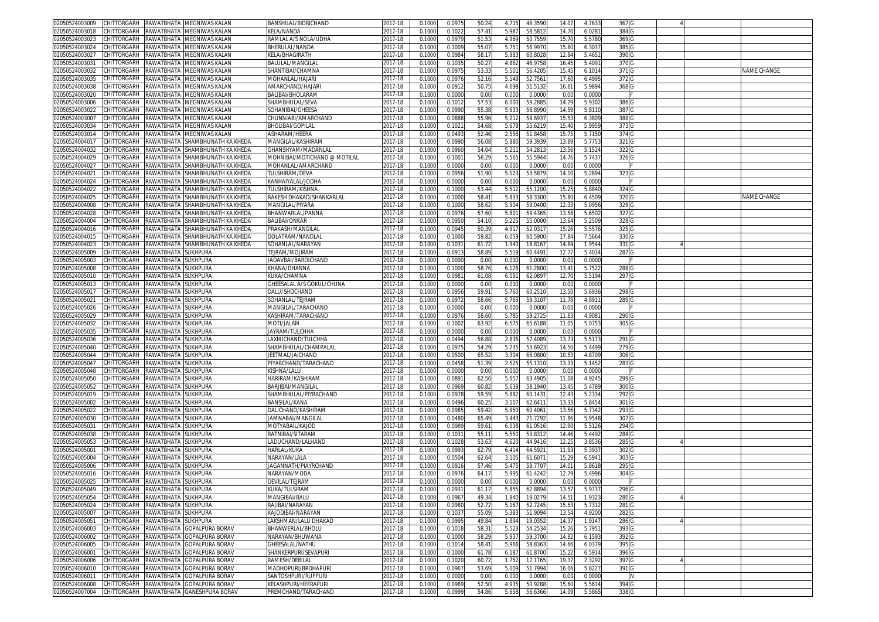| | | | | | | | | | | | | | | | | | |
|---|---|---|---|---|---|---|---|---|---|---|---|---|---|---|---|---|---|
| 02050524003009 | CHITTORGARH | RAWATBHATA | MEGNIWAS KALAN | BANSHILAL/BIDRICHAND | 2017-18 | 0.1000 | 0.0975 | 50.24 | 4.715 | 48.3590 | 14.07 | 4.7633 | 367 | G | 4 | | |
| 02050524003018 | CHITTORGARH | RAWATBHATA | MEGNIWAS KALAN | KELA/NANDA | 2017-18 | 0.1000 | 0.1022 | 57.41 | 5.987 | 58.5812 | 14.70 | 6.0281 | 384 | G | | | |
| 02050524003023 | CHITTORGARH | RAWATBHATA | MEGNIWAS KALAN | RAMLAL A/S NOLA/UDHA | 2017-18 | 0.1000 | 0.0979 | 51.53 | 4.969 | 50.7559 | 15.70 | 5.5780 | 369 | G | | | |
| 02050524003024 | CHITTORGARH | RAWATBHATA | MEGNIWAS KALAN | BHERULAL/NANDA | 2017-18 | 0.1000 | 0.1009 | 55.07 | 5.751 | 56.9970 | 15.80 | 6.3037 | 385 | G | | | |
| 02050524003027 | CHITTORGARH | RAWATBHATA | MEGNIWAS KALAN | KELA/BHAGIRATH | 2017-18 | 0.1000 | 0.0984 | 58.17 | 5.983 | 60.8028 | 12.84 | 5.4651 | 390 | G | | | |
| 02050524003031 | CHITTORGARH | RAWATBHATA | MEGNIWAS KALAN | BALULAL/MANGILAL | 2017-18 | 0.1000 | 0.1035 | 50.27 | 4.862 | 46.9758 | 16.45 | 5.4091 | 370 | G | | | |
| 02050524003032 | CHITTORGARH | RAWATBHATA | MEGNIWAS KALAN | SHANTIBAI/CHAMNA | 2017-18 | 0.1000 | 0.0975 | 53.33 | 5.501 | 56.4205 | 15.45 | 6.1014 | 371 | G | | | NAME CHANGE |
| 02050524003035 | CHITTORGARH | RAWATBHATA | MEGNIWAS KALAN | MOHANLAL/HAJARI | 2017-18 | 0.1000 | 0.0976 | 52.16 | 5.149 | 52.7561 | 17.60 | 6.4995 | 372 | G | | | |
| 02050524003038 | CHITTORGARH | RAWATBHATA | MEGNIWAS KALAN | AMARCHAND/HAJARI | 2017-18 | 0.1000 | 0.0912 | 50.75 | 4.698 | 51.5132 | 16.61 | 5.9894 | 368 | G | | | |
| 02050524003020 | CHITTORGARH | RAWATBHATA | MEGNIWAS KALAN | BALIBAI/BHOLARAM | 2017-18 | 0.1000 | 0.0000 | 0.00 | 0.000 | 0.0000 | 0.00 | 0.0000 | | F | | | |
| 02050524003006 | CHITTORGARH | RAWATBHATA | MEGNIWAS KALAN | SHAMBHULAL/SEVA | 2017-18 | 0.1000 | 0.1012 | 57.53 | 6.000 | 59.2885 | 14.29 | 5.9302 | 386 | G | | | |
| 02050524003022 | CHITTORGARH | RAWATBHATA | MEGNIWAS KALAN | SOHANIBAI/GHEESA | 2017-18 | 0.1000 | 0.0990 | 55.38 | 5.633 | 56.8990 | 14.59 | 5.8110 | 387 | G | | | |
| 02050524003007 | CHITTORGARH | RAWATBHATA | MEGNIWAS KALAN | CHUNNIABI/AMARCHAND | 2017-18 | 0.1000 | 0.0888 | 55.96 | 5.212 | 58.6937 | 15.53 | 6.3809 | 388 | G | | | |
| 02050524003034 | CHITTORGARH | RAWATBHATA | MEGNIWAS KALAN | BHOLIBAI/GOPILAL | 2017-18 | 0.1000 | 0.1021 | 54.68 | 5.679 | 55.6219 | 15.40 | 5.9959 | 373 | G | | | |
| 02050524003014 | CHITTORGARH | RAWATBHATA | MEGNIWAS KALAN | ASHARAM/HEERA | 2017-18 | 0.1000 | 0.0493 | 52.46 | 2.556 | 51.8458 | 15.75 | 5.7150 | 374 | G | | | |
| 02050524004017 | CHITTORGARH | RAWATBHATA | SHAMBHUNATH KA KHEDA | MANGILAL/KASHIRAM | 2017-18 | 0.1000 | 0.0990 | 56.08 | 5.880 | 59.3939 | 13.89 | 5.7753 | 321 | G | | | |
| 02050524004032 | CHITTORGARH | RAWATBHATA | SHAMBHUNATH KA KHEDA | GHANSHYAM/MADANLAL | 2017-18 | 0.1000 | 0.0960 | 54.04 | 5.211 | 54.2813 | 13.56 | 5.1524 | 322 | G | | | |
| 02050524004029 | CHITTORGARH | RAWATBHATA | SHAMBHUNATH KA KHEDA | MOHNIBAI/MOTICHAND @ MOTILAL | 2017-18 | 0.1000 | 0.1001 | 56.29 | 5.565 | 55.5944 | 14.76 | 5.7437 | 326 | G | | | |
| 02050524004027 | CHITTORGARH | RAWATBHATA | SHAMBHUNATH KA KHEDA | MOHANLAL/AMARCHAND | 2017-18 | 0.1000 | 0.0000 | 0.00 | 0.000 | 0.0000 | 0.00 | 0.0000 | | F | | | |
| 02050524004021 | CHITTORGARH | RAWATBHATA | SHAMBHUNATH KA KHEDA | TULSHIRAM/DEVA | 2017-18 | 0.1000 | 0.0956 | 51.90 | 5.123 | 53.5879 | 14.10 | 5.2894 | 323 | G | | | |
| 02050524004024 | CHITTORGARH | RAWATBHATA | SHAMBHUNATH KA KHEDA | KANHAIYALAL/JODHA | 2017-18 | 0.1000 | 0.0000 | 0.00 | 0.000 | 0.0000 | 0.00 | 0.0000 | | F | | | |
| 02050524004022 | CHITTORGARH | RAWATBHATA | SHAMBHUNATH KA KHEDA | TULSHIRAM/KISHNA | 2017-18 | 0.1000 | 0.1000 | 53.44 | 5.512 | 55.1200 | 15.25 | 5.8840 | 324 | G | | | |
| 02050524004025 | CHITTORGARH | RAWATBHATA | SHAMBHUNATH KA KHEDA | RAKESH DHAKAD/SHANKARLAL | 2017-18 | 0.1000 | 0.1000 | 58.41 | 5.833 | 58.3300 | 15.80 | 6.4509 | 320 | G | | | NAME CHANGE |
| 02050524004008 | CHITTORGARH | RAWATBHATA | SHAMBHUNATH KA KHEDA | MANGILAL/PIYARA | 2017-18 | 0.1000 | 0.1000 | 58.62 | 5.904 | 59.0400 | 12.33 | 5.0956 | 329 | G | | | |
| 02050524004028 | CHITTORGARH | RAWATBHATA | SHAMBHUNATH KA KHEDA | BHANWARLAL/PANNA | 2017-18 | 0.1000 | 0.0976 | 57.60 | 5.801 | 59.4365 | 13.58 | 5.6502 | 327 | G | | | |
| 02050524004004 | CHITTORGARH | RAWATBHATA | SHAMBHUNATH KA KHEDA | BALIBAI/ONKAR | 2017-18 | 0.1000 | 0.0950 | 54.10 | 5.225 | 55.0000 | 13.64 | 5.2509 | 328 | G | | | |
| 02050524004016 | CHITTORGARH | RAWATBHATA | SHAMBHUNATH KA KHEDA | PRAKASH/MANGILAL | 2017-18 | 0.1000 | 0.0945 | 50.39 | 4.917 | 52.0317 | 15.26 | 5.5576 | 325 | G | | | |
| 02050524004015 | CHITTORGARH | RAWATBHATA | SHAMBHUNATH KA KHEDA | DOLATRAM/NANDLAL | 2017-18 | 0.1000 | 0.1000 | 59.82 | 6.059 | 60.5900 | 17.84 | 7.5664 | 330 | G | | | |
| 02050524004023 | CHITTORGARH | RAWATBHATA | SHAMBHUNATH KA KHEDA | SOHANLAL/NARAYAN | 2017-18 | 0.1000 | 0.1031 | 61.72 | 1.940 | 18.8167 | 14.84 | 1.9544 | 331 | G | 4 | | |
| 02050524005009 | CHITTORGARH | RAWATBHATA | SUKHPURA | TEJRAM/MOJIRAM | 2017-18 | 0.1000 | 0.0913 | 58.89 | 5.519 | 60.4491 | 12.77 | 5.4034 | 287 | G | | | |
| 02050524005003 | CHITTORGARH | RAWATBHATA | SUKHPURA | JADAVBAI/BARDICHAND | 2017-18 | 0.1000 | 0.0000 | 0.00 | 0.000 | 0.0000 | 0.00 | 0.0000 | | F | | | |
| 02050524005008 | CHITTORGARH | RAWATBHATA | SUKHPURA | KHANA/DHANNA | 2017-18 | 0.1000 | 0.1000 | 58.76 | 6.128 | 61.2800 | 13.41 | 5.7522 | 288 | G | | | |
| 02050524005010 | CHITTORGARH | RAWATBHATA | SUKHPURA | KUKA/CHAMNA | 2017-18 | 0.1000 | 0.0981 | 61.08 | 6.091 | 62.0897 | 12.70 | 5.5194 | 297 | G | | | |
| 02050524005013 | CHITTORGARH | RAWATBHATA | SUKHPURA | GHEESALAL A/S GOKUL/CHUNA | 2017-18 | 0.1000 | 0.0000 | 0.00 | 0.000 | 0.0000 | 0.00 | 0.0000 | | F | | | |
| 02050524005017 | CHITTORGARH | RAWATBHATA | SUKHPURA | DALU/SHOCHAND | 2017-18 | 0.1000 | 0.0956 | 59.91 | 5.760 | 60.2510 | 13.50 | 5.6936 | 298 | G | | | |
| 02050524005021 | CHITTORGARH | RAWATBHATA | SUKHPURA | SOHANLAL/TEJRAM | 2017-18 | 0.1000 | 0.0972 | 58.66 | 5.765 | 59.3107 | 11.78 | 4.8911 | 289 | G | | | |
| 02050524005026 | CHITTORGARH | RAWATBHATA | SUKHPURA | MANGILAL/TARACHAND | 2017-18 | 0.1000 | 0.0000 | 0.00 | 0.000 | 0.0000 | 0.00 | 0.0000 | | F | | | |
| 02050524005029 | CHITTORGARH | RAWATBHATA | SUKHPURA | KASHIRAM/TARACHAND | 2017-18 | 0.1000 | 0.0976 | 58.60 | 5.785 | 59.2725 | 11.83 | 4.9081 | 290 | G | | | |
| 02050524005032 | CHITTORGARH | RAWATBHATA | SUKHPURA | MOTI/JALAM | 2017-18 | 0.1000 | 0.1002 | 63.92 | 6.575 | 65.6188 | 11.05 | 5.0753 | 305 | G | | | |
| 02050524005035 | CHITTORGARH | RAWATBHATA | SUKHPURA | JAYRAM/TULCHHA | 2017-18 | 0.1000 | 0.0000 | 0.00 | 0.000 | 0.0000 | 0.00 | 0.0000 | | F | | | |
| 02050524005036 | CHITTORGARH | RAWATBHATA | SUKHPURA | LAXMICHAND/TULCHHA | 2017-18 | 0.1000 | 0.0494 | 56.88 | 2.836 | 57.4089 | 13.73 | 5.5173 | 291 | G | | | |
| 02050524005040 | CHITTORGARH | RAWATBHATA | SUKHPURA | SHAMBHULAL/CHAMPALAL | 2017-18 | 0.1000 | 0.0975 | 54.29 | 5.235 | 53.6923 | 14.50 | 5.4499 | 279 | G | | | |
| 02050524005044 | CHITTORGARH | RAWATBHATA | SUKHPURA | JEETMAL/JAICHAND | 2017-18 | 0.1000 | 0.0500 | 65.52 | 3.304 | 66.0800 | 10.53 | 4.8709 | 306 | G | | | |
| 02050524005047 | CHITTORGARH | RAWATBHATA | SUKHPURA | PIYARCHAND/TARACHAND | 2017-18 | 0.1000 | 0.0458 | 51.39 | 2.525 | 55.1310 | 13.33 | 5.1452 | 283 | G | | | |
| 02050524005048 | CHITTORGARH | RAWATBHATA | SUKHPURA | KISHNA/LALU | 2017-18 | 0.1000 | 0.0000 | 0.00 | 0.000 | 0.0000 | 0.00 | 0.0000 | | F | | | |
| 02050524005050 | CHITTORGARH | RAWATBHATA | SUKHPURA | HARIRAM/KASHIRAM | 2017-18 | 0.1000 | 0.0891 | 62.56 | 5.657 | 63.4905 | 11.08 | 4.9245 | 299 | G | | | |
| 02050524005052 | CHITTORGARH | RAWATBHATA | SUKHPURA | BARJIBAI/MANGILAL | 2017-18 | 0.1000 | 0.0969 | 60.82 | 5.639 | 58.1940 | 13.45 | 5.4789 | 300 | G | | | |
| 02050524005019 | CHITTORGARH | RAWATBHATA | SUKHPURA | SHAMBHULAL/PIYRACHAND | 2017-18 | 0.1000 | 0.0978 | 59.59 | 5.882 | 60.1431 | 12.43 | 5.2334 | 292 | G | | | |
| 02050524005002 | CHITTORGARH | RAWATBHATA | SUKHPURA | BANSILAL/KANA | 2017-18 | 0.1000 | 0.0496 | 60.25 | 3.107 | 62.6411 | 13.33 | 5.8454 | 301 | G | | | |
| 02050524005022 | CHITTORGARH | RAWATBHATA | SUKHPURA | DALICHAND/KASHIRAM | 2017-18 | 0.1000 | 0.0985 | 59.42 | 5.950 | 60.4061 | 13.56 | 5.7342 | 293 | G | | | |
| 02050524005030 | CHITTORGARH | RAWATBHATA | SUKHPURA | JAMNABAI/MANGILAL | 2017-18 | 0.1000 | 0.0480 | 65.49 | 3.443 | 71.7292 | 11.86 | 5.9548 | 307 | G | | | |
| 02050524005031 | CHITTORGARH | RAWATBHATA | SUKHPURA | MOTYABAI/KAJOD | 2017-18 | 0.1000 | 0.0989 | 59.61 | 6.038 | 61.0516 | 12.90 | 5.5126 | 294 | G | | | |
| 02050524005038 | CHITTORGARH | RAWATBHATA | SUKHPURA | RATNIBAI/SITARAM | 2017-18 | 0.1000 | 0.1031 | 55.11 | 5.550 | 53.8312 | 14.46 | 5.4492 | 284 | G | | | |
| 02050524005053 | CHITTORGARH | RAWATBHATA | SUKHPURA | LADUCHAND/LALHAND | 2017-18 | 0.1000 | 0.1028 | 53.63 | 4.620 | 44.9416 | 12.25 | 3.8536 | 285 | G | 4 | | |
| 02050524005001 | CHITTORGARH | RAWATBHATA | SUKHPURA | HARLAL/KUKA | 2017-18 | 0.1000 | 0.0993 | 62.79 | 6.414 | 64.5921 | 11.93 | 5.3937 | 302 | G | | | |
| 02050524005004 | CHITTORGARH | RAWATBHATA | SUKHPURA | NARAYAN/LALA | 2017-18 | 0.1000 | 0.0504 | 62.64 | 3.105 | 61.6071 | 15.29 | 6.5941 | 303 | G | | | |
| 02050524005006 | CHITTORGARH | RAWATBHATA | SUKHPURA | JAGANNATH/PIAYRCHAND | 2017-18 | 0.1000 | 0.0916 | 57.46 | 5.475 | 59.7707 | 14.01 | 5.8618 | 295 | G | | | |
| 02050524005016 | CHITTORGARH | RAWATBHATA | SUKHPURA | NARAYAN/MODA | 2017-18 | 0.1000 | 0.0976 | 64.17 | 5.995 | 61.4242 | 12.79 | 5.4996 | 304 | G | | | |
| 02050524005025 | CHITTORGARH | RAWATBHATA | SUKHPURA | DEVILAL/TEJRAM | 2017-18 | 0.1000 | 0.0000 | 0.00 | 0.000 | 0.0000 | 0.00 | 0.0000 | | F | | | |
| 02050524005049 | CHITTORGARH | RAWATBHATA | SUKHPURA | KUKA/TULSIRAM | 2017-18 | 0.1000 | 0.0931 | 61.17 | 5.855 | 62.8894 | 13.57 | 5.9737 | 296 | G | | | |
| 02050524005054 | CHITTORGARH | RAWATBHATA | SUKHPURA | MANGIBAI/BALU | 2017-18 | 0.1000 | 0.0967 | 49.34 | 1.840 | 19.0279 | 14.51 | 1.9323 | 280 | G | 4 | | |
| 02050524005024 | CHITTORGARH | RAWATBHATA | SUKHPURA | RAJIBAI/NARAYAN | 2017-18 | 0.1000 | 0.0980 | 52.72 | 5.167 | 52.7245 | 15.53 | 5.7312 | 281 | G | | | |
| 02050524005007 | CHITTORGARH | RAWATBHATA | SUKHPURA | KAJODIBAI/NARAYAN | 2017-18 | 0.1000 | 0.1037 | 55.09 | 5.383 | 51.9094 | 13.54 | 4.9200 | 282 | G | | | |
| 02050524005051 | CHITTORGARH | RAWATBHATA | SUKHPURA | LAKSHMAN/LALU DHAKAD | 2017-18 | 0.1000 | 0.0995 | 49.84 | 1.894 | 19.0352 | 14.37 | 1.9147 | 286 | G | 4 | | |
| 02050524006003 | CHITTORGARH | RAWATBHATA | GOPALPURA BORAV | BHANWERLAL/BHOLU | 2017-18 | 0.1000 | 0.1018 | 58.31 | 5.523 | 54.2534 | 15.26 | 5.7951 | 393 | G | | | |
| 02050524006002 | CHITTORGARH | RAWATBHATA | GOPALPURA BORAV | NARAYAN/BHUWANA | 2017-18 | 0.1000 | 0.1000 | 58.29 | 5.937 | 59.3700 | 14.82 | 6.1593 | 392 | G | | | |
| 02050524006005 | CHITTORGARH | RAWATBHATA | GOPALPURA BORAV | GHEESALAL/NATHU | 2017-18 | 0.1000 | 0.1014 | 58.41 | 5.966 | 58.8363 | 14.66 | 6.0379 | 395 | G | | | |
| 02050524006001 | CHITTORGARH | RAWATBHATA | GOPALPURA BORAV | SHANKERPURI/SEVAPURI | 2017-18 | 0.1000 | 0.1000 | 61.78 | 6.187 | 61.8700 | 15.22 | 6.5914 | 396 | G | | | |
| 02050524006006 | CHITTORGARH | RAWATBHATA | GOPALPURA BORAV | RAMESH/DEBILAL | 2017-18 | 0.1000 | 0.1020 | 60.72 | 1.752 | 17.1765 | 19.37 | 2.3292 | 397 | G | 4 | | |
| 02050524006010 | CHITTORGARH | RAWATBHATA | GOPALPURA BORAV | MADHOPURI/BRDHAPURI | 2017-18 | 0.1000 | 0.0967 | 53.69 | 5.009 | 51.7994 | 16.06 | 5.8227 | 391 | G | | | |
| 02050524006011 | CHITTORGARH | RAWATBHATA | GOPALPURA BORAV | SANTOSHPURI/RUPPURI | 2017-18 | 0.1000 | 0.0000 | 0.00 | 0.000 | 0.0000 | 0.00 | 0.0000 | | N | | | |
| 02050524006008 | CHITTORGARH | RAWATBHATA | GOPALPURA BORAV | KELASHPURI/HEERAPURI | 2017-18 | 0.1000 | 0.0969 | 52.50 | 4.935 | 50.9288 | 15.60 | 5.5614 | 394 | G | | | |
| 02050524007004 | CHITTORGARH | RAWATBHATA | GANESHPURA BORAV | PREMCHAND/TARACHAND | 2017-18 | 0.1000 | 0.0999 | 54.86 | 5.658 | 56.6366 | 14.09 | 5.5865 | 338 | G | | | |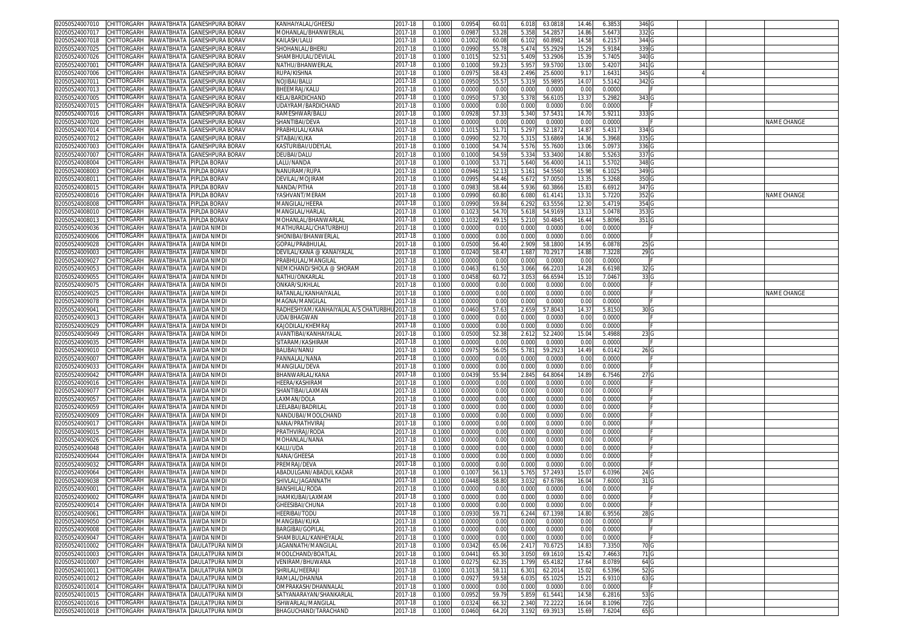| | | | | | | | | | | | | | | | | | |
|---|---|---|---|---|---|---|---|---|---|---|---|---|---|---|---|---|---|
| 02050524007010 | CHITTORGARH | RAWATBHATA | GANESHPURA BORAV | KANHAIYALAL/GHEESU | 2017-18 | 0.1000 | 0.0954 | 60.01 | 6.018 | 63.0818 | 14.46 | 6.3853 | 346 | G | | | |
| 02050524007017 | CHITTORGARH | RAWATBHATA | GANESHPURA BORAV | MOHANLAL/BHANWERLAL | 2017-18 | 0.1000 | 0.0987 | 53.28 | 5.358 | 54.2857 | 14.86 | 5.6473 | 332 | G | | | |
| 02050524007018 | CHITTORGARH | RAWATBHATA | GANESHPURA BORAV | KAILASH/LALU | 2017-18 | 0.1000 | 0.1002 | 60.08 | 6.102 | 60.8982 | 14.58 | 6.2157 | 344 | G | | | |
| 02050524007025 | CHITTORGARH | RAWATBHATA | GANESHPURA BORAV | SHOHANLAL/BHERU | 2017-18 | 0.1000 | 0.0990 | 55.78 | 5.474 | 55.2929 | 15.29 | 5.9184 | 339 | G | | | |
| 02050524007026 | CHITTORGARH | RAWATBHATA | GANESHPURA BORAV | SHAMBHULAL/DEVILAL | 2017-18 | 0.1000 | 0.1015 | 52.51 | 5.409 | 53.2906 | 15.39 | 5.7405 | 340 | G | | | |
| 02050524007001 | CHITTORGARH | RAWATBHATA | GANESHPURA BORAV | NATHU/BHANWERLAL | 2017-18 | 0.1000 | 0.1000 | 59.23 | 5.957 | 59.5700 | 13.00 | 5.4207 | 341 | G | | | |
| 02050524007006 | CHITTORGARH | RAWATBHATA | GANESHPURA BORAV | RUPA/KISHNA | 2017-18 | 0.1000 | 0.0975 | 58.43 | 2.496 | 25.6000 | 9.17 | 1.6431 | 345 | G | 4 | | |
| 02050524007011 | CHITTORGARH | RAWATBHATA | GANESHPURA BORAV | NOJIBAI/BALU | 2017-18 | 0.1000 | 0.0950 | 55.57 | 5.319 | 55.9895 | 14.07 | 5.5142 | 342 | G | | | |
| 02050524007013 | CHITTORGARH | RAWATBHATA | GANESHPURA BORAV | BHEEMRAJ/KALU | 2017-18 | 0.1000 | 0.0000 | 0.00 | 0.000 | 0.0000 | 0.00 | 0.0000 | | F | | | |
| 02050524007005 | CHITTORGARH | RAWATBHATA | GANESHPURA BORAV | KELA/BARDICHAND | 2017-18 | 0.1000 | 0.0950 | 57.30 | 5.378 | 56.6105 | 13.37 | 5.2982 | 343 | G | | | |
| 02050524007015 | CHITTORGARH | RAWATBHATA | GANESHPURA BORAV | UDAYRAM/BARDICHAND | 2017-18 | 0.1000 | 0.0000 | 0.00 | 0.000 | 0.0000 | 0.00 | 0.0000 | | F | | | |
| 02050524007016 | CHITTORGARH | RAWATBHATA | GANESHPURA BORAV | RAMESHWAR/BALU | 2017-18 | 0.1000 | 0.0928 | 57.33 | 5.340 | 57.5431 | 14.70 | 5.9211 | 333 | G | | | |
| 02050524007020 | CHITTORGARH | RAWATBHATA | GANESHPURA BORAV | SHANTIBAI/DEVA | 2017-18 | 0.1000 | 0.0000 | 0.00 | 0.000 | 0.0000 | 0.00 | 0.0000 | | F | | | NAME CHANGE |
| 02050524007014 | CHITTORGARH | RAWATBHATA | GANESHPURA BORAV | PRABHULAL/KANA | 2017-18 | 0.1000 | 0.1015 | 51.71 | 5.297 | 52.1872 | 14.87 | 5.4317 | 334 | G | | | |
| 02050524007012 | CHITTORGARH | RAWATBHATA | GANESHPURA BORAV | SITABAI/KUKA | 2017-18 | 0.1000 | 0.0990 | 52.70 | 5.315 | 53.6869 | 14.36 | 5.3968 | 335 | G | | | |
| 02050524007003 | CHITTORGARH | RAWATBHATA | GANESHPURA BORAV | KASTURIBAI/UDEYLAL | 2017-18 | 0.1000 | 0.1000 | 54.74 | 5.576 | 55.7600 | 13.06 | 5.0973 | 336 | G | | | |
| 02050524007007 | CHITTORGARH | RAWATBHATA | GANESHPURA BORAV | DEUBAI/DALU | 2017-18 | 0.1000 | 0.1000 | 54.59 | 5.334 | 53.3400 | 14.80 | 5.5263 | 337 | G | | | |
| 02050524008004 | CHITTORGARH | RAWATBHATA | PIPLDA BORAV | LALU/NANDA | 2017-18 | 0.1000 | 0.1000 | 53.71 | 5.640 | 56.4000 | 14.11 | 5.5702 | 348 | G | | | |
| 02050524008003 | CHITTORGARH | RAWATBHATA | PIPLDA BORAV | NANURAM/RUPA | 2017-18 | 0.1000 | 0.0946 | 52.13 | 5.161 | 54.5560 | 15.98 | 6.1025 | 349 | G | | | |
| 02050524008011 | CHITTORGARH | RAWATBHATA | PIPLDA BORAV | DEVILAL/MOJIRAM | 2017-18 | 0.1000 | 0.0995 | 54.46 | 5.672 | 57.0050 | 13.35 | 5.3268 | 350 | G | | | |
| 02050524008015 | CHITTORGARH | RAWATBHATA | PIPLDA BORAV | NANDA/PITHA | 2017-18 | 0.1000 | 0.0983 | 58.44 | 5.936 | 60.3866 | 15.83 | 6.6912 | 347 | G | | | |
| 02050524008016 | CHITTORGARH | RAWATBHATA | PIPLDA BORAV | YASHVANT/MERAM | 2017-18 | 0.1000 | 0.0990 | 60.80 | 6.080 | 61.4141 | 13.31 | 5.7220 | 352 | G | | | NAME CHANGE |
| 02050524008008 | CHITTORGARH | RAWATBHATA | PIPLDA BORAV | MANGILAL/HEERA | 2017-18 | 0.1000 | 0.0990 | 59.84 | 6.292 | 63.5556 | 12.30 | 5.4719 | 354 | G | | | |
| 02050524008010 | CHITTORGARH | RAWATBHATA | PIPLDA BORAV | MANGILAL/HARLAL | 2017-18 | 0.1000 | 0.1023 | 54.70 | 5.618 | 54.9169 | 13.13 | 5.0478 | 353 | G | | | |
| 02050524008013 | CHITTORGARH | RAWATBHATA | PIPLDA BORAV | MOHANLAL/BHANWARLAL | 2017-18 | 0.1000 | 0.1032 | 49.15 | 5.210 | 50.4845 | 16.44 | 5.8096 | 351 | G | | | |
| 02050524009036 | CHITTORGARH | RAWATBHATA | JAWDA NIMDI | MATHURALAL/CHATURBHUJ | 2017-18 | 0.1000 | 0.0000 | 0.00 | 0.000 | 0.0000 | 0.00 | 0.0000 | | F | | | |
| 02050524009006 | CHITTORGARH | RAWATBHATA | JAWDA NIMDI | SHONIBAI/BHANWERLAL | 2017-18 | 0.1000 | 0.0000 | 0.00 | 0.000 | 0.0000 | 0.00 | 0.0000 | | F | | | |
| 02050524009028 | CHITTORGARH | RAWATBHATA | JAWDA NIMDI | GOPAL/PRABHULAL | 2017-18 | 0.1000 | 0.0500 | 56.40 | 2.909 | 58.1800 | 14.95 | 6.0878 | 25 | G | | | |
| 02050524009003 | CHITTORGARH | RAWATBHATA | JAWDA NIMDI | DEVILAL/KANA @ KANAIYALAL | 2017-18 | 0.1000 | 0.0240 | 58.47 | 1.687 | 70.2917 | 14.88 | 7.3228 | 29 | G | | | |
| 02050524009027 | CHITTORGARH | RAWATBHATA | JAWDA NIMDI | PRABHULAL/MANGILAL | 2017-18 | 0.1000 | 0.0000 | 0.00 | 0.000 | 0.0000 | 0.00 | 0.0000 | | F | | | |
| 02050524009053 | CHITTORGARH | RAWATBHATA | JAWDA NIMDI | NEMICHAND/SHOLA @ SHORAM | 2017-18 | 0.1000 | 0.0463 | 61.50 | 3.066 | 66.2203 | 14.28 | 6.6198 | 32 | G | | | |
| 02050524009055 | CHITTORGARH | RAWATBHATA | JAWDA NIMDI | NATHU/ONKARLAL | 2017-18 | 0.1000 | 0.0458 | 60.72 | 3.053 | 66.6594 | 15.10 | 7.0467 | 33 | G | | | |
| 02050524009075 | CHITTORGARH | RAWATBHATA | JAWDA NIMDI | ONKAR/SUKHLAL | 2017-18 | 0.1000 | 0.0000 | 0.00 | 0.000 | 0.0000 | 0.00 | 0.0000 | | F | | | |
| 02050524009025 | CHITTORGARH | RAWATBHATA | JAWDA NIMDI | RATANLAL/KANHAIYALAL | 2017-18 | 0.1000 | 0.0000 | 0.00 | 0.000 | 0.0000 | 0.00 | 0.0000 | | F | | | NAME CHANGE |
| 02050524009078 | CHITTORGARH | RAWATBHATA | JAWDA NIMDI | MAGNA/MANGILAL | 2017-18 | 0.1000 | 0.0000 | 0.00 | 0.000 | 0.0000 | 0.00 | 0.0000 | | F | | | |
| 02050524009041 | CHITTORGARH | RAWATBHATA | JAWDA NIMDI | RADHESHYAM/KANHAIYALAL A/S CHATURBHU | 2017-18 | 0.1000 | 0.0460 | 57.63 | 2.659 | 57.8043 | 14.37 | 5.8150 | 30 | G | | | |
| 02050524009013 | CHITTORGARH | RAWATBHATA | JAWDA NIMDI | UDA/BHAGWAN | 2017-18 | 0.1000 | 0.0000 | 0.00 | 0.000 | 0.0000 | 0.00 | 0.0000 | | F | | | |
| 02050524009029 | CHITTORGARH | RAWATBHATA | JAWDA NIMDI | KAJODILAL/KHEMRAJ | 2017-18 | 0.1000 | 0.0000 | 0.00 | 0.000 | 0.0000 | 0.00 | 0.0000 | | F | | | |
| 02050524009049 | CHITTORGARH | RAWATBHATA | JAWDA NIMDI | AVANTIBAI/KANHAIYALAL | 2017-18 | 0.1000 | 0.0500 | 52.38 | 2.612 | 52.2400 | 15.04 | 5.4988 | 23 | G | | | |
| 02050524009035 | CHITTORGARH | RAWATBHATA | JAWDA NIMDI | SITARAM/KASHIRAM | 2017-18 | 0.1000 | 0.0000 | 0.00 | 0.000 | 0.0000 | 0.00 | 0.0000 | | F | | | |
| 02050524009010 | CHITTORGARH | RAWATBHATA | JAWDA NIMDI | BALIBAI/NANU | 2017-18 | 0.1000 | 0.0975 | 56.05 | 5.781 | 59.2923 | 14.49 | 6.0142 | 26 | G | | | |
| 02050524009007 | CHITTORGARH | RAWATBHATA | JAWDA NIMDI | PANNALAL/NANA | 2017-18 | 0.1000 | 0.0000 | 0.00 | 0.000 | 0.0000 | 0.00 | 0.0000 | | F | | | |
| 02050524009033 | CHITTORGARH | RAWATBHATA | JAWDA NIMDI | MANGILAL/DEVA | 2017-18 | 0.1000 | 0.0000 | 0.00 | 0.000 | 0.0000 | 0.00 | 0.0000 | | F | | | |
| 02050524009042 | CHITTORGARH | RAWATBHATA | JAWDA NIMDI | BHANWARLAL/KANA | 2017-18 | 0.1000 | 0.0439 | 55.94 | 2.845 | 64.8064 | 14.89 | 6.7546 | 27 | G | | | |
| 02050524009016 | CHITTORGARH | RAWATBHATA | JAWDA NIMDI | HEERA/KASHIRAM | 2017-18 | 0.1000 | 0.0000 | 0.00 | 0.000 | 0.0000 | 0.00 | 0.0000 | | F | | | |
| 02050524009077 | CHITTORGARH | RAWATBHATA | JAWDA NIMDI | SHANTIBAI/LAXMAN | 2017-18 | 0.1000 | 0.0000 | 0.00 | 0.000 | 0.0000 | 0.00 | 0.0000 | | F | | | |
| 02050524009057 | CHITTORGARH | RAWATBHATA | JAWDA NIMDI | LAXMAN/DOLA | 2017-18 | 0.1000 | 0.0000 | 0.00 | 0.000 | 0.0000 | 0.00 | 0.0000 | | F | | | |
| 02050524009059 | CHITTORGARH | RAWATBHATA | JAWDA NIMDI | LEELABAI/BADRILAL | 2017-18 | 0.1000 | 0.0000 | 0.00 | 0.000 | 0.0000 | 0.00 | 0.0000 | | F | | | |
| 02050524009009 | CHITTORGARH | RAWATBHATA | JAWDA NIMDI | NANDUBAI/MOOLCHAND | 2017-18 | 0.1000 | 0.0000 | 0.00 | 0.000 | 0.0000 | 0.00 | 0.0000 | | F | | | |
| 02050524009017 | CHITTORGARH | RAWATBHATA | JAWDA NIMDI | NANA/PRATHVIRAJ | 2017-18 | 0.1000 | 0.0000 | 0.00 | 0.000 | 0.0000 | 0.00 | 0.0000 | | F | | | |
| 02050524009015 | CHITTORGARH | RAWATBHATA | JAWDA NIMDI | PRATHVIRAJ/RODA | 2017-18 | 0.1000 | 0.0000 | 0.00 | 0.000 | 0.0000 | 0.00 | 0.0000 | | F | | | |
| 02050524009026 | CHITTORGARH | RAWATBHATA | JAWDA NIMDI | MOHANLAL/NANA | 2017-18 | 0.1000 | 0.0000 | 0.00 | 0.000 | 0.0000 | 0.00 | 0.0000 | | F | | | |
| 02050524009048 | CHITTORGARH | RAWATBHATA | JAWDA NIMDI | KALU/UDA | 2017-18 | 0.1000 | 0.0000 | 0.00 | 0.000 | 0.0000 | 0.00 | 0.0000 | | F | | | |
| 02050524009044 | CHITTORGARH | RAWATBHATA | JAWDA NIMDI | NANA/GHEESA | 2017-18 | 0.1000 | 0.0000 | 0.00 | 0.000 | 0.0000 | 0.00 | 0.0000 | | F | | | |
| 02050524009032 | CHITTORGARH | RAWATBHATA | JAWDA NIMDI | PREMRAJ/DEVA | 2017-18 | 0.1000 | 0.0000 | 0.00 | 0.000 | 0.0000 | 0.00 | 0.0000 | | F | | | |
| 02050524009064 | CHITTORGARH | RAWATBHATA | JAWDA NIMDI | ABADULGANI/ABADUL KADAR | 2017-18 | 0.1000 | 0.1007 | 56.13 | 5.765 | 57.2493 | 15.07 | 6.0396 | 24 | G | | | |
| 02050524009038 | CHITTORGARH | RAWATBHATA | JAWDA NIMDI | SHIVLAL/JAGANNATH | 2017-18 | 0.1000 | 0.0448 | 58.80 | 3.032 | 67.6786 | 16.04 | 7.6000 | 31 | G | | | |
| 02050524009001 | CHITTORGARH | RAWATBHATA | JAWDA NIMDI | BANSHILAL/RODA | 2017-18 | 0.1000 | 0.0000 | 0.00 | 0.000 | 0.0000 | 0.00 | 0.0000 | | F | | | |
| 02050524009002 | CHITTORGARH | RAWATBHATA | JAWDA NIMDI | JHAMKUBAI/LAXMAM | 2017-18 | 0.1000 | 0.0000 | 0.00 | 0.000 | 0.0000 | 0.00 | 0.0000 | | F | | | |
| 02050524009014 | CHITTORGARH | RAWATBHATA | JAWDA NIMDI | GHEESIBAI/CHUNA | 2017-18 | 0.1000 | 0.0000 | 0.00 | 0.000 | 0.0000 | 0.00 | 0.0000 | | F | | | |
| 02050524009061 | CHITTORGARH | RAWATBHATA | JAWDA NIMDI | HEERIBAI/TODU | 2017-18 | 0.1000 | 0.0930 | 59.71 | 6.244 | 67.1398 | 14.80 | 6.9556 | 28 | G | | | |
| 02050524009050 | CHITTORGARH | RAWATBHATA | JAWDA NIMDI | MANGIBAI/KUKA | 2017-18 | 0.1000 | 0.0000 | 0.00 | 0.000 | 0.0000 | 0.00 | 0.0000 | | F | | | |
| 02050524009008 | CHITTORGARH | RAWATBHATA | JAWDA NIMDI | BARGIBAI/GOPILAL | 2017-18 | 0.1000 | 0.0000 | 0.00 | 0.000 | 0.0000 | 0.00 | 0.0000 | | F | | | |
| 02050524009047 | CHITTORGARH | RAWATBHATA | JAWDA NIMDI | SHAMBULAL/KANHEYALAL | 2017-18 | 0.1000 | 0.0000 | 0.00 | 0.000 | 0.0000 | 0.00 | 0.0000 | | F | | | |
| 02050524010002 | CHITTORGARH | RAWATBHATA | DAULATPURA NIMDI | JAGANNATH/MANGILAL | 2017-18 | 0.1000 | 0.0342 | 65.06 | 2.417 | 70.6725 | 14.83 | 7.3350 | 70 | G | | | |
| 02050524010003 | CHITTORGARH | RAWATBHATA | DAULATPURA NIMDI | MOOLCHAND/BOATLAL | 2017-18 | 0.1000 | 0.0441 | 65.30 | 3.050 | 69.1610 | 15.42 | 7.4663 | 71 | G | | | |
| 02050524010007 | CHITTORGARH | RAWATBHATA | DAULATPURA NIMDI | VENIRAM/BHUWANA | 2017-18 | 0.1000 | 0.0275 | 62.35 | 1.799 | 65.4182 | 17.64 | 8.0789 | 64 | G | | | |
| 02050524010011 | CHITTORGARH | RAWATBHATA | DAULATPURA NIMDI | SHRILAL/HEERAJI | 2017-18 | 0.1000 | 0.1013 | 58.11 | 6.301 | 62.2014 | 15.02 | 6.5396 | 52 | G | | | |
| 02050524010012 | CHITTORGARH | RAWATBHATA | DAULATPURA NIMDI | RAMLAL/DHANNA | 2017-18 | 0.1000 | 0.0927 | 59.58 | 6.035 | 65.1025 | 15.21 | 6.9310 | 63 | G | | | |
| 02050524010014 | CHITTORGARH | RAWATBHATA | DAULATPURA NIMDI | OMPRAKASH/DHANNALAL | 2017-18 | 0.1000 | 0.0000 | 0.00 | 0.000 | 0.0000 | 0.00 | 0.0000 | | F | | | |
| 02050524010015 | CHITTORGARH | RAWATBHATA | DAULATPURA NIMDI | SATYANARAYAN/SHANKARLAL | 2017-18 | 0.1000 | 0.0952 | 59.79 | 5.859 | 61.5441 | 14.58 | 6.2816 | 53 | G | | | |
| 02050524010016 | CHITTORGARH | RAWATBHATA | DAULATPURA NIMDI | ISHWARLAL/MANGILAL | 2017-18 | 0.1000 | 0.0324 | 66.32 | 2.340 | 72.2222 | 16.04 | 8.1096 | 72 | G | | | |
| 02050524010018 | CHITTORGARH | RAWATBHATA | DAULATPURA NIMDI | BHAGUCHAND/TARACHAND | 2017-18 | 0.1000 | 0.0460 | 64.20 | 3.192 | 69.3913 | 15.69 | 7.6204 | 65 | G | | | |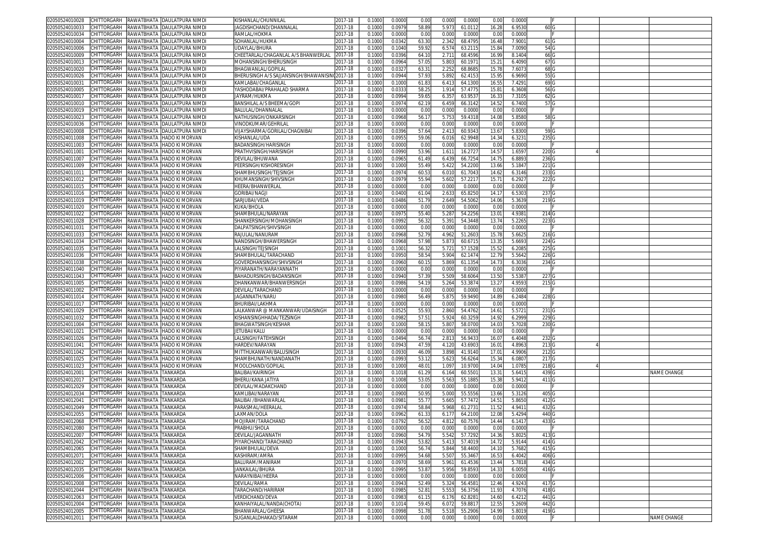| | | | | | | | | | | | | | | | | | |
|---|---|---|---|---|---|---|---|---|---|---|---|---|---|---|---|---|---|
| 02050524010028 | CHITTORGARH | RAWATBHATA | DAULATPURA NIMDI | KISHANLAL/CHUNNILAL | 2017-18 | 0.1000 | 0.0000 | 0.00 | 0.000 | 0.0000 | 0.00 | 0.0000 | F | | | | |
| 02050524010033 | CHITTORGARH | RAWATBHATA | DAULATPURA NIMDI | JAGDISHCHAND/DHANNALAL | 2017-18 | 0.1000 | 0.0979 | 58.89 | 5.973 | 61.0112 | 16.28 | 6.9530 | 60 | G | | | |
| 02050524010034 | CHITTORGARH | RAWATBHATA | DAULATPURA NIMDI | RAMLAL/HOKMA | 2017-18 | 0.1000 | 0.0000 | 0.00 | 0.000 | 0.0000 | 0.00 | 0.0000 | F | | | | |
| 02050524010004 | CHITTORGARH | RAWATBHATA | DAULATPURA NIMDI | SOHANLAL/HUKMA | 2017-18 | 0.1000 | 0.0342 | 63.30 | 2.342 | 68.4795 | 16.48 | 7.9001 | 61 | G | | | |
| 02050524010006 | CHITTORGARH | RAWATBHATA | DAULATPURA NIMDI | UDAYLAL/BHURA | 2017-18 | 0.1000 | 0.1040 | 59.92 | 6.574 | 63.2115 | 15.84 | 7.0090 | 54 | G | | | |
| 02050524010009 | CHITTORGARH | RAWATBHATA | DAULATPURA NIMDI | CHEETARLAL/CHAGANLAL A/S BHANWERLAL | 2017-18 | 0.1000 | 0.0396 | 64.10 | 2.711 | 68.4596 | 16.99 | 8.1404 | 66 | G | | | |
| 02050524010013 | CHITTORGARH | RAWATBHATA | DAULATPURA NIMDI | MOHANSINGH/BHERUSINGH | 2017-18 | 0.1000 | 0.0964 | 57.05 | 5.803 | 60.1971 | 15.21 | 6.4090 | 67 | G | | | |
| 02050524010020 | CHITTORGARH | RAWATBHATA | DAULATPURA NIMDI | BHAGWANLAL/GOPILAL | 2017-18 | 0.1000 | 0.0327 | 63.31 | 2.252 | 68.8685 | 15.78 | 7.6073 | 68 | G | | | |
| 02050524010026 | CHITTORGARH | RAWATBHATA | DAULATPURA NIMDI | BHERUSINGH A/S SAJJANSINGH/BHAWANISING | 2017-18 | 0.1000 | 0.0944 | 57.93 | 5.892 | 62.4153 | 15.95 | 6.9690 | 55 | G | | | |
| 02050524010031 | CHITTORGARH | RAWATBHATA | DAULATPURA NIMDI | KAMLABAI/CHAGANLAL | 2017-18 | 0.1000 | 0.1000 | 61.83 | 6.413 | 64.1300 | 16.55 | 7.4291 | 69 | G | | | |
| 02050524010005 | CHITTORGARH | RAWATBHATA | DAULATPURA NIMDI | YASHODABAI/PRAHALAD SHARMA | 2017-18 | 0.1000 | 0.0333 | 58.25 | 1.914 | 57.4775 | 15.81 | 6.3608 | 56 | G | | | |
| 02050524010017 | CHITTORGARH | RAWATBHATA | DAULATPURA NIMDI | JAYRAM/HUKMA | 2017-18 | 0.1000 | 0.0994 | 59.65 | 6.357 | 63.9537 | 16.33 | 7.3105 | 62 | G | | | |
| 02050524010010 | CHITTORGARH | RAWATBHATA | DAULATPURA NIMDI | BANSHILAL A/S BHEEMA/GOPI | 2017-18 | 0.1000 | 0.0974 | 62.19 | 6.459 | 66.3142 | 14.52 | 6.7400 | 57 | G | | | |
| 02050524010019 | CHITTORGARH | RAWATBHATA | DAULATPURA NIMDI | BALULAL/DHANNALAL | 2017-18 | 0.1000 | 0.0000 | 0.00 | 0.000 | 0.0000 | 0.00 | 0.0000 | F | | | | |
| 02050524010023 | CHITTORGARH | RAWATBHATA | DAULATPURA NIMDI | NATHUSINGH/ONKARSINGH | 2017-18 | 0.1000 | 0.0968 | 56.17 | 5.753 | 59.4318 | 14.08 | 5.8580 | 58 | G | | | |
| 02050524010036 | CHITTORGARH | RAWATBHATA | DAULATPURA NIMDI | VINODKUMAR/GEHRILAL | 2017-18 | 0.1000 | 0.0000 | 0.00 | 0.000 | 0.0000 | 0.00 | 0.0000 | F | | | | |
| 02050524010008 | CHITTORGARH | RAWATBHATA | DAULATPURA NIMDI | VIJAYSHARMA/GORILAL/CHAGNIBAI | 2017-18 | 0.1000 | 0.0396 | 57.64 | 2.413 | 60.9343 | 13.67 | 5.8300 | 59 | G | | | |
| 02050524011008 | CHITTORGARH | RAWATBHATA | HADO KI MORVAN | KISHANLAL/UDA | 2017-18 | 0.1000 | 0.0955 | 59.06 | 6.016 | 62.9948 | 14.34 | 6.3231 | 235 | G | | | |
| 02050524011003 | CHITTORGARH | RAWATBHATA | HADO KI MORVAN | BADANSINGH/HARISINGH | 2017-18 | 0.1000 | 0.0000 | 0.00 | 0.000 | 0.0000 | 0.00 | 0.0000 | F | | | | |
| 02050524011001 | CHITTORGARH | RAWATBHATA | HADO KI MORVAN | PRATHVISINGH/HARISINGH | 2017-18 | 0.1000 | 0.0990 | 53.96 | 1.611 | 16.2727 | 14.57 | 1.6597 | 220 | G | | 4 | |
| 02050524011007 | CHITTORGARH | RAWATBHATA | HADO KI MORVAN | DEVILAL/BHUWANA | 2017-18 | 0.1000 | 0.0965 | 61.49 | 6.439 | 66.7254 | 14.75 | 6.8893 | 236 | G | | | |
| 02050524011009 | CHITTORGARH | RAWATBHATA | HADO KI MORVAN | PEERSINGH/KISHORESINGH | 2017-18 | 0.1000 | 0.1000 | 55.49 | 5.422 | 54.2200 | 13.66 | 5.1847 | 221 | G | | | |
| 02050524011011 | CHITTORGARH | RAWATBHATA | HADO KI MORVAN | SHAMBHUSINGH/TEJSINGH | 2017-18 | 0.1000 | 0.0974 | 60.53 | 6.010 | 61.7043 | 14.62 | 6.3146 | 233 | G | | | |
| 02050524011012 | CHITTORGARH | RAWATBHATA | HADO KI MORVAN | KHUMANSINGH/SHIVSINGH | 2017-18 | 0.1000 | 0.0979 | 55.94 | 5.602 | 57.2217 | 15.71 | 6.2927 | 222 | G | | | |
| 02050524011015 | CHITTORGARH | RAWATBHATA | HADO KI MORVAN | HEERA/BHANWERLAL | 2017-18 | 0.1000 | 0.0000 | 0.00 | 0.000 | 0.0000 | 0.00 | 0.0000 | F | | | | |
| 02050524011016 | CHITTORGARH | RAWATBHATA | HADO KI MORVAN | GORIBAI/NAGJI | 2017-18 | 0.1000 | 0.0400 | 61.04 | 2.633 | 65.8250 | 14.17 | 6.5303 | 237 | G | | | |
| 02050524011019 | CHITTORGARH | RAWATBHATA | HADO KI MORVAN | SARJUBAI/VEDA | 2017-18 | 0.1000 | 0.0486 | 51.79 | 2.649 | 54.5062 | 14.06 | 5.3639 | 219 | G | | | |
| 02050524011020 | CHITTORGARH | RAWATBHATA | HADO KI MORVAN | KUKA/BHOLA | 2017-18 | 0.1000 | 0.0000 | 0.00 | 0.000 | 0.0000 | 0.00 | 0.0000 | F | | | | |
| 02050524011022 | CHITTORGARH | RAWATBHATA | HADO KI MORVAN | SHAMBHULAL/NARAYAN | 2017-18 | 0.1000 | 0.0975 | 55.40 | 5.287 | 54.2256 | 13.01 | 4.9381 | 214 | G | | | |
| 02050524011028 | CHITTORGARH | RAWATBHATA | HADO KI MORVAN | SHANKERSINGH/MOHANSINGH | 2017-18 | 0.1000 | 0.0992 | 56.32 | 5.391 | 54.3448 | 13.74 | 5.2265 | 223 | G | | | |
| 02050524011031 | CHITTORGARH | RAWATBHATA | HADO KI MORVAN | DALPATSINGH/SHIVSINGH | 2017-18 | 0.1000 | 0.0000 | 0.00 | 0.000 | 0.0000 | 0.00 | 0.0000 | F | | | | |
| 02050524011033 | CHITTORGARH | RAWATBHATA | HADO KI MORVAN | RAJULAL/NANURAM | 2017-18 | 0.1000 | 0.0968 | 52.79 | 4.962 | 51.2603 | 15.78 | 5.6625 | 216 | G | | | |
| 02050524011034 | CHITTORGARH | RAWATBHATA | HADO KI MORVAN | NANDSINGH/BHAWERSINGH | 2017-18 | 0.1000 | 0.0968 | 57.98 | 5.873 | 60.6715 | 13.35 | 5.6693 | 224 | G | | | |
| 02050524011035 | CHITTORGARH | RAWATBHATA | HADO KI MORVAN | LALSINGH/TEJSINGH | 2017-18 | 0.1000 | 0.1001 | 56.32 | 5.721 | 57.1528 | 15.52 | 6.2085 | 225 | G | | | |
| 02050524011036 | CHITTORGARH | RAWATBHATA | HADO KI MORVAN | SHAMBHULAL/TARACHAND | 2017-18 | 0.1000 | 0.0950 | 58.54 | 5.904 | 62.1474 | 12.79 | 5.5642 | 226 | G | | | |
| 02050524011038 | CHITTORGARH | RAWATBHATA | HADO KI MORVAN | GOVERDHANSINGH/SHIVSINGH | 2017-18 | 0.1000 | 0.0960 | 60.15 | 5.869 | 61.1354 | 14.73 | 6.3036 | 234 | G | | | |
| 02050524011040 | CHITTORGARH | RAWATBHATA | HADO KI MORVAN | PIYARANATH/NARAYANNATH | 2017-18 | 0.1000 | 0.0000 | 0.00 | 0.000 | 0.0000 | 0.00 | 0.0000 | F | | | | |
| 02050524011043 | CHITTORGARH | RAWATBHATA | HADO KI MORVAN | BAHADURSINGH/BADANSINGH | 2017-18 | 0.1000 | 0.0940 | 57.39 | 5.509 | 58.6064 | 13.50 | 5.5387 | 227 | G | | | |
| 02050524011005 | CHITTORGARH | RAWATBHATA | HADO KI MORVAN | DHANKANWAR/BHANWERSINGH | 2017-18 | 0.1000 | 0.0986 | 54.19 | 5.264 | 53.3874 | 13.27 | 4.9593 | 215 | G | | | |
| 02050524011002 | CHITTORGARH | RAWATBHATA | HADO KI MORVAN | DEVILAL/TARACHAND | 2017-18 | 0.1000 | 0.0000 | 0.00 | 0.000 | 0.0000 | 0.00 | 0.0000 | F | | | | |
| 02050524011014 | CHITTORGARH | RAWATBHATA | HADO KI MORVAN | JAGANNATH/NARU | 2017-18 | 0.1000 | 0.0980 | 56.49 | 5.875 | 59.9490 | 14.89 | 6.2484 | 228 | G | | | |
| 02050524011017 | CHITTORGARH | RAWATBHATA | HADO KI MORVAN | BHURIBAI/LAKHMA | 2017-18 | 0.1000 | 0.0000 | 0.00 | 0.000 | 0.0000 | 0.00 | 0.0000 | F | | | | |
| 02050524011029 | CHITTORGARH | RAWATBHATA | HADO KI MORVAN | LALKANWAR @ MANKANWAR/UDAISINGH | 2017-18 | 0.1000 | 0.0525 | 55.93 | 2.860 | 54.4762 | 14.61 | 5.5721 | 231 | G | | | |
| 02050524011032 | CHITTORGARH | RAWATBHATA | HADO KI MORVAN | KISHANSINGHHADA/TEZSINGH | 2017-18 | 0.1000 | 0.0982 | 57.51 | 5.924 | 60.3259 | 14.92 | 6.2999 | 229 | G | | | |
| 02050524011004 | CHITTORGARH | RAWATBHATA | HADO KI MORVAN | BHAGWATSINGH/KESHAR | 2017-18 | 0.1000 | 0.1000 | 58.15 | 5.807 | 58.0700 | 14.03 | 5.7028 | 230 | G | | | |
| 02050524011021 | CHITTORGARH | RAWATBHATA | HADO KI MORVAN | JETUBAI/KALU | 2017-18 | 0.1000 | 0.0000 | 0.00 | 0.000 | 0.0000 | 0.00 | 0.0000 | F | | | | |
| 02050524011026 | CHITTORGARH | RAWATBHATA | HADO KI MORVAN | LALSINGH/FATEHSINGH | 2017-18 | 0.1000 | 0.0494 | 56.74 | 2.813 | 56.9433 | 16.07 | 6.4048 | 232 | G | | | |
| 02050524011041 | CHITTORGARH | RAWATBHATA | HADO KI MORVAN | HARDEV/NARAYAN | 2017-18 | 0.1000 | 0.0943 | 47.59 | 4.120 | 43.6903 | 16.01 | 4.8963 | 213 | G | | 4 | |
| 02050524011042 | CHITTORGARH | RAWATBHATA | HADO KI MORVAN | MITTHUKANWAR/BALUSINGH | 2017-18 | 0.1000 | 0.0930 | 46.09 | 3.898 | 41.9140 | 17.01 | 4.9906 | 212 | G | | | |
| 02050524011025 | CHITTORGARH | RAWATBHATA | HADO KI MORVAN | SHAMBHUNATH/NANDANATH | 2017-18 | 0.1000 | 0.0993 | 53.12 | 5.623 | 56.6264 | 15.34 | 6.0807 | 217 | G | | | |
| 02050524011023 | CHITTORGARH | RAWATBHATA | HADO KI MORVAN | MOOLCHAND/GOPILAL | 2017-18 | 0.1000 | 0.1000 | 48.01 | 1.097 | 10.9700 | 14.04 | 1.0785 | 218 | G | | 4 | |
| 02050524012001 | CHITTORGARH | RAWATBHATA | TANKARDA | BALIBAI/KAIRINGH | 2017-18 | 0.1000 | 0.1018 | 61.29 | 6.164 | 60.5501 | 13.31 | 5.6415 | 439 | G | | | NAME CHANGE |
| 02050524012017 | CHITTORGARH | RAWATBHATA | TANKARDA | BHERU/KANA JATIYA | 2017-18 | 0.1000 | 0.1008 | 53.05 | 5.563 | 55.1885 | 15.38 | 5.9412 | 411 | G | | | |
| 02050524012029 | CHITTORGARH | RAWATBHATA | TANKARDA | DEVILAL/MADAKCHAND | 2017-18 | 0.1000 | 0.0000 | 0.00 | 0.000 | 0.0000 | 0.00 | 0.0000 | F | | | | |
| 02050524012034 | CHITTORGARH | RAWATBHATA | TANKARDA | KAMLIBAI/NARAYAN | 2017-18 | 0.1000 | 0.0900 | 50.95 | 5.000 | 55.5556 | 13.66 | 5.3126 | 405 | G | | | |
| 02050524012041 | CHITTORGARH | RAWATBHATA | TANKARDA | BALIBAI /BHANWARLAL | 2017-18 | 0.1000 | 0.0981 | 55.77 | 5.665 | 57.7472 | 14.51 | 5.8650 | 412 | G | | | |
| 02050524012049 | CHITTORGARH | RAWATBHATA | TANKARDA | PARASMAL/HEERALAL | 2017-18 | 0.1000 | 0.0974 | 58.84 | 5.968 | 61.2731 | 11.52 | 4.9411 | 432 | G | | | |
| 02050524012055 | CHITTORGARH | RAWATBHATA | TANKARDA | LAXMAN/DOLA | 2017-18 | 0.1000 | 0.0962 | 61.33 | 6.177 | 64.2100 | 12.08 | 5.4294 | 440 | G | | | |
| 02050524012068 | CHITTORGARH | RAWATBHATA | TANKARDA | MOJIRAM/TARACHAND | 2017-18 | 0.1000 | 0.0792 | 56.52 | 4.812 | 60.7576 | 14.44 | 6.1417 | 433 | G | | | |
| 02050524012080 | CHITTORGARH | RAWATBHATA | TANKARDA | PRABHU/SHOLA | 2017-18 | 0.1000 | 0.0000 | 0.00 | 0.000 | 0.0000 | 0.00 | 0.0000 | F | | | | |
| 02050524012007 | CHITTORGARH | RAWATBHATA | TANKARDA | DEVILAL/JAGANNATH | 2017-18 | 0.1000 | 0.0960 | 54.79 | 5.542 | 57.7292 | 14.36 | 5.8025 | 413 | G | | | |
| 02050524012042 | CHITTORGARH | RAWATBHATA | TANKARDA | PIYARCHAND/TARACHAND | 2017-18 | 0.1000 | 0.0943 | 53.82 | 5.413 | 57.4019 | 14.72 | 5.9144 | 414 | G | | | |
| 02050524012065 | CHITTORGARH | RAWATBHATA | TANKARDA | SHAMBHULAL/DEVA | 2017-18 | 0.1000 | 0.1000 | 56.74 | 5.844 | 58.4400 | 14.10 | 5.7682 | 415 | G | | | |
| 02050524012071 | CHITTORGARH | RAWATBHATA | TANKARDA | KASHIRAM/AMRA | 2017-18 | 0.1000 | 0.0995 | 54.68 | 5.507 | 55.3467 | 16.53 | 6.4042 | 406 | G | | | |
| 02050524012002 | CHITTORGARH | RAWATBHATA | TANKARDA | BALURAM/MANIRAM | 2017-18 | 0.1000 | 0.0970 | 58.69 | 5.961 | 61.4536 | 13.44 | 5.7818 | 434 | G | | | |
| 02050524012035 | CHITTORGARH | RAWATBHATA | TANKARDA | JANKAILAL/BHURA | 2017-18 | 0.1000 | 0.0995 | 53.87 | 5.956 | 59.8593 | 14.33 | 6.0050 | 416 | G | | | |
| 02050524012006 | CHITTORGARH | RAWATBHATA | TANKARDA | NARAYNIBAI/HEERA | 2017-18 | 0.1000 | 0.0000 | 0.00 | 0.000 | 0.0000 | 0.00 | 0.0000 | F | | | | |
| 02050524012008 | CHITTORGARH | RAWATBHATA | TANKARDA | DEVILAL/RAMA | 2017-18 | 0.1000 | 0.0943 | 52.49 | 5.324 | 56.4581 | 12.46 | 4.9243 | 417 | G | | | |
| 02050524012044 | CHITTORGARH | RAWATBHATA | TANKARDA | TARACHAND/HARIRAM | 2017-18 | 0.1000 | 0.0985 | 52.81 | 5.553 | 56.3756 | 11.93 | 4.7076 | 418 | G | | | |
| 02050524012063 | CHITTORGARH | RAWATBHATA | TANKARDA | VERDICHAND/DEVA | 2017-18 | 0.1000 | 0.0983 | 61.15 | 6.176 | 62.8281 | 14.60 | 6.4212 | 441 | G | | | |
| 02050524012004 | CHITTORGARH | RAWATBHATA | TANKARDA | KANHAIYALAL/NANDA(CHOTA) | 2017-18 | 0.1000 | 0.1014 | 59.45 | 6.072 | 59.8817 | 12.55 | 5.2609 | 442 | G | | | |
| 02050524012005 | CHITTORGARH | RAWATBHATA | TANKARDA | BHANWARLAL/GHEESA | 2017-18 | 0.1000 | 0.0998 | 51.78 | 5.518 | 55.2906 | 14.99 | 5.8019 | 419 | G | | | |
| 02050524012011 | CHITTORGARH | RAWATBHATA | TANKARDA | SUGANLALDHAKAD/SITARAM | 2017-18 | 0.1000 | 0.0000 | 0.00 | 0.000 | 0.0000 | 0.00 | 0.0000 | F | | | | NAME CHANGE |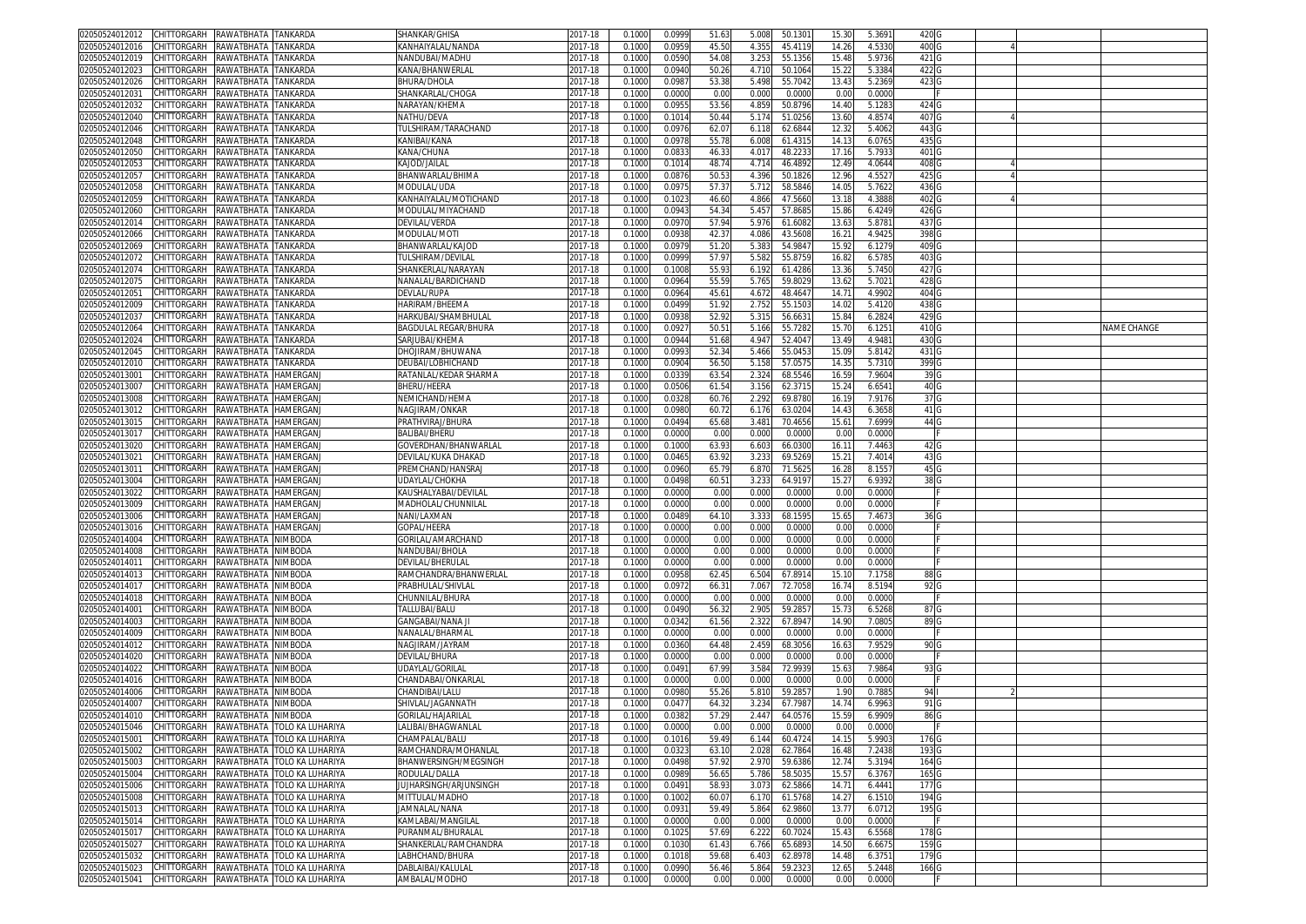| | | | | | | | | | | | | | | | | | |
|---|---|---|---|---|---|---|---|---|---|---|---|---|---|---|---|---|---|
| 02050524012012 | CHITTORGARH | RAWATBHATA | TANKARDA | SHANKAR/GHISA | 2017-18 | 0.1000 | 0.0999 | 51.63 | 5.008 | 50.1301 | 15.30 | 5.3691 | 420 | G | | | |
| 02050524012016 | CHITTORGARH | RAWATBHATA | TANKARDA | KANHAIYALAL/NANDA | 2017-18 | 0.1000 | 0.0959 | 45.50 | 4.355 | 45.4119 | 14.26 | 4.5330 | 400 | G | 4 | | |
| 02050524012019 | CHITTORGARH | RAWATBHATA | TANKARDA | NANDUBAI/MADHU | 2017-18 | 0.1000 | 0.0590 | 54.08 | 3.253 | 55.1356 | 15.48 | 5.9736 | 421 | G | | | |
| 02050524012023 | CHITTORGARH | RAWATBHATA | TANKARDA | KANA/BHANWERLAL | 2017-18 | 0.1000 | 0.0940 | 50.26 | 4.710 | 50.1064 | 15.22 | 5.3384 | 422 | G | | | |
| 02050524012026 | CHITTORGARH | RAWATBHATA | TANKARDA | BHURA/DHOLA | 2017-18 | 0.1000 | 0.0987 | 53.38 | 5.498 | 55.7042 | 13.43 | 5.2369 | 423 | G | | | |
| 02050524012031 | CHITTORGARH | RAWATBHATA | TANKARDA | SHANKARLAL/CHOGA | 2017-18 | 0.1000 | 0.0000 | 0.00 | 0.000 | 0.0000 | 0.00 | 0.0000 | | F | | | |
| 02050524012032 | CHITTORGARH | RAWATBHATA | TANKARDA | NARAYAN/KHEMA | 2017-18 | 0.1000 | 0.0955 | 53.56 | 4.859 | 50.8796 | 14.40 | 5.1283 | 424 | G | | | |
| 02050524012040 | CHITTORGARH | RAWATBHATA | TANKARDA | NATHU/DEVA | 2017-18 | 0.1000 | 0.1014 | 50.44 | 5.174 | 51.0256 | 13.60 | 4.8574 | 407 | G | 4 | | |
| 02050524012046 | CHITTORGARH | RAWATBHATA | TANKARDA | TULSHIRAM/TARACHAND | 2017-18 | 0.1000 | 0.0976 | 62.07 | 6.118 | 62.6844 | 12.32 | 5.4062 | 443 | G | | | |
| 02050524012048 | CHITTORGARH | RAWATBHATA | TANKARDA | KANIBAI/KANA | 2017-18 | 0.1000 | 0.0978 | 55.78 | 6.008 | 61.4315 | 14.13 | 6.0765 | 435 | G | | | |
| 02050524012050 | CHITTORGARH | RAWATBHATA | TANKARDA | KANA/CHUNA | 2017-18 | 0.1000 | 0.0833 | 46.33 | 4.017 | 48.2233 | 17.16 | 5.7933 | 401 | G | | | |
| 02050524012053 | CHITTORGARH | RAWATBHATA | TANKARDA | KAJOD/JAILAL | 2017-18 | 0.1000 | 0.1014 | 48.74 | 4.714 | 46.4892 | 12.49 | 4.0644 | 408 | G | 4 | | |
| 02050524012057 | CHITTORGARH | RAWATBHATA | TANKARDA | BHANWARLAL/BHIMA | 2017-18 | 0.1000 | 0.0876 | 50.53 | 4.396 | 50.1826 | 12.96 | 4.5527 | 425 | G | 4 | | |
| 02050524012058 | CHITTORGARH | RAWATBHATA | TANKARDA | MODULAL/UDA | 2017-18 | 0.1000 | 0.0975 | 57.37 | 5.712 | 58.5846 | 14.05 | 5.7622 | 436 | G | | | |
| 02050524012059 | CHITTORGARH | RAWATBHATA | TANKARDA | KANHAIYALAL/MOTICHAND | 2017-18 | 0.1000 | 0.1023 | 46.60 | 4.866 | 47.5660 | 13.18 | 4.3888 | 402 | G | 4 | | |
| 02050524012060 | CHITTORGARH | RAWATBHATA | TANKARDA | MODULAL/MIYACHAND | 2017-18 | 0.1000 | 0.0943 | 54.34 | 5.457 | 57.8685 | 15.86 | 6.4249 | 426 | G | | | |
| 02050524012014 | CHITTORGARH | RAWATBHATA | TANKARDA | DEVILAL/VERDA | 2017-18 | 0.1000 | 0.0970 | 57.94 | 5.976 | 61.6082 | 13.63 | 5.8781 | 437 | G | | | |
| 02050524012066 | CHITTORGARH | RAWATBHATA | TANKARDA | MODULAL/MOTI | 2017-18 | 0.1000 | 0.0938 | 42.37 | 4.086 | 43.5608 | 16.21 | 4.9425 | 398 | G | | | |
| 02050524012069 | CHITTORGARH | RAWATBHATA | TANKARDA | BHANWARLAL/KAJOD | 2017-18 | 0.1000 | 0.0979 | 51.20 | 5.383 | 54.9847 | 15.92 | 6.1279 | 409 | G | | | |
| 02050524012072 | CHITTORGARH | RAWATBHATA | TANKARDA | TULSHIRAM/DEVILAL | 2017-18 | 0.1000 | 0.0999 | 57.97 | 5.582 | 55.8759 | 16.82 | 6.5785 | 403 | G | | | |
| 02050524012074 | CHITTORGARH | RAWATBHATA | TANKARDA | SHANKERLAL/NARAYAN | 2017-18 | 0.1000 | 0.1008 | 55.93 | 6.192 | 61.4286 | 13.36 | 5.7450 | 427 | G | | | |
| 02050524012075 | CHITTORGARH | RAWATBHATA | TANKARDA | NANALAL/BARDICHAND | 2017-18 | 0.1000 | 0.0964 | 55.59 | 5.765 | 59.8029 | 13.62 | 5.7021 | 428 | G | | | |
| 02050524012051 | CHITTORGARH | RAWATBHATA | TANKARDA | DEVLA/RUPA | 2017-18 | 0.1000 | 0.0964 | 45.61 | 4.672 | 48.4647 | 14.71 | 4.9902 | 404 | G | | | |
| 02050524012009 | CHITTORGARH | RAWATBHATA | TANKARDA | HARIRAM/BHEEMA | 2017-18 | 0.1000 | 0.0499 | 51.92 | 2.752 | 55.1503 | 14.02 | 5.4120 | 438 | G | | | |
| 02050524012037 | CHITTORGARH | RAWATBHATA | TANKARDA | HARKUBAI/SHAMBHULAL | 2017-18 | 0.1000 | 0.0938 | 52.92 | 5.315 | 56.6631 | 15.84 | 6.2824 | 429 | G | | | |
| 02050524012064 | CHITTORGARH | RAWATBHATA | TANKARDA | BAGDULAL REGAR/BHURA | 2017-18 | 0.1000 | 0.0927 | 50.51 | 5.166 | 55.7282 | 15.70 | 6.1251 | 410 | G | | | NAME CHANGE |
| 02050524012024 | CHITTORGARH | RAWATBHATA | TANKARDA | SARJUBAI/KHEMA | 2017-18 | 0.1000 | 0.0944 | 51.68 | 4.947 | 52.4047 | 13.49 | 4.9481 | 430 | G | | | |
| 02050524012045 | CHITTORGARH | RAWATBHATA | TANKARDA | DHOJIRAM/BHUWANA | 2017-18 | 0.1000 | 0.0993 | 52.34 | 5.466 | 55.0453 | 15.09 | 5.8142 | 431 | G | | | |
| 02050524012010 | CHITTORGARH | RAWATBHATA | TANKARDA | DEUBAI/LOBHICHAND | 2017-18 | 0.1000 | 0.0904 | 56.50 | 5.158 | 57.0575 | 14.35 | 5.7310 | 399 | G | | | |
| 02050524013001 | CHITTORGARH | RAWATBHATA | HAMERGANJ | RATANLAL/KEDAR SHARMA | 2017-18 | 0.1000 | 0.0339 | 63.54 | 2.324 | 68.5546 | 16.59 | 7.9604 | 39 | G | | | |
| 02050524013007 | CHITTORGARH | RAWATBHATA | HAMERGANJ | BHERU/HEERA | 2017-18 | 0.1000 | 0.0506 | 61.54 | 3.156 | 62.3715 | 15.24 | 6.6541 | 40 | G | | | |
| 02050524013008 | CHITTORGARH | RAWATBHATA | HAMERGANJ | NEMICHAND/HEMA | 2017-18 | 0.1000 | 0.0328 | 60.76 | 2.292 | 69.8780 | 16.19 | 7.9176 | 37 | G | | | |
| 02050524013012 | CHITTORGARH | RAWATBHATA | HAMERGANJ | NAGJIRAM/ONKAR | 2017-18 | 0.1000 | 0.0980 | 60.72 | 6.176 | 63.0204 | 14.43 | 6.3658 | 41 | G | | | |
| 02050524013015 | CHITTORGARH | RAWATBHATA | HAMERGANJ | PRATHVIRAJ/BHURA | 2017-18 | 0.1000 | 0.0494 | 65.68 | 3.481 | 70.4656 | 15.61 | 7.6999 | 44 | G | | | |
| 02050524013017 | CHITTORGARH | RAWATBHATA | HAMERGANJ | BALIBAI/BHERU | 2017-18 | 0.1000 | 0.0000 | 0.00 | 0.000 | 0.0000 | 0.00 | 0.0000 | | F | | | |
| 02050524013020 | CHITTORGARH | RAWATBHATA | HAMERGANJ | GOVERDHAN/BHANWARLAL | 2017-18 | 0.1000 | 0.1000 | 63.93 | 6.603 | 66.0300 | 16.11 | 7.4463 | 42 | G | | | |
| 02050524013021 | CHITTORGARH | RAWATBHATA | HAMERGANJ | DEVILAL/KUKA DHAKAD | 2017-18 | 0.1000 | 0.0465 | 63.92 | 3.233 | 69.5269 | 15.21 | 7.4014 | 43 | G | | | |
| 02050524013011 | CHITTORGARH | RAWATBHATA | HAMERGANJ | PREMCHAND/HANSRAJ | 2017-18 | 0.1000 | 0.0960 | 65.79 | 6.870 | 71.5625 | 16.28 | 8.1557 | 45 | G | | | |
| 02050524013004 | CHITTORGARH | RAWATBHATA | HAMERGANJ | UDAYLAL/CHOKHA | 2017-18 | 0.1000 | 0.0498 | 60.51 | 3.233 | 64.9197 | 15.27 | 6.9392 | 38 | G | | | |
| 02050524013022 | CHITTORGARH | RAWATBHATA | HAMERGANJ | KAUSHALYABAI/DEVILAL | 2017-18 | 0.1000 | 0.0000 | 0.00 | 0.000 | 0.0000 | 0.00 | 0.0000 | | F | | | |
| 02050524013009 | CHITTORGARH | RAWATBHATA | HAMERGANJ | MADHOLAL/CHUNNILAL | 2017-18 | 0.1000 | 0.0000 | 0.00 | 0.000 | 0.0000 | 0.00 | 0.0000 | | F | | | |
| 02050524013006 | CHITTORGARH | RAWATBHATA | HAMERGANJ | NANI/LAXMAN | 2017-18 | 0.1000 | 0.0489 | 64.10 | 3.333 | 68.1595 | 15.65 | 7.4673 | 36 | G | | | |
| 02050524013016 | CHITTORGARH | RAWATBHATA | HAMERGANJ | GOPAL/HEERA | 2017-18 | 0.1000 | 0.0000 | 0.00 | 0.000 | 0.0000 | 0.00 | 0.0000 | | F | | | |
| 02050524014004 | CHITTORGARH | RAWATBHATA | NIMBODA | GORILAL/AMARCHAND | 2017-18 | 0.1000 | 0.0000 | 0.00 | 0.000 | 0.0000 | 0.00 | 0.0000 | | F | | | |
| 02050524014008 | CHITTORGARH | RAWATBHATA | NIMBODA | NANDUBAI/BHOLA | 2017-18 | 0.1000 | 0.0000 | 0.00 | 0.000 | 0.0000 | 0.00 | 0.0000 | | F | | | |
| 02050524014011 | CHITTORGARH | RAWATBHATA | NIMBODA | DEVILAL/BHERULAL | 2017-18 | 0.1000 | 0.0000 | 0.00 | 0.000 | 0.0000 | 0.00 | 0.0000 | | F | | | |
| 02050524014013 | CHITTORGARH | RAWATBHATA | NIMBODA | RAMCHANDRA/BHANWERLAL | 2017-18 | 0.1000 | 0.0958 | 62.45 | 6.504 | 67.8914 | 15.10 | 7.1758 | 88 | G | | | |
| 02050524014017 | CHITTORGARH | RAWATBHATA | NIMBODA | PRABHULAL/SHIVLAL | 2017-18 | 0.1000 | 0.0972 | 66.31 | 7.067 | 72.7058 | 16.74 | 8.5194 | 92 | G | | | |
| 02050524014018 | CHITTORGARH | RAWATBHATA | NIMBODA | CHUNNILAL/BHURA | 2017-18 | 0.1000 | 0.0000 | 0.00 | 0.000 | 0.0000 | 0.00 | 0.0000 | | F | | | |
| 02050524014001 | CHITTORGARH | RAWATBHATA | NIMBODA | TALLUBAI/BALU | 2017-18 | 0.1000 | 0.0490 | 56.32 | 2.905 | 59.2857 | 15.73 | 6.5268 | 87 | G | | | |
| 02050524014003 | CHITTORGARH | RAWATBHATA | NIMBODA | GANGABAI/NANA JI | 2017-18 | 0.1000 | 0.0342 | 61.56 | 2.322 | 67.8947 | 14.90 | 7.0805 | 89 | G | | | |
| 02050524014009 | CHITTORGARH | RAWATBHATA | NIMBODA | NANALAL/BHARMAL | 2017-18 | 0.1000 | 0.0000 | 0.00 | 0.000 | 0.0000 | 0.00 | 0.0000 | | F | | | |
| 02050524014012 | CHITTORGARH | RAWATBHATA | NIMBODA | NAGJIRAM/JAYRAM | 2017-18 | 0.1000 | 0.0360 | 64.48 | 2.459 | 68.3056 | 16.63 | 7.9529 | 90 | G | | | |
| 02050524014020 | CHITTORGARH | RAWATBHATA | NIMBODA | DEVILAL/BHURA | 2017-18 | 0.1000 | 0.0000 | 0.00 | 0.000 | 0.0000 | 0.00 | 0.0000 | | F | | | |
| 02050524014022 | CHITTORGARH | RAWATBHATA | NIMBODA | UDAYLAL/GORILAL | 2017-18 | 0.1000 | 0.0491 | 67.99 | 3.584 | 72.9939 | 15.63 | 7.9864 | 93 | G | | | |
| 02050524014016 | CHITTORGARH | RAWATBHATA | NIMBODA | CHANDABAI/ONKARLAL | 2017-18 | 0.1000 | 0.0000 | 0.00 | 0.000 | 0.0000 | 0.00 | 0.0000 | | F | | | |
| 02050524014006 | CHITTORGARH | RAWATBHATA | NIMBODA | CHANDIBAI/LALU | 2017-18 | 0.1000 | 0.0980 | 55.26 | 5.810 | 59.2857 | 1.90 | 0.7885 | 94 | I | 2 | | |
| 02050524014007 | CHITTORGARH | RAWATBHATA | NIMBODA | SHIVLAL/JAGANNATH | 2017-18 | 0.1000 | 0.0477 | 64.32 | 3.234 | 67.7987 | 14.74 | 6.9963 | 91 | G | | | |
| 02050524014010 | CHITTORGARH | RAWATBHATA | NIMBODA | GORILAL/HAJARILAL | 2017-18 | 0.1000 | 0.0382 | 57.29 | 2.447 | 64.0576 | 15.59 | 6.9909 | 86 | G | | | |
| 02050524015046 | CHITTORGARH | RAWATBHATA | TOLO KA LUHARIYA | LALIBAI/BHAGWANLAL | 2017-18 | 0.1000 | 0.0000 | 0.00 | 0.000 | 0.0000 | 0.00 | 0.0000 | | F | | | |
| 02050524015001 | CHITTORGARH | RAWATBHATA | TOLO KA LUHARIYA | CHAMPALAL/BALU | 2017-18 | 0.1000 | 0.1016 | 59.49 | 6.144 | 60.4724 | 14.15 | 5.9903 | 176 | G | | | |
| 02050524015002 | CHITTORGARH | RAWATBHATA | TOLO KA LUHARIYA | RAMCHANDRA/MOHANLAL | 2017-18 | 0.1000 | 0.0323 | 63.10 | 2.028 | 62.7864 | 16.48 | 7.2438 | 193 | G | | | |
| 02050524015003 | CHITTORGARH | RAWATBHATA | TOLO KA LUHARIYA | BHANWERSINGH/MEGSINGH | 2017-18 | 0.1000 | 0.0498 | 57.92 | 2.970 | 59.6386 | 12.74 | 5.3194 | 164 | G | | | |
| 02050524015004 | CHITTORGARH | RAWATBHATA | TOLO KA LUHARIYA | RODULAL/DALLA | 2017-18 | 0.1000 | 0.0989 | 56.65 | 5.786 | 58.5035 | 15.57 | 6.3767 | 165 | G | | | |
| 02050524015006 | CHITTORGARH | RAWATBHATA | TOLO KA LUHARIYA | JUJHARSINGH/ARJUNSINGH | 2017-18 | 0.1000 | 0.0491 | 58.93 | 3.073 | 62.5866 | 14.71 | 6.4441 | 177 | G | | | |
| 02050524015008 | CHITTORGARH | RAWATBHATA | TOLO KA LUHARIYA | MITTULAL/MADHO | 2017-18 | 0.1000 | 0.1002 | 60.07 | 6.170 | 61.5768 | 14.27 | 6.1510 | 194 | G | | | |
| 02050524015013 | CHITTORGARH | RAWATBHATA | TOLO KA LUHARIYA | JAMNALAL/NANA | 2017-18 | 0.1000 | 0.0931 | 59.49 | 5.864 | 62.9860 | 13.77 | 6.0712 | 195 | G | | | |
| 02050524015014 | CHITTORGARH | RAWATBHATA | TOLO KA LUHARIYA | KAMLABAI/MANGILAL | 2017-18 | 0.1000 | 0.0000 | 0.00 | 0.000 | 0.0000 | 0.00 | 0.0000 | | F | | | |
| 02050524015017 | CHITTORGARH | RAWATBHATA | TOLO KA LUHARIYA | PURANMAL/BHURALAL | 2017-18 | 0.1000 | 0.1025 | 57.69 | 6.222 | 60.7024 | 15.43 | 6.5568 | 178 | G | | | |
| 02050524015027 | CHITTORGARH | RAWATBHATA | TOLO KA LUHARIYA | SHANKERLAL/RAMCHANDRA | 2017-18 | 0.1000 | 0.1030 | 61.43 | 6.766 | 65.6893 | 14.50 | 6.6675 | 159 | G | | | |
| 02050524015032 | CHITTORGARH | RAWATBHATA | TOLO KA LUHARIYA | LABHCHAND/BHURA | 2017-18 | 0.1000 | 0.1018 | 59.68 | 6.403 | 62.8978 | 14.48 | 6.3751 | 179 | G | | | |
| 02050524015023 | CHITTORGARH | RAWATBHATA | TOLO KA LUHARIYA | DABLAIBAI/KALULAL | 2017-18 | 0.1000 | 0.0990 | 56.46 | 5.864 | 59.2323 | 12.65 | 5.2448 | 166 | G | | | |
| 02050524015041 | CHITTORGARH | RAWATBHATA | TOLO KA LUHARIYA | AMBALAL/MODHO | 2017-18 | 0.1000 | 0.0000 | 0.00 | 0.000 | 0.0000 | 0.00 | 0.0000 | | F | | | |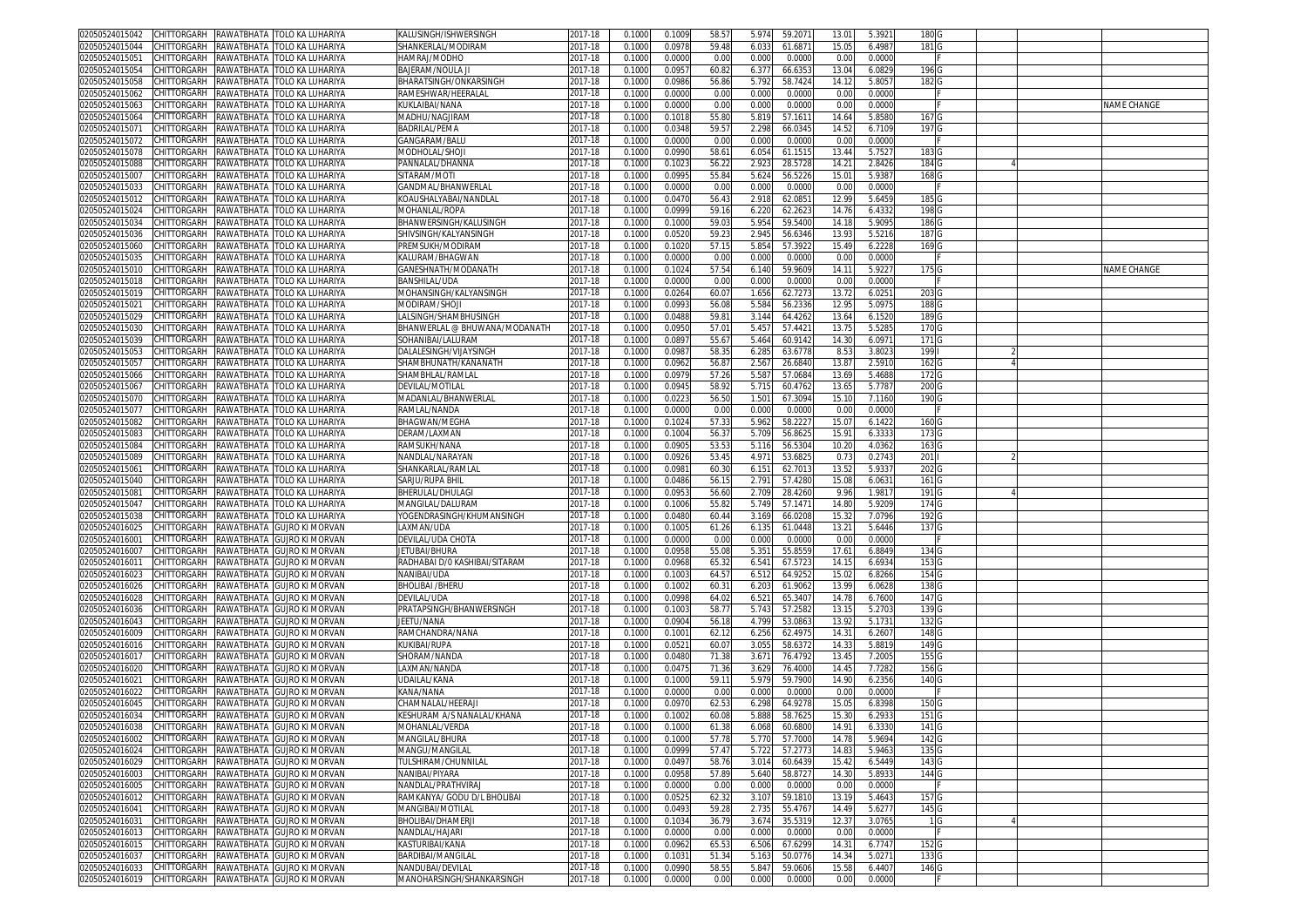| | | | | | | | | | | | | | | | | | | |
|---|---|---|---|---|---|---|---|---|---|---|---|---|---|---|---|---|---|---|
| 02050524015042 | CHITTORGARH | RAWATBHATA | TOLO KA LUHARIYA | KALUSINGH/ISHWERSINGH | 2017-18 | 0.1000 | 0.1009 | 58.57 | 5.974 | 59.2071 | 13.01 | 5.3921 | 180 | G | | | | |
| 02050524015044 | CHITTORGARH | RAWATBHATA | TOLO KA LUHARIYA | SHANKERLAL/MODIRAM | 2017-18 | 0.1000 | 0.0978 | 59.48 | 6.033 | 61.6871 | 15.05 | 6.4987 | 181 | G | | | | |
| 02050524015051 | CHITTORGARH | RAWATBHATA | TOLO KA LUHARIYA | HAMRAJ/MODHO | 2017-18 | 0.1000 | 0.0000 | 0.00 | 0.000 | 0.0000 | 0.00 | 0.0000 | | F | | | | |
| 02050524015054 | CHITTORGARH | RAWATBHATA | TOLO KA LUHARIYA | BAJERAM/NOULA JI | 2017-18 | 0.1000 | 0.0957 | 60.82 | 6.377 | 66.6353 | 13.04 | 6.0829 | 196 | G | | | | |
| 02050524015058 | CHITTORGARH | RAWATBHATA | TOLO KA LUHARIYA | BHARATSINGH/ONKARSINGH | 2017-18 | 0.1000 | 0.0986 | 56.86 | 5.792 | 58.7424 | 14.12 | 5.8057 | 182 | G | | | | |
| 02050524015062 | CHITTORGARH | RAWATBHATA | TOLO KA LUHARIYA | RAMESHWAR/HEERALAL | 2017-18 | 0.1000 | 0.0000 | 0.00 | 0.000 | 0.0000 | 0.00 | 0.0000 | | F | | | | |
| 02050524015063 | CHITTORGARH | RAWATBHATA | TOLO KA LUHARIYA | KUKLAIBAI/NANA | 2017-18 | 0.1000 | 0.0000 | 0.00 | 0.000 | 0.0000 | 0.00 | 0.0000 | | F | | | | NAME CHANGE |
| 02050524015064 | CHITTORGARH | RAWATBHATA | TOLO KA LUHARIYA | MADHU/NAGJIRAM | 2017-18 | 0.1000 | 0.1018 | 55.80 | 5.819 | 57.1611 | 14.64 | 5.8580 | 167 | G | | | | |
| 02050524015071 | CHITTORGARH | RAWATBHATA | TOLO KA LUHARIYA | BADRILAL/PEMA | 2017-18 | 0.1000 | 0.0348 | 59.57 | 2.298 | 66.0345 | 14.52 | 6.7109 | 197 | G | | | | |
| 02050524015072 | CHITTORGARH | RAWATBHATA | TOLO KA LUHARIYA | GANGARAM/BALU | 2017-18 | 0.1000 | 0.0000 | 0.00 | 0.000 | 0.0000 | 0.00 | 0.0000 | | F | | | | |
| 02050524015078 | CHITTORGARH | RAWATBHATA | TOLO KA LUHARIYA | MODHOLAL/SHOJI | 2017-18 | 0.1000 | 0.0990 | 58.61 | 6.054 | 61.1515 | 13.44 | 5.7527 | 183 | G | | | | |
| 02050524015088 | CHITTORGARH | RAWATBHATA | TOLO KA LUHARIYA | PANNALAL/DHANNA | 2017-18 | 0.1000 | 0.1023 | 56.22 | 2.923 | 28.5728 | 14.21 | 2.8426 | 184 | G | 4 | | | |
| 02050524015007 | CHITTORGARH | RAWATBHATA | TOLO KA LUHARIYA | SITARAM/MOTI | 2017-18 | 0.1000 | 0.0995 | 55.84 | 5.624 | 56.5226 | 15.01 | 5.9387 | 168 | G | | | | |
| 02050524015033 | CHITTORGARH | RAWATBHATA | TOLO KA LUHARIYA | GANDMAL/BHANWERLAL | 2017-18 | 0.1000 | 0.0000 | 0.00 | 0.000 | 0.0000 | 0.00 | 0.0000 | | F | | | | |
| 02050524015012 | CHITTORGARH | RAWATBHATA | TOLO KA LUHARIYA | KOAUSHALYABAI/NANDLAL | 2017-18 | 0.1000 | 0.0470 | 56.43 | 2.918 | 62.0851 | 12.99 | 5.6459 | 185 | G | | | | |
| 02050524015024 | CHITTORGARH | RAWATBHATA | TOLO KA LUHARIYA | MOHANLAL/ROPA | 2017-18 | 0.1000 | 0.0999 | 59.16 | 6.220 | 62.2623 | 14.76 | 6.4332 | 198 | G | | | | |
| 02050524015034 | CHITTORGARH | RAWATBHATA | TOLO KA LUHARIYA | BHANWERSINGH/KALUSINGH | 2017-18 | 0.1000 | 0.1000 | 59.03 | 5.954 | 59.5400 | 14.18 | 5.9095 | 186 | G | | | | |
| 02050524015036 | CHITTORGARH | RAWATBHATA | TOLO KA LUHARIYA | SHIVSINGH/KALYANSINGH | 2017-18 | 0.1000 | 0.0520 | 59.23 | 2.945 | 56.6346 | 13.93 | 5.5216 | 187 | G | | | | |
| 02050524015060 | CHITTORGARH | RAWATBHATA | TOLO KA LUHARIYA | PREMSUKH/MODIRAM | 2017-18 | 0.1000 | 0.1020 | 57.15 | 5.854 | 57.3922 | 15.49 | 6.2228 | 169 | G | | | | |
| 02050524015035 | CHITTORGARH | RAWATBHATA | TOLO KA LUHARIYA | KALURAM/BHAGWAN | 2017-18 | 0.1000 | 0.0000 | 0.00 | 0.000 | 0.0000 | 0.00 | 0.0000 | | F | | | | |
| 02050524015010 | CHITTORGARH | RAWATBHATA | TOLO KA LUHARIYA | GANESHNATH/MODANATH | 2017-18 | 0.1000 | 0.1024 | 57.54 | 6.140 | 59.9609 | 14.11 | 5.9227 | 175 | G | | | | NAME CHANGE |
| 02050524015018 | CHITTORGARH | RAWATBHATA | TOLO KA LUHARIYA | BANSHILAL/UDA | 2017-18 | 0.1000 | 0.0000 | 0.00 | 0.000 | 0.0000 | 0.00 | 0.0000 | | F | | | | |
| 02050524015019 | CHITTORGARH | RAWATBHATA | TOLO KA LUHARIYA | MOHANSINGH/KALYANSINGH | 2017-18 | 0.1000 | 0.0264 | 60.07 | 1.656 | 62.7273 | 13.72 | 6.0251 | 203 | G | | | | |
| 02050524015021 | CHITTORGARH | RAWATBHATA | TOLO KA LUHARIYA | MODIRAM/SHOJI | 2017-18 | 0.1000 | 0.0993 | 56.08 | 5.584 | 56.2336 | 12.95 | 5.0975 | 188 | G | | | | |
| 02050524015029 | CHITTORGARH | RAWATBHATA | TOLO KA LUHARIYA | LALSINGH/SHAMBHUSINGH | 2017-18 | 0.1000 | 0.0488 | 59.81 | 3.144 | 64.4262 | 13.64 | 6.1520 | 189 | G | | | | |
| 02050524015030 | CHITTORGARH | RAWATBHATA | TOLO KA LUHARIYA | BHANWERLAL @ BHUWANA/MODANATH | 2017-18 | 0.1000 | 0.0950 | 57.01 | 5.457 | 57.4421 | 13.75 | 5.5285 | 170 | G | | | | |
| 02050524015039 | CHITTORGARH | RAWATBHATA | TOLO KA LUHARIYA | SOHANIBAI/LALURAM | 2017-18 | 0.1000 | 0.0897 | 55.67 | 5.464 | 60.9142 | 14.30 | 6.0971 | 171 | G | | | | |
| 02050524015053 | CHITTORGARH | RAWATBHATA | TOLO KA LUHARIYA | DALALESINGH/VIJAYSINGH | 2017-18 | 0.1000 | 0.0987 | 58.35 | 6.285 | 63.6778 | 8.53 | 3.8023 | 199 | I | 2 | | | |
| 02050524015057 | CHITTORGARH | RAWATBHATA | TOLO KA LUHARIYA | SHAMBHUNATH/KANANATH | 2017-18 | 0.1000 | 0.0962 | 56.87 | 2.567 | 26.6840 | 13.87 | 2.5910 | 162 | G | 4 | | | |
| 02050524015066 | CHITTORGARH | RAWATBHATA | TOLO KA LUHARIYA | SHAMBHLAL/RAMLAL | 2017-18 | 0.1000 | 0.0979 | 57.26 | 5.587 | 57.0684 | 13.69 | 5.4688 | 172 | G | | | | |
| 02050524015067 | CHITTORGARH | RAWATBHATA | TOLO KA LUHARIYA | DEVILAL/MOTILAL | 2017-18 | 0.1000 | 0.0945 | 58.92 | 5.715 | 60.4762 | 13.65 | 5.7787 | 200 | G | | | | |
| 02050524015070 | CHITTORGARH | RAWATBHATA | TOLO KA LUHARIYA | MADANLAL/BHANWERLAL | 2017-18 | 0.1000 | 0.0223 | 56.50 | 1.501 | 67.3094 | 15.10 | 7.1160 | 190 | G | | | | |
| 02050524015077 | CHITTORGARH | RAWATBHATA | TOLO KA LUHARIYA | RAMLAL/NANDA | 2017-18 | 0.1000 | 0.0000 | 0.00 | 0.000 | 0.0000 | 0.00 | 0.0000 | | F | | | | |
| 02050524015082 | CHITTORGARH | RAWATBHATA | TOLO KA LUHARIYA | BHAGWAN/MEGHA | 2017-18 | 0.1000 | 0.1024 | 57.33 | 5.962 | 58.2227 | 15.07 | 6.1422 | 160 | G | | | | |
| 02050524015083 | CHITTORGARH | RAWATBHATA | TOLO KA LUHARIYA | DERAM/LAXMAN | 2017-18 | 0.1000 | 0.1004 | 56.37 | 5.709 | 56.8625 | 15.91 | 6.3333 | 173 | G | | | | |
| 02050524015084 | CHITTORGARH | RAWATBHATA | TOLO KA LUHARIYA | RAMSUKH/NANA | 2017-18 | 0.1000 | 0.0905 | 53.53 | 5.116 | 56.5304 | 10.20 | 4.0362 | 163 | G | | | | |
| 02050524015089 | CHITTORGARH | RAWATBHATA | TOLO KA LUHARIYA | NANDLAL/NARAYAN | 2017-18 | 0.1000 | 0.0926 | 53.45 | 4.971 | 53.6825 | 0.73 | 0.2743 | 201 | I | 2 | | | |
| 02050524015061 | CHITTORGARH | RAWATBHATA | TOLO KA LUHARIYA | SHANKARLAL/RAMLAL | 2017-18 | 0.1000 | 0.0981 | 60.30 | 6.151 | 62.7013 | 13.52 | 5.9337 | 202 | G | | | | |
| 02050524015040 | CHITTORGARH | RAWATBHATA | TOLO KA LUHARIYA | SARJU/RUPA BHIL | 2017-18 | 0.1000 | 0.0486 | 56.15 | 2.791 | 57.4280 | 15.08 | 6.0631 | 161 | G | | | | |
| 02050524015081 | CHITTORGARH | RAWATBHATA | TOLO KA LUHARIYA | BHERULAL/DHULAGI | 2017-18 | 0.1000 | 0.0953 | 56.60 | 2.709 | 28.4260 | 9.96 | 1.9817 | 191 | G | 4 | | | |
| 02050524015047 | CHITTORGARH | RAWATBHATA | TOLO KA LUHARIYA | MANGILAL/DALURAM | 2017-18 | 0.1000 | 0.1006 | 55.82 | 5.749 | 57.1471 | 14.80 | 5.9209 | 174 | G | | | | |
| 02050524015038 | CHITTORGARH | RAWATBHATA | TOLO KA LUHARIYA | YOGENDRASINGH/KHUMANSINGH | 2017-18 | 0.1000 | 0.0480 | 60.44 | 3.169 | 66.0208 | 15.32 | 7.0796 | 192 | G | | | | |
| 02050524016025 | CHITTORGARH | RAWATBHATA | GUJRO KI MORVAN | LAXMAN/UDA | 2017-18 | 0.1000 | 0.1005 | 61.26 | 6.135 | 61.0448 | 13.21 | 5.6446 | 137 | G | | | | |
| 02050524016001 | CHITTORGARH | RAWATBHATA | GUJRO KI MORVAN | DEVILAL/UDA CHOTA | 2017-18 | 0.1000 | 0.0000 | 0.00 | 0.000 | 0.0000 | 0.00 | 0.0000 | | F | | | | |
| 02050524016007 | CHITTORGARH | RAWATBHATA | GUJRO KI MORVAN | JETUBAI/BHURA | 2017-18 | 0.1000 | 0.0958 | 55.08 | 5.351 | 55.8559 | 17.61 | 6.8849 | 134 | G | | | | |
| 02050524016011 | CHITTORGARH | RAWATBHATA | GUJRO KI MORVAN | RADHABAI D/O KASHIBAI/SITARAM | 2017-18 | 0.1000 | 0.0968 | 65.32 | 6.541 | 67.5723 | 14.15 | 6.6934 | 153 | G | | | | |
| 02050524016023 | CHITTORGARH | RAWATBHATA | GUJRO KI MORVAN | NANIBAI/UDA | 2017-18 | 0.1000 | 0.1003 | 64.57 | 6.512 | 64.9252 | 15.02 | 6.8266 | 154 | G | | | | |
| 02050524016026 | CHITTORGARH | RAWATBHATA | GUJRO KI MORVAN | BHOLIBAI /BHERU | 2017-18 | 0.1000 | 0.1002 | 60.31 | 6.203 | 61.9062 | 13.99 | 6.0628 | 138 | G | | | | |
| 02050524016028 | CHITTORGARH | RAWATBHATA | GUJRO KI MORVAN | DEVILAL/UDA | 2017-18 | 0.1000 | 0.0998 | 64.02 | 6.521 | 65.3407 | 14.78 | 6.7600 | 147 | G | | | | |
| 02050524016036 | CHITTORGARH | RAWATBHATA | GUJRO KI MORVAN | PRATAPSINGH/BHANWERSINGH | 2017-18 | 0.1000 | 0.1003 | 58.77 | 5.743 | 57.2582 | 13.15 | 5.2703 | 139 | G | | | | |
| 02050524016043 | CHITTORGARH | RAWATBHATA | GUJRO KI MORVAN | JEETU/NANA | 2017-18 | 0.1000 | 0.0904 | 56.18 | 4.799 | 53.0863 | 13.92 | 5.1731 | 132 | G | | | | |
| 02050524016009 | CHITTORGARH | RAWATBHATA | GUJRO KI MORVAN | RAMCHANDRA/NANA | 2017-18 | 0.1000 | 0.1001 | 62.12 | 6.256 | 62.4975 | 14.31 | 6.2607 | 148 | G | | | | |
| 02050524016016 | CHITTORGARH | RAWATBHATA | GUJRO KI MORVAN | KUKIBAI/RUPA | 2017-18 | 0.1000 | 0.0521 | 60.07 | 3.055 | 58.6372 | 14.33 | 5.8819 | 149 | G | | | | |
| 02050524016017 | CHITTORGARH | RAWATBHATA | GUJRO KI MORVAN | SHORAM/NANDA | 2017-18 | 0.1000 | 0.0480 | 71.38 | 3.671 | 76.4792 | 13.45 | 7.2005 | 155 | G | | | | |
| 02050524016020 | CHITTORGARH | RAWATBHATA | GUJRO KI MORVAN | LAXMAN/NANDA | 2017-18 | 0.1000 | 0.0475 | 71.36 | 3.629 | 76.4000 | 14.45 | 7.7282 | 156 | G | | | | |
| 02050524016021 | CHITTORGARH | RAWATBHATA | GUJRO KI MORVAN | UDAILAL/KANA | 2017-18 | 0.1000 | 0.1000 | 59.11 | 5.979 | 59.7900 | 14.90 | 6.2356 | 140 | G | | | | |
| 02050524016022 | CHITTORGARH | RAWATBHATA | GUJRO KI MORVAN | KANA/NANA | 2017-18 | 0.1000 | 0.0000 | 0.00 | 0.000 | 0.0000 | 0.00 | 0.0000 | | F | | | | |
| 02050524016045 | CHITTORGARH | RAWATBHATA | GUJRO KI MORVAN | CHAMNALAL/HEERAJI | 2017-18 | 0.1000 | 0.0970 | 62.53 | 6.298 | 64.9278 | 15.05 | 6.8398 | 150 | G | | | | |
| 02050524016034 | CHITTORGARH | RAWATBHATA | GUJRO KI MORVAN | KESHURAM A/S NANALAL/KHANA | 2017-18 | 0.1000 | 0.1002 | 60.08 | 5.888 | 58.7625 | 15.30 | 6.2933 | 151 | G | | | | |
| 02050524016038 | CHITTORGARH | RAWATBHATA | GUJRO KI MORVAN | MOHANLAL/VERDA | 2017-18 | 0.1000 | 0.1000 | 61.38 | 6.068 | 60.6800 | 14.91 | 6.3330 | 141 | G | | | | |
| 02050524016002 | CHITTORGARH | RAWATBHATA | GUJRO KI MORVAN | MANGILAL/BHURA | 2017-18 | 0.1000 | 0.1000 | 57.78 | 5.770 | 57.7000 | 14.78 | 5.9694 | 142 | G | | | | |
| 02050524016024 | CHITTORGARH | RAWATBHATA | GUJRO KI MORVAN | MANGU/MANGILAL | 2017-18 | 0.1000 | 0.0999 | 57.47 | 5.722 | 57.2773 | 14.83 | 5.9463 | 135 | G | | | | |
| 02050524016029 | CHITTORGARH | RAWATBHATA | GUJRO KI MORVAN | TULSHIRAM/CHUNNILAL | 2017-18 | 0.1000 | 0.0497 | 58.76 | 3.014 | 60.6439 | 15.42 | 6.5449 | 143 | G | | | | |
| 02050524016003 | CHITTORGARH | RAWATBHATA | GUJRO KI MORVAN | NANIBAI/PIYARA | 2017-18 | 0.1000 | 0.0958 | 57.89 | 5.640 | 58.8727 | 14.30 | 5.8933 | 144 | G | | | | |
| 02050524016005 | CHITTORGARH | RAWATBHATA | GUJRO KI MORVAN | NANDLAL/PRATHVIRAJ | 2017-18 | 0.1000 | 0.0000 | 0.00 | 0.000 | 0.0000 | 0.00 | 0.0000 | | F | | | | |
| 02050524016012 | CHITTORGARH | RAWATBHATA | GUJRO KI MORVAN | RAMKANYA/ GODU D/L BHOLIBAI | 2017-18 | 0.1000 | 0.0525 | 62.32 | 3.107 | 59.1810 | 13.19 | 5.4643 | 157 | G | | | | |
| 02050524016041 | CHITTORGARH | RAWATBHATA | GUJRO KI MORVAN | MANGIBAI/MOTILAL | 2017-18 | 0.1000 | 0.0493 | 59.28 | 2.735 | 55.4767 | 14.49 | 5.6277 | 145 | G | | | | |
| 02050524016031 | CHITTORGARH | RAWATBHATA | GUJRO KI MORVAN | BHOLIBAI/DHAMERJI | 2017-18 | 0.1000 | 0.1034 | 36.79 | 3.674 | 35.5319 | 12.37 | 3.0765 | 1 | G | 4 | | | |
| 02050524016013 | CHITTORGARH | RAWATBHATA | GUJRO KI MORVAN | NANDLAL/HAJARI | 2017-18 | 0.1000 | 0.0000 | 0.00 | 0.000 | 0.0000 | 0.00 | 0.0000 | | F | | | | |
| 02050524016015 | CHITTORGARH | RAWATBHATA | GUJRO KI MORVAN | KASTURIBAI/KANA | 2017-18 | 0.1000 | 0.0962 | 65.53 | 6.506 | 67.6299 | 14.31 | 6.7747 | 152 | G | | | | |
| 02050524016037 | CHITTORGARH | RAWATBHATA | GUJRO KI MORVAN | BARDIBAI/MANGILAL | 2017-18 | 0.1000 | 0.1031 | 51.34 | 5.163 | 50.0776 | 14.34 | 5.0271 | 133 | G | | | | |
| 02050524016033 | CHITTORGARH | RAWATBHATA | GUJRO KI MORVAN | NANDUBAI/DEVILAL | 2017-18 | 0.1000 | 0.0990 | 58.55 | 5.847 | 59.0606 | 15.58 | 6.4407 | 146 | G | | | | |
| 02050524016019 | CHITTORGARH | RAWATBHATA | GUJRO KI MORVAN | MANOHARSINGH/SHANKARSINGH | 2017-18 | 0.1000 | 0.0000 | 0.00 | 0.000 | 0.0000 | 0.00 | 0.0000 | | F | | | | |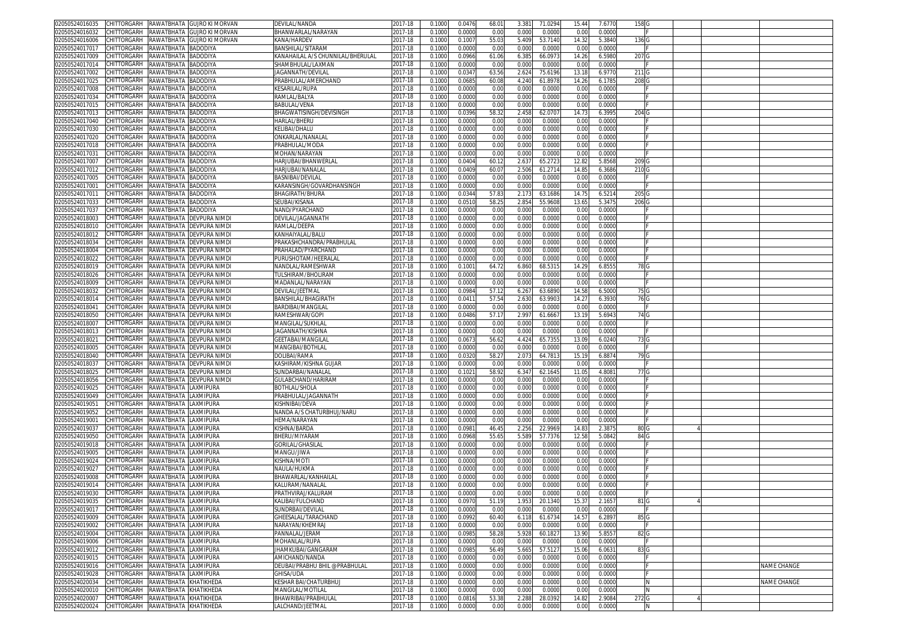| | | | | | | | | | | | | | | | | | |
|---|---|---|---|---|---|---|---|---|---|---|---|---|---|---|---|---|---|
| 02050524016035 | CHITTORGARH | RAWATBHATA | GUJRO KI MORVAN | DEVILAL/NANDA | 2017-18 | 0.1000 | 0.0476 | 68.01 | 3.381 | 71.0294 | 15.44 | 7.6770 | 158 | G | | | |
| 02050524016032 | CHITTORGARH | RAWATBHATA | GUJRO KI MORVAN | BHANWARLAL/NARAYAN | 2017-18 | 0.1000 | 0.0000 | 0.00 | 0.000 | 0.0000 | 0.00 | 0.0000 | | F | | | |
| 02050524016006 | CHITTORGARH | RAWATBHATA | GUJRO KI MORVAN | KANA/HARDEV | 2017-18 | 0.1000 | 0.1007 | 55.03 | 5.409 | 53.7140 | 14.32 | 5.3840 | 136 | G | | | |
| 02050524017017 | CHITTORGARH | RAWATBHATA | BADODIYA | BANSHILAL/SITARAM | 2017-18 | 0.1000 | 0.0000 | 0.00 | 0.000 | 0.0000 | 0.00 | 0.0000 | | F | | | |
| 02050524017009 | CHITTORGARH | RAWATBHATA | BADODIYA | KANAHAILAL A/S CHUNNILAL/BHERULAL | 2017-18 | 0.1000 | 0.0966 | 61.06 | 6.385 | 66.0973 | 14.26 | 6.5980 | 207 | G | | | |
| 02050524017014 | CHITTORGARH | RAWATBHATA | BADODIYA | SHAMBHULAL/LAXMAN | 2017-18 | 0.1000 | 0.0000 | 0.00 | 0.000 | 0.0000 | 0.00 | 0.0000 | | F | | | |
| 02050524017002 | CHITTORGARH | RAWATBHATA | BADODIYA | JAGANNATH/DEVILAL | 2017-18 | 0.1000 | 0.0347 | 63.56 | 2.624 | 75.6196 | 13.18 | 6.9770 | 211 | G | | | |
| 02050524017025 | CHITTORGARH | RAWATBHATA | BADODIYA | PRABHULAL/AMERCHAND | 2017-18 | 0.1000 | 0.0685 | 60.08 | 4.240 | 61.8978 | 14.26 | 6.1785 | 208 | G | | | |
| 02050524017008 | CHITTORGARH | RAWATBHATA | BADODIYA | KESARILAL/RUPA | 2017-18 | 0.1000 | 0.0000 | 0.00 | 0.000 | 0.0000 | 0.00 | 0.0000 | | F | | | |
| 02050524017034 | CHITTORGARH | RAWATBHATA | BADODIYA | RAMLAL/BALYA | 2017-18 | 0.1000 | 0.0000 | 0.00 | 0.000 | 0.0000 | 0.00 | 0.0000 | | F | | | |
| 02050524017015 | CHITTORGARH | RAWATBHATA | BADODIYA | BABULAL/VENA | 2017-18 | 0.1000 | 0.0000 | 0.00 | 0.000 | 0.0000 | 0.00 | 0.0000 | | F | | | |
| 02050524017013 | CHITTORGARH | RAWATBHATA | BADODIYA | BHAGWATISINGH/DEVISINGH | 2017-18 | 0.1000 | 0.0396 | 58.32 | 2.458 | 62.0707 | 14.73 | 6.3995 | 204 | G | | | |
| 02050524017040 | CHITTORGARH | RAWATBHATA | BADODIYA | HARLAL/BHERU | 2017-18 | 0.1000 | 0.0000 | 0.00 | 0.000 | 0.0000 | 0.00 | 0.0000 | | F | | | |
| 02050524017030 | CHITTORGARH | RAWATBHATA | BADODIYA | KELIBAI/DHALU | 2017-18 | 0.1000 | 0.0000 | 0.00 | 0.000 | 0.0000 | 0.00 | 0.0000 | | F | | | |
| 02050524017020 | CHITTORGARH | RAWATBHATA | BADODIYA | ONKARLAL/NANALAL | 2017-18 | 0.1000 | 0.0000 | 0.00 | 0.000 | 0.0000 | 0.00 | 0.0000 | | F | | | |
| 02050524017018 | CHITTORGARH | RAWATBHATA | BADODIYA | PRABHULAL/MODA | 2017-18 | 0.1000 | 0.0000 | 0.00 | 0.000 | 0.0000 | 0.00 | 0.0000 | | F | | | |
| 02050524017031 | CHITTORGARH | RAWATBHATA | BADODIYA | MOHAN/NARAYAN | 2017-18 | 0.1000 | 0.0000 | 0.00 | 0.000 | 0.0000 | 0.00 | 0.0000 | | F | | | |
| 02050524017007 | CHITTORGARH | RAWATBHATA | BADODIYA | HARJUBAI/BHANWERLAL | 2017-18 | 0.1000 | 0.0404 | 60.12 | 2.637 | 65.2723 | 12.82 | 5.8568 | 209 | G | | | |
| 02050524017012 | CHITTORGARH | RAWATBHATA | BADODIYA | HARJUBAI/NANALAL | 2017-18 | 0.1000 | 0.0409 | 60.07 | 2.506 | 61.2714 | 14.85 | 6.3686 | 210 | G | | | |
| 02050524017005 | CHITTORGARH | RAWATBHATA | BADODIYA | BASNIBAI/DEVILAL | 2017-18 | 0.1000 | 0.0000 | 0.00 | 0.000 | 0.0000 | 0.00 | 0.0000 | | F | | | |
| 02050524017001 | CHITTORGARH | RAWATBHATA | BADODIYA | KARANSINGH/GOVARDHANSINGH | 2017-18 | 0.1000 | 0.0000 | 0.00 | 0.000 | 0.0000 | 0.00 | 0.0000 | | F | | | |
| 02050524017011 | CHITTORGARH | RAWATBHATA | BADODIYA | BHAGIRATH/BHURA | 2017-18 | 0.1000 | 0.0344 | 57.83 | 2.173 | 63.1686 | 14.75 | 6.5214 | 205 | G | | | |
| 02050524017033 | CHITTORGARH | RAWATBHATA | BADODIYA | SEUBAI/KISANA | 2017-18 | 0.1000 | 0.0510 | 58.25 | 2.854 | 55.9608 | 13.65 | 5.3475 | 206 | G | | | |
| 02050524017037 | CHITTORGARH | RAWATBHATA | BADODIYA | NAND/PYARCHAND | 2017-18 | 0.1000 | 0.0000 | 0.00 | 0.000 | 0.0000 | 0.00 | 0.0000 | | F | | | |
| 02050524018003 | CHITTORGARH | RAWATBHATA | DEVPURA NIMDI | DEVILAL/JAGANNATH | 2017-18 | 0.1000 | 0.0000 | 0.00 | 0.000 | 0.0000 | 0.00 | 0.0000 | | F | | | |
| 02050524018010 | CHITTORGARH | RAWATBHATA | DEVPURA NIMDI | RAMLAL/DEEPA | 2017-18 | 0.1000 | 0.0000 | 0.00 | 0.000 | 0.0000 | 0.00 | 0.0000 | | F | | | |
| 02050524018012 | CHITTORGARH | RAWATBHATA | DEVPURA NIMDI | KANHAIYALAL/BALU | 2017-18 | 0.1000 | 0.0000 | 0.00 | 0.000 | 0.0000 | 0.00 | 0.0000 | | F | | | |
| 02050524018034 | CHITTORGARH | RAWATBHATA | DEVPURA NIMDI | PRAKASHCHANDRA/PRABHULAL | 2017-18 | 0.1000 | 0.0000 | 0.00 | 0.000 | 0.0000 | 0.00 | 0.0000 | | F | | | |
| 02050524018004 | CHITTORGARH | RAWATBHATA | DEVPURA NIMDI | PRAHALAD/PYARCHAND | 2017-18 | 0.1000 | 0.0000 | 0.00 | 0.000 | 0.0000 | 0.00 | 0.0000 | | F | | | |
| 02050524018022 | CHITTORGARH | RAWATBHATA | DEVPURA NIMDI | PURUSHOTAM/HEERALAL | 2017-18 | 0.1000 | 0.0000 | 0.00 | 0.000 | 0.0000 | 0.00 | 0.0000 | | F | | | |
| 02050524018019 | CHITTORGARH | RAWATBHATA | DEVPURA NIMDI | NANDLAL/RAMESHWAR | 2017-18 | 0.1000 | 0.1001 | 64.72 | 6.860 | 68.5315 | 14.29 | 6.8555 | 78 | G | | | |
| 02050524018026 | CHITTORGARH | RAWATBHATA | DEVPURA NIMDI | TULSHIRAM/BHOLIRAM | 2017-18 | 0.1000 | 0.0000 | 0.00 | 0.000 | 0.0000 | 0.00 | 0.0000 | | F | | | |
| 02050524018009 | CHITTORGARH | RAWATBHATA | DEVPURA NIMDI | MADANLAL/NARAYAN | 2017-18 | 0.1000 | 0.0000 | 0.00 | 0.000 | 0.0000 | 0.00 | 0.0000 | | F | | | |
| 02050524018032 | CHITTORGARH | RAWATBHATA | DEVPURA NIMDI | DEVILAL/JEETMAL | 2017-18 | 0.1000 | 0.0984 | 57.12 | 6.267 | 63.6890 | 14.58 | 6.5000 | 75 | G | | | |
| 02050524018014 | CHITTORGARH | RAWATBHATA | DEVPURA NIMDI | BANSHILAL/BHAGIRATH | 2017-18 | 0.1000 | 0.0411 | 57.54 | 2.630 | 63.9903 | 14.27 | 6.3930 | 76 | G | | | |
| 02050524018041 | CHITTORGARH | RAWATBHATA | DEVPURA NIMDI | BARDIBAI/MANGILAL | 2017-18 | 0.1000 | 0.0000 | 0.00 | 0.000 | 0.0000 | 0.00 | 0.0000 | | F | | | |
| 02050524018050 | CHITTORGARH | RAWATBHATA | DEVPURA NIMDI | RAMESHWAR/GOPI | 2017-18 | 0.1000 | 0.0486 | 57.17 | 2.997 | 61.6667 | 13.19 | 5.6943 | 74 | G | | | |
| 02050524018007 | CHITTORGARH | RAWATBHATA | DEVPURA NIMDI | MANGILAL/SUKHLAL | 2017-18 | 0.1000 | 0.0000 | 0.00 | 0.000 | 0.0000 | 0.00 | 0.0000 | | F | | | |
| 02050524018013 | CHITTORGARH | RAWATBHATA | DEVPURA NIMDI | JAGANNATH/KISHNA | 2017-18 | 0.1000 | 0.0000 | 0.00 | 0.000 | 0.0000 | 0.00 | 0.0000 | | F | | | |
| 02050524018021 | CHITTORGARH | RAWATBHATA | DEVPURA NIMDI | GEETABAI/MANGILAL | 2017-18 | 0.1000 | 0.0673 | 56.62 | 4.424 | 65.7355 | 13.09 | 6.0240 | 73 | G | | | |
| 02050524018005 | CHITTORGARH | RAWATBHATA | DEVPURA NIMDI | MANGIBAI/BOTHLAL | 2017-18 | 0.1000 | 0.0000 | 0.00 | 0.000 | 0.0000 | 0.00 | 0.0000 | | F | | | |
| 02050524018040 | CHITTORGARH | RAWATBHATA | DEVPURA NIMDI | DOLIBAI/RAMA | 2017-18 | 0.1000 | 0.0320 | 58.27 | 2.073 | 64.7813 | 15.19 | 6.8874 | 79 | G | | | |
| 02050524018037 | CHITTORGARH | RAWATBHATA | DEVPURA NIMDI | KASHIRAM/KISHNA GUJAR | 2017-18 | 0.1000 | 0.0000 | 0.00 | 0.000 | 0.0000 | 0.00 | 0.0000 | | F | | | |
| 02050524018025 | CHITTORGARH | RAWATBHATA | DEVPURA NIMDI | SUNDARBAI/NANALAL | 2017-18 | 0.1000 | 0.1021 | 58.92 | 6.347 | 62.1645 | 11.05 | 4.8081 | 77 | G | | | |
| 02050524018056 | CHITTORGARH | RAWATBHATA | DEVPURA NIMDI | GULABCHAND/HARIRAM | 2017-18 | 0.1000 | 0.0000 | 0.00 | 0.000 | 0.0000 | 0.00 | 0.0000 | | F | | | |
| 02050524019025 | CHITTORGARH | RAWATBHATA | LAXMIPURA | BOTHLAL/SHOLA | 2017-18 | 0.1000 | 0.0000 | 0.00 | 0.000 | 0.0000 | 0.00 | 0.0000 | | F | | | |
| 02050524019049 | CHITTORGARH | RAWATBHATA | LAXMIPURA | PRABHULAL/JAGANNATH | 2017-18 | 0.1000 | 0.0000 | 0.00 | 0.000 | 0.0000 | 0.00 | 0.0000 | | F | | | |
| 02050524019051 | CHITTORGARH | RAWATBHATA | LAXMIPURA | KISHNIBAI/DEVA | 2017-18 | 0.1000 | 0.0000 | 0.00 | 0.000 | 0.0000 | 0.00 | 0.0000 | | F | | | |
| 02050524019052 | CHITTORGARH | RAWATBHATA | LAXMIPURA | NANDA A/S CHATURBHUJ/NARU | 2017-18 | 0.1000 | 0.0000 | 0.00 | 0.000 | 0.0000 | 0.00 | 0.0000 | | F | | | |
| 02050524019001 | CHITTORGARH | RAWATBHATA | LAXMIPURA | HEMA/NARAYAN | 2017-18 | 0.1000 | 0.0000 | 0.00 | 0.000 | 0.0000 | 0.00 | 0.0000 | | F | | | |
| 02050524019037 | CHITTORGARH | RAWATBHATA | LAXMIPURA | KISHNA/BARDA | 2017-18 | 0.1000 | 0.0981 | 46.45 | 2.256 | 22.9969 | 14.83 | 2.3875 | 80 | G | | 4 | |
| 02050524019050 | CHITTORGARH | RAWATBHATA | LAXMIPURA | BHERU/MIYARAM | 2017-18 | 0.1000 | 0.0968 | 55.65 | 5.589 | 57.7376 | 12.58 | 5.0842 | 84 | G | | | |
| 02050524019018 | CHITTORGARH | RAWATBHATA | LAXMIPURA | GORILAL/GHASILAL | 2017-18 | 0.1000 | 0.0000 | 0.00 | 0.000 | 0.0000 | 0.00 | 0.0000 | | F | | | |
| 02050524019005 | CHITTORGARH | RAWATBHATA | LAXMIPURA | MANGU/JIWA | 2017-18 | 0.1000 | 0.0000 | 0.00 | 0.000 | 0.0000 | 0.00 | 0.0000 | | F | | | |
| 02050524019024 | CHITTORGARH | RAWATBHATA | LAXMIPURA | KISHNA/MOTI | 2017-18 | 0.1000 | 0.0000 | 0.00 | 0.000 | 0.0000 | 0.00 | 0.0000 | | F | | | |
| 02050524019027 | CHITTORGARH | RAWATBHATA | LAXMIPURA | NAULA/HUKMA | 2017-18 | 0.1000 | 0.0000 | 0.00 | 0.000 | 0.0000 | 0.00 | 0.0000 | | F | | | |
| 02050524019008 | CHITTORGARH | RAWATBHATA | LAXMIPURA | BHAWARLAL/KANHAILAL | 2017-18 | 0.1000 | 0.0000 | 0.00 | 0.000 | 0.0000 | 0.00 | 0.0000 | | F | | | |
| 02050524019014 | CHITTORGARH | RAWATBHATA | LAXMIPURA | KALURAM/NANALAL | 2017-18 | 0.1000 | 0.0000 | 0.00 | 0.000 | 0.0000 | 0.00 | 0.0000 | | F | | | |
| 02050524019030 | CHITTORGARH | RAWATBHATA | LAXMIPURA | PRATHVIRAJ/KALURAM | 2017-18 | 0.1000 | 0.0000 | 0.00 | 0.000 | 0.0000 | 0.00 | 0.0000 | | F | | | |
| 02050524019035 | CHITTORGARH | RAWATBHATA | LAXMIPURA | KALIBAI/FULCHAND | 2017-18 | 0.1000 | 0.0970 | 51.19 | 1.953 | 20.1340 | 15.37 | 2.1657 | 81 | G | | 4 | |
| 02050524019017 | CHITTORGARH | RAWATBHATA | LAXMIPURA | SUNDRBAI/DEVILAL | 2017-18 | 0.1000 | 0.0000 | 0.00 | 0.000 | 0.0000 | 0.00 | 0.0000 | | F | | | |
| 02050524019009 | CHITTORGARH | RAWATBHATA | LAXMIPURA | GHEESALAL/TARACHAND | 2017-18 | 0.1000 | 0.0992 | 60.40 | 6.118 | 61.6734 | 14.57 | 6.2897 | 85 | G | | | |
| 02050524019002 | CHITTORGARH | RAWATBHATA | LAXMIPURA | NARAYAN/KHEMRAJ | 2017-18 | 0.1000 | 0.0000 | 0.00 | 0.000 | 0.0000 | 0.00 | 0.0000 | | F | | | |
| 02050524019004 | CHITTORGARH | RAWATBHATA | LAXMIPURA | PANNALAL/JERAM | 2017-18 | 0.1000 | 0.0985 | 58.28 | 5.928 | 60.1827 | 13.90 | 5.8557 | 82 | G | | | |
| 02050524019006 | CHITTORGARH | RAWATBHATA | LAXMIPURA | MOHANLAL/RUPA | 2017-18 | 0.1000 | 0.0000 | 0.00 | 0.000 | 0.0000 | 0.00 | 0.0000 | | F | | | |
| 02050524019012 | CHITTORGARH | RAWATBHATA | LAXMIPURA | JHAMKUBAI/GANGARAM | 2017-18 | 0.1000 | 0.0985 | 56.49 | 5.665 | 57.5127 | 15.06 | 6.0631 | 83 | G | | | |
| 02050524019015 | CHITTORGARH | RAWATBHATA | LAXMIPURA | AMICHAND/NANDA | 2017-18 | 0.1000 | 0.0000 | 0.00 | 0.000 | 0.0000 | 0.00 | 0.0000 | | F | | | |
| 02050524019016 | CHITTORGARH | RAWATBHATA | LAXMIPURA | DEUBAI/PRABHU BHIL @PRABHULAL | 2017-18 | 0.1000 | 0.0000 | 0.00 | 0.000 | 0.0000 | 0.00 | 0.0000 | | F | | | NAME CHANGE |
| 02050524019028 | CHITTORGARH | RAWATBHATA | LAXMIPURA | GHISA/UDA | 2017-18 | 0.1000 | 0.0000 | 0.00 | 0.000 | 0.0000 | 0.00 | 0.0000 | | F | | | |
| 02050524020034 | CHITTORGARH | RAWATBHATA | KHATIKHEDA | KESHAR BAI/CHATURBHUJ | 2017-18 | 0.1000 | 0.0000 | 0.00 | 0.000 | 0.0000 | 0.00 | 0.0000 | | N | | | NAME CHANGE |
| 02050524020010 | CHITTORGARH | RAWATBHATA | KHATIKHEDA | MANGILAL/MOTILAL | 2017-18 | 0.1000 | 0.0000 | 0.00 | 0.000 | 0.0000 | 0.00 | 0.0000 | | N | | | |
| 02050524020007 | CHITTORGARH | RAWATBHATA | KHATIKHEDA | BHAWRIBAI/PRABHULAL | 2017-18 | 0.1000 | 0.0816 | 53.38 | 2.288 | 28.0392 | 14.82 | 2.9084 | 272 | G | | 4 | |
| 02050524020024 | CHITTORGARH | RAWATBHATA | KHATIKHEDA | LALCHAND/JEETMAL | 2017-18 | 0.1000 | 0.0000 | 0.00 | 0.000 | 0.0000 | 0.00 | 0.0000 | | N | | | |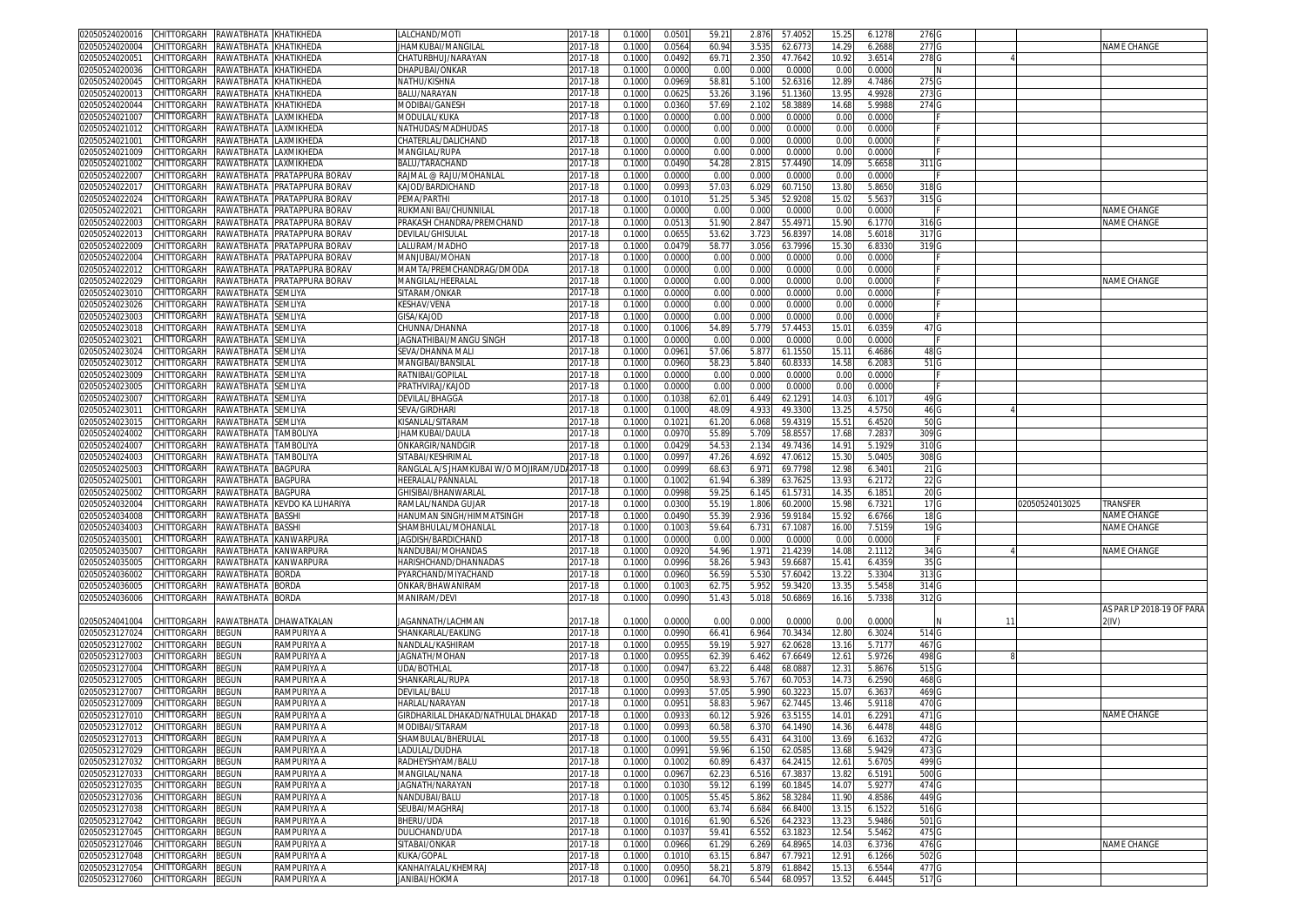| | | | | | | | | | | | | | | | | | |
|---|---|---|---|---|---|---|---|---|---|---|---|---|---|---|---|---|---|
| 02050524020016 | CHITTORGARH | RAWATBHATA | KHATIKHEDA | LALCHAND/MOTI | 2017-18 | 0.1000 | 0.0501 | 59.21 | 2.876 | 57.4052 | 15.25 | 6.1278 | 276 | G | | | |
| 02050524020004 | CHITTORGARH | RAWATBHATA | KHATIKHEDA | JHAMKUBAI/MANGILAL | 2017-18 | 0.1000 | 0.0564 | 60.94 | 3.535 | 62.6773 | 14.29 | 6.2688 | 277 | G | | | NAME CHANGE |
| 02050524020051 | CHITTORGARH | RAWATBHATA | KHATIKHEDA | CHATURBHUJ/NARAYAN | 2017-18 | 0.1000 | 0.0492 | 69.71 | 2.350 | 47.7642 | 10.92 | 3.6514 | 278 | G | 4 | | |
| 02050524020036 | CHITTORGARH | RAWATBHATA | KHATIKHEDA | DHAPUBAI/ONKAR | 2017-18 | 0.1000 | 0.0000 | 0.00 | 0.000 | 0.0000 | 0.00 | 0.0000 | | N | | | |
| 02050524020045 | CHITTORGARH | RAWATBHATA | KHATIKHEDA | NATHU/KISHNA | 2017-18 | 0.1000 | 0.0969 | 58.81 | 5.100 | 52.6316 | 12.89 | 4.7486 | 275 | G | | | |
| 02050524020013 | CHITTORGARH | RAWATBHATA | KHATIKHEDA | BALU/NARAYAN | 2017-18 | 0.1000 | 0.0625 | 53.26 | 3.196 | 51.1360 | 13.95 | 4.9928 | 273 | G | | | |
| 02050524020044 | CHITTORGARH | RAWATBHATA | KHATIKHEDA | MODIBAI/GANESH | 2017-18 | 0.1000 | 0.0360 | 57.69 | 2.102 | 58.3889 | 14.68 | 5.9988 | 274 | G | | | |
| 02050524021007 | CHITTORGARH | RAWATBHATA | LAXMIKHEDA | MODULAL/KUKA | 2017-18 | 0.1000 | 0.0000 | 0.00 | 0.000 | 0.0000 | 0.00 | 0.0000 | | F | | | |
| 02050524021012 | CHITTORGARH | RAWATBHATA | LAXMIKHEDA | NATHUDAS/MADHUDAS | 2017-18 | 0.1000 | 0.0000 | 0.00 | 0.000 | 0.0000 | 0.00 | 0.0000 | | F | | | |
| 02050524021001 | CHITTORGARH | RAWATBHATA | LAXMIKHEDA | CHATERLAL/DALICHAND | 2017-18 | 0.1000 | 0.0000 | 0.00 | 0.000 | 0.0000 | 0.00 | 0.0000 | | F | | | |
| 02050524021009 | CHITTORGARH | RAWATBHATA | LAXMIKHEDA | MANGILAL/RUPA | 2017-18 | 0.1000 | 0.0000 | 0.00 | 0.000 | 0.0000 | 0.00 | 0.0000 | | F | | | |
| 02050524021002 | CHITTORGARH | RAWATBHATA | LAXMIKHEDA | BALU/TARACHAND | 2017-18 | 0.1000 | 0.0490 | 54.28 | 2.815 | 57.4490 | 14.09 | 5.6658 | 311 | G | | | |
| 02050524022007 | CHITTORGARH | RAWATBHATA | PRATAPPURA BORAV | RAJMAL @ RAJU/MOHANLAL | 2017-18 | 0.1000 | 0.0000 | 0.00 | 0.000 | 0.0000 | 0.00 | 0.0000 | | F | | | |
| 02050524022017 | CHITTORGARH | RAWATBHATA | PRATAPPURA BORAV | KAJOD/BARDICHAND | 2017-18 | 0.1000 | 0.0993 | 57.03 | 6.029 | 60.7150 | 13.80 | 5.8650 | 318 | G | | | |
| 02050524022024 | CHITTORGARH | RAWATBHATA | PRATAPPURA BORAV | PEMA/PARTHI | 2017-18 | 0.1000 | 0.1010 | 51.25 | 5.345 | 52.9208 | 15.02 | 5.5637 | 315 | G | | | |
| 02050524022021 | CHITTORGARH | RAWATBHATA | PRATAPPURA BORAV | RUKMANI BAI/CHUNNILAL | 2017-18 | 0.1000 | 0.0000 | 0.00 | 0.000 | 0.0000 | 0.00 | 0.0000 | | F | | | NAME CHANGE |
| 02050524022003 | CHITTORGARH | RAWATBHATA | PRATAPPURA BORAV | PRAKASH CHANDRA/PREMCHAND | 2017-18 | 0.1000 | 0.0513 | 51.90 | 2.847 | 55.4971 | 15.90 | 6.1770 | 316 | G | | | NAME CHANGE |
| 02050524022013 | CHITTORGARH | RAWATBHATA | PRATAPPURA BORAV | DEVILAL/GHISULAL | 2017-18 | 0.1000 | 0.0655 | 53.62 | 3.723 | 56.8397 | 14.08 | 5.6018 | 317 | G | | | |
| 02050524022009 | CHITTORGARH | RAWATBHATA | PRATAPPURA BORAV | LALURAM/MADHO | 2017-18 | 0.1000 | 0.0479 | 58.77 | 3.056 | 63.7996 | 15.30 | 6.8330 | 319 | G | | | |
| 02050524022004 | CHITTORGARH | RAWATBHATA | PRATAPPURA BORAV | MANJUBAI/MOHAN | 2017-18 | 0.1000 | 0.0000 | 0.00 | 0.000 | 0.0000 | 0.00 | 0.0000 | | F | | | |
| 02050524022012 | CHITTORGARH | RAWATBHATA | PRATAPPURA BORAV | MAMTA/PREMCHANDRAG/DMODA | 2017-18 | 0.1000 | 0.0000 | 0.00 | 0.000 | 0.0000 | 0.00 | 0.0000 | | F | | | |
| 02050524022029 | CHITTORGARH | RAWATBHATA | PRATAPPURA BORAV | MANGILAL/HEERALAL | 2017-18 | 0.1000 | 0.0000 | 0.00 | 0.000 | 0.0000 | 0.00 | 0.0000 | | F | | | NAME CHANGE |
| 02050524023010 | CHITTORGARH | RAWATBHATA | SEMLIYA | SITARAM/ONKAR | 2017-18 | 0.1000 | 0.0000 | 0.00 | 0.000 | 0.0000 | 0.00 | 0.0000 | | F | | | |
| 02050524023026 | CHITTORGARH | RAWATBHATA | SEMLIYA | KESHAV/VENA | 2017-18 | 0.1000 | 0.0000 | 0.00 | 0.000 | 0.0000 | 0.00 | 0.0000 | | F | | | |
| 02050524023003 | CHITTORGARH | RAWATBHATA | SEMLIYA | GISA/KAJOD | 2017-18 | 0.1000 | 0.0000 | 0.00 | 0.000 | 0.0000 | 0.00 | 0.0000 | | F | | | |
| 02050524023018 | CHITTORGARH | RAWATBHATA | SEMLIYA | CHUNNA/DHANNA | 2017-18 | 0.1000 | 0.1006 | 54.89 | 5.779 | 57.4453 | 15.01 | 6.0359 | 47 | G | | | |
| 02050524023021 | CHITTORGARH | RAWATBHATA | SEMLIYA | JAGNATHIBAI/MANGU SINGH | 2017-18 | 0.1000 | 0.0000 | 0.00 | 0.000 | 0.0000 | 0.00 | 0.0000 | | F | | | |
| 02050524023024 | CHITTORGARH | RAWATBHATA | SEMLIYA | SEVA/DHANNA MALI | 2017-18 | 0.1000 | 0.0961 | 57.06 | 5.877 | 61.1550 | 15.11 | 6.4686 | 48 | G | | | |
| 02050524023012 | CHITTORGARH | RAWATBHATA | SEMLIYA | MANGIBAI/BANSILAL | 2017-18 | 0.1000 | 0.0960 | 58.23 | 5.840 | 60.8333 | 14.58 | 6.2083 | 51 | G | | | |
| 02050524023009 | CHITTORGARH | RAWATBHATA | SEMLIYA | RATNIBAI/GOPILAL | 2017-18 | 0.1000 | 0.0000 | 0.00 | 0.000 | 0.0000 | 0.00 | 0.0000 | | F | | | |
| 02050524023005 | CHITTORGARH | RAWATBHATA | SEMLIYA | PRATHVIRAJ/KAJOD | 2017-18 | 0.1000 | 0.0000 | 0.00 | 0.000 | 0.0000 | 0.00 | 0.0000 | | F | | | |
| 02050524023007 | CHITTORGARH | RAWATBHATA | SEMLIYA | DEVILAL/BHAGGA | 2017-18 | 0.1000 | 0.1038 | 62.01 | 6.449 | 62.1291 | 14.03 | 6.1017 | 49 | G | | | |
| 02050524023011 | CHITTORGARH | RAWATBHATA | SEMLIYA | SEVA/GIRDHARI | 2017-18 | 0.1000 | 0.1000 | 48.09 | 4.933 | 49.3300 | 13.25 | 4.5750 | 46 | G | 4 | | |
| 02050524023015 | CHITTORGARH | RAWATBHATA | SEMLIYA | KISANLAL/SITARAM | 2017-18 | 0.1000 | 0.1021 | 61.20 | 6.068 | 59.4319 | 15.51 | 6.4520 | 50 | G | | | |
| 02050524024002 | CHITTORGARH | RAWATBHATA | TAMBOLIYA | JHAMKUBAI/DAULA | 2017-18 | 0.1000 | 0.0970 | 55.89 | 5.709 | 58.8557 | 17.68 | 7.2837 | 309 | G | | | |
| 02050524024007 | CHITTORGARH | RAWATBHATA | TAMBOLIYA | ONKARGIR/NANDGIR | 2017-18 | 0.1000 | 0.0429 | 54.53 | 2.134 | 49.7436 | 14.91 | 5.1929 | 310 | G | | | |
| 02050524024003 | CHITTORGARH | RAWATBHATA | TAMBOLIYA | SITABAI/KESHRIMAL | 2017-18 | 0.1000 | 0.0997 | 47.26 | 4.692 | 47.0612 | 15.30 | 5.0405 | 308 | G | | | |
| 02050524025003 | CHITTORGARH | RAWATBHATA | BAGPURA | RANGLAL A/S JHAMKUBAI W/O MOJIRAM/UDA | 2017-18 | 0.1000 | 0.0999 | 68.63 | 6.971 | 69.7798 | 12.98 | 6.3401 | 21 | G | | | |
| 02050524025001 | CHITTORGARH | RAWATBHATA | BAGPURA | HEERALAL/PANNALAL | 2017-18 | 0.1000 | 0.1002 | 61.94 | 6.389 | 63.7625 | 13.93 | 6.2172 | 22 | G | | | |
| 02050524025002 | CHITTORGARH | RAWATBHATA | BAGPURA | GHISIBAI/BHANWARLAL | 2017-18 | 0.1000 | 0.0998 | 59.25 | 6.145 | 61.5731 | 14.35 | 6.1851 | 20 | G | | | |
| 02050524032004 | CHITTORGARH | RAWATBHATA | KEVDO KA LUHARIYA | RAMLAL/NANDA GUJAR | 2017-18 | 0.1000 | 0.0300 | 55.19 | 1.806 | 60.2000 | 15.98 | 6.7321 | 17 | G | | 02050524013025 | TRANSFER |
| 02050524034008 | CHITTORGARH | RAWATBHATA | BASSHI | HANUMAN SINGH/HIMMATSINGH | 2017-18 | 0.1000 | 0.0490 | 55.39 | 2.936 | 59.9184 | 15.92 | 6.6766 | 18 | G | | | NAME CHANGE |
| 02050524034003 | CHITTORGARH | RAWATBHATA | BASSHI | SHAMBHULAL/MOHANLAL | 2017-18 | 0.1000 | 0.1003 | 59.64 | 6.731 | 67.1087 | 16.00 | 7.5159 | 19 | G | | | NAME CHANGE |
| 02050524035001 | CHITTORGARH | RAWATBHATA | KANWARPURA | JAGDISH/BARDICHAND | 2017-18 | 0.1000 | 0.0000 | 0.00 | 0.000 | 0.0000 | 0.00 | 0.0000 | | F | | | |
| 02050524035007 | CHITTORGARH | RAWATBHATA | KANWARPURA | NANDUBAI/MOHANDAS | 2017-18 | 0.1000 | 0.0920 | 54.96 | 1.971 | 21.4239 | 14.08 | 2.1112 | 34 | G | 4 | | NAME CHANGE |
| 02050524035005 | CHITTORGARH | RAWATBHATA | KANWARPURA | HARISHCHAND/DHANNADAS | 2017-18 | 0.1000 | 0.0996 | 58.26 | 5.943 | 59.6687 | 15.41 | 6.4359 | 35 | G | | | |
| 02050524036002 | CHITTORGARH | RAWATBHATA | BORDA | PYARCHAND/MIYACHAND | 2017-18 | 0.1000 | 0.0960 | 56.59 | 5.530 | 57.6042 | 13.22 | 5.3304 | 313 | G | | | |
| 02050524036005 | CHITTORGARH | RAWATBHATA | BORDA | ONKAR/BHAWANIRAM | 2017-18 | 0.1000 | 0.1003 | 62.75 | 5.952 | 59.3420 | 13.35 | 5.5458 | 314 | G | | | |
| 02050524036006 | CHITTORGARH | RAWATBHATA | BORDA | MANIRAM/DEVI | 2017-18 | 0.1000 | 0.0990 | 51.43 | 5.018 | 50.6869 | 16.16 | 5.7338 | 312 | G | | | |
| 02050524041004 | CHITTORGARH | RAWATBHATA | DHAWATKALAN | JAGANNATH/LACHMAN | 2017-18 | 0.1000 | 0.0000 | 0.00 | 0.000 | 0.0000 | 0.00 | 0.0000 | | N | 11 | | AS PAR LP 2018-19 OF PARA 2(IV) |
| 02050523127024 | CHITTORGARH | BEGUN | RAMPURIYA A | SHANKARLAL/EAKLING | 2017-18 | 0.1000 | 0.0990 | 66.41 | 6.964 | 70.3434 | 12.80 | 6.3024 | 514 | G | | | |
| 02050523127002 | CHITTORGARH | BEGUN | RAMPURIYA A | NANDLAL/KASHIRAM | 2017-18 | 0.1000 | 0.0955 | 59.19 | 5.927 | 62.0628 | 13.16 | 5.7177 | 467 | G | | | |
| 02050523127003 | CHITTORGARH | BEGUN | RAMPURIYA A | JAGNATH/MOHAN | 2017-18 | 0.1000 | 0.0955 | 62.39 | 6.462 | 67.6649 | 12.61 | 5.9726 | 498 | G | 8 | | |
| 02050523127004 | CHITTORGARH | BEGUN | RAMPURIYA A | UDA/BOTHLAL | 2017-18 | 0.1000 | 0.0947 | 63.22 | 6.448 | 68.0887 | 12.31 | 5.8676 | 515 | G | | | |
| 02050523127005 | CHITTORGARH | BEGUN | RAMPURIYA A | SHANKARLAL/RUPA | 2017-18 | 0.1000 | 0.0950 | 58.93 | 5.767 | 60.7053 | 14.73 | 6.2590 | 468 | G | | | |
| 02050523127007 | CHITTORGARH | BEGUN | RAMPURIYA A | DEVILAL/BALU | 2017-18 | 0.1000 | 0.0993 | 57.05 | 5.990 | 60.3223 | 15.07 | 6.3637 | 469 | G | | | |
| 02050523127009 | CHITTORGARH | BEGUN | RAMPURIYA A | HARLAL/NARAYAN | 2017-18 | 0.1000 | 0.0951 | 58.83 | 5.967 | 62.7445 | 13.46 | 5.9118 | 470 | G | | | |
| 02050523127010 | CHITTORGARH | BEGUN | RAMPURIYA A | GIRDHARILAL DHAKAD/NATHULAL DHAKAD | 2017-18 | 0.1000 | 0.0933 | 60.12 | 5.926 | 63.5155 | 14.01 | 6.2291 | 471 | G | | | NAME CHANGE |
| 02050523127012 | CHITTORGARH | BEGUN | RAMPURIYA A | MODIBAI/SITARAM | 2017-18 | 0.1000 | 0.0993 | 60.58 | 6.370 | 64.1490 | 14.36 | 6.4478 | 448 | G | | | |
| 02050523127013 | CHITTORGARH | BEGUN | RAMPURIYA A | SHAMBULAL/BHERULAL | 2017-18 | 0.1000 | 0.1000 | 59.55 | 6.431 | 64.3100 | 13.69 | 6.1632 | 472 | G | | | |
| 02050523127029 | CHITTORGARH | BEGUN | RAMPURIYA A | LADULAL/DUDHA | 2017-18 | 0.1000 | 0.0991 | 59.96 | 6.150 | 62.0585 | 13.68 | 5.9429 | 473 | G | | | |
| 02050523127032 | CHITTORGARH | BEGUN | RAMPURIYA A | RADHEYSHYAM/BALU | 2017-18 | 0.1000 | 0.1002 | 60.89 | 6.437 | 64.2415 | 12.61 | 5.6705 | 499 | G | | | |
| 02050523127033 | CHITTORGARH | BEGUN | RAMPURIYA A | MANGILAL/NANA | 2017-18 | 0.1000 | 0.0967 | 62.23 | 6.516 | 67.3837 | 13.82 | 6.5191 | 500 | G | | | |
| 02050523127035 | CHITTORGARH | BEGUN | RAMPURIYA A | JAGNATH/NARAYAN | 2017-18 | 0.1000 | 0.1030 | 59.12 | 6.199 | 60.1845 | 14.07 | 5.9277 | 474 | G | | | |
| 02050523127036 | CHITTORGARH | BEGUN | RAMPURIYA A | NANDUBAI/BALU | 2017-18 | 0.1000 | 0.1005 | 55.45 | 5.862 | 58.3284 | 11.90 | 4.8586 | 449 | G | | | |
| 02050523127038 | CHITTORGARH | BEGUN | RAMPURIYA A | SEUBAI/MAGHRAJ | 2017-18 | 0.1000 | 0.1000 | 63.74 | 6.684 | 66.8400 | 13.15 | 6.1522 | 516 | G | | | |
| 02050523127042 | CHITTORGARH | BEGUN | RAMPURIYA A | BHERU/UDA | 2017-18 | 0.1000 | 0.1016 | 61.90 | 6.526 | 64.2323 | 13.23 | 5.9486 | 501 | G | | | |
| 02050523127045 | CHITTORGARH | BEGUN | RAMPURIYA A | DULICHAND/UDA | 2017-18 | 0.1000 | 0.1037 | 59.41 | 6.552 | 63.1823 | 12.54 | 5.5462 | 475 | G | | | |
| 02050523127046 | CHITTORGARH | BEGUN | RAMPURIYA A | SITABAI/ONKAR | 2017-18 | 0.1000 | 0.0966 | 61.29 | 6.269 | 64.8965 | 14.03 | 6.3736 | 476 | G | | | NAME CHANGE |
| 02050523127048 | CHITTORGARH | BEGUN | RAMPURIYA A | KUKA/GOPAL | 2017-18 | 0.1000 | 0.1010 | 63.15 | 6.847 | 67.7921 | 12.91 | 6.1266 | 502 | G | | | |
| 02050523127054 | CHITTORGARH | BEGUN | RAMPURIYA A | KANHAIYALAL/KHEMRAJ | 2017-18 | 0.1000 | 0.0950 | 58.21 | 5.879 | 61.8842 | 15.13 | 6.5544 | 477 | G | | | |
| 02050523127060 | CHITTORGARH | BEGUN | RAMPURIYA A | JANIBAI/HOKMA | 2017-18 | 0.1000 | 0.0961 | 64.70 | 6.544 | 68.0957 | 13.52 | 6.4445 | 517 | G | | | |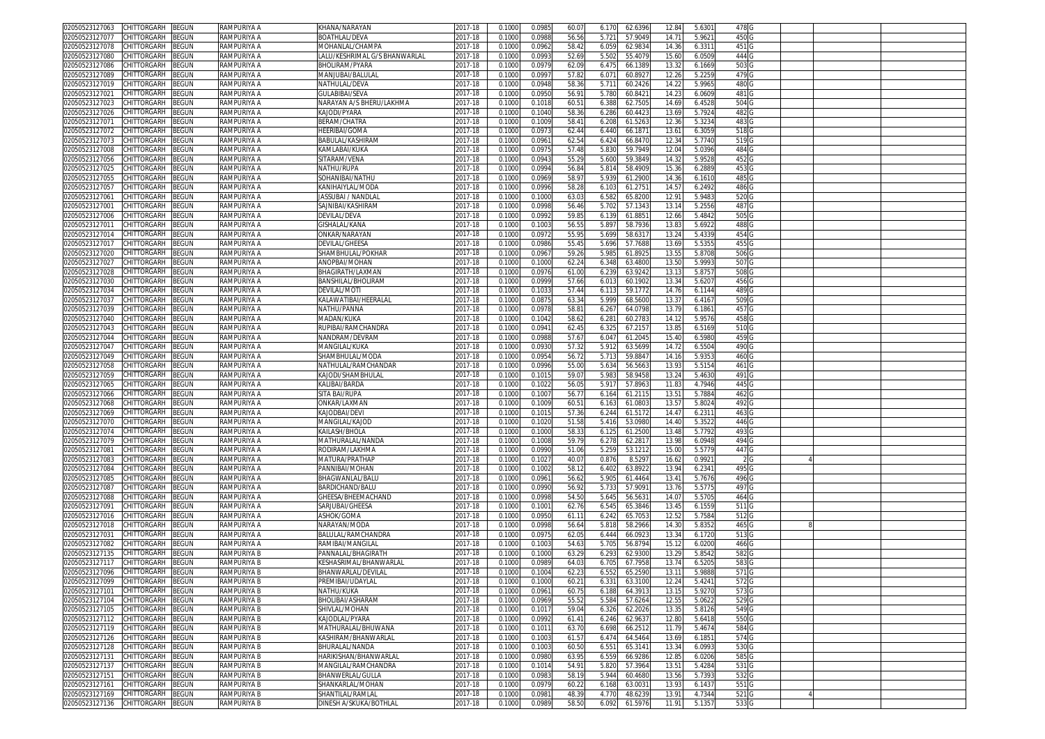| 02050523127063 | CHITTORGARH | BEGUN | RAMPURIYA A | KHANA/NARAYAN | 2017-18 | 0.1000 | 0.0985 | 60.07 | 6.170 | 62.6396 | 12.84 | 5.6301 | 478 G | | |
|---|---|---|---|---|---|---|---|---|---|---|---|---|---|---|---|
| 02050523127077 | CHITTORGARH | BEGUN | RAMPURIYA A | BOATHLAL/DEVA | 2017-18 | 0.1000 | 0.0988 | 56.56 | 5.721 | 57.9049 | 14.71 | 5.9621 | 450 G | | |
| 02050523127078 | CHITTORGARH | BEGUN | RAMPURIYA A | MOHANLAL/CHAMPA | 2017-18 | 0.1000 | 0.0962 | 58.42 | 6.059 | 62.9834 | 14.36 | 6.3311 | 451 G | | |
| 02050523127080 | CHITTORGARH | BEGUN | RAMPURIYA A | LALU/KESHRIMAL G/S BHANWARLAL | 2017-18 | 0.1000 | 0.0993 | 52.69 | 5.502 | 55.4079 | 15.60 | 6.0509 | 444 G | | |
| 02050523127086 | CHITTORGARH | BEGUN | RAMPURIYA A | BHOLIRAM/PYARA | 2017-18 | 0.1000 | 0.0979 | 62.09 | 6.475 | 66.1389 | 13.32 | 6.1669 | 503 G | | |
| 02050523127089 | CHITTORGARH | BEGUN | RAMPURIYA A | MANJUBAI/BALULAL | 2017-18 | 0.1000 | 0.0997 | 57.82 | 6.071 | 60.8927 | 12.26 | 5.2259 | 479 G | | |
| 02050523127019 | CHITTORGARH | BEGUN | RAMPURIYA A | NATHULAL/DEVA | 2017-18 | 0.1000 | 0.0948 | 58.36 | 5.711 | 60.2426 | 14.22 | 5.9965 | 480 G | | |
| 02050523127021 | CHITTORGARH | BEGUN | RAMPURIYA A | GULABIBAI/SEVA | 2017-18 | 0.1000 | 0.0950 | 56.91 | 5.780 | 60.8421 | 14.23 | 6.0609 | 481 G | | |
| 02050523127023 | CHITTORGARH | BEGUN | RAMPURIYA A | NARAYAN A/S BHERU/LAKHMA | 2017-18 | 0.1000 | 0.1018 | 60.51 | 6.388 | 62.7505 | 14.69 | 6.4528 | 504 G | | |
| 02050523127026 | CHITTORGARH | BEGUN | RAMPURIYA A | KAJODI/PYARA | 2017-18 | 0.1000 | 0.1040 | 58.36 | 6.286 | 60.4423 | 13.69 | 5.7924 | 482 G | | |
| 02050523127071 | CHITTORGARH | BEGUN | RAMPURIYA A | BERAM/CHATRA | 2017-18 | 0.1000 | 0.1009 | 58.41 | 6.208 | 61.5263 | 12.36 | 5.3234 | 483 G | | |
| 02050523127072 | CHITTORGARH | BEGUN | RAMPURIYA A | HEERIBAI/GOMA | 2017-18 | 0.1000 | 0.0973 | 62.44 | 6.440 | 66.1871 | 13.61 | 6.3059 | 518 G | | |
| 02050523127073 | CHITTORGARH | BEGUN | RAMPURIYA A | BABULAL/KASHIRAM | 2017-18 | 0.1000 | 0.0961 | 62.54 | 6.424 | 66.8470 | 12.34 | 5.7740 | 519 G | | |
| 02050523127008 | CHITTORGARH | BEGUN | RAMPURIYA A | KAMLABAI/KUKA | 2017-18 | 0.1000 | 0.0975 | 57.48 | 5.830 | 59.7949 | 12.04 | 5.0396 | 484 G | | |
| 02050523127056 | CHITTORGARH | BEGUN | RAMPURIYA A | SITARAM/VENA | 2017-18 | 0.1000 | 0.0943 | 55.29 | 5.600 | 59.3849 | 14.32 | 5.9528 | 452 G | | |
| 02050523127025 | CHITTORGARH | BEGUN | RAMPURIYA A | NATHU/RUPA | 2017-18 | 0.1000 | 0.0994 | 56.84 | 5.814 | 58.4909 | 15.36 | 6.2889 | 453 G | | |
| 02050523127055 | CHITTORGARH | BEGUN | RAMPURIYA A | SOHANIBAI/NATHU | 2017-18 | 0.1000 | 0.0969 | 58.97 | 5.939 | 61.2900 | 14.36 | 6.1610 | 485 G | | |
| 02050523127057 | CHITTORGARH | BEGUN | RAMPURIYA A | KANIHAIYLAL/MODA | 2017-18 | 0.1000 | 0.0996 | 58.28 | 6.103 | 61.2751 | 14.57 | 6.2492 | 486 G | | |
| 02050523127061 | CHITTORGARH | BEGUN | RAMPURIYA A | JASSUBAI / NANDLAL | 2017-18 | 0.1000 | 0.1000 | 63.03 | 6.582 | 65.8200 | 12.91 | 5.9483 | 520 G | | |
| 02050523127001 | CHITTORGARH | BEGUN | RAMPURIYA A | SAJNIBAI/KASHIRAM | 2017-18 | 0.1000 | 0.0998 | 56.46 | 5.702 | 57.1343 | 13.14 | 5.2556 | 487 G | | |
| 02050523127006 | CHITTORGARH | BEGUN | RAMPURIYA A | DEVILAL/DEVA | 2017-18 | 0.1000 | 0.0992 | 59.85 | 6.139 | 61.8851 | 12.66 | 5.4842 | 505 G | | |
| 02050523127011 | CHITTORGARH | BEGUN | RAMPURIYA A | GISHALAL/KANA | 2017-18 | 0.1000 | 0.1003 | 56.55 | 5.897 | 58.7936 | 13.83 | 5.6922 | 488 G | | |
| 02050523127014 | CHITTORGARH | BEGUN | RAMPURIYA A | ONKAR/NARAYAN | 2017-18 | 0.1000 | 0.0972 | 55.95 | 5.699 | 58.6317 | 13.24 | 5.4339 | 454 G | | |
| 02050523127017 | CHITTORGARH | BEGUN | RAMPURIYA A | DEVILAL/GHEESA | 2017-18 | 0.1000 | 0.0986 | 55.45 | 5.696 | 57.7688 | 13.69 | 5.5355 | 455 G | | |
| 02050523127020 | CHITTORGARH | BEGUN | RAMPURIYA A | SHAMBHULAL/POKHAR | 2017-18 | 0.1000 | 0.0967 | 59.26 | 5.985 | 61.8925 | 13.55 | 5.8708 | 506 G | | |
| 02050523127027 | CHITTORGARH | BEGUN | RAMPURIYA A | ANOPBAI/MOHAN | 2017-18 | 0.1000 | 0.1000 | 62.24 | 6.348 | 63.4800 | 13.50 | 5.9993 | 507 G | | |
| 02050523127028 | CHITTORGARH | BEGUN | RAMPURIYA A | BHAGIRATH/LAXMAN | 2017-18 | 0.1000 | 0.0976 | 61.00 | 6.239 | 63.9242 | 13.13 | 5.8757 | 508 G | | |
| 02050523127030 | CHITTORGARH | BEGUN | RAMPURIYA A | BANSHILAL/BHOLIRAM | 2017-18 | 0.1000 | 0.0999 | 57.66 | 6.013 | 60.1902 | 13.34 | 5.6207 | 456 G | | |
| 02050523127034 | CHITTORGARH | BEGUN | RAMPURIYA A | DEVILAL/MOTI | 2017-18 | 0.1000 | 0.1033 | 57.44 | 6.113 | 59.1772 | 14.76 | 6.1144 | 489 G | | |
| 02050523127037 | CHITTORGARH | BEGUN | RAMPURIYA A | KALAWATIBAI/HEERALAL | 2017-18 | 0.1000 | 0.0875 | 63.34 | 5.999 | 68.5600 | 13.37 | 6.4167 | 509 G | | |
| 02050523127039 | CHITTORGARH | BEGUN | RAMPURIYA A | NATHU/PANNA | 2017-18 | 0.1000 | 0.0978 | 58.81 | 6.267 | 64.0798 | 13.79 | 6.1861 | 457 G | | |
| 02050523127040 | CHITTORGARH | BEGUN | RAMPURIYA A | MADAN/KUKA | 2017-18 | 0.1000 | 0.1042 | 58.62 | 6.281 | 60.2783 | 14.12 | 5.9576 | 458 G | | |
| 02050523127043 | CHITTORGARH | BEGUN | RAMPURIYA A | RUPIBAI/RAMCHANDRA | 2017-18 | 0.1000 | 0.0941 | 62.45 | 6.325 | 67.2157 | 13.85 | 6.5169 | 510 G | | |
| 02050523127044 | CHITTORGARH | BEGUN | RAMPURIYA A | NANDRAM/DEVRAM | 2017-18 | 0.1000 | 0.0988 | 57.67 | 6.047 | 61.2045 | 15.40 | 6.5980 | 459 G | | |
| 02050523127047 | CHITTORGARH | BEGUN | RAMPURIYA A | MANGILAL/KUKA | 2017-18 | 0.1000 | 0.0930 | 57.32 | 5.912 | 63.5699 | 14.72 | 6.5504 | 490 G | | |
| 02050523127049 | CHITTORGARH | BEGUN | RAMPURIYA A | SHAMBHULAL/MODA | 2017-18 | 0.1000 | 0.0954 | 56.72 | 5.713 | 59.8847 | 14.16 | 5.9353 | 460 G | | |
| 02050523127058 | CHITTORGARH | BEGUN | RAMPURIYA A | NATHULAL/RAMCHANDAR | 2017-18 | 0.1000 | 0.0996 | 55.00 | 5.634 | 56.5663 | 13.93 | 5.5154 | 461 G | | |
| 02050523127059 | CHITTORGARH | BEGUN | RAMPURIYA A | KAJODI/SHAMBHULAL | 2017-18 | 0.1000 | 0.1015 | 59.07 | 5.983 | 58.9458 | 13.24 | 5.4630 | 491 G | | |
| 02050523127065 | CHITTORGARH | BEGUN | RAMPURIYA A | KALIBAI/BARDA | 2017-18 | 0.1000 | 0.1022 | 56.05 | 5.917 | 57.8963 | 11.83 | 4.7946 | 445 G | | |
| 02050523127066 | CHITTORGARH | BEGUN | RAMPURIYA A | SITA BAI/RUPA | 2017-18 | 0.1000 | 0.1007 | 56.77 | 6.164 | 61.2115 | 13.51 | 5.7884 | 462 G | | |
| 02050523127068 | CHITTORGARH | BEGUN | RAMPURIYA A | ONKAR/LAXMAN | 2017-18 | 0.1000 | 0.1009 | 60.51 | 6.163 | 61.0803 | 13.57 | 5.8024 | 492 G | | |
| 02050523127069 | CHITTORGARH | BEGUN | RAMPURIYA A | KAJODBAI/DEVI | 2017-18 | 0.1000 | 0.1015 | 57.36 | 6.244 | 61.5172 | 14.47 | 6.2311 | 463 G | | |
| 02050523127070 | CHITTORGARH | BEGUN | RAMPURIYA A | MANGILAL/KAJOD | 2017-18 | 0.1000 | 0.1020 | 51.58 | 5.416 | 53.0980 | 14.40 | 5.3522 | 446 G | | |
| 02050523127074 | CHITTORGARH | BEGUN | RAMPURIYA A | KAILASH/BHOLA | 2017-18 | 0.1000 | 0.1000 | 58.33 | 6.125 | 61.2500 | 13.48 | 5.7792 | 493 G | | |
| 02050523127079 | CHITTORGARH | BEGUN | RAMPURIYA A | MATHURALAL/NANDA | 2017-18 | 0.1000 | 0.1008 | 59.79 | 6.278 | 62.2817 | 13.98 | 6.0948 | 494 G | | |
| 02050523127081 | CHITTORGARH | BEGUN | RAMPURIYA A | RODIRAM/LAKHMA | 2017-18 | 0.1000 | 0.0990 | 51.06 | 5.259 | 53.1212 | 15.00 | 5.5779 | 447 G | | |
| 02050523127083 | CHITTORGARH | BEGUN | RAMPURIYA A | MATURA/PRATHAP | 2017-18 | 0.1000 | 0.1027 | 40.07 | 0.876 | 8.5297 | 16.62 | 0.9921 | 2 G | 4 | |
| 02050523127084 | CHITTORGARH | BEGUN | RAMPURIYA A | PANNIBAI/MOHAN | 2017-18 | 0.1000 | 0.1002 | 58.12 | 6.402 | 63.8922 | 13.94 | 6.2341 | 495 G | | |
| 02050523127085 | CHITTORGARH | BEGUN | RAMPURIYA A | BHAGWANLAL/BALU | 2017-18 | 0.1000 | 0.0961 | 56.62 | 5.905 | 61.4464 | 13.41 | 5.7676 | 496 G | | |
| 02050523127087 | CHITTORGARH | BEGUN | RAMPURIYA A | BARDICHAND/BALU | 2017-18 | 0.1000 | 0.0990 | 56.92 | 5.733 | 57.9091 | 13.76 | 5.5775 | 497 G | | |
| 02050523127088 | CHITTORGARH | BEGUN | RAMPURIYA A | GHEESA/BHEEMACHAND | 2017-18 | 0.1000 | 0.0998 | 54.50 | 5.645 | 56.5631 | 14.07 | 5.5705 | 464 G | | |
| 02050523127091 | CHITTORGARH | BEGUN | RAMPURIYA A | SARJUBAI/GHEESA | 2017-18 | 0.1000 | 0.1001 | 62.76 | 6.545 | 65.3846 | 13.45 | 6.1559 | 511 G | | |
| 02050523127016 | CHITTORGARH | BEGUN | RAMPURIYA A | ASHOK/GOMA | 2017-18 | 0.1000 | 0.0950 | 61.11 | 6.242 | 65.7053 | 12.52 | 5.7584 | 512 G | | |
| 02050523127018 | CHITTORGARH | BEGUN | RAMPURIYA A | NARAYAN/MODA | 2017-18 | 0.1000 | 0.0998 | 56.64 | 5.818 | 58.2966 | 14.30 | 5.8352 | 465 G | 8 | |
| 02050523127031 | CHITTORGARH | BEGUN | RAMPURIYA A | BALULAL/RAMCHANDRA | 2017-18 | 0.1000 | 0.0975 | 62.05 | 6.444 | 66.0923 | 13.34 | 6.1720 | 513 G | | |
| 02050523127082 | CHITTORGARH | BEGUN | RAMPURIYA A | RAMIBAI/MANGILAL | 2017-18 | 0.1000 | 0.1003 | 54.63 | 5.705 | 56.8794 | 15.12 | 6.0200 | 466 G | | |
| 02050523127135 | CHITTORGARH | BEGUN | RAMPURIYA B | PANNALAL/BHAGIRATH | 2017-18 | 0.1000 | 0.1000 | 63.29 | 6.293 | 62.9300 | 13.29 | 5.8542 | 582 G | | |
| 02050523127117 | CHITTORGARH | BEGUN | RAMPURIYA B | KESHASRIMAL/BHANWARLAL | 2017-18 | 0.1000 | 0.0989 | 64.03 | 6.705 | 67.7958 | 13.74 | 6.5205 | 583 G | | |
| 02050523127096 | CHITTORGARH | BEGUN | RAMPURIYA B | BHANWARLAL/DEVILAL | 2017-18 | 0.1000 | 0.1004 | 62.23 | 6.552 | 65.2590 | 13.11 | 5.9888 | 571 G | | |
| 02050523127099 | CHITTORGARH | BEGUN | RAMPURIYA B | PREMIBAI/UDAYLAL | 2017-18 | 0.1000 | 0.1000 | 60.21 | 6.331 | 63.3100 | 12.24 | 5.4241 | 572 G | | |
| 02050523127101 | CHITTORGARH | BEGUN | RAMPURIYA B | NATHU/KUKA | 2017-18 | 0.1000 | 0.0961 | 60.75 | 6.188 | 64.3913 | 13.15 | 5.9270 | 573 G | | |
| 02050523127104 | CHITTORGARH | BEGUN | RAMPURIYA B | BHOLIBAI/ASHARAM | 2017-18 | 0.1000 | 0.0969 | 55.52 | 5.584 | 57.6264 | 12.55 | 5.0622 | 529 G | | |
| 02050523127105 | CHITTORGARH | BEGUN | RAMPURIYA B | SHIVLAL/MOHAN | 2017-18 | 0.1000 | 0.1017 | 59.04 | 6.326 | 62.2026 | 13.35 | 5.8126 | 549 G | | |
| 02050523127112 | CHITTORGARH | BEGUN | RAMPURIYA B | KAJODLAL/PYARA | 2017-18 | 0.1000 | 0.0992 | 61.41 | 6.246 | 62.9637 | 12.80 | 5.6418 | 550 G | | |
| 02050523127119 | CHITTORGARH | BEGUN | RAMPURIYA B | MATHURALAL/BHUWANA | 2017-18 | 0.1000 | 0.1011 | 63.70 | 6.698 | 66.2512 | 11.79 | 5.4674 | 584 G | | |
| 02050523127126 | CHITTORGARH | BEGUN | RAMPURIYA B | KASHIRAM/BHANWARLAL | 2017-18 | 0.1000 | 0.1003 | 61.57 | 6.474 | 64.5464 | 13.69 | 6.1851 | 574 G | | |
| 02050523127128 | CHITTORGARH | BEGUN | RAMPURIYA B | BHURALAL/NANDA | 2017-18 | 0.1000 | 0.1003 | 60.50 | 6.551 | 65.3141 | 13.34 | 6.0993 | 530 G | | |
| 02050523127131 | CHITTORGARH | BEGUN | RAMPURIYA B | HARIKISHAN/BHANWARLAL | 2017-18 | 0.1000 | 0.0980 | 63.95 | 6.559 | 66.9286 | 12.85 | 6.0206 | 585 G | | |
| 02050523127137 | CHITTORGARH | BEGUN | RAMPURIYA B | MANGILAL/RAMCHANDRA | 2017-18 | 0.1000 | 0.1014 | 54.91 | 5.820 | 57.3964 | 13.51 | 5.4284 | 531 G | | |
| 02050523127151 | CHITTORGARH | BEGUN | RAMPURIYA B | BHANWERLAL/GULLA | 2017-18 | 0.1000 | 0.0983 | 58.19 | 5.944 | 60.4680 | 13.56 | 5.7393 | 532 G | | |
| 02050523127161 | CHITTORGARH | BEGUN | RAMPURIYA B | SHANKARLAL/MOHAN | 2017-18 | 0.1000 | 0.0979 | 60.22 | 6.168 | 63.0031 | 13.93 | 6.1437 | 551 G | | |
| 02050523127169 | CHITTORGARH | BEGUN | RAMPURIYA B | SHANTILAL/RAMLAL | 2017-18 | 0.1000 | 0.0981 | 48.39 | 4.770 | 48.6239 | 13.91 | 4.7344 | 521 G | 4 | |
| 02050523127136 | CHITTORGARH | BEGUN | RAMPURIYA B | DINESH A/SKUKA/BOTHLAL | 2017-18 | 0.1000 | 0.0989 | 58.50 | 6.092 | 61.5976 | 11.91 | 5.1357 | 533 G | | |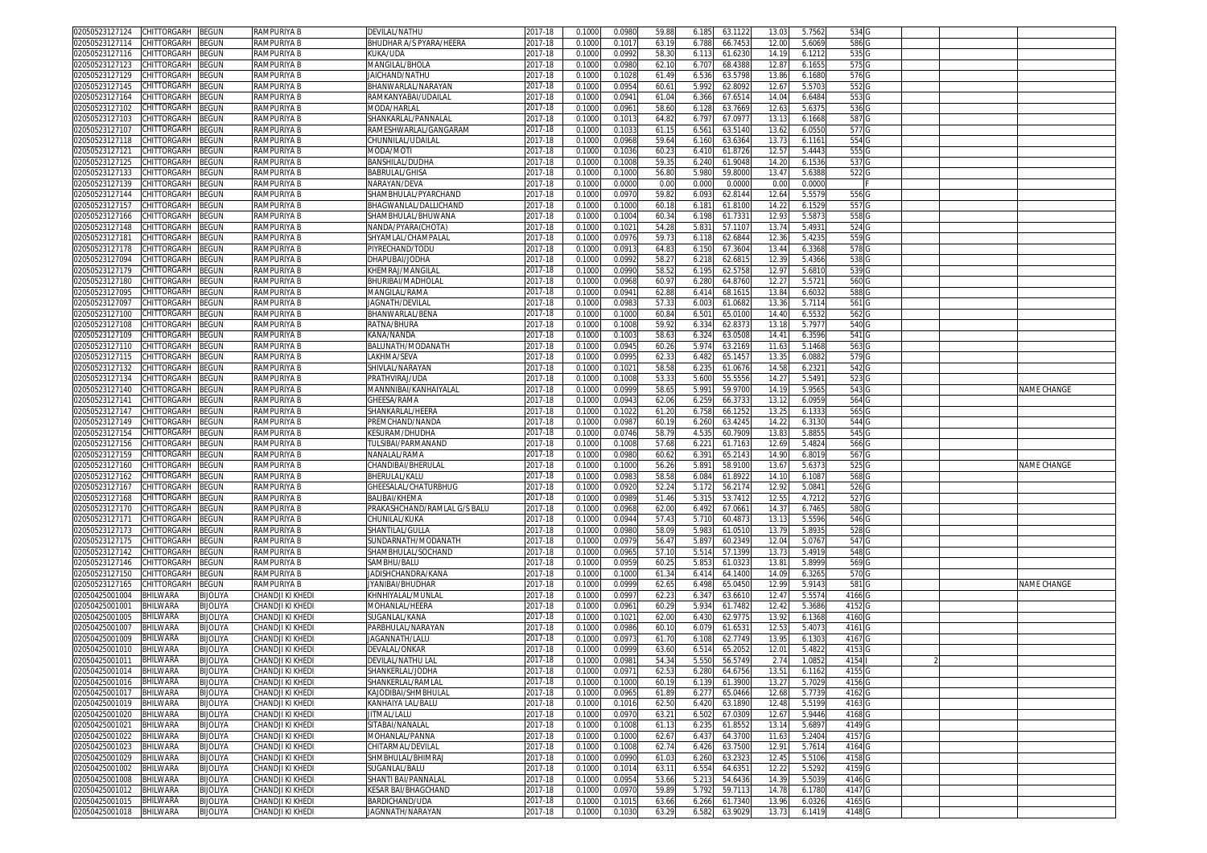| | | | | | | | | | | | | | | | | | |
|---|---|---|---|---|---|---|---|---|---|---|---|---|---|---|---|---|---|
| 02050523127124 | CHITTORGARH | BEGUN | RAMPURIYA B | DEVILAL/NATHU | 2017-18 | 0.1000 | 0.0980 | 59.88 | 6.185 | 63.1122 | 13.03 | 5.7562 | 534 | G | | | |
| 02050523127114 | CHITTORGARH | BEGUN | RAMPURIYA B | BHUDHAR A/S PYARA/HEERA | 2017-18 | 0.1000 | 0.1017 | 63.19 | 6.788 | 66.7453 | 12.00 | 5.6069 | 586 | G | | | |
| 02050523127116 | CHITTORGARH | BEGUN | RAMPURIYA B | KUKA/UDA | 2017-18 | 0.1000 | 0.0992 | 58.30 | 6.113 | 61.6230 | 14.19 | 6.1212 | 535 | G | | | |
| 02050523127123 | CHITTORGARH | BEGUN | RAMPURIYA B | MANGILAL/BHOLA | 2017-18 | 0.1000 | 0.0980 | 62.10 | 6.707 | 68.4388 | 12.87 | 6.1655 | 575 | G | | | |
| 02050523127129 | CHITTORGARH | BEGUN | RAMPURIYA B | JAICHAND/NATHU | 2017-18 | 0.1000 | 0.1028 | 61.49 | 6.536 | 63.5798 | 13.86 | 6.1680 | 576 | G | | | |
| 02050523127145 | CHITTORGARH | BEGUN | RAMPURIYA B | BHANWARLAL/NARAYAN | 2017-18 | 0.1000 | 0.0954 | 60.61 | 5.992 | 62.8092 | 12.67 | 5.5703 | 552 | G | | | |
| 02050523127164 | CHITTORGARH | BEGUN | RAMPURIYA B | RAMKANYABAI/UDAILAL | 2017-18 | 0.1000 | 0.0941 | 61.04 | 6.366 | 67.6514 | 14.04 | 6.6484 | 553 | G | | | |
| 02050523127102 | CHITTORGARH | BEGUN | RAMPURIYA B | MODA/HARLAL | 2017-18 | 0.1000 | 0.0961 | 58.60 | 6.128 | 63.7669 | 12.63 | 5.6375 | 536 | G | | | |
| 02050523127103 | CHITTORGARH | BEGUN | RAMPURIYA B | SHANKARLAL/PANNALAL | 2017-18 | 0.1000 | 0.1013 | 64.82 | 6.797 | 67.0977 | 13.13 | 6.1668 | 587 | G | | | |
| 02050523127107 | CHITTORGARH | BEGUN | RAMPURIYA B | RAMESHWARLAL/GANGARAM | 2017-18 | 0.1000 | 0.1033 | 61.15 | 6.561 | 63.5140 | 13.62 | 6.0550 | 577 | G | | | |
| 02050523127118 | CHITTORGARH | BEGUN | RAMPURIYA B | CHUNNILAL/UDAILAL | 2017-18 | 0.1000 | 0.0968 | 59.64 | 6.160 | 63.6364 | 13.73 | 6.1161 | 554 | G | | | |
| 02050523127121 | CHITTORGARH | BEGUN | RAMPURIYA B | MODA/MOTI | 2017-18 | 0.1000 | 0.1036 | 60.23 | 6.410 | 61.8726 | 12.57 | 5.4443 | 555 | G | | | |
| 02050523127125 | CHITTORGARH | BEGUN | RAMPURIYA B | BANSHILAL/DUDHA | 2017-18 | 0.1000 | 0.1008 | 59.35 | 6.240 | 61.9048 | 14.20 | 6.1536 | 537 | G | | | |
| 02050523127133 | CHITTORGARH | BEGUN | RAMPURIYA B | BABRULAL/GHISA | 2017-18 | 0.1000 | 0.1000 | 56.80 | 5.980 | 59.8000 | 13.47 | 5.6388 | 522 | G | | | |
| 02050523127139 | CHITTORGARH | BEGUN | RAMPURIYA B | NARAYAN/DEVA | 2017-18 | 0.1000 | 0.0000 | 0.00 | 0.000 | 0.0000 | 0.00 | 0.0000 | | F | | | |
| 02050523127144 | CHITTORGARH | BEGUN | RAMPURIYA B | SHAMBHULAL/PYARCHAND | 2017-18 | 0.1000 | 0.0970 | 59.82 | 6.093 | 62.8144 | 12.64 | 5.5579 | 556 | G | | | |
| 02050523127157 | CHITTORGARH | BEGUN | RAMPURIYA B | BHAGWANLAL/DALLICHAND | 2017-18 | 0.1000 | 0.1000 | 60.18 | 6.181 | 61.8100 | 14.22 | 6.1529 | 557 | G | | | |
| 02050523127166 | CHITTORGARH | BEGUN | RAMPURIYA B | SHAMBHULAL/BHUWANA | 2017-18 | 0.1000 | 0.1004 | 60.34 | 6.198 | 61.7331 | 12.93 | 5.5873 | 558 | G | | | |
| 02050523127148 | CHITTORGARH | BEGUN | RAMPURIYA B | NANDA/PYARA(CHOTA) | 2017-18 | 0.1000 | 0.1021 | 54.28 | 5.831 | 57.1107 | 13.74 | 5.4931 | 524 | G | | | |
| 02050523127181 | CHITTORGARH | BEGUN | RAMPURIYA B | SHYAMLAL/CHAMPALAL | 2017-18 | 0.1000 | 0.0976 | 59.73 | 6.118 | 62.6844 | 12.36 | 5.4235 | 559 | G | | | |
| 02050523127178 | CHITTORGARH | BEGUN | RAMPURIYA B | PIYRECHAND/TODU | 2017-18 | 0.1000 | 0.0913 | 64.83 | 6.150 | 67.3604 | 13.44 | 6.3368 | 578 | G | | | |
| 02050523127094 | CHITTORGARH | BEGUN | RAMPURIYA B | DHAPUBAI/JODHA | 2017-18 | 0.1000 | 0.0992 | 58.27 | 6.218 | 62.6815 | 12.39 | 5.4366 | 538 | G | | | |
| 02050523127179 | CHITTORGARH | BEGUN | RAMPURIYA B | KHEMRAJ/MANGILAL | 2017-18 | 0.1000 | 0.0990 | 58.52 | 6.195 | 62.5758 | 12.97 | 5.6810 | 539 | G | | | |
| 02050523127180 | CHITTORGARH | BEGUN | RAMPURIYA B | BHURIBAI/MADHOLAL | 2017-18 | 0.1000 | 0.0968 | 60.97 | 6.280 | 64.8760 | 12.27 | 5.5721 | 560 | G | | | |
| 02050523127095 | CHITTORGARH | BEGUN | RAMPURIYA B | MANGILAL/RAMA | 2017-18 | 0.1000 | 0.0941 | 62.88 | 6.414 | 68.1615 | 13.84 | 6.6032 | 588 | G | | | |
| 02050523127097 | CHITTORGARH | BEGUN | RAMPURIYA B | JAGNATH/DEVILAL | 2017-18 | 0.1000 | 0.0983 | 57.33 | 6.003 | 61.0682 | 13.36 | 5.7114 | 561 | G | | | |
| 02050523127100 | CHITTORGARH | BEGUN | RAMPURIYA B | BHANWARLAL/BENA | 2017-18 | 0.1000 | 0.1000 | 60.84 | 6.501 | 65.0100 | 14.40 | 6.5532 | 562 | G | | | |
| 02050523127108 | CHITTORGARH | BEGUN | RAMPURIYA B | RATNA/BHURA | 2017-18 | 0.1000 | 0.1008 | 59.92 | 6.334 | 62.8373 | 13.18 | 5.7977 | 540 | G | | | |
| 02050523127109 | CHITTORGARH | BEGUN | RAMPURIYA B | KANA/NANDA | 2017-18 | 0.1000 | 0.1003 | 58.63 | 6.324 | 63.0508 | 14.41 | 6.3596 | 541 | G | | | |
| 02050523127110 | CHITTORGARH | BEGUN | RAMPURIYA B | BALUNATH/MODANATH | 2017-18 | 0.1000 | 0.0945 | 60.26 | 5.974 | 63.2169 | 11.63 | 5.1468 | 563 | G | | | |
| 02050523127115 | CHITTORGARH | BEGUN | RAMPURIYA B | LAKHMA/SEVA | 2017-18 | 0.1000 | 0.0995 | 62.33 | 6.482 | 65.1457 | 13.35 | 6.0882 | 579 | G | | | |
| 02050523127132 | CHITTORGARH | BEGUN | RAMPURIYA B | SHIVLAL/NARAYAN | 2017-18 | 0.1000 | 0.1021 | 58.58 | 6.235 | 61.0676 | 14.58 | 6.2321 | 542 | G | | | |
| 02050523127134 | CHITTORGARH | BEGUN | RAMPURIYA B | PRATHVIRAJ/UDA | 2017-18 | 0.1000 | 0.1008 | 53.33 | 5.600 | 55.5556 | 14.27 | 5.5491 | 523 | G | | | |
| 02050523127140 | CHITTORGARH | BEGUN | RAMPURIYA B | MANNNIBAI/KANHAIYALAL | 2017-18 | 0.1000 | 0.0999 | 58.65 | 5.991 | 59.9700 | 14.19 | 5.9565 | 543 | G | | | NAME CHANGE |
| 02050523127141 | CHITTORGARH | BEGUN | RAMPURIYA B | GHEESA/RAMA | 2017-18 | 0.1000 | 0.0943 | 62.06 | 6.259 | 66.3733 | 13.12 | 6.0959 | 564 | G | | | |
| 02050523127147 | CHITTORGARH | BEGUN | RAMPURIYA B | SHANKARLAL/HEERA | 2017-18 | 0.1000 | 0.1022 | 61.20 | 6.758 | 66.1252 | 13.25 | 6.1333 | 565 | G | | | |
| 02050523127149 | CHITTORGARH | BEGUN | RAMPURIYA B | PREMCHAND/NANDA | 2017-18 | 0.1000 | 0.0987 | 60.19 | 6.260 | 63.4245 | 14.22 | 6.3130 | 544 | G | | | |
| 02050523127154 | CHITTORGARH | BEGUN | RAMPURIYA B | KESURAM/DHUDHA | 2017-18 | 0.1000 | 0.0746 | 58.79 | 4.535 | 60.7909 | 13.83 | 5.8855 | 545 | G | | | |
| 02050523127156 | CHITTORGARH | BEGUN | RAMPURIYA B | TULSIBAI/PARMANAND | 2017-18 | 0.1000 | 0.1008 | 57.68 | 6.221 | 61.7163 | 12.69 | 5.4824 | 566 | G | | | |
| 02050523127159 | CHITTORGARH | BEGUN | RAMPURIYA B | NANALAL/RAMA | 2017-18 | 0.1000 | 0.0980 | 60.62 | 6.391 | 65.2143 | 14.90 | 6.8019 | 567 | G | | | |
| 02050523127160 | CHITTORGARH | BEGUN | RAMPURIYA B | CHANDIBAI/BHERULAL | 2017-18 | 0.1000 | 0.1000 | 56.26 | 5.891 | 58.9100 | 13.67 | 5.6373 | 525 | G | | | NAME CHANGE |
| 02050523127162 | CHITTORGARH | BEGUN | RAMPURIYA B | BHERULAL/KALU | 2017-18 | 0.1000 | 0.0983 | 58.58 | 6.084 | 61.8922 | 14.10 | 6.1087 | 568 | G | | | |
| 02050523127167 | CHITTORGARH | BEGUN | RAMPURIYA B | GHEESALAL/CHATURBHUG | 2017-18 | 0.1000 | 0.0920 | 52.24 | 5.172 | 56.2174 | 12.92 | 5.0841 | 526 | G | | | |
| 02050523127168 | CHITTORGARH | BEGUN | RAMPURIYA B | BALIBAI/KHEMA | 2017-18 | 0.1000 | 0.0989 | 51.46 | 5.315 | 53.7412 | 12.55 | 4.7212 | 527 | G | | | |
| 02050523127170 | CHITTORGARH | BEGUN | RAMPURIYA B | PRAKASHCHAND/RAMLAL G/S BALU | 2017-18 | 0.1000 | 0.0968 | 62.00 | 6.492 | 67.0661 | 14.37 | 6.7465 | 580 | G | | | |
| 02050523127171 | CHITTORGARH | BEGUN | RAMPURIYA B | CHUNILAL/KUKA | 2017-18 | 0.1000 | 0.0944 | 57.43 | 5.710 | 60.4873 | 13.13 | 5.5596 | 546 | G | | | |
| 02050523127173 | CHITTORGARH | BEGUN | RAMPURIYA B | SHANTILAL/GULLA | 2017-18 | 0.1000 | 0.0980 | 58.09 | 5.983 | 61.0510 | 13.79 | 5.8935 | 528 | G | | | |
| 02050523127175 | CHITTORGARH | BEGUN | RAMPURIYA B | SUNDARNATH/MODANATH | 2017-18 | 0.1000 | 0.0979 | 56.47 | 5.897 | 60.2349 | 12.04 | 5.0767 | 547 | G | | | |
| 02050523127142 | CHITTORGARH | BEGUN | RAMPURIYA B | SHAMBHULAL/SOCHAND | 2017-18 | 0.1000 | 0.0965 | 57.10 | 5.514 | 57.1399 | 13.73 | 5.4919 | 548 | G | | | |
| 02050523127146 | CHITTORGARH | BEGUN | RAMPURIYA B | SAMBHU/BALU | 2017-18 | 0.1000 | 0.0959 | 60.25 | 5.853 | 61.0323 | 13.81 | 5.8999 | 569 | G | | | |
| 02050523127150 | CHITTORGARH | BEGUN | RAMPURIYA B | JADISHCHANDRA/KANA | 2017-18 | 0.1000 | 0.1000 | 61.34 | 6.414 | 64.1400 | 14.09 | 6.3265 | 570 | G | | | |
| 02050523127165 | CHITTORGARH | BEGUN | RAMPURIYA B | JYANIBAI/BHUDHAR | 2017-18 | 0.1000 | 0.0999 | 62.65 | 6.498 | 65.0450 | 12.99 | 5.9143 | 581 | G | | | NAME CHANGE |
| 02050425001004 | BHILWARA | BIJOLIYA | CHANDJI KI KHEDI | KHNHIYALAL/MUNLAL | 2017-18 | 0.1000 | 0.0997 | 62.23 | 6.347 | 63.6610 | 12.47 | 5.5574 | 4166 | G | | | |
| 02050425001001 | BHILWARA | BIJOLIYA | CHANDJI KI KHEDI | MOHANLAL/HEERA | 2017-18 | 0.1000 | 0.0961 | 60.29 | 5.934 | 61.7482 | 12.42 | 5.3686 | 4152 | G | | | |
| 02050425001005 | BHILWARA | BIJOLIYA | CHANDJI KI KHEDI | SUGANLAL/KANA | 2017-18 | 0.1000 | 0.1021 | 62.00 | 6.430 | 62.9775 | 13.92 | 6.1368 | 4160 | G | | | |
| 02050425001007 | BHILWARA | BIJOLIYA | CHANDJI KI KHEDI | PARBHULAL/NARAYAN | 2017-18 | 0.1000 | 0.0986 | 60.10 | 6.079 | 61.6531 | 12.53 | 5.4073 | 4161 | G | | | |
| 02050425001009 | BHILWARA | BIJOLIYA | CHANDJI KI KHEDI | JAGANNATH/LALU | 2017-18 | 0.1000 | 0.0973 | 61.70 | 6.108 | 62.7749 | 13.95 | 6.1303 | 4167 | G | | | |
| 02050425001010 | BHILWARA | BIJOLIYA | CHANDJI KI KHEDI | DEVALAL/ONKAR | 2017-18 | 0.1000 | 0.0999 | 63.60 | 6.514 | 65.2052 | 12.01 | 5.4822 | 4153 | G | | | |
| 02050425001011 | BHILWARA | BIJOLIYA | CHANDJI KI KHEDI | DEVILAL/NATHU LAL | 2017-18 | 0.1000 | 0.0981 | 54.34 | 5.550 | 56.5749 | 2.74 | 1.0852 | 4154 | I | 2 | | |
| 02050425001014 | BHILWARA | BIJOLIYA | CHANDJI KI KHEDI | SHANKERLAL/JODHA | 2017-18 | 0.1000 | 0.0971 | 62.53 | 6.280 | 64.6756 | 13.51 | 6.1162 | 4155 | G | | | |
| 02050425001016 | BHILWARA | BIJOLIYA | CHANDJI KI KHEDI | SHANKERLAL/RAMLAL | 2017-18 | 0.1000 | 0.1000 | 60.19 | 6.139 | 61.3900 | 13.27 | 5.7029 | 4156 | G | | | |
| 02050425001017 | BHILWARA | BIJOLIYA | CHANDJI KI KHEDI | KAJODIBAI/SHMBHULAL | 2017-18 | 0.1000 | 0.0965 | 61.89 | 6.277 | 65.0466 | 12.68 | 5.7739 | 4162 | G | | | |
| 02050425001019 | BHILWARA | BIJOLIYA | CHANDJI KI KHEDI | KANHAIYA LAL/BALU | 2017-18 | 0.1000 | 0.1016 | 62.50 | 6.420 | 63.1890 | 12.48 | 5.5199 | 4163 | G | | | |
| 02050425001020 | BHILWARA | BIJOLIYA | CHANDJI KI KHEDI | JITMAL/LALU | 2017-18 | 0.1000 | 0.0970 | 63.21 | 6.502 | 67.0309 | 12.67 | 5.9446 | 4168 | G | | | |
| 02050425001021 | BHILWARA | BIJOLIYA | CHANDJI KI KHEDI | SITABAI/NANALAL | 2017-18 | 0.1000 | 0.1008 | 61.13 | 6.235 | 61.8552 | 13.14 | 5.6897 | 4149 | G | | | |
| 02050425001022 | BHILWARA | BIJOLIYA | CHANDJI KI KHEDI | MOHANLAL/PANNA | 2017-18 | 0.1000 | 0.1000 | 62.67 | 6.437 | 64.3700 | 11.63 | 5.2404 | 4157 | G | | | |
| 02050425001023 | BHILWARA | BIJOLIYA | CHANDJI KI KHEDI | CHITARMAL/DEVILAL | 2017-18 | 0.1000 | 0.1008 | 62.74 | 6.426 | 63.7500 | 12.91 | 5.7614 | 4164 | G | | | |
| 02050425001029 | BHILWARA | BIJOLIYA | CHANDJI KI KHEDI | SHMBHULAL/BHIMRAJ | 2017-18 | 0.1000 | 0.0990 | 61.03 | 6.260 | 63.2323 | 12.45 | 5.5106 | 4158 | G | | | |
| 02050425001002 | BHILWARA | BIJOLIYA | CHANDJI KI KHEDI | SUGANLAL/BALU | 2017-18 | 0.1000 | 0.1014 | 63.11 | 6.554 | 64.6351 | 12.22 | 5.5292 | 4159 | G | | | |
| 02050425001008 | BHILWARA | BIJOLIYA | CHANDJI KI KHEDI | SHANTI BAI/PANNALAL | 2017-18 | 0.1000 | 0.0954 | 53.66 | 5.213 | 54.6436 | 14.39 | 5.5039 | 4146 | G | | | |
| 02050425001012 | BHILWARA | BIJOLIYA | CHANDJI KI KHEDI | KESAR BAI/BHAGCHAND | 2017-18 | 0.1000 | 0.0970 | 59.89 | 5.792 | 59.7113 | 14.78 | 6.1780 | 4147 | G | | | |
| 02050425001015 | BHILWARA | BIJOLIYA | CHANDJI KI KHEDI | BARDICHAND/UDA | 2017-18 | 0.1000 | 0.1015 | 63.66 | 6.266 | 61.7340 | 13.96 | 6.0326 | 4165 | G | | | |
| 02050425001018 | BHILWARA | BIJOLIYA | CHANDJI KI KHEDI | JAGNNATH/NARAYAN | 2017-18 | 0.1000 | 0.1030 | 63.29 | 6.582 | 63.9029 | 13.73 | 6.1419 | 4148 | G | | | |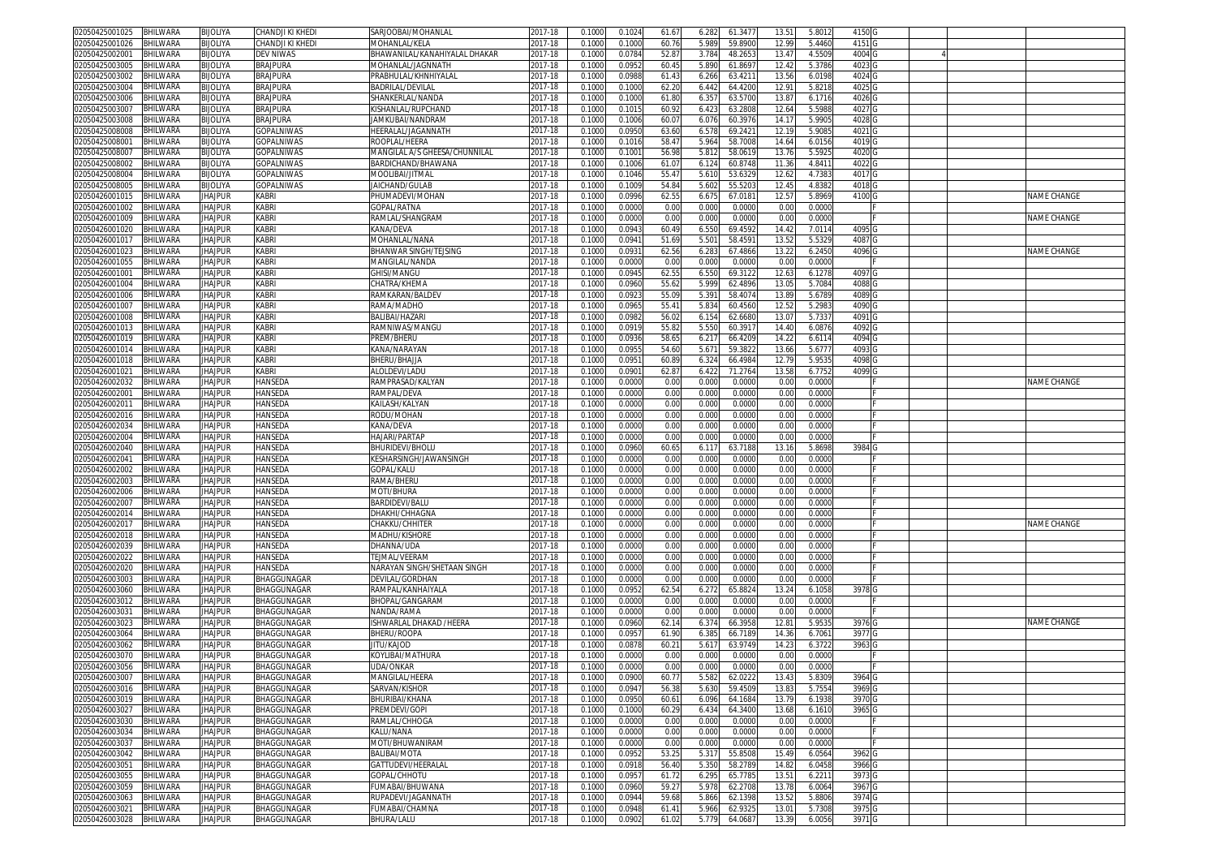| | | | | | | | | | | | | | | | | | |
|---|---|---|---|---|---|---|---|---|---|---|---|---|---|---|---|---|---|
| 02050425001025 | BHILWARA | BIJOLIYA | CHANDJI KI KHEDI | SARJOOBAI/MOHANLAL | 2017-18 | 0.1000 | 0.1024 | 61.67 | 6.282 | 61.3477 | 13.51 | 5.8012 | 4150 | G | | | |
| 02050425001026 | BHILWARA | BIJOLIYA | CHANDJI KI KHEDI | MOHANLAL/KELA | 2017-18 | 0.1000 | 0.1000 | 60.76 | 5.989 | 59.8900 | 12.99 | 5.4460 | 4151 | G | | | |
| 02050425002001 | BHILWARA | BIJOLIYA | DEV NIWAS | BHAWANILAL/KANAHIYALAL DHAKAR | 2017-18 | 0.1000 | 0.0784 | 52.87 | 3.784 | 48.2653 | 13.47 | 4.5509 | 4004 | G | | 4 | |
| 02050425003005 | BHILWARA | BIJOLIYA | BRAJPURA | MOHANLAL/JAGNNATH | 2017-18 | 0.1000 | 0.0952 | 60.45 | 5.890 | 61.8697 | 12.42 | 5.3786 | 4023 | G | | | |
| 02050425003002 | BHILWARA | BIJOLIYA | BRAJPURA | PRABHULAL/KHNHIYALAL | 2017-18 | 0.1000 | 0.0988 | 61.43 | 6.266 | 63.4211 | 13.56 | 6.0198 | 4024 | G | | | |
| 02050425003004 | BHILWARA | BIJOLIYA | BRAJPURA | BADRILAL/DEVILAL | 2017-18 | 0.1000 | 0.1000 | 62.20 | 6.442 | 64.4200 | 12.91 | 5.8218 | 4025 | G | | | |
| 02050425003006 | BHILWARA | BIJOLIYA | BRAJPURA | SHANKERLAL/NANDA | 2017-18 | 0.1000 | 0.1000 | 61.80 | 6.357 | 63.5700 | 13.87 | 6.1716 | 4026 | G | | | |
| 02050425003007 | BHILWARA | BIJOLIYA | BRAJPURA | KISHANLAL/RUPCHAND | 2017-18 | 0.1000 | 0.1015 | 60.92 | 6.423 | 63.2808 | 12.64 | 5.5988 | 4027 | G | | | |
| 02050425003008 | BHILWARA | BIJOLIYA | BRAJPURA | JAMKUBAI/NANDRAM | 2017-18 | 0.1000 | 0.1006 | 60.07 | 6.076 | 60.3976 | 14.17 | 5.9905 | 4028 | G | | | |
| 02050425008008 | BHILWARA | BIJOLIYA | GOPALNIWAS | HEERALAL/JAGANNATH | 2017-18 | 0.1000 | 0.0950 | 63.60 | 6.578 | 69.2421 | 12.19 | 5.9085 | 4021 | G | | | |
| 02050425008001 | BHILWARA | BIJOLIYA | GOPALNIWAS | ROOPLAL/HEERA | 2017-18 | 0.1000 | 0.1016 | 58.47 | 5.964 | 58.7008 | 14.64 | 6.0156 | 4019 | G | | | |
| 02050425008007 | BHILWARA | BIJOLIYA | GOPALNIWAS | MANGILAL A/S GHEESA/CHUNNILAL | 2017-18 | 0.1000 | 0.1001 | 56.98 | 5.812 | 58.0619 | 13.76 | 5.5925 | 4020 | G | | | |
| 02050425008002 | BHILWARA | BIJOLIYA | GOPALNIWAS | BARDICHAND/BHAWANA | 2017-18 | 0.1000 | 0.1006 | 61.07 | 6.124 | 60.8748 | 11.36 | 4.8411 | 4022 | G | | | |
| 02050425008004 | BHILWARA | BIJOLIYA | GOPALNIWAS | MOOLIBAI/JITMAL | 2017-18 | 0.1000 | 0.1046 | 55.47 | 5.610 | 53.6329 | 12.62 | 4.7383 | 4017 | G | | | |
| 02050425008005 | BHILWARA | BIJOLIYA | GOPALNIWAS | JAICHAND/GULAB | 2017-18 | 0.1000 | 0.1009 | 54.84 | 5.602 | 55.5203 | 12.45 | 4.8382 | 4018 | G | | | |
| 02050426001015 | BHILWARA | JHAJPUR | KABRI | PHUMADEVI/MOHAN | 2017-18 | 0.1000 | 0.0996 | 62.55 | 6.675 | 67.0181 | 12.57 | 5.8969 | 4100 | G | | | NAME CHANGE |
| 02050426001002 | BHILWARA | JHAJPUR | KABRI | GOPAL/RATNA | 2017-18 | 0.1000 | 0.0000 | 0.00 | 0.000 | 0.0000 | 0.00 | 0.0000 | | F | | | |
| 02050426001009 | BHILWARA | JHAJPUR | KABRI | RAMLAL/SHANGRAM | 2017-18 | 0.1000 | 0.0000 | 0.00 | 0.000 | 0.0000 | 0.00 | 0.0000 | | F | | | NAME CHANGE |
| 02050426001020 | BHILWARA | JHAJPUR | KABRI | KANA/DEVA | 2017-18 | 0.1000 | 0.0943 | 60.49 | 6.550 | 69.4592 | 14.42 | 7.0114 | 4095 | G | | | |
| 02050426001017 | BHILWARA | JHAJPUR | KABRI | MOHANLAL/NANA | 2017-18 | 0.1000 | 0.0941 | 51.69 | 5.501 | 58.4591 | 13.52 | 5.5329 | 4087 | G | | | |
| 02050426001023 | BHILWARA | JHAJPUR | KABRI | BHANWAR SINGH/TEJSING | 2017-18 | 0.1000 | 0.0931 | 62.56 | 6.283 | 67.4866 | 13.22 | 6.2450 | 4096 | G | | | NAME CHANGE |
| 02050426001055 | BHILWARA | JHAJPUR | KABRI | MANGILAL/NANDA | 2017-18 | 0.1000 | 0.0000 | 0.00 | 0.000 | 0.0000 | 0.00 | 0.0000 | | F | | | |
| 02050426001001 | BHILWARA | JHAJPUR | KABRI | GHISI/MANGU | 2017-18 | 0.1000 | 0.0945 | 62.55 | 6.550 | 69.3122 | 12.63 | 6.1278 | 4097 | G | | | |
| 02050426001004 | BHILWARA | JHAJPUR | KABRI | CHATRA/KHEMA | 2017-18 | 0.1000 | 0.0960 | 55.62 | 5.999 | 62.4896 | 13.05 | 5.7084 | 4088 | G | | | |
| 02050426001006 | BHILWARA | JHAJPUR | KABRI | RAMKARAN/BALDEV | 2017-18 | 0.1000 | 0.0923 | 55.09 | 5.391 | 58.4074 | 13.89 | 5.6789 | 4089 | G | | | |
| 02050426001007 | BHILWARA | JHAJPUR | KABRI | RAMA/MADHO | 2017-18 | 0.1000 | 0.0965 | 55.41 | 5.834 | 60.4560 | 12.52 | 5.2983 | 4090 | G | | | |
| 02050426001008 | BHILWARA | JHAJPUR | KABRI | BALIBAI/HAZARI | 2017-18 | 0.1000 | 0.0982 | 56.02 | 6.154 | 62.6680 | 13.07 | 5.7337 | 4091 | G | | | |
| 02050426001013 | BHILWARA | JHAJPUR | KABRI | RAMNIWAS/MANGU | 2017-18 | 0.1000 | 0.0919 | 55.82 | 5.550 | 60.3917 | 14.40 | 6.0876 | 4092 | G | | | |
| 02050426001019 | BHILWARA | JHAJPUR | KABRI | PREM/BHERU | 2017-18 | 0.1000 | 0.0936 | 58.65 | 6.217 | 66.4209 | 14.22 | 6.6114 | 4094 | G | | | |
| 02050426001014 | BHILWARA | JHAJPUR | KABRI | KANA/NARAYAN | 2017-18 | 0.1000 | 0.0955 | 54.60 | 5.671 | 59.3822 | 13.66 | 5.6777 | 4093 | G | | | |
| 02050426001018 | BHILWARA | JHAJPUR | KABRI | BHERU/BHAJJA | 2017-18 | 0.1000 | 0.0951 | 60.89 | 6.324 | 66.4984 | 12.79 | 5.9535 | 4098 | G | | | |
| 02050426001021 | BHILWARA | JHAJPUR | KABRI | ALOLDEVI/LADU | 2017-18 | 0.1000 | 0.0901 | 62.87 | 6.422 | 71.2764 | 13.58 | 6.7752 | 4099 | G | | | |
| 02050426002032 | BHILWARA | JHAJPUR | HANSEDA | RAMPRASAD/KALYAN | 2017-18 | 0.1000 | 0.0000 | 0.00 | 0.000 | 0.0000 | 0.00 | 0.0000 | | F | | | NAME CHANGE |
| 02050426002001 | BHILWARA | JHAJPUR | HANSEDA | RAMPAL/DEVA | 2017-18 | 0.1000 | 0.0000 | 0.00 | 0.000 | 0.0000 | 0.00 | 0.0000 | | F | | | |
| 02050426002011 | BHILWARA | JHAJPUR | HANSEDA | KAILASH/KALYAN | 2017-18 | 0.1000 | 0.0000 | 0.00 | 0.000 | 0.0000 | 0.00 | 0.0000 | | F | | | |
| 02050426002016 | BHILWARA | JHAJPUR | HANSEDA | RODU/MOHAN | 2017-18 | 0.1000 | 0.0000 | 0.00 | 0.000 | 0.0000 | 0.00 | 0.0000 | | F | | | |
| 02050426002034 | BHILWARA | JHAJPUR | HANSEDA | KANA/DEVA | 2017-18 | 0.1000 | 0.0000 | 0.00 | 0.000 | 0.0000 | 0.00 | 0.0000 | | F | | | |
| 02050426002004 | BHILWARA | JHAJPUR | HANSEDA | HAJARI/PARTAP | 2017-18 | 0.1000 | 0.0000 | 0.00 | 0.000 | 0.0000 | 0.00 | 0.0000 | | F | | | |
| 02050426002040 | BHILWARA | JHAJPUR | HANSEDA | BHURIDEVI/BHOLU | 2017-18 | 0.1000 | 0.0960 | 60.65 | 6.117 | 63.7188 | 13.16 | 5.8698 | 3984 | G | | | |
| 02050426002041 | BHILWARA | JHAJPUR | HANSEDA | KESHARSINGH/JAWANSINGH | 2017-18 | 0.1000 | 0.0000 | 0.00 | 0.000 | 0.0000 | 0.00 | 0.0000 | | F | | | |
| 02050426002002 | BHILWARA | JHAJPUR | HANSEDA | GOPAL/KALU | 2017-18 | 0.1000 | 0.0000 | 0.00 | 0.000 | 0.0000 | 0.00 | 0.0000 | | F | | | |
| 02050426002003 | BHILWARA | JHAJPUR | HANSEDA | RAMA/BHERU | 2017-18 | 0.1000 | 0.0000 | 0.00 | 0.000 | 0.0000 | 0.00 | 0.0000 | | F | | | |
| 02050426002006 | BHILWARA | JHAJPUR | HANSEDA | MOTI/BHURA | 2017-18 | 0.1000 | 0.0000 | 0.00 | 0.000 | 0.0000 | 0.00 | 0.0000 | | F | | | |
| 02050426002007 | BHILWARA | JHAJPUR | HANSEDA | BARDIDEVI/BALU | 2017-18 | 0.1000 | 0.0000 | 0.00 | 0.000 | 0.0000 | 0.00 | 0.0000 | | F | | | |
| 02050426002014 | BHILWARA | JHAJPUR | HANSEDA | DHAKHI/CHHAGNA | 2017-18 | 0.1000 | 0.0000 | 0.00 | 0.000 | 0.0000 | 0.00 | 0.0000 | | F | | | |
| 02050426002017 | BHILWARA | JHAJPUR | HANSEDA | CHAKKU/CHHITER | 2017-18 | 0.1000 | 0.0000 | 0.00 | 0.000 | 0.0000 | 0.00 | 0.0000 | | F | | | NAME CHANGE |
| 02050426002018 | BHILWARA | JHAJPUR | HANSEDA | MADHU/KISHORE | 2017-18 | 0.1000 | 0.0000 | 0.00 | 0.000 | 0.0000 | 0.00 | 0.0000 | | F | | | |
| 02050426002039 | BHILWARA | JHAJPUR | HANSEDA | DHANNA/UDA | 2017-18 | 0.1000 | 0.0000 | 0.00 | 0.000 | 0.0000 | 0.00 | 0.0000 | | F | | | |
| 02050426002022 | BHILWARA | JHAJPUR | HANSEDA | TEJMAL/VEERAM | 2017-18 | 0.1000 | 0.0000 | 0.00 | 0.000 | 0.0000 | 0.00 | 0.0000 | | F | | | |
| 02050426002020 | BHILWARA | JHAJPUR | HANSEDA | NARAYAN SINGH/SHETAAN SINGH | 2017-18 | 0.1000 | 0.0000 | 0.00 | 0.000 | 0.0000 | 0.00 | 0.0000 | | F | | | |
| 02050426003003 | BHILWARA | JHAJPUR | BHAGGUNAGAR | DEVILAL/GORDHAN | 2017-18 | 0.1000 | 0.0000 | 0.00 | 0.000 | 0.0000 | 0.00 | 0.0000 | | F | | | |
| 02050426003060 | BHILWARA | JHAJPUR | BHAGGUNAGAR | RAMPAL/KANHAIYALA | 2017-18 | 0.1000 | 0.0952 | 62.54 | 6.272 | 65.8824 | 13.24 | 6.1058 | 3978 | G | | | |
| 02050426003012 | BHILWARA | JHAJPUR | BHAGGUNAGAR | BHOPAL/GANGARAM | 2017-18 | 0.1000 | 0.0000 | 0.00 | 0.000 | 0.0000 | 0.00 | 0.0000 | | F | | | |
| 02050426003031 | BHILWARA | JHAJPUR | BHAGGUNAGAR | NANDA/RAMA | 2017-18 | 0.1000 | 0.0000 | 0.00 | 0.000 | 0.0000 | 0.00 | 0.0000 | | F | | | |
| 02050426003023 | BHILWARA | JHAJPUR | BHAGGUNAGAR | ISHWARLAL DHAKAD / HEERA | 2017-18 | 0.1000 | 0.0960 | 62.14 | 6.374 | 66.3958 | 12.81 | 5.9535 | 3976 | G | | | NAME CHANGE |
| 02050426003064 | BHILWARA | JHAJPUR | BHAGGUNAGAR | BHERU/ROOPA | 2017-18 | 0.1000 | 0.0957 | 61.90 | 6.385 | 66.7189 | 14.36 | 6.7061 | 3977 | G | | | |
| 02050426003062 | BHILWARA | JHAJPUR | BHAGGUNAGAR | JITU/KAJOD | 2017-18 | 0.1000 | 0.0878 | 60.21 | 5.617 | 63.9749 | 14.23 | 6.3722 | 3963 | G | | | |
| 02050426003070 | BHILWARA | JHAJPUR | BHAGGUNAGAR | KOYLIBAI/MATHURA | 2017-18 | 0.1000 | 0.0000 | 0.00 | 0.000 | 0.0000 | 0.00 | 0.0000 | | F | | | |
| 02050426003056 | BHILWARA | JHAJPUR | BHAGGUNAGAR | UDA/ONKAR | 2017-18 | 0.1000 | 0.0000 | 0.00 | 0.000 | 0.0000 | 0.00 | 0.0000 | | F | | | |
| 02050426003007 | BHILWARA | JHAJPUR | BHAGGUNAGAR | MANGILAL/HEERA | 2017-18 | 0.1000 | 0.0900 | 60.77 | 5.582 | 62.0222 | 13.43 | 5.8309 | 3964 | G | | | |
| 02050426003016 | BHILWARA | JHAJPUR | BHAGGUNAGAR | SARVAN/KISHOR | 2017-18 | 0.1000 | 0.0947 | 56.38 | 5.630 | 59.4509 | 13.83 | 5.7554 | 3969 | G | | | |
| 02050426003019 | BHILWARA | JHAJPUR | BHAGGUNAGAR | BHURIBAI/KHANA | 2017-18 | 0.1000 | 0.0950 | 60.61 | 6.096 | 64.1684 | 13.79 | 6.1938 | 3970 | G | | | |
| 02050426003027 | BHILWARA | JHAJPUR | BHAGGUNAGAR | PREMDEVI/GOPI | 2017-18 | 0.1000 | 0.1000 | 60.29 | 6.434 | 64.3400 | 13.68 | 6.1610 | 3965 | G | | | |
| 02050426003030 | BHILWARA | JHAJPUR | BHAGGUNAGAR | RAMLAL/CHHOGA | 2017-18 | 0.1000 | 0.0000 | 0.00 | 0.000 | 0.0000 | 0.00 | 0.0000 | | F | | | |
| 02050426003034 | BHILWARA | JHAJPUR | BHAGGUNAGAR | KALU/NANA | 2017-18 | 0.1000 | 0.0000 | 0.00 | 0.000 | 0.0000 | 0.00 | 0.0000 | | F | | | |
| 02050426003037 | BHILWARA | JHAJPUR | BHAGGUNAGAR | MOTI/BHUWANIRAM | 2017-18 | 0.1000 | 0.0000 | 0.00 | 0.000 | 0.0000 | 0.00 | 0.0000 | | F | | | |
| 02050426003042 | BHILWARA | JHAJPUR | BHAGGUNAGAR | BALIBAI/MOTA | 2017-18 | 0.1000 | 0.0952 | 53.25 | 5.317 | 55.8508 | 15.49 | 6.0564 | 3962 | G | | | |
| 02050426003051 | BHILWARA | JHAJPUR | BHAGGUNAGAR | GATTUDEVI/HEERALAL | 2017-18 | 0.1000 | 0.0918 | 56.40 | 5.350 | 58.2789 | 14.82 | 6.0458 | 3966 | G | | | |
| 02050426003055 | BHILWARA | JHAJPUR | BHAGGUNAGAR | GOPAL/CHHOTU | 2017-18 | 0.1000 | 0.0957 | 61.72 | 6.295 | 65.7785 | 13.51 | 6.2211 | 3973 | G | | | |
| 02050426003059 | BHILWARA | JHAJPUR | BHAGGUNAGAR | FUMABAI/BHUWANA | 2017-18 | 0.1000 | 0.0960 | 59.27 | 5.978 | 62.2708 | 13.78 | 6.0064 | 3967 | G | | | |
| 02050426003063 | BHILWARA | JHAJPUR | BHAGGUNAGAR | RUPADEVI/JAGANNATH | 2017-18 | 0.1000 | 0.0944 | 59.68 | 5.866 | 62.1398 | 13.52 | 5.8806 | 3974 | G | | | |
| 02050426003021 | BHILWARA | JHAJPUR | BHAGGUNAGAR | FUMABAI/CHAMNA | 2017-18 | 0.1000 | 0.0948 | 61.41 | 5.966 | 62.9325 | 13.01 | 5.7308 | 3975 | G | | | |
| 02050426003028 | BHILWARA | JHAJPUR | BHAGGUNAGAR | BHURA/LALU | 2017-18 | 0.1000 | 0.0902 | 61.02 | 5.779 | 64.0687 | 13.39 | 6.0056 | 3971 | G | | | |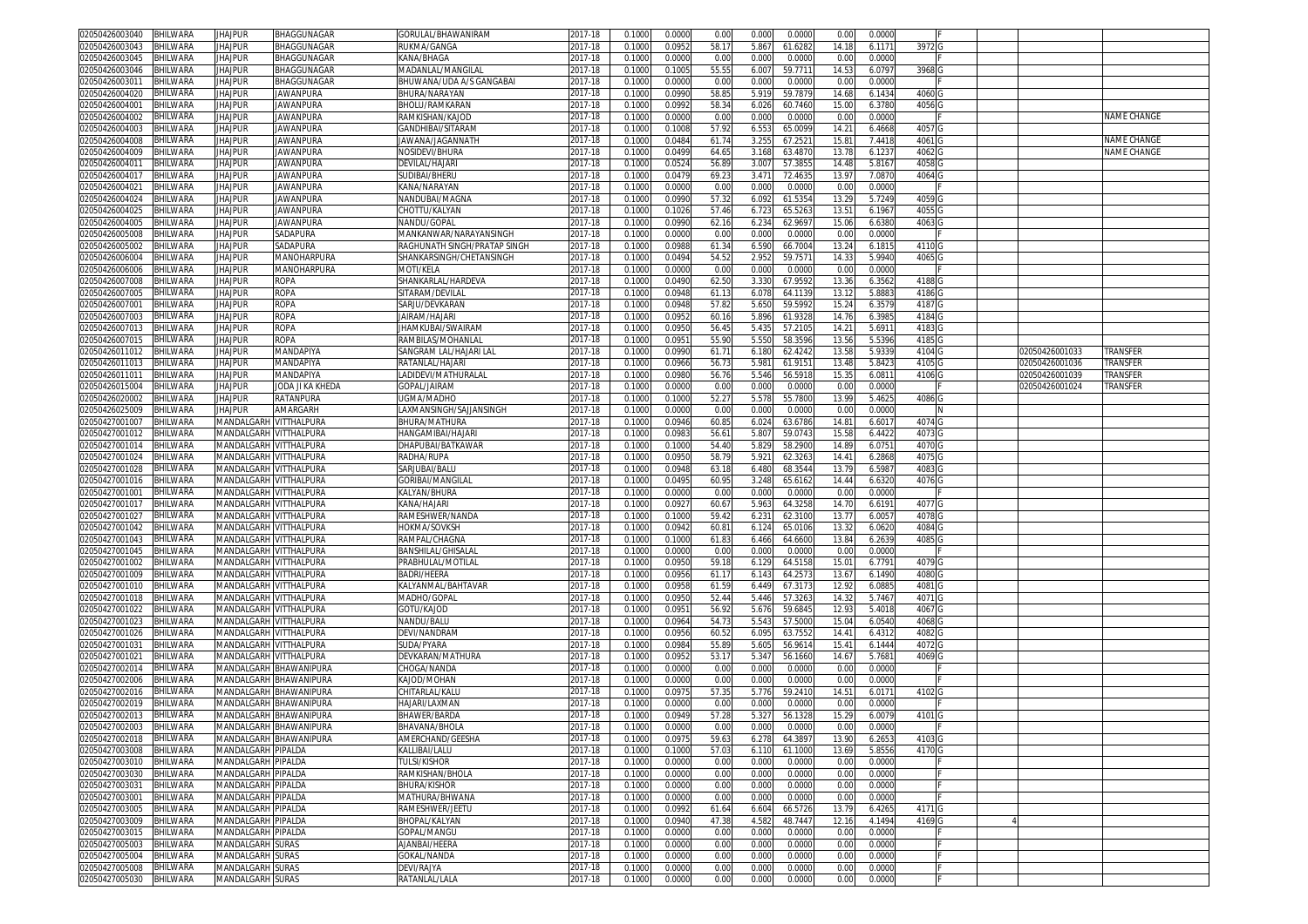| | | | | | | | | | | | | | | | | | | |
|---|---|---|---|---|---|---|---|---|---|---|---|---|---|---|---|---|---|---|
| 02050426003040 | BHILWARA | JHAJPUR | BHAGGUNAGAR | GORULAL/BHAWANIRAM | 2017-18 | 0.1000 | 0.0000 | 0.00 | 0.000 | 0.0000 | 0.00 | 0.0000 | | F | | | | |
| 02050426003043 | BHILWARA | JHAJPUR | BHAGGUNAGAR | RUKMA/GANGA | 2017-18 | 0.1000 | 0.0952 | 58.17 | 5.867 | 61.6282 | 14.18 | 6.1171 | 3972 | G | | | | |
| 02050426003045 | BHILWARA | JHAJPUR | BHAGGUNAGAR | KANA/BHAGA | 2017-18 | 0.1000 | 0.0000 | 0.00 | 0.000 | 0.0000 | 0.00 | 0.0000 | | F | | | | |
| 02050426003046 | BHILWARA | JHAJPUR | BHAGGUNAGAR | MADANLAL/MANGILAL | 2017-18 | 0.1000 | 0.1005 | 55.55 | 6.007 | 59.7711 | 14.53 | 6.0797 | 3968 | G | | | | |
| 02050426003011 | BHILWARA | JHAJPUR | BHAGGUNAGAR | BHUWANA/UDA A/S GANGABAI | 2017-18 | 0.1000 | 0.0000 | 0.00 | 0.000 | 0.0000 | 0.00 | 0.0000 | | F | | | | |
| 02050426004020 | BHILWARA | JHAJPUR | JAWANPURA | BHURA/NARAYAN | 2017-18 | 0.1000 | 0.0990 | 58.85 | 5.919 | 59.7879 | 14.68 | 6.1434 | 4060 | G | | | | |
| 02050426004001 | BHILWARA | JHAJPUR | JAWANPURA | BHOLU/RAMKARAN | 2017-18 | 0.1000 | 0.0992 | 58.34 | 6.026 | 60.7460 | 15.00 | 6.3780 | 4056 | G | | | | |
| 02050426004002 | BHILWARA | JHAJPUR | JAWANPURA | RAMKISHAN/KAJOD | 2017-18 | 0.1000 | 0.0000 | 0.00 | 0.000 | 0.0000 | 0.00 | 0.0000 | | F | | | | NAME CHANGE |
| 02050426004003 | BHILWARA | JHAJPUR | JAWANPURA | GANDHIBAI/SITARAM | 2017-18 | 0.1000 | 0.1008 | 57.92 | 6.553 | 65.0099 | 14.21 | 6.4668 | 4057 | G | | | | |
| 02050426004008 | BHILWARA | JHAJPUR | JAWANPURA | JAWANA/JAGANNATH | 2017-18 | 0.1000 | 0.0484 | 61.74 | 3.255 | 67.2521 | 15.81 | 7.4418 | 4061 | G | | | | NAME CHANGE |
| 02050426004009 | BHILWARA | JHAJPUR | JAWANPURA | NOSIDEVI/BHURA | 2017-18 | 0.1000 | 0.0499 | 64.65 | 3.168 | 63.4870 | 13.78 | 6.1237 | 4062 | G | | | | NAME CHANGE |
| 02050426004011 | BHILWARA | JHAJPUR | JAWANPURA | DEVILAL/HAJARI | 2017-18 | 0.1000 | 0.0524 | 56.89 | 3.007 | 57.3855 | 14.48 | 5.8167 | 4058 | G | | | | |
| 02050426004017 | BHILWARA | JHAJPUR | JAWANPURA | SUDIBAI/BHERU | 2017-18 | 0.1000 | 0.0479 | 69.23 | 3.471 | 72.4635 | 13.97 | 7.0870 | 4064 | G | | | | |
| 02050426004021 | BHILWARA | JHAJPUR | JAWANPURA | KANA/NARAYAN | 2017-18 | 0.1000 | 0.0000 | 0.00 | 0.000 | 0.0000 | 0.00 | 0.0000 | | F | | | | |
| 02050426004024 | BHILWARA | JHAJPUR | JAWANPURA | NANDUBAI/MAGNA | 2017-18 | 0.1000 | 0.0990 | 57.32 | 6.092 | 61.5354 | 13.29 | 5.7249 | 4059 | G | | | | |
| 02050426004025 | BHILWARA | JHAJPUR | JAWANPURA | CHOTTU/KALYAN | 2017-18 | 0.1000 | 0.1026 | 57.46 | 6.723 | 65.5263 | 13.51 | 6.1967 | 4055 | G | | | | |
| 02050426004005 | BHILWARA | JHAJPUR | JAWANPURA | NANDU/GOPAL | 2017-18 | 0.1000 | 0.0990 | 62.16 | 6.234 | 62.9697 | 15.06 | 6.6380 | 4063 | G | | | | |
| 02050426005008 | BHILWARA | JHAJPUR | SADAPURA | MANKANWAR/NARAYANSINGH | 2017-18 | 0.1000 | 0.0000 | 0.00 | 0.000 | 0.0000 | 0.00 | 0.0000 | | F | | | | |
| 02050426005002 | BHILWARA | JHAJPUR | SADAPURA | RAGHUNATH SINGH/PRATAP SINGH | 2017-18 | 0.1000 | 0.0988 | 61.34 | 6.590 | 66.7004 | 13.24 | 6.1815 | 4110 | G | | | | |
| 02050426006004 | BHILWARA | JHAJPUR | MANOHARPURA | SHANKARSINGH/CHETANSINGH | 2017-18 | 0.1000 | 0.0494 | 54.52 | 2.952 | 59.7571 | 14.33 | 5.9940 | 4065 | G | | | | |
| 02050426006006 | BHILWARA | JHAJPUR | MANOHARPURA | MOTI/KELA | 2017-18 | 0.1000 | 0.0000 | 0.00 | 0.000 | 0.0000 | 0.00 | 0.0000 | | F | | | | |
| 02050426007008 | BHILWARA | JHAJPUR | ROPA | SHANKARLAL/HARDEVA | 2017-18 | 0.1000 | 0.0490 | 62.50 | 3.330 | 67.9592 | 13.36 | 6.3562 | 4188 | G | | | | |
| 02050426007005 | BHILWARA | JHAJPUR | ROPA | SITARAM/DEVILAL | 2017-18 | 0.1000 | 0.0948 | 61.13 | 6.078 | 64.1139 | 13.12 | 5.8883 | 4186 | G | | | | |
| 02050426007001 | BHILWARA | JHAJPUR | ROPA | SARJU/DEVKARAN | 2017-18 | 0.1000 | 0.0948 | 57.82 | 5.650 | 59.5992 | 15.24 | 6.3579 | 4187 | G | | | | |
| 02050426007003 | BHILWARA | JHAJPUR | ROPA | JAIRAM/HAJARI | 2017-18 | 0.1000 | 0.0952 | 60.16 | 5.896 | 61.9328 | 14.76 | 6.3985 | 4184 | G | | | | |
| 02050426007013 | BHILWARA | JHAJPUR | ROPA | JHAMKUBAI/SWAIRAM | 2017-18 | 0.1000 | 0.0950 | 56.45 | 5.435 | 57.2105 | 14.21 | 5.6911 | 4183 | G | | | | |
| 02050426007015 | BHILWARA | JHAJPUR | ROPA | RAMBILAS/MOHANLAL | 2017-18 | 0.1000 | 0.0951 | 55.90 | 5.550 | 58.3596 | 13.56 | 5.5396 | 4185 | G | | | | |
| 02050426011012 | BHILWARA | JHAJPUR | MANDAPIYA | SANGRAM LAL/HAJARI LAL | 2017-18 | 0.1000 | 0.0990 | 61.71 | 6.180 | 62.4242 | 13.58 | 5.9339 | 4104 | G | | 02050426001033 | TRANSFER | |
| 02050426011013 | BHILWARA | JHAJPUR | MANDAPIYA | RATANLAL/HAJARI | 2017-18 | 0.1000 | 0.0966 | 56.73 | 5.981 | 61.9151 | 13.48 | 5.8423 | 4105 | G | | 02050426001036 | TRANSFER | |
| 02050426011011 | BHILWARA | JHAJPUR | MANDAPIYA | LADIDEVI/MATHURALAL | 2017-18 | 0.1000 | 0.0980 | 56.76 | 5.546 | 56.5918 | 15.35 | 6.0811 | 4106 | G | | 02050426001039 | TRANSFER | |
| 02050426015004 | BHILWARA | JHAJPUR | JODA JI KA KHEDA | GOPAL/JAIRAM | 2017-18 | 0.1000 | 0.0000 | 0.00 | 0.000 | 0.0000 | 0.00 | 0.0000 | | F | | 02050426001024 | TRANSFER | |
| 02050426020002 | BHILWARA | JHAJPUR | RATANPURA | UGMA/MADHO | 2017-18 | 0.1000 | 0.1000 | 52.27 | 5.578 | 55.7800 | 13.99 | 5.4625 | 4086 | G | | | | |
| 02050426025009 | BHILWARA | JHAJPUR | AMARGARH | LAXMANSINGH/SAJJANSINGH | 2017-18 | 0.1000 | 0.0000 | 0.00 | 0.000 | 0.0000 | 0.00 | 0.0000 | | N | | | | |
| 02050427001007 | BHILWARA | MANDALGARH | VITTHALPURA | BHURA/MATHURA | 2017-18 | 0.1000 | 0.0946 | 60.85 | 6.024 | 63.6786 | 14.81 | 6.6017 | 4074 | G | | | | |
| 02050427001012 | BHILWARA | MANDALGARH | VITTHALPURA | HANGAMIBAI/HAJARI | 2017-18 | 0.1000 | 0.0983 | 56.61 | 5.807 | 59.0743 | 15.58 | 6.4422 | 4073 | G | | | | |
| 02050427001014 | BHILWARA | MANDALGARH | VITTHALPURA | DHAPUBAI/BATKAWAR | 2017-18 | 0.1000 | 0.1000 | 54.40 | 5.829 | 58.2900 | 14.89 | 6.0751 | 4070 | G | | | | |
| 02050427001024 | BHILWARA | MANDALGARH | VITTHALPURA | RADHA/RUPA | 2017-18 | 0.1000 | 0.0950 | 58.79 | 5.921 | 62.3263 | 14.41 | 6.2868 | 4075 | G | | | | |
| 02050427001028 | BHILWARA | MANDALGARH | VITTHALPURA | SARJUBAI/BALU | 2017-18 | 0.1000 | 0.0948 | 63.18 | 6.480 | 68.3544 | 13.79 | 6.5987 | 4083 | G | | | | |
| 02050427001016 | BHILWARA | MANDALGARH | VITTHALPURA | GORIBAI/MANGILAL | 2017-18 | 0.1000 | 0.0495 | 60.95 | 3.248 | 65.6162 | 14.44 | 6.6320 | 4076 | G | | | | |
| 02050427001001 | BHILWARA | MANDALGARH | VITTHALPURA | KALYAN/BHURA | 2017-18 | 0.1000 | 0.0000 | 0.00 | 0.000 | 0.0000 | 0.00 | 0.0000 | | F | | | | |
| 02050427001017 | BHILWARA | MANDALGARH | VITTHALPURA | KANA/HAJARI | 2017-18 | 0.1000 | 0.0927 | 60.67 | 5.963 | 64.3258 | 14.70 | 6.6191 | 4077 | G | | | | |
| 02050427001027 | BHILWARA | MANDALGARH | VITTHALPURA | RAMESHWER/NANDA | 2017-18 | 0.1000 | 0.1000 | 59.42 | 6.231 | 62.3100 | 13.77 | 6.0057 | 4078 | G | | | | |
| 02050427001042 | BHILWARA | MANDALGARH | VITTHALPURA | HOKMA/SOVKSH | 2017-18 | 0.1000 | 0.0942 | 60.81 | 6.124 | 65.0106 | 13.32 | 6.0620 | 4084 | G | | | | |
| 02050427001043 | BHILWARA | MANDALGARH | VITTHALPURA | RAMPAL/CHAGNA | 2017-18 | 0.1000 | 0.1000 | 61.83 | 6.466 | 64.6600 | 13.84 | 6.2639 | 4085 | G | | | | |
| 02050427001045 | BHILWARA | MANDALGARH | VITTHALPURA | BANSHILAL/GHISALAL | 2017-18 | 0.1000 | 0.0000 | 0.00 | 0.000 | 0.0000 | 0.00 | 0.0000 | | F | | | | |
| 02050427001002 | BHILWARA | MANDALGARH | VITTHALPURA | PRABHULAL/MOTILAL | 2017-18 | 0.1000 | 0.0950 | 59.18 | 6.129 | 64.5158 | 15.01 | 6.7791 | 4079 | G | | | | |
| 02050427001009 | BHILWARA | MANDALGARH | VITTHALPURA | BADRI/HEERA | 2017-18 | 0.1000 | 0.0956 | 61.17 | 6.143 | 64.2573 | 13.67 | 6.1490 | 4080 | G | | | | |
| 02050427001010 | BHILWARA | MANDALGARH | VITTHALPURA | KALYANMAL/BAHTAVAR | 2017-18 | 0.1000 | 0.0958 | 61.59 | 6.449 | 67.3173 | 12.92 | 6.0885 | 4081 | G | | | | |
| 02050427001018 | BHILWARA | MANDALGARH | VITTHALPURA | MADHO/GOPAL | 2017-18 | 0.1000 | 0.0950 | 52.44 | 5.446 | 57.3263 | 14.32 | 5.7467 | 4071 | G | | | | |
| 02050427001022 | BHILWARA | MANDALGARH | VITTHALPURA | GOTU/KAJOD | 2017-18 | 0.1000 | 0.0951 | 56.92 | 5.676 | 59.6845 | 12.93 | 5.4018 | 4067 | G | | | | |
| 02050427001023 | BHILWARA | MANDALGARH | VITTHALPURA | NANDU/BALU | 2017-18 | 0.1000 | 0.0964 | 54.73 | 5.543 | 57.5000 | 15.04 | 6.0540 | 4068 | G | | | | |
| 02050427001026 | BHILWARA | MANDALGARH | VITTHALPURA | DEVI/NANDRAM | 2017-18 | 0.1000 | 0.0956 | 60.52 | 6.095 | 63.7552 | 14.41 | 6.4312 | 4082 | G | | | | |
| 02050427001031 | BHILWARA | MANDALGARH | VITTHALPURA | SUDA/PYARA | 2017-18 | 0.1000 | 0.0984 | 55.89 | 5.605 | 56.9614 | 15.41 | 6.1444 | 4072 | G | | | | |
| 02050427001021 | BHILWARA | MANDALGARH | VITTHALPURA | DEVKARAN/MATHURA | 2017-18 | 0.1000 | 0.0952 | 53.17 | 5.347 | 56.1660 | 14.67 | 5.7681 | 4069 | G | | | | |
| 02050427002014 | BHILWARA | MANDALGARH | BHAWANIPURA | CHOGA/NANDA | 2017-18 | 0.1000 | 0.0000 | 0.00 | 0.000 | 0.0000 | 0.00 | 0.0000 | | F | | | | |
| 02050427002006 | BHILWARA | MANDALGARH | BHAWANIPURA | KAJOD/MOHAN | 2017-18 | 0.1000 | 0.0000 | 0.00 | 0.000 | 0.0000 | 0.00 | 0.0000 | | F | | | | |
| 02050427002016 | BHILWARA | MANDALGARH | BHAWANIPURA | CHITARLAL/KALU | 2017-18 | 0.1000 | 0.0975 | 57.35 | 5.776 | 59.2410 | 14.51 | 6.0171 | 4102 | G | | | | |
| 02050427002019 | BHILWARA | MANDALGARH | BHAWANIPURA | HAJARI/LAXMAN | 2017-18 | 0.1000 | 0.0000 | 0.00 | 0.000 | 0.0000 | 0.00 | 0.0000 | | F | | | | |
| 02050427002013 | BHILWARA | MANDALGARH | BHAWANIPURA | BHAWER/BARDA | 2017-18 | 0.1000 | 0.0949 | 57.28 | 5.327 | 56.1328 | 15.29 | 6.0079 | 4101 | G | | | | |
| 02050427002003 | BHILWARA | MANDALGARH | BHAWANIPURA | BHAVANA/BHOLA | 2017-18 | 0.1000 | 0.0000 | 0.00 | 0.000 | 0.0000 | 0.00 | 0.0000 | | F | | | | |
| 02050427002018 | BHILWARA | MANDALGARH | BHAWANIPURA | AMERCHAND/GEESHA | 2017-18 | 0.1000 | 0.0975 | 59.63 | 6.278 | 64.3897 | 13.90 | 6.2653 | 4103 | G | | | | |
| 02050427003008 | BHILWARA | MANDALGARH | PIPALDA | KALLIBAI/LALU | 2017-18 | 0.1000 | 0.1000 | 57.03 | 6.110 | 61.1000 | 13.69 | 5.8556 | 4170 | G | | | | |
| 02050427003010 | BHILWARA | MANDALGARH | PIPALDA | TULSI/KISHOR | 2017-18 | 0.1000 | 0.0000 | 0.00 | 0.000 | 0.0000 | 0.00 | 0.0000 | | F | | | | |
| 02050427003030 | BHILWARA | MANDALGARH | PIPALDA | RAMKISHAN/BHOLA | 2017-18 | 0.1000 | 0.0000 | 0.00 | 0.000 | 0.0000 | 0.00 | 0.0000 | | F | | | | |
| 02050427003031 | BHILWARA | MANDALGARH | PIPALDA | BHURA/KISHOR | 2017-18 | 0.1000 | 0.0000 | 0.00 | 0.000 | 0.0000 | 0.00 | 0.0000 | | F | | | | |
| 02050427003001 | BHILWARA | MANDALGARH | PIPALDA | MATHURA/BHWANA | 2017-18 | 0.1000 | 0.0000 | 0.00 | 0.000 | 0.0000 | 0.00 | 0.0000 | | F | | | | |
| 02050427003005 | BHILWARA | MANDALGARH | PIPALDA | RAMESHWER/JEETU | 2017-18 | 0.1000 | 0.0992 | 61.64 | 6.604 | 66.5726 | 13.79 | 6.4265 | 4171 | G | | | | |
| 02050427003009 | BHILWARA | MANDALGARH | PIPALDA | BHOPAL/KALYAN | 2017-18 | 0.1000 | 0.0940 | 47.38 | 4.582 | 48.7447 | 12.16 | 4.1494 | 4169 | G | 4 | | | |
| 02050427003015 | BHILWARA | MANDALGARH | PIPALDA | GOPAL/MANGU | 2017-18 | 0.1000 | 0.0000 | 0.00 | 0.000 | 0.0000 | 0.00 | 0.0000 | | F | | | | |
| 02050427005003 | BHILWARA | MANDALGARH | SURAS | AJANBAI/HEERA | 2017-18 | 0.1000 | 0.0000 | 0.00 | 0.000 | 0.0000 | 0.00 | 0.0000 | | F | | | | |
| 02050427005004 | BHILWARA | MANDALGARH | SURAS | GOKAL/NANDA | 2017-18 | 0.1000 | 0.0000 | 0.00 | 0.000 | 0.0000 | 0.00 | 0.0000 | | F | | | | |
| 02050427005008 | BHILWARA | MANDALGARH | SURAS | DEVI/RAJYA | 2017-18 | 0.1000 | 0.0000 | 0.00 | 0.000 | 0.0000 | 0.00 | 0.0000 | | F | | | | |
| 02050427005030 | BHILWARA | MANDALGARH | SURAS | RATANLAL/LALA | 2017-18 | 0.1000 | 0.0000 | 0.00 | 0.000 | 0.0000 | 0.00 | 0.0000 | | F | | | | |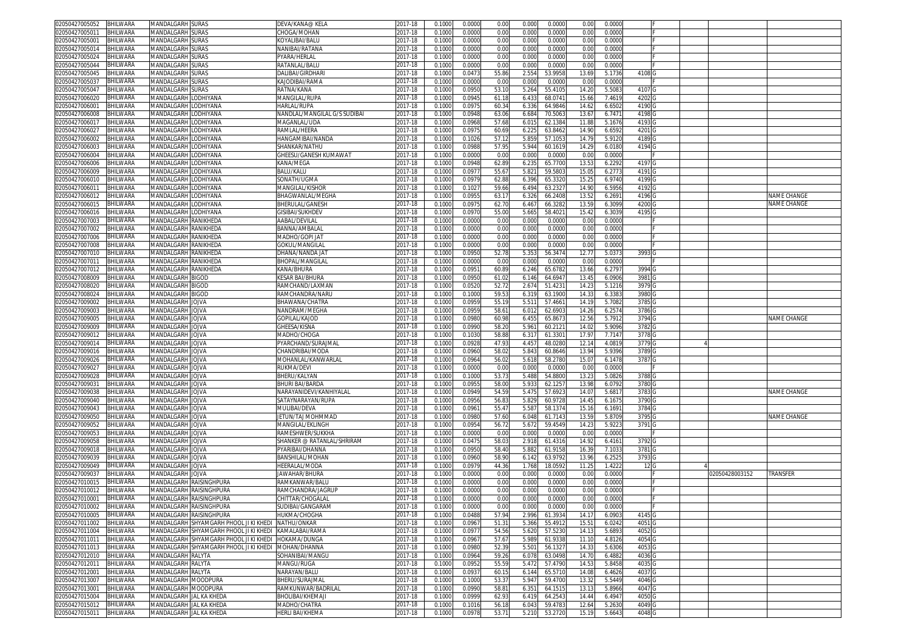| | | | | | | | | | | | | | | | | | |
|---|---|---|---|---|---|---|---|---|---|---|---|---|---|---|---|---|---|
| 02050427005052 | BHILWARA | MANDALGARH | SURAS | DEVA/KANA@ KELA | 2017-18 | 0.1000 | 0.0000 | 0.00 | 0.000 | 0.0000 | 0.00 | 0.0000 | | F | | | |
| 02050427005011 | BHILWARA | MANDALGARH | SURAS | CHOGA/MOHAN | 2017-18 | 0.1000 | 0.0000 | 0.00 | 0.000 | 0.0000 | 0.00 | 0.0000 | | F | | | |
| 02050427005001 | BHILWARA | MANDALGARH | SURAS | KOYALIBAI/BALU | 2017-18 | 0.1000 | 0.0000 | 0.00 | 0.000 | 0.0000 | 0.00 | 0.0000 | | F | | | |
| 02050427005014 | BHILWARA | MANDALGARH | SURAS | NANIBAI/RATANA | 2017-18 | 0.1000 | 0.0000 | 0.00 | 0.000 | 0.0000 | 0.00 | 0.0000 | | F | | | |
| 02050427005024 | BHILWARA | MANDALGARH | SURAS | PYARA/HERLAL | 2017-18 | 0.1000 | 0.0000 | 0.00 | 0.000 | 0.0000 | 0.00 | 0.0000 | | F | | | |
| 02050427005044 | BHILWARA | MANDALGARH | SURAS | RATANLAL/BALU | 2017-18 | 0.1000 | 0.0000 | 0.00 | 0.000 | 0.0000 | 0.00 | 0.0000 | | F | | | |
| 02050427005045 | BHILWARA | MANDALGARH | SURAS | DALIBAI/GIRDHARI | 2017-18 | 0.1000 | 0.0473 | 55.86 | 2.554 | 53.9958 | 13.69 | 5.1736 | 4108 | G | | | |
| 02050427005037 | BHILWARA | MANDALGARH | SURAS | KAJODIBAI/RAMA | 2017-18 | 0.1000 | 0.0000 | 0.00 | 0.000 | 0.0000 | 0.00 | 0.0000 | | F | | | |
| 02050427005047 | BHILWARA | MANDALGARH | SURAS | RATNA/KANA | 2017-18 | 0.1000 | 0.0950 | 53.10 | 5.264 | 55.4105 | 14.20 | 5.5083 | 4107 | G | | | |
| 02050427006020 | BHILWARA | MANDALGARH | LODHIYANA | MANGILAL/RUPA | 2017-18 | 0.1000 | 0.0945 | 61.18 | 6.433 | 68.0741 | 15.66 | 7.4619 | 4202 | G | | | |
| 02050427006001 | BHILWARA | MANDALGARH | LODHIYANA | HARLAL/RUPA | 2017-18 | 0.1000 | 0.0975 | 60.34 | 6.336 | 64.9846 | 14.62 | 6.6502 | 4190 | G | | | |
| 02050427006008 | BHILWARA | MANDALGARH | LODHIYANA | NANDLAL/MANGILAL G/S SUDIBAI | 2017-18 | 0.1000 | 0.0948 | 63.06 | 6.684 | 70.5063 | 13.67 | 6.7471 | 4198 | G | | | |
| 02050427006017 | BHILWARA | MANDALGARH | LODHIYANA | MAGANLAL/UDA | 2017-18 | 0.1000 | 0.0968 | 57.68 | 6.015 | 62.1384 | 11.88 | 5.1676 | 4193 | G | | | |
| 02050427006027 | BHILWARA | MANDALGARH | LODHIYANA | RAMLAL/HEERA | 2017-18 | 0.1000 | 0.0975 | 60.69 | 6.225 | 63.8462 | 14.90 | 6.6592 | 4201 | G | | | |
| 02050427006002 | BHILWARA | MANDALGARH | LODHIYANA | HANGAMIBAI/NANDA | 2017-18 | 0.1000 | 0.1026 | 57.12 | 5.859 | 57.1053 | 14.79 | 5.9120 | 4189 | G | | | |
| 02050427006003 | BHILWARA | MANDALGARH | LODHIYANA | SHANKAR/NATHU | 2017-18 | 0.1000 | 0.0988 | 57.95 | 5.944 | 60.1619 | 14.29 | 6.0180 | 4194 | G | | | |
| 02050427006004 | BHILWARA | MANDALGARH | LODHIYANA | GHEESU/GANESH KUMAWAT | 2017-18 | 0.1000 | 0.0000 | 0.00 | 0.000 | 0.0000 | 0.00 | 0.0000 | | F | | | |
| 02050427006006 | BHILWARA | MANDALGARH | LODHIYANA | KANA/MEGA | 2017-18 | 0.1000 | 0.0948 | 62.89 | 6.235 | 65.7700 | 13.53 | 6.2292 | 4197 | G | | | |
| 02050427006009 | BHILWARA | MANDALGARH | LODHIYANA | BALU/KALU | 2017-18 | 0.1000 | 0.0977 | 55.67 | 5.821 | 59.5803 | 15.05 | 6.2773 | 4191 | G | | | |
| 02050427006010 | BHILWARA | MANDALGARH | LODHIYANA | SONATH/UGMA | 2017-18 | 0.1000 | 0.0979 | 62.88 | 6.396 | 65.3320 | 15.25 | 6.9740 | 4199 | G | | | |
| 02050427006011 | BHILWARA | MANDALGARH | LODHIYANA | MANGILAL/KISHOR | 2017-18 | 0.1000 | 0.1027 | 59.66 | 6.494 | 63.2327 | 14.90 | 6.5956 | 4192 | G | | | |
| 02050427006012 | BHILWARA | MANDALGARH | LODHIYANA | BHAGWANLAL/MEGHA | 2017-18 | 0.1000 | 0.0955 | 63.17 | 6.326 | 66.2408 | 13.52 | 6.2691 | 4196 | G | | | NAME CHANGE |
| 02050427006015 | BHILWARA | MANDALGARH | LODHIYANA | BHERULAL/GANESH | 2017-18 | 0.1000 | 0.0975 | 62.70 | 6.467 | 66.3282 | 13.59 | 6.3099 | 4200 | G | | | NAME CHANGE |
| 02050427006016 | BHILWARA | MANDALGARH | LODHIYANA | GISIBAI/SUKHDEV | 2017-18 | 0.1000 | 0.0970 | 55.00 | 5.665 | 58.4021 | 15.42 | 6.3039 | 4195 | G | | | |
| 02050427007003 | BHILWARA | MANDALGARH | RANIKHEDA | AABAL/DEVILAL | 2017-18 | 0.1000 | 0.0000 | 0.00 | 0.000 | 0.0000 | 0.00 | 0.0000 | | F | | | |
| 02050427007002 | BHILWARA | MANDALGARH | RANIKHEDA | BANNA/AMBALAL | 2017-18 | 0.1000 | 0.0000 | 0.00 | 0.000 | 0.0000 | 0.00 | 0.0000 | | F | | | |
| 02050427007006 | BHILWARA | MANDALGARH | RANIKHEDA | MADHO/GOPI JAT | 2017-18 | 0.1000 | 0.0000 | 0.00 | 0.000 | 0.0000 | 0.00 | 0.0000 | | F | | | |
| 02050427007008 | BHILWARA | MANDALGARH | RANIKHEDA | GOKUL/MANGILAL | 2017-18 | 0.1000 | 0.0000 | 0.00 | 0.000 | 0.0000 | 0.00 | 0.0000 | | F | | | |
| 02050427007010 | BHILWARA | MANDALGARH | RANIKHEDA | DHANA/NANDA JAT | 2017-18 | 0.1000 | 0.0950 | 52.78 | 5.353 | 56.3474 | 12.77 | 5.0373 | 3993 | G | | | |
| 02050427007011 | BHILWARA | MANDALGARH | RANIKHEDA | BHOPAL/MANGILAL | 2017-18 | 0.1000 | 0.0000 | 0.00 | 0.000 | 0.0000 | 0.00 | 0.0000 | | F | | | |
| 02050427007012 | BHILWARA | MANDALGARH | RANIKHEDA | KANA/BHURA | 2017-18 | 0.1000 | 0.0951 | 60.89 | 6.246 | 65.6782 | 13.66 | 6.2797 | 3994 | G | | | |
| 02050427008009 | BHILWARA | MANDALGARH | BIGOD | KESAR BAI/BHURA | 2017-18 | 0.1000 | 0.0950 | 61.02 | 6.146 | 64.6947 | 13.45 | 6.0906 | 3981 | G | | | |
| 02050427008020 | BHILWARA | MANDALGARH | BIGOD | RAMCHAND/LAXMAN | 2017-18 | 0.1000 | 0.0520 | 52.72 | 2.674 | 51.4231 | 14.23 | 5.1216 | 3979 | G | | | |
| 02050427008024 | BHILWARA | MANDALGARH | BIGOD | RAMCHANDRA/NARU | 2017-18 | 0.1000 | 0.1000 | 59.53 | 6.319 | 63.1900 | 14.33 | 6.3383 | 3980 | G | | | |
| 02050427009002 | BHILWARA | MANDALGARH | JOJVA | BHAWANA/CHATRA | 2017-18 | 0.1000 | 0.0959 | 55.19 | 5.511 | 57.4661 | 14.19 | 5.7082 | 3785 | G | | | |
| 02050427009003 | BHILWARA | MANDALGARH | JOJVA | NANDRAM/MEGHA | 2017-18 | 0.1000 | 0.0959 | 58.61 | 6.012 | 62.6903 | 14.26 | 6.2574 | 3786 | G | | | |
| 02050427009005 | BHILWARA | MANDALGARH | JOJVA | GOPILAL/KAJOD | 2017-18 | 0.1000 | 0.0980 | 60.98 | 6.455 | 65.8673 | 12.56 | 5.7912 | 3794 | G | | | NAME CHANGE |
| 02050427009009 | BHILWARA | MANDALGARH | JOJVA | GHEESA/KISNA | 2017-18 | 0.1000 | 0.0990 | 58.20 | 5.961 | 60.2121 | 14.02 | 5.9096 | 3782 | G | | | |
| 02050427009012 | BHILWARA | MANDALGARH | JOJVA | MADHO/CHOGA | 2017-18 | 0.1000 | 0.1030 | 58.88 | 6.317 | 61.3301 | 17.97 | 7.7147 | 3778 | G | | | |
| 02050427009014 | BHILWARA | MANDALGARH | JOJVA | PYARCHAND/SURAJMAL | 2017-18 | 0.1000 | 0.0928 | 47.93 | 4.457 | 48.0280 | 12.14 | 4.0819 | 3779 | G | 4 | | |
| 02050427009016 | BHILWARA | MANDALGARH | JOJVA | CHANDRIBAI/MODA | 2017-18 | 0.1000 | 0.0960 | 58.02 | 5.843 | 60.8646 | 13.94 | 5.9396 | 3789 | G | | | |
| 02050427009026 | BHILWARA | MANDALGARH | JOJVA | MOHANLAL/KANWARLAL | 2017-18 | 0.1000 | 0.0964 | 56.02 | 5.618 | 58.2780 | 15.07 | 6.1478 | 3787 | G | | | |
| 02050427009027 | BHILWARA | MANDALGARH | JOJVA | RUKMA/DEVI | 2017-18 | 0.1000 | 0.0000 | 0.00 | 0.000 | 0.0000 | 0.00 | 0.0000 | | F | | | |
| 02050427009028 | BHILWARA | MANDALGARH | JOJVA | BHERU/KALYAN | 2017-18 | 0.1000 | 0.1000 | 53.73 | 5.488 | 54.8800 | 13.23 | 5.0826 | 3788 | G | | | |
| 02050427009031 | BHILWARA | MANDALGARH | JOJVA | BHURI BAI/BARDA | 2017-18 | 0.1000 | 0.0955 | 58.00 | 5.933 | 62.1257 | 13.98 | 6.0792 | 3780 | G | | | |
| 02050427009038 | BHILWARA | MANDALGARH | JOJVA | NARAYANIDEVI/KANHIYALAL | 2017-18 | 0.1000 | 0.0949 | 54.59 | 5.475 | 57.6923 | 14.07 | 5.6817 | 3783 | G | | | NAME CHANGE |
| 02050427009040 | BHILWARA | MANDALGARH | JOJVA | SATAYNARAYAN/RUPA | 2017-18 | 0.1000 | 0.0956 | 56.83 | 5.829 | 60.9728 | 14.45 | 6.1675 | 3790 | G | | | |
| 02050427009043 | BHILWARA | MANDALGARH | JOJVA | MULIBAI/DEVA | 2017-18 | 0.1000 | 0.0961 | 55.47 | 5.587 | 58.1374 | 15.16 | 6.1691 | 3784 | G | | | |
| 02050427009050 | BHILWARA | MANDALGARH | JOJVA | JETUN/TAJ MOHMMAD | 2017-18 | 0.1000 | 0.0980 | 57.60 | 6.048 | 61.7143 | 13.59 | 5.8709 | 3795 | G | | | NAME CHANGE |
| 02050427009052 | BHILWARA | MANDALGARH | JOJVA | MANGILAL/EKLINGH | 2017-18 | 0.1000 | 0.0954 | 56.72 | 5.672 | 59.4549 | 14.23 | 5.9223 | 3791 | G | | | |
| 02050427009053 | BHILWARA | MANDALGARH | JOJVA | RAMESHWER/SUKKHA | 2017-18 | 0.1000 | 0.0000 | 0.00 | 0.000 | 0.0000 | 0.00 | 0.0000 | | F | | | |
| 02050427009058 | BHILWARA | MANDALGARH | JOJVA | SHANKER @ RATANLAL/SHRIRAM | 2017-18 | 0.1000 | 0.0475 | 58.03 | 2.918 | 61.4316 | 14.92 | 6.4161 | 3792 | G | | | |
| 02050427009018 | BHILWARA | MANDALGARH | JOJVA | PYARIBAI/DHANNA | 2017-18 | 0.1000 | 0.0950 | 58.40 | 5.882 | 61.9158 | 16.39 | 7.1033 | 3781 | G | | | |
| 02050427009039 | BHILWARA | MANDALGARH | JOJVA | BANSHILAL/MOHAN | 2017-18 | 0.1000 | 0.0960 | 58.90 | 6.142 | 63.9792 | 13.96 | 6.2525 | 3793 | G | | | |
| 02050427009049 | BHILWARA | MANDALGARH | JOJVA | HEERALAL/MODA | 2017-18 | 0.1000 | 0.0979 | 44.36 | 1.768 | 18.0592 | 11.25 | 1.4222 | 12 | G | 4 | | |
| 02050427009037 | BHILWARA | MANDALGARH | JOJVA | JAWAHAR/BHURA | 2017-18 | 0.1000 | 0.0000 | 0.00 | 0.000 | 0.0000 | 0.00 | 0.0000 | | F | | 02050428003152 | TRANSFER |
| 02050427010015 | BHILWARA | MANDALGARH | RAISINGHPURA | RAMKANWAR/BALU | 2017-18 | 0.1000 | 0.0000 | 0.00 | 0.000 | 0.0000 | 0.00 | 0.0000 | | F | | | |
| 02050427010012 | BHILWARA | MANDALGARH | RAISINGHPURA | RAMCHANDRA/JAGRUP | 2017-18 | 0.1000 | 0.0000 | 0.00 | 0.000 | 0.0000 | 0.00 | 0.0000 | | F | | | |
| 02050427010001 | BHILWARA | MANDALGARH | RAISINGHPURA | CHITTAR/CHOGALAL | 2017-18 | 0.1000 | 0.0000 | 0.00 | 0.000 | 0.0000 | 0.00 | 0.0000 | | F | | | |
| 02050427010002 | BHILWARA | MANDALGARH | RAISINGHPURA | SUDIBAI/GANGARAM | 2017-18 | 0.1000 | 0.0000 | 0.00 | 0.000 | 0.0000 | 0.00 | 0.0000 | | F | | | |
| 02050427010005 | BHILWARA | MANDALGARH | RAISINGHPURA | HUKMA/CHOGHA | 2017-18 | 0.1000 | 0.0488 | 57.94 | 2.996 | 61.3934 | 14.17 | 6.0903 | 4145 | G | | | |
| 02050427011002 | BHILWARA | MANDALGARH | SHYAMGARH PHOOL JI KI KHEDI | NATHU/ONKAR | 2017-18 | 0.1000 | 0.0967 | 51.31 | 5.366 | 55.4912 | 15.51 | 6.0242 | 4051 | G | | | |
| 02050427011004 | BHILWARA | MANDALGARH | SHYAMGARH PHOOL JI KI KHEDI | KAMALABAI/RAMA | 2017-18 | 0.1000 | 0.0977 | 54.56 | 5.620 | 57.5230 | 14.13 | 5.6893 | 4052 | G | | | |
| 02050427011011 | BHILWARA | MANDALGARH | SHYAMGARH PHOOL JI KI KHEDI | HOKAMA/DUNGA | 2017-18 | 0.1000 | 0.0967 | 57.67 | 5.989 | 61.9338 | 11.10 | 4.8126 | 4054 | G | | | |
| 02050427011013 | BHILWARA | MANDALGARH | SHYAMGARH PHOOL JI KI KHEDI | MOHAN/DHANNA | 2017-18 | 0.1000 | 0.0980 | 52.39 | 5.501 | 56.1327 | 14.33 | 5.6306 | 4053 | G | | | |
| 02050427012010 | BHILWARA | MANDALGARH | RALYTA | SOHANIBAI/MANGU | 2017-18 | 0.1000 | 0.0964 | 59.26 | 6.078 | 63.0498 | 14.70 | 6.4882 | 4036 | G | | | |
| 02050427012011 | BHILWARA | MANDALGARH | RALYTA | MANGU/RUGA | 2017-18 | 0.1000 | 0.0952 | 55.59 | 5.472 | 57.4790 | 14.53 | 5.8458 | 4035 | G | | | |
| 02050427012001 | BHILWARA | MANDALGARH | RALYTA | NARAYAN/BALU | 2017-18 | 0.1000 | 0.0937 | 60.15 | 6.144 | 65.5710 | 14.08 | 6.4626 | 4037 | G | | | |
| 02050427013007 | BHILWARA | MANDALGARH | MOODPURA | BHERU/SURAJMAL | 2017-18 | 0.1000 | 0.1000 | 53.37 | 5.947 | 59.4700 | 13.32 | 5.5449 | 4046 | G | | | |
| 02050427013001 | BHILWARA | MANDALGARH | MOODPURA | RAMKUNWAR/BADRILAL | 2017-18 | 0.1000 | 0.0990 | 58.81 | 6.351 | 64.1515 | 13.13 | 5.8966 | 4047 | G | | | |
| 02050427015004 | BHILWARA | MANDALGARH | JAL KA KHEDA | BHOLIBAI/KHEMAJI | 2017-18 | 0.1000 | 0.0999 | 62.93 | 6.419 | 64.2543 | 14.44 | 6.4947 | 4050 | G | | | |
| 02050427015012 | BHILWARA | MANDALGARH | JAL KA KHEDA | MADHO/CHATRA | 2017-18 | 0.1000 | 0.1016 | 56.18 | 6.043 | 59.4783 | 12.64 | 5.2630 | 4049 | G | | | |
| 02050427015011 | BHILWARA | MANDALGARH | JAL KA KHEDA | HERLI BAI/KHEMA | 2017-18 | 0.1000 | 0.0978 | 53.71 | 5.210 | 53.2720 | 15.19 | 5.6643 | 4048 | G | | | |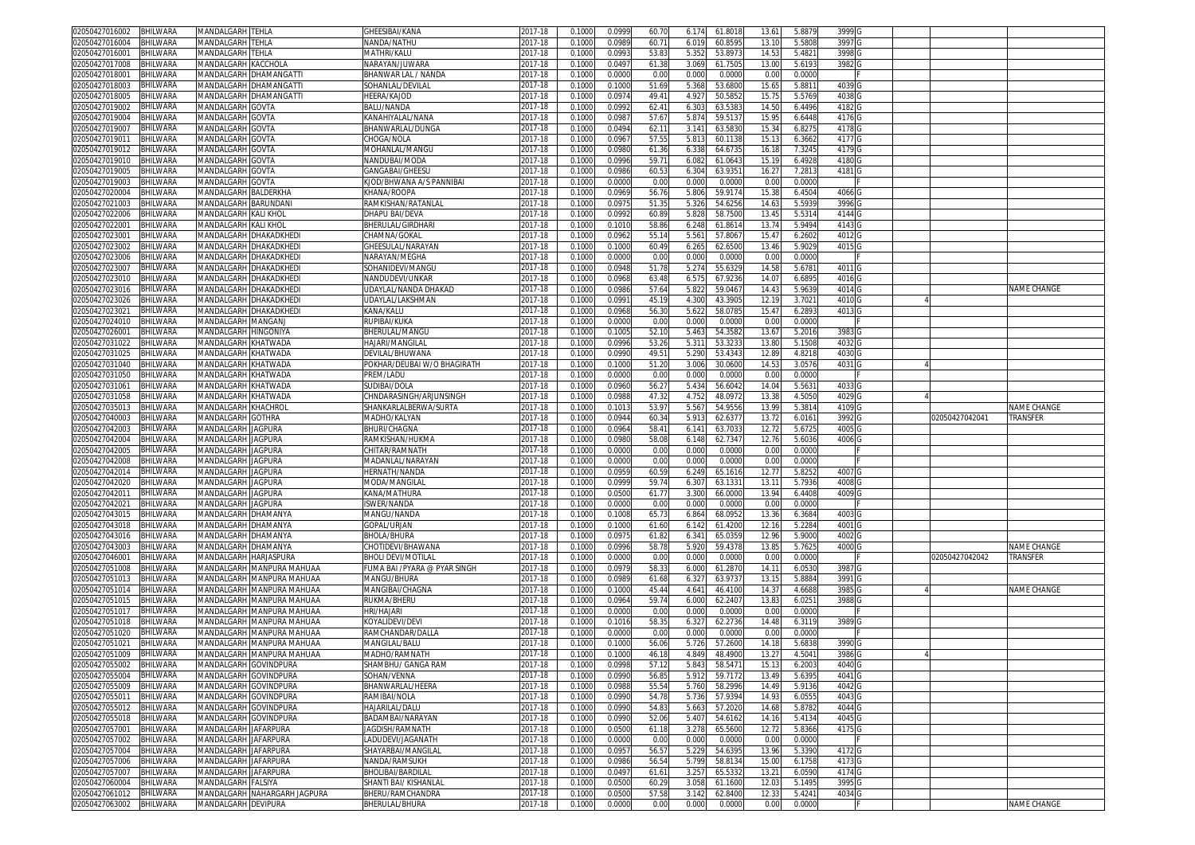| | | | | | | | | | | | | | | | | | |
|---|---|---|---|---|---|---|---|---|---|---|---|---|---|---|---|---|---|
| 02050427016002 | BHILWARA | MANDALGARH | TEHLA | GHEESIBAI/KANA | 2017-18 | 0.1000 | 0.0999 | 60.70 | 6.174 | 61.8018 | 13.61 | 5.8879 | 3999 | G | | | |
| 02050427016004 | BHILWARA | MANDALGARH | TEHLA | NANDA/NATHU | 2017-18 | 0.1000 | 0.0989 | 60.71 | 6.019 | 60.8595 | 13.10 | 5.5808 | 3997 | G | | | |
| 02050427016001 | BHILWARA | MANDALGARH | TEHLA | MATHRI/KALU | 2017-18 | 0.1000 | 0.0993 | 53.83 | 5.352 | 53.8973 | 14.53 | 5.4821 | 3998 | G | | | |
| 02050427017008 | BHILWARA | MANDALGARH | KACCHOLA | NARAYAN/JUWARA | 2017-18 | 0.1000 | 0.0497 | 61.38 | 3.069 | 61.7505 | 13.00 | 5.6193 | 3982 | G | | | |
| 02050427018001 | BHILWARA | MANDALGARH | DHAMANGATTI | BHANWAR LAL / NANDA | 2017-18 | 0.1000 | 0.0000 | 0.00 | 0.000 | 0.0000 | 0.00 | 0.0000 | | F | | | |
| 02050427018003 | BHILWARA | MANDALGARH | DHAMANGATTI | SOHANLAL/DEVILAL | 2017-18 | 0.1000 | 0.1000 | 51.69 | 5.368 | 53.6800 | 15.65 | 5.8811 | 4039 | G | | | |
| 02050427018005 | BHILWARA | MANDALGARH | DHAMANGATTI | HEERA/KAJOD | 2017-18 | 0.1000 | 0.0974 | 49.41 | 4.927 | 50.5852 | 15.75 | 5.5769 | 4038 | G | | | |
| 02050427019002 | BHILWARA | MANDALGARH | GOVTA | BALU/NANDA | 2017-18 | 0.1000 | 0.0992 | 62.41 | 6.303 | 63.5383 | 14.50 | 6.4496 | 4182 | G | | | |
| 02050427019004 | BHILWARA | MANDALGARH | GOVTA | KANAHIYALAL/NANA | 2017-18 | 0.1000 | 0.0987 | 57.67 | 5.874 | 59.5137 | 15.95 | 6.6448 | 4176 | G | | | |
| 02050427019007 | BHILWARA | MANDALGARH | GOVTA | BHANWARLAL/DUNGA | 2017-18 | 0.1000 | 0.0494 | 62.11 | 3.141 | 63.5830 | 15.34 | 6.8275 | 4178 | G | | | |
| 02050427019011 | BHILWARA | MANDALGARH | GOVTA | CHOGA/NOLA | 2017-18 | 0.1000 | 0.0967 | 57.55 | 5.813 | 60.1138 | 15.13 | 6.3662 | 4177 | G | | | |
| 02050427019012 | BHILWARA | MANDALGARH | GOVTA | MOHANLAL/MANGU | 2017-18 | 0.1000 | 0.0980 | 61.36 | 6.338 | 64.6735 | 16.18 | 7.3245 | 4179 | G | | | |
| 02050427019010 | BHILWARA | MANDALGARH | GOVTA | NANDUBAI/MODA | 2017-18 | 0.1000 | 0.0996 | 59.71 | 6.082 | 61.0643 | 15.19 | 6.4928 | 4180 | G | | | |
| 02050427019005 | BHILWARA | MANDALGARH | GOVTA | GANGABAI/GHEESU | 2017-18 | 0.1000 | 0.0986 | 60.53 | 6.304 | 63.9351 | 16.27 | 7.2813 | 4181 | G | | | |
| 02050427019003 | BHILWARA | MANDALGARH | GOVTA | KJOD/BHWANA A/S PANNIBAI | 2017-18 | 0.1000 | 0.0000 | 0.00 | 0.000 | 0.0000 | 0.00 | 0.0000 | | F | | | |
| 02050427020004 | BHILWARA | MANDALGARH | BALDERKHA | KHANA/ROOPA | 2017-18 | 0.1000 | 0.0969 | 56.76 | 5.806 | 59.9174 | 15.38 | 6.4504 | 4066 | G | | | |
| 02050427021003 | BHILWARA | MANDALGARH | BARUNDANI | RAMKISHAN/RATANLAL | 2017-18 | 0.1000 | 0.0975 | 51.35 | 5.326 | 54.6256 | 14.63 | 5.5939 | 3996 | G | | | |
| 02050427022006 | BHILWARA | MANDALGARH | KALI KHOL | DHAPU BAI/DEVA | 2017-18 | 0.1000 | 0.0992 | 60.89 | 5.828 | 58.7500 | 13.45 | 5.5314 | 4144 | G | | | |
| 02050427022001 | BHILWARA | MANDALGARH | KALI KHOL | BHERULAL/GIRDHARI | 2017-18 | 0.1000 | 0.1010 | 58.86 | 6.248 | 61.8614 | 13.74 | 5.9494 | 4143 | G | | | |
| 02050427023001 | BHILWARA | MANDALGARH | DHAKADKHEDI | CHAMNA/GOKAL | 2017-18 | 0.1000 | 0.0962 | 55.14 | 5.561 | 57.8067 | 15.47 | 6.2602 | 4012 | G | | | |
| 02050427023002 | BHILWARA | MANDALGARH | DHAKADKHEDI | GHEESULAL/NARAYAN | 2017-18 | 0.1000 | 0.1000 | 60.49 | 6.265 | 62.6500 | 13.46 | 5.9029 | 4015 | G | | | |
| 02050427023006 | BHILWARA | MANDALGARH | DHAKADKHEDI | NARAYAN/MEGHA | 2017-18 | 0.1000 | 0.0000 | 0.00 | 0.000 | 0.0000 | 0.00 | 0.0000 | | F | | | |
| 02050427023007 | BHILWARA | MANDALGARH | DHAKADKHEDI | SOHANIDEVI/MANGU | 2017-18 | 0.1000 | 0.0948 | 51.78 | 5.274 | 55.6329 | 14.58 | 5.6781 | 4011 | G | | | |
| 02050427023010 | BHILWARA | MANDALGARH | DHAKADKHEDI | NANDUDEVI/UNKAR | 2017-18 | 0.1000 | 0.0968 | 63.48 | 6.575 | 67.9236 | 14.07 | 6.6895 | 4016 | G | | | |
| 02050427023016 | BHILWARA | MANDALGARH | DHAKADKHEDI | UDAYLAL/NANDA DHAKAD | 2017-18 | 0.1000 | 0.0986 | 57.64 | 5.822 | 59.0467 | 14.43 | 5.9639 | 4014 | G | | | NAME CHANGE |
| 02050427023026 | BHILWARA | MANDALGARH | DHAKADKHEDI | UDAYLAL/LAKSHMAN | 2017-18 | 0.1000 | 0.0991 | 45.19 | 4.300 | 43.3905 | 12.19 | 3.7021 | 4010 | G | 4 | | |
| 02050427023021 | BHILWARA | MANDALGARH | DHAKADKHEDI | KANA/KALU | 2017-18 | 0.1000 | 0.0968 | 56.30 | 5.622 | 58.0785 | 15.47 | 6.2893 | 4013 | G | | | |
| 02050427024010 | BHILWARA | MANDALGARH | MANGANJ | RUPIBAI/KUKA | 2017-18 | 0.1000 | 0.0000 | 0.00 | 0.000 | 0.0000 | 0.00 | 0.0000 | | F | | | |
| 02050427026001 | BHILWARA | MANDALGARH | HINGONIYA | BHERULAL/MANGU | 2017-18 | 0.1000 | 0.1005 | 52.10 | 5.463 | 54.3582 | 13.67 | 5.2016 | 3983 | G | | | |
| 02050427031022 | BHILWARA | MANDALGARH | KHATWADA | HAJARI/MANGILAL | 2017-18 | 0.1000 | 0.0996 | 53.26 | 5.311 | 53.3233 | 13.80 | 5.1508 | 4032 | G | | | |
| 02050427031025 | BHILWARA | MANDALGARH | KHATWADA | DEVILAL/BHUWANA | 2017-18 | 0.1000 | 0.0990 | 49.51 | 5.290 | 53.4343 | 12.89 | 4.8218 | 4030 | G | | | |
| 02050427031040 | BHILWARA | MANDALGARH | KHATWADA | POKHAR/DEUBAI W/O BHAGIRATH | 2017-18 | 0.1000 | 0.1000 | 51.20 | 3.006 | 30.0600 | 14.53 | 3.0576 | 4031 | G | 4 | | |
| 02050427031050 | BHILWARA | MANDALGARH | KHATWADA | PREM/LADU | 2017-18 | 0.1000 | 0.0000 | 0.00 | 0.000 | 0.0000 | 0.00 | 0.0000 | | F | | | |
| 02050427031061 | BHILWARA | MANDALGARH | KHATWADA | SUDIBAI/DOLA | 2017-18 | 0.1000 | 0.0960 | 56.27 | 5.434 | 56.6042 | 14.04 | 5.5631 | 4033 | G | | | |
| 02050427031058 | BHILWARA | MANDALGARH | KHATWADA | CHNDARASINGH/ARJUNSINGH | 2017-18 | 0.1000 | 0.0988 | 47.32 | 4.752 | 48.0972 | 13.38 | 4.5050 | 4029 | G | 4 | | |
| 02050427035013 | BHILWARA | MANDALGARH | KHACHROL | SHANKARLALBERWA/SURTA | 2017-18 | 0.1000 | 0.1013 | 53.97 | 5.567 | 54.9556 | 13.99 | 5.3814 | 4109 | G | | | NAME CHANGE |
| 02050427040003 | BHILWARA | MANDALGARH | GOTHRA | MADHO/KALYAN | 2017-18 | 0.1000 | 0.0944 | 60.34 | 5.913 | 62.6377 | 13.72 | 6.0161 | 3992 | G | | 02050427042041 | TRANSFER |
| 02050427042003 | BHILWARA | MANDALGARH | JAGPURA | BHURI/CHAGNA | 2017-18 | 0.1000 | 0.0964 | 58.41 | 6.141 | 63.7033 | 12.72 | 5.6725 | 4005 | G | | | |
| 02050427042004 | BHILWARA | MANDALGARH | JAGPURA | RAMKISHAN/HUKMA | 2017-18 | 0.1000 | 0.0980 | 58.08 | 6.148 | 62.7347 | 12.76 | 5.6036 | 4006 | G | | | |
| 02050427042005 | BHILWARA | MANDALGARH | JAGPURA | CHITAR/RAMNATH | 2017-18 | 0.1000 | 0.0000 | 0.00 | 0.000 | 0.0000 | 0.00 | 0.0000 | | F | | | |
| 02050427042008 | BHILWARA | MANDALGARH | JAGPURA | MADANLAL/NARAYAN | 2017-18 | 0.1000 | 0.0000 | 0.00 | 0.000 | 0.0000 | 0.00 | 0.0000 | | F | | | |
| 02050427042014 | BHILWARA | MANDALGARH | JAGPURA | HERNATH/NANDA | 2017-18 | 0.1000 | 0.0959 | 60.59 | 6.249 | 65.1616 | 12.77 | 5.8252 | 4007 | G | | | |
| 02050427042020 | BHILWARA | MANDALGARH | JAGPURA | MODA/MANGILAL | 2017-18 | 0.1000 | 0.0999 | 59.74 | 6.307 | 63.1331 | 13.11 | 5.7936 | 4008 | G | | | |
| 02050427042011 | BHILWARA | MANDALGARH | JAGPURA | KANA/MATHURA | 2017-18 | 0.1000 | 0.0500 | 61.77 | 3.300 | 66.0000 | 13.94 | 6.4408 | 4009 | G | | | |
| 02050427042021 | BHILWARA | MANDALGARH | JAGPURA | ISWER/NANDA | 2017-18 | 0.1000 | 0.0000 | 0.00 | 0.000 | 0.0000 | 0.00 | 0.0000 | | F | | | |
| 02050427043015 | BHILWARA | MANDALGARH | DHAMANYA | MANGU/NANDA | 2017-18 | 0.1000 | 0.1008 | 65.73 | 6.864 | 68.0952 | 13.36 | 6.3684 | 4003 | G | | | |
| 02050427043018 | BHILWARA | MANDALGARH | DHAMANYA | GOPAL/URJAN | 2017-18 | 0.1000 | 0.1000 | 61.60 | 6.142 | 61.4200 | 12.16 | 5.2284 | 4001 | G | | | |
| 02050427043016 | BHILWARA | MANDALGARH | DHAMANYA | BHOLA/BHURA | 2017-18 | 0.1000 | 0.0975 | 61.82 | 6.341 | 65.0359 | 12.96 | 5.9000 | 4002 | G | | | |
| 02050427043003 | BHILWARA | MANDALGARH | DHAMANYA | CHOTIDEVI/BHAWANA | 2017-18 | 0.1000 | 0.0996 | 58.78 | 5.920 | 59.4378 | 13.85 | 5.7625 | 4000 | G | | | NAME CHANGE |
| 02050427046001 | BHILWARA | MANDALGARH | HARJASPURA | BHOLI DEVI/MOTILAL | 2017-18 | 0.1000 | 0.0000 | 0.00 | 0.000 | 0.0000 | 0.00 | 0.0000 | | F | | 02050427042042 | TRANSFER |
| 02050427051008 | BHILWARA | MANDALGARH | MANPURA MAHUAA | FUMA BAI /PYARA @ PYAR SINGH | 2017-18 | 0.1000 | 0.0979 | 58.33 | 6.000 | 61.2870 | 14.11 | 6.0530 | 3987 | G | | | |
| 02050427051013 | BHILWARA | MANDALGARH | MANPURA MAHUAA | MANGU/BHURA | 2017-18 | 0.1000 | 0.0989 | 61.68 | 6.327 | 63.9737 | 13.15 | 5.8884 | 3991 | G | | | |
| 02050427051014 | BHILWARA | MANDALGARH | MANPURA MAHUAA | MANGIBAI/CHAGNA | 2017-18 | 0.1000 | 0.1000 | 45.44 | 4.641 | 46.4100 | 14.37 | 4.6688 | 3985 | G | 4 | | NAME CHANGE |
| 02050427051015 | BHILWARA | MANDALGARH | MANPURA MAHUAA | RUKMA/BHERU | 2017-18 | 0.1000 | 0.0964 | 59.74 | 6.000 | 62.2407 | 13.83 | 6.0251 | 3988 | G | | | |
| 02050427051017 | BHILWARA | MANDALGARH | MANPURA MAHUAA | HRI/HAJARI | 2017-18 | 0.1000 | 0.0000 | 0.00 | 0.000 | 0.0000 | 0.00 | 0.0000 | | F | | | |
| 02050427051018 | BHILWARA | MANDALGARH | MANPURA MAHUAA | KOYALIDEVI/DEVI | 2017-18 | 0.1000 | 0.1016 | 58.35 | 6.327 | 62.2736 | 14.48 | 6.3119 | 3989 | G | | | |
| 02050427051020 | BHILWARA | MANDALGARH | MANPURA MAHUAA | RAMCHANDAR/DALLA | 2017-18 | 0.1000 | 0.0000 | 0.00 | 0.000 | 0.0000 | 0.00 | 0.0000 | | F | | | |
| 02050427051021 | BHILWARA | MANDALGARH | MANPURA MAHUAA | MANGILAL/BALU | 2017-18 | 0.1000 | 0.1000 | 56.06 | 5.726 | 57.2600 | 14.18 | 5.6838 | 3990 | G | | | |
| 02050427051009 | BHILWARA | MANDALGARH | MANPURA MAHUAA | MADHO/RAMNATH | 2017-18 | 0.1000 | 0.1000 | 46.18 | 4.849 | 48.4900 | 13.27 | 4.5041 | 3986 | G | 4 | | |
| 02050427055002 | BHILWARA | MANDALGARH | GOVINDPURA | SHAMBHU/ GANGA RAM | 2017-18 | 0.1000 | 0.0998 | 57.12 | 5.843 | 58.5471 | 15.13 | 6.2003 | 4040 | G | | | |
| 02050427055004 | BHILWARA | MANDALGARH | GOVINDPURA | SOHAN/VENNA | 2017-18 | 0.1000 | 0.0990 | 56.85 | 5.912 | 59.7172 | 13.49 | 5.6395 | 4041 | G | | | |
| 02050427055009 | BHILWARA | MANDALGARH | GOVINDPURA | BHANWARLAL/HEERA | 2017-18 | 0.1000 | 0.0988 | 55.54 | 5.760 | 58.2996 | 14.49 | 5.9136 | 4042 | G | | | |
| 02050427055011 | BHILWARA | MANDALGARH | GOVINDPURA | RAMIBAI/NOLA | 2017-18 | 0.1000 | 0.0990 | 54.78 | 5.736 | 57.9394 | 14.93 | 6.0555 | 4043 | G | | | |
| 02050427055012 | BHILWARA | MANDALGARH | GOVINDPURA | HAJARILAL/DALU | 2017-18 | 0.1000 | 0.0990 | 54.83 | 5.663 | 57.2020 | 14.68 | 5.8782 | 4044 | G | | | |
| 02050427055018 | BHILWARA | MANDALGARH | GOVINDPURA | BADAMBAI/NARAYAN | 2017-18 | 0.1000 | 0.0990 | 52.06 | 5.407 | 54.6162 | 14.16 | 5.4134 | 4045 | G | | | |
| 02050427057001 | BHILWARA | MANDALGARH | JAFARPURA | JAGDISH/RAMNATH | 2017-18 | 0.1000 | 0.0500 | 61.18 | 3.278 | 65.5600 | 12.72 | 5.8366 | 4175 | G | | | |
| 02050427057002 | BHILWARA | MANDALGARH | JAFARPURA | LADUDEVI/JAGANATH | 2017-18 | 0.1000 | 0.0000 | 0.00 | 0.000 | 0.0000 | 0.00 | 0.0000 | | F | | | |
| 02050427057004 | BHILWARA | MANDALGARH | JAFARPURA | SHAYARBAI/MANGILAL | 2017-18 | 0.1000 | 0.0957 | 56.57 | 5.229 | 54.6395 | 13.96 | 5.3390 | 4172 | G | | | |
| 02050427057006 | BHILWARA | MANDALGARH | JAFARPURA | NANDA/RAMSUKH | 2017-18 | 0.1000 | 0.0986 | 56.54 | 5.799 | 58.8134 | 15.00 | 6.1758 | 4173 | G | | | |
| 02050427057007 | BHILWARA | MANDALGARH | JAFARPURA | BHOLIBAI/BARDILAL | 2017-18 | 0.1000 | 0.0497 | 61.61 | 3.257 | 65.5332 | 13.21 | 6.0590 | 4174 | G | | | |
| 02050427060004 | BHILWARA | MANDALGARH | FALSIYA | SHANTI BAI/ KISHANLAL | 2017-18 | 0.1000 | 0.0500 | 60.29 | 3.058 | 61.1600 | 12.03 | 5.1495 | 3995 | G | | | |
| 02050427061012 | BHILWARA | MANDALGARH | NAHARGARH JAGPURA | BHERU/RAMCHANDRA | 2017-18 | 0.1000 | 0.0500 | 57.58 | 3.142 | 62.8400 | 12.33 | 5.4241 | 4034 | G | | | |
| 02050427063002 | BHILWARA | MANDALGARH | DEVIPURA | BHERULAL/BHURA | 2017-18 | 0.1000 | 0.0000 | 0.00 | 0.000 | 0.0000 | 0.00 | 0.0000 | | F | | | NAME CHANGE |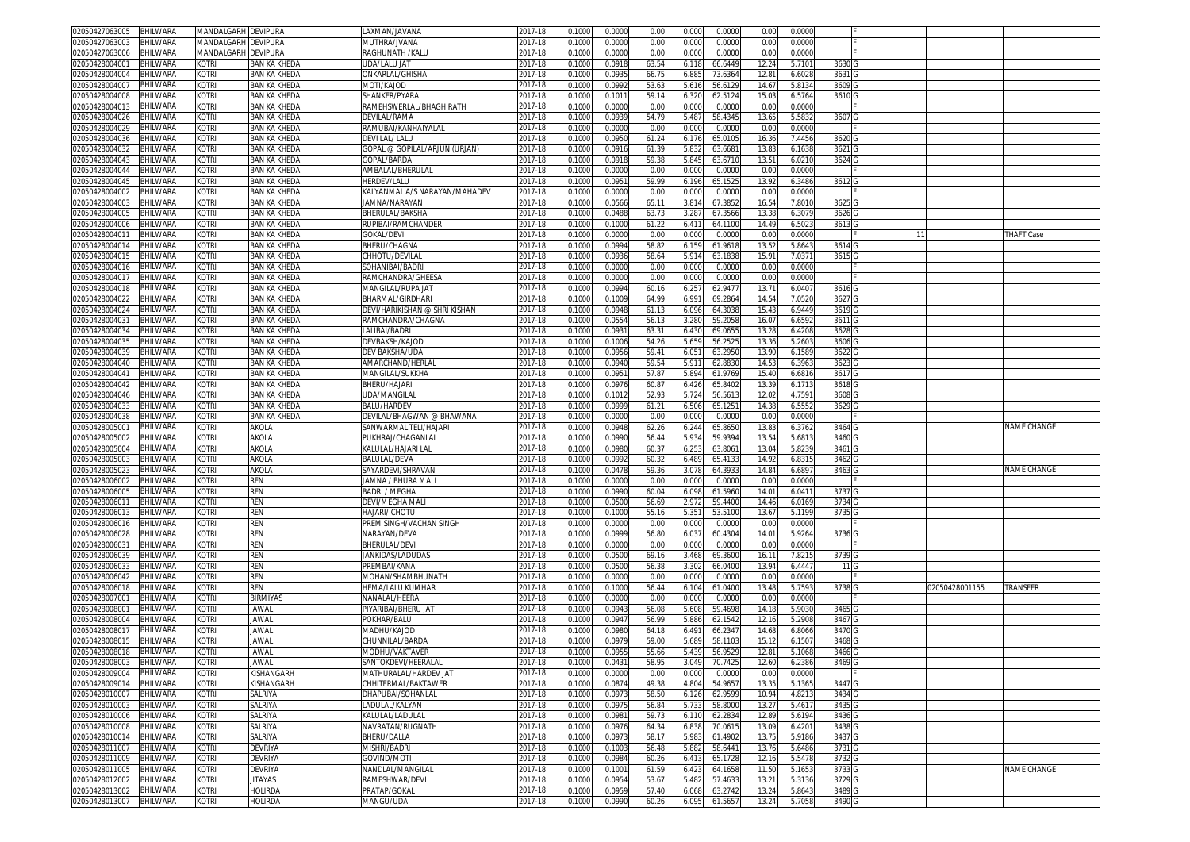| | | | | | | | | | | | | | | | | | | |
|---|---|---|---|---|---|---|---|---|---|---|---|---|---|---|---|---|---|---|
| 02050427063005 | BHILWARA | MANDALGARH | DEVIPURA | LAXMAN/JAVANA | 2017-18 | 0.1000 | 0.0000 | 0.00 | 0.000 | 0.0000 | 0.00 | 0.0000 | | F | | | | |
| 02050427063003 | BHILWARA | MANDALGARH | DEVIPURA | MUTHRA/JVANA | 2017-18 | 0.1000 | 0.0000 | 0.00 | 0.000 | 0.0000 | 0.00 | 0.0000 | | F | | | | |
| 02050427063006 | BHILWARA | MANDALGARH | DEVIPURA | RAGHUNATH /KALU | 2017-18 | 0.1000 | 0.0000 | 0.00 | 0.000 | 0.0000 | 0.00 | 0.0000 | | F | | | | |
| 02050428004001 | BHILWARA | KOTRI | BAN KA KHEDA | UDA/LALU JAT | 2017-18 | 0.1000 | 0.0918 | 63.54 | 6.118 | 66.6449 | 12.24 | 5.7101 | 3630 | G | | | | |
| 02050428004004 | BHILWARA | KOTRI | BAN KA KHEDA | ONKARLAL/GHISHA | 2017-18 | 0.1000 | 0.0935 | 66.75 | 6.885 | 73.6364 | 12.81 | 6.6028 | 3631 | G | | | | |
| 02050428004007 | BHILWARA | KOTRI | BAN KA KHEDA | MOTI/KAJOD | 2017-18 | 0.1000 | 0.0992 | 53.63 | 5.616 | 56.6129 | 14.67 | 5.8134 | 3609 | G | | | | |
| 02050428004008 | BHILWARA | KOTRI | BAN KA KHEDA | SHANKER/PYARA | 2017-18 | 0.1000 | 0.1011 | 59.14 | 6.320 | 62.5124 | 15.03 | 6.5764 | 3610 | G | | | | |
| 02050428004013 | BHILWARA | KOTRI | BAN KA KHEDA | RAMEHSWERLAL/BHAGHIRATH | 2017-18 | 0.1000 | 0.0000 | 0.00 | 0.000 | 0.0000 | 0.00 | 0.0000 | | F | | | | |
| 02050428004026 | BHILWARA | KOTRI | BAN KA KHEDA | DEVILAL/RAMA | 2017-18 | 0.1000 | 0.0939 | 54.79 | 5.487 | 58.4345 | 13.65 | 5.5832 | 3607 | G | | | | |
| 02050428004029 | BHILWARA | KOTRI | BAN KA KHEDA | RAMUBAI/KANHAIYALAL | 2017-18 | 0.1000 | 0.0000 | 0.00 | 0.000 | 0.0000 | 0.00 | 0.0000 | | F | | | | |
| 02050428004036 | BHILWARA | KOTRI | BAN KA KHEDA | DEVI LAL/ LALU | 2017-18 | 0.1000 | 0.0950 | 61.24 | 6.176 | 65.0105 | 16.36 | 7.4456 | 3620 | G | | | | |
| 02050428004032 | BHILWARA | KOTRI | BAN KA KHEDA | GOPAL @ GOPILAL/ARJUN (URJAN) | 2017-18 | 0.1000 | 0.0916 | 61.39 | 5.832 | 63.6681 | 13.83 | 6.1638 | 3621 | G | | | | |
| 02050428004043 | BHILWARA | KOTRI | BAN KA KHEDA | GOPAL/BARDA | 2017-18 | 0.1000 | 0.0918 | 59.38 | 5.845 | 63.6710 | 13.51 | 6.0210 | 3624 | G | | | | |
| 02050428004044 | BHILWARA | KOTRI | BAN KA KHEDA | AMBALAL/BHERULAL | 2017-18 | 0.1000 | 0.0000 | 0.00 | 0.000 | 0.0000 | 0.00 | 0.0000 | | F | | | | |
| 02050428004045 | BHILWARA | KOTRI | BAN KA KHEDA | HERDEV/LALU | 2017-18 | 0.1000 | 0.0951 | 59.99 | 6.196 | 65.1525 | 13.92 | 6.3486 | 3612 | G | | | | |
| 02050428004002 | BHILWARA | KOTRI | BAN KA KHEDA | KALYANMAL A/S NARAYAN/MAHADEV | 2017-18 | 0.1000 | 0.0000 | 0.00 | 0.000 | 0.0000 | 0.00 | 0.0000 | | F | | | | |
| 02050428004003 | BHILWARA | KOTRI | BAN KA KHEDA | JAMNA/NARAYAN | 2017-18 | 0.1000 | 0.0566 | 65.11 | 3.814 | 67.3852 | 16.54 | 7.8010 | 3625 | G | | | | |
| 02050428004005 | BHILWARA | KOTRI | BAN KA KHEDA | BHERULAL/BAKSHA | 2017-18 | 0.1000 | 0.0488 | 63.73 | 3.287 | 67.3566 | 13.38 | 6.3079 | 3626 | G | | | | |
| 02050428004006 | BHILWARA | KOTRI | BAN KA KHEDA | RUPIBAI/RAMCHANDER | 2017-18 | 0.1000 | 0.1000 | 61.22 | 6.411 | 64.1100 | 14.49 | 6.5023 | 3613 | G | | | | |
| 02050428004011 | BHILWARA | KOTRI | BAN KA KHEDA | GOKAL/DEVI | 2017-18 | 0.1000 | 0.0000 | 0.00 | 0.000 | 0.0000 | 0.00 | 0.0000 | | F | | 11 | | THAFT Case |
| 02050428004014 | BHILWARA | KOTRI | BAN KA KHEDA | BHERU/CHAGNA | 2017-18 | 0.1000 | 0.0994 | 58.82 | 6.159 | 61.9618 | 13.52 | 5.8643 | 3614 | G | | | | |
| 02050428004015 | BHILWARA | KOTRI | BAN KA KHEDA | CHHOTU/DEVILAL | 2017-18 | 0.1000 | 0.0936 | 58.64 | 5.914 | 63.1838 | 15.91 | 7.0371 | 3615 | G | | | | |
| 02050428004016 | BHILWARA | KOTRI | BAN KA KHEDA | SOHANIBAI/BADRI | 2017-18 | 0.1000 | 0.0000 | 0.00 | 0.000 | 0.0000 | 0.00 | 0.0000 | | F | | | | |
| 02050428004017 | BHILWARA | KOTRI | BAN KA KHEDA | RAMCHANDRA/GHEESA | 2017-18 | 0.1000 | 0.0000 | 0.00 | 0.000 | 0.0000 | 0.00 | 0.0000 | | F | | | | |
| 02050428004018 | BHILWARA | KOTRI | BAN KA KHEDA | MANGILAL/RUPA JAT | 2017-18 | 0.1000 | 0.0994 | 60.16 | 6.257 | 62.9477 | 13.71 | 6.0407 | 3616 | G | | | | |
| 02050428004022 | BHILWARA | KOTRI | BAN KA KHEDA | BHARMAL/GIRDHARI | 2017-18 | 0.1000 | 0.1009 | 64.99 | 6.991 | 69.2864 | 14.54 | 7.0520 | 3627 | G | | | | |
| 02050428004024 | BHILWARA | KOTRI | BAN KA KHEDA | DEVI/HARIKISHAN @ SHRI KISHAN | 2017-18 | 0.1000 | 0.0948 | 61.13 | 6.096 | 64.3038 | 15.43 | 6.9449 | 3619 | G | | | | |
| 02050428004031 | BHILWARA | KOTRI | BAN KA KHEDA | RAMCHANDRA/CHAGNA | 2017-18 | 0.1000 | 0.0554 | 56.13 | 3.280 | 59.2058 | 16.07 | 6.6592 | 3611 | G | | | | |
| 02050428004034 | BHILWARA | KOTRI | BAN KA KHEDA | LALIBAI/BADRI | 2017-18 | 0.1000 | 0.0931 | 63.31 | 6.430 | 69.0655 | 13.28 | 6.4208 | 3628 | G | | | | |
| 02050428004035 | BHILWARA | KOTRI | BAN KA KHEDA | DEVBAKSH/KAJOD | 2017-18 | 0.1000 | 0.1006 | 54.26 | 5.659 | 56.2525 | 13.36 | 5.2603 | 3606 | G | | | | |
| 02050428004039 | BHILWARA | KOTRI | BAN KA KHEDA | DEV BAKSHA/UDA | 2017-18 | 0.1000 | 0.0956 | 59.41 | 6.051 | 63.2950 | 13.90 | 6.1589 | 3622 | G | | | | |
| 02050428004040 | BHILWARA | KOTRI | BAN KA KHEDA | AMARCHAND/HERLAL | 2017-18 | 0.1000 | 0.0940 | 59.54 | 5.911 | 62.8830 | 14.53 | 6.3963 | 3623 | G | | | | |
| 02050428004041 | BHILWARA | KOTRI | BAN KA KHEDA | MANGILAL/SUKKHA | 2017-18 | 0.1000 | 0.0951 | 57.87 | 5.894 | 61.9769 | 15.40 | 6.6816 | 3617 | G | | | | |
| 02050428004042 | BHILWARA | KOTRI | BAN KA KHEDA | BHERU/HAJARI | 2017-18 | 0.1000 | 0.0976 | 60.87 | 6.426 | 65.8402 | 13.39 | 6.1713 | 3618 | G | | | | |
| 02050428004046 | BHILWARA | KOTRI | BAN KA KHEDA | UDA/MANGILAL | 2017-18 | 0.1000 | 0.1012 | 52.93 | 5.724 | 56.5613 | 12.02 | 4.7591 | 3608 | G | | | | |
| 02050428004033 | BHILWARA | KOTRI | BAN KA KHEDA | BALU/HARDEV | 2017-18 | 0.1000 | 0.0999 | 61.21 | 6.506 | 65.1251 | 14.38 | 6.5552 | 3629 | G | | | | |
| 02050428004038 | BHILWARA | KOTRI | BAN KA KHEDA | DEVILAL/BHAGWAN @ BHAWANA | 2017-18 | 0.1000 | 0.0000 | 0.00 | 0.000 | 0.0000 | 0.00 | 0.0000 | | F | | | | |
| 02050428005001 | BHILWARA | KOTRI | AKOLA | SANWARMAL TELI/HAJARI | 2017-18 | 0.1000 | 0.0948 | 62.26 | 6.244 | 65.8650 | 13.83 | 6.3762 | 3464 | G | | | | NAME CHANGE |
| 02050428005002 | BHILWARA | KOTRI | AKOLA | PUKHRAJ/CHAGANLAL | 2017-18 | 0.1000 | 0.0990 | 56.44 | 5.934 | 59.9394 | 13.54 | 5.6813 | 3460 | G | | | | |
| 02050428005004 | BHILWARA | KOTRI | AKOLA | KALULAL/HAJARI LAL | 2017-18 | 0.1000 | 0.0980 | 60.37 | 6.253 | 63.8061 | 13.04 | 5.8239 | 3461 | G | | | | |
| 02050428005003 | BHILWARA | KOTRI | AKOLA | BALULAL/DEVA | 2017-18 | 0.1000 | 0.0992 | 60.32 | 6.489 | 65.4133 | 14.92 | 6.8315 | 3462 | G | | | | |
| 02050428005023 | BHILWARA | KOTRI | AKOLA | SAYARDEVI/SHRAVAN | 2017-18 | 0.1000 | 0.0478 | 59.36 | 3.078 | 64.3933 | 14.84 | 6.6897 | 3463 | G | | | | NAME CHANGE |
| 02050428006002 | BHILWARA | KOTRI | REN | JAMNA / BHURA MALI | 2017-18 | 0.1000 | 0.0000 | 0.00 | 0.000 | 0.0000 | 0.00 | 0.0000 | | F | | | | |
| 02050428006005 | BHILWARA | KOTRI | REN | BADRI / MEGHA | 2017-18 | 0.1000 | 0.0990 | 60.04 | 6.098 | 61.5960 | 14.01 | 6.0411 | 3737 | G | | | | |
| 02050428006011 | BHILWARA | KOTRI | REN | DEVI/MEGHA MALI | 2017-18 | 0.1000 | 0.0500 | 56.69 | 2.972 | 59.4400 | 14.46 | 6.0169 | 3734 | G | | | | |
| 02050428006013 | BHILWARA | KOTRI | REN | HAJARI/ CHOTU | 2017-18 | 0.1000 | 0.1000 | 55.16 | 5.351 | 53.5100 | 13.67 | 5.1199 | 3735 | G | | | | |
| 02050428006016 | BHILWARA | KOTRI | REN | PREM SINGH/VACHAN SINGH | 2017-18 | 0.1000 | 0.0000 | 0.00 | 0.000 | 0.0000 | 0.00 | 0.0000 | | F | | | | |
| 02050428006028 | BHILWARA | KOTRI | REN | NARAYAN/DEVA | 2017-18 | 0.1000 | 0.0999 | 56.80 | 6.037 | 60.4304 | 14.01 | 5.9264 | 3736 | G | | | | |
| 02050428006031 | BHILWARA | KOTRI | REN | BHERULAL/DEVI | 2017-18 | 0.1000 | 0.0000 | 0.00 | 0.000 | 0.0000 | 0.00 | 0.0000 | | F | | | | |
| 02050428006039 | BHILWARA | KOTRI | REN | JANKIDAS/LADUDAS | 2017-18 | 0.1000 | 0.0500 | 69.16 | 3.468 | 69.3600 | 16.11 | 7.8215 | 3739 | G | | | | |
| 02050428006033 | BHILWARA | KOTRI | REN | PREMBAI/KANA | 2017-18 | 0.1000 | 0.0500 | 56.38 | 3.302 | 66.0400 | 13.94 | 6.4447 | 11 | G | | | | |
| 02050428006042 | BHILWARA | KOTRI | REN | MOHAN/SHAMBHUNATH | 2017-18 | 0.1000 | 0.0000 | 0.00 | 0.000 | 0.0000 | 0.00 | 0.0000 | | F | | | | |
| 02050428006018 | BHILWARA | KOTRI | REN | HEMA/LALU KUMHAR | 2017-18 | 0.1000 | 0.1000 | 56.44 | 6.104 | 61.0400 | 13.48 | 5.7593 | 3738 | G | | | 02050428001155 | TRANSFER |
| 02050428007001 | BHILWARA | KOTRI | BIRMIYAS | NANALAL/HEERA | 2017-18 | 0.1000 | 0.0000 | 0.00 | 0.000 | 0.0000 | 0.00 | 0.0000 | | F | | | | |
| 02050428008001 | BHILWARA | KOTRI | JAWAL | PIYARIBAI/BHERU JAT | 2017-18 | 0.1000 | 0.0943 | 56.08 | 5.608 | 59.4698 | 14.18 | 5.9030 | 3465 | G | | | | |
| 02050428008004 | BHILWARA | KOTRI | JAWAL | POKHAR/BALU | 2017-18 | 0.1000 | 0.0947 | 56.99 | 5.886 | 62.1542 | 12.16 | 5.2908 | 3467 | G | | | | |
| 02050428008017 | BHILWARA | KOTRI | JAWAL | MADHU/KAJOD | 2017-18 | 0.1000 | 0.0980 | 64.18 | 6.491 | 66.2347 | 14.68 | 6.8066 | 3470 | G | | | | |
| 02050428008015 | BHILWARA | KOTRI | JAWAL | CHUNNILAL/BARDA | 2017-18 | 0.1000 | 0.0979 | 59.00 | 5.689 | 58.1103 | 15.12 | 6.1507 | 3468 | G | | | | |
| 02050428008018 | BHILWARA | KOTRI | JAWAL | MODHU/VAKTAVER | 2017-18 | 0.1000 | 0.0955 | 55.66 | 5.439 | 56.9529 | 12.81 | 5.1068 | 3466 | G | | | | |
| 02050428008003 | BHILWARA | KOTRI | JAWAL | SANTOKDEVI/HEERALAL | 2017-18 | 0.1000 | 0.0431 | 58.95 | 3.049 | 70.7425 | 12.60 | 6.2386 | 3469 | G | | | | |
| 02050428009004 | BHILWARA | KOTRI | KISHANGARH | MATHURALAL/HARDEV JAT | 2017-18 | 0.1000 | 0.0000 | 0.00 | 0.000 | 0.0000 | 0.00 | 0.0000 | | F | | | | |
| 02050428009014 | BHILWARA | KOTRI | KISHANGARH | CHHITERMAL/BAKTAWER | 2017-18 | 0.1000 | 0.0874 | 49.38 | 4.804 | 54.9657 | 13.35 | 5.1365 | 3447 | G | | | | |
| 02050428010007 | BHILWARA | KOTRI | SALRIYA | DHAPUBAI/SOHANLAL | 2017-18 | 0.1000 | 0.0973 | 58.50 | 6.126 | 62.9599 | 10.94 | 4.8213 | 3434 | G | | | | |
| 02050428010003 | BHILWARA | KOTRI | SALRIYA | LADULAL/KALYAN | 2017-18 | 0.1000 | 0.0975 | 56.84 | 5.733 | 58.8000 | 13.27 | 5.4617 | 3435 | G | | | | |
| 02050428010006 | BHILWARA | KOTRI | SALRIYA | KALULAL/LADULAL | 2017-18 | 0.1000 | 0.0981 | 59.73 | 6.110 | 62.2834 | 12.89 | 5.6194 | 3436 | G | | | | |
| 02050428010008 | BHILWARA | KOTRI | SALRIYA | NAVRATAN/RUGNATH | 2017-18 | 0.1000 | 0.0976 | 64.34 | 6.838 | 70.0615 | 13.09 | 6.4201 | 3438 | G | | | | |
| 02050428010014 | BHILWARA | KOTRI | SALRIYA | BHERU/DALLA | 2017-18 | 0.1000 | 0.0973 | 58.17 | 5.983 | 61.4902 | 13.75 | 5.9186 | 3437 | G | | | | |
| 02050428011007 | BHILWARA | KOTRI | DEVRIYA | MISHRI/BADRI | 2017-18 | 0.1000 | 0.1003 | 56.48 | 5.882 | 58.6441 | 13.76 | 5.6486 | 3731 | G | | | | |
| 02050428011009 | BHILWARA | KOTRI | DEVRIYA | GOVIND/MOTI | 2017-18 | 0.1000 | 0.0984 | 60.26 | 6.413 | 65.1728 | 12.16 | 5.5478 | 3732 | G | | | | |
| 02050428011005 | BHILWARA | KOTRI | DEVRIYA | NANDLAL/MANGILAL | 2017-18 | 0.1000 | 0.1001 | 61.59 | 6.423 | 64.1658 | 11.50 | 5.1653 | 3733 | G | | | | NAME CHANGE |
| 02050428012002 | BHILWARA | KOTRI | JITAYAS | RAMESHWAR/DEVI | 2017-18 | 0.1000 | 0.0954 | 53.67 | 5.482 | 57.4633 | 13.21 | 5.3136 | 3729 | G | | | | |
| 02050428013002 | BHILWARA | KOTRI | HOLIRDA | PRATAP/GOKAL | 2017-18 | 0.1000 | 0.0959 | 57.40 | 6.068 | 63.2742 | 13.24 | 5.8643 | 3489 | G | | | | |
| 02050428013007 | BHILWARA | KOTRI | HOLIRDA | MANGU/UDA | 2017-18 | 0.1000 | 0.0990 | 60.26 | 6.095 | 61.5657 | 13.24 | 5.7058 | 3490 | G | | | | |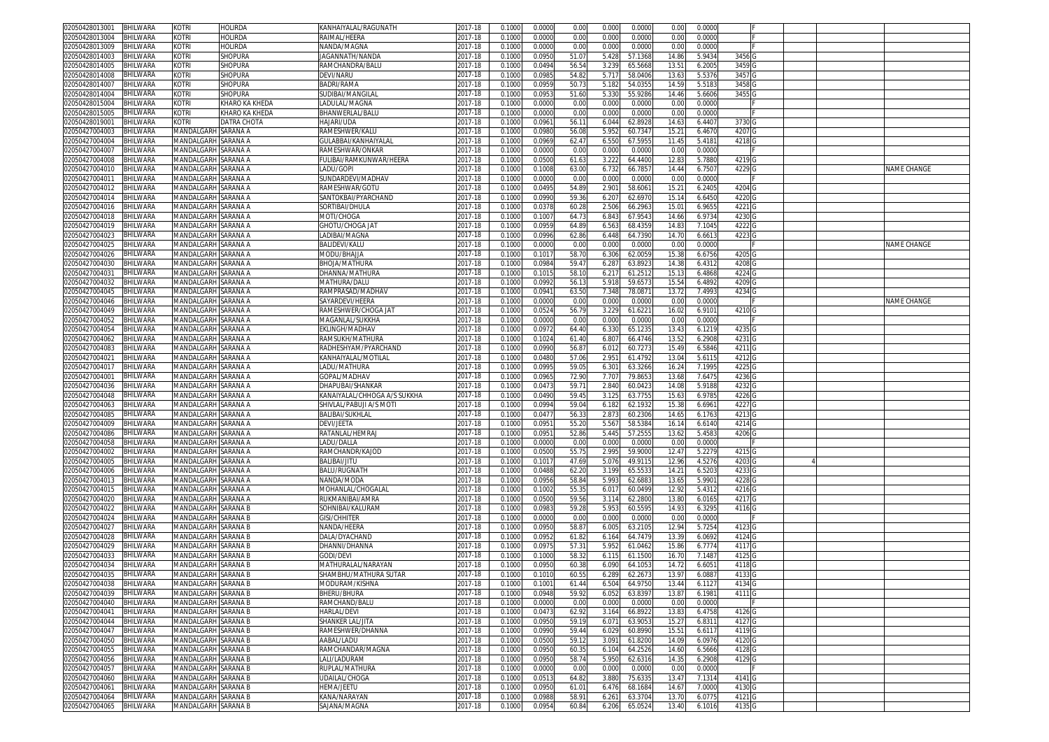| 02050428013001 | BHILWARA | KOTRI | HOLIRDA | KANHAIYALAL/RAGUNATH | 2017-18 | 0.1000 | 0.0000 | 0.00 | 0.000 | 0.0000 | 0.00 | 0.0000 | | F | | | |
|---|---|---|---|---|---|---|---|---|---|---|---|---|---|---|---|---|---|
| 02050428013004 | BHILWARA | KOTRI | HOLIRDA | RAIMAL/HEERA | 2017-18 | 0.1000 | 0.0000 | 0.00 | 0.000 | 0.0000 | 0.00 | 0.0000 | | F | | | |
| 02050428013009 | BHILWARA | KOTRI | HOLIRDA | NANDA/MAGNA | 2017-18 | 0.1000 | 0.0000 | 0.00 | 0.000 | 0.0000 | 0.00 | 0.0000 | | F | | | |
| 02050428014003 | BHILWARA | KOTRI | SHOPURA | JAGANNATH/NANDA | 2017-18 | 0.1000 | 0.0950 | 51.07 | 5.428 | 57.1368 | 14.86 | 5.9434 | 3456 | G | | | |
| 02050428014005 | BHILWARA | KOTRI | SHOPURA | RAMCHANDRA/BALU | 2017-18 | 0.1000 | 0.0494 | 56.54 | 3.239 | 65.5668 | 13.51 | 6.2005 | 3459 | G | | | |
| 02050428014008 | BHILWARA | KOTRI | SHOPURA | DEVI/NARU | 2017-18 | 0.1000 | 0.0985 | 54.82 | 5.717 | 58.0406 | 13.63 | 5.5376 | 3457 | G | | | |
| 02050428014007 | BHILWARA | KOTRI | SHOPURA | BADRI/RAMA | 2017-18 | 0.1000 | 0.0959 | 50.73 | 5.182 | 54.0355 | 14.59 | 5.5183 | 3458 | G | | | |
| 02050428014004 | BHILWARA | KOTRI | SHOPURA | SUDIBAI/MANGILAL | 2017-18 | 0.1000 | 0.0953 | 51.60 | 5.330 | 55.9286 | 14.46 | 5.6606 | 3455 | G | | | |
| 02050428015004 | BHILWARA | KOTRI | KHARO KA KHEDA | LADULAL/MAGNA | 2017-18 | 0.1000 | 0.0000 | 0.00 | 0.000 | 0.0000 | 0.00 | 0.0000 | | F | | | |
| 02050428015005 | BHILWARA | KOTRI | KHARO KA KHEDA | BHANWERLAL/BALU | 2017-18 | 0.1000 | 0.0000 | 0.00 | 0.000 | 0.0000 | 0.00 | 0.0000 | | F | | | |
| 02050428019001 | BHILWARA | KOTRI | DATRA CHOTA | HAJARI/UDA | 2017-18 | 0.1000 | 0.0961 | 56.11 | 6.044 | 62.8928 | 14.63 | 6.4407 | 3730 | G | | | |
| 02050427004003 | BHILWARA | MANDALGARH | SARANA A | RAMESHWER/KALU | 2017-18 | 0.1000 | 0.0980 | 56.08 | 5.952 | 60.7347 | 15.21 | 6.4670 | 4207 | G | | | |
| 02050427004004 | BHILWARA | MANDALGARH | SARANA A | GULABBAI/KANHAIYALAL | 2017-18 | 0.1000 | 0.0969 | 62.47 | 6.550 | 67.5955 | 11.45 | 5.4181 | 4218 | G | | | |
| 02050427004007 | BHILWARA | MANDALGARH | SARANA A | RAMESHWAR/ONKAR | 2017-18 | 0.1000 | 0.0000 | 0.00 | 0.000 | 0.0000 | 0.00 | 0.0000 | | F | | | |
| 02050427004008 | BHILWARA | MANDALGARH | SARANA A | FULIBAI/RAMKUNWAR/HEERA | 2017-18 | 0.1000 | 0.0500 | 61.63 | 3.222 | 64.4400 | 12.83 | 5.7880 | 4219 | G | | | |
| 02050427004010 | BHILWARA | MANDALGARH | SARANA A | LADU/GOPI | 2017-18 | 0.1000 | 0.1008 | 63.00 | 6.732 | 66.7857 | 14.44 | 6.7507 | 4229 | G | | | NAME CHANGE |
| 02050427004011 | BHILWARA | MANDALGARH | SARANA A | SUNDARDEVI/MADHAV | 2017-18 | 0.1000 | 0.0000 | 0.00 | 0.000 | 0.0000 | 0.00 | 0.0000 | | F | | | |
| 02050427004012 | BHILWARA | MANDALGARH | SARANA A | RAMESHWAR/GOTU | 2017-18 | 0.1000 | 0.0495 | 54.89 | 2.901 | 58.6061 | 15.21 | 6.2405 | 4204 | G | | | |
| 02050427004014 | BHILWARA | MANDALGARH | SARANA A | SANTOKBAI/PYARCHAND | 2017-18 | 0.1000 | 0.0990 | 59.36 | 6.207 | 62.6970 | 15.14 | 6.6450 | 4220 | G | | | |
| 02050427004016 | BHILWARA | MANDALGARH | SARANA A | SORTIBAI/DHULA | 2017-18 | 0.1000 | 0.0378 | 60.28 | 2.506 | 66.2963 | 15.01 | 6.9655 | 4221 | G | | | |
| 02050427004018 | BHILWARA | MANDALGARH | SARANA A | MOTI/CHOGA | 2017-18 | 0.1000 | 0.1007 | 64.73 | 6.843 | 67.9543 | 14.66 | 6.9734 | 4230 | G | | | |
| 02050427004019 | BHILWARA | MANDALGARH | SARANA A | GHOTU/CHOGA JAT | 2017-18 | 0.1000 | 0.0959 | 64.89 | 6.563 | 68.4359 | 14.83 | 7.1045 | 4222 | G | | | |
| 02050427004023 | BHILWARA | MANDALGARH | SARANA A | LADIBAI/MAGNA | 2017-18 | 0.1000 | 0.0996 | 62.86 | 6.448 | 64.7390 | 14.70 | 6.6613 | 4223 | G | | | |
| 02050427004025 | BHILWARA | MANDALGARH | SARANA A | BALIDEVI/KALU | 2017-18 | 0.1000 | 0.0000 | 0.00 | 0.000 | 0.0000 | 0.00 | 0.0000 | | F | | | NAME CHANGE |
| 02050427004026 | BHILWARA | MANDALGARH | SARANA A | MODU/BHAJJA | 2017-18 | 0.1000 | 0.1017 | 58.70 | 6.306 | 62.0059 | 15.38 | 6.6756 | 4205 | G | | | |
| 02050427004030 | BHILWARA | MANDALGARH | SARANA A | BHOJA/MATHURA | 2017-18 | 0.1000 | 0.0984 | 59.47 | 6.287 | 63.8923 | 14.38 | 6.4312 | 4208 | G | | | |
| 02050427004031 | BHILWARA | MANDALGARH | SARANA A | DHANNA/MATHURA | 2017-18 | 0.1000 | 0.1015 | 58.10 | 6.217 | 61.2512 | 15.13 | 6.4868 | 4224 | G | | | |
| 02050427004032 | BHILWARA | MANDALGARH | SARANA A | MATHURA/DALU | 2017-18 | 0.1000 | 0.0992 | 56.13 | 5.918 | 59.6573 | 15.54 | 6.4892 | 4209 | G | | | |
| 02050427004045 | BHILWARA | MANDALGARH | SARANA A | RAMPRASAD/MADHAV | 2017-18 | 0.1000 | 0.0941 | 63.50 | 7.348 | 78.0871 | 13.72 | 7.4993 | 4234 | G | | | |
| 02050427004046 | BHILWARA | MANDALGARH | SARANA A | SAYARDEVI/HEERA | 2017-18 | 0.1000 | 0.0000 | 0.00 | 0.000 | 0.0000 | 0.00 | 0.0000 | | F | | | NAME CHANGE |
| 02050427004049 | BHILWARA | MANDALGARH | SARANA A | RAMESHWER/CHOGA JAT | 2017-18 | 0.1000 | 0.0524 | 56.79 | 3.229 | 61.6221 | 16.02 | 6.9101 | 4210 | G | | | |
| 02050427004052 | BHILWARA | MANDALGARH | SARANA A | MAGANLAL/SUKKHA | 2017-18 | 0.1000 | 0.0000 | 0.00 | 0.000 | 0.0000 | 0.00 | 0.0000 | | F | | | |
| 02050427004054 | BHILWARA | MANDALGARH | SARANA A | EKLINGH/MADHAV | 2017-18 | 0.1000 | 0.0972 | 64.40 | 6.330 | 65.1235 | 13.43 | 6.1219 | 4235 | G | | | |
| 02050427004062 | BHILWARA | MANDALGARH | SARANA A | RAMSUKH/MATHURA | 2017-18 | 0.1000 | 0.1024 | 61.40 | 6.807 | 66.4746 | 13.52 | 6.2908 | 4231 | G | | | |
| 02050427004083 | BHILWARA | MANDALGARH | SARANA A | RADHESHYAM/PYARCHAND | 2017-18 | 0.1000 | 0.0990 | 56.87 | 6.012 | 60.7273 | 15.49 | 6.5846 | 4211 | G | | | |
| 02050427004021 | BHILWARA | MANDALGARH | SARANA A | KANHAIYALAL/MOTILAL | 2017-18 | 0.1000 | 0.0480 | 57.06 | 2.951 | 61.4792 | 13.04 | 5.6115 | 4212 | G | | | |
| 02050427004017 | BHILWARA | MANDALGARH | SARANA A | LADU/MATHURA | 2017-18 | 0.1000 | 0.0995 | 59.05 | 6.301 | 63.3266 | 16.24 | 7.1995 | 4225 | G | | | |
| 02050427004001 | BHILWARA | MANDALGARH | SARANA A | GOPAL/MADHAV | 2017-18 | 0.1000 | 0.0965 | 72.90 | 7.707 | 79.8653 | 13.68 | 7.6475 | 4236 | G | | | |
| 02050427004036 | BHILWARA | MANDALGARH | SARANA A | DHAPUBAI/SHANKAR | 2017-18 | 0.1000 | 0.0473 | 59.71 | 2.840 | 60.0423 | 14.08 | 5.9188 | 4232 | G | | | |
| 02050427004048 | BHILWARA | MANDALGARH | SARANA A | KANAIYALAL/CHHOGA A/S SUKKHA | 2017-18 | 0.1000 | 0.0490 | 59.45 | 3.125 | 63.7755 | 15.63 | 6.9785 | 4226 | G | | | |
| 02050427004063 | BHILWARA | MANDALGARH | SARANA A | SHIVLAL/PABUJI A/S MOTI | 2017-18 | 0.1000 | 0.0994 | 59.04 | 6.182 | 62.1932 | 15.38 | 6.6961 | 4227 | G | | | |
| 02050427004085 | BHILWARA | MANDALGARH | SARANA A | BALIBAI/SUKHLAL | 2017-18 | 0.1000 | 0.0477 | 56.33 | 2.873 | 60.2306 | 14.65 | 6.1763 | 4213 | G | | | |
| 02050427004009 | BHILWARA | MANDALGARH | SARANA A | DEVI/JEETA | 2017-18 | 0.1000 | 0.0951 | 55.20 | 5.567 | 58.5384 | 16.14 | 6.6140 | 4214 | G | | | |
| 02050427004086 | BHILWARA | MANDALGARH | SARANA A | RATANLAL/HEMRAJ | 2017-18 | 0.1000 | 0.0951 | 52.86 | 5.445 | 57.2555 | 13.62 | 5.4583 | 4206 | G | | | |
| 02050427004058 | BHILWARA | MANDALGARH | SARANA A | LADU/DALLA | 2017-18 | 0.1000 | 0.0000 | 0.00 | 0.000 | 0.0000 | 0.00 | 0.0000 | | F | | | |
| 02050427004002 | BHILWARA | MANDALGARH | SARANA A | RAMCHANDR/KAJOD | 2017-18 | 0.1000 | 0.0500 | 55.75 | 2.995 | 59.9000 | 12.47 | 5.2279 | 4215 | G | | | |
| 02050427004005 | BHILWARA | MANDALGARH | SARANA A | BALIBAI/JITU | 2017-18 | 0.1000 | 0.1017 | 47.69 | 5.076 | 49.9115 | 12.96 | 4.5276 | 4203 | G | 4 | | |
| 02050427004006 | BHILWARA | MANDALGARH | SARANA A | BALU/RUGNATH | 2017-18 | 0.1000 | 0.0488 | 62.20 | 3.199 | 65.5533 | 14.21 | 6.5203 | 4233 | G | | | |
| 02050427004013 | BHILWARA | MANDALGARH | SARANA A | NANDA/MODA | 2017-18 | 0.1000 | 0.0956 | 58.84 | 5.993 | 62.6883 | 13.65 | 5.9901 | 4228 | G | | | |
| 02050427004015 | BHILWARA | MANDALGARH | SARANA A | MOHANLAL/CHOGALAL | 2017-18 | 0.1000 | 0.1002 | 55.35 | 6.017 | 60.0499 | 12.92 | 5.4312 | 4216 | G | | | |
| 02050427004020 | BHILWARA | MANDALGARH | SARANA A | RUKMANIBAI/AMRA | 2017-18 | 0.1000 | 0.0500 | 59.56 | 3.114 | 62.2800 | 13.80 | 6.0165 | 4217 | G | | | |
| 02050427004022 | BHILWARA | MANDALGARH | SARANA B | SOHNIBAI/KALURAM | 2017-18 | 0.1000 | 0.0983 | 59.28 | 5.953 | 60.5595 | 14.93 | 6.3295 | 4116 | G | | | |
| 02050427004024 | BHILWARA | MANDALGARH | SARANA B | GISI/CHHITER | 2017-18 | 0.1000 | 0.0000 | 0.00 | 0.000 | 0.0000 | 0.00 | 0.0000 | | F | | | |
| 02050427004027 | BHILWARA | MANDALGARH | SARANA B | NANDA/HEERA | 2017-18 | 0.1000 | 0.0950 | 58.87 | 6.005 | 63.2105 | 12.94 | 5.7254 | 4123 | G | | | |
| 02050427004028 | BHILWARA | MANDALGARH | SARANA B | DALA/DYACHAND | 2017-18 | 0.1000 | 0.0952 | 61.82 | 6.164 | 64.7479 | 13.39 | 6.0692 | 4124 | G | | | |
| 02050427004029 | BHILWARA | MANDALGARH | SARANA B | DHANNI/DHANNA | 2017-18 | 0.1000 | 0.0975 | 57.31 | 5.952 | 61.0462 | 15.86 | 6.7774 | 4117 | G | | | |
| 02050427004033 | BHILWARA | MANDALGARH | SARANA B | GODI/DEVI | 2017-18 | 0.1000 | 0.1000 | 58.32 | 6.115 | 61.1500 | 16.70 | 7.1487 | 4125 | G | | | |
| 02050427004034 | BHILWARA | MANDALGARH | SARANA B | MATHURALAL/NARAYAN | 2017-18 | 0.1000 | 0.0950 | 60.38 | 6.090 | 64.1053 | 14.72 | 6.6051 | 4118 | G | | | |
| 02050427004035 | BHILWARA | MANDALGARH | SARANA B | SHAMBHU/MATHURA SUTAR | 2017-18 | 0.1000 | 0.1010 | 60.55 | 6.289 | 62.2673 | 13.97 | 6.0887 | 4133 | G | | | |
| 02050427004038 | BHILWARA | MANDALGARH | SARANA B | MODURAM/KISHNA | 2017-18 | 0.1000 | 0.1001 | 61.44 | 6.504 | 64.9750 | 13.44 | 6.1127 | 4134 | G | | | |
| 02050427004039 | BHILWARA | MANDALGARH | SARANA B | BHERU/BHURA | 2017-18 | 0.1000 | 0.0948 | 59.92 | 6.052 | 63.8397 | 13.87 | 6.1981 | 4111 | G | | | |
| 02050427004040 | BHILWARA | MANDALGARH | SARANA B | RAMCHAND/BALU | 2017-18 | 0.1000 | 0.0000 | 0.00 | 0.000 | 0.0000 | 0.00 | 0.0000 | | F | | | |
| 02050427004041 | BHILWARA | MANDALGARH | SARANA B | HARLAL/DEVI | 2017-18 | 0.1000 | 0.0473 | 62.92 | 3.164 | 66.8922 | 13.83 | 6.4758 | 4126 | G | | | |
| 02050427004044 | BHILWARA | MANDALGARH | SARANA B | SHANKER LAL/JITA | 2017-18 | 0.1000 | 0.0950 | 59.19 | 6.071 | 63.9053 | 15.27 | 6.8311 | 4127 | G | | | |
| 02050427004047 | BHILWARA | MANDALGARH | SARANA B | RAMESHWER/DHANNA | 2017-18 | 0.1000 | 0.0990 | 59.44 | 6.029 | 60.8990 | 15.51 | 6.6117 | 4119 | G | | | |
| 02050427004050 | BHILWARA | MANDALGARH | SARANA B | AABAL/LADU | 2017-18 | 0.1000 | 0.0500 | 59.12 | 3.091 | 61.8200 | 14.09 | 6.0976 | 4120 | G | | | |
| 02050427004055 | BHILWARA | MANDALGARH | SARANA B | RAMCHANDAR/MAGNA | 2017-18 | 0.1000 | 0.0950 | 60.35 | 6.104 | 64.2526 | 14.60 | 6.5666 | 4128 | G | | | |
| 02050427004056 | BHILWARA | MANDALGARH | SARANA B | LALI/LADURAM | 2017-18 | 0.1000 | 0.0950 | 58.74 | 5.950 | 62.6316 | 14.35 | 6.2908 | 4129 | G | | | |
| 02050427004057 | BHILWARA | MANDALGARH | SARANA B | RUPLAL/MATHURA | 2017-18 | 0.1000 | 0.0000 | 0.00 | 0.000 | 0.0000 | 0.00 | 0.0000 | | F | | | |
| 02050427004060 | BHILWARA | MANDALGARH | SARANA B | UDAILAL/CHOGA | 2017-18 | 0.1000 | 0.0513 | 64.82 | 3.880 | 75.6335 | 13.47 | 7.1314 | 4141 | G | | | |
| 02050427004061 | BHILWARA | MANDALGARH | SARANA B | HEMA/JEETU | 2017-18 | 0.1000 | 0.0950 | 61.01 | 6.476 | 68.1684 | 14.67 | 7.0000 | 4130 | G | | | |
| 02050427004064 | BHILWARA | MANDALGARH | SARANA B | KANA/NARAYAN | 2017-18 | 0.1000 | 0.0988 | 58.91 | 6.261 | 63.3704 | 13.70 | 6.0775 | 4121 | G | | | |
| 02050427004065 | BHILWARA | MANDALGARH | SARANA B | SAJANA/MAGNA | 2017-18 | 0.1000 | 0.0954 | 60.84 | 6.206 | 65.0524 | 13.40 | 6.1016 | 4135 | G | | | |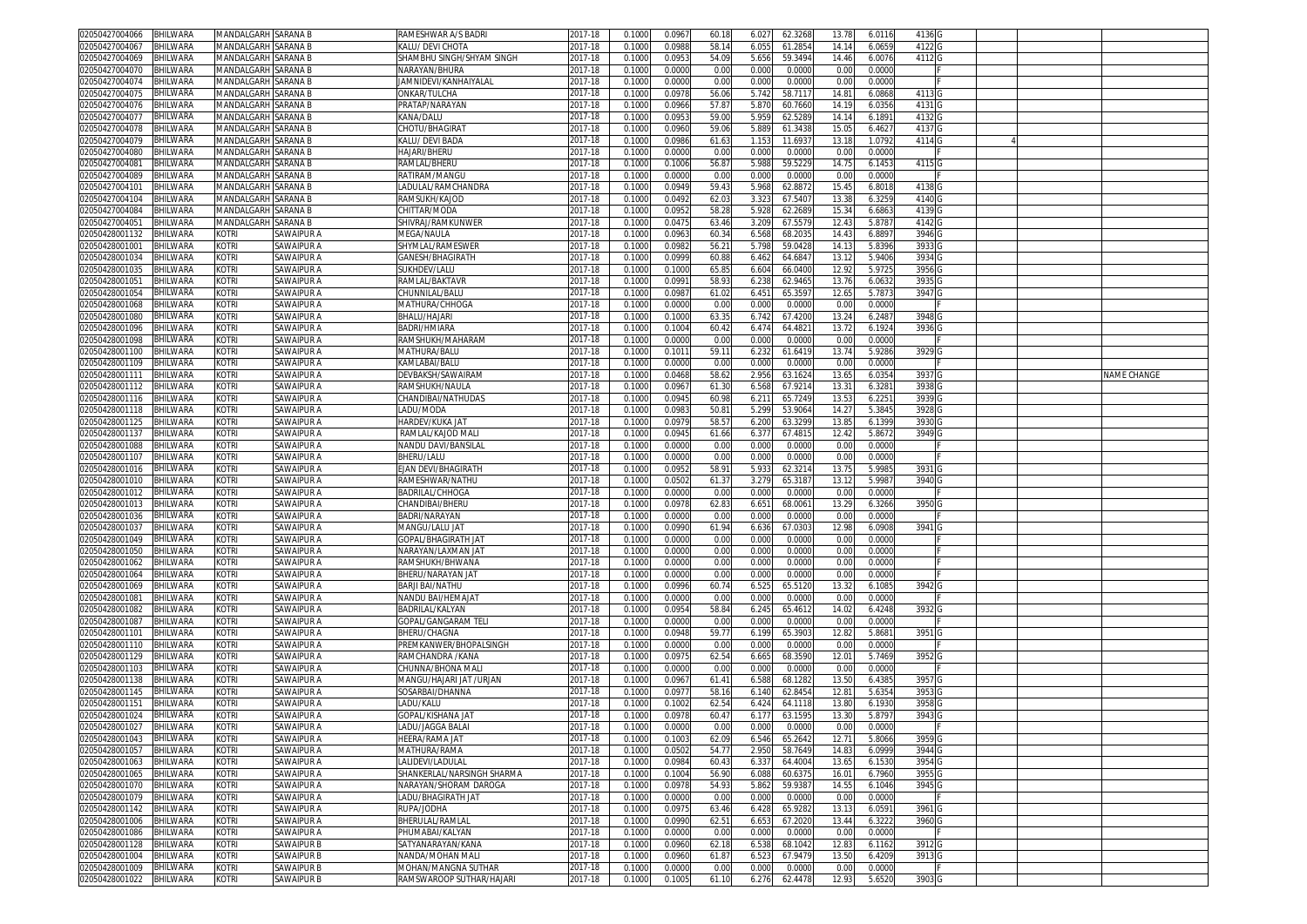| 02050427004066 | BHILWARA | MANDALGARH | SARANA B | RAMESHWAR A/S BADRI | 2017-18 | 0.1000 | 0.0967 | 60.18 | 6.027 | 62.3268 | 13.78 | 6.0116 | 4136 | G | | | |
|---|---|---|---|---|---|---|---|---|---|---|---|---|---|---|---|---|---|
| 02050427004067 | BHILWARA | MANDALGARH | SARANA B | KALU/ DEVI CHOTA | 2017-18 | 0.1000 | 0.0988 | 58.14 | 6.055 | 61.2854 | 14.14 | 6.0659 | 4122 | G | | | |
| 02050427004069 | BHILWARA | MANDALGARH | SARANA B | SHAMBHU SINGH/SHYAM SINGH | 2017-18 | 0.1000 | 0.0953 | 54.09 | 5.656 | 59.3494 | 14.46 | 6.0076 | 4112 | G | | | |
| 02050427004070 | BHILWARA | MANDALGARH | SARANA B | NARAYAN/BHURA | 2017-18 | 0.1000 | 0.0000 | 0.00 | 0.000 | 0.0000 | 0.00 | 0.0000 | | F | | | |
| 02050427004074 | BHILWARA | MANDALGARH | SARANA B | JAMNIDEVI/KANHAIYALAL | 2017-18 | 0.1000 | 0.0000 | 0.00 | 0.000 | 0.0000 | 0.00 | 0.0000 | | F | | | |
| 02050427004075 | BHILWARA | MANDALGARH | SARANA B | ONKAR/TULCHA | 2017-18 | 0.1000 | 0.0978 | 56.06 | 5.742 | 58.7117 | 14.81 | 6.0868 | 4113 | G | | | |
| 02050427004076 | BHILWARA | MANDALGARH | SARANA B | PRATAP/NARAYAN | 2017-18 | 0.1000 | 0.0966 | 57.87 | 5.870 | 60.7660 | 14.19 | 6.0356 | 4131 | G | | | |
| 02050427004077 | BHILWARA | MANDALGARH | SARANA B | KANA/DALU | 2017-18 | 0.1000 | 0.0953 | 59.00 | 5.959 | 62.5289 | 14.14 | 6.1891 | 4132 | G | | | |
| 02050427004078 | BHILWARA | MANDALGARH | SARANA B | CHOTU/BHAGIRAT | 2017-18 | 0.1000 | 0.0960 | 59.06 | 5.889 | 61.3438 | 15.05 | 6.4627 | 4137 | G | | | |
| 02050427004079 | BHILWARA | MANDALGARH | SARANA B | KALU/ DEVI BADA | 2017-18 | 0.1000 | 0.0986 | 61.63 | 1.153 | 11.6937 | 13.18 | 1.0792 | 4114 | G | 4 | | |
| 02050427004080 | BHILWARA | MANDALGARH | SARANA B | HAJARI/BHERU | 2017-18 | 0.1000 | 0.0000 | 0.00 | 0.000 | 0.0000 | 0.00 | 0.0000 | | F | | | |
| 02050427004081 | BHILWARA | MANDALGARH | SARANA B | RAMLAL/BHERU | 2017-18 | 0.1000 | 0.1006 | 56.87 | 5.988 | 59.5229 | 14.75 | 6.1453 | 4115 | G | | | |
| 02050427004089 | BHILWARA | MANDALGARH | SARANA B | RATIRAM/MANGU | 2017-18 | 0.1000 | 0.0000 | 0.00 | 0.000 | 0.0000 | 0.00 | 0.0000 | | F | | | |
| 02050427004101 | BHILWARA | MANDALGARH | SARANA B | LADULAL/RAMCHANDRA | 2017-18 | 0.1000 | 0.0949 | 59.43 | 5.968 | 62.8872 | 15.45 | 6.8018 | 4138 | G | | | |
| 02050427004104 | BHILWARA | MANDALGARH | SARANA B | RAMSUKH/KAJOD | 2017-18 | 0.1000 | 0.0492 | 62.03 | 3.323 | 67.5407 | 13.38 | 6.3259 | 4140 | G | | | |
| 02050427004084 | BHILWARA | MANDALGARH | SARANA B | CHITTAR/MODA | 2017-18 | 0.1000 | 0.0952 | 58.28 | 5.928 | 62.2689 | 15.34 | 6.6863 | 4139 | G | | | |
| 02050427004051 | BHILWARA | MANDALGARH | SARANA B | SHIVRAJ/RAMKUNWER | 2017-18 | 0.1000 | 0.0475 | 63.46 | 3.209 | 67.5579 | 12.43 | 5.8787 | 4142 | G | | | |
| 02050428001132 | BHILWARA | KOTRI | SAWAIPUR A | MEGA/NAULA | 2017-18 | 0.1000 | 0.0963 | 60.34 | 6.568 | 68.2035 | 14.43 | 6.8897 | 3946 | G | | | |
| 02050428001001 | BHILWARA | KOTRI | SAWAIPUR A | SHYMLAL/RAMESWER | 2017-18 | 0.1000 | 0.0982 | 56.21 | 5.798 | 59.0428 | 14.13 | 5.8396 | 3933 | G | | | |
| 02050428001034 | BHILWARA | KOTRI | SAWAIPUR A | GANESH/BHAGIRATH | 2017-18 | 0.1000 | 0.0999 | 60.88 | 6.462 | 64.6847 | 13.12 | 5.9406 | 3934 | G | | | |
| 02050428001035 | BHILWARA | KOTRI | SAWAIPUR A | SUKHDEV/LALU | 2017-18 | 0.1000 | 0.1000 | 65.85 | 6.604 | 66.0400 | 12.92 | 5.9725 | 3956 | G | | | |
| 02050428001051 | BHILWARA | KOTRI | SAWAIPUR A | RAMLAL/BAKTAVR | 2017-18 | 0.1000 | 0.0991 | 58.93 | 6.238 | 62.9465 | 13.76 | 6.0632 | 3935 | G | | | |
| 02050428001054 | BHILWARA | KOTRI | SAWAIPUR A | CHUNNILAL/BALU | 2017-18 | 0.1000 | 0.0987 | 61.02 | 6.451 | 65.3597 | 12.65 | 5.7873 | 3947 | G | | | |
| 02050428001068 | BHILWARA | KOTRI | SAWAIPUR A | MATHURA/CHHOGA | 2017-18 | 0.1000 | 0.0000 | 0.00 | 0.000 | 0.0000 | 0.00 | 0.0000 | | F | | | |
| 02050428001080 | BHILWARA | KOTRI | SAWAIPUR A | BHALU/HAJARI | 2017-18 | 0.1000 | 0.1000 | 63.35 | 6.742 | 67.4200 | 13.24 | 6.2487 | 3948 | G | | | |
| 02050428001096 | BHILWARA | KOTRI | SAWAIPUR A | BADRI/HMIARA | 2017-18 | 0.1000 | 0.1004 | 60.42 | 6.474 | 64.4821 | 13.72 | 6.1924 | 3936 | G | | | |
| 02050428001098 | BHILWARA | KOTRI | SAWAIPUR A | RAMSHUKH/MAHARAM | 2017-18 | 0.1000 | 0.0000 | 0.00 | 0.000 | 0.0000 | 0.00 | 0.0000 | | F | | | |
| 02050428001100 | BHILWARA | KOTRI | SAWAIPUR A | MATHURA/BALU | 2017-18 | 0.1000 | 0.1011 | 59.11 | 6.232 | 61.6419 | 13.74 | 5.9286 | 3929 | G | | | |
| 02050428001109 | BHILWARA | KOTRI | SAWAIPUR A | KAMLABAI/BALU | 2017-18 | 0.1000 | 0.0000 | 0.00 | 0.000 | 0.0000 | 0.00 | 0.0000 | | F | | | |
| 02050428001111 | BHILWARA | KOTRI | SAWAIPUR A | DEVBAKSH/SAWAIRAM | 2017-18 | 0.1000 | 0.0468 | 58.62 | 2.956 | 63.1624 | 13.65 | 6.0354 | 3937 | G | | | NAME CHANGE |
| 02050428001112 | BHILWARA | KOTRI | SAWAIPUR A | RAMSHUKH/NAULA | 2017-18 | 0.1000 | 0.0967 | 61.30 | 6.568 | 67.9214 | 13.31 | 6.3281 | 3938 | G | | | |
| 02050428001116 | BHILWARA | KOTRI | SAWAIPUR A | CHANDIBAI/NATHUDAS | 2017-18 | 0.1000 | 0.0945 | 60.98 | 6.211 | 65.7249 | 13.53 | 6.2251 | 3939 | G | | | |
| 02050428001118 | BHILWARA | KOTRI | SAWAIPUR A | LADU/MODA | 2017-18 | 0.1000 | 0.0983 | 50.81 | 5.299 | 53.9064 | 14.27 | 5.3845 | 3928 | G | | | |
| 02050428001125 | BHILWARA | KOTRI | SAWAIPUR A | HARDEV/KUKA JAT | 2017-18 | 0.1000 | 0.0979 | 58.57 | 6.200 | 63.3299 | 13.85 | 6.1399 | 3930 | G | | | |
| 02050428001137 | BHILWARA | KOTRI | SAWAIPUR A | RAMLAL/KAJOD MALI | 2017-18 | 0.1000 | 0.0945 | 61.66 | 6.377 | 67.4815 | 12.42 | 5.8672 | 3949 | G | | | |
| 02050428001088 | BHILWARA | KOTRI | SAWAIPUR A | NANDU DAVI/BANSILAL | 2017-18 | 0.1000 | 0.0000 | 0.00 | 0.000 | 0.0000 | 0.00 | 0.0000 | | F | | | |
| 02050428001107 | BHILWARA | KOTRI | SAWAIPUR A | BHERU/LALU | 2017-18 | 0.1000 | 0.0000 | 0.00 | 0.000 | 0.0000 | 0.00 | 0.0000 | | F | | | |
| 02050428001016 | BHILWARA | KOTRI | SAWAIPUR A | EJAN DEVI/BHAGIRATH | 2017-18 | 0.1000 | 0.0952 | 58.91 | 5.933 | 62.3214 | 13.75 | 5.9985 | 3931 | G | | | |
| 02050428001010 | BHILWARA | KOTRI | SAWAIPUR A | RAMESHWAR/NATHU | 2017-18 | 0.1000 | 0.0502 | 61.37 | 3.279 | 65.3187 | 13.12 | 5.9987 | 3940 | G | | | |
| 02050428001012 | BHILWARA | KOTRI | SAWAIPUR A | BADRILAL/CHHOGA | 2017-18 | 0.1000 | 0.0000 | 0.00 | 0.000 | 0.0000 | 0.00 | 0.0000 | | F | | | |
| 02050428001013 | BHILWARA | KOTRI | SAWAIPUR A | CHANDIBAI/BHERU | 2017-18 | 0.1000 | 0.0978 | 62.83 | 6.651 | 68.0061 | 13.29 | 6.3266 | 3950 | G | | | |
| 02050428001036 | BHILWARA | KOTRI | SAWAIPUR A | BADRI/NARAYAN | 2017-18 | 0.1000 | 0.0000 | 0.00 | 0.000 | 0.0000 | 0.00 | 0.0000 | | F | | | |
| 02050428001037 | BHILWARA | KOTRI | SAWAIPUR A | MANGU/LALU JAT | 2017-18 | 0.1000 | 0.0990 | 61.94 | 6.636 | 67.0303 | 12.98 | 6.0908 | 3941 | G | | | |
| 02050428001049 | BHILWARA | KOTRI | SAWAIPUR A | GOPAL/BHAGIRATH JAT | 2017-18 | 0.1000 | 0.0000 | 0.00 | 0.000 | 0.0000 | 0.00 | 0.0000 | | F | | | |
| 02050428001050 | BHILWARA | KOTRI | SAWAIPUR A | NARAYAN/LAXMAN JAT | 2017-18 | 0.1000 | 0.0000 | 0.00 | 0.000 | 0.0000 | 0.00 | 0.0000 | | F | | | |
| 02050428001062 | BHILWARA | KOTRI | SAWAIPUR A | RAMSHUKH/BHWANA | 2017-18 | 0.1000 | 0.0000 | 0.00 | 0.000 | 0.0000 | 0.00 | 0.0000 | | F | | | |
| 02050428001064 | BHILWARA | KOTRI | SAWAIPUR A | BHERU/NARAYAN JAT | 2017-18 | 0.1000 | 0.0000 | 0.00 | 0.000 | 0.0000 | 0.00 | 0.0000 | | F | | | |
| 02050428001069 | BHILWARA | KOTRI | SAWAIPUR A | BARJI BAI/NATHU | 2017-18 | 0.1000 | 0.0996 | 60.74 | 6.525 | 65.5120 | 13.32 | 6.1085 | 3942 | G | | | |
| 02050428001081 | BHILWARA | KOTRI | SAWAIPUR A | NANDU BAI/HEMAJAT | 2017-18 | 0.1000 | 0.0000 | 0.00 | 0.000 | 0.0000 | 0.00 | 0.0000 | | F | | | |
| 02050428001082 | BHILWARA | KOTRI | SAWAIPUR A | BADRILAL/KALYAN | 2017-18 | 0.1000 | 0.0954 | 58.84 | 6.245 | 65.4612 | 14.02 | 6.4248 | 3932 | G | | | |
| 02050428001087 | BHILWARA | KOTRI | SAWAIPUR A | GOPAL/GANGARAM TELI | 2017-18 | 0.1000 | 0.0000 | 0.00 | 0.000 | 0.0000 | 0.00 | 0.0000 | | F | | | |
| 02050428001101 | BHILWARA | KOTRI | SAWAIPUR A | BHERU/CHAGNA | 2017-18 | 0.1000 | 0.0948 | 59.77 | 6.199 | 65.3903 | 12.82 | 5.8681 | 3951 | G | | | |
| 02050428001110 | BHILWARA | KOTRI | SAWAIPUR A | PREMKANWER/BHOPALSINGH | 2017-18 | 0.1000 | 0.0000 | 0.00 | 0.000 | 0.0000 | 0.00 | 0.0000 | | F | | | |
| 02050428001129 | BHILWARA | KOTRI | SAWAIPUR A | RAMCHANDRA /KANA | 2017-18 | 0.1000 | 0.0975 | 62.54 | 6.665 | 68.3590 | 12.01 | 5.7469 | 3952 | G | | | |
| 02050428001103 | BHILWARA | KOTRI | SAWAIPUR A | CHUNNA/BHONA MALI | 2017-18 | 0.1000 | 0.0000 | 0.00 | 0.000 | 0.0000 | 0.00 | 0.0000 | | F | | | |
| 02050428001138 | BHILWARA | KOTRI | SAWAIPUR A | MANGU/HAJARI JAT /URJAN | 2017-18 | 0.1000 | 0.0967 | 61.41 | 6.588 | 68.1282 | 13.50 | 6.4385 | 3957 | G | | | |
| 02050428001145 | BHILWARA | KOTRI | SAWAIPUR A | SOSARBAI/DHANNA | 2017-18 | 0.1000 | 0.0977 | 58.16 | 6.140 | 62.8454 | 12.81 | 5.6354 | 3953 | G | | | |
| 02050428001151 | BHILWARA | KOTRI | SAWAIPUR A | LADU/KALU | 2017-18 | 0.1000 | 0.1002 | 62.54 | 6.424 | 64.1118 | 13.80 | 6.1930 | 3958 | G | | | |
| 02050428001024 | BHILWARA | KOTRI | SAWAIPUR A | GOPAL/KISHANA JAT | 2017-18 | 0.1000 | 0.0978 | 60.47 | 6.177 | 63.1595 | 13.30 | 5.8797 | 3943 | G | | | |
| 02050428001027 | BHILWARA | KOTRI | SAWAIPUR A | LADU/JAGGA BALAI | 2017-18 | 0.1000 | 0.0000 | 0.00 | 0.000 | 0.0000 | 0.00 | 0.0000 | | F | | | |
| 02050428001043 | BHILWARA | KOTRI | SAWAIPUR A | HEERA/RAMA JAT | 2017-18 | 0.1000 | 0.1003 | 62.09 | 6.546 | 65.2642 | 12.71 | 5.8066 | 3959 | G | | | |
| 02050428001057 | BHILWARA | KOTRI | SAWAIPUR A | MATHURA/RAMA | 2017-18 | 0.1000 | 0.0502 | 54.77 | 2.950 | 58.7649 | 14.83 | 6.0999 | 3944 | G | | | |
| 02050428001063 | BHILWARA | KOTRI | SAWAIPUR A | LALIDEVI/LADULAL | 2017-18 | 0.1000 | 0.0984 | 60.43 | 6.337 | 64.4004 | 13.65 | 6.1530 | 3954 | G | | | |
| 02050428001065 | BHILWARA | KOTRI | SAWAIPUR A | SHANKERLAL/NARSINGH SHARMA | 2017-18 | 0.1000 | 0.1004 | 56.90 | 6.088 | 60.6375 | 16.01 | 6.7960 | 3955 | G | | | |
| 02050428001070 | BHILWARA | KOTRI | SAWAIPUR A | NARAYAN/SHORAM DAROGA | 2017-18 | 0.1000 | 0.0978 | 54.93 | 5.862 | 59.9387 | 14.55 | 6.1046 | 3945 | G | | | |
| 02050428001079 | BHILWARA | KOTRI | SAWAIPUR A | LADU/BHAGIRATH JAT | 2017-18 | 0.1000 | 0.0000 | 0.00 | 0.000 | 0.0000 | 0.00 | 0.0000 | | F | | | |
| 02050428001142 | BHILWARA | KOTRI | SAWAIPUR A | RUPA/JODHA | 2017-18 | 0.1000 | 0.0975 | 63.46 | 6.428 | 65.9282 | 13.13 | 6.0591 | 3961 | G | | | |
| 02050428001006 | BHILWARA | KOTRI | SAWAIPUR A | BHERULAL/RAMLAL | 2017-18 | 0.1000 | 0.0990 | 62.51 | 6.653 | 67.2020 | 13.44 | 6.3222 | 3960 | G | | | |
| 02050428001086 | BHILWARA | KOTRI | SAWAIPUR A | PHUMABAI/KALYAN | 2017-18 | 0.1000 | 0.0000 | 0.00 | 0.000 | 0.0000 | 0.00 | 0.0000 | | F | | | |
| 02050428001128 | BHILWARA | KOTRI | SAWAIPUR B | SATYANARAYAN/KANA | 2017-18 | 0.1000 | 0.0960 | 62.18 | 6.538 | 68.1042 | 12.83 | 6.1162 | 3912 | G | | | |
| 02050428001004 | BHILWARA | KOTRI | SAWAIPUR B | NANDA/MOHAN MALI | 2017-18 | 0.1000 | 0.0960 | 61.87 | 6.523 | 67.9479 | 13.50 | 6.4209 | 3913 | G | | | |
| 02050428001009 | BHILWARA | KOTRI | SAWAIPUR B | MOHAN/MANGNA SUTHAR | 2017-18 | 0.1000 | 0.0000 | 0.00 | 0.000 | 0.0000 | 0.00 | 0.0000 | | F | | | |
| 02050428001022 | BHILWARA | KOTRI | SAWAIPUR B | RAMSWAROOP SUTHAR/HAJARI | 2017-18 | 0.1000 | 0.1005 | 61.10 | 6.276 | 62.4478 | 12.93 | 5.6520 | 3903 | G | | | |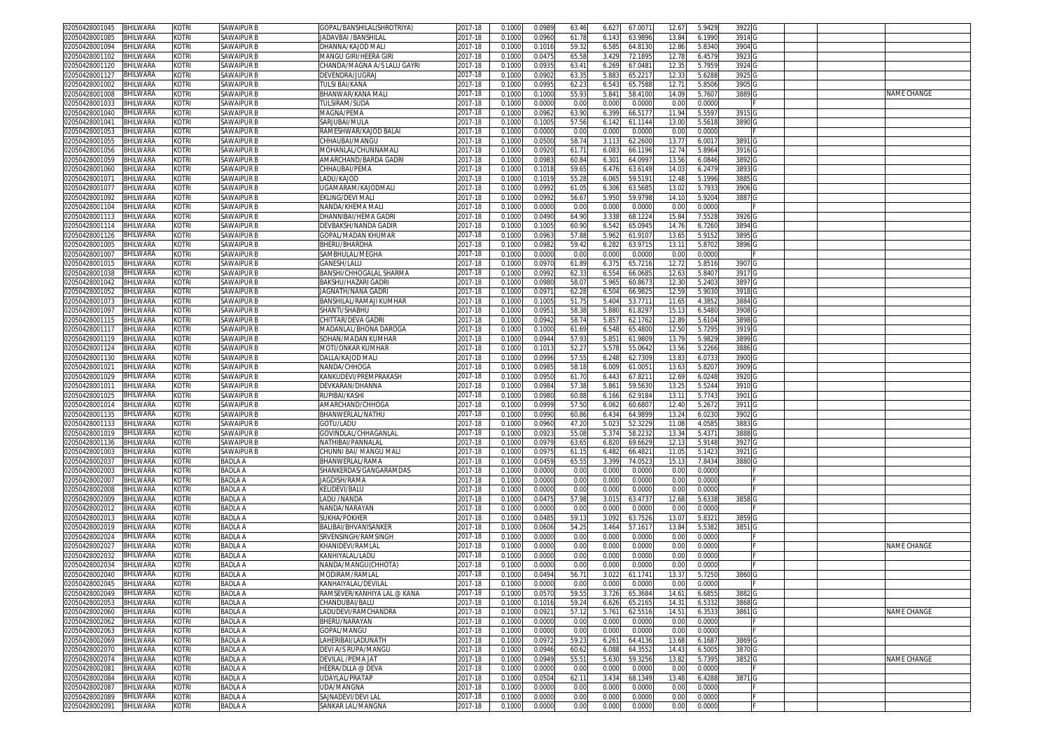| | | | | | | | | | | | | | | | | |
|---|---|---|---|---|---|---|---|---|---|---|---|---|---|---|---|---|
| 02050428001045 | BHILWARA | KOTRI | SAWAIPUR B | GOPAL/BANSHILAL(SHROTRIYA) | 2017-18 | 0.1000 | 0.0989 | 63.46 | 6.627 | 67.0071 | 12.67 | 5.9429 | 3922 | G | | |
| 02050428001085 | BHILWARA | KOTRI | SAWAIPUR B | JADAVBAI /BANSHILAL | 2017-18 | 0.1000 | 0.0960 | 61.78 | 6.143 | 63.9896 | 13.84 | 6.1990 | 3914 | G | | |
| 02050428001094 | BHILWARA | KOTRI | SAWAIPUR B | DHANNA/KAJOD MALI | 2017-18 | 0.1000 | 0.1016 | 59.32 | 6.585 | 64.8130 | 12.86 | 5.8340 | 3904 | G | | |
| 02050428001102 | BHILWARA | KOTRI | SAWAIPUR B | MANGU GIRI/HEERA GIRI | 2017-18 | 0.1000 | 0.0475 | 65.58 | 3.429 | 72.1895 | 12.78 | 6.4579 | 3923 | G | | |
| 02050428001120 | BHILWARA | KOTRI | SAWAIPUR B | CHANDA/MAGNA A/S LALU GAYRI | 2017-18 | 0.1000 | 0.0935 | 63.41 | 6.269 | 67.0481 | 12.35 | 5.7959 | 3924 | G | | |
| 02050428001127 | BHILWARA | KOTRI | SAWAIPUR B | DEVENDRA/JUGRAJ | 2017-18 | 0.1000 | 0.0902 | 63.35 | 5.883 | 65.2217 | 12.33 | 5.6288 | 3925 | G | | |
| 02050428001002 | BHILWARA | KOTRI | SAWAIPUR B | TULSI BAI/KANA | 2017-18 | 0.1000 | 0.0995 | 62.23 | 6.543 | 65.7588 | 12.71 | 5.8506 | 3905 | G | | |
| 02050428001008 | BHILWARA | KOTRI | SAWAIPUR B | BHANWAR/KANA MALI | 2017-18 | 0.1000 | 0.1000 | 55.93 | 5.841 | 58.4100 | 14.09 | 5.7607 | 3889 | G | | NAME CHANGE |
| 02050428001033 | BHILWARA | KOTRI | SAWAIPUR B | TULSIRAM/SUDA | 2017-18 | 0.1000 | 0.0000 | 0.00 | 0.000 | 0.0000 | 0.00 | 0.0000 | | F | | |
| 02050428001040 | BHILWARA | KOTRI | SAWAIPUR B | MAGNA/PEMA | 2017-18 | 0.1000 | 0.0962 | 63.90 | 6.399 | 66.5177 | 11.94 | 5.5597 | 3915 | G | | |
| 02050428001041 | BHILWARA | KOTRI | SAWAIPUR B | SARJUBAI/MULA | 2017-18 | 0.1000 | 0.1005 | 57.56 | 6.142 | 61.1144 | 13.00 | 5.5618 | 3890 | G | | |
| 02050428001053 | BHILWARA | KOTRI | SAWAIPUR B | RAMESHWAR/KAJOD BALAI | 2017-18 | 0.1000 | 0.0000 | 0.00 | 0.000 | 0.0000 | 0.00 | 0.0000 | | F | | |
| 02050428001055 | BHILWARA | KOTRI | SAWAIPUR B | CHHAUBAI/MANGU | 2017-18 | 0.1000 | 0.0500 | 58.74 | 3.113 | 62.2600 | 13.77 | 6.0017 | 3891 | G | | |
| 02050428001056 | BHILWARA | KOTRI | SAWAIPUR B | MOHANLAL/CHUNNAMALI | 2017-18 | 0.1000 | 0.0920 | 61.71 | 6.083 | 66.1196 | 12.74 | 5.8964 | 3916 | G | | |
| 02050428001059 | BHILWARA | KOTRI | SAWAIPUR B | AMARCHAND/BARDA GADRI | 2017-18 | 0.1000 | 0.0983 | 60.84 | 6.301 | 64.0997 | 13.56 | 6.0846 | 3892 | G | | |
| 02050428001060 | BHILWARA | KOTRI | SAWAIPUR B | CHHAUBAI/PEMA | 2017-18 | 0.1000 | 0.1018 | 59.65 | 6.476 | 63.6149 | 14.03 | 6.2479 | 3893 | G | | |
| 02050428001071 | BHILWARA | KOTRI | SAWAIPUR B | LADU/KAJOD | 2017-18 | 0.1000 | 0.1019 | 55.28 | 6.065 | 59.5191 | 12.48 | 5.1996 | 3885 | G | | |
| 02050428001077 | BHILWARA | KOTRI | SAWAIPUR B | UGAMARAM/KAJODMALI | 2017-18 | 0.1000 | 0.0992 | 61.05 | 6.306 | 63.5685 | 13.02 | 5.7933 | 3906 | G | | |
| 02050428001092 | BHILWARA | KOTRI | SAWAIPUR B | EKLING/DEVI MALI | 2017-18 | 0.1000 | 0.0992 | 56.67 | 5.950 | 59.9798 | 14.10 | 5.9204 | 3887 | G | | |
| 02050428001104 | BHILWARA | KOTRI | SAWAIPUR B | NANDA/KHEMA MALI | 2017-18 | 0.1000 | 0.0000 | 0.00 | 0.000 | 0.0000 | 0.00 | 0.0000 | | F | | |
| 02050428001113 | BHILWARA | KOTRI | SAWAIPUR B | DHANNIBAI/HEMA GADRI | 2017-18 | 0.1000 | 0.0490 | 64.90 | 3.338 | 68.1224 | 15.84 | 7.5528 | 3926 | G | | |
| 02050428001114 | BHILWARA | KOTRI | SAWAIPUR B | DEVBAKSH/NANDA GADIR | 2017-18 | 0.1000 | 0.1005 | 60.90 | 6.542 | 65.0945 | 14.76 | 6.7260 | 3894 | G | | |
| 02050428001126 | BHILWARA | KOTRI | SAWAIPUR B | GOPAL/MADAN KHUMAR | 2017-18 | 0.1000 | 0.0963 | 57.88 | 5.962 | 61.9107 | 13.65 | 5.9152 | 3895 | G | | |
| 02050428001005 | BHILWARA | KOTRI | SAWAIPUR B | BHERU/BHARDHA | 2017-18 | 0.1000 | 0.0982 | 59.42 | 6.282 | 63.9715 | 13.11 | 5.8702 | 3896 | G | | |
| 02050428001007 | BHILWARA | KOTRI | SAWAIPUR B | SAMBHULAL/MEGHA | 2017-18 | 0.1000 | 0.0000 | 0.00 | 0.000 | 0.0000 | 0.00 | 0.0000 | | F | | |
| 02050428001015 | BHILWARA | KOTRI | SAWAIPUR B | GANESH/LALU | 2017-18 | 0.1000 | 0.0970 | 61.89 | 6.375 | 65.7216 | 12.72 | 5.8516 | 3907 | G | | |
| 02050428001038 | BHILWARA | KOTRI | SAWAIPUR B | BANSHI/CHHOGALAL SHARMA | 2017-18 | 0.1000 | 0.0992 | 62.33 | 6.554 | 66.0685 | 12.63 | 5.8407 | 3917 | G | | |
| 02050428001042 | BHILWARA | KOTRI | SAWAIPUR B | BAKSHU/HAZARI GADRI | 2017-18 | 0.1000 | 0.0980 | 58.07 | 5.965 | 60.8673 | 12.30 | 5.2403 | 3897 | G | | |
| 02050428001052 | BHILWARA | KOTRI | SAWAIPUR B | JAGNATH/NANA GADRI | 2017-18 | 0.1000 | 0.0971 | 62.28 | 6.504 | 66.9825 | 12.59 | 5.9030 | 3918 | G | | |
| 02050428001073 | BHILWARA | KOTRI | SAWAIPUR B | BANSHILAL/RAMAJI KUMHAR | 2017-18 | 0.1000 | 0.1005 | 51.75 | 5.404 | 53.7711 | 11.65 | 4.3852 | 3884 | G | | |
| 02050428001097 | BHILWARA | KOTRI | SAWAIPUR B | SHANTI/SHABHU | 2017-18 | 0.1000 | 0.0951 | 58.38 | 5.880 | 61.8297 | 15.13 | 6.5480 | 3908 | G | | |
| 02050428001115 | BHILWARA | KOTRI | SAWAIPUR B | CHITTAR/DEVA GADRI | 2017-18 | 0.1000 | 0.0942 | 58.74 | 5.857 | 62.1762 | 12.89 | 5.6104 | 3898 | G | | |
| 02050428001117 | BHILWARA | KOTRI | SAWAIPUR B | MADANLAL/BHONA DAROGA | 2017-18 | 0.1000 | 0.1000 | 61.69 | 6.548 | 65.4800 | 12.50 | 5.7295 | 3919 | G | | |
| 02050428001119 | BHILWARA | KOTRI | SAWAIPUR B | SOHAN/MADAN KUMHAR | 2017-18 | 0.1000 | 0.0944 | 57.93 | 5.851 | 61.9809 | 13.79 | 5.9829 | 3899 | G | | |
| 02050428001124 | BHILWARA | KOTRI | SAWAIPUR B | MOTI/ONKAR KUMHAR | 2017-18 | 0.1000 | 0.1013 | 52.27 | 5.578 | 55.0642 | 13.56 | 5.2266 | 3886 | G | | |
| 02050428001130 | BHILWARA | KOTRI | SAWAIPUR B | DALLA/KAJOD MALI | 2017-18 | 0.1000 | 0.0996 | 57.55 | 6.248 | 62.7309 | 13.83 | 6.0733 | 3900 | G | | |
| 02050428001021 | BHILWARA | KOTRI | SAWAIPUR B | NANDA/CHHOGA | 2017-18 | 0.1000 | 0.0985 | 58.18 | 6.009 | 61.0051 | 13.63 | 5.8207 | 3909 | G | | |
| 02050428001029 | BHILWARA | KOTRI | SAWAIPUR B | KANKUDEVI/PREMPRAKASH | 2017-18 | 0.1000 | 0.0950 | 61.70 | 6.443 | 67.8211 | 12.69 | 6.0248 | 3920 | G | | |
| 02050428001011 | BHILWARA | KOTRI | SAWAIPUR B | DEVKARAN/DHANNA | 2017-18 | 0.1000 | 0.0984 | 57.38 | 5.861 | 59.5630 | 13.25 | 5.5244 | 3910 | G | | |
| 02050428001025 | BHILWARA | KOTRI | SAWAIPUR B | RUPIBAI/KASHI | 2017-18 | 0.1000 | 0.0980 | 60.88 | 6.166 | 62.9184 | 13.11 | 5.7743 | 3901 | G | | |
| 02050428001014 | BHILWARA | KOTRI | SAWAIPUR B | AMARCHAND/CHHOGA | 2017-18 | 0.1000 | 0.0999 | 57.50 | 6.062 | 60.6807 | 12.40 | 5.2672 | 3911 | G | | |
| 02050428001135 | BHILWARA | KOTRI | SAWAIPUR B | BHANWERLAL/NATHU | 2017-18 | 0.1000 | 0.0990 | 60.86 | 6.434 | 64.9899 | 13.24 | 6.0230 | 3902 | G | | |
| 02050428001133 | BHILWARA | KOTRI | SAWAIPUR B | GOTU/LADU | 2017-18 | 0.1000 | 0.0960 | 47.20 | 5.023 | 52.3229 | 11.08 | 4.0585 | 3883 | G | | |
| 02050428001019 | BHILWARA | KOTRI | SAWAIPUR B | GOVINDLAL/CHHAGANLAL | 2017-18 | 0.1000 | 0.0923 | 55.08 | 5.374 | 58.2232 | 13.34 | 5.4371 | 3888 | G | | |
| 02050428001136 | BHILWARA | KOTRI | SAWAIPUR B | NATHIBAI/PANNALAL | 2017-18 | 0.1000 | 0.0979 | 63.65 | 6.820 | 69.6629 | 12.13 | 5.9148 | 3927 | G | | |
| 02050428001003 | BHILWARA | KOTRI | SAWAIPUR B | CHUNNI BAI/ MANGU MALI | 2017-18 | 0.1000 | 0.0975 | 61.15 | 6.482 | 66.4821 | 11.05 | 5.1423 | 3921 | G | | |
| 02050428002037 | BHILWARA | KOTRI | BADLA A | BHANWERLAL/RAMA | 2017-18 | 0.1000 | 0.0459 | 65.55 | 3.399 | 74.0523 | 15.13 | 7.8434 | 3880 | G | | |
| 02050428002003 | BHILWARA | KOTRI | BADLA A | SHANKERDAS/GANGARAMDAS | 2017-18 | 0.1000 | 0.0000 | 0.00 | 0.000 | 0.0000 | 0.00 | 0.0000 | | F | | |
| 02050428002007 | BHILWARA | KOTRI | BADLA A | JAGDISH/RAMA | 2017-18 | 0.1000 | 0.0000 | 0.00 | 0.000 | 0.0000 | 0.00 | 0.0000 | | F | | |
| 02050428002008 | BHILWARA | KOTRI | BADLA A | KELIDEVI/BALU | 2017-18 | 0.1000 | 0.0000 | 0.00 | 0.000 | 0.0000 | 0.00 | 0.0000 | | F | | |
| 02050428002009 | BHILWARA | KOTRI | BADLA A | LADU /NANDA | 2017-18 | 0.1000 | 0.0475 | 57.98 | 3.015 | 63.4737 | 12.68 | 5.6338 | 3858 | G | | |
| 02050428002012 | BHILWARA | KOTRI | BADLA A | NANDA/NARAYAN | 2017-18 | 0.1000 | 0.0000 | 0.00 | 0.000 | 0.0000 | 0.00 | 0.0000 | | F | | |
| 02050428002013 | BHILWARA | KOTRI | BADLA A | SUKHA/POKHER | 2017-18 | 0.1000 | 0.0485 | 59.13 | 3.092 | 63.7526 | 13.07 | 5.8321 | 3859 | G | | |
| 02050428002019 | BHILWARA | KOTRI | BADLA A | BALIBAI/BHVANISANKER | 2017-18 | 0.1000 | 0.0606 | 54.25 | 3.464 | 57.1617 | 13.84 | 5.5382 | 3851 | G | | |
| 02050428002024 | BHILWARA | KOTRI | BADLA A | SRVENSINGH/RAMSINGH | 2017-18 | 0.1000 | 0.0000 | 0.00 | 0.000 | 0.0000 | 0.00 | 0.0000 | | F | | |
| 02050428002027 | BHILWARA | KOTRI | BADLA A | KHANIDEVI/RAMLAL | 2017-18 | 0.1000 | 0.0000 | 0.00 | 0.000 | 0.0000 | 0.00 | 0.0000 | | F | | NAME CHANGE |
| 02050428002032 | BHILWARA | KOTRI | BADLA A | KANHIYALAL/LADU | 2017-18 | 0.1000 | 0.0000 | 0.00 | 0.000 | 0.0000 | 0.00 | 0.0000 | | F | | |
| 02050428002034 | BHILWARA | KOTRI | BADLA A | NANDA/MANGU(CHHOTA) | 2017-18 | 0.1000 | 0.0000 | 0.00 | 0.000 | 0.0000 | 0.00 | 0.0000 | | F | | |
| 02050428002040 | BHILWARA | KOTRI | BADLA A | MODIRAM/RAMLAL | 2017-18 | 0.1000 | 0.0494 | 56.71 | 3.022 | 61.1741 | 13.37 | 5.7250 | 3860 | G | | |
| 02050428002045 | BHILWARA | KOTRI | BADLA A | KANHAIYALAL/DEVILAL | 2017-18 | 0.1000 | 0.0000 | 0.00 | 0.000 | 0.0000 | 0.00 | 0.0000 | | F | | |
| 02050428002049 | BHILWARA | KOTRI | BADLA A | RAMSEVER/KANHIYA LAL @ KANA | 2017-18 | 0.1000 | 0.0570 | 59.55 | 3.726 | 65.3684 | 14.61 | 6.6855 | 3882 | G | | |
| 02050428002053 | BHILWARA | KOTRI | BADLA A | CHANDUBAI/BALU | 2017-18 | 0.1000 | 0.1016 | 59.24 | 6.626 | 65.2165 | 14.31 | 6.5332 | 3868 | G | | |
| 02050428002060 | BHILWARA | KOTRI | BADLA A | LADUDEVI/RAMCHANDRA | 2017-18 | 0.1000 | 0.0921 | 57.12 | 5.761 | 62.5516 | 14.51 | 6.3533 | 3861 | G | | NAME CHANGE |
| 02050428002062 | BHILWARA | KOTRI | BADLA A | BHERU/NARAYAN | 2017-18 | 0.1000 | 0.0000 | 0.00 | 0.000 | 0.0000 | 0.00 | 0.0000 | | F | | |
| 02050428002063 | BHILWARA | KOTRI | BADLA A | GOPAL/MANGU | 2017-18 | 0.1000 | 0.0000 | 0.00 | 0.000 | 0.0000 | 0.00 | 0.0000 | | F | | |
| 02050428002069 | BHILWARA | KOTRI | BADLA A | LAHERIBAI/LADUNATH | 2017-18 | 0.1000 | 0.0972 | 59.23 | 6.261 | 64.4136 | 13.68 | 6.1687 | 3869 | G | | |
| 02050428002070 | BHILWARA | KOTRI | BADLA A | DEVI A/S RUPA/MANGU | 2017-18 | 0.1000 | 0.0946 | 60.62 | 6.088 | 64.3552 | 14.43 | 6.5005 | 3870 | G | | |
| 02050428002074 | BHILWARA | KOTRI | BADLA A | DEVILAL /PEMA JAT | 2017-18 | 0.1000 | 0.0949 | 55.51 | 5.630 | 59.3256 | 13.82 | 5.7395 | 3852 | G | | NAME CHANGE |
| 02050428002081 | BHILWARA | KOTRI | BADLA A | HEERA/DLLA @ DEVA | 2017-18 | 0.1000 | 0.0000 | 0.00 | 0.000 | 0.0000 | 0.00 | 0.0000 | | F | | |
| 02050428002084 | BHILWARA | KOTRI | BADLA A | UDAYLAL/PRATAP | 2017-18 | 0.1000 | 0.0504 | 62.11 | 3.434 | 68.1349 | 13.48 | 6.4288 | 3871 | G | | |
| 02050428002087 | BHILWARA | KOTRI | BADLA A | UDA/MANGNA | 2017-18 | 0.1000 | 0.0000 | 0.00 | 0.000 | 0.0000 | 0.00 | 0.0000 | | F | | |
| 02050428002089 | BHILWARA | KOTRI | BADLA A | SAJNADEVI/DEVI LAL | 2017-18 | 0.1000 | 0.0000 | 0.00 | 0.000 | 0.0000 | 0.00 | 0.0000 | | F | | |
| 02050428002091 | BHILWARA | KOTRI | BADLA A | SANKAR LAL/MANGNA | 2017-18 | 0.1000 | 0.0000 | 0.00 | 0.000 | 0.0000 | 0.00 | 0.0000 | | F | | |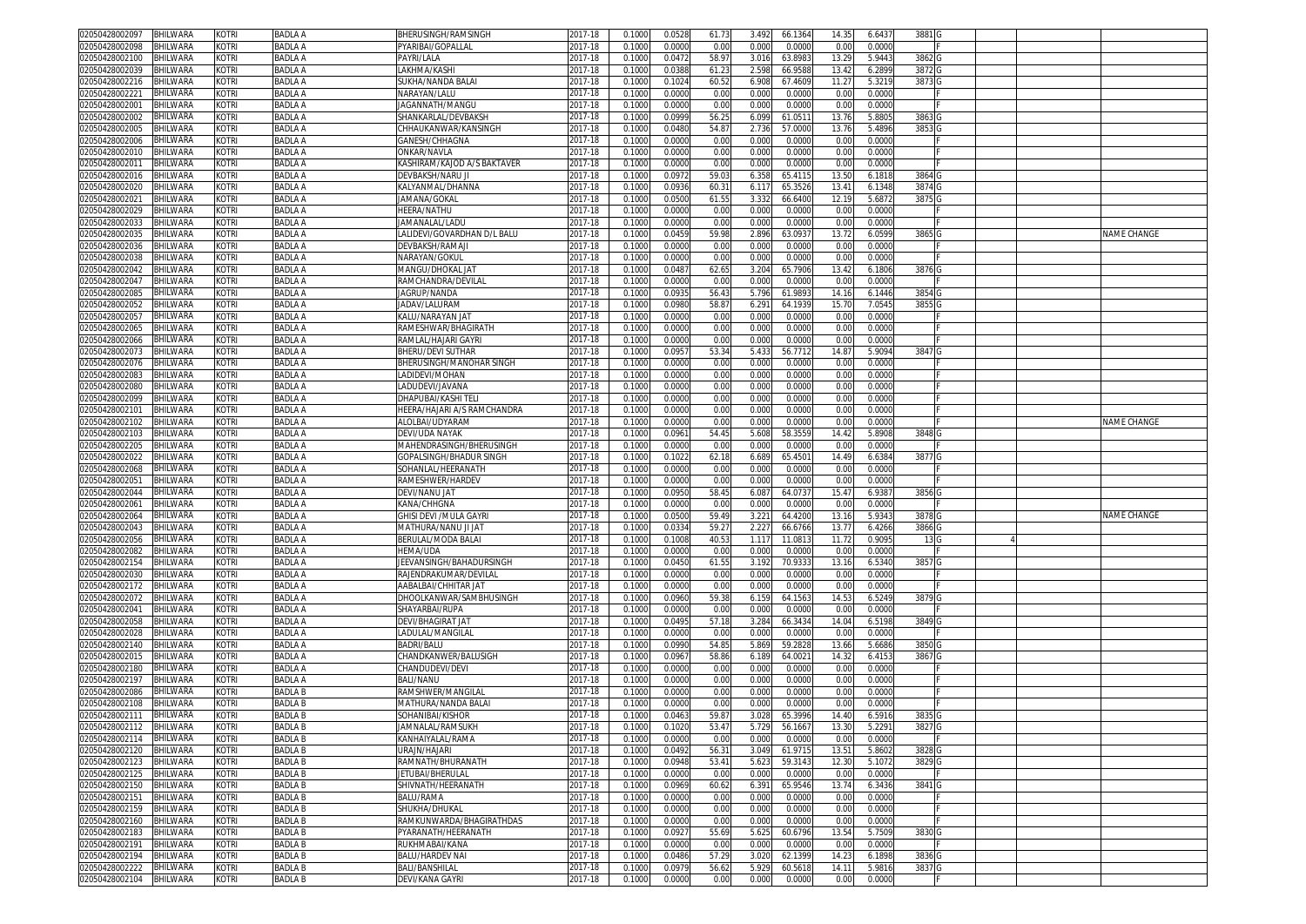| | | | | | | | | | | | | | | | | | | |
|---|---|---|---|---|---|---|---|---|---|---|---|---|---|---|---|---|---|---|
| 02050428002097 | BHILWARA | KOTRI | BADLA A | BHERUSINGH/RAMSINGH | 2017-18 | 0.1000 | 0.0528 | 61.73 | 3.492 | 66.1364 | 14.35 | 6.6437 | 3881 | G | | | | |
| 02050428002098 | BHILWARA | KOTRI | BADLA A | PYARIBAI/GOPALLAL | 2017-18 | 0.1000 | 0.0000 | 0.00 | 0.000 | 0.0000 | 0.00 | 0.0000 | | F | | | | |
| 02050428002100 | BHILWARA | KOTRI | BADLA A | PAYRI/LALA | 2017-18 | 0.1000 | 0.0472 | 58.97 | 3.016 | 63.8983 | 13.29 | 5.9443 | 3862 | G | | | | |
| 02050428002039 | BHILWARA | KOTRI | BADLA A | LAKHMA/KASHI | 2017-18 | 0.1000 | 0.0388 | 61.23 | 2.598 | 66.9588 | 13.42 | 6.2899 | 3872 | G | | | | |
| 02050428002216 | BHILWARA | KOTRI | BADLA A | SUKHA/NANDA BALAI | 2017-18 | 0.1000 | 0.1024 | 60.52 | 6.908 | 67.4609 | 11.27 | 5.3219 | 3873 | G | | | | |
| 02050428002221 | BHILWARA | KOTRI | BADLA A | NARAYAN/LALU | 2017-18 | 0.1000 | 0.0000 | 0.00 | 0.000 | 0.0000 | 0.00 | 0.0000 | | F | | | | |
| 02050428002001 | BHILWARA | KOTRI | BADLA A | JAGANNATH/MANGU | 2017-18 | 0.1000 | 0.0000 | 0.00 | 0.000 | 0.0000 | 0.00 | 0.0000 | | F | | | | |
| 02050428002002 | BHILWARA | KOTRI | BADLA A | SHANKARLAL/DEVBAKSH | 2017-18 | 0.1000 | 0.0999 | 56.25 | 6.099 | 61.0511 | 13.76 | 5.8805 | 3863 | G | | | | |
| 02050428002005 | BHILWARA | KOTRI | BADLA A | CHHAUKANWAR/KANSINGH | 2017-18 | 0.1000 | 0.0480 | 54.87 | 2.736 | 57.0000 | 13.76 | 5.4896 | 3853 | G | | | | |
| 02050428002006 | BHILWARA | KOTRI | BADLA A | GANESH/CHHAGNA | 2017-18 | 0.1000 | 0.0000 | 0.00 | 0.000 | 0.0000 | 0.00 | 0.0000 | | F | | | | |
| 02050428002010 | BHILWARA | KOTRI | BADLA A | ONKAR/NAVLA | 2017-18 | 0.1000 | 0.0000 | 0.00 | 0.000 | 0.0000 | 0.00 | 0.0000 | | F | | | | |
| 02050428002011 | BHILWARA | KOTRI | BADLA A | KASHIRAM/KAJOD A/S BAKTAVER | 2017-18 | 0.1000 | 0.0000 | 0.00 | 0.000 | 0.0000 | 0.00 | 0.0000 | | F | | | | |
| 02050428002016 | BHILWARA | KOTRI | BADLA A | DEVBAKSH/NARU JI | 2017-18 | 0.1000 | 0.0972 | 59.03 | 6.358 | 65.4115 | 13.50 | 6.1818 | 3864 | G | | | | |
| 02050428002020 | BHILWARA | KOTRI | BADLA A | KALYANMAL/DHANNA | 2017-18 | 0.1000 | 0.0936 | 60.31 | 6.117 | 65.3526 | 13.41 | 6.1348 | 3874 | G | | | | |
| 02050428002021 | BHILWARA | KOTRI | BADLA A | JAMANA/GOKAL | 2017-18 | 0.1000 | 0.0500 | 61.55 | 3.332 | 66.6400 | 12.19 | 5.6872 | 3875 | G | | | | |
| 02050428002029 | BHILWARA | KOTRI | BADLA A | HEERA/NATHU | 2017-18 | 0.1000 | 0.0000 | 0.00 | 0.000 | 0.0000 | 0.00 | 0.0000 | | F | | | | |
| 02050428002033 | BHILWARA | KOTRI | BADLA A | JAMANALAL/LADU | 2017-18 | 0.1000 | 0.0000 | 0.00 | 0.000 | 0.0000 | 0.00 | 0.0000 | | F | | | | |
| 02050428002035 | BHILWARA | KOTRI | BADLA A | LALIDEVI/GOVARDHAN D/L BALU | 2017-18 | 0.1000 | 0.0459 | 59.98 | 2.896 | 63.0937 | 13.72 | 6.0599 | 3865 | G | | | | NAME CHANGE |
| 02050428002036 | BHILWARA | KOTRI | BADLA A | DEVBAKSH/RAMAJI | 2017-18 | 0.1000 | 0.0000 | 0.00 | 0.000 | 0.0000 | 0.00 | 0.0000 | | F | | | | |
| 02050428002038 | BHILWARA | KOTRI | BADLA A | NARAYAN/GOKUL | 2017-18 | 0.1000 | 0.0000 | 0.00 | 0.000 | 0.0000 | 0.00 | 0.0000 | | F | | | | |
| 02050428002042 | BHILWARA | KOTRI | BADLA A | MANGU/DHOKAL JAT | 2017-18 | 0.1000 | 0.0487 | 62.65 | 3.204 | 65.7906 | 13.42 | 6.1806 | 3876 | G | | | | |
| 02050428002047 | BHILWARA | KOTRI | BADLA A | RAMCHANDRA/DEVILAL | 2017-18 | 0.1000 | 0.0000 | 0.00 | 0.000 | 0.0000 | 0.00 | 0.0000 | | F | | | | |
| 02050428002085 | BHILWARA | KOTRI | BADLA A | JAGRUP/NANDA | 2017-18 | 0.1000 | 0.0935 | 56.43 | 5.796 | 61.9893 | 14.16 | 6.1446 | 3854 | G | | | | |
| 02050428002052 | BHILWARA | KOTRI | BADLA A | JADAV/LALURAM | 2017-18 | 0.1000 | 0.0980 | 58.87 | 6.291 | 64.1939 | 15.70 | 7.0545 | 3855 | G | | | | |
| 02050428002057 | BHILWARA | KOTRI | BADLA A | KALU/NARAYAN JAT | 2017-18 | 0.1000 | 0.0000 | 0.00 | 0.000 | 0.0000 | 0.00 | 0.0000 | | F | | | | |
| 02050428002065 | BHILWARA | KOTRI | BADLA A | RAMESHWAR/BHAGIRATH | 2017-18 | 0.1000 | 0.0000 | 0.00 | 0.000 | 0.0000 | 0.00 | 0.0000 | | F | | | | |
| 02050428002066 | BHILWARA | KOTRI | BADLA A | RAMLAL/HAJARI GAYRI | 2017-18 | 0.1000 | 0.0000 | 0.00 | 0.000 | 0.0000 | 0.00 | 0.0000 | | F | | | | |
| 02050428002073 | BHILWARA | KOTRI | BADLA A | BHERU/DEVI SUTHAR | 2017-18 | 0.1000 | 0.0957 | 53.34 | 5.433 | 56.7712 | 14.87 | 5.9094 | 3847 | G | | | | |
| 02050428002076 | BHILWARA | KOTRI | BADLA A | BHERUSINGH/MANOHAR SINGH | 2017-18 | 0.1000 | 0.0000 | 0.00 | 0.000 | 0.0000 | 0.00 | 0.0000 | | F | | | | |
| 02050428002083 | BHILWARA | KOTRI | BADLA A | LADIDEVI/MOHAN | 2017-18 | 0.1000 | 0.0000 | 0.00 | 0.000 | 0.0000 | 0.00 | 0.0000 | | F | | | | |
| 02050428002080 | BHILWARA | KOTRI | BADLA A | LADUDEVI/JAVANA | 2017-18 | 0.1000 | 0.0000 | 0.00 | 0.000 | 0.0000 | 0.00 | 0.0000 | | F | | | | |
| 02050428002099 | BHILWARA | KOTRI | BADLA A | DHAPUBAI/KASHI TELI | 2017-18 | 0.1000 | 0.0000 | 0.00 | 0.000 | 0.0000 | 0.00 | 0.0000 | | F | | | | |
| 02050428002101 | BHILWARA | KOTRI | BADLA A | HEERA/HAJARI A/S RAMCHANDRA | 2017-18 | 0.1000 | 0.0000 | 0.00 | 0.000 | 0.0000 | 0.00 | 0.0000 | | F | | | | |
| 02050428002102 | BHILWARA | KOTRI | BADLA A | ALOLBAI/UDYARAM | 2017-18 | 0.1000 | 0.0000 | 0.00 | 0.000 | 0.0000 | 0.00 | 0.0000 | | F | | | | NAME CHANGE |
| 02050428002103 | BHILWARA | KOTRI | BADLA A | DEVI/UDA NAYAK | 2017-18 | 0.1000 | 0.0961 | 54.45 | 5.608 | 58.3559 | 14.42 | 5.8908 | 3848 | G | | | | |
| 02050428002205 | BHILWARA | KOTRI | BADLA A | MAHENDRASINGH/BHERUSINGH | 2017-18 | 0.1000 | 0.0000 | 0.00 | 0.000 | 0.0000 | 0.00 | 0.0000 | | F | | | | |
| 02050428002022 | BHILWARA | KOTRI | BADLA A | GOPALSINGH/BHADUR SINGH | 2017-18 | 0.1000 | 0.1022 | 62.18 | 6.689 | 65.4501 | 14.49 | 6.6384 | 3877 | G | | | | |
| 02050428002068 | BHILWARA | KOTRI | BADLA A | SOHANLAL/HEERANATH | 2017-18 | 0.1000 | 0.0000 | 0.00 | 0.000 | 0.0000 | 0.00 | 0.0000 | | F | | | | |
| 02050428002051 | BHILWARA | KOTRI | BADLA A | RAMESHWER/HARDEV | 2017-18 | 0.1000 | 0.0000 | 0.00 | 0.000 | 0.0000 | 0.00 | 0.0000 | | F | | | | |
| 02050428002044 | BHILWARA | KOTRI | BADLA A | DEVI/NANU JAT | 2017-18 | 0.1000 | 0.0950 | 58.45 | 6.087 | 64.0737 | 15.47 | 6.9387 | 3856 | G | | | | |
| 02050428002061 | BHILWARA | KOTRI | BADLA A | KANA/CHHGNA | 2017-18 | 0.1000 | 0.0000 | 0.00 | 0.000 | 0.0000 | 0.00 | 0.0000 | | F | | | | |
| 02050428002064 | BHILWARA | KOTRI | BADLA A | GHISI DEVI /MULA GAYRI | 2017-18 | 0.1000 | 0.0500 | 59.49 | 3.221 | 64.4200 | 13.16 | 5.9343 | 3878 | G | | | | NAME CHANGE |
| 02050428002043 | BHILWARA | KOTRI | BADLA A | MATHURA/NANU JI JAT | 2017-18 | 0.1000 | 0.0334 | 59.27 | 2.227 | 66.6766 | 13.77 | 6.4266 | 3866 | G | | | | |
| 02050428002056 | BHILWARA | KOTRI | BADLA A | BERULAL/MODA BALAI | 2017-18 | 0.1000 | 0.1008 | 40.53 | 1.117 | 11.0813 | 11.72 | 0.9095 | 13 | G | 4 | | | |
| 02050428002082 | BHILWARA | KOTRI | BADLA A | HEMA/UDA | 2017-18 | 0.1000 | 0.0000 | 0.00 | 0.000 | 0.0000 | 0.00 | 0.0000 | | F | | | | |
| 02050428002154 | BHILWARA | KOTRI | BADLA A | JEEVANSINGH/BAHADURSINGH | 2017-18 | 0.1000 | 0.0450 | 61.55 | 3.192 | 70.9333 | 13.16 | 6.5340 | 3857 | G | | | | |
| 02050428002030 | BHILWARA | KOTRI | BADLA A | RAJENDRAKUMAR/DEVILAL | 2017-18 | 0.1000 | 0.0000 | 0.00 | 0.000 | 0.0000 | 0.00 | 0.0000 | | F | | | | |
| 02050428002172 | BHILWARA | KOTRI | BADLA A | AABALBAI/CHHITAR JAT | 2017-18 | 0.1000 | 0.0000 | 0.00 | 0.000 | 0.0000 | 0.00 | 0.0000 | | F | | | | |
| 02050428002072 | BHILWARA | KOTRI | BADLA A | DHOOLKANWAR/SAMBHUSINGH | 2017-18 | 0.1000 | 0.0960 | 59.38 | 6.159 | 64.1563 | 14.53 | 6.5249 | 3879 | G | | | | |
| 02050428002041 | BHILWARA | KOTRI | BADLA A | SHAYARBAI/RUPA | 2017-18 | 0.1000 | 0.0000 | 0.00 | 0.000 | 0.0000 | 0.00 | 0.0000 | | F | | | | |
| 02050428002058 | BHILWARA | KOTRI | BADLA A | DEVI/BHAGIRAT JAT | 2017-18 | 0.1000 | 0.0495 | 57.18 | 3.284 | 66.3434 | 14.04 | 6.5198 | 3849 | G | | | | |
| 02050428002028 | BHILWARA | KOTRI | BADLA A | LADULAL/MANGILAL | 2017-18 | 0.1000 | 0.0000 | 0.00 | 0.000 | 0.0000 | 0.00 | 0.0000 | | F | | | | |
| 02050428002140 | BHILWARA | KOTRI | BADLA A | BADRI/BALU | 2017-18 | 0.1000 | 0.0990 | 54.85 | 5.869 | 59.2828 | 13.66 | 5.6686 | 3850 | G | | | | |
| 02050428002015 | BHILWARA | KOTRI | BADLA A | CHANDKANWER/BALUSIGH | 2017-18 | 0.1000 | 0.0967 | 58.86 | 6.189 | 64.0021 | 14.32 | 6.4153 | 3867 | G | | | | |
| 02050428002180 | BHILWARA | KOTRI | BADLA A | CHANDUDEVI/DEVI | 2017-18 | 0.1000 | 0.0000 | 0.00 | 0.000 | 0.0000 | 0.00 | 0.0000 | | F | | | | |
| 02050428002197 | BHILWARA | KOTRI | BADLA A | BALI/NANU | 2017-18 | 0.1000 | 0.0000 | 0.00 | 0.000 | 0.0000 | 0.00 | 0.0000 | | F | | | | |
| 02050428002086 | BHILWARA | KOTRI | BADLA B | RAMSHWER/MANGILAL | 2017-18 | 0.1000 | 0.0000 | 0.00 | 0.000 | 0.0000 | 0.00 | 0.0000 | | F | | | | |
| 02050428002108 | BHILWARA | KOTRI | BADLA B | MATHURA/NANDA BALAI | 2017-18 | 0.1000 | 0.0000 | 0.00 | 0.000 | 0.0000 | 0.00 | 0.0000 | | F | | | | |
| 02050428002111 | BHILWARA | KOTRI | BADLA B | SOHANIBAI/KISHOR | 2017-18 | 0.1000 | 0.0463 | 59.87 | 3.028 | 65.3996 | 14.40 | 6.5916 | 3835 | G | | | | |
| 02050428002112 | BHILWARA | KOTRI | BADLA B | JAMNALAL/RAMSUKH | 2017-18 | 0.1000 | 0.1020 | 53.47 | 5.729 | 56.1667 | 13.30 | 5.2291 | 3827 | G | | | | |
| 02050428002114 | BHILWARA | KOTRI | BADLA B | KANHAIYALAL/RAMA | 2017-18 | 0.1000 | 0.0000 | 0.00 | 0.000 | 0.0000 | 0.00 | 0.0000 | | F | | | | |
| 02050428002120 | BHILWARA | KOTRI | BADLA B | URAJN/HAJARI | 2017-18 | 0.1000 | 0.0492 | 56.31 | 3.049 | 61.9715 | 13.51 | 5.8602 | 3828 | G | | | | |
| 02050428002123 | BHILWARA | KOTRI | BADLA B | RAMNATH/BHURANATH | 2017-18 | 0.1000 | 0.0948 | 53.41 | 5.623 | 59.3143 | 12.30 | 5.1072 | 3829 | G | | | | |
| 02050428002125 | BHILWARA | KOTRI | BADLA B | JETUBAI/BHERULAL | 2017-18 | 0.1000 | 0.0000 | 0.00 | 0.000 | 0.0000 | 0.00 | 0.0000 | | F | | | | |
| 02050428002150 | BHILWARA | KOTRI | BADLA B | SHIVNATH/HEERANATH | 2017-18 | 0.1000 | 0.0969 | 60.62 | 6.391 | 65.9546 | 13.74 | 6.3436 | 3841 | G | | | | |
| 02050428002151 | BHILWARA | KOTRI | BADLA B | BALU/RAMA | 2017-18 | 0.1000 | 0.0000 | 0.00 | 0.000 | 0.0000 | 0.00 | 0.0000 | | F | | | | |
| 02050428002159 | BHILWARA | KOTRI | BADLA B | SHUKHA/DHUKAL | 2017-18 | 0.1000 | 0.0000 | 0.00 | 0.000 | 0.0000 | 0.00 | 0.0000 | | F | | | | |
| 02050428002160 | BHILWARA | KOTRI | BADLA B | RAMKUNWARDA/BHAGIRATHDAS | 2017-18 | 0.1000 | 0.0000 | 0.00 | 0.000 | 0.0000 | 0.00 | 0.0000 | | F | | | | |
| 02050428002183 | BHILWARA | KOTRI | BADLA B | PYARANATH/HEERANATH | 2017-18 | 0.1000 | 0.0927 | 55.69 | 5.625 | 60.6796 | 13.54 | 5.7509 | 3830 | G | | | | |
| 02050428002191 | BHILWARA | KOTRI | BADLA B | RUKHMABAI/KANA | 2017-18 | 0.1000 | 0.0000 | 0.00 | 0.000 | 0.0000 | 0.00 | 0.0000 | | F | | | | |
| 02050428002194 | BHILWARA | KOTRI | BADLA B | BALU/HARDEV NAI | 2017-18 | 0.1000 | 0.0486 | 57.29 | 3.020 | 62.1399 | 14.23 | 6.1898 | 3836 | G | | | | |
| 02050428002222 | BHILWARA | KOTRI | BADLA B | BALI/BANSHILAL | 2017-18 | 0.1000 | 0.0979 | 56.62 | 5.929 | 60.5618 | 14.11 | 5.9816 | 3837 | G | | | | |
| 02050428002104 | BHILWARA | KOTRI | BADLA B | DEVI/KANA GAYRI | 2017-18 | 0.1000 | 0.0000 | 0.00 | 0.000 | 0.0000 | 0.00 | 0.0000 | | F | | | | |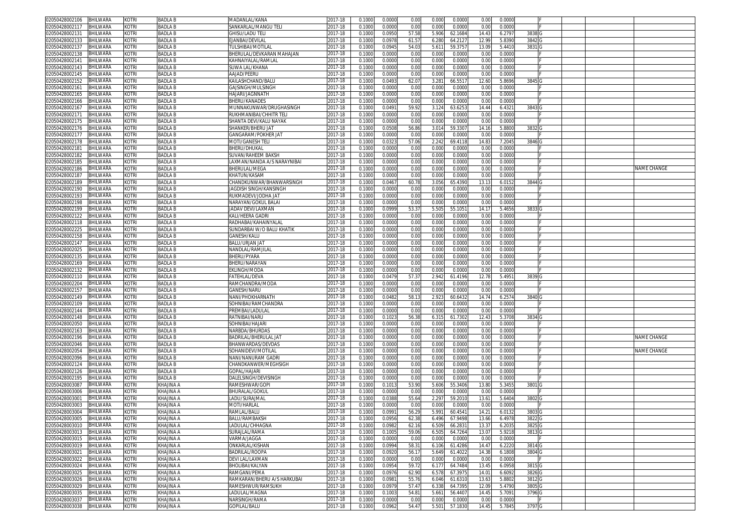| | | | | | | | | | | | | | | | | | | |
|---|---|---|---|---|---|---|---|---|---|---|---|---|---|---|---|---|---|---|
| 02050428002106 | BHILWARA | KOTRI | BADLA B | MADANLAL/KANA | 2017-18 | 0.1000 | 0.0000 | 0.00 | 0.000 | 0.0000 | 0.00 | 0.0000 | | F | | | | |
| 02050428002117 | BHILWARA | KOTRI | BADLA B | SANKARLAL/MANGU TELI | 2017-18 | 0.1000 | 0.0000 | 0.00 | 0.000 | 0.0000 | 0.00 | 0.0000 | | F | | | | |
| 02050428002131 | BHILWARA | KOTRI | BADLA B | GHISU/LADU TELI | 2017-18 | 0.1000 | 0.0950 | 57.58 | 5.906 | 62.1684 | 14.43 | 6.2797 | 3838 | G | | | | |
| 02050428002133 | BHILWARA | KOTRI | BADLA B | EJANBAI/DEVILAL | 2017-18 | 0.1000 | 0.0978 | 61.57 | 6.280 | 64.2127 | 12.99 | 5.8390 | 3842 | G | | | | |
| 02050428002137 | BHILWARA | KOTRI | BADLA B | TULSHIBAI/MOTILAL | 2017-18 | 0.1000 | 0.0945 | 54.03 | 5.611 | 59.3757 | 13.09 | 5.4410 | 3831 | G | | | | |
| 02050428002138 | BHILWARA | KOTRI | BADLA B | BHERULAL/DEVKARAN MAHAJAN | 2017-18 | 0.1000 | 0.0000 | 0.00 | 0.000 | 0.0000 | 0.00 | 0.0000 | | F | | | | |
| 02050428002141 | BHILWARA | KOTRI | BADLA B | KAHNAIYALAL/RAMLAL | 2017-18 | 0.1000 | 0.0000 | 0.00 | 0.000 | 0.0000 | 0.00 | 0.0000 | | F | | | | |
| 02050428002143 | BHILWARA | KOTRI | BADLA B | SUWA LAL/KHANA | 2017-18 | 0.1000 | 0.0000 | 0.00 | 0.000 | 0.0000 | 0.00 | 0.0000 | | F | | | | |
| 02050428002145 | BHILWARA | KOTRI | BADLA B | AAJAD/PEERU | 2017-18 | 0.1000 | 0.0000 | 0.00 | 0.000 | 0.0000 | 0.00 | 0.0000 | | F | | | | |
| 02050428002152 | BHILWARA | KOTRI | BADLA B | KAILASHCHAND/BALU | 2017-18 | 0.1000 | 0.0493 | 62.07 | 3.281 | 66.5517 | 12.60 | 5.8696 | 3845 | G | | | | |
| 02050428002161 | BHILWARA | KOTRI | BADLA B | GAJSINGH/MULSINGH | 2017-18 | 0.1000 | 0.0000 | 0.00 | 0.000 | 0.0000 | 0.00 | 0.0000 | | F | | | | |
| 02050428002165 | BHILWARA | KOTRI | BADLA B | HAJARI/JAGNNATH | 2017-18 | 0.1000 | 0.0000 | 0.00 | 0.000 | 0.0000 | 0.00 | 0.0000 | | F | | | | |
| 02050428002166 | BHILWARA | KOTRI | BADLA B | BHERU/KANADES | 2017-18 | 0.1000 | 0.0000 | 0.00 | 0.000 | 0.0000 | 0.00 | 0.0000 | | F | | | | |
| 02050428002167 | BHILWARA | KOTRI | BADLA B | MUNNAKUNWAR/DRUGHASINGH | 2017-18 | 0.1000 | 0.0491 | 59.92 | 3.124 | 63.6253 | 14.44 | 6.4321 | 3843 | G | | | | |
| 02050428002171 | BHILWARA | KOTRI | BADLA B | RUKHMANIBAI/CHHITR TELI | 2017-18 | 0.1000 | 0.0000 | 0.00 | 0.000 | 0.0000 | 0.00 | 0.0000 | | F | | | | |
| 02050428002175 | BHILWARA | KOTRI | BADLA B | SHANTA DEVI/KALU NAYAK | 2017-18 | 0.1000 | 0.0000 | 0.00 | 0.000 | 0.0000 | 0.00 | 0.0000 | | F | | | | |
| 02050428002176 | BHILWARA | KOTRI | BADLA B | SHANKER/BHERU JAT | 2017-18 | 0.1000 | 0.0508 | 56.86 | 3.014 | 59.3307 | 14.16 | 5.8800 | 3832 | G | | | | |
| 02050428002177 | BHILWARA | KOTRI | BADLA B | GANGARAM/POKHER JAT | 2017-18 | 0.1000 | 0.0000 | 0.00 | 0.000 | 0.0000 | 0.00 | 0.0000 | | F | | | | |
| 02050428002178 | BHILWARA | KOTRI | BADLA B | MOTI/GANESH TELI | 2017-18 | 0.1000 | 0.0323 | 57.06 | 2.242 | 69.4118 | 14.83 | 7.2045 | 3846 | G | | | | |
| 02050428002181 | BHILWARA | KOTRI | BADLA B | BHERU/DHUKAL | 2017-18 | 0.1000 | 0.0000 | 0.00 | 0.000 | 0.0000 | 0.00 | 0.0000 | | F | | | | |
| 02050428002182 | BHILWARA | KOTRI | BADLA B | SUVAN/RAHEEM BAKSH | 2017-18 | 0.1000 | 0.0000 | 0.00 | 0.000 | 0.0000 | 0.00 | 0.0000 | | F | | | | |
| 02050428002185 | BHILWARA | KOTRI | BADLA B | LAXMAN/NANDA A/S NARAYNIBAI | 2017-18 | 0.1000 | 0.0000 | 0.00 | 0.000 | 0.0000 | 0.00 | 0.0000 | | F | | | | |
| 02050428002186 | BHILWARA | KOTRI | BADLA B | BHERULAL/MEGA | 2017-18 | 0.1000 | 0.0000 | 0.00 | 0.000 | 0.0000 | 0.00 | 0.0000 | | F | | | | NAME CHANGE |
| 02050428002187 | BHILWARA | KOTRI | BADLA B | KHATUN/KASAM | 2017-18 | 0.1000 | 0.0000 | 0.00 | 0.000 | 0.0000 | 0.00 | 0.0000 | | F | | | | |
| 02050428002189 | BHILWARA | KOTRI | BADLA B | CHANDKUNWAR/BHANWARSINGH | 2017-18 | 0.1000 | 0.0467 | 60.78 | 3.056 | 65.4390 | 13.13 | 6.0152 | 3844 | G | | | | |
| 02050428002190 | BHILWARA | KOTRI | BADLA B | JAGDISH SINGH/KANSINGH | 2017-18 | 0.1000 | 0.0000 | 0.00 | 0.000 | 0.0000 | 0.00 | 0.0000 | | F | | | | |
| 02050428002193 | BHILWARA | KOTRI | BADLA B | RUKMADEVI/JODHA JAT | 2017-18 | 0.1000 | 0.0000 | 0.00 | 0.000 | 0.0000 | 0.00 | 0.0000 | | F | | | | |
| 02050428002198 | BHILWARA | KOTRI | BADLA B | NARAYAN/GOKUL BALAI | 2017-18 | 0.1000 | 0.0000 | 0.00 | 0.000 | 0.0000 | 0.00 | 0.0000 | | F | | | | |
| 02050428002199 | BHILWARA | KOTRI | BADLA B | JADAV DEVI/LAXMAN | 2017-18 | 0.1000 | 0.0999 | 53.37 | 5.505 | 55.1051 | 14.17 | 5.4656 | 3833 | G | | | | |
| 02050428002122 | BHILWARA | KOTRI | BADLA B | KALI/HEERA GADRI | 2017-18 | 0.1000 | 0.0000 | 0.00 | 0.000 | 0.0000 | 0.00 | 0.0000 | | F | | | | |
| 02050428002118 | BHILWARA | KOTRI | BADLA B | RADHABAI/KAHAINYALAL | 2017-18 | 0.1000 | 0.0000 | 0.00 | 0.000 | 0.0000 | 0.00 | 0.0000 | | F | | | | |
| 02050428002225 | BHILWARA | KOTRI | BADLA B | SUNDARBAI W/O BALU KHATIK | 2017-18 | 0.1000 | 0.0000 | 0.00 | 0.000 | 0.0000 | 0.00 | 0.0000 | | F | | | | |
| 02050428002158 | BHILWARA | KOTRI | BADLA B | GANESH/KALU | 2017-18 | 0.1000 | 0.0000 | 0.00 | 0.000 | 0.0000 | 0.00 | 0.0000 | | F | | | | |
| 02050428002147 | BHILWARA | KOTRI | BADLA B | BALU/URJAN JAT | 2017-18 | 0.1000 | 0.0000 | 0.00 | 0.000 | 0.0000 | 0.00 | 0.0000 | | F | | | | |
| 02050428002025 | BHILWARA | KOTRI | BADLA B | NANDLAL/RAMJILAL | 2017-18 | 0.1000 | 0.0000 | 0.00 | 0.000 | 0.0000 | 0.00 | 0.0000 | | F | | | | |
| 02050428002135 | BHILWARA | KOTRI | BADLA B | BHERU/PYARA | 2017-18 | 0.1000 | 0.0000 | 0.00 | 0.000 | 0.0000 | 0.00 | 0.0000 | | F | | | | |
| 02050428002169 | BHILWARA | KOTRI | BADLA B | BHERU/NARAYAN | 2017-18 | 0.1000 | 0.0000 | 0.00 | 0.000 | 0.0000 | 0.00 | 0.0000 | | F | | | | |
| 02050428002132 | BHILWARA | KOTRI | BADLA B | EKLINGH/MODA | 2017-18 | 0.1000 | 0.0000 | 0.00 | 0.000 | 0.0000 | 0.00 | 0.0000 | | F | | | | |
| 02050428002110 | BHILWARA | KOTRI | BADLA B | FATEHLAL/DEVA | 2017-18 | 0.1000 | 0.0479 | 57.37 | 2.942 | 61.4196 | 12.78 | 5.4951 | 3839 | G | | | | |
| 02050428002204 | BHILWARA | KOTRI | BADLA B | RAMCHANDRA/MODA | 2017-18 | 0.1000 | 0.0000 | 0.00 | 0.000 | 0.0000 | 0.00 | 0.0000 | | F | | | | |
| 02050428002157 | BHILWARA | KOTRI | BADLA B | GANESH/NARU | 2017-18 | 0.1000 | 0.0000 | 0.00 | 0.000 | 0.0000 | 0.00 | 0.0000 | | F | | | | |
| 02050428002149 | BHILWARA | KOTRI | BADLA B | NANI/PHOKHARNATH | 2017-18 | 0.1000 | 0.0482 | 58.13 | 2.923 | 60.6432 | 14.74 | 6.2574 | 3840 | G | | | | |
| 02050428002109 | BHILWARA | KOTRI | BADLA B | SOHNIBAI/RAMCHANDRA | 2017-18 | 0.1000 | 0.0000 | 0.00 | 0.000 | 0.0000 | 0.00 | 0.0000 | | F | | | | |
| 02050428002144 | BHILWARA | KOTRI | BADLA B | PREMBAI/LADULAL | 2017-18 | 0.1000 | 0.0000 | 0.00 | 0.000 | 0.0000 | 0.00 | 0.0000 | | F | | | | |
| 02050428002148 | BHILWARA | KOTRI | BADLA B | RATNIBAI/NARU | 2017-18 | 0.1000 | 0.1023 | 56.38 | 6.315 | 61.7302 | 12.43 | 5.3708 | 3834 | G | | | | |
| 02050428002050 | BHILWARA | KOTRI | BADLA B | SOHNIBAI/HAJARI | 2017-18 | 0.1000 | 0.0000 | 0.00 | 0.000 | 0.0000 | 0.00 | 0.0000 | | F | | | | |
| 02050428002163 | BHILWARA | KOTRI | BADLA B | NARBDA/BHURDAS | 2017-18 | 0.1000 | 0.0000 | 0.00 | 0.000 | 0.0000 | 0.00 | 0.0000 | | F | | | | |
| 02050428002196 | BHILWARA | KOTRI | BADLA B | BADRILAL/BHERULAL JAT | 2017-18 | 0.1000 | 0.0000 | 0.00 | 0.000 | 0.0000 | 0.00 | 0.0000 | | F | | | | NAME CHANGE |
| 02050428002046 | BHILWARA | KOTRI | BADLA B | BHANWARDAS/DEVDAS | 2017-18 | 0.1000 | 0.0000 | 0.00 | 0.000 | 0.0000 | 0.00 | 0.0000 | | F | | | | |
| 02050428002054 | BHILWARA | KOTRI | BADLA B | SOHANIDEVI/MOTILAL | 2017-18 | 0.1000 | 0.0000 | 0.00 | 0.000 | 0.0000 | 0.00 | 0.0000 | | F | | | | NAME CHANGE |
| 02050428002096 | BHILWARA | KOTRI | BADLA B | NANI/NANURAM GADRI | 2017-18 | 0.1000 | 0.0000 | 0.00 | 0.000 | 0.0000 | 0.00 | 0.0000 | | F | | | | |
| 02050428002124 | BHILWARA | KOTRI | BADLA B | CHANDKANWER/MEGHSIGH | 2017-18 | 0.1000 | 0.0000 | 0.00 | 0.000 | 0.0000 | 0.00 | 0.0000 | | F | | | | |
| 02050428002126 | BHILWARA | KOTRI | BADLA B | GOPAL/HAJARI | 2017-18 | 0.1000 | 0.0000 | 0.00 | 0.000 | 0.0000 | 0.00 | 0.0000 | | F | | | | |
| 02050428002195 | BHILWARA | KOTRI | BADLA B | DALELSINGH/DEVISINGH | 2017-18 | 0.1000 | 0.0000 | 0.00 | 0.000 | 0.0000 | 0.00 | 0.0000 | | F | | | | |
| 02050428003087 | BHILWARA | KOTRI | KHAJINA A | RAMESHWAR/GOPI | 2017-18 | 0.1000 | 0.1013 | 53.90 | 5.606 | 55.3406 | 13.80 | 5.3455 | 3801 | G | | | | |
| 02050428003006 | BHILWARA | KOTRI | KHAJINA A | BHURALAL/GOKUL | 2017-18 | 0.1000 | 0.0000 | 0.00 | 0.000 | 0.0000 | 0.00 | 0.0000 | | F | | | | |
| 02050428003001 | BHILWARA | KOTRI | KHAJINA A | LADU/SURAJMAL | 2017-18 | 0.1000 | 0.0388 | 55.64 | 2.297 | 59.2010 | 13.61 | 5.6404 | 3802 | G | | | | |
| 02050428003003 | BHILWARA | KOTRI | KHAJINA A | MOTI/HARLAL | 2017-18 | 0.1000 | 0.0000 | 0.00 | 0.000 | 0.0000 | 0.00 | 0.0000 | | F | | | | |
| 02050428003004 | BHILWARA | KOTRI | KHAJINA A | RAMLAL/BALU | 2017-18 | 0.1000 | 0.0991 | 56.29 | 5.991 | 60.4541 | 14.21 | 6.0132 | 3803 | G | | | | |
| 02050428003005 | BHILWARA | KOTRI | KHAJINA A | BALU/RAMBAKSH | 2017-18 | 0.1000 | 0.0956 | 62.38 | 6.496 | 67.9498 | 13.66 | 6.4978 | 3822 | G | | | | |
| 02050428003010 | BHILWARA | KOTRI | KHAJINA A | LADULAL/CHHAGNA | 2017-18 | 0.1000 | 0.0982 | 62.16 | 6.509 | 66.2831 | 13.37 | 6.2035 | 3825 | G | | | | |
| 02050428003013 | BHILWARA | KOTRI | KHAJINA A | SURAJLAL/RAMA | 2017-18 | 0.1000 | 0.1005 | 59.06 | 6.505 | 64.7264 | 13.07 | 5.9218 | 3813 | G | | | | |
| 02050428003015 | BHILWARA | KOTRI | KHAJINA A | VARMA/JAGGA | 2017-18 | 0.1000 | 0.0000 | 0.00 | 0.000 | 0.0000 | 0.00 | 0.0000 | | F | | | | |
| 02050428003019 | BHILWARA | KOTRI | KHAJINA A | ONKARLAL/KISHAN | 2017-18 | 0.1000 | 0.0994 | 58.31 | 6.106 | 61.4286 | 14.47 | 6.2220 | 3814 | G | | | | |
| 02050428003021 | BHILWARA | KOTRI | KHAJINA A | BADRILAL/ROOPA | 2017-18 | 0.1000 | 0.0920 | 56.17 | 5.649 | 61.4022 | 14.38 | 6.1808 | 3804 | G | | | | |
| 02050428003022 | BHILWARA | KOTRI | KHAJINA A | DEVI LAL/LAXMAN | 2017-18 | 0.1000 | 0.0000 | 0.00 | 0.000 | 0.0000 | 0.00 | 0.0000 | | F | | | | |
| 02050428003024 | BHILWARA | KOTRI | KHAJINA A | BHOLIBAI/KALYAN | 2017-18 | 0.1000 | 0.0954 | 59.72 | 6.177 | 64.7484 | 13.45 | 6.0958 | 3815 | G | | | | |
| 02050428003025 | BHILWARA | KOTRI | KHAJINA A | RAMGANI/PEMA | 2017-18 | 0.1000 | 0.0976 | 62.90 | 6.578 | 67.3975 | 14.01 | 6.6092 | 3826 | G | | | | |
| 02050428003026 | BHILWARA | KOTRI | KHAJINA A | RAMKARAN/BHERU A/S HARKUBAI | 2017-18 | 0.1000 | 0.0981 | 55.76 | 6.046 | 61.6310 | 13.63 | 5.8802 | 3812 | G | | | | |
| 02050428003029 | BHILWARA | KOTRI | KHAJINA A | RAMESHWUR/RAMSUKH | 2017-18 | 0.1000 | 0.0979 | 57.47 | 6.338 | 64.7395 | 12.09 | 5.4790 | 3805 | G | | | | |
| 02050428003035 | BHILWARA | KOTRI | KHAJINA A | LADULAL/MAGNA | 2017-18 | 0.1000 | 0.1003 | 54.81 | 5.661 | 56.4407 | 14.45 | 5.7091 | 3796 | G | | | | |
| 02050428003037 | BHILWARA | KOTRI | KHAJINA A | NARSINGH/RAMA | 2017-18 | 0.1000 | 0.0000 | 0.00 | 0.000 | 0.0000 | 0.00 | 0.0000 | | F | | | | |
| 02050428003038 | BHILWARA | KOTRI | KHAJINA A | GOPILAL/BALU | 2017-18 | 0.1000 | 0.0962 | 54.47 | 5.501 | 57.1830 | 14.45 | 5.7845 | 3797 | G | | | | |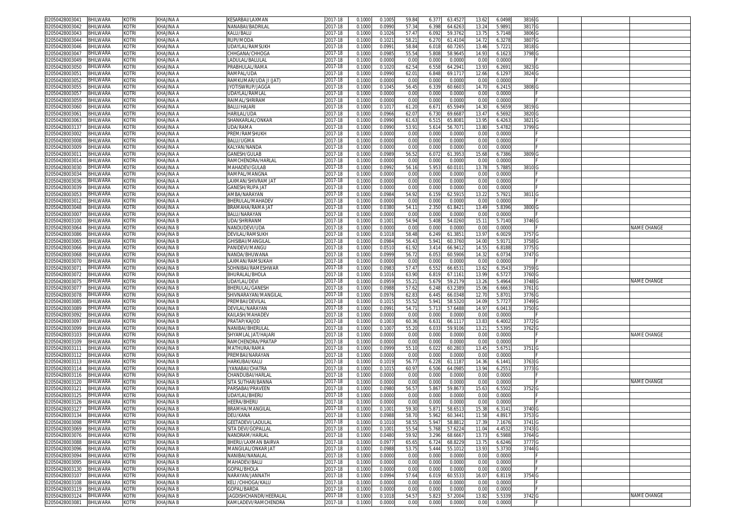| | | | | | | | | | | | | | | | | | | |
|---|---|---|---|---|---|---|---|---|---|---|---|---|---|---|---|---|---|---|
| 02050428003041 | BHILWARA | KOTRI | KHAJINA A | KESARBAI/LAXMAN | 2017-18 | 0.1000 | 0.1005 | 59.84 | 6.377 | 63.4527 | 13.62 | 6.0498 | 3816 | G | | | | |
| 02050428003042 | BHILWARA | KOTRI | KHAJINA A | NANABAI/BADRILAL | 2017-18 | 0.1000 | 0.0990 | 57.34 | 6.398 | 64.6263 | 13.24 | 5.9891 | 3817 | G | | | | |
| 02050428003043 | BHILWARA | KOTRI | KHAJINA A | KALU/BALU | 2017-18 | 0.1000 | 0.1026 | 57.47 | 6.092 | 59.3762 | 13.75 | 5.7148 | 3806 | G | | | | |
| 02050428003044 | BHILWARA | KOTRI | KHAJINA A | RUPI/MODA | 2017-18 | 0.1000 | 0.1021 | 58.21 | 6.270 | 61.4104 | 14.72 | 6.3278 | 3807 | G | | | | |
| 02050428003046 | BHILWARA | KOTRI | KHAJINA A | UDAYLAL/RAMSUKH | 2017-18 | 0.1000 | 0.0991 | 58.84 | 6.018 | 60.7265 | 13.46 | 5.7221 | 3818 | G | | | | |
| 02050428003047 | BHILWARA | KOTRI | KHAJINA A | CHHGANA/CHHOGA | 2017-18 | 0.1000 | 0.0985 | 55.54 | 5.808 | 58.9645 | 14.93 | 6.1623 | 3798 | G | | | | |
| 02050428003049 | BHILWARA | KOTRI | KHAJINA A | LADULAL/BALULAL | 2017-18 | 0.1000 | 0.0000 | 0.00 | 0.000 | 0.0000 | 0.00 | 0.0000 | | F | | | | |
| 02050428003050 | BHILWARA | KOTRI | KHAJINA A | PRABHULAL/RAMA | 2017-18 | 0.1000 | 0.1020 | 62.54 | 6.558 | 64.2941 | 13.93 | 6.2691 | 3823 | G | | | | |
| 02050428003051 | BHILWARA | KOTRI | KHAJINA A | RAMPAL/UDA | 2017-18 | 0.1000 | 0.0990 | 62.01 | 6.848 | 69.1717 | 12.66 | 6.1297 | 3824 | G | | | | |
| 02050428003052 | BHILWARA | KOTRI | KHAJINA A | RAMKUMAR/UDA JI (JAT) | 2017-18 | 0.1000 | 0.0000 | 0.00 | 0.000 | 0.0000 | 0.00 | 0.0000 | | F | | | | |
| 02050428003055 | BHILWARA | KOTRI | KHAJINA A | JYOTISWRUP/JAGGA | 2017-18 | 0.1000 | 0.1045 | 56.45 | 6.339 | 60.6603 | 14.70 | 6.2415 | 3808 | G | | | | |
| 02050428003057 | BHILWARA | KOTRI | KHAJINA A | UDAYLAL/RAMLAL | 2017-18 | 0.1000 | 0.0000 | 0.00 | 0.000 | 0.0000 | 0.00 | 0.0000 | | F | | | | |
| 02050428003059 | BHILWARA | KOTRI | KHAJINA A | RAIMAL/SHRIRAM | 2017-18 | 0.1000 | 0.0000 | 0.00 | 0.000 | 0.0000 | 0.00 | 0.0000 | | F | | | | |
| 02050428003060 | BHILWARA | KOTRI | KHAJINA A | BALU/HAJARI | 2017-18 | 0.1000 | 0.1017 | 61.20 | 6.671 | 65.5949 | 14.30 | 6.5659 | 3819 | G | | | | |
| 02050428003061 | BHILWARA | KOTRI | KHAJINA A | HARILAL/UDA | 2017-18 | 0.1000 | 0.0966 | 62.07 | 6.730 | 69.6687 | 13.47 | 6.5692 | 3820 | G | | | | |
| 02050428003063 | BHILWARA | KOTRI | KHAJINA A | SHANKARLAL/ONKAR | 2017-18 | 0.1000 | 0.0990 | 61.63 | 6.515 | 65.8081 | 13.95 | 6.4263 | 3821 | G | | | | |
| 02050428003137 | BHILWARA | KOTRI | KHAJINA A | UDA/RAMA | 2017-18 | 0.1000 | 0.0990 | 53.91 | 5.614 | 56.7071 | 13.80 | 5.4782 | 3799 | G | | | | |
| 02050428003002 | BHILWARA | KOTRI | KHAJINA A | PREM/RAMSHUKH | 2017-18 | 0.1000 | 0.0000 | 0.00 | 0.000 | 0.0000 | 0.00 | 0.0000 | | F | | | | |
| 02050428003008 | BHILWARA | KOTRI | KHAJINA A | BALU/UGMA | 2017-18 | 0.1000 | 0.0000 | 0.00 | 0.000 | 0.0000 | 0.00 | 0.0000 | | F | | | | |
| 02050428003009 | BHILWARA | KOTRI | KHAJINA A | KALYAN/NANDA | 2017-18 | 0.1000 | 0.0000 | 0.00 | 0.000 | 0.0000 | 0.00 | 0.0000 | | F | | | | |
| 02050428003011 | BHILWARA | KOTRI | KHAJINA A | GANESH/GULAB | 2017-18 | 0.1000 | 0.0989 | 56.52 | 6.072 | 61.3953 | 15.68 | 6.7386 | 3809 | G | | | | |
| 02050428003014 | BHILWARA | KOTRI | KHAJINA A | RAMCHENDRA/HARLAL | 2017-18 | 0.1000 | 0.0000 | 0.00 | 0.000 | 0.0000 | 0.00 | 0.0000 | | F | | | | |
| 02050428003030 | BHILWARA | KOTRI | KHAJINA A | MAHADEV/GULAB | 2017-18 | 0.1000 | 0.0992 | 56.16 | 5.953 | 60.0101 | 13.78 | 5.7885 | 3810 | G | | | | |
| 02050428003034 | BHILWARA | KOTRI | KHAJINA A | RAMPAL/MANGNA | 2017-18 | 0.1000 | 0.0000 | 0.00 | 0.000 | 0.0000 | 0.00 | 0.0000 | | F | | | | |
| 02050428003036 | BHILWARA | KOTRI | KHAJINA A | LAXMAN/SHIVRAM JAT | 2017-18 | 0.1000 | 0.0000 | 0.00 | 0.000 | 0.0000 | 0.00 | 0.0000 | | F | | | | |
| 02050428003039 | BHILWARA | KOTRI | KHAJINA A | GANESH/RUPA JAT | 2017-18 | 0.1000 | 0.0000 | 0.00 | 0.000 | 0.0000 | 0.00 | 0.0000 | | F | | | | |
| 02050428003053 | BHILWARA | KOTRI | KHAJINA A | AMBA/NARAYAN | 2017-18 | 0.1000 | 0.0984 | 54.92 | 6.159 | 62.5915 | 13.22 | 5.7921 | 3811 | G | | | | |
| 02050428003012 | BHILWARA | KOTRI | KHAJINA A | BHERULAL/MAHADEV | 2017-18 | 0.1000 | 0.0000 | 0.00 | 0.000 | 0.0000 | 0.00 | 0.0000 | | F | | | | |
| 02050428003048 | BHILWARA | KOTRI | KHAJINA A | BRAMAHA/RAMA JAT | 2017-18 | 0.1000 | 0.0380 | 54.11 | 2.350 | 61.8421 | 13.49 | 5.8396 | 3800 | G | | | | |
| 02050428003007 | BHILWARA | KOTRI | KHAJINA A | BALU/NARAYAN | 2017-18 | 0.1000 | 0.0000 | 0.00 | 0.000 | 0.0000 | 0.00 | 0.0000 | | F | | | | |
| 02050428003100 | BHILWARA | KOTRI | KHAJINA B | UDA/SHRIRANM | 2017-18 | 0.1000 | 0.1001 | 54.94 | 5.408 | 54.0260 | 15.11 | 5.7140 | 3746 | G | | | | |
| 02050428003064 | BHILWARA | KOTRI | KHAJINA B | NANDUDEVI/UDA | 2017-18 | 0.1000 | 0.0000 | 0.00 | 0.000 | 0.0000 | 0.00 | 0.0000 | | F | | | | NAME CHANGE |
| 02050428003086 | BHILWARA | KOTRI | KHAJINA B | DEVILAL/RAMSUKH | 2017-18 | 0.1000 | 0.1018 | 58.48 | 6.249 | 61.3851 | 13.97 | 6.0029 | 3757 | G | | | | |
| 02050428003065 | BHILWARA | KOTRI | KHAJINA B | GHISIBAI/MANGILAL | 2017-18 | 0.1000 | 0.0984 | 56.43 | 5.941 | 60.3760 | 14.00 | 5.9171 | 3758 | G | | | | |
| 02050428003066 | BHILWARA | KOTRI | KHAJINA B | PANIDEVI/MANGU | 2017-18 | 0.1000 | 0.0510 | 61.92 | 3.414 | 66.9412 | 14.55 | 6.8188 | 3775 | G | | | | |
| 02050428003068 | BHILWARA | KOTRI | KHAJINA B | NANDA/BHUWANA | 2017-18 | 0.1000 | 0.0999 | 56.72 | 6.053 | 60.5906 | 14.32 | 6.0734 | 3747 | G | | | | |
| 02050428003070 | BHILWARA | KOTRI | KHAJINA B | LAXMAN/RAMSUKAH | 2017-18 | 0.1000 | 0.0000 | 0.00 | 0.000 | 0.0000 | 0.00 | 0.0000 | | F | | | | |
| 02050428003071 | BHILWARA | KOTRI | KHAJINA B | SOHNIBAI/RAMESHWAR | 2017-18 | 0.1000 | 0.0983 | 57.47 | 6.552 | 66.6531 | 13.62 | 6.3543 | 3759 | G | | | | |
| 02050428003072 | BHILWARA | KOTRI | KHAJINA B | BHURALAL/BHOLA | 2017-18 | 0.1000 | 0.1016 | 63.90 | 6.819 | 67.1161 | 13.99 | 6.5727 | 3760 | G | | | | |
| 02050428003075 | BHILWARA | KOTRI | KHAJINA B | UDAYLAL/DEVI | 2017-18 | 0.1000 | 0.0959 | 55.21 | 5.679 | 59.2179 | 13.26 | 5.4964 | 3748 | G | | | | NAME CHANGE |
| 02050428003077 | BHILWARA | KOTRI | KHAJINA B | BHERULAL/GANESH | 2017-18 | 0.1000 | 0.0988 | 57.62 | 6.248 | 63.2389 | 15.06 | 6.6663 | 3761 | G | | | | |
| 02050428003078 | BHILWARA | KOTRI | KHAJINA B | SHIVNARAYAN/MANGILAL | 2017-18 | 0.1000 | 0.0976 | 62.83 | 6.445 | 66.0348 | 12.70 | 5.8701 | 3776 | G | | | | |
| 02050428003085 | BHILWARA | KOTRI | KHAJINA B | PREMBAI/DEVILAL | 2017-18 | 0.1000 | 0.1015 | 55.52 | 5.941 | 58.5320 | 14.09 | 5.7727 | 3749 | G | | | | |
| 02050428003089 | BHILWARA | KOTRI | KHAJINA B | DEVILAL/NARAYAN | 2017-18 | 0.1000 | 0.0991 | 54.71 | 5.713 | 57.6488 | 14.97 | 6.0413 | 3750 | G | | | | |
| 02050428003092 | BHILWARA | KOTRI | KHAJINA B | KAILASH/MAHADEV | 2017-18 | 0.1000 | 0.0000 | 0.00 | 0.000 | 0.0000 | 0.00 | 0.0000 | | F | | | | |
| 02050428003097 | BHILWARA | KOTRI | KHAJINA B | PRATAP/KAJOD | 2017-18 | 0.1000 | 0.1003 | 60.36 | 6.631 | 66.1117 | 13.83 | 6.4002 | 3772 | G | | | | |
| 02050428003099 | BHILWARA | KOTRI | KHAJINA B | NANIBAI/BHERULAL | 2017-18 | 0.1000 | 0.1007 | 55.20 | 6.033 | 59.9106 | 13.21 | 5.5395 | 3762 | G | | | | |
| 02050428003103 | BHILWARA | KOTRI | KHAJINA B | SHYAMLAL JAT/HAJARI | 2017-18 | 0.1000 | 0.0000 | 0.00 | 0.000 | 0.0000 | 0.00 | 0.0000 | | F | | | | NAME CHANGE |
| 02050428003109 | BHILWARA | KOTRI | KHAJINA B | RAMCHENDRA/PRATAP | 2017-18 | 0.1000 | 0.0000 | 0.00 | 0.000 | 0.0000 | 0.00 | 0.0000 | | F | | | | |
| 02050428003111 | BHILWARA | KOTRI | KHAJINA B | MATHURA/RAMA | 2017-18 | 0.1000 | 0.0999 | 55.10 | 6.022 | 60.2803 | 13.45 | 5.6751 | 3751 | G | | | | |
| 02050428003112 | BHILWARA | KOTRI | KHAJINA B | PREMBAI/NARAYAN | 2017-18 | 0.1000 | 0.0000 | 0.00 | 0.000 | 0.0000 | 0.00 | 0.0000 | | F | | | | |
| 02050428003113 | BHILWARA | KOTRI | KHAJINA B | HARKUBAI/KALU | 2017-18 | 0.1000 | 0.1019 | 56.77 | 6.228 | 61.1187 | 14.36 | 6.1441 | 3763 | G | | | | |
| 02050428003114 | BHILWARA | KOTRI | KHAJINA B | JYANABAI/CHATRA | 2017-18 | 0.1000 | 0.1015 | 60.97 | 6.506 | 64.0985 | 13.94 | 6.2551 | 3773 | G | | | | |
| 02050428003116 | BHILWARA | KOTRI | KHAJINA B | CHANDUBAI/HARLAL | 2017-18 | 0.1000 | 0.0000 | 0.00 | 0.000 | 0.0000 | 0.00 | 0.0000 | | F | | | | |
| 02050428003120 | BHILWARA | KOTRI | KHAJINA B | SITA SUTHAR/BANNA | 2017-18 | 0.1000 | 0.0000 | 0.00 | 0.000 | 0.0000 | 0.00 | 0.0000 | | F | | | | NAME CHANGE |
| 02050428003121 | BHILWARA | KOTRI | KHAJINA B | PARSABAI/PRAVEEN | 2017-18 | 0.1000 | 0.0980 | 56.57 | 5.867 | 59.8673 | 15.63 | 6.5502 | 3752 | G | | | | |
| 02050428003125 | BHILWARA | KOTRI | KHAJINA B | UDAYLAL/BHERU | 2017-18 | 0.1000 | 0.0000 | 0.00 | 0.000 | 0.0000 | 0.00 | 0.0000 | | F | | | | |
| 02050428003126 | BHILWARA | KOTRI | KHAJINA B | HEERA/BHERU | 2017-18 | 0.1000 | 0.0000 | 0.00 | 0.000 | 0.0000 | 0.00 | 0.0000 | | F | | | | |
| 02050428003127 | BHILWARA | KOTRI | KHAJINA B | BRAMHA/MANGILAL | 2017-18 | 0.1000 | 0.1001 | 59.30 | 5.871 | 58.6513 | 15.38 | 6.3141 | 3740 | G | | | | |
| 02050428003134 | BHILWARA | KOTRI | KHAJINA B | DEU/KANA | 2017-18 | 0.1000 | 0.0988 | 58.70 | 5.962 | 60.3441 | 11.58 | 4.8917 | 3753 | G | | | | |
| 02050428003098 | BHILWARA | KOTRI | KHAJINA B | GEETADEVI/LADULAL | 2017-18 | 0.1000 | 0.1010 | 58.55 | 5.947 | 58.8812 | 17.39 | 7.1676 | 3741 | G | | | | |
| 02050428003069 | BHILWARA | KOTRI | KHAJINA B | SITA DEVI/GOPALLAL | 2017-18 | 0.1000 | 0.1001 | 55.54 | 5.768 | 57.6224 | 11.04 | 4.4532 | 3743 | G | | | | |
| 02050428003076 | BHILWARA | KOTRI | KHAJINA B | NANDRAM/HARLAL | 2017-18 | 0.1000 | 0.0480 | 59.92 | 3.296 | 68.6667 | 13.73 | 6.5988 | 3764 | G | | | | |
| 02050428003088 | BHILWARA | KOTRI | KHAJINA B | BHERU/LAXMAN BAIRVA | 2017-18 | 0.1000 | 0.0977 | 65.65 | 6.724 | 68.8229 | 13.75 | 6.6246 | 3777 | G | | | | |
| 02050428003096 | BHILWARA | KOTRI | KHAJINA B | MANGILAL/ONKAR JAT | 2017-18 | 0.1000 | 0.0988 | 53.75 | 5.444 | 55.1012 | 13.93 | 5.3730 | 3744 | G | | | | |
| 02050428003094 | BHILWARA | KOTRI | KHAJINA B | NANIBAI/NANALAL | 2017-18 | 0.1000 | 0.0000 | 0.00 | 0.000 | 0.0000 | 0.00 | 0.0000 | | F | | | | |
| 02050428003095 | BHILWARA | KOTRI | KHAJINA B | MAHADEV/BALU | 2017-18 | 0.1000 | 0.0000 | 0.00 | 0.000 | 0.0000 | 0.00 | 0.0000 | | F | | | | |
| 02050428003130 | BHILWARA | KOTRI | KHAJINA B | GOPAL/BHOLA | 2017-18 | 0.1000 | 0.0000 | 0.00 | 0.000 | 0.0000 | 0.00 | 0.0000 | | F | | | | |
| 02050428003107 | BHILWARA | KOTRI | KHAJINA B | NARAYAN/JANNATH | 2017-18 | 0.1000 | 0.0994 | 57.64 | 6.019 | 60.5533 | 16.07 | 6.8119 | 3754 | G | | | | |
| 02050428003108 | BHILWARA | KOTRI | KHAJINA B | KELI /CHHOGA/KALU | 2017-18 | 0.1000 | 0.0000 | 0.00 | 0.000 | 0.0000 | 0.00 | 0.0000 | | F | | | | |
| 02050428003119 | BHILWARA | KOTRI | KHAJINA B | GOPAL/BARDA | 2017-18 | 0.1000 | 0.0000 | 0.00 | 0.000 | 0.0000 | 0.00 | 0.0000 | | F | | | | |
| 02050428003124 | BHILWARA | KOTRI | KHAJINA B | JAGDISHCHANDR/HEERALAL | 2017-18 | 0.1000 | 0.1018 | 54.57 | 5.823 | 57.2004 | 13.82 | 5.5339 | 3742 | G | | | | NAME CHANGE |
| 02050428003081 | BHILWARA | KOTRI | KHAJINA B | KAMLADEVI/RAMCHENDRA | 2017-18 | 0.1000 | 0.0000 | 0.00 | 0.000 | 0.0000 | 0.00 | 0.0000 | | F | | | | |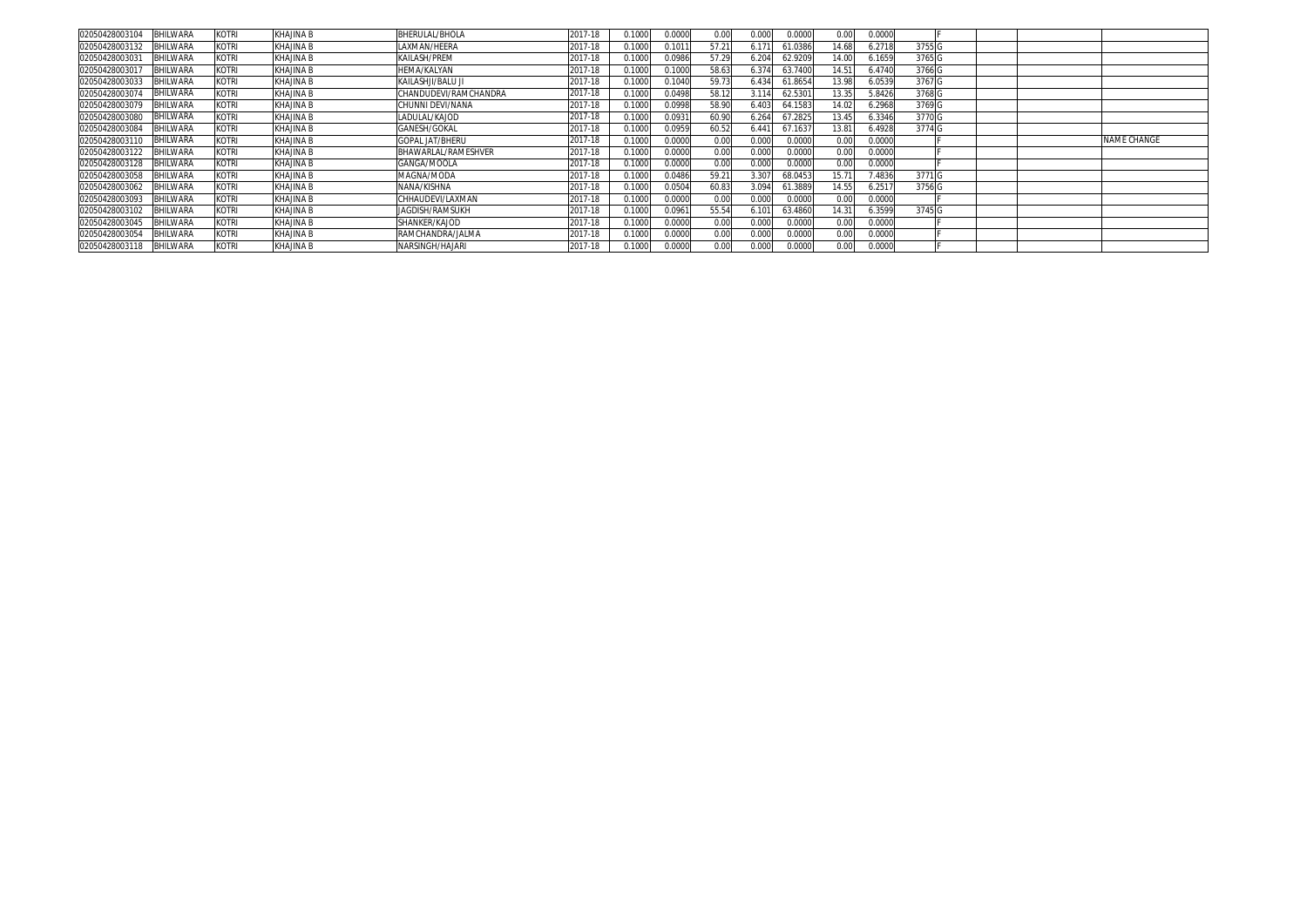| | | | | | | | | | | | | | | | | | | |
|---|---|---|---|---|---|---|---|---|---|---|---|---|---|---|---|---|---|---|
| 02050428003104 | BHILWARA | KOTRI | KHAJINA B | BHERULAL/BHOLA | 2017-18 | 0.1000 | 0.0000 | 0.00 | 0.000 | 0.0000 | 0.00 | 0.0000 | | F | | | | |
| 02050428003132 | BHILWARA | KOTRI | KHAJINA B | LAXMAN/HEERA | 2017-18 | 0.1000 | 0.1011 | 57.21 | 6.171 | 61.0386 | 14.68 | 6.2718 | 3755 | G | | | | |
| 02050428003031 | BHILWARA | KOTRI | KHAJINA B | KAILASH/PREM | 2017-18 | 0.1000 | 0.0986 | 57.29 | 6.204 | 62.9209 | 14.00 | 6.1659 | 3765 | G | | | | |
| 02050428003017 | BHILWARA | KOTRI | KHAJINA B | HEMA/KALYAN | 2017-18 | 0.1000 | 0.1000 | 58.63 | 6.374 | 63.7400 | 14.51 | 6.4740 | 3766 | G | | | | |
| 02050428003033 | BHILWARA | KOTRI | KHAJINA B | KAILASHJI/BALU JI | 2017-18 | 0.1000 | 0.1040 | 59.73 | 6.434 | 61.8654 | 13.98 | 6.0539 | 3767 | G | | | | |
| 02050428003074 | BHILWARA | KOTRI | KHAJINA B | CHANDUDEVI/RAMCHANDRA | 2017-18 | 0.1000 | 0.0498 | 58.12 | 3.114 | 62.5301 | 13.35 | 5.8426 | 3768 | G | | | | |
| 02050428003079 | BHILWARA | KOTRI | KHAJINA B | CHUNNI DEVI/NANA | 2017-18 | 0.1000 | 0.0998 | 58.90 | 6.403 | 64.1583 | 14.02 | 6.2968 | 3769 | G | | | | |
| 02050428003080 | BHILWARA | KOTRI | KHAJINA B | LADULAL/KAJOD | 2017-18 | 0.1000 | 0.0931 | 60.90 | 6.264 | 67.2825 | 13.45 | 6.3346 | 3770 | G | | | | |
| 02050428003084 | BHILWARA | KOTRI | KHAJINA B | GANESH/GOKAL | 2017-18 | 0.1000 | 0.0959 | 60.52 | 6.441 | 67.1637 | 13.81 | 6.4928 | 3774 | G | | | | |
| 02050428003110 | BHILWARA | KOTRI | KHAJINA B | GOPAL JAT/BHERU | 2017-18 | 0.1000 | 0.0000 | 0.00 | 0.000 | 0.0000 | 0.00 | 0.0000 | | F | | | | NAME CHANGE |
| 02050428003122 | BHILWARA | KOTRI | KHAJINA B | BHAWARLAL/RAMESHVER | 2017-18 | 0.1000 | 0.0000 | 0.00 | 0.000 | 0.0000 | 0.00 | 0.0000 | | F | | | | |
| 02050428003128 | BHILWARA | KOTRI | KHAJINA B | GANGA/MOOLA | 2017-18 | 0.1000 | 0.0000 | 0.00 | 0.000 | 0.0000 | 0.00 | 0.0000 | | F | | | | |
| 02050428003058 | BHILWARA | KOTRI | KHAJINA B | MAGNA/MODA | 2017-18 | 0.1000 | 0.0486 | 59.21 | 3.307 | 68.0453 | 15.71 | 7.4836 | 3771 | G | | | | |
| 02050428003062 | BHILWARA | KOTRI | KHAJINA B | NANA/KISHNA | 2017-18 | 0.1000 | 0.0504 | 60.83 | 3.094 | 61.3889 | 14.55 | 6.2517 | 3756 | G | | | | |
| 02050428003093 | BHILWARA | KOTRI | KHAJINA B | CHHAUDEVI/LAXMAN | 2017-18 | 0.1000 | 0.0000 | 0.00 | 0.000 | 0.0000 | 0.00 | 0.0000 | | F | | | | |
| 02050428003102 | BHILWARA | KOTRI | KHAJINA B | JAGDISH/RAMSUKH | 2017-18 | 0.1000 | 0.0961 | 55.54 | 6.101 | 63.4860 | 14.31 | 6.3599 | 3745 | G | | | | |
| 02050428003045 | BHILWARA | KOTRI | KHAJINA B | SHANKER/KAJOD | 2017-18 | 0.1000 | 0.0000 | 0.00 | 0.000 | 0.0000 | 0.00 | 0.0000 | | F | | | | |
| 02050428003054 | BHILWARA | KOTRI | KHAJINA B | RAMCHANDRA/JALMA | 2017-18 | 0.1000 | 0.0000 | 0.00 | 0.000 | 0.0000 | 0.00 | 0.0000 | | F | | | | |
| 02050428003118 | BHILWARA | KOTRI | KHAJINA B | NARSINGH/HAJARI | 2017-18 | 0.1000 | 0.0000 | 0.00 | 0.000 | 0.0000 | 0.00 | 0.0000 | | F | | | | |